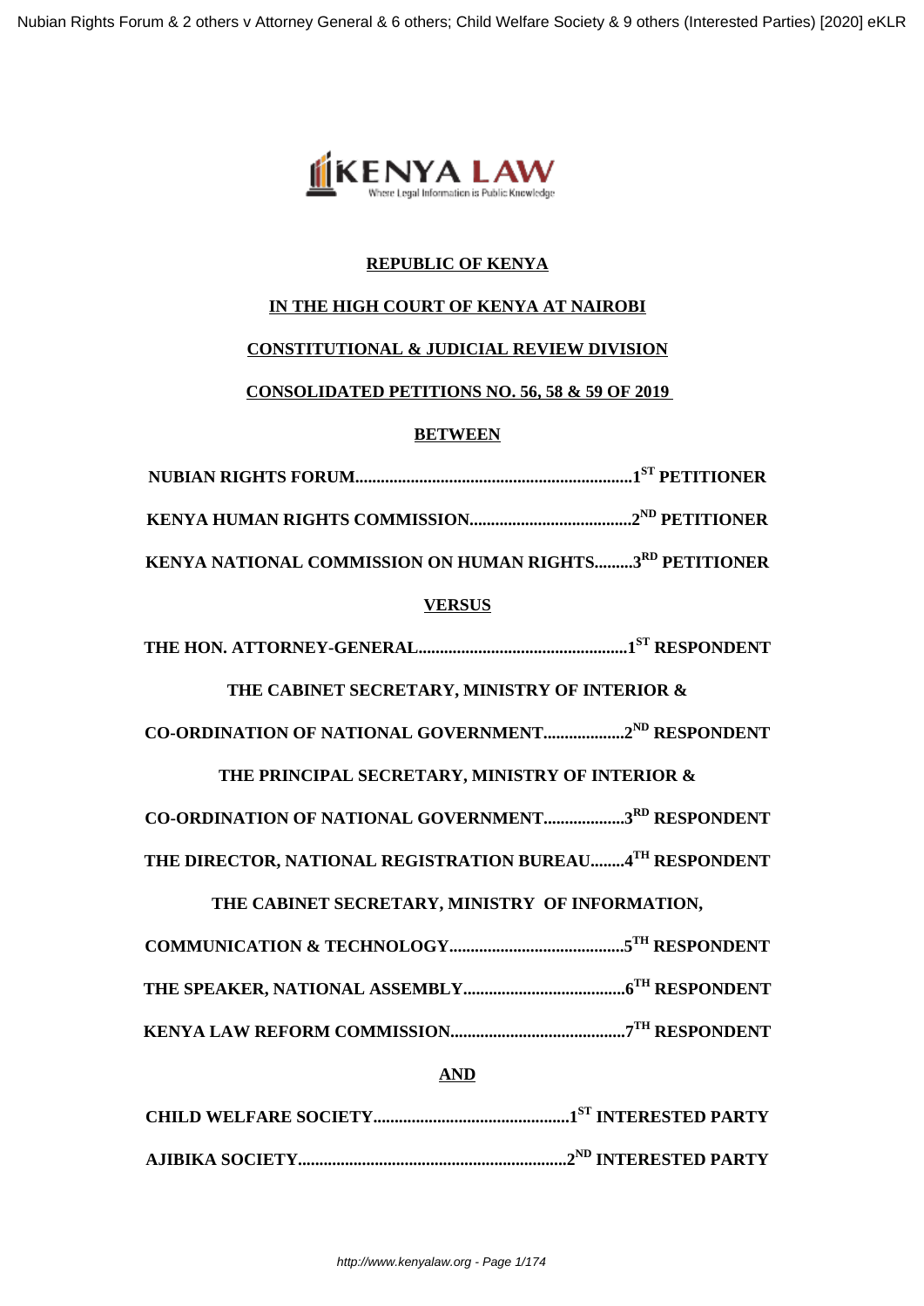**REPUBLIC OF KENYA**

**IN THE HIGH COURT OF KENYA AT NAIROBI**

**CONSTITUTIONAL & JUDICIAL REVIEW DIVISION**

**CONSOLIDATED PETITIONS NO. 56, 58 & 59 OF 2019**

**BETWEEN**

**NUBIAN RIGHTS FORUM.................................................................1ST PETITIONER**

**KENYA HUMAN RIGHTS COMMISSION......................................2ND PETITIONER**

**KENYA NATIONAL COMMISSION ON HUMAN RIGHTS.........3RD PETITIONER**

**VERSUS**

**THE HON. ATTORNEY-GENERAL.................................................1ST RESPONDENT**

**THE CABINET SECRETARY, MINISTRY OF INTERIOR &**

**CO-ORDINATION OF NATIONAL GOVERNMENT...................2ND RESPONDENT**

**THE PRINCIPAL SECRETARY, MINISTRY OF INTERIOR &**

**CO-ORDINATION OF NATIONAL GOVERNMENT...................3RD RESPONDENT**

**THE DIRECTOR, NATIONAL REGISTRATION BUREAU........4TH RESPONDENT**

**THE CABINET SECRETARY, MINISTRY OF INFORMATION,**

**COMMUNICATION & TECHNOLOGY.........................................5TH RESPONDENT**

**THE SPEAKER, NATIONAL ASSEMBLY.....................................6TH RESPONDENT**

**KENYA LAW REFORM COMMISSION.........................................7TH RESPONDENT**

**AND**

**CHILD WELFARE SOCIETY.............................................1ST INTERESTED PARTY**

**AJIBIKA SOCIETY..............................................................2ND INTERESTED PARTY**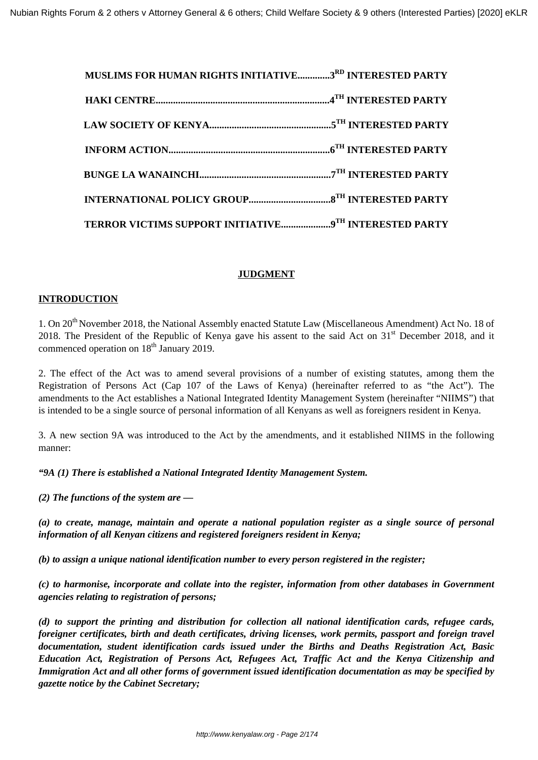**MUSLIMS FOR HUMAN RIGHTS INITIATIVE.............3[RD] INTERESTED PARTY**

**HAKI CENTRE......................................................................4[TH] INTERESTED PARTY**

**LAW SOCIETY OF KENYA.................................................5[TH] INTERESTED PARTY**

**INFORM ACTION................................................................6[TH] INTERESTED PARTY**

**BUNGE LA WANAINCHI.....................................................7[TH] INTERESTED PARTY**

**INTERNATIONAL POLICY GROUP.................................8[TH] INTERESTED PARTY**

**TERROR VICTIMS SUPPORT INITIATIVE....................9[TH] INTERESTED PARTY**

## JUDGMENT

### INTRODUCTION

1. On 20th November 2018, the National Assembly enacted Statute Law (Miscellaneous Amendment) Act No. 18 of 2018. The President of the Republic of Kenya gave his assent to the said Act on 31st December 2018, and it commenced operation on 18th January 2019.

2. The effect of the Act was to amend several provisions of a number of existing statutes, among them the Registration of Persons Act (Cap 107 of the Laws of Kenya) (hereinafter referred to as "the Act"). The amendments to the Act establishes a National Integrated Identity Management System (hereinafter "NIIMS") that is intended to be a single source of personal information of all Kenyans as well as foreigners resident in Kenya.

3. A new section 9A was introduced to the Act by the amendments, and it established NIIMS in the following manner:

***"9A (1) There is established a National Integrated Identity Management System.***

***(2) The functions of the system are —***

***(a) to create, manage, maintain and operate a national population register as a single source of personal information of all Kenyan citizens and registered foreigners resident in Kenya;***

***(b) to assign a unique national identification number to every person registered in the register;***

***(c) to harmonise, incorporate and collate into the register, information from other databases in Government agencies relating to registration of persons;***

***(d) to support the printing and distribution for collection all national identification cards, refugee cards, foreigner certificates, birth and death certificates, driving licenses, work permits, passport and foreign travel documentation, student identification cards issued under the Births and Deaths Registration Act, Basic Education Act, Registration of Persons Act, Refugees Act, Traffic Act and the Kenya Citizenship and Immigration Act and all other forms of government issued identification documentation as may be specified by gazette notice by the Cabinet Secretary;***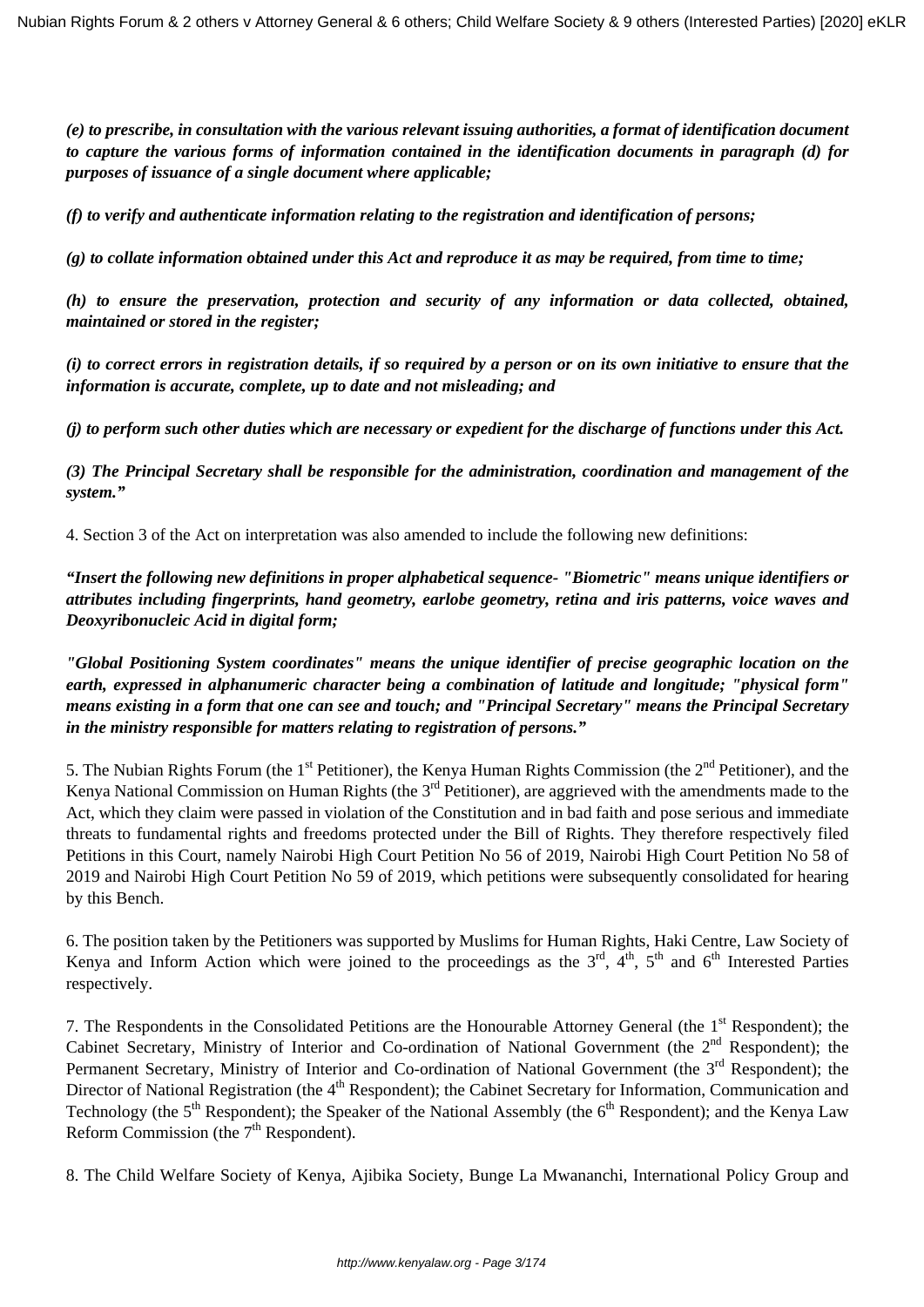***(e) to prescribe, in consultation with the various relevant issuing authorities, a format of identification document to capture the various forms of information contained in the identification documents in paragraph (d) for purposes of issuance of a single document where applicable;***

***(f) to verify and authenticate information relating to the registration and identification of persons;***

***(g) to collate information obtained under this Act and reproduce it as may be required, from time to time;***

***(h) to ensure the preservation, protection and security of any information or data collected, obtained, maintained or stored in the register;***

***(i) to correct errors in registration details, if so required by a person or on its own initiative to ensure that the information is accurate, complete, up to date and not misleading; and***

***(j) to perform such other duties which are necessary or expedient for the discharge of functions under this Act.***

***(3) The Principal Secretary shall be responsible for the administration, coordination and management of the system."***

4. Section 3 of the Act on interpretation was also amended to include the following new definitions:

***"Insert the following new definitions in proper alphabetical sequence- "Biometric" means unique identifiers or attributes including fingerprints, hand geometry, earlobe geometry, retina and iris patterns, voice waves and Deoxyribonucleic Acid in digital form;***

***"Global Positioning System coordinates" means the unique identifier of precise geographic location on the earth, expressed in alphanumeric character being a combination of latitude and longitude; "physical form" means existing in a form that one can see and touch; and "Principal Secretary" means the Principal Secretary in the ministry responsible for matters relating to registration of persons."***

5. The Nubian Rights Forum (the 1st Petitioner), the Kenya Human Rights Commission (the 2nd Petitioner), and the Kenya National Commission on Human Rights (the 3rd Petitioner), are aggrieved with the amendments made to the Act, which they claim were passed in violation of the Constitution and in bad faith and pose serious and immediate threats to fundamental rights and freedoms protected under the Bill of Rights. They therefore respectively filed Petitions in this Court, namely Nairobi High Court Petition No 56 of 2019, Nairobi High Court Petition No 58 of 2019 and Nairobi High Court Petition No 59 of 2019, which petitions were subsequently consolidated for hearing by this Bench.

6. The position taken by the Petitioners was supported by Muslims for Human Rights, Haki Centre, Law Society of Kenya and Inform Action which were joined to the proceedings as the 3rd, 4th, 5th and 6th Interested Parties respectively.

7. The Respondents in the Consolidated Petitions are the Honourable Attorney General (the 1st Respondent); the Cabinet Secretary, Ministry of Interior and Co-ordination of National Government (the 2nd Respondent); the Permanent Secretary, Ministry of Interior and Co-ordination of National Government (the 3rd Respondent); the Director of National Registration (the 4th Respondent); the Cabinet Secretary for Information, Communication and Technology (the 5th Respondent); the Speaker of the National Assembly (the 6th Respondent); and the Kenya Law Reform Commission (the 7th Respondent).

8. The Child Welfare Society of Kenya, Ajibika Society, Bunge La Mwananchi, International Policy Group and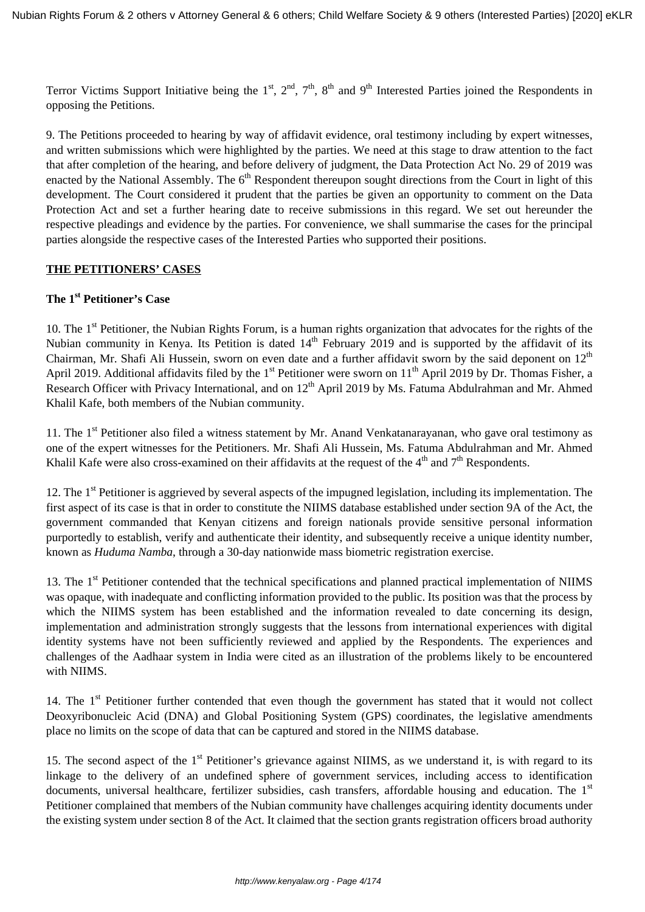Terror Victims Support Initiative being the 1st, 2nd, 7th, 8th and 9th Interested Parties joined the Respondents in opposing the Petitions.

9. The Petitions proceeded to hearing by way of affidavit evidence, oral testimony including by expert witnesses, and written submissions which were highlighted by the parties. We need at this stage to draw attention to the fact that after completion of the hearing, and before delivery of judgment, the Data Protection Act No. 29 of 2019 was enacted by the National Assembly. The 6th Respondent thereupon sought directions from the Court in light of this development. The Court considered it prudent that the parties be given an opportunity to comment on the Data Protection Act and set a further hearing date to receive submissions in this regard. We set out hereunder the respective pleadings and evidence by the parties. For convenience, we shall summarise the cases for the principal parties alongside the respective cases of the Interested Parties who supported their positions.

**<u>THE PETITIONERS' CASES</u>**

**The 1st Petitioner's Case**

10. The 1st Petitioner, the Nubian Rights Forum, is a human rights organization that advocates for the rights of the Nubian community in Kenya. Its Petition is dated 14th February 2019 and is supported by the affidavit of its Chairman, Mr. Shafi Ali Hussein, sworn on even date and a further affidavit sworn by the said deponent on 12th April 2019. Additional affidavits filed by the 1st Petitioner were sworn on 11th April 2019 by Dr. Thomas Fisher, a Research Officer with Privacy International, and on 12th April 2019 by Ms. Fatuma Abdulrahman and Mr. Ahmed Khalil Kafe, both members of the Nubian community.

11. The 1st Petitioner also filed a witness statement by Mr. Anand Venkatanarayanan, who gave oral testimony as one of the expert witnesses for the Petitioners. Mr. Shafi Ali Hussein, Ms. Fatuma Abdulrahman and Mr. Ahmed Khalil Kafe were also cross-examined on their affidavits at the request of the 4th and 7th Respondents.

12. The 1st Petitioner is aggrieved by several aspects of the impugned legislation, including its implementation. The first aspect of its case is that in order to constitute the NIIMS database established under section 9A of the Act, the government commanded that Kenyan citizens and foreign nationals provide sensitive personal information purportedly to establish, verify and authenticate their identity, and subsequently receive a unique identity number, known as *Huduma Namba*, through a 30-day nationwide mass biometric registration exercise.

13. The 1st Petitioner contended that the technical specifications and planned practical implementation of NIIMS was opaque, with inadequate and conflicting information provided to the public. Its position was that the process by which the NIIMS system has been established and the information revealed to date concerning its design, implementation and administration strongly suggests that the lessons from international experiences with digital identity systems have not been sufficiently reviewed and applied by the Respondents. The experiences and challenges of the Aadhaar system in India were cited as an illustration of the problems likely to be encountered with NIIMS.

14. The 1st Petitioner further contended that even though the government has stated that it would not collect Deoxyribonucleic Acid (DNA) and Global Positioning System (GPS) coordinates, the legislative amendments place no limits on the scope of data that can be captured and stored in the NIIMS database.

15. The second aspect of the 1st Petitioner's grievance against NIIMS, as we understand it, is with regard to its linkage to the delivery of an undefined sphere of government services, including access to identification documents, universal healthcare, fertilizer subsidies, cash transfers, affordable housing and education. The 1st Petitioner complained that members of the Nubian community have challenges acquiring identity documents under the existing system under section 8 of the Act. It claimed that the section grants registration officers broad authority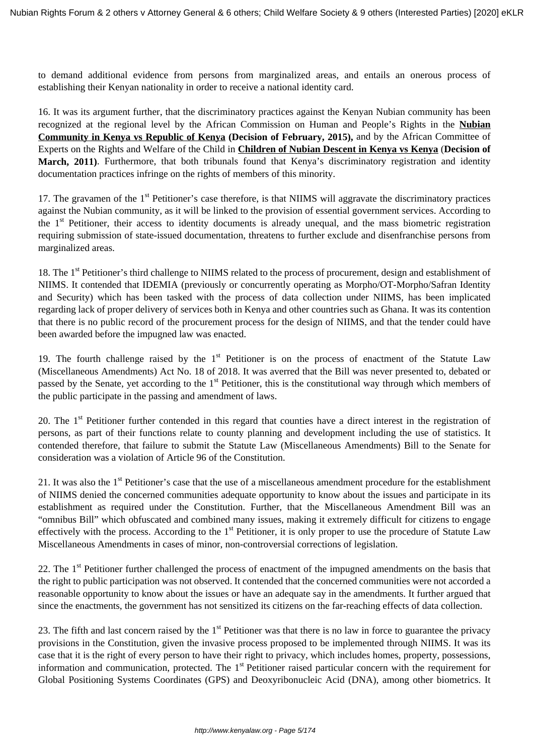to demand additional evidence from persons from marginalized areas, and entails an onerous process of establishing their Kenyan nationality in order to receive a national identity card.

16. It was its argument further, that the discriminatory practices against the Kenyan Nubian community has been recognized at the regional level by the African Commission on Human and People's Rights in the **Nubian Community in Kenya vs Republic of Kenya (Decision of February, 2015),** and by the African Committee of Experts on the Rights and Welfare of the Child in **Children of Nubian Descent in Kenya vs Kenya (Decision of March, 2011)**. Furthermore, that both tribunals found that Kenya's discriminatory registration and identity documentation practices infringe on the rights of members of this minority.

17. The gravamen of the 1st Petitioner's case therefore, is that NIIMS will aggravate the discriminatory practices against the Nubian community, as it will be linked to the provision of essential government services. According to the 1st Petitioner, their access to identity documents is already unequal, and the mass biometric registration requiring submission of state-issued documentation, threatens to further exclude and disenfranchise persons from marginalized areas.

18. The 1st Petitioner's third challenge to NIIMS related to the process of procurement, design and establishment of NIIMS. It contended that IDEMIA (previously or concurrently operating as Morpho/OT-Morpho/Safran Identity and Security) which has been tasked with the process of data collection under NIIMS, has been implicated regarding lack of proper delivery of services both in Kenya and other countries such as Ghana. It was its contention that there is no public record of the procurement process for the design of NIIMS, and that the tender could have been awarded before the impugned law was enacted.

19. The fourth challenge raised by the 1st Petitioner is on the process of enactment of the Statute Law (Miscellaneous Amendments) Act No. 18 of 2018. It was averred that the Bill was never presented to, debated or passed by the Senate, yet according to the 1st Petitioner, this is the constitutional way through which members of the public participate in the passing and amendment of laws.

20. The 1st Petitioner further contended in this regard that counties have a direct interest in the registration of persons, as part of their functions relate to county planning and development including the use of statistics. It contended therefore, that failure to submit the Statute Law (Miscellaneous Amendments) Bill to the Senate for consideration was a violation of Article 96 of the Constitution.

21. It was also the 1st Petitioner's case that the use of a miscellaneous amendment procedure for the establishment of NIIMS denied the concerned communities adequate opportunity to know about the issues and participate in its establishment as required under the Constitution. Further, that the Miscellaneous Amendment Bill was an "omnibus Bill" which obfuscated and combined many issues, making it extremely difficult for citizens to engage effectively with the process. According to the 1st Petitioner, it is only proper to use the procedure of Statute Law Miscellaneous Amendments in cases of minor, non-controversial corrections of legislation.

22. The 1st Petitioner further challenged the process of enactment of the impugned amendments on the basis that the right to public participation was not observed. It contended that the concerned communities were not accorded a reasonable opportunity to know about the issues or have an adequate say in the amendments. It further argued that since the enactments, the government has not sensitized its citizens on the far-reaching effects of data collection.

23. The fifth and last concern raised by the 1st Petitioner was that there is no law in force to guarantee the privacy provisions in the Constitution, given the invasive process proposed to be implemented through NIIMS. It was its case that it is the right of every person to have their right to privacy, which includes homes, property, possessions, information and communication, protected. The 1st Petitioner raised particular concern with the requirement for Global Positioning Systems Coordinates (GPS) and Deoxyribonucleic Acid (DNA), among other biometrics. It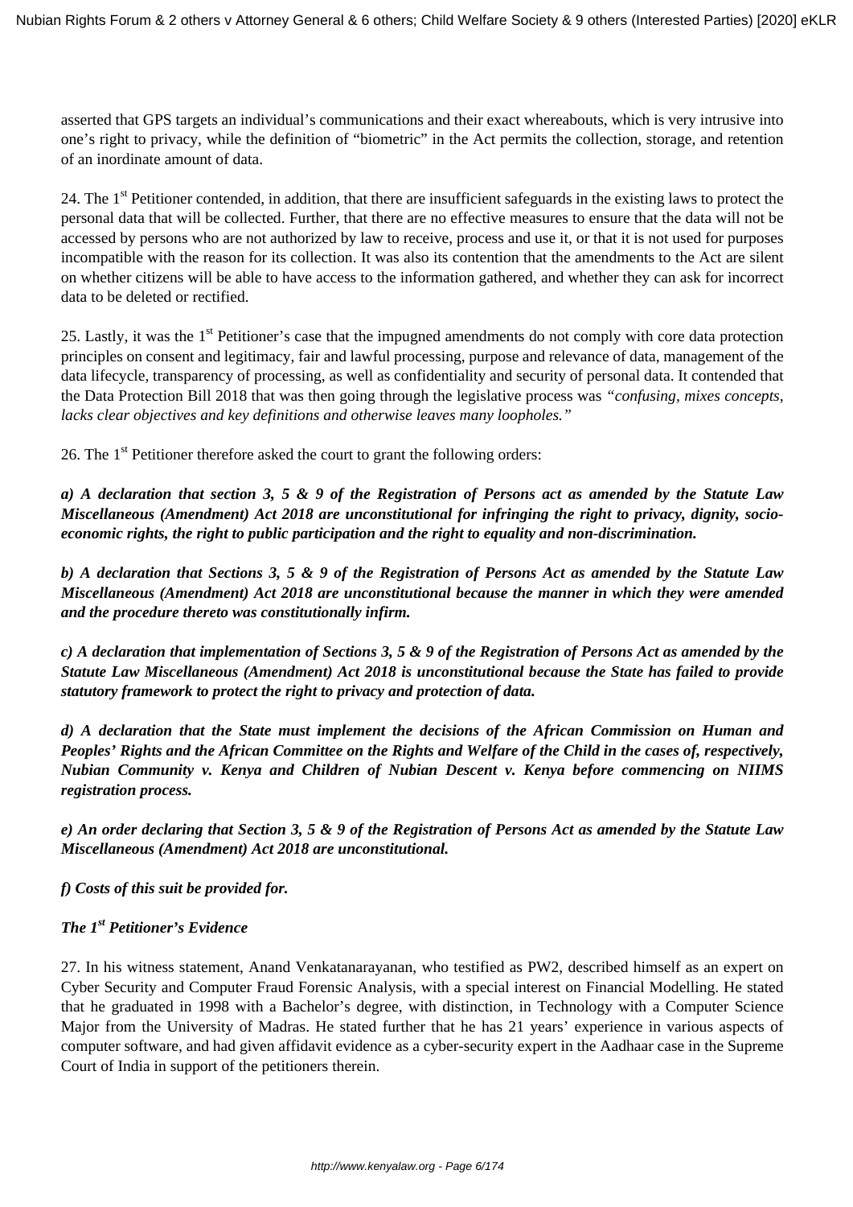asserted that GPS targets an individual's communications and their exact whereabouts, which is very intrusive into one's right to privacy, while the definition of "biometric" in the Act permits the collection, storage, and retention of an inordinate amount of data.

24. The 1st Petitioner contended, in addition, that there are insufficient safeguards in the existing laws to protect the personal data that will be collected. Further, that there are no effective measures to ensure that the data will not be accessed by persons who are not authorized by law to receive, process and use it, or that it is not used for purposes incompatible with the reason for its collection. It was also its contention that the amendments to the Act are silent on whether citizens will be able to have access to the information gathered, and whether they can ask for incorrect data to be deleted or rectified.

25. Lastly, it was the 1st Petitioner's case that the impugned amendments do not comply with core data protection principles on consent and legitimacy, fair and lawful processing, purpose and relevance of data, management of the data lifecycle, transparency of processing, as well as confidentiality and security of personal data. It contended that the Data Protection Bill 2018 that was then going through the legislative process was *"confusing, mixes concepts, lacks clear objectives and key definitions and otherwise leaves many loopholes."*

26. The 1st Petitioner therefore asked the court to grant the following orders:

***a) A declaration that section 3, 5 & 9 of the Registration of Persons act as amended by the Statute Law Miscellaneous (Amendment) Act 2018 are unconstitutional for infringing the right to privacy, dignity, socio-economic rights, the right to public participation and the right to equality and non-discrimination.***

***b) A declaration that Sections 3, 5 & 9 of the Registration of Persons Act as amended by the Statute Law Miscellaneous (Amendment) Act 2018 are unconstitutional because the manner in which they were amended and the procedure thereto was constitutionally infirm.***

***c) A declaration that implementation of Sections 3, 5 & 9 of the Registration of Persons Act as amended by the Statute Law Miscellaneous (Amendment) Act 2018 is unconstitutional because the State has failed to provide statutory framework to protect the right to privacy and protection of data.***

***d) A declaration that the State must implement the decisions of the African Commission on Human and Peoples' Rights and the African Committee on the Rights and Welfare of the Child in the cases of, respectively, Nubian Community v. Kenya and Children of Nubian Descent v. Kenya before commencing on NIIMS registration process.***

***e) An order declaring that Section 3, 5 & 9 of the Registration of Persons Act as amended by the Statute Law Miscellaneous (Amendment) Act 2018 are unconstitutional.***

***f) Costs of this suit be provided for.***

***The 1st Petitioner's Evidence***

27. In his witness statement, Anand Venkatanarayanan, who testified as PW2, described himself as an expert on Cyber Security and Computer Fraud Forensic Analysis, with a special interest on Financial Modelling. He stated that he graduated in 1998 with a Bachelor's degree, with distinction, in Technology with a Computer Science Major from the University of Madras. He stated further that he has 21 years' experience in various aspects of computer software, and had given affidavit evidence as a cyber-security expert in the Aadhaar case in the Supreme Court of India in support of the petitioners therein.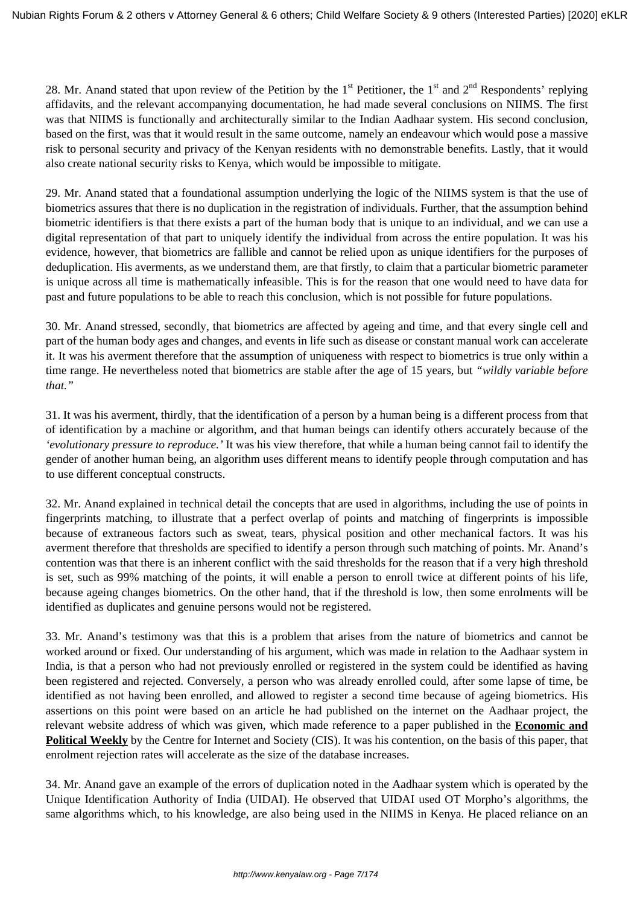28. Mr. Anand stated that upon review of the Petition by the 1st Petitioner, the 1st and 2nd Respondents' replying affidavits, and the relevant accompanying documentation, he had made several conclusions on NIIMS. The first was that NIIMS is functionally and architecturally similar to the Indian Aadhaar system. His second conclusion, based on the first, was that it would result in the same outcome, namely an endeavour which would pose a massive risk to personal security and privacy of the Kenyan residents with no demonstrable benefits. Lastly, that it would also create national security risks to Kenya, which would be impossible to mitigate.

29. Mr. Anand stated that a foundational assumption underlying the logic of the NIIMS system is that the use of biometrics assures that there is no duplication in the registration of individuals. Further, that the assumption behind biometric identifiers is that there exists a part of the human body that is unique to an individual, and we can use a digital representation of that part to uniquely identify the individual from across the entire population. It was his evidence, however, that biometrics are fallible and cannot be relied upon as unique identifiers for the purposes of deduplication. His averments, as we understand them, are that firstly, to claim that a particular biometric parameter is unique across all time is mathematically infeasible. This is for the reason that one would need to have data for past and future populations to be able to reach this conclusion, which is not possible for future populations.

30. Mr. Anand stressed, secondly, that biometrics are affected by ageing and time, and that every single cell and part of the human body ages and changes, and events in life such as disease or constant manual work can accelerate it. It was his averment therefore that the assumption of uniqueness with respect to biometrics is true only within a time range. He nevertheless noted that biometrics are stable after the age of 15 years, but *"wildly variable before that."*

31. It was his averment, thirdly, that the identification of a person by a human being is a different process from that of identification by a machine or algorithm, and that human beings can identify others accurately because of the *'evolutionary pressure to reproduce.'* It was his view therefore, that while a human being cannot fail to identify the gender of another human being, an algorithm uses different means to identify people through computation and has to use different conceptual constructs.

32. Mr. Anand explained in technical detail the concepts that are used in algorithms, including the use of points in fingerprints matching, to illustrate that a perfect overlap of points and matching of fingerprints is impossible because of extraneous factors such as sweat, tears, physical position and other mechanical factors. It was his averment therefore that thresholds are specified to identify a person through such matching of points. Mr. Anand's contention was that there is an inherent conflict with the said thresholds for the reason that if a very high threshold is set, such as 99% matching of the points, it will enable a person to enroll twice at different points of his life, because ageing changes biometrics. On the other hand, that if the threshold is low, then some enrolments will be identified as duplicates and genuine persons would not be registered.

33. Mr. Anand's testimony was that this is a problem that arises from the nature of biometrics and cannot be worked around or fixed. Our understanding of his argument, which was made in relation to the Aadhaar system in India, is that a person who had not previously enrolled or registered in the system could be identified as having been registered and rejected. Conversely, a person who was already enrolled could, after some lapse of time, be identified as not having been enrolled, and allowed to register a second time because of ageing biometrics. His assertions on this point were based on an article he had published on the internet on the Aadhaar project, the relevant website address of which was given, which made reference to a paper published in the **Economic and Political Weekly** by the Centre for Internet and Society (CIS). It was his contention, on the basis of this paper, that enrolment rejection rates will accelerate as the size of the database increases.

34. Mr. Anand gave an example of the errors of duplication noted in the Aadhaar system which is operated by the Unique Identification Authority of India (UIDAI). He observed that UIDAI used OT Morpho's algorithms, the same algorithms which, to his knowledge, are also being used in the NIIMS in Kenya. He placed reliance on an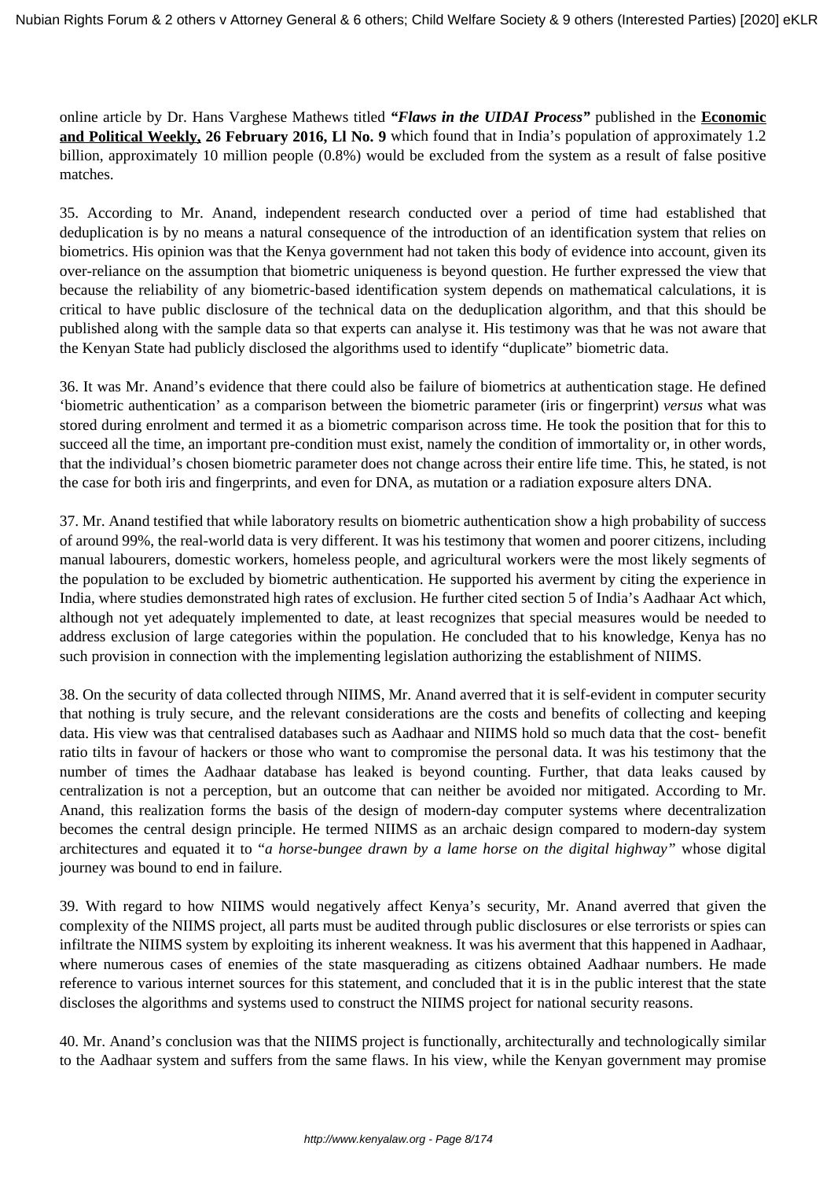online article by Dr. Hans Varghese Mathews titled ***"Flaws in the UIDAI Process"*** published in the **Economic and Political Weekly, 26 February 2016, Ll No. 9** which found that in India's population of approximately 1.2 billion, approximately 10 million people (0.8%) would be excluded from the system as a result of false positive matches.

35. According to Mr. Anand, independent research conducted over a period of time had established that deduplication is by no means a natural consequence of the introduction of an identification system that relies on biometrics. His opinion was that the Kenya government had not taken this body of evidence into account, given its over-reliance on the assumption that biometric uniqueness is beyond question. He further expressed the view that because the reliability of any biometric-based identification system depends on mathematical calculations, it is critical to have public disclosure of the technical data on the deduplication algorithm, and that this should be published along with the sample data so that experts can analyse it. His testimony was that he was not aware that the Kenyan State had publicly disclosed the algorithms used to identify "duplicate" biometric data.

36. It was Mr. Anand's evidence that there could also be failure of biometrics at authentication stage. He defined 'biometric authentication' as a comparison between the biometric parameter (iris or fingerprint) *versus* what was stored during enrolment and termed it as a biometric comparison across time. He took the position that for this to succeed all the time, an important pre-condition must exist, namely the condition of immortality or, in other words, that the individual's chosen biometric parameter does not change across their entire life time. This, he stated, is not the case for both iris and fingerprints, and even for DNA, as mutation or a radiation exposure alters DNA.

37. Mr. Anand testified that while laboratory results on biometric authentication show a high probability of success of around 99%, the real-world data is very different. It was his testimony that women and poorer citizens, including manual labourers, domestic workers, homeless people, and agricultural workers were the most likely segments of the population to be excluded by biometric authentication. He supported his averment by citing the experience in India, where studies demonstrated high rates of exclusion. He further cited section 5 of India's Aadhaar Act which, although not yet adequately implemented to date, at least recognizes that special measures would be needed to address exclusion of large categories within the population. He concluded that to his knowledge, Kenya has no such provision in connection with the implementing legislation authorizing the establishment of NIIMS.

38. On the security of data collected through NIIMS, Mr. Anand averred that it is self-evident in computer security that nothing is truly secure, and the relevant considerations are the costs and benefits of collecting and keeping data. His view was that centralised databases such as Aadhaar and NIIMS hold so much data that the cost- benefit ratio tilts in favour of hackers or those who want to compromise the personal data. It was his testimony that the number of times the Aadhaar database has leaked is beyond counting. Further, that data leaks caused by centralization is not a perception, but an outcome that can neither be avoided nor mitigated. According to Mr. Anand, this realization forms the basis of the design of modern-day computer systems where decentralization becomes the central design principle. He termed NIIMS as an archaic design compared to modern-day system architectures and equated it to "*a horse-bungee drawn by a lame horse on the digital highway"* whose digital journey was bound to end in failure.

39. With regard to how NIIMS would negatively affect Kenya's security, Mr. Anand averred that given the complexity of the NIIMS project, all parts must be audited through public disclosures or else terrorists or spies can infiltrate the NIIMS system by exploiting its inherent weakness. It was his averment that this happened in Aadhaar, where numerous cases of enemies of the state masquerading as citizens obtained Aadhaar numbers. He made reference to various internet sources for this statement, and concluded that it is in the public interest that the state discloses the algorithms and systems used to construct the NIIMS project for national security reasons.

40. Mr. Anand's conclusion was that the NIIMS project is functionally, architecturally and technologically similar to the Aadhaar system and suffers from the same flaws. In his view, while the Kenyan government may promise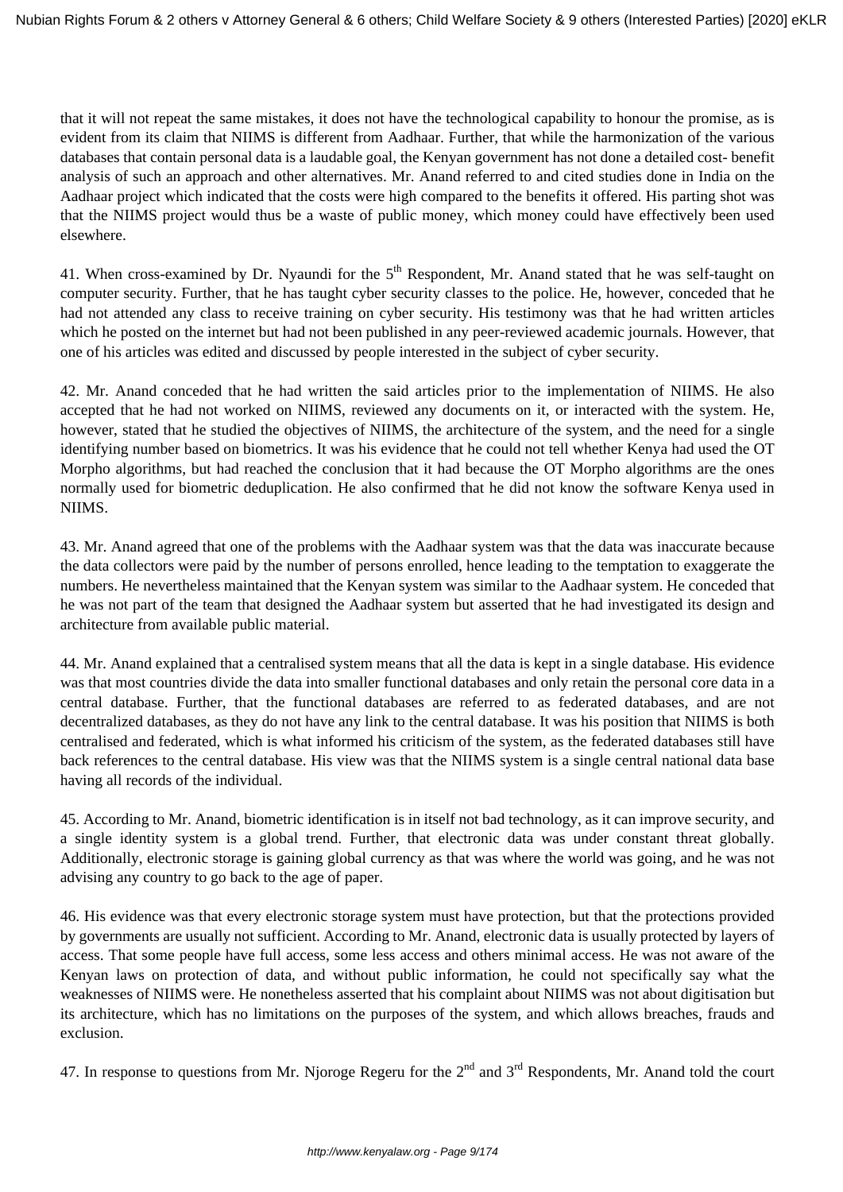that it will not repeat the same mistakes, it does not have the technological capability to honour the promise, as is evident from its claim that NIIMS is different from Aadhaar. Further, that while the harmonization of the various databases that contain personal data is a laudable goal, the Kenyan government has not done a detailed cost- benefit analysis of such an approach and other alternatives. Mr. Anand referred to and cited studies done in India on the Aadhaar project which indicated that the costs were high compared to the benefits it offered. His parting shot was that the NIIMS project would thus be a waste of public money, which money could have effectively been used elsewhere.

41. When cross-examined by Dr. Nyaundi for the 5th Respondent, Mr. Anand stated that he was self-taught on computer security. Further, that he has taught cyber security classes to the police. He, however, conceded that he had not attended any class to receive training on cyber security. His testimony was that he had written articles which he posted on the internet but had not been published in any peer-reviewed academic journals. However, that one of his articles was edited and discussed by people interested in the subject of cyber security.

42. Mr. Anand conceded that he had written the said articles prior to the implementation of NIIMS. He also accepted that he had not worked on NIIMS, reviewed any documents on it, or interacted with the system. He, however, stated that he studied the objectives of NIIMS, the architecture of the system, and the need for a single identifying number based on biometrics. It was his evidence that he could not tell whether Kenya had used the OT Morpho algorithms, but had reached the conclusion that it had because the OT Morpho algorithms are the ones normally used for biometric deduplication. He also confirmed that he did not know the software Kenya used in NIIMS.

43. Mr. Anand agreed that one of the problems with the Aadhaar system was that the data was inaccurate because the data collectors were paid by the number of persons enrolled, hence leading to the temptation to exaggerate the numbers. He nevertheless maintained that the Kenyan system was similar to the Aadhaar system. He conceded that he was not part of the team that designed the Aadhaar system but asserted that he had investigated its design and architecture from available public material.

44. Mr. Anand explained that a centralised system means that all the data is kept in a single database. His evidence was that most countries divide the data into smaller functional databases and only retain the personal core data in a central database. Further, that the functional databases are referred to as federated databases, and are not decentralized databases, as they do not have any link to the central database. It was his position that NIIMS is both centralised and federated, which is what informed his criticism of the system, as the federated databases still have back references to the central database. His view was that the NIIMS system is a single central national data base having all records of the individual.

45. According to Mr. Anand, biometric identification is in itself not bad technology, as it can improve security, and a single identity system is a global trend. Further, that electronic data was under constant threat globally. Additionally, electronic storage is gaining global currency as that was where the world was going, and he was not advising any country to go back to the age of paper.

46. His evidence was that every electronic storage system must have protection, but that the protections provided by governments are usually not sufficient. According to Mr. Anand, electronic data is usually protected by layers of access. That some people have full access, some less access and others minimal access. He was not aware of the Kenyan laws on protection of data, and without public information, he could not specifically say what the weaknesses of NIIMS were. He nonetheless asserted that his complaint about NIIMS was not about digitisation but its architecture, which has no limitations on the purposes of the system, and which allows breaches, frauds and exclusion.

47. In response to questions from Mr. Njoroge Regeru for the 2nd and 3rd Respondents, Mr. Anand told the court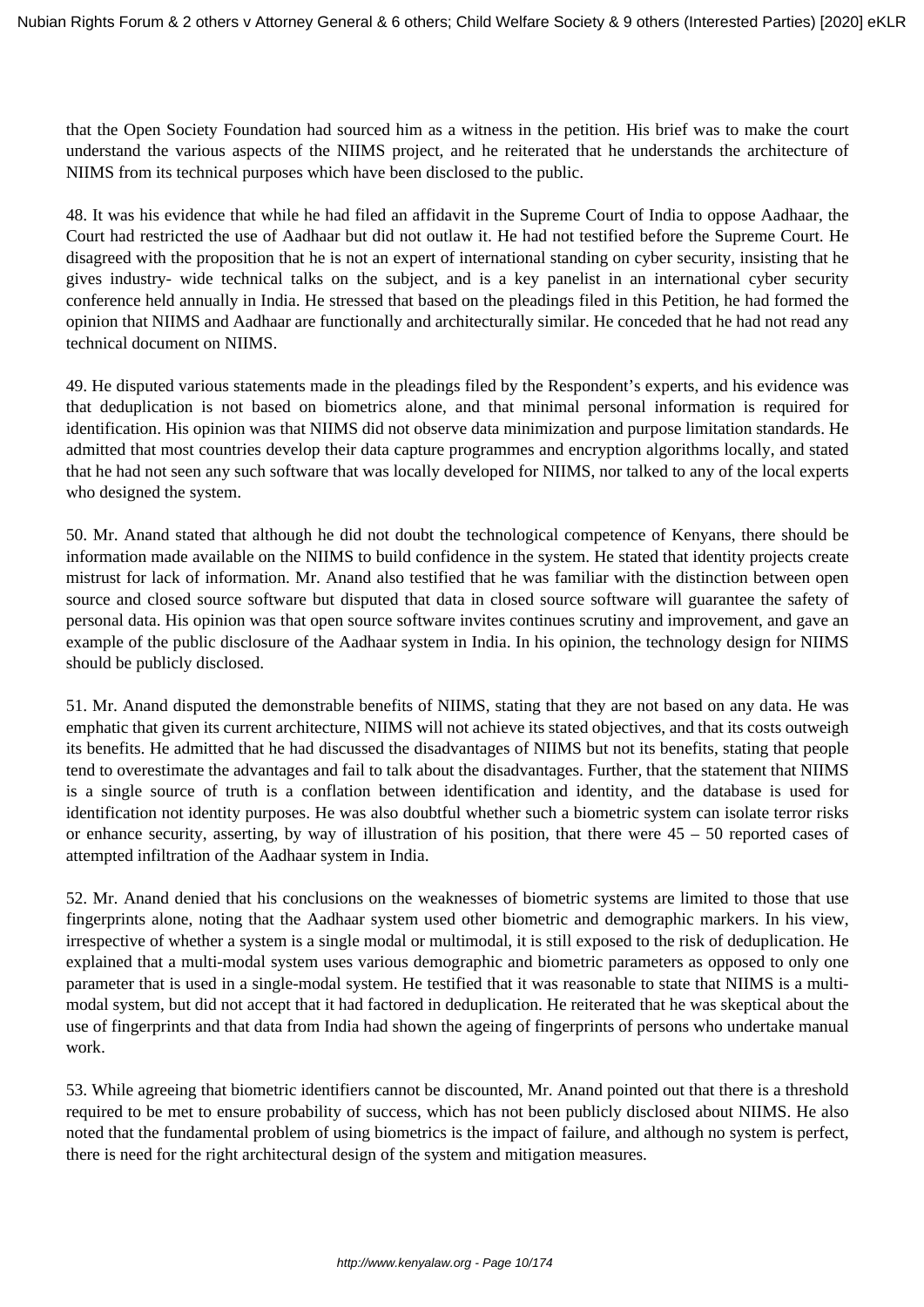that the Open Society Foundation had sourced him as a witness in the petition. His brief was to make the court understand the various aspects of the NIIMS project, and he reiterated that he understands the architecture of NIIMS from its technical purposes which have been disclosed to the public.

48. It was his evidence that while he had filed an affidavit in the Supreme Court of India to oppose Aadhaar, the Court had restricted the use of Aadhaar but did not outlaw it. He had not testified before the Supreme Court. He disagreed with the proposition that he is not an expert of international standing on cyber security, insisting that he gives industry- wide technical talks on the subject, and is a key panelist in an international cyber security conference held annually in India. He stressed that based on the pleadings filed in this Petition, he had formed the opinion that NIIMS and Aadhaar are functionally and architecturally similar. He conceded that he had not read any technical document on NIIMS.

49. He disputed various statements made in the pleadings filed by the Respondent's experts, and his evidence was that deduplication is not based on biometrics alone, and that minimal personal information is required for identification. His opinion was that NIIMS did not observe data minimization and purpose limitation standards. He admitted that most countries develop their data capture programmes and encryption algorithms locally, and stated that he had not seen any such software that was locally developed for NIIMS, nor talked to any of the local experts who designed the system.

50. Mr. Anand stated that although he did not doubt the technological competence of Kenyans, there should be information made available on the NIIMS to build confidence in the system. He stated that identity projects create mistrust for lack of information. Mr. Anand also testified that he was familiar with the distinction between open source and closed source software but disputed that data in closed source software will guarantee the safety of personal data. His opinion was that open source software invites continues scrutiny and improvement, and gave an example of the public disclosure of the Aadhaar system in India. In his opinion, the technology design for NIIMS should be publicly disclosed.

51. Mr. Anand disputed the demonstrable benefits of NIIMS, stating that they are not based on any data. He was emphatic that given its current architecture, NIIMS will not achieve its stated objectives, and that its costs outweigh its benefits. He admitted that he had discussed the disadvantages of NIIMS but not its benefits, stating that people tend to overestimate the advantages and fail to talk about the disadvantages. Further, that the statement that NIIMS is a single source of truth is a conflation between identification and identity, and the database is used for identification not identity purposes. He was also doubtful whether such a biometric system can isolate terror risks or enhance security, asserting, by way of illustration of his position, that there were 45 – 50 reported cases of attempted infiltration of the Aadhaar system in India.

52. Mr. Anand denied that his conclusions on the weaknesses of biometric systems are limited to those that use fingerprints alone, noting that the Aadhaar system used other biometric and demographic markers. In his view, irrespective of whether a system is a single modal or multimodal, it is still exposed to the risk of deduplication. He explained that a multi-modal system uses various demographic and biometric parameters as opposed to only one parameter that is used in a single-modal system. He testified that it was reasonable to state that NIIMS is a multi-modal system, but did not accept that it had factored in deduplication. He reiterated that he was skeptical about the use of fingerprints and that data from India had shown the ageing of fingerprints of persons who undertake manual work.

53. While agreeing that biometric identifiers cannot be discounted, Mr. Anand pointed out that there is a threshold required to be met to ensure probability of success, which has not been publicly disclosed about NIIMS. He also noted that the fundamental problem of using biometrics is the impact of failure, and although no system is perfect, there is need for the right architectural design of the system and mitigation measures.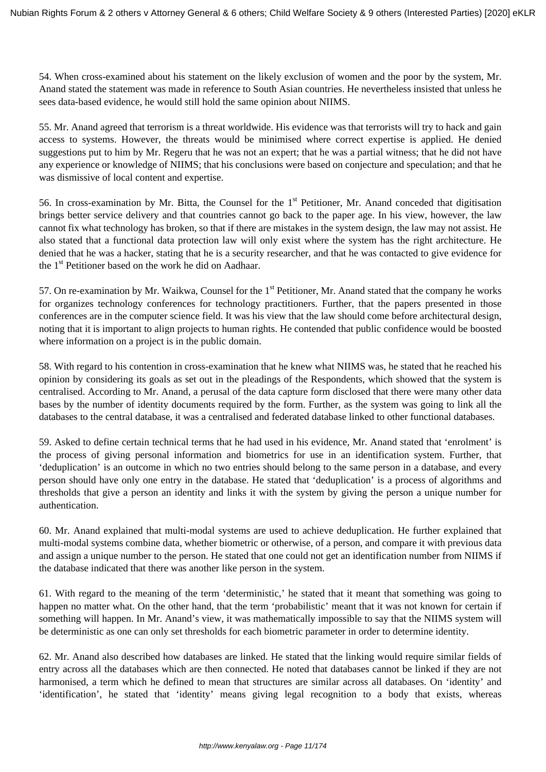54. When cross-examined about his statement on the likely exclusion of women and the poor by the system, Mr. Anand stated the statement was made in reference to South Asian countries. He nevertheless insisted that unless he sees data-based evidence, he would still hold the same opinion about NIIMS.

55. Mr. Anand agreed that terrorism is a threat worldwide. His evidence was that terrorists will try to hack and gain access to systems. However, the threats would be minimised where correct expertise is applied. He denied suggestions put to him by Mr. Regeru that he was not an expert; that he was a partial witness; that he did not have any experience or knowledge of NIIMS; that his conclusions were based on conjecture and speculation; and that he was dismissive of local content and expertise.

56. In cross-examination by Mr. Bitta, the Counsel for the 1st Petitioner, Mr. Anand conceded that digitisation brings better service delivery and that countries cannot go back to the paper age. In his view, however, the law cannot fix what technology has broken, so that if there are mistakes in the system design, the law may not assist. He also stated that a functional data protection law will only exist where the system has the right architecture. He denied that he was a hacker, stating that he is a security researcher, and that he was contacted to give evidence for the 1st Petitioner based on the work he did on Aadhaar.

57. On re-examination by Mr. Waikwa, Counsel for the 1st Petitioner, Mr. Anand stated that the company he works for organizes technology conferences for technology practitioners. Further, that the papers presented in those conferences are in the computer science field. It was his view that the law should come before architectural design, noting that it is important to align projects to human rights. He contended that public confidence would be boosted where information on a project is in the public domain.

58. With regard to his contention in cross-examination that he knew what NIIMS was, he stated that he reached his opinion by considering its goals as set out in the pleadings of the Respondents, which showed that the system is centralised. According to Mr. Anand, a perusal of the data capture form disclosed that there were many other data bases by the number of identity documents required by the form. Further, as the system was going to link all the databases to the central database, it was a centralised and federated database linked to other functional databases.

59. Asked to define certain technical terms that he had used in his evidence, Mr. Anand stated that 'enrolment' is the process of giving personal information and biometrics for use in an identification system. Further, that 'deduplication' is an outcome in which no two entries should belong to the same person in a database, and every person should have only one entry in the database. He stated that 'deduplication' is a process of algorithms and thresholds that give a person an identity and links it with the system by giving the person a unique number for authentication.

60. Mr. Anand explained that multi-modal systems are used to achieve deduplication. He further explained that multi-modal systems combine data, whether biometric or otherwise, of a person, and compare it with previous data and assign a unique number to the person. He stated that one could not get an identification number from NIIMS if the database indicated that there was another like person in the system.

61. With regard to the meaning of the term 'deterministic,' he stated that it meant that something was going to happen no matter what. On the other hand, that the term 'probabilistic' meant that it was not known for certain if something will happen. In Mr. Anand's view, it was mathematically impossible to say that the NIIMS system will be deterministic as one can only set thresholds for each biometric parameter in order to determine identity.

62. Mr. Anand also described how databases are linked. He stated that the linking would require similar fields of entry across all the databases which are then connected. He noted that databases cannot be linked if they are not harmonised, a term which he defined to mean that structures are similar across all databases. On 'identity' and 'identification', he stated that 'identity' means giving legal recognition to a body that exists, whereas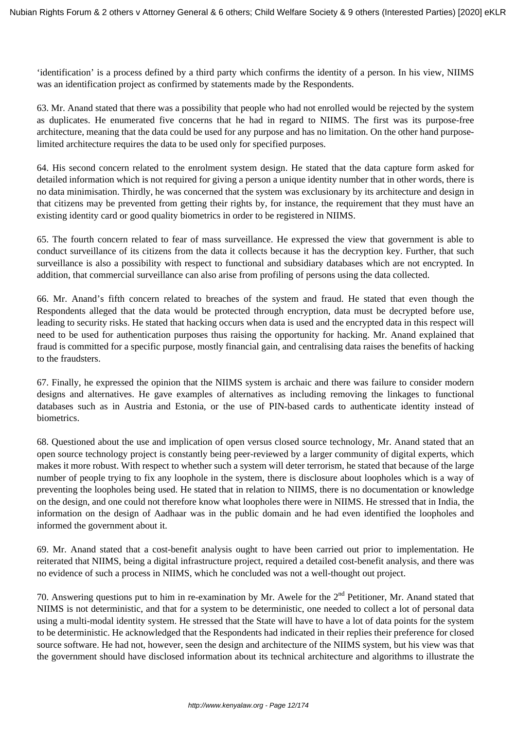'identification' is a process defined by a third party which confirms the identity of a person. In his view, NIIMS was an identification project as confirmed by statements made by the Respondents.

63. Mr. Anand stated that there was a possibility that people who had not enrolled would be rejected by the system as duplicates. He enumerated five concerns that he had in regard to NIIMS. The first was its purpose-free architecture, meaning that the data could be used for any purpose and has no limitation. On the other hand purpose-limited architecture requires the data to be used only for specified purposes.

64. His second concern related to the enrolment system design. He stated that the data capture form asked for detailed information which is not required for giving a person a unique identity number that in other words, there is no data minimisation. Thirdly, he was concerned that the system was exclusionary by its architecture and design in that citizens may be prevented from getting their rights by, for instance, the requirement that they must have an existing identity card or good quality biometrics in order to be registered in NIIMS.

65. The fourth concern related to fear of mass surveillance. He expressed the view that government is able to conduct surveillance of its citizens from the data it collects because it has the decryption key. Further, that such surveillance is also a possibility with respect to functional and subsidiary databases which are not encrypted. In addition, that commercial surveillance can also arise from profiling of persons using the data collected.

66. Mr. Anand's fifth concern related to breaches of the system and fraud. He stated that even though the Respondents alleged that the data would be protected through encryption, data must be decrypted before use, leading to security risks. He stated that hacking occurs when data is used and the encrypted data in this respect will need to be used for authentication purposes thus raising the opportunity for hacking. Mr. Anand explained that fraud is committed for a specific purpose, mostly financial gain, and centralising data raises the benefits of hacking to the fraudsters.

67. Finally, he expressed the opinion that the NIIMS system is archaic and there was failure to consider modern designs and alternatives. He gave examples of alternatives as including removing the linkages to functional databases such as in Austria and Estonia, or the use of PIN-based cards to authenticate identity instead of biometrics.

68. Questioned about the use and implication of open versus closed source technology, Mr. Anand stated that an open source technology project is constantly being peer-reviewed by a larger community of digital experts, which makes it more robust. With respect to whether such a system will deter terrorism, he stated that because of the large number of people trying to fix any loophole in the system, there is disclosure about loopholes which is a way of preventing the loopholes being used. He stated that in relation to NIIMS, there is no documentation or knowledge on the design, and one could not therefore know what loopholes there were in NIIMS. He stressed that in India, the information on the design of Aadhaar was in the public domain and he had even identified the loopholes and informed the government about it.

69. Mr. Anand stated that a cost-benefit analysis ought to have been carried out prior to implementation. He reiterated that NIIMS, being a digital infrastructure project, required a detailed cost-benefit analysis, and there was no evidence of such a process in NIIMS, which he concluded was not a well-thought out project.

70. Answering questions put to him in re-examination by Mr. Awele for the 2nd Petitioner, Mr. Anand stated that NIIMS is not deterministic, and that for a system to be deterministic, one needed to collect a lot of personal data using a multi-modal identity system. He stressed that the State will have to have a lot of data points for the system to be deterministic. He acknowledged that the Respondents had indicated in their replies their preference for closed source software. He had not, however, seen the design and architecture of the NIIMS system, but his view was that the government should have disclosed information about its technical architecture and algorithms to illustrate the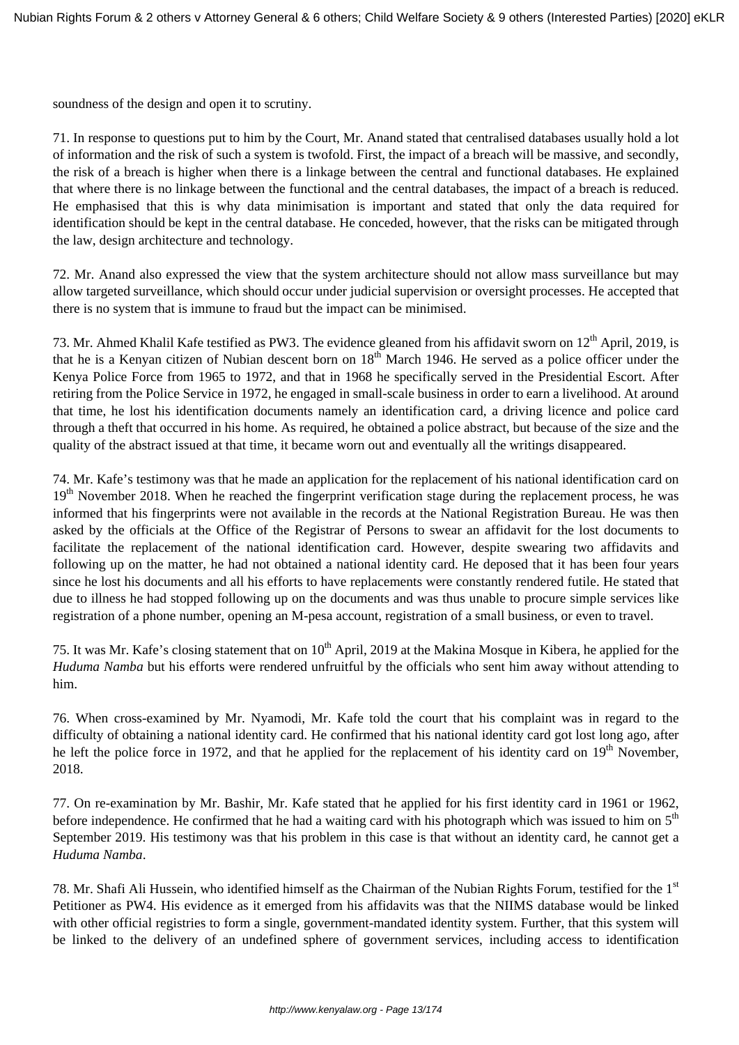soundness of the design and open it to scrutiny.

71. In response to questions put to him by the Court, Mr. Anand stated that centralised databases usually hold a lot of information and the risk of such a system is twofold. First, the impact of a breach will be massive, and secondly, the risk of a breach is higher when there is a linkage between the central and functional databases. He explained that where there is no linkage between the functional and the central databases, the impact of a breach is reduced. He emphasised that this is why data minimisation is important and stated that only the data required for identification should be kept in the central database. He conceded, however, that the risks can be mitigated through the law, design architecture and technology.

72. Mr. Anand also expressed the view that the system architecture should not allow mass surveillance but may allow targeted surveillance, which should occur under judicial supervision or oversight processes. He accepted that there is no system that is immune to fraud but the impact can be minimised.

73. Mr. Ahmed Khalil Kafe testified as PW3. The evidence gleaned from his affidavit sworn on 12th April, 2019, is that he is a Kenyan citizen of Nubian descent born on 18th March 1946. He served as a police officer under the Kenya Police Force from 1965 to 1972, and that in 1968 he specifically served in the Presidential Escort. After retiring from the Police Service in 1972, he engaged in small-scale business in order to earn a livelihood. At around that time, he lost his identification documents namely an identification card, a driving licence and police card through a theft that occurred in his home. As required, he obtained a police abstract, but because of the size and the quality of the abstract issued at that time, it became worn out and eventually all the writings disappeared.

74. Mr. Kafe's testimony was that he made an application for the replacement of his national identification card on 19th November 2018. When he reached the fingerprint verification stage during the replacement process, he was informed that his fingerprints were not available in the records at the National Registration Bureau. He was then asked by the officials at the Office of the Registrar of Persons to swear an affidavit for the lost documents to facilitate the replacement of the national identification card. However, despite swearing two affidavits and following up on the matter, he had not obtained a national identity card. He deposed that it has been four years since he lost his documents and all his efforts to have replacements were constantly rendered futile. He stated that due to illness he had stopped following up on the documents and was thus unable to procure simple services like registration of a phone number, opening an M-pesa account, registration of a small business, or even to travel.

75. It was Mr. Kafe's closing statement that on 10th April, 2019 at the Makina Mosque in Kibera, he applied for the *Huduma Namba* but his efforts were rendered unfruitful by the officials who sent him away without attending to him.

76. When cross-examined by Mr. Nyamodi, Mr. Kafe told the court that his complaint was in regard to the difficulty of obtaining a national identity card. He confirmed that his national identity card got lost long ago, after he left the police force in 1972, and that he applied for the replacement of his identity card on 19th November, 2018.

77. On re-examination by Mr. Bashir, Mr. Kafe stated that he applied for his first identity card in 1961 or 1962, before independence. He confirmed that he had a waiting card with his photograph which was issued to him on 5th September 2019. His testimony was that his problem in this case is that without an identity card, he cannot get a *Huduma Namba*.

78. Mr. Shafi Ali Hussein, who identified himself as the Chairman of the Nubian Rights Forum, testified for the 1st Petitioner as PW4. His evidence as it emerged from his affidavits was that the NIIMS database would be linked with other official registries to form a single, government-mandated identity system. Further, that this system will be linked to the delivery of an undefined sphere of government services, including access to identification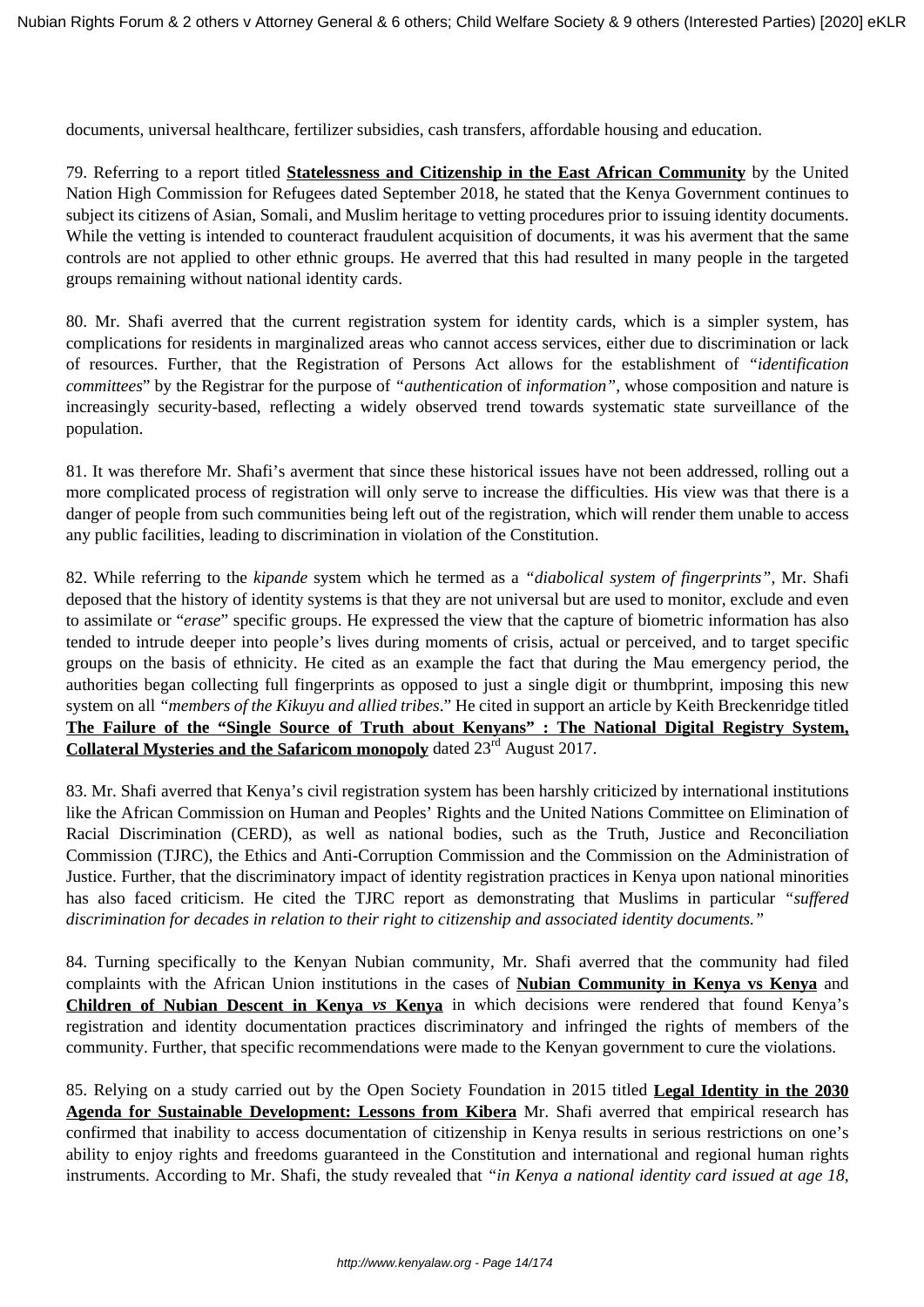documents, universal healthcare, fertilizer subsidies, cash transfers, affordable housing and education.

79. Referring to a report titled **Statelessness and Citizenship in the East African Community** by the United Nation High Commission for Refugees dated September 2018, he stated that the Kenya Government continues to subject its citizens of Asian, Somali, and Muslim heritage to vetting procedures prior to issuing identity documents. While the vetting is intended to counteract fraudulent acquisition of documents, it was his averment that the same controls are not applied to other ethnic groups. He averred that this had resulted in many people in the targeted groups remaining without national identity cards.

80. Mr. Shafi averred that the current registration system for identity cards, which is a simpler system, has complications for residents in marginalized areas who cannot access services, either due to discrimination or lack of resources. Further, that the Registration of Persons Act allows for the establishment of *"identification committees"* by the Registrar for the purpose of *"authentication* of *information"*, whose composition and nature is increasingly security-based, reflecting a widely observed trend towards systematic state surveillance of the population.

81. It was therefore Mr. Shafi's averment that since these historical issues have not been addressed, rolling out a more complicated process of registration will only serve to increase the difficulties. His view was that there is a danger of people from such communities being left out of the registration, which will render them unable to access any public facilities, leading to discrimination in violation of the Constitution.

82. While referring to the *kipande* system which he termed as a *"diabolical system of fingerprints"*, Mr. Shafi deposed that the history of identity systems is that they are not universal but are used to monitor, exclude and even to assimilate or "*erase*" specific groups. He expressed the view that the capture of biometric information has also tended to intrude deeper into people's lives during moments of crisis, actual or perceived, and to target specific groups on the basis of ethnicity. He cited as an example the fact that during the Mau emergency period, the authorities began collecting full fingerprints as opposed to just a single digit or thumbprint, imposing this new system on all *"members of the Kikuyu and allied tribes*." He cited in support an article by Keith Breckenridge titled **The Failure of the "Single Source of Truth about Kenyans" : The National Digital Registry System, Collateral Mysteries and the Safaricom monopoly** dated 23rd August 2017.

83. Mr. Shafi averred that Kenya's civil registration system has been harshly criticized by international institutions like the African Commission on Human and Peoples' Rights and the United Nations Committee on Elimination of Racial Discrimination (CERD), as well as national bodies, such as the Truth, Justice and Reconciliation Commission (TJRC), the Ethics and Anti-Corruption Commission and the Commission on the Administration of Justice. Further, that the discriminatory impact of identity registration practices in Kenya upon national minorities has also faced criticism. He cited the TJRC report as demonstrating that Muslims in particular *"suffered discrimination for decades in relation to their right to citizenship and associated identity documents."*

84. Turning specifically to the Kenyan Nubian community, Mr. Shafi averred that the community had filed complaints with the African Union institutions in the cases of **Nubian Community in Kenya vs Kenya** and **Children of Nubian Descent in Kenya *vs* Kenya** in which decisions were rendered that found Kenya's registration and identity documentation practices discriminatory and infringed the rights of members of the community. Further, that specific recommendations were made to the Kenyan government to cure the violations.

85. Relying on a study carried out by the Open Society Foundation in 2015 titled **Legal Identity in the 2030 Agenda for Sustainable Development: Lessons from Kibera** Mr. Shafi averred that empirical research has confirmed that inability to access documentation of citizenship in Kenya results in serious restrictions on one's ability to enjoy rights and freedoms guaranteed in the Constitution and international and regional human rights instruments. According to Mr. Shafi, the study revealed that *"in Kenya a national identity card issued at age 18,*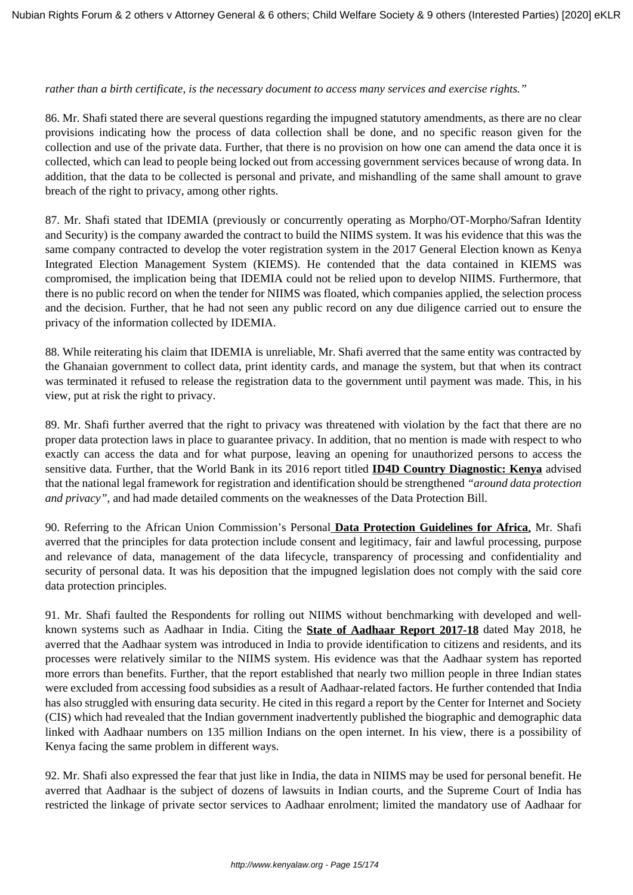*rather than a birth certificate, is the necessary document to access many services and exercise rights."*

86. Mr. Shafi stated there are several questions regarding the impugned statutory amendments, as there are no clear provisions indicating how the process of data collection shall be done, and no specific reason given for the collection and use of the private data. Further, that there is no provision on how one can amend the data once it is collected, which can lead to people being locked out from accessing government services because of wrong data. In addition, that the data to be collected is personal and private, and mishandling of the same shall amount to grave breach of the right to privacy, among other rights.

87. Mr. Shafi stated that IDEMIA (previously or concurrently operating as Morpho/OT-Morpho/Safran Identity and Security) is the company awarded the contract to build the NIIMS system. It was his evidence that this was the same company contracted to develop the voter registration system in the 2017 General Election known as Kenya Integrated Election Management System (KIEMS). He contended that the data contained in KIEMS was compromised, the implication being that IDEMIA could not be relied upon to develop NIIMS. Furthermore, that there is no public record on when the tender for NIIMS was floated, which companies applied, the selection process and the decision. Further, that he had not seen any public record on any due diligence carried out to ensure the privacy of the information collected by IDEMIA.

88. While reiterating his claim that IDEMIA is unreliable, Mr. Shafi averred that the same entity was contracted by the Ghanaian government to collect data, print identity cards, and manage the system, but that when its contract was terminated it refused to release the registration data to the government until payment was made. This, in his view, put at risk the right to privacy.

89. Mr. Shafi further averred that the right to privacy was threatened with violation by the fact that there are no proper data protection laws in place to guarantee privacy. In addition, that no mention is made with respect to who exactly can access the data and for what purpose, leaving an opening for unauthorized persons to access the sensitive data. Further, that the World Bank in its 2016 report titled **ID4D Country Diagnostic: Kenya** advised that the national legal framework for registration and identification should be strengthened *"around data protection and privacy"*, and had made detailed comments on the weaknesses of the Data Protection Bill.

90. Referring to the African Union Commission's Personal **Data Protection Guidelines for Africa**, Mr. Shafi averred that the principles for data protection include consent and legitimacy, fair and lawful processing, purpose and relevance of data, management of the data lifecycle, transparency of processing and confidentiality and security of personal data. It was his deposition that the impugned legislation does not comply with the said core data protection principles.

91. Mr. Shafi faulted the Respondents for rolling out NIIMS without benchmarking with developed and well-known systems such as Aadhaar in India. Citing the **State of Aadhaar Report 2017-18** dated May 2018, he averred that the Aadhaar system was introduced in India to provide identification to citizens and residents, and its processes were relatively similar to the NIIMS system. His evidence was that the Aadhaar system has reported more errors than benefits. Further, that the report established that nearly two million people in three Indian states were excluded from accessing food subsidies as a result of Aadhaar-related factors. He further contended that India has also struggled with ensuring data security. He cited in this regard a report by the Center for Internet and Society (CIS) which had revealed that the Indian government inadvertently published the biographic and demographic data linked with Aadhaar numbers on 135 million Indians on the open internet. In his view, there is a possibility of Kenya facing the same problem in different ways.

92. Mr. Shafi also expressed the fear that just like in India, the data in NIIMS may be used for personal benefit. He averred that Aadhaar is the subject of dozens of lawsuits in Indian courts, and the Supreme Court of India has restricted the linkage of private sector services to Aadhaar enrolment; limited the mandatory use of Aadhaar for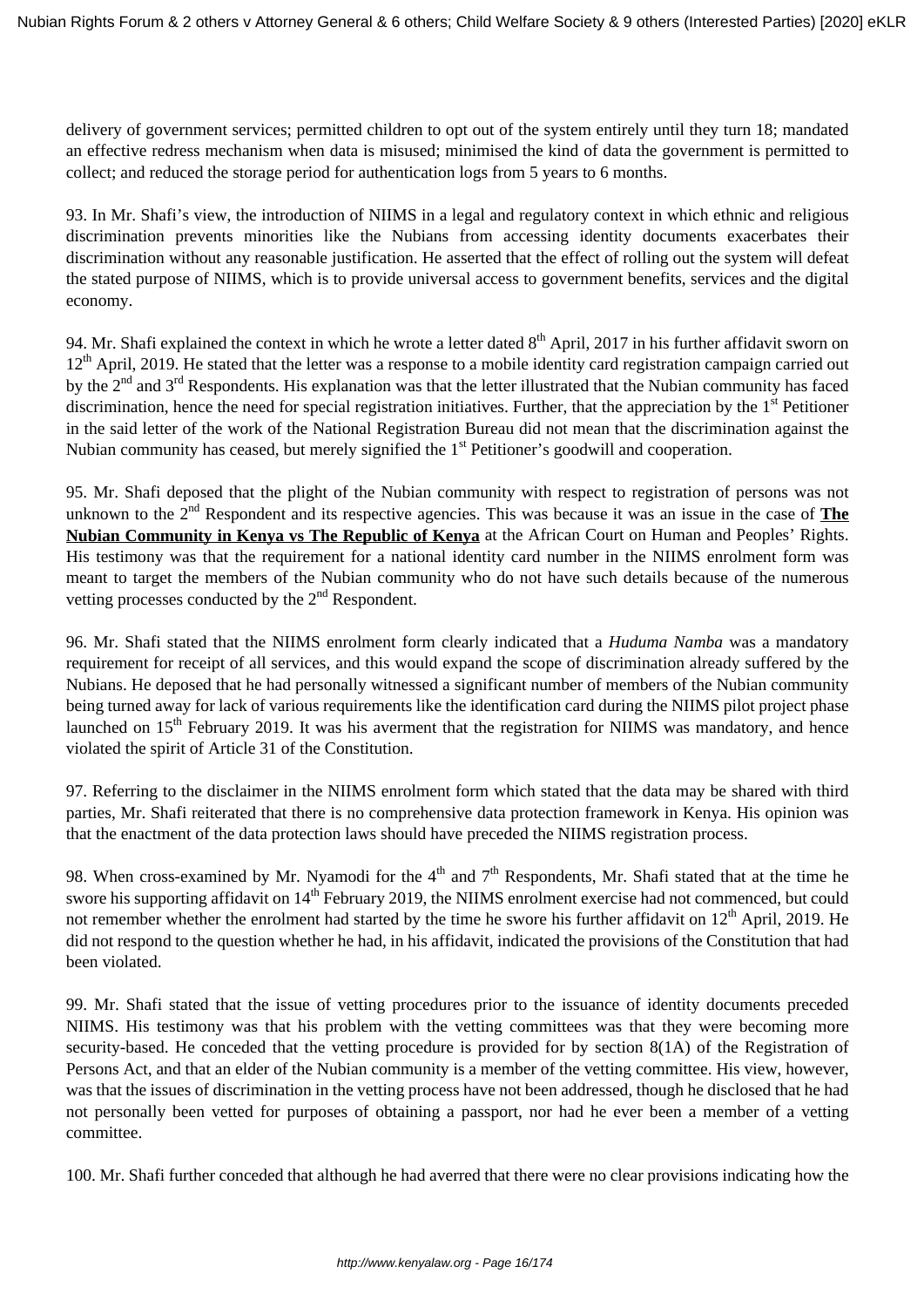delivery of government services; permitted children to opt out of the system entirely until they turn 18; mandated an effective redress mechanism when data is misused; minimised the kind of data the government is permitted to collect; and reduced the storage period for authentication logs from 5 years to 6 months.

93. In Mr. Shafi's view, the introduction of NIIMS in a legal and regulatory context in which ethnic and religious discrimination prevents minorities like the Nubians from accessing identity documents exacerbates their discrimination without any reasonable justification. He asserted that the effect of rolling out the system will defeat the stated purpose of NIIMS, which is to provide universal access to government benefits, services and the digital economy.

94. Mr. Shafi explained the context in which he wrote a letter dated 8th April, 2017 in his further affidavit sworn on 12th April, 2019. He stated that the letter was a response to a mobile identity card registration campaign carried out by the 2nd and 3rd Respondents. His explanation was that the letter illustrated that the Nubian community has faced discrimination, hence the need for special registration initiatives. Further, that the appreciation by the 1st Petitioner in the said letter of the work of the National Registration Bureau did not mean that the discrimination against the Nubian community has ceased, but merely signified the 1st Petitioner's goodwill and cooperation.

95. Mr. Shafi deposed that the plight of the Nubian community with respect to registration of persons was not unknown to the 2nd Respondent and its respective agencies. This was because it was an issue in the case of **The Nubian Community in Kenya vs The Republic of Kenya** at the African Court on Human and Peoples' Rights. His testimony was that the requirement for a national identity card number in the NIIMS enrolment form was meant to target the members of the Nubian community who do not have such details because of the numerous vetting processes conducted by the 2nd Respondent.

96. Mr. Shafi stated that the NIIMS enrolment form clearly indicated that a *Huduma Namba* was a mandatory requirement for receipt of all services, and this would expand the scope of discrimination already suffered by the Nubians. He deposed that he had personally witnessed a significant number of members of the Nubian community being turned away for lack of various requirements like the identification card during the NIIMS pilot project phase launched on 15th February 2019. It was his averment that the registration for NIIMS was mandatory, and hence violated the spirit of Article 31 of the Constitution.

97. Referring to the disclaimer in the NIIMS enrolment form which stated that the data may be shared with third parties, Mr. Shafi reiterated that there is no comprehensive data protection framework in Kenya. His opinion was that the enactment of the data protection laws should have preceded the NIIMS registration process.

98. When cross-examined by Mr. Nyamodi for the 4th and 7th Respondents, Mr. Shafi stated that at the time he swore his supporting affidavit on 14th February 2019, the NIIMS enrolment exercise had not commenced, but could not remember whether the enrolment had started by the time he swore his further affidavit on 12th April, 2019. He did not respond to the question whether he had, in his affidavit, indicated the provisions of the Constitution that had been violated.

99. Mr. Shafi stated that the issue of vetting procedures prior to the issuance of identity documents preceded NIIMS. His testimony was that his problem with the vetting committees was that they were becoming more security-based. He conceded that the vetting procedure is provided for by section 8(1A) of the Registration of Persons Act, and that an elder of the Nubian community is a member of the vetting committee. His view, however, was that the issues of discrimination in the vetting process have not been addressed, though he disclosed that he had not personally been vetted for purposes of obtaining a passport, nor had he ever been a member of a vetting committee.

100. Mr. Shafi further conceded that although he had averred that there were no clear provisions indicating how the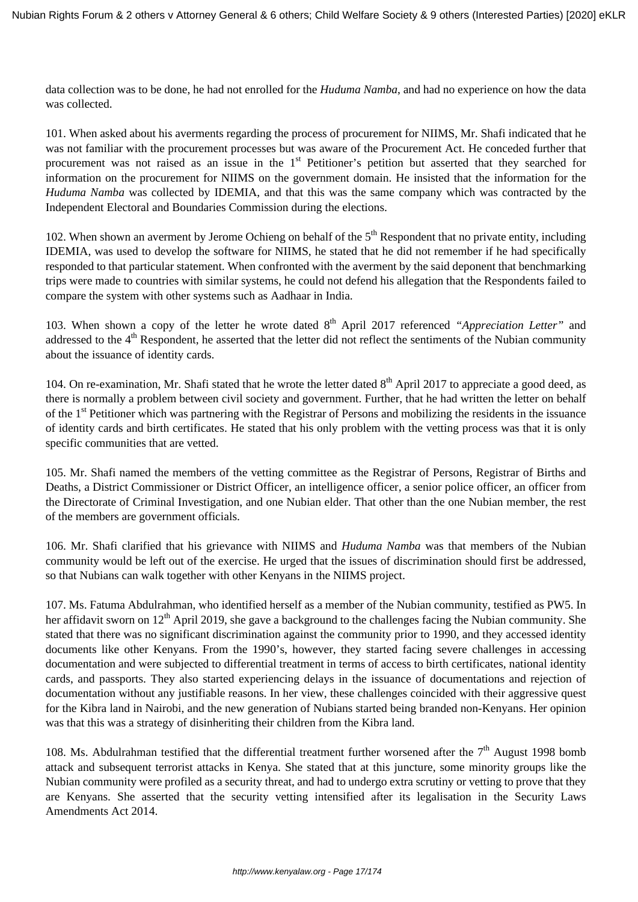data collection was to be done, he had not enrolled for the *Huduma Namba*, and had no experience on how the data was collected.

101. When asked about his averments regarding the process of procurement for NIIMS, Mr. Shafi indicated that he was not familiar with the procurement processes but was aware of the Procurement Act. He conceded further that procurement was not raised as an issue in the 1st Petitioner's petition but asserted that they searched for information on the procurement for NIIMS on the government domain. He insisted that the information for the *Huduma Namba* was collected by IDEMIA, and that this was the same company which was contracted by the Independent Electoral and Boundaries Commission during the elections.

102. When shown an averment by Jerome Ochieng on behalf of the 5th Respondent that no private entity, including IDEMIA, was used to develop the software for NIIMS, he stated that he did not remember if he had specifically responded to that particular statement. When confronted with the averment by the said deponent that benchmarking trips were made to countries with similar systems, he could not defend his allegation that the Respondents failed to compare the system with other systems such as Aadhaar in India.

103. When shown a copy of the letter he wrote dated 8th April 2017 referenced *"Appreciation Letter"* and addressed to the 4th Respondent, he asserted that the letter did not reflect the sentiments of the Nubian community about the issuance of identity cards.

104. On re-examination, Mr. Shafi stated that he wrote the letter dated 8th April 2017 to appreciate a good deed, as there is normally a problem between civil society and government. Further, that he had written the letter on behalf of the 1st Petitioner which was partnering with the Registrar of Persons and mobilizing the residents in the issuance of identity cards and birth certificates. He stated that his only problem with the vetting process was that it is only specific communities that are vetted.

105. Mr. Shafi named the members of the vetting committee as the Registrar of Persons, Registrar of Births and Deaths, a District Commissioner or District Officer, an intelligence officer, a senior police officer, an officer from the Directorate of Criminal Investigation, and one Nubian elder. That other than the one Nubian member, the rest of the members are government officials.

106. Mr. Shafi clarified that his grievance with NIIMS and *Huduma Namba* was that members of the Nubian community would be left out of the exercise. He urged that the issues of discrimination should first be addressed, so that Nubians can walk together with other Kenyans in the NIIMS project.

107. Ms. Fatuma Abdulrahman, who identified herself as a member of the Nubian community, testified as PW5. In her affidavit sworn on 12th April 2019, she gave a background to the challenges facing the Nubian community. She stated that there was no significant discrimination against the community prior to 1990, and they accessed identity documents like other Kenyans. From the 1990's, however, they started facing severe challenges in accessing documentation and were subjected to differential treatment in terms of access to birth certificates, national identity cards, and passports. They also started experiencing delays in the issuance of documentations and rejection of documentation without any justifiable reasons. In her view, these challenges coincided with their aggressive quest for the Kibra land in Nairobi, and the new generation of Nubians started being branded non-Kenyans. Her opinion was that this was a strategy of disinheriting their children from the Kibra land.

108. Ms. Abdulrahman testified that the differential treatment further worsened after the 7th August 1998 bomb attack and subsequent terrorist attacks in Kenya. She stated that at this juncture, some minority groups like the Nubian community were profiled as a security threat, and had to undergo extra scrutiny or vetting to prove that they are Kenyans. She asserted that the security vetting intensified after its legalisation in the Security Laws Amendments Act 2014.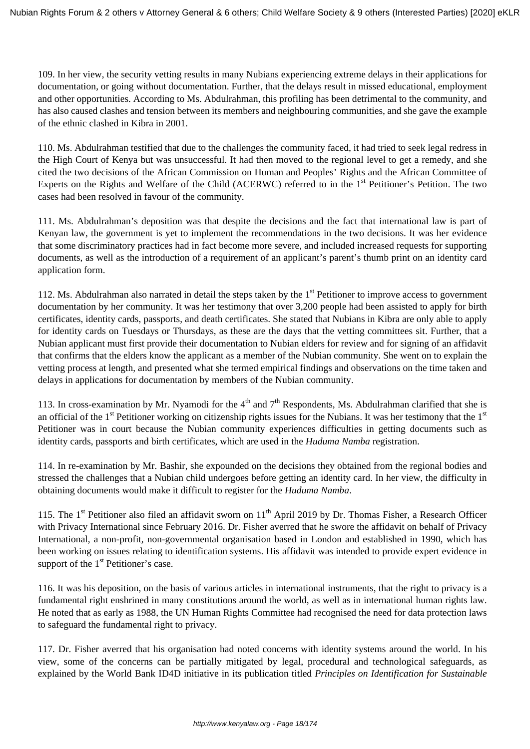109. In her view, the security vetting results in many Nubians experiencing extreme delays in their applications for documentation, or going without documentation. Further, that the delays result in missed educational, employment and other opportunities. According to Ms. Abdulrahman, this profiling has been detrimental to the community, and has also caused clashes and tension between its members and neighbouring communities, and she gave the example of the ethnic clashed in Kibra in 2001.

110. Ms. Abdulrahman testified that due to the challenges the community faced, it had tried to seek legal redress in the High Court of Kenya but was unsuccessful. It had then moved to the regional level to get a remedy, and she cited the two decisions of the African Commission on Human and Peoples' Rights and the African Committee of Experts on the Rights and Welfare of the Child (ACERWC) referred to in the 1st Petitioner's Petition. The two cases had been resolved in favour of the community.

111. Ms. Abdulrahman's deposition was that despite the decisions and the fact that international law is part of Kenyan law, the government is yet to implement the recommendations in the two decisions. It was her evidence that some discriminatory practices had in fact become more severe, and included increased requests for supporting documents, as well as the introduction of a requirement of an applicant's parent's thumb print on an identity card application form.

112. Ms. Abdulrahman also narrated in detail the steps taken by the 1st Petitioner to improve access to government documentation by her community. It was her testimony that over 3,200 people had been assisted to apply for birth certificates, identity cards, passports, and death certificates. She stated that Nubians in Kibra are only able to apply for identity cards on Tuesdays or Thursdays, as these are the days that the vetting committees sit. Further, that a Nubian applicant must first provide their documentation to Nubian elders for review and for signing of an affidavit that confirms that the elders know the applicant as a member of the Nubian community. She went on to explain the vetting process at length, and presented what she termed empirical findings and observations on the time taken and delays in applications for documentation by members of the Nubian community.

113. In cross-examination by Mr. Nyamodi for the 4th and 7th Respondents, Ms. Abdulrahman clarified that she is an official of the 1st Petitioner working on citizenship rights issues for the Nubians. It was her testimony that the 1st Petitioner was in court because the Nubian community experiences difficulties in getting documents such as identity cards, passports and birth certificates, which are used in the *Huduma Namba* registration.

114. In re-examination by Mr. Bashir, she expounded on the decisions they obtained from the regional bodies and stressed the challenges that a Nubian child undergoes before getting an identity card. In her view, the difficulty in obtaining documents would make it difficult to register for the *Huduma Namba*.

115. The 1st Petitioner also filed an affidavit sworn on 11th April 2019 by Dr. Thomas Fisher, a Research Officer with Privacy International since February 2016. Dr. Fisher averred that he swore the affidavit on behalf of Privacy International, a non-profit, non-governmental organisation based in London and established in 1990, which has been working on issues relating to identification systems. His affidavit was intended to provide expert evidence in support of the 1st Petitioner's case.

116. It was his deposition, on the basis of various articles in international instruments, that the right to privacy is a fundamental right enshrined in many constitutions around the world, as well as in international human rights law. He noted that as early as 1988, the UN Human Rights Committee had recognised the need for data protection laws to safeguard the fundamental right to privacy.

117. Dr. Fisher averred that his organisation had noted concerns with identity systems around the world. In his view, some of the concerns can be partially mitigated by legal, procedural and technological safeguards, as explained by the World Bank ID4D initiative in its publication titled *Principles on Identification for Sustainable*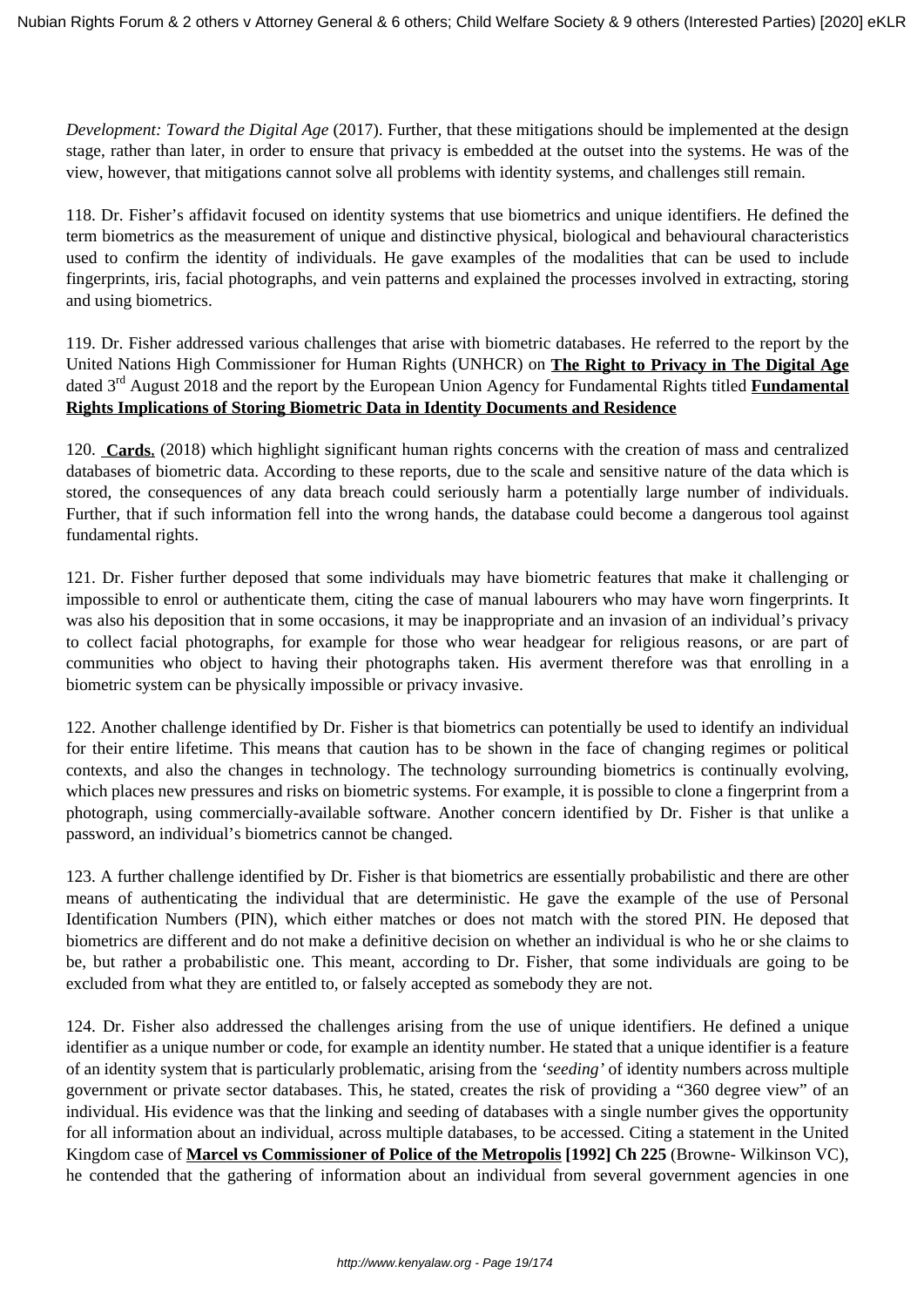*Development: Toward the Digital Age* (2017). Further, that these mitigations should be implemented at the design stage, rather than later, in order to ensure that privacy is embedded at the outset into the systems. He was of the view, however, that mitigations cannot solve all problems with identity systems, and challenges still remain.

118. Dr. Fisher's affidavit focused on identity systems that use biometrics and unique identifiers. He defined the term biometrics as the measurement of unique and distinctive physical, biological and behavioural characteristics used to confirm the identity of individuals. He gave examples of the modalities that can be used to include fingerprints, iris, facial photographs, and vein patterns and explained the processes involved in extracting, storing and using biometrics.

119. Dr. Fisher addressed various challenges that arise with biometric databases. He referred to the report by the United Nations High Commissioner for Human Rights (UNHCR) on **The Right to Privacy in The Digital Age** dated 3rd August 2018 and the report by the European Union Agency for Fundamental Rights titled **Fundamental Rights Implications of Storing Biometric Data in Identity Documents and Residence**

120. **Cards**, (2018) which highlight significant human rights concerns with the creation of mass and centralized databases of biometric data. According to these reports, due to the scale and sensitive nature of the data which is stored, the consequences of any data breach could seriously harm a potentially large number of individuals. Further, that if such information fell into the wrong hands, the database could become a dangerous tool against fundamental rights.

121. Dr. Fisher further deposed that some individuals may have biometric features that make it challenging or impossible to enrol or authenticate them, citing the case of manual labourers who may have worn fingerprints. It was also his deposition that in some occasions, it may be inappropriate and an invasion of an individual's privacy to collect facial photographs, for example for those who wear headgear for religious reasons, or are part of communities who object to having their photographs taken. His averment therefore was that enrolling in a biometric system can be physically impossible or privacy invasive.

122. Another challenge identified by Dr. Fisher is that biometrics can potentially be used to identify an individual for their entire lifetime. This means that caution has to be shown in the face of changing regimes or political contexts, and also the changes in technology. The technology surrounding biometrics is continually evolving, which places new pressures and risks on biometric systems. For example, it is possible to clone a fingerprint from a photograph, using commercially-available software. Another concern identified by Dr. Fisher is that unlike a password, an individual's biometrics cannot be changed.

123. A further challenge identified by Dr. Fisher is that biometrics are essentially probabilistic and there are other means of authenticating the individual that are deterministic. He gave the example of the use of Personal Identification Numbers (PIN), which either matches or does not match with the stored PIN. He deposed that biometrics are different and do not make a definitive decision on whether an individual is who he or she claims to be, but rather a probabilistic one. This meant, according to Dr. Fisher, that some individuals are going to be excluded from what they are entitled to, or falsely accepted as somebody they are not.

124. Dr. Fisher also addressed the challenges arising from the use of unique identifiers. He defined a unique identifier as a unique number or code, for example an identity number. He stated that a unique identifier is a feature of an identity system that is particularly problematic, arising from the *'seeding'* of identity numbers across multiple government or private sector databases. This, he stated, creates the risk of providing a "360 degree view" of an individual. His evidence was that the linking and seeding of databases with a single number gives the opportunity for all information about an individual, across multiple databases, to be accessed. Citing a statement in the United Kingdom case of **Marcel vs Commissioner of Police of the Metropolis [1992] Ch 225** (Browne- Wilkinson VC), he contended that the gathering of information about an individual from several government agencies in one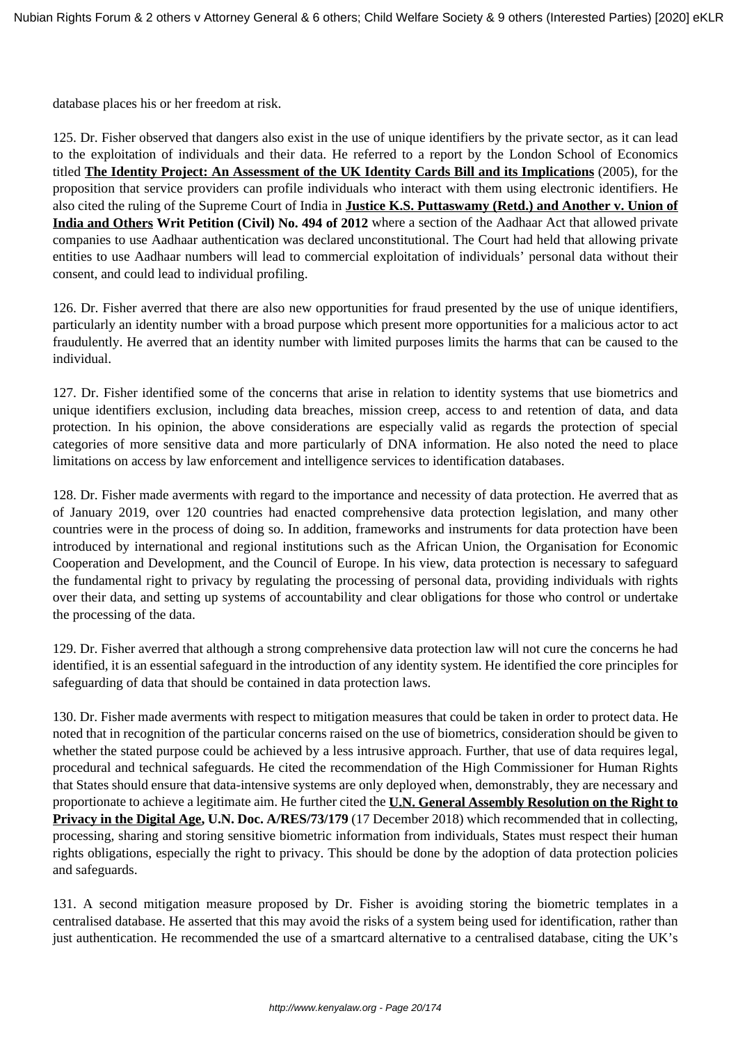database places his or her freedom at risk.

125. Dr. Fisher observed that dangers also exist in the use of unique identifiers by the private sector, as it can lead to the exploitation of individuals and their data. He referred to a report by the London School of Economics titled **The Identity Project: An Assessment of the UK Identity Cards Bill and its Implications** (2005), for the proposition that service providers can profile individuals who interact with them using electronic identifiers. He also cited the ruling of the Supreme Court of India in **Justice K.S. Puttaswamy (Retd.) and Another v. Union of India and Others Writ Petition (Civil) No. 494 of 2012** where a section of the Aadhaar Act that allowed private companies to use Aadhaar authentication was declared unconstitutional. The Court had held that allowing private entities to use Aadhaar numbers will lead to commercial exploitation of individuals' personal data without their consent, and could lead to individual profiling.

126. Dr. Fisher averred that there are also new opportunities for fraud presented by the use of unique identifiers, particularly an identity number with a broad purpose which present more opportunities for a malicious actor to act fraudulently. He averred that an identity number with limited purposes limits the harms that can be caused to the individual.

127. Dr. Fisher identified some of the concerns that arise in relation to identity systems that use biometrics and unique identifiers exclusion, including data breaches, mission creep, access to and retention of data, and data protection. In his opinion, the above considerations are especially valid as regards the protection of special categories of more sensitive data and more particularly of DNA information. He also noted the need to place limitations on access by law enforcement and intelligence services to identification databases.

128. Dr. Fisher made averments with regard to the importance and necessity of data protection. He averred that as of January 2019, over 120 countries had enacted comprehensive data protection legislation, and many other countries were in the process of doing so. In addition, frameworks and instruments for data protection have been introduced by international and regional institutions such as the African Union, the Organisation for Economic Cooperation and Development, and the Council of Europe. In his view, data protection is necessary to safeguard the fundamental right to privacy by regulating the processing of personal data, providing individuals with rights over their data, and setting up systems of accountability and clear obligations for those who control or undertake the processing of the data.

129. Dr. Fisher averred that although a strong comprehensive data protection law will not cure the concerns he had identified, it is an essential safeguard in the introduction of any identity system. He identified the core principles for safeguarding of data that should be contained in data protection laws.

130. Dr. Fisher made averments with respect to mitigation measures that could be taken in order to protect data. He noted that in recognition of the particular concerns raised on the use of biometrics, consideration should be given to whether the stated purpose could be achieved by a less intrusive approach. Further, that use of data requires legal, procedural and technical safeguards. He cited the recommendation of the High Commissioner for Human Rights that States should ensure that data-intensive systems are only deployed when, demonstrably, they are necessary and proportionate to achieve a legitimate aim. He further cited the **U.N. General Assembly Resolution on the Right to Privacy in the Digital Age, U.N. Doc. A/RES/73/179** (17 December 2018) which recommended that in collecting, processing, sharing and storing sensitive biometric information from individuals, States must respect their human rights obligations, especially the right to privacy. This should be done by the adoption of data protection policies and safeguards.

131. A second mitigation measure proposed by Dr. Fisher is avoiding storing the biometric templates in a centralised database. He asserted that this may avoid the risks of a system being used for identification, rather than just authentication. He recommended the use of a smartcard alternative to a centralised database, citing the UK's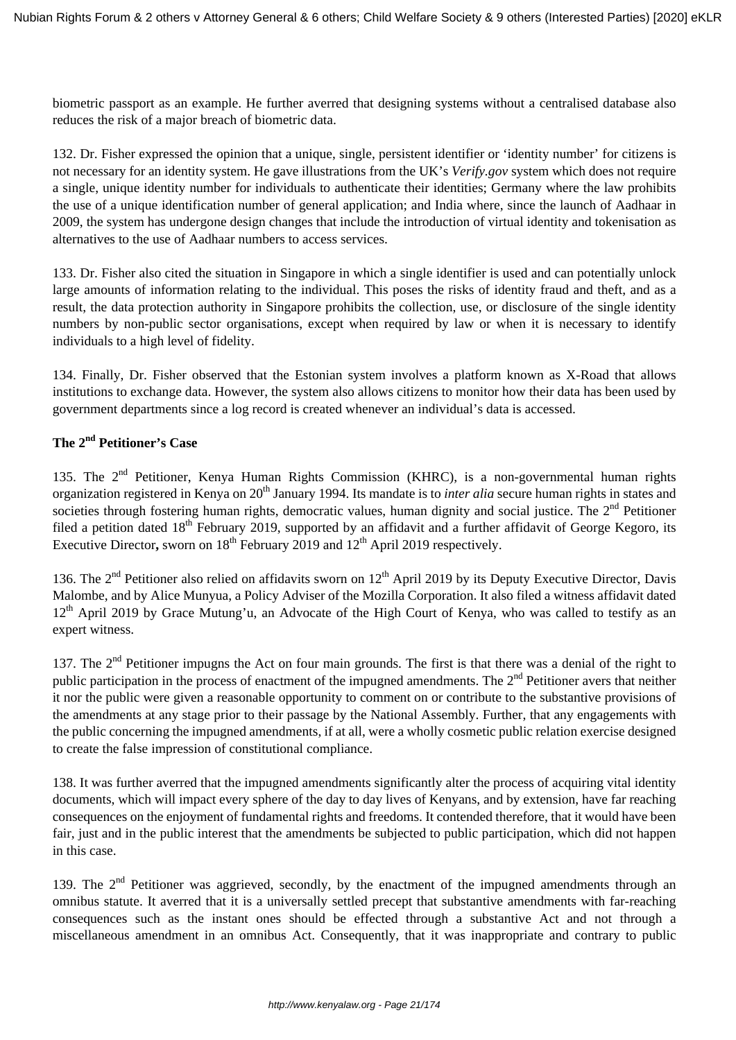biometric passport as an example. He further averred that designing systems without a centralised database also reduces the risk of a major breach of biometric data.

132. Dr. Fisher expressed the opinion that a unique, single, persistent identifier or 'identity number' for citizens is not necessary for an identity system. He gave illustrations from the UK's *Verify.gov* system which does not require a single, unique identity number for individuals to authenticate their identities; Germany where the law prohibits the use of a unique identification number of general application; and India where, since the launch of Aadhaar in 2009, the system has undergone design changes that include the introduction of virtual identity and tokenisation as alternatives to the use of Aadhaar numbers to access services.

133. Dr. Fisher also cited the situation in Singapore in which a single identifier is used and can potentially unlock large amounts of information relating to the individual. This poses the risks of identity fraud and theft, and as a result, the data protection authority in Singapore prohibits the collection, use, or disclosure of the single identity numbers by non-public sector organisations, except when required by law or when it is necessary to identify individuals to a high level of fidelity.

134. Finally, Dr. Fisher observed that the Estonian system involves a platform known as X-Road that allows institutions to exchange data. However, the system also allows citizens to monitor how their data has been used by government departments since a log record is created whenever an individual's data is accessed.

**The 2nd Petitioner's Case**

135. The 2nd Petitioner, Kenya Human Rights Commission (KHRC), is a non-governmental human rights organization registered in Kenya on 20th January 1994. Its mandate is to *inter alia* secure human rights in states and societies through fostering human rights, democratic values, human dignity and social justice. The 2nd Petitioner filed a petition dated 18th February 2019, supported by an affidavit and a further affidavit of George Kegoro, its Executive Director**,** sworn on 18th February 2019 and 12th April 2019 respectively.

136. The 2nd Petitioner also relied on affidavits sworn on 12th April 2019 by its Deputy Executive Director, Davis Malombe, and by Alice Munyua, a Policy Adviser of the Mozilla Corporation. It also filed a witness affidavit dated 12th April 2019 by Grace Mutung'u, an Advocate of the High Court of Kenya, who was called to testify as an expert witness.

137. The 2nd Petitioner impugns the Act on four main grounds. The first is that there was a denial of the right to public participation in the process of enactment of the impugned amendments. The 2nd Petitioner avers that neither it nor the public were given a reasonable opportunity to comment on or contribute to the substantive provisions of the amendments at any stage prior to their passage by the National Assembly. Further, that any engagements with the public concerning the impugned amendments, if at all, were a wholly cosmetic public relation exercise designed to create the false impression of constitutional compliance.

138. It was further averred that the impugned amendments significantly alter the process of acquiring vital identity documents, which will impact every sphere of the day to day lives of Kenyans, and by extension, have far reaching consequences on the enjoyment of fundamental rights and freedoms. It contended therefore, that it would have been fair, just and in the public interest that the amendments be subjected to public participation, which did not happen in this case.

139. The 2nd Petitioner was aggrieved, secondly, by the enactment of the impugned amendments through an omnibus statute. It averred that it is a universally settled precept that substantive amendments with far-reaching consequences such as the instant ones should be effected through a substantive Act and not through a miscellaneous amendment in an omnibus Act. Consequently, that it was inappropriate and contrary to public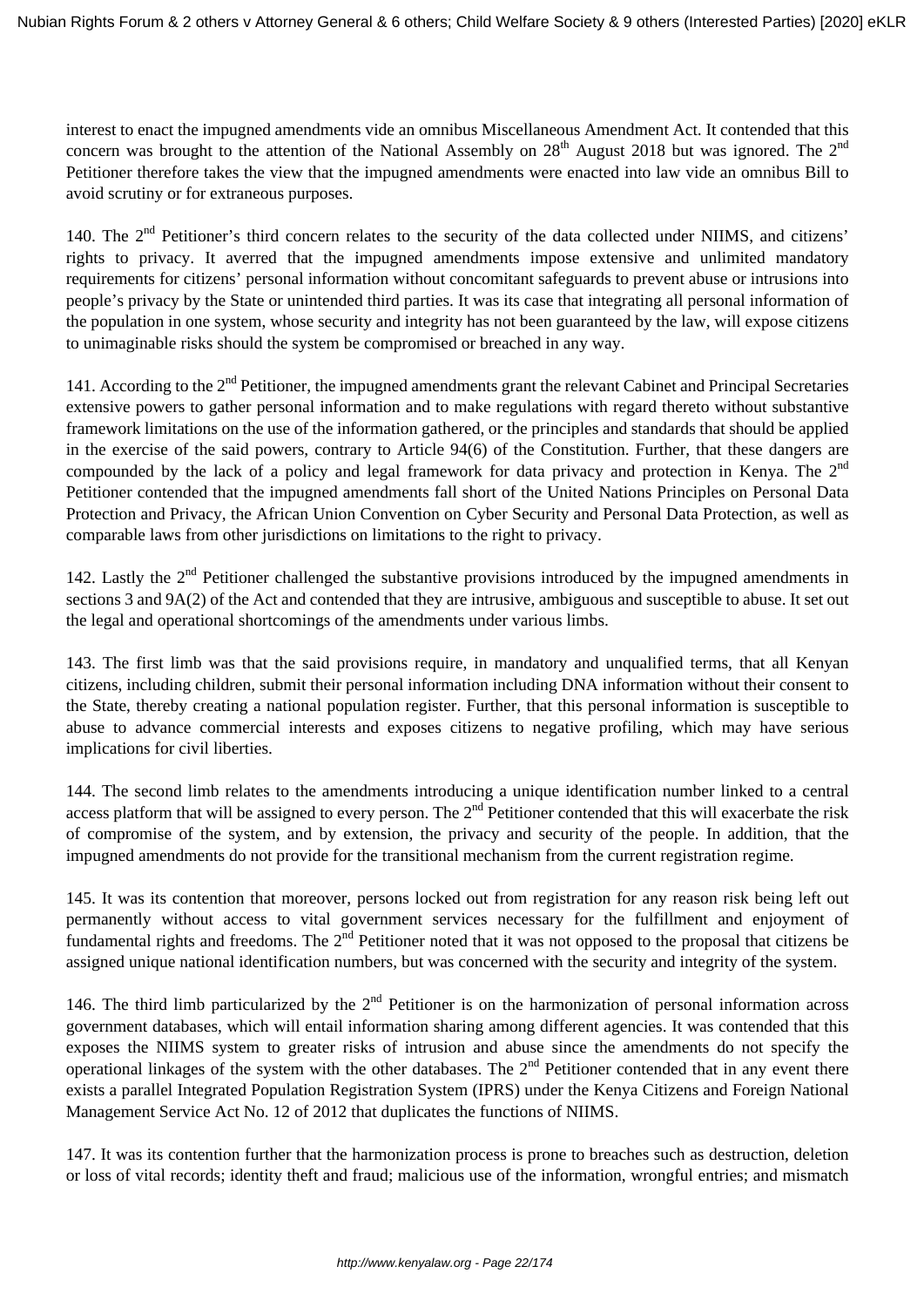interest to enact the impugned amendments vide an omnibus Miscellaneous Amendment Act. It contended that this concern was brought to the attention of the National Assembly on 28th August 2018 but was ignored. The 2nd Petitioner therefore takes the view that the impugned amendments were enacted into law vide an omnibus Bill to avoid scrutiny or for extraneous purposes.

140. The 2nd Petitioner's third concern relates to the security of the data collected under NIIMS, and citizens' rights to privacy. It averred that the impugned amendments impose extensive and unlimited mandatory requirements for citizens' personal information without concomitant safeguards to prevent abuse or intrusions into people's privacy by the State or unintended third parties. It was its case that integrating all personal information of the population in one system, whose security and integrity has not been guaranteed by the law, will expose citizens to unimaginable risks should the system be compromised or breached in any way.

141. According to the 2nd Petitioner, the impugned amendments grant the relevant Cabinet and Principal Secretaries extensive powers to gather personal information and to make regulations with regard thereto without substantive framework limitations on the use of the information gathered, or the principles and standards that should be applied in the exercise of the said powers, contrary to Article 94(6) of the Constitution. Further, that these dangers are compounded by the lack of a policy and legal framework for data privacy and protection in Kenya. The 2nd Petitioner contended that the impugned amendments fall short of the United Nations Principles on Personal Data Protection and Privacy, the African Union Convention on Cyber Security and Personal Data Protection, as well as comparable laws from other jurisdictions on limitations to the right to privacy.

142. Lastly the 2nd Petitioner challenged the substantive provisions introduced by the impugned amendments in sections 3 and 9A(2) of the Act and contended that they are intrusive, ambiguous and susceptible to abuse. It set out the legal and operational shortcomings of the amendments under various limbs.

143. The first limb was that the said provisions require, in mandatory and unqualified terms, that all Kenyan citizens, including children, submit their personal information including DNA information without their consent to the State, thereby creating a national population register. Further, that this personal information is susceptible to abuse to advance commercial interests and exposes citizens to negative profiling, which may have serious implications for civil liberties.

144. The second limb relates to the amendments introducing a unique identification number linked to a central access platform that will be assigned to every person. The 2nd Petitioner contended that this will exacerbate the risk of compromise of the system, and by extension, the privacy and security of the people. In addition, that the impugned amendments do not provide for the transitional mechanism from the current registration regime.

145. It was its contention that moreover, persons locked out from registration for any reason risk being left out permanently without access to vital government services necessary for the fulfillment and enjoyment of fundamental rights and freedoms. The 2nd Petitioner noted that it was not opposed to the proposal that citizens be assigned unique national identification numbers, but was concerned with the security and integrity of the system.

146. The third limb particularized by the 2nd Petitioner is on the harmonization of personal information across government databases, which will entail information sharing among different agencies. It was contended that this exposes the NIIMS system to greater risks of intrusion and abuse since the amendments do not specify the operational linkages of the system with the other databases. The 2nd Petitioner contended that in any event there exists a parallel Integrated Population Registration System (IPRS) under the Kenya Citizens and Foreign National Management Service Act No. 12 of 2012 that duplicates the functions of NIIMS.

147. It was its contention further that the harmonization process is prone to breaches such as destruction, deletion or loss of vital records; identity theft and fraud; malicious use of the information, wrongful entries; and mismatch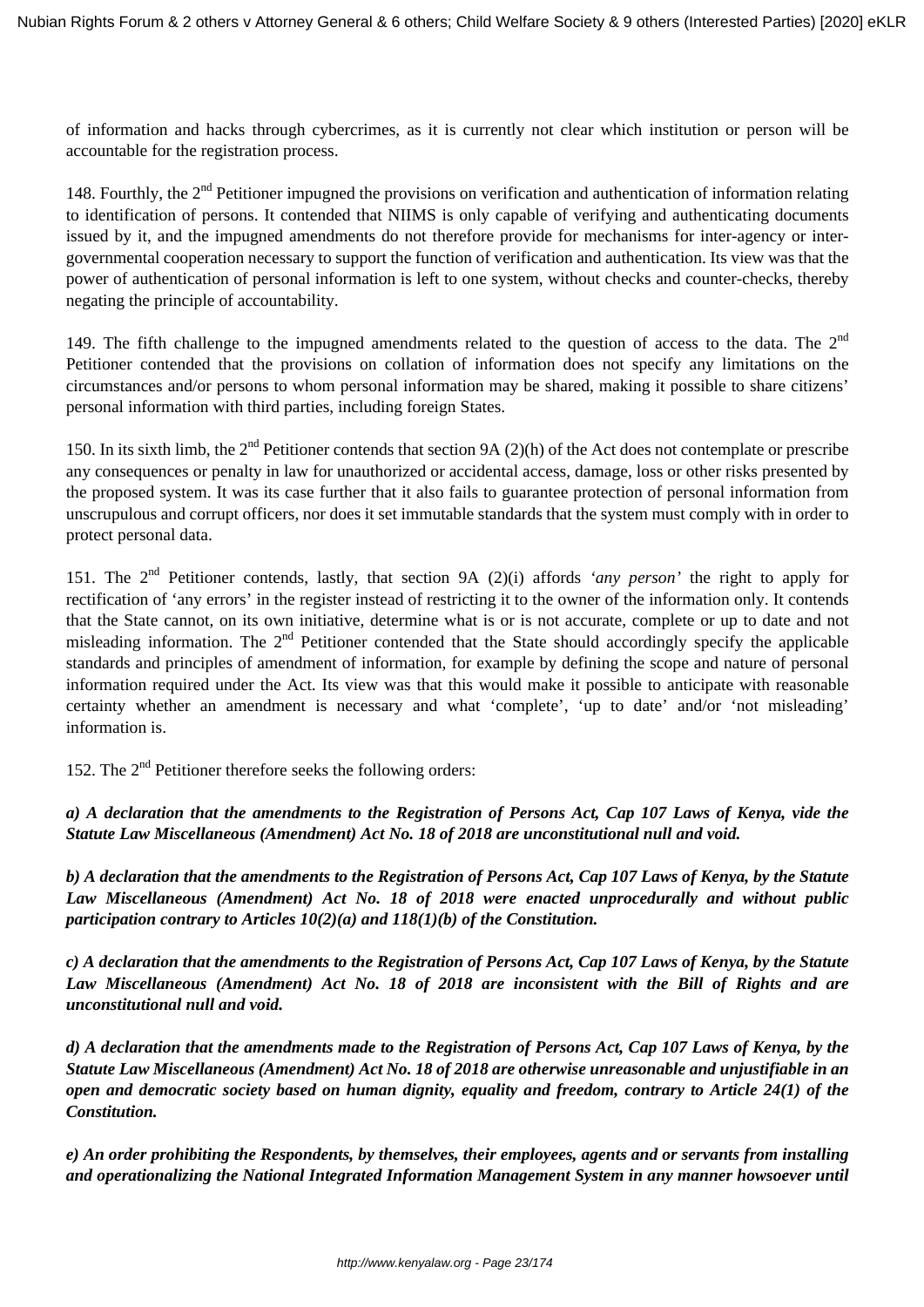of information and hacks through cybercrimes, as it is currently not clear which institution or person will be accountable for the registration process.

148. Fourthly, the 2nd Petitioner impugned the provisions on verification and authentication of information relating to identification of persons. It contended that NIIMS is only capable of verifying and authenticating documents issued by it, and the impugned amendments do not therefore provide for mechanisms for inter-agency or inter-governmental cooperation necessary to support the function of verification and authentication. Its view was that the power of authentication of personal information is left to one system, without checks and counter-checks, thereby negating the principle of accountability.

149. The fifth challenge to the impugned amendments related to the question of access to the data. The 2nd Petitioner contended that the provisions on collation of information does not specify any limitations on the circumstances and/or persons to whom personal information may be shared, making it possible to share citizens' personal information with third parties, including foreign States.

150. In its sixth limb, the 2nd Petitioner contends that section 9A (2)(h) of the Act does not contemplate or prescribe any consequences or penalty in law for unauthorized or accidental access, damage, loss or other risks presented by the proposed system. It was its case further that it also fails to guarantee protection of personal information from unscrupulous and corrupt officers, nor does it set immutable standards that the system must comply with in order to protect personal data.

151. The 2nd Petitioner contends, lastly, that section 9A (2)(i) affords '*any person*' the right to apply for rectification of 'any errors' in the register instead of restricting it to the owner of the information only. It contends that the State cannot, on its own initiative, determine what is or is not accurate, complete or up to date and not misleading information. The 2nd Petitioner contended that the State should accordingly specify the applicable standards and principles of amendment of information, for example by defining the scope and nature of personal information required under the Act. Its view was that this would make it possible to anticipate with reasonable certainty whether an amendment is necessary and what 'complete', 'up to date' and/or 'not misleading' information is.

152. The 2nd Petitioner therefore seeks the following orders:

***a) A declaration that the amendments to the Registration of Persons Act, Cap 107 Laws of Kenya, vide the Statute Law Miscellaneous (Amendment) Act No. 18 of 2018 are unconstitutional null and void.***

***b) A declaration that the amendments to the Registration of Persons Act, Cap 107 Laws of Kenya, by the Statute Law Miscellaneous (Amendment) Act No. 18 of 2018 were enacted unprocedurally and without public participation contrary to Articles 10(2)(a) and 118(1)(b) of the Constitution.***

***c) A declaration that the amendments to the Registration of Persons Act, Cap 107 Laws of Kenya, by the Statute Law Miscellaneous (Amendment) Act No. 18 of 2018 are inconsistent with the Bill of Rights and are unconstitutional null and void.***

***d) A declaration that the amendments made to the Registration of Persons Act, Cap 107 Laws of Kenya, by the Statute Law Miscellaneous (Amendment) Act No. 18 of 2018 are otherwise unreasonable and unjustifiable in an open and democratic society based on human dignity, equality and freedom, contrary to Article 24(1) of the Constitution.***

***e) An order prohibiting the Respondents, by themselves, their employees, agents and or servants from installing and operationalizing the National Integrated Information Management System in any manner howsoever until***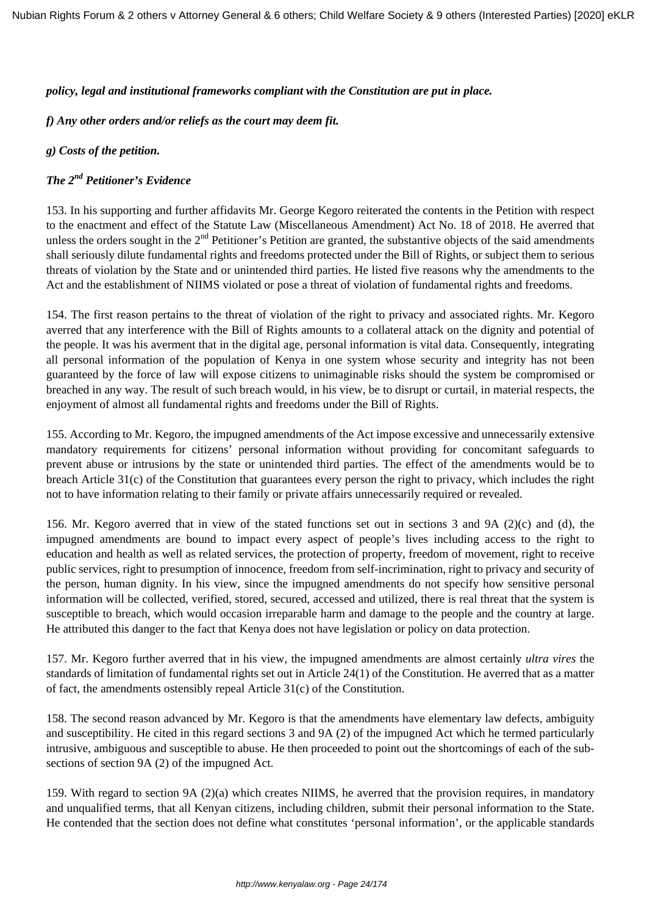***policy, legal and institutional frameworks compliant with the Constitution are put in place.***

***f) Any other orders and/or reliefs as the court may deem fit.***

***g) Costs of the petition.***

***The 2nd Petitioner's Evidence***

153. In his supporting and further affidavits Mr. George Kegoro reiterated the contents in the Petition with respect to the enactment and effect of the Statute Law (Miscellaneous Amendment) Act No. 18 of 2018. He averred that unless the orders sought in the 2nd Petitioner's Petition are granted, the substantive objects of the said amendments shall seriously dilute fundamental rights and freedoms protected under the Bill of Rights, or subject them to serious threats of violation by the State and or unintended third parties. He listed five reasons why the amendments to the Act and the establishment of NIIMS violated or pose a threat of violation of fundamental rights and freedoms.

154. The first reason pertains to the threat of violation of the right to privacy and associated rights. Mr. Kegoro averred that any interference with the Bill of Rights amounts to a collateral attack on the dignity and potential of the people. It was his averment that in the digital age, personal information is vital data. Consequently, integrating all personal information of the population of Kenya in one system whose security and integrity has not been guaranteed by the force of law will expose citizens to unimaginable risks should the system be compromised or breached in any way. The result of such breach would, in his view, be to disrupt or curtail, in material respects, the enjoyment of almost all fundamental rights and freedoms under the Bill of Rights.

155. According to Mr. Kegoro, the impugned amendments of the Act impose excessive and unnecessarily extensive mandatory requirements for citizens' personal information without providing for concomitant safeguards to prevent abuse or intrusions by the state or unintended third parties. The effect of the amendments would be to breach Article 31(c) of the Constitution that guarantees every person the right to privacy, which includes the right not to have information relating to their family or private affairs unnecessarily required or revealed.

156. Mr. Kegoro averred that in view of the stated functions set out in sections 3 and 9A (2)(c) and (d), the impugned amendments are bound to impact every aspect of people's lives including access to the right to education and health as well as related services, the protection of property, freedom of movement, right to receive public services, right to presumption of innocence, freedom from self-incrimination, right to privacy and security of the person, human dignity. In his view, since the impugned amendments do not specify how sensitive personal information will be collected, verified, stored, secured, accessed and utilized, there is real threat that the system is susceptible to breach, which would occasion irreparable harm and damage to the people and the country at large. He attributed this danger to the fact that Kenya does not have legislation or policy on data protection.

157. Mr. Kegoro further averred that in his view, the impugned amendments are almost certainly *ultra vires* the standards of limitation of fundamental rights set out in Article 24(1) of the Constitution. He averred that as a matter of fact, the amendments ostensibly repeal Article 31(c) of the Constitution.

158. The second reason advanced by Mr. Kegoro is that the amendments have elementary law defects, ambiguity and susceptibility. He cited in this regard sections 3 and 9A (2) of the impugned Act which he termed particularly intrusive, ambiguous and susceptible to abuse. He then proceeded to point out the shortcomings of each of the sub-sections of section 9A (2) of the impugned Act.

159. With regard to section 9A (2)(a) which creates NIIMS, he averred that the provision requires, in mandatory and unqualified terms, that all Kenyan citizens, including children, submit their personal information to the State. He contended that the section does not define what constitutes 'personal information', or the applicable standards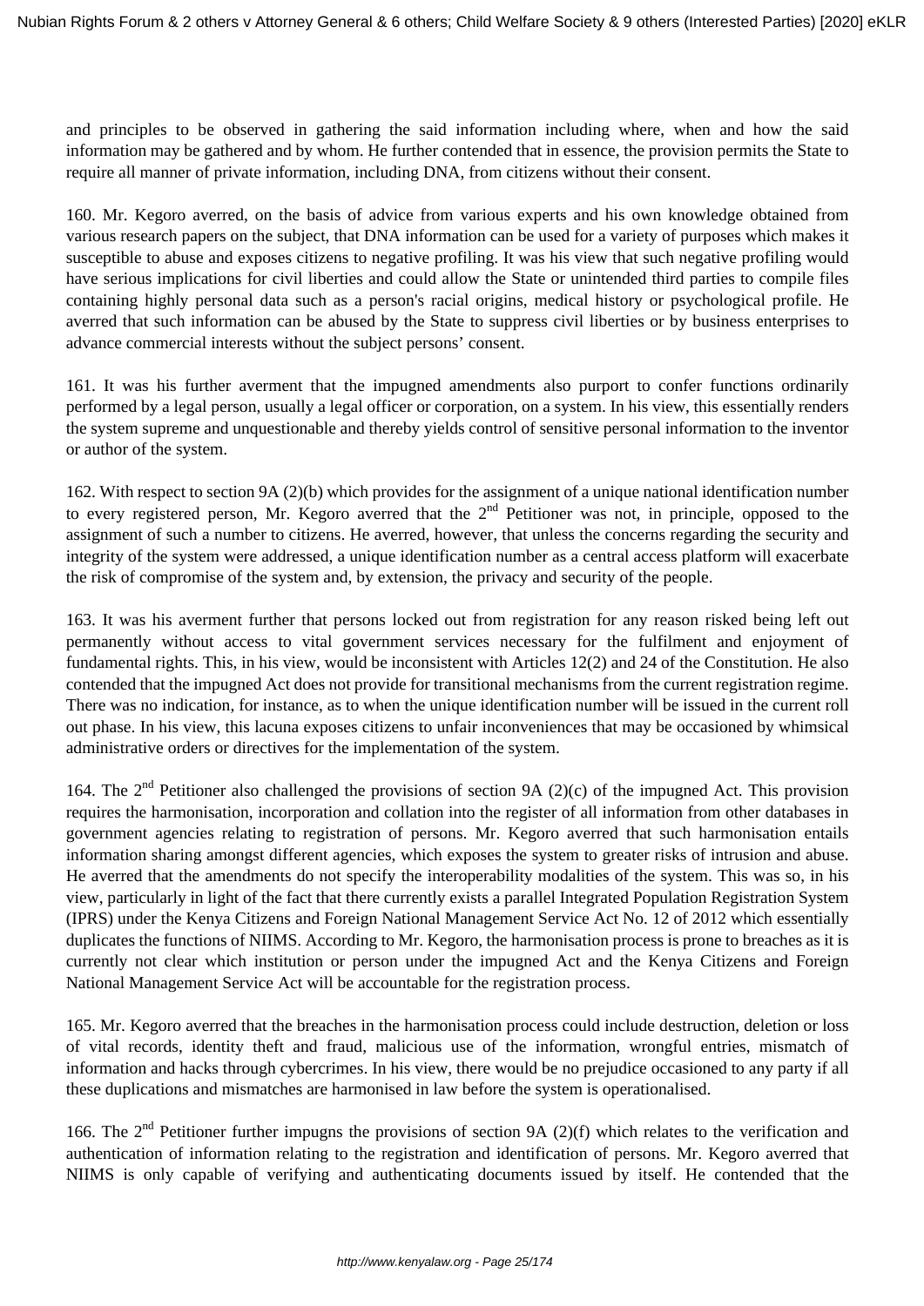and principles to be observed in gathering the said information including where, when and how the said information may be gathered and by whom. He further contended that in essence, the provision permits the State to require all manner of private information, including DNA, from citizens without their consent.

160. Mr. Kegoro averred, on the basis of advice from various experts and his own knowledge obtained from various research papers on the subject, that DNA information can be used for a variety of purposes which makes it susceptible to abuse and exposes citizens to negative profiling. It was his view that such negative profiling would have serious implications for civil liberties and could allow the State or unintended third parties to compile files containing highly personal data such as a person's racial origins, medical history or psychological profile. He averred that such information can be abused by the State to suppress civil liberties or by business enterprises to advance commercial interests without the subject persons' consent.

161. It was his further averment that the impugned amendments also purport to confer functions ordinarily performed by a legal person, usually a legal officer or corporation, on a system. In his view, this essentially renders the system supreme and unquestionable and thereby yields control of sensitive personal information to the inventor or author of the system.

162. With respect to section 9A (2)(b) which provides for the assignment of a unique national identification number to every registered person, Mr. Kegoro averred that the 2nd Petitioner was not, in principle, opposed to the assignment of such a number to citizens. He averred, however, that unless the concerns regarding the security and integrity of the system were addressed, a unique identification number as a central access platform will exacerbate the risk of compromise of the system and, by extension, the privacy and security of the people.

163. It was his averment further that persons locked out from registration for any reason risked being left out permanently without access to vital government services necessary for the fulfilment and enjoyment of fundamental rights. This, in his view, would be inconsistent with Articles 12(2) and 24 of the Constitution. He also contended that the impugned Act does not provide for transitional mechanisms from the current registration regime. There was no indication, for instance, as to when the unique identification number will be issued in the current roll out phase. In his view, this lacuna exposes citizens to unfair inconveniences that may be occasioned by whimsical administrative orders or directives for the implementation of the system.

164. The 2nd Petitioner also challenged the provisions of section 9A (2)(c) of the impugned Act. This provision requires the harmonisation, incorporation and collation into the register of all information from other databases in government agencies relating to registration of persons. Mr. Kegoro averred that such harmonisation entails information sharing amongst different agencies, which exposes the system to greater risks of intrusion and abuse. He averred that the amendments do not specify the interoperability modalities of the system. This was so, in his view, particularly in light of the fact that there currently exists a parallel Integrated Population Registration System (IPRS) under the Kenya Citizens and Foreign National Management Service Act No. 12 of 2012 which essentially duplicates the functions of NIIMS. According to Mr. Kegoro, the harmonisation process is prone to breaches as it is currently not clear which institution or person under the impugned Act and the Kenya Citizens and Foreign National Management Service Act will be accountable for the registration process.

165. Mr. Kegoro averred that the breaches in the harmonisation process could include destruction, deletion or loss of vital records, identity theft and fraud, malicious use of the information, wrongful entries, mismatch of information and hacks through cybercrimes. In his view, there would be no prejudice occasioned to any party if all these duplications and mismatches are harmonised in law before the system is operationalised.

166. The 2nd Petitioner further impugns the provisions of section 9A (2)(f) which relates to the verification and authentication of information relating to the registration and identification of persons. Mr. Kegoro averred that NIIMS is only capable of verifying and authenticating documents issued by itself. He contended that the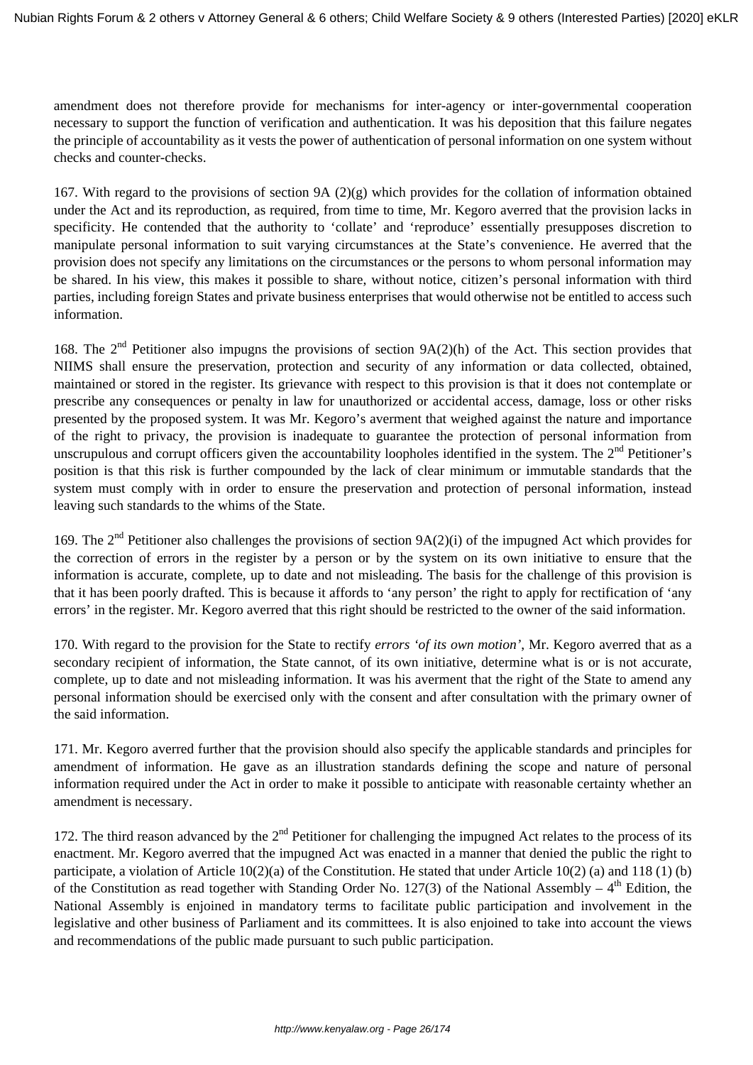amendment does not therefore provide for mechanisms for inter-agency or inter-governmental cooperation necessary to support the function of verification and authentication. It was his deposition that this failure negates the principle of accountability as it vests the power of authentication of personal information on one system without checks and counter-checks.

167. With regard to the provisions of section 9A (2)(g) which provides for the collation of information obtained under the Act and its reproduction, as required, from time to time, Mr. Kegoro averred that the provision lacks in specificity. He contended that the authority to 'collate' and 'reproduce' essentially presupposes discretion to manipulate personal information to suit varying circumstances at the State's convenience. He averred that the provision does not specify any limitations on the circumstances or the persons to whom personal information may be shared. In his view, this makes it possible to share, without notice, citizen's personal information with third parties, including foreign States and private business enterprises that would otherwise not be entitled to access such information.

168. The 2nd Petitioner also impugns the provisions of section 9A(2)(h) of the Act. This section provides that NIIMS shall ensure the preservation, protection and security of any information or data collected, obtained, maintained or stored in the register. Its grievance with respect to this provision is that it does not contemplate or prescribe any consequences or penalty in law for unauthorized or accidental access, damage, loss or other risks presented by the proposed system. It was Mr. Kegoro's averment that weighed against the nature and importance of the right to privacy, the provision is inadequate to guarantee the protection of personal information from unscrupulous and corrupt officers given the accountability loopholes identified in the system. The 2nd Petitioner's position is that this risk is further compounded by the lack of clear minimum or immutable standards that the system must comply with in order to ensure the preservation and protection of personal information, instead leaving such standards to the whims of the State.

169. The 2nd Petitioner also challenges the provisions of section 9A(2)(i) of the impugned Act which provides for the correction of errors in the register by a person or by the system on its own initiative to ensure that the information is accurate, complete, up to date and not misleading. The basis for the challenge of this provision is that it has been poorly drafted. This is because it affords to 'any person' the right to apply for rectification of 'any errors' in the register. Mr. Kegoro averred that this right should be restricted to the owner of the said information.

170. With regard to the provision for the State to rectify *errors 'of its own motion'*, Mr. Kegoro averred that as a secondary recipient of information, the State cannot, of its own initiative, determine what is or is not accurate, complete, up to date and not misleading information. It was his averment that the right of the State to amend any personal information should be exercised only with the consent and after consultation with the primary owner of the said information.

171. Mr. Kegoro averred further that the provision should also specify the applicable standards and principles for amendment of information. He gave as an illustration standards defining the scope and nature of personal information required under the Act in order to make it possible to anticipate with reasonable certainty whether an amendment is necessary.

172. The third reason advanced by the 2nd Petitioner for challenging the impugned Act relates to the process of its enactment. Mr. Kegoro averred that the impugned Act was enacted in a manner that denied the public the right to participate, a violation of Article 10(2)(a) of the Constitution. He stated that under Article 10(2) (a) and 118 (1) (b) of the Constitution as read together with Standing Order No. 127(3) of the National Assembly – 4th Edition, the National Assembly is enjoined in mandatory terms to facilitate public participation and involvement in the legislative and other business of Parliament and its committees. It is also enjoined to take into account the views and recommendations of the public made pursuant to such public participation.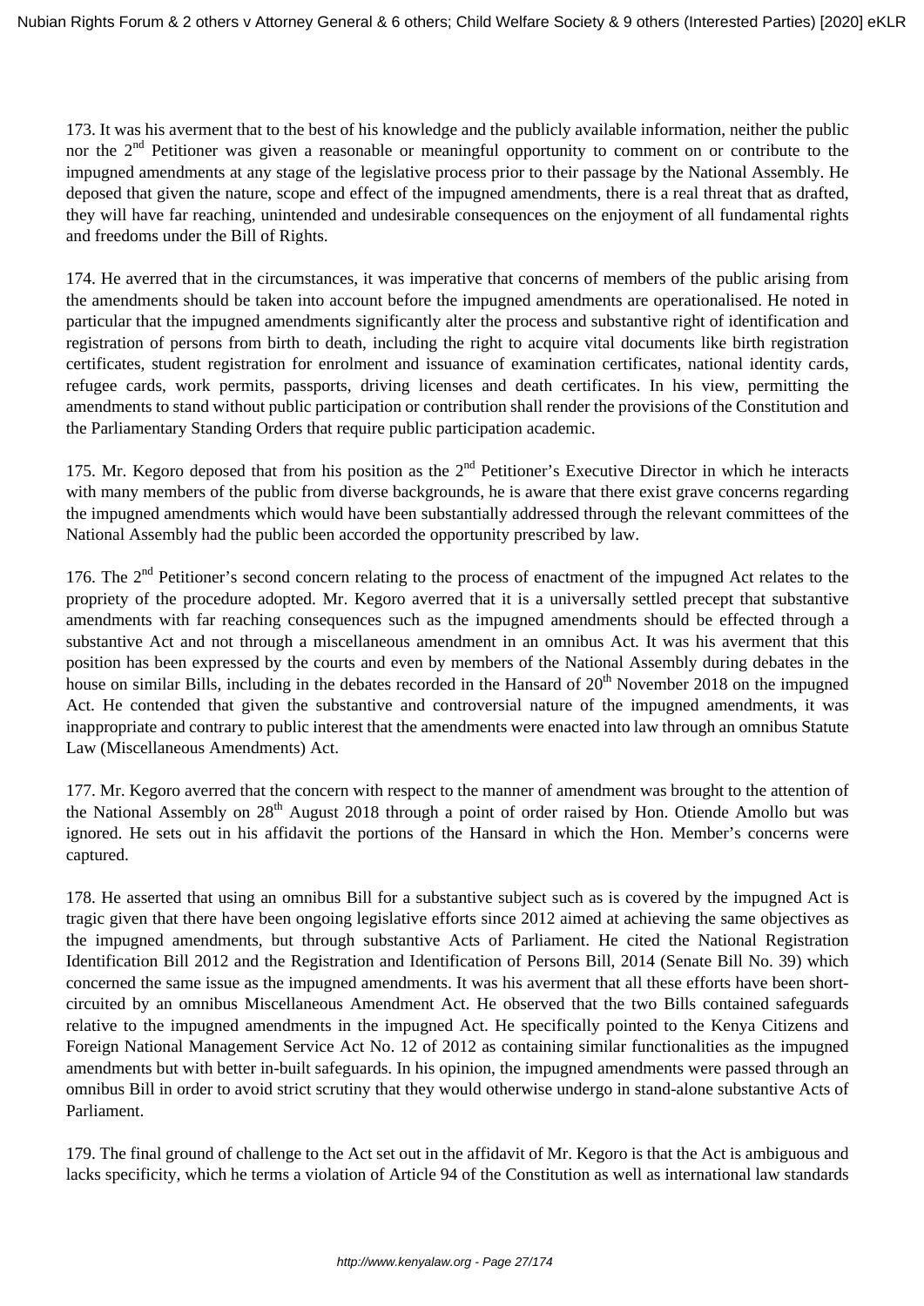173. It was his averment that to the best of his knowledge and the publicly available information, neither the public nor the 2nd Petitioner was given a reasonable or meaningful opportunity to comment on or contribute to the impugned amendments at any stage of the legislative process prior to their passage by the National Assembly. He deposed that given the nature, scope and effect of the impugned amendments, there is a real threat that as drafted, they will have far reaching, unintended and undesirable consequences on the enjoyment of all fundamental rights and freedoms under the Bill of Rights.

174. He averred that in the circumstances, it was imperative that concerns of members of the public arising from the amendments should be taken into account before the impugned amendments are operationalised. He noted in particular that the impugned amendments significantly alter the process and substantive right of identification and registration of persons from birth to death, including the right to acquire vital documents like birth registration certificates, student registration for enrolment and issuance of examination certificates, national identity cards, refugee cards, work permits, passports, driving licenses and death certificates. In his view, permitting the amendments to stand without public participation or contribution shall render the provisions of the Constitution and the Parliamentary Standing Orders that require public participation academic.

175. Mr. Kegoro deposed that from his position as the 2nd Petitioner's Executive Director in which he interacts with many members of the public from diverse backgrounds, he is aware that there exist grave concerns regarding the impugned amendments which would have been substantially addressed through the relevant committees of the National Assembly had the public been accorded the opportunity prescribed by law.

176. The 2nd Petitioner's second concern relating to the process of enactment of the impugned Act relates to the propriety of the procedure adopted. Mr. Kegoro averred that it is a universally settled precept that substantive amendments with far reaching consequences such as the impugned amendments should be effected through a substantive Act and not through a miscellaneous amendment in an omnibus Act. It was his averment that this position has been expressed by the courts and even by members of the National Assembly during debates in the house on similar Bills, including in the debates recorded in the Hansard of 20th November 2018 on the impugned Act. He contended that given the substantive and controversial nature of the impugned amendments, it was inappropriate and contrary to public interest that the amendments were enacted into law through an omnibus Statute Law (Miscellaneous Amendments) Act.

177. Mr. Kegoro averred that the concern with respect to the manner of amendment was brought to the attention of the National Assembly on 28th August 2018 through a point of order raised by Hon. Otiende Amollo but was ignored. He sets out in his affidavit the portions of the Hansard in which the Hon. Member's concerns were captured.

178. He asserted that using an omnibus Bill for a substantive subject such as is covered by the impugned Act is tragic given that there have been ongoing legislative efforts since 2012 aimed at achieving the same objectives as the impugned amendments, but through substantive Acts of Parliament. He cited the National Registration Identification Bill 2012 and the Registration and Identification of Persons Bill, 2014 (Senate Bill No. 39) which concerned the same issue as the impugned amendments. It was his averment that all these efforts have been short-circuited by an omnibus Miscellaneous Amendment Act. He observed that the two Bills contained safeguards relative to the impugned amendments in the impugned Act. He specifically pointed to the Kenya Citizens and Foreign National Management Service Act No. 12 of 2012 as containing similar functionalities as the impugned amendments but with better in-built safeguards. In his opinion, the impugned amendments were passed through an omnibus Bill in order to avoid strict scrutiny that they would otherwise undergo in stand-alone substantive Acts of Parliament.

179. The final ground of challenge to the Act set out in the affidavit of Mr. Kegoro is that the Act is ambiguous and lacks specificity, which he terms a violation of Article 94 of the Constitution as well as international law standards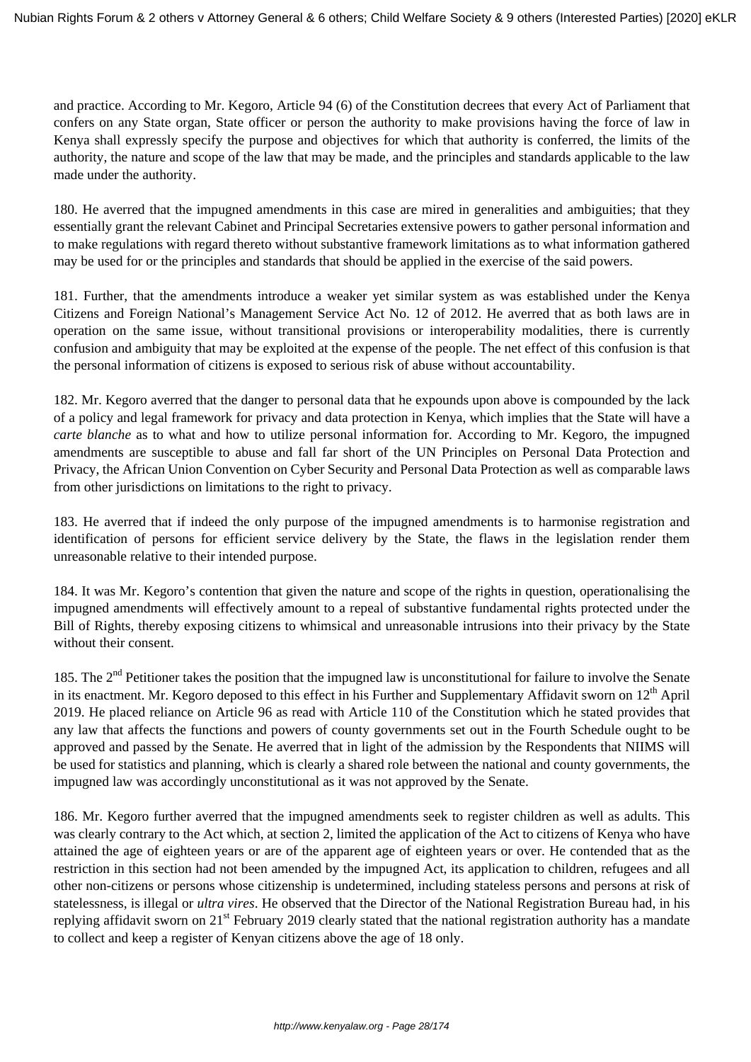and practice. According to Mr. Kegoro, Article 94 (6) of the Constitution decrees that every Act of Parliament that confers on any State organ, State officer or person the authority to make provisions having the force of law in Kenya shall expressly specify the purpose and objectives for which that authority is conferred, the limits of the authority, the nature and scope of the law that may be made, and the principles and standards applicable to the law made under the authority.

180. He averred that the impugned amendments in this case are mired in generalities and ambiguities; that they essentially grant the relevant Cabinet and Principal Secretaries extensive powers to gather personal information and to make regulations with regard thereto without substantive framework limitations as to what information gathered may be used for or the principles and standards that should be applied in the exercise of the said powers.

181. Further, that the amendments introduce a weaker yet similar system as was established under the Kenya Citizens and Foreign National's Management Service Act No. 12 of 2012. He averred that as both laws are in operation on the same issue, without transitional provisions or interoperability modalities, there is currently confusion and ambiguity that may be exploited at the expense of the people. The net effect of this confusion is that the personal information of citizens is exposed to serious risk of abuse without accountability.

182. Mr. Kegoro averred that the danger to personal data that he expounds upon above is compounded by the lack of a policy and legal framework for privacy and data protection in Kenya, which implies that the State will have a *carte blanche* as to what and how to utilize personal information for. According to Mr. Kegoro, the impugned amendments are susceptible to abuse and fall far short of the UN Principles on Personal Data Protection and Privacy, the African Union Convention on Cyber Security and Personal Data Protection as well as comparable laws from other jurisdictions on limitations to the right to privacy.

183. He averred that if indeed the only purpose of the impugned amendments is to harmonise registration and identification of persons for efficient service delivery by the State, the flaws in the legislation render them unreasonable relative to their intended purpose.

184. It was Mr. Kegoro's contention that given the nature and scope of the rights in question, operationalising the impugned amendments will effectively amount to a repeal of substantive fundamental rights protected under the Bill of Rights, thereby exposing citizens to whimsical and unreasonable intrusions into their privacy by the State without their consent.

185. The 2nd Petitioner takes the position that the impugned law is unconstitutional for failure to involve the Senate in its enactment. Mr. Kegoro deposed to this effect in his Further and Supplementary Affidavit sworn on 12th April 2019. He placed reliance on Article 96 as read with Article 110 of the Constitution which he stated provides that any law that affects the functions and powers of county governments set out in the Fourth Schedule ought to be approved and passed by the Senate. He averred that in light of the admission by the Respondents that NIIMS will be used for statistics and planning, which is clearly a shared role between the national and county governments, the impugned law was accordingly unconstitutional as it was not approved by the Senate.

186. Mr. Kegoro further averred that the impugned amendments seek to register children as well as adults. This was clearly contrary to the Act which, at section 2, limited the application of the Act to citizens of Kenya who have attained the age of eighteen years or are of the apparent age of eighteen years or over. He contended that as the restriction in this section had not been amended by the impugned Act, its application to children, refugees and all other non-citizens or persons whose citizenship is undetermined, including stateless persons and persons at risk of statelessness, is illegal or *ultra vires*. He observed that the Director of the National Registration Bureau had, in his replying affidavit sworn on 21st February 2019 clearly stated that the national registration authority has a mandate to collect and keep a register of Kenyan citizens above the age of 18 only.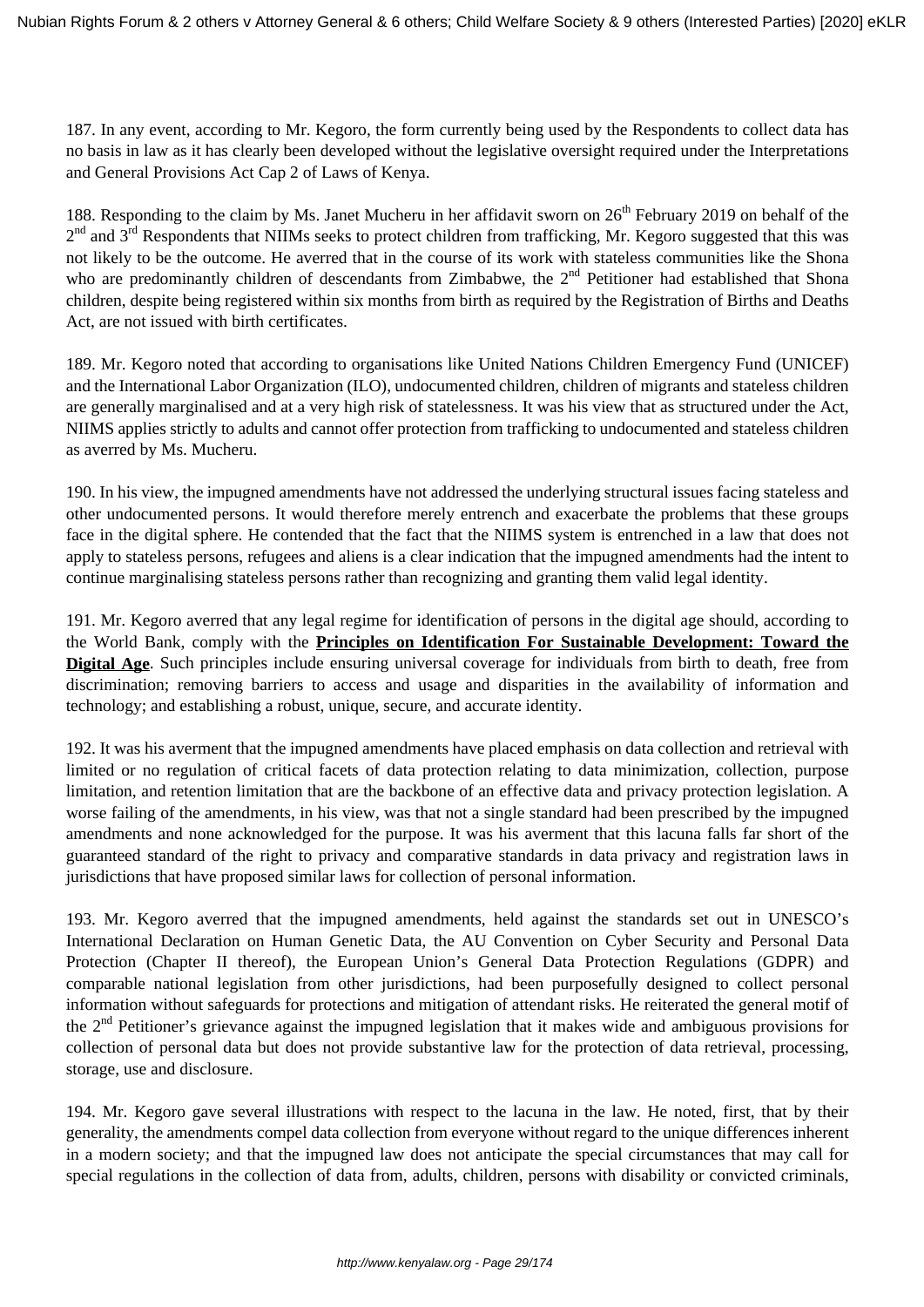187. In any event, according to Mr. Kegoro, the form currently being used by the Respondents to collect data has no basis in law as it has clearly been developed without the legislative oversight required under the Interpretations and General Provisions Act Cap 2 of Laws of Kenya.

188. Responding to the claim by Ms. Janet Mucheru in her affidavit sworn on 26th February 2019 on behalf of the 2nd and 3rd Respondents that NIIMs seeks to protect children from trafficking, Mr. Kegoro suggested that this was not likely to be the outcome. He averred that in the course of its work with stateless communities like the Shona who are predominantly children of descendants from Zimbabwe, the 2nd Petitioner had established that Shona children, despite being registered within six months from birth as required by the Registration of Births and Deaths Act, are not issued with birth certificates.

189. Mr. Kegoro noted that according to organisations like United Nations Children Emergency Fund (UNICEF) and the International Labor Organization (ILO), undocumented children, children of migrants and stateless children are generally marginalised and at a very high risk of statelessness. It was his view that as structured under the Act, NIIMS applies strictly to adults and cannot offer protection from trafficking to undocumented and stateless children as averred by Ms. Mucheru.

190. In his view, the impugned amendments have not addressed the underlying structural issues facing stateless and other undocumented persons. It would therefore merely entrench and exacerbate the problems that these groups face in the digital sphere. He contended that the fact that the NIIMS system is entrenched in a law that does not apply to stateless persons, refugees and aliens is a clear indication that the impugned amendments had the intent to continue marginalising stateless persons rather than recognizing and granting them valid legal identity.

191. Mr. Kegoro averred that any legal regime for identification of persons in the digital age should, according to the World Bank, comply with the **Principles on Identification For Sustainable Development: Toward the Digital Age**. Such principles include ensuring universal coverage for individuals from birth to death, free from discrimination; removing barriers to access and usage and disparities in the availability of information and technology; and establishing a robust, unique, secure, and accurate identity.

192. It was his averment that the impugned amendments have placed emphasis on data collection and retrieval with limited or no regulation of critical facets of data protection relating to data minimization, collection, purpose limitation, and retention limitation that are the backbone of an effective data and privacy protection legislation. A worse failing of the amendments, in his view, was that not a single standard had been prescribed by the impugned amendments and none acknowledged for the purpose. It was his averment that this lacuna falls far short of the guaranteed standard of the right to privacy and comparative standards in data privacy and registration laws in jurisdictions that have proposed similar laws for collection of personal information.

193. Mr. Kegoro averred that the impugned amendments, held against the standards set out in UNESCO's International Declaration on Human Genetic Data, the AU Convention on Cyber Security and Personal Data Protection (Chapter II thereof), the European Union's General Data Protection Regulations (GDPR) and comparable national legislation from other jurisdictions, had been purposefully designed to collect personal information without safeguards for protections and mitigation of attendant risks. He reiterated the general motif of the 2nd Petitioner's grievance against the impugned legislation that it makes wide and ambiguous provisions for collection of personal data but does not provide substantive law for the protection of data retrieval, processing, storage, use and disclosure.

194. Mr. Kegoro gave several illustrations with respect to the lacuna in the law. He noted, first, that by their generality, the amendments compel data collection from everyone without regard to the unique differences inherent in a modern society; and that the impugned law does not anticipate the special circumstances that may call for special regulations in the collection of data from, adults, children, persons with disability or convicted criminals,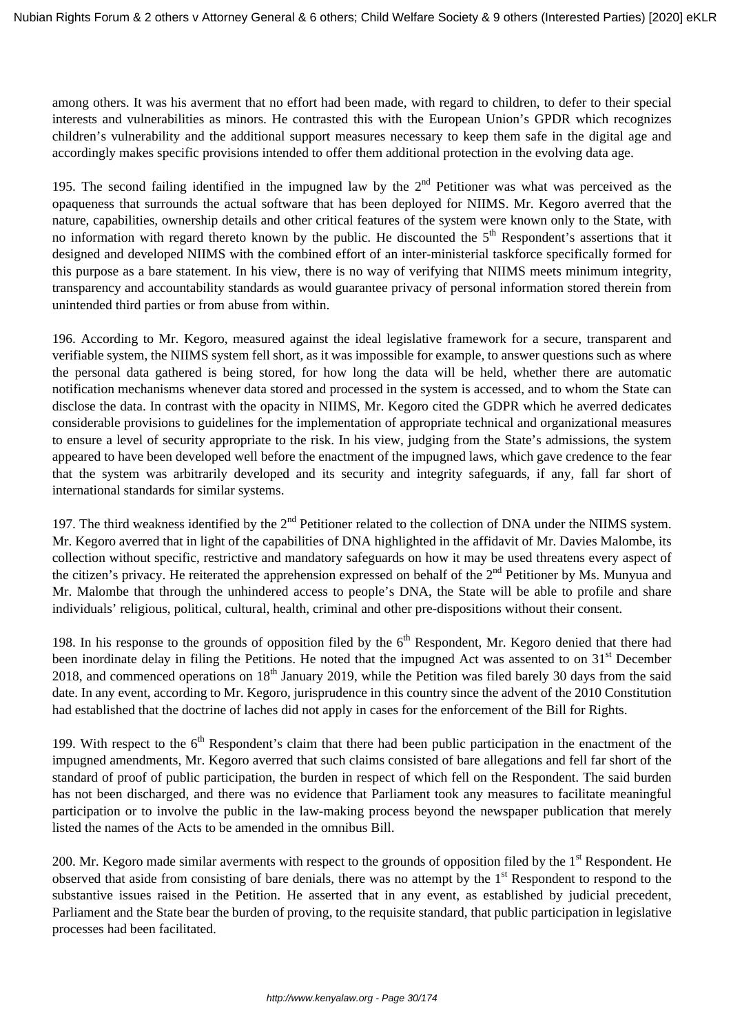among others. It was his averment that no effort had been made, with regard to children, to defer to their special interests and vulnerabilities as minors. He contrasted this with the European Union's GPDR which recognizes children's vulnerability and the additional support measures necessary to keep them safe in the digital age and accordingly makes specific provisions intended to offer them additional protection in the evolving data age.

195. The second failing identified in the impugned law by the 2nd Petitioner was what was perceived as the opaqueness that surrounds the actual software that has been deployed for NIIMS. Mr. Kegoro averred that the nature, capabilities, ownership details and other critical features of the system were known only to the State, with no information with regard thereto known by the public. He discounted the 5th Respondent's assertions that it designed and developed NIIMS with the combined effort of an inter-ministerial taskforce specifically formed for this purpose as a bare statement. In his view, there is no way of verifying that NIIMS meets minimum integrity, transparency and accountability standards as would guarantee privacy of personal information stored therein from unintended third parties or from abuse from within.

196. According to Mr. Kegoro, measured against the ideal legislative framework for a secure, transparent and verifiable system, the NIIMS system fell short, as it was impossible for example, to answer questions such as where the personal data gathered is being stored, for how long the data will be held, whether there are automatic notification mechanisms whenever data stored and processed in the system is accessed, and to whom the State can disclose the data. In contrast with the opacity in NIIMS, Mr. Kegoro cited the GDPR which he averred dedicates considerable provisions to guidelines for the implementation of appropriate technical and organizational measures to ensure a level of security appropriate to the risk. In his view, judging from the State's admissions, the system appeared to have been developed well before the enactment of the impugned laws, which gave credence to the fear that the system was arbitrarily developed and its security and integrity safeguards, if any, fall far short of international standards for similar systems.

197. The third weakness identified by the 2nd Petitioner related to the collection of DNA under the NIIMS system. Mr. Kegoro averred that in light of the capabilities of DNA highlighted in the affidavit of Mr. Davies Malombe, its collection without specific, restrictive and mandatory safeguards on how it may be used threatens every aspect of the citizen's privacy. He reiterated the apprehension expressed on behalf of the 2nd Petitioner by Ms. Munyua and Mr. Malombe that through the unhindered access to people's DNA, the State will be able to profile and share individuals' religious, political, cultural, health, criminal and other pre-dispositions without their consent.

198. In his response to the grounds of opposition filed by the 6th Respondent, Mr. Kegoro denied that there had been inordinate delay in filing the Petitions. He noted that the impugned Act was assented to on 31st December 2018, and commenced operations on 18th January 2019, while the Petition was filed barely 30 days from the said date. In any event, according to Mr. Kegoro, jurisprudence in this country since the advent of the 2010 Constitution had established that the doctrine of laches did not apply in cases for the enforcement of the Bill for Rights.

199. With respect to the 6th Respondent's claim that there had been public participation in the enactment of the impugned amendments, Mr. Kegoro averred that such claims consisted of bare allegations and fell far short of the standard of proof of public participation, the burden in respect of which fell on the Respondent. The said burden has not been discharged, and there was no evidence that Parliament took any measures to facilitate meaningful participation or to involve the public in the law-making process beyond the newspaper publication that merely listed the names of the Acts to be amended in the omnibus Bill.

200. Mr. Kegoro made similar averments with respect to the grounds of opposition filed by the 1st Respondent. He observed that aside from consisting of bare denials, there was no attempt by the 1st Respondent to respond to the substantive issues raised in the Petition. He asserted that in any event, as established by judicial precedent, Parliament and the State bear the burden of proving, to the requisite standard, that public participation in legislative processes had been facilitated.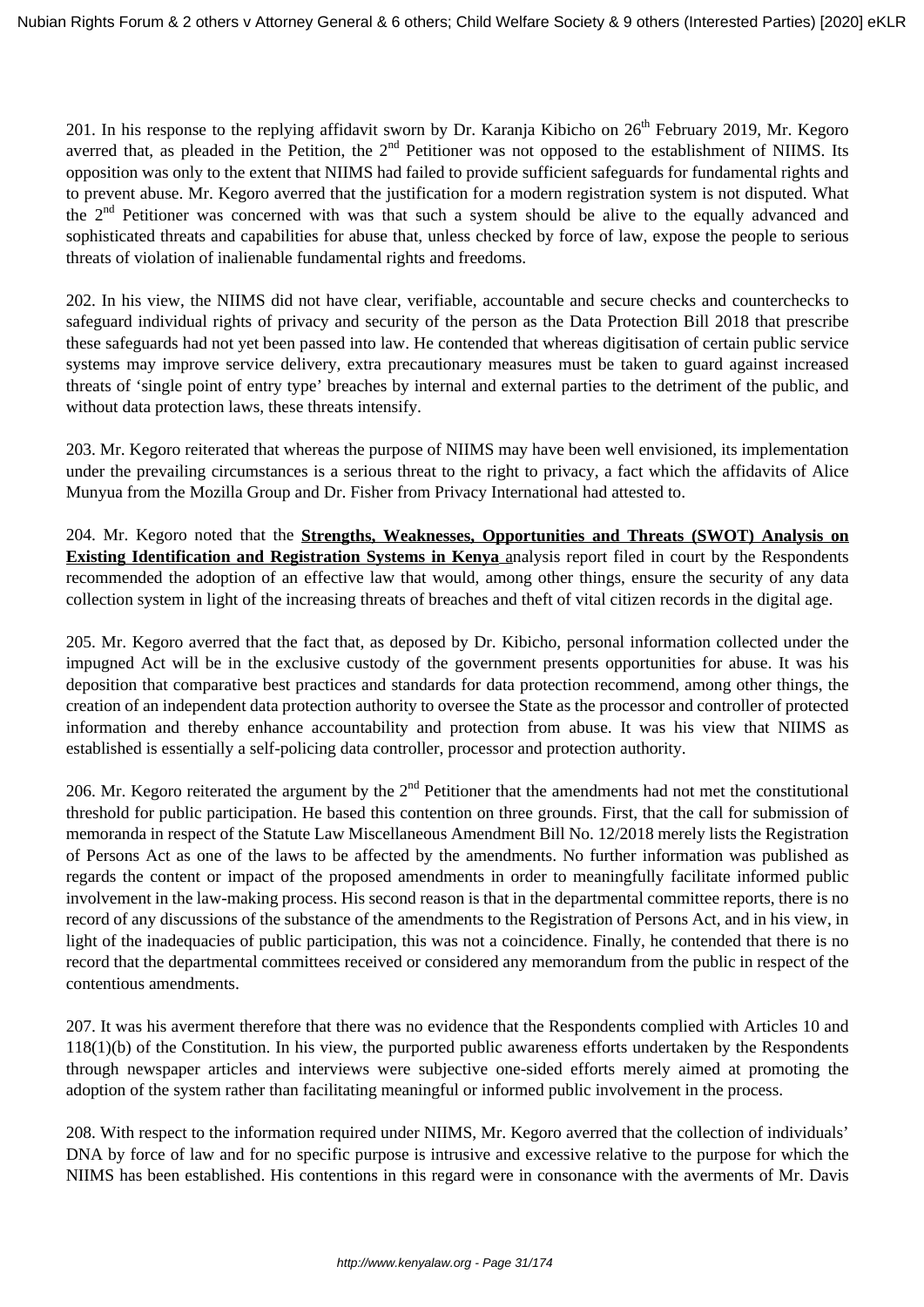201. In his response to the replying affidavit sworn by Dr. Karanja Kibicho on 26th February 2019, Mr. Kegoro averred that, as pleaded in the Petition, the 2nd Petitioner was not opposed to the establishment of NIIMS. Its opposition was only to the extent that NIIMS had failed to provide sufficient safeguards for fundamental rights and to prevent abuse. Mr. Kegoro averred that the justification for a modern registration system is not disputed. What the 2nd Petitioner was concerned with was that such a system should be alive to the equally advanced and sophisticated threats and capabilities for abuse that, unless checked by force of law, expose the people to serious threats of violation of inalienable fundamental rights and freedoms.

202. In his view, the NIIMS did not have clear, verifiable, accountable and secure checks and counterchecks to safeguard individual rights of privacy and security of the person as the Data Protection Bill 2018 that prescribe these safeguards had not yet been passed into law. He contended that whereas digitisation of certain public service systems may improve service delivery, extra precautionary measures must be taken to guard against increased threats of 'single point of entry type' breaches by internal and external parties to the detriment of the public, and without data protection laws, these threats intensify.

203. Mr. Kegoro reiterated that whereas the purpose of NIIMS may have been well envisioned, its implementation under the prevailing circumstances is a serious threat to the right to privacy, a fact which the affidavits of Alice Munyua from the Mozilla Group and Dr. Fisher from Privacy International had attested to.

204. Mr. Kegoro noted that the **Strengths, Weaknesses, Opportunities and Threats (SWOT) Analysis on Existing Identification and Registration Systems in Kenya** analysis report filed in court by the Respondents recommended the adoption of an effective law that would, among other things, ensure the security of any data collection system in light of the increasing threats of breaches and theft of vital citizen records in the digital age.

205. Mr. Kegoro averred that the fact that, as deposed by Dr. Kibicho, personal information collected under the impugned Act will be in the exclusive custody of the government presents opportunities for abuse. It was his deposition that comparative best practices and standards for data protection recommend, among other things, the creation of an independent data protection authority to oversee the State as the processor and controller of protected information and thereby enhance accountability and protection from abuse. It was his view that NIIMS as established is essentially a self-policing data controller, processor and protection authority.

206. Mr. Kegoro reiterated the argument by the 2nd Petitioner that the amendments had not met the constitutional threshold for public participation. He based this contention on three grounds. First, that the call for submission of memoranda in respect of the Statute Law Miscellaneous Amendment Bill No. 12/2018 merely lists the Registration of Persons Act as one of the laws to be affected by the amendments. No further information was published as regards the content or impact of the proposed amendments in order to meaningfully facilitate informed public involvement in the law-making process. His second reason is that in the departmental committee reports, there is no record of any discussions of the substance of the amendments to the Registration of Persons Act, and in his view, in light of the inadequacies of public participation, this was not a coincidence. Finally, he contended that there is no record that the departmental committees received or considered any memorandum from the public in respect of the contentious amendments.

207. It was his averment therefore that there was no evidence that the Respondents complied with Articles 10 and 118(1)(b) of the Constitution. In his view, the purported public awareness efforts undertaken by the Respondents through newspaper articles and interviews were subjective one-sided efforts merely aimed at promoting the adoption of the system rather than facilitating meaningful or informed public involvement in the process.

208. With respect to the information required under NIIMS, Mr. Kegoro averred that the collection of individuals' DNA by force of law and for no specific purpose is intrusive and excessive relative to the purpose for which the NIIMS has been established. His contentions in this regard were in consonance with the averments of Mr. Davis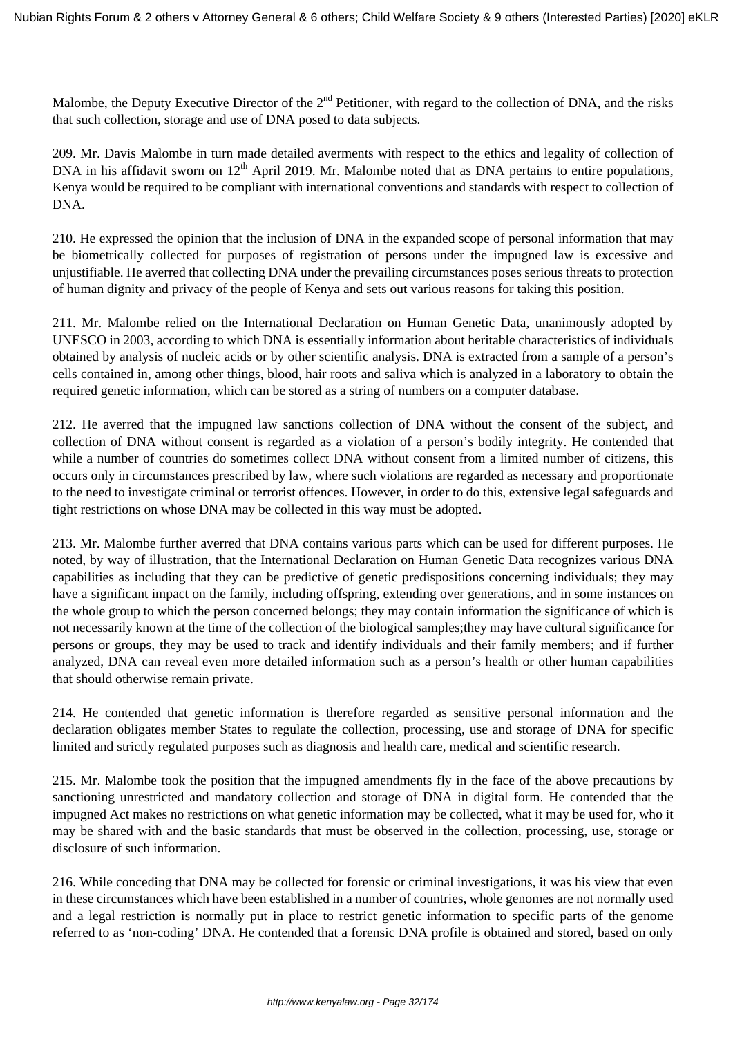Malombe, the Deputy Executive Director of the 2nd Petitioner, with regard to the collection of DNA, and the risks that such collection, storage and use of DNA posed to data subjects.

209. Mr. Davis Malombe in turn made detailed averments with respect to the ethics and legality of collection of DNA in his affidavit sworn on 12th April 2019. Mr. Malombe noted that as DNA pertains to entire populations, Kenya would be required to be compliant with international conventions and standards with respect to collection of DNA.

210. He expressed the opinion that the inclusion of DNA in the expanded scope of personal information that may be biometrically collected for purposes of registration of persons under the impugned law is excessive and unjustifiable. He averred that collecting DNA under the prevailing circumstances poses serious threats to protection of human dignity and privacy of the people of Kenya and sets out various reasons for taking this position.

211. Mr. Malombe relied on the International Declaration on Human Genetic Data, unanimously adopted by UNESCO in 2003, according to which DNA is essentially information about heritable characteristics of individuals obtained by analysis of nucleic acids or by other scientific analysis. DNA is extracted from a sample of a person's cells contained in, among other things, blood, hair roots and saliva which is analyzed in a laboratory to obtain the required genetic information, which can be stored as a string of numbers on a computer database.

212. He averred that the impugned law sanctions collection of DNA without the consent of the subject, and collection of DNA without consent is regarded as a violation of a person's bodily integrity. He contended that while a number of countries do sometimes collect DNA without consent from a limited number of citizens, this occurs only in circumstances prescribed by law, where such violations are regarded as necessary and proportionate to the need to investigate criminal or terrorist offences. However, in order to do this, extensive legal safeguards and tight restrictions on whose DNA may be collected in this way must be adopted.

213. Mr. Malombe further averred that DNA contains various parts which can be used for different purposes. He noted, by way of illustration, that the International Declaration on Human Genetic Data recognizes various DNA capabilities as including that they can be predictive of genetic predispositions concerning individuals; they may have a significant impact on the family, including offspring, extending over generations, and in some instances on the whole group to which the person concerned belongs; they may contain information the significance of which is not necessarily known at the time of the collection of the biological samples;they may have cultural significance for persons or groups, they may be used to track and identify individuals and their family members; and if further analyzed, DNA can reveal even more detailed information such as a person's health or other human capabilities that should otherwise remain private.

214. He contended that genetic information is therefore regarded as sensitive personal information and the declaration obligates member States to regulate the collection, processing, use and storage of DNA for specific limited and strictly regulated purposes such as diagnosis and health care, medical and scientific research.

215. Mr. Malombe took the position that the impugned amendments fly in the face of the above precautions by sanctioning unrestricted and mandatory collection and storage of DNA in digital form. He contended that the impugned Act makes no restrictions on what genetic information may be collected, what it may be used for, who it may be shared with and the basic standards that must be observed in the collection, processing, use, storage or disclosure of such information.

216. While conceding that DNA may be collected for forensic or criminal investigations, it was his view that even in these circumstances which have been established in a number of countries, whole genomes are not normally used and a legal restriction is normally put in place to restrict genetic information to specific parts of the genome referred to as 'non-coding' DNA. He contended that a forensic DNA profile is obtained and stored, based on only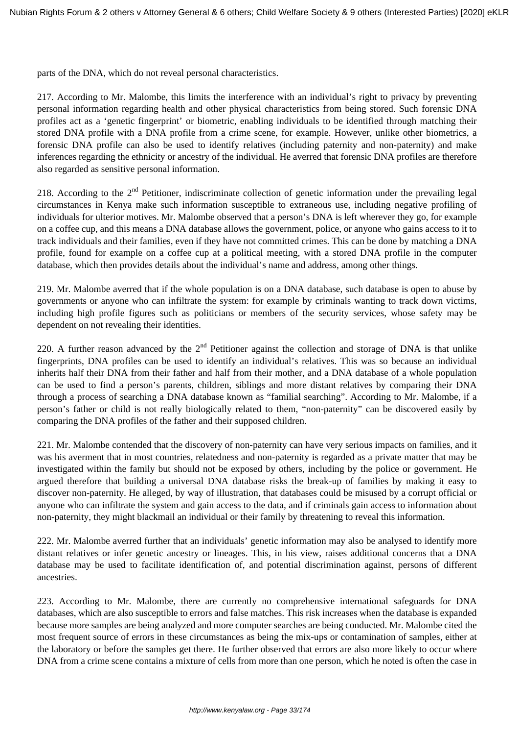parts of the DNA, which do not reveal personal characteristics.

217. According to Mr. Malombe, this limits the interference with an individual's right to privacy by preventing personal information regarding health and other physical characteristics from being stored. Such forensic DNA profiles act as a 'genetic fingerprint' or biometric, enabling individuals to be identified through matching their stored DNA profile with a DNA profile from a crime scene, for example. However, unlike other biometrics, a forensic DNA profile can also be used to identify relatives (including paternity and non-paternity) and make inferences regarding the ethnicity or ancestry of the individual. He averred that forensic DNA profiles are therefore also regarded as sensitive personal information.

218. According to the 2nd Petitioner, indiscriminate collection of genetic information under the prevailing legal circumstances in Kenya make such information susceptible to extraneous use, including negative profiling of individuals for ulterior motives. Mr. Malombe observed that a person's DNA is left wherever they go, for example on a coffee cup, and this means a DNA database allows the government, police, or anyone who gains access to it to track individuals and their families, even if they have not committed crimes. This can be done by matching a DNA profile, found for example on a coffee cup at a political meeting, with a stored DNA profile in the computer database, which then provides details about the individual's name and address, among other things.

219. Mr. Malombe averred that if the whole population is on a DNA database, such database is open to abuse by governments or anyone who can infiltrate the system: for example by criminals wanting to track down victims, including high profile figures such as politicians or members of the security services, whose safety may be dependent on not revealing their identities.

220. A further reason advanced by the 2nd Petitioner against the collection and storage of DNA is that unlike fingerprints, DNA profiles can be used to identify an individual's relatives. This was so because an individual inherits half their DNA from their father and half from their mother, and a DNA database of a whole population can be used to find a person's parents, children, siblings and more distant relatives by comparing their DNA through a process of searching a DNA database known as "familial searching". According to Mr. Malombe, if a person's father or child is not really biologically related to them, "non-paternity" can be discovered easily by comparing the DNA profiles of the father and their supposed children.

221. Mr. Malombe contended that the discovery of non-paternity can have very serious impacts on families, and it was his averment that in most countries, relatedness and non-paternity is regarded as a private matter that may be investigated within the family but should not be exposed by others, including by the police or government. He argued therefore that building a universal DNA database risks the break-up of families by making it easy to discover non-paternity. He alleged, by way of illustration, that databases could be misused by a corrupt official or anyone who can infiltrate the system and gain access to the data, and if criminals gain access to information about non-paternity, they might blackmail an individual or their family by threatening to reveal this information.

222. Mr. Malombe averred further that an individuals' genetic information may also be analysed to identify more distant relatives or infer genetic ancestry or lineages. This, in his view, raises additional concerns that a DNA database may be used to facilitate identification of, and potential discrimination against, persons of different ancestries.

223. According to Mr. Malombe, there are currently no comprehensive international safeguards for DNA databases, which are also susceptible to errors and false matches. This risk increases when the database is expanded because more samples are being analyzed and more computer searches are being conducted. Mr. Malombe cited the most frequent source of errors in these circumstances as being the mix-ups or contamination of samples, either at the laboratory or before the samples get there. He further observed that errors are also more likely to occur where DNA from a crime scene contains a mixture of cells from more than one person, which he noted is often the case in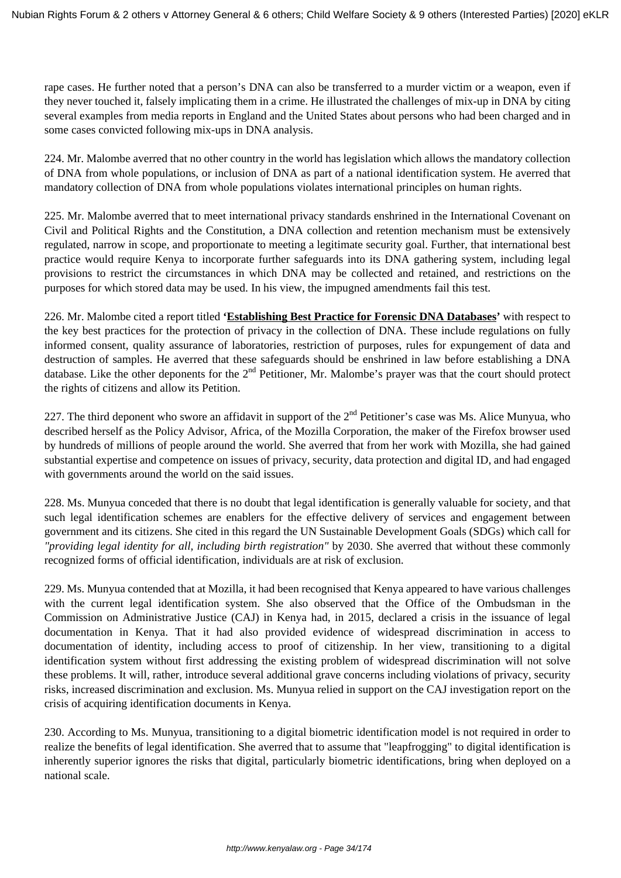rape cases. He further noted that a person's DNA can also be transferred to a murder victim or a weapon, even if they never touched it, falsely implicating them in a crime. He illustrated the challenges of mix-up in DNA by citing several examples from media reports in England and the United States about persons who had been charged and in some cases convicted following mix-ups in DNA analysis.

224. Mr. Malombe averred that no other country in the world has legislation which allows the mandatory collection of DNA from whole populations, or inclusion of DNA as part of a national identification system. He averred that mandatory collection of DNA from whole populations violates international principles on human rights.

225. Mr. Malombe averred that to meet international privacy standards enshrined in the International Covenant on Civil and Political Rights and the Constitution, a DNA collection and retention mechanism must be extensively regulated, narrow in scope, and proportionate to meeting a legitimate security goal. Further, that international best practice would require Kenya to incorporate further safeguards into its DNA gathering system, including legal provisions to restrict the circumstances in which DNA may be collected and retained, and restrictions on the purposes for which stored data may be used. In his view, the impugned amendments fail this test.

226. Mr. Malombe cited a report titled **'Establishing Best Practice for Forensic DNA Databases'** with respect to the key best practices for the protection of privacy in the collection of DNA. These include regulations on fully informed consent, quality assurance of laboratories, restriction of purposes, rules for expungement of data and destruction of samples. He averred that these safeguards should be enshrined in law before establishing a DNA database. Like the other deponents for the 2nd Petitioner, Mr. Malombe's prayer was that the court should protect the rights of citizens and allow its Petition.

227. The third deponent who swore an affidavit in support of the 2nd Petitioner's case was Ms. Alice Munyua, who described herself as the Policy Advisor, Africa, of the Mozilla Corporation, the maker of the Firefox browser used by hundreds of millions of people around the world. She averred that from her work with Mozilla, she had gained substantial expertise and competence on issues of privacy, security, data protection and digital ID, and had engaged with governments around the world on the said issues.

228. Ms. Munyua conceded that there is no doubt that legal identification is generally valuable for society, and that such legal identification schemes are enablers for the effective delivery of services and engagement between government and its citizens. She cited in this regard the UN Sustainable Development Goals (SDGs) which call for *"providing legal identity for all, including birth registration"* by 2030. She averred that without these commonly recognized forms of official identification, individuals are at risk of exclusion.

229. Ms. Munyua contended that at Mozilla, it had been recognised that Kenya appeared to have various challenges with the current legal identification system. She also observed that the Office of the Ombudsman in the Commission on Administrative Justice (CAJ) in Kenya had, in 2015, declared a crisis in the issuance of legal documentation in Kenya. That it had also provided evidence of widespread discrimination in access to documentation of identity, including access to proof of citizenship. In her view, transitioning to a digital identification system without first addressing the existing problem of widespread discrimination will not solve these problems. It will, rather, introduce several additional grave concerns including violations of privacy, security risks, increased discrimination and exclusion. Ms. Munyua relied in support on the CAJ investigation report on the crisis of acquiring identification documents in Kenya.

230. According to Ms. Munyua, transitioning to a digital biometric identification model is not required in order to realize the benefits of legal identification. She averred that to assume that "leapfrogging" to digital identification is inherently superior ignores the risks that digital, particularly biometric identifications, bring when deployed on a national scale.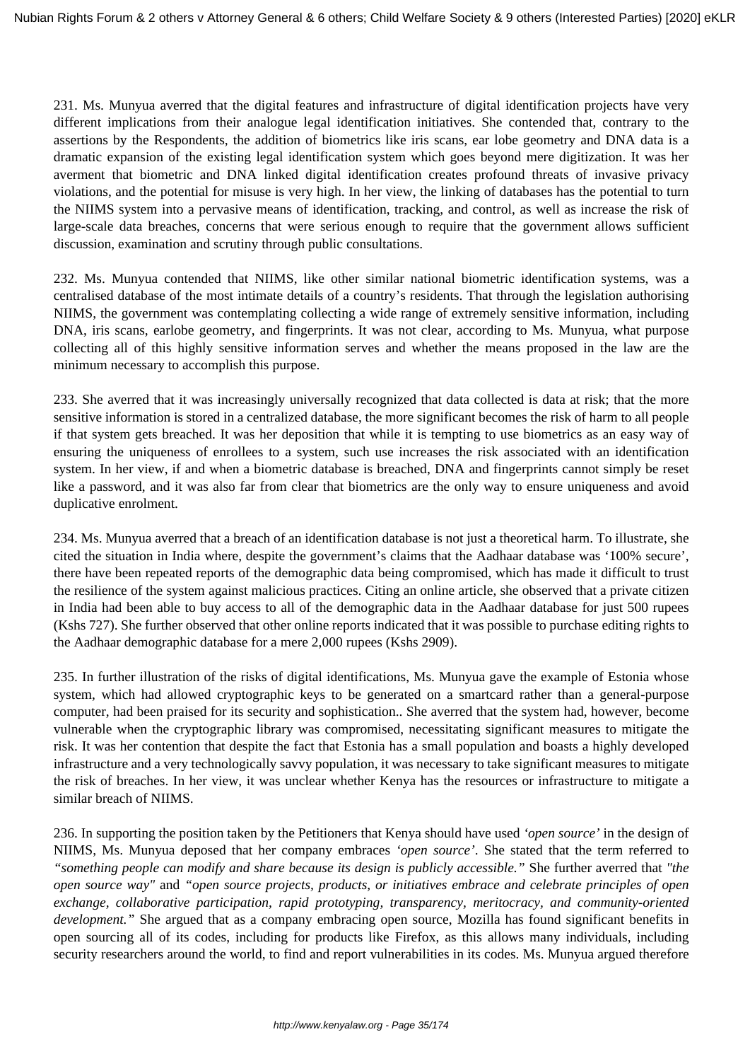231. Ms. Munyua averred that the digital features and infrastructure of digital identification projects have very different implications from their analogue legal identification initiatives. She contended that, contrary to the assertions by the Respondents, the addition of biometrics like iris scans, ear lobe geometry and DNA data is a dramatic expansion of the existing legal identification system which goes beyond mere digitization. It was her averment that biometric and DNA linked digital identification creates profound threats of invasive privacy violations, and the potential for misuse is very high. In her view, the linking of databases has the potential to turn the NIIMS system into a pervasive means of identification, tracking, and control, as well as increase the risk of large-scale data breaches, concerns that were serious enough to require that the government allows sufficient discussion, examination and scrutiny through public consultations.

232. Ms. Munyua contended that NIIMS, like other similar national biometric identification systems, was a centralised database of the most intimate details of a country's residents. That through the legislation authorising NIIMS, the government was contemplating collecting a wide range of extremely sensitive information, including DNA, iris scans, earlobe geometry, and fingerprints. It was not clear, according to Ms. Munyua, what purpose collecting all of this highly sensitive information serves and whether the means proposed in the law are the minimum necessary to accomplish this purpose.

233. She averred that it was increasingly universally recognized that data collected is data at risk; that the more sensitive information is stored in a centralized database, the more significant becomes the risk of harm to all people if that system gets breached. It was her deposition that while it is tempting to use biometrics as an easy way of ensuring the uniqueness of enrollees to a system, such use increases the risk associated with an identification system. In her view, if and when a biometric database is breached, DNA and fingerprints cannot simply be reset like a password, and it was also far from clear that biometrics are the only way to ensure uniqueness and avoid duplicative enrolment.

234. Ms. Munyua averred that a breach of an identification database is not just a theoretical harm. To illustrate, she cited the situation in India where, despite the government's claims that the Aadhaar database was '100% secure', there have been repeated reports of the demographic data being compromised, which has made it difficult to trust the resilience of the system against malicious practices. Citing an online article, she observed that a private citizen in India had been able to buy access to all of the demographic data in the Aadhaar database for just 500 rupees (Kshs 727). She further observed that other online reports indicated that it was possible to purchase editing rights to the Aadhaar demographic database for a mere 2,000 rupees (Kshs 2909).

235. In further illustration of the risks of digital identifications, Ms. Munyua gave the example of Estonia whose system, which had allowed cryptographic keys to be generated on a smartcard rather than a general-purpose computer, had been praised for its security and sophistication.. She averred that the system had, however, become vulnerable when the cryptographic library was compromised, necessitating significant measures to mitigate the risk. It was her contention that despite the fact that Estonia has a small population and boasts a highly developed infrastructure and a very technologically savvy population, it was necessary to take significant measures to mitigate the risk of breaches. In her view, it was unclear whether Kenya has the resources or infrastructure to mitigate a similar breach of NIIMS.

236. In supporting the position taken by the Petitioners that Kenya should have used *'open source'* in the design of NIIMS, Ms. Munyua deposed that her company embraces *'open source'*. She stated that the term referred to *"something people can modify and share because its design is publicly accessible."* She further averred that *"the open source way"* and *"open source projects, products, or initiatives embrace and celebrate principles of open exchange, collaborative participation, rapid prototyping, transparency, meritocracy, and community-oriented development."* She argued that as a company embracing open source, Mozilla has found significant benefits in open sourcing all of its codes, including for products like Firefox, as this allows many individuals, including security researchers around the world, to find and report vulnerabilities in its codes. Ms. Munyua argued therefore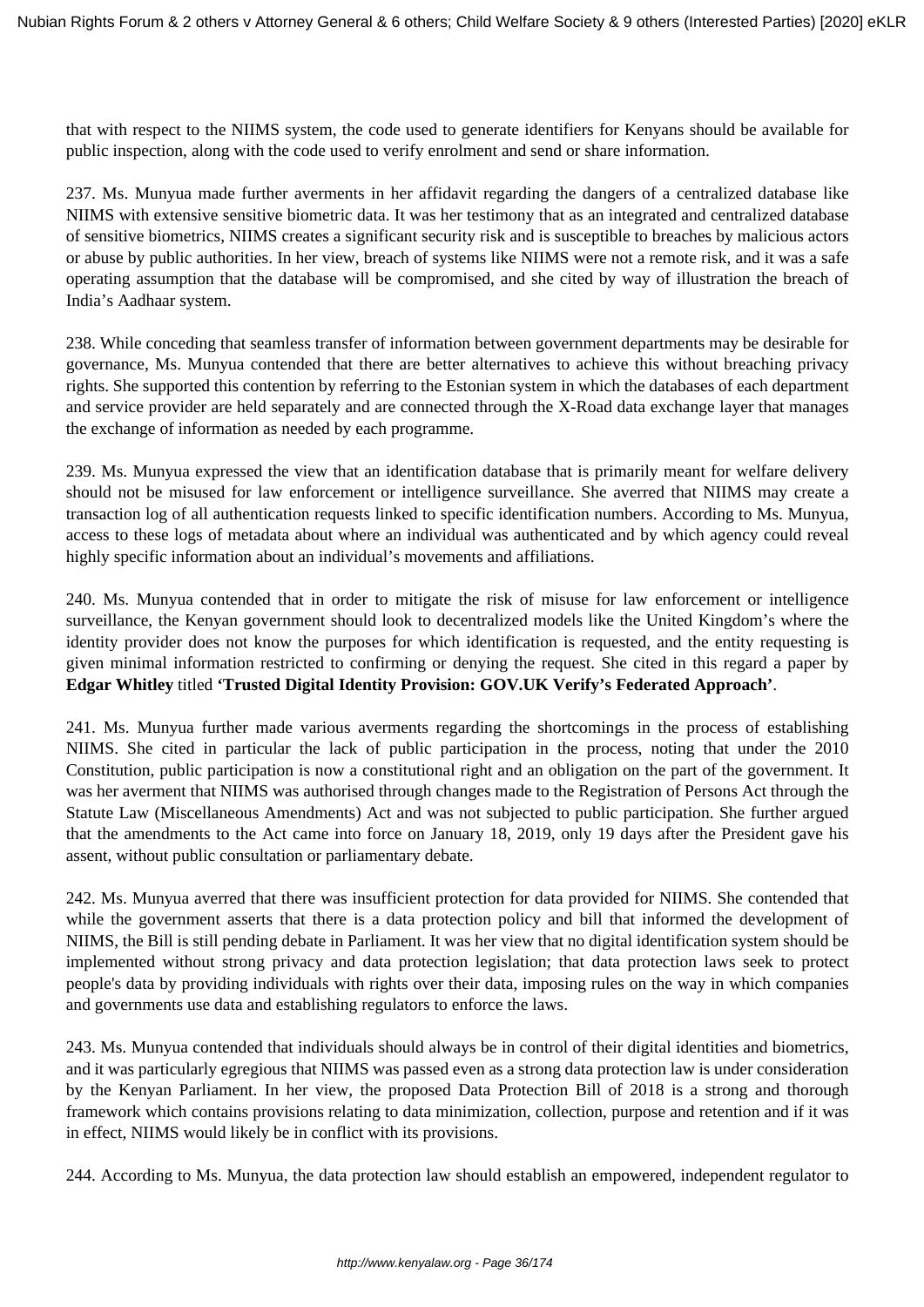that with respect to the NIIMS system, the code used to generate identifiers for Kenyans should be available for public inspection, along with the code used to verify enrolment and send or share information.

237. Ms. Munyua made further averments in her affidavit regarding the dangers of a centralized database like NIIMS with extensive sensitive biometric data. It was her testimony that as an integrated and centralized database of sensitive biometrics, NIIMS creates a significant security risk and is susceptible to breaches by malicious actors or abuse by public authorities. In her view, breach of systems like NIIMS were not a remote risk, and it was a safe operating assumption that the database will be compromised, and she cited by way of illustration the breach of India's Aadhaar system.

238. While conceding that seamless transfer of information between government departments may be desirable for governance, Ms. Munyua contended that there are better alternatives to achieve this without breaching privacy rights. She supported this contention by referring to the Estonian system in which the databases of each department and service provider are held separately and are connected through the X-Road data exchange layer that manages the exchange of information as needed by each programme.

239. Ms. Munyua expressed the view that an identification database that is primarily meant for welfare delivery should not be misused for law enforcement or intelligence surveillance. She averred that NIIMS may create a transaction log of all authentication requests linked to specific identification numbers. According to Ms. Munyua, access to these logs of metadata about where an individual was authenticated and by which agency could reveal highly specific information about an individual's movements and affiliations.

240. Ms. Munyua contended that in order to mitigate the risk of misuse for law enforcement or intelligence surveillance, the Kenyan government should look to decentralized models like the United Kingdom's where the identity provider does not know the purposes for which identification is requested, and the entity requesting is given minimal information restricted to confirming or denying the request. She cited in this regard a paper by **Edgar Whitley** titled **'Trusted Digital Identity Provision: GOV.UK Verify's Federated Approach'**.

241. Ms. Munyua further made various averments regarding the shortcomings in the process of establishing NIIMS. She cited in particular the lack of public participation in the process, noting that under the 2010 Constitution, public participation is now a constitutional right and an obligation on the part of the government. It was her averment that NIIMS was authorised through changes made to the Registration of Persons Act through the Statute Law (Miscellaneous Amendments) Act and was not subjected to public participation. She further argued that the amendments to the Act came into force on January 18, 2019, only 19 days after the President gave his assent, without public consultation or parliamentary debate.

242. Ms. Munyua averred that there was insufficient protection for data provided for NIIMS. She contended that while the government asserts that there is a data protection policy and bill that informed the development of NIIMS, the Bill is still pending debate in Parliament. It was her view that no digital identification system should be implemented without strong privacy and data protection legislation; that data protection laws seek to protect people's data by providing individuals with rights over their data, imposing rules on the way in which companies and governments use data and establishing regulators to enforce the laws.

243. Ms. Munyua contended that individuals should always be in control of their digital identities and biometrics, and it was particularly egregious that NIIMS was passed even as a strong data protection law is under consideration by the Kenyan Parliament. In her view, the proposed Data Protection Bill of 2018 is a strong and thorough framework which contains provisions relating to data minimization, collection, purpose and retention and if it was in effect, NIIMS would likely be in conflict with its provisions.

244. According to Ms. Munyua, the data protection law should establish an empowered, independent regulator to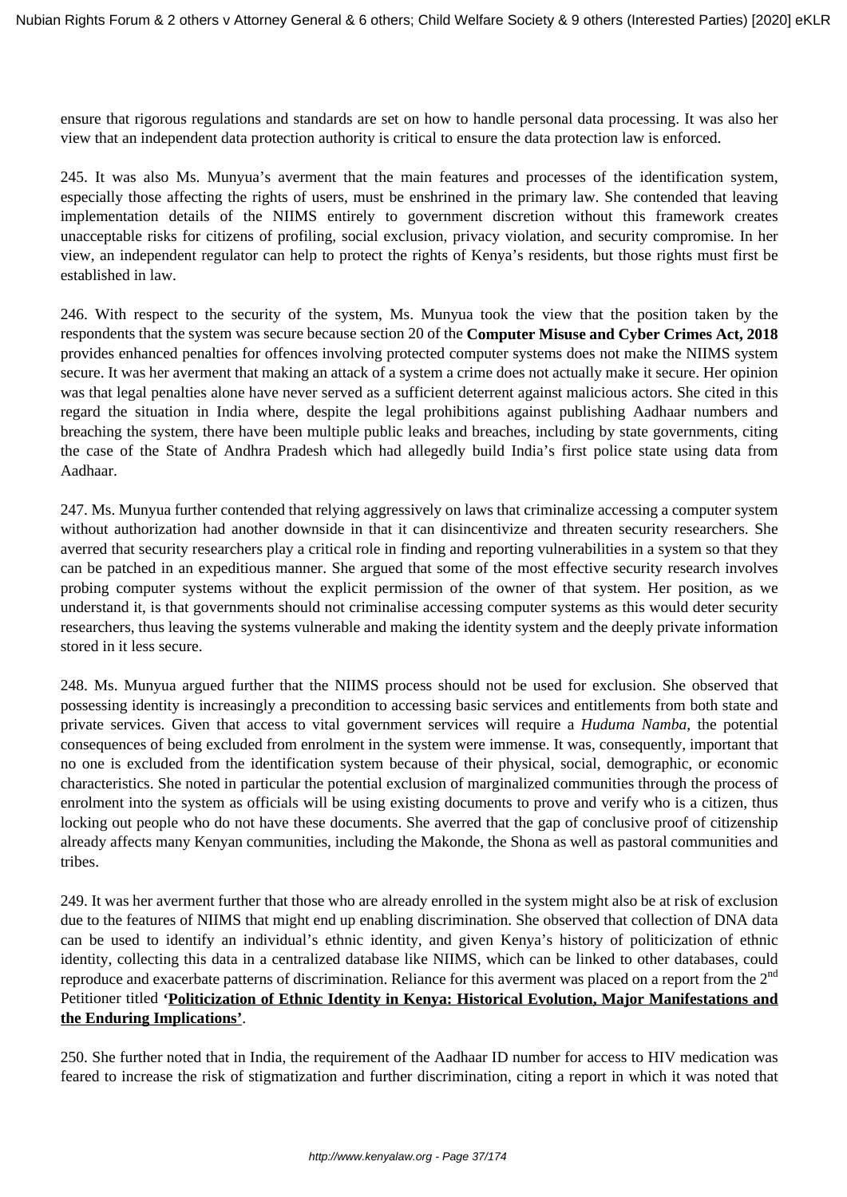ensure that rigorous regulations and standards are set on how to handle personal data processing. It was also her view that an independent data protection authority is critical to ensure the data protection law is enforced.

245. It was also Ms. Munyua's averment that the main features and processes of the identification system, especially those affecting the rights of users, must be enshrined in the primary law. She contended that leaving implementation details of the NIIMS entirely to government discretion without this framework creates unacceptable risks for citizens of profiling, social exclusion, privacy violation, and security compromise. In her view, an independent regulator can help to protect the rights of Kenya's residents, but those rights must first be established in law.

246. With respect to the security of the system, Ms. Munyua took the view that the position taken by the respondents that the system was secure because section 20 of the **Computer Misuse and Cyber Crimes Act, 2018** provides enhanced penalties for offences involving protected computer systems does not make the NIIMS system secure. It was her averment that making an attack of a system a crime does not actually make it secure. Her opinion was that legal penalties alone have never served as a sufficient deterrent against malicious actors. She cited in this regard the situation in India where, despite the legal prohibitions against publishing Aadhaar numbers and breaching the system, there have been multiple public leaks and breaches, including by state governments, citing the case of the State of Andhra Pradesh which had allegedly build India's first police state using data from Aadhaar.

247. Ms. Munyua further contended that relying aggressively on laws that criminalize accessing a computer system without authorization had another downside in that it can disincentivize and threaten security researchers. She averred that security researchers play a critical role in finding and reporting vulnerabilities in a system so that they can be patched in an expeditious manner. She argued that some of the most effective security research involves probing computer systems without the explicit permission of the owner of that system. Her position, as we understand it, is that governments should not criminalise accessing computer systems as this would deter security researchers, thus leaving the systems vulnerable and making the identity system and the deeply private information stored in it less secure.

248. Ms. Munyua argued further that the NIIMS process should not be used for exclusion. She observed that possessing identity is increasingly a precondition to accessing basic services and entitlements from both state and private services. Given that access to vital government services will require a *Huduma Namba*, the potential consequences of being excluded from enrolment in the system were immense. It was, consequently, important that no one is excluded from the identification system because of their physical, social, demographic, or economic characteristics. She noted in particular the potential exclusion of marginalized communities through the process of enrolment into the system as officials will be using existing documents to prove and verify who is a citizen, thus locking out people who do not have these documents. She averred that the gap of conclusive proof of citizenship already affects many Kenyan communities, including the Makonde, the Shona as well as pastoral communities and tribes.

249. It was her averment further that those who are already enrolled in the system might also be at risk of exclusion due to the features of NIIMS that might end up enabling discrimination. She observed that collection of DNA data can be used to identify an individual's ethnic identity, and given Kenya's history of politicization of ethnic identity, collecting this data in a centralized database like NIIMS, which can be linked to other databases, could reproduce and exacerbate patterns of discrimination. Reliance for this averment was placed on a report from the 2nd Petitioner titled **'Politicization of Ethnic Identity in Kenya: Historical Evolution, Major Manifestations and the Enduring Implications'**.

250. She further noted that in India, the requirement of the Aadhaar ID number for access to HIV medication was feared to increase the risk of stigmatization and further discrimination, citing a report in which it was noted that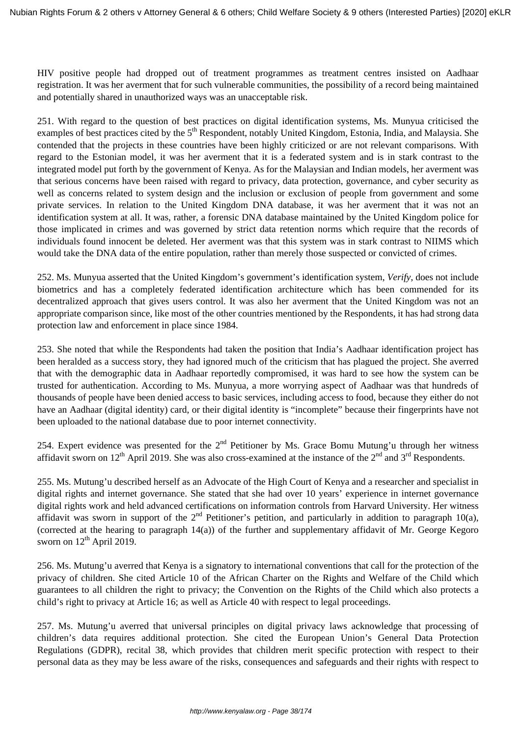HIV positive people had dropped out of treatment programmes as treatment centres insisted on Aadhaar registration. It was her averment that for such vulnerable communities, the possibility of a record being maintained and potentially shared in unauthorized ways was an unacceptable risk.

251. With regard to the question of best practices on digital identification systems, Ms. Munyua criticised the examples of best practices cited by the 5th Respondent, notably United Kingdom, Estonia, India, and Malaysia. She contended that the projects in these countries have been highly criticized or are not relevant comparisons. With regard to the Estonian model, it was her averment that it is a federated system and is in stark contrast to the integrated model put forth by the government of Kenya. As for the Malaysian and Indian models, her averment was that serious concerns have been raised with regard to privacy, data protection, governance, and cyber security as well as concerns related to system design and the inclusion or exclusion of people from government and some private services. In relation to the United Kingdom DNA database, it was her averment that it was not an identification system at all. It was, rather, a forensic DNA database maintained by the United Kingdom police for those implicated in crimes and was governed by strict data retention norms which require that the records of individuals found innocent be deleted. Her averment was that this system was in stark contrast to NIIMS which would take the DNA data of the entire population, rather than merely those suspected or convicted of crimes.

252. Ms. Munyua asserted that the United Kingdom's government's identification system, *Verify*, does not include biometrics and has a completely federated identification architecture which has been commended for its decentralized approach that gives users control. It was also her averment that the United Kingdom was not an appropriate comparison since, like most of the other countries mentioned by the Respondents, it has had strong data protection law and enforcement in place since 1984.

253. She noted that while the Respondents had taken the position that India's Aadhaar identification project has been heralded as a success story, they had ignored much of the criticism that has plagued the project. She averred that with the demographic data in Aadhaar reportedly compromised, it was hard to see how the system can be trusted for authentication. According to Ms. Munyua, a more worrying aspect of Aadhaar was that hundreds of thousands of people have been denied access to basic services, including access to food, because they either do not have an Aadhaar (digital identity) card, or their digital identity is "incomplete" because their fingerprints have not been uploaded to the national database due to poor internet connectivity.

254. Expert evidence was presented for the 2nd Petitioner by Ms. Grace Bomu Mutung'u through her witness affidavit sworn on 12th April 2019. She was also cross-examined at the instance of the 2nd and 3rd Respondents.

255. Ms. Mutung'u described herself as an Advocate of the High Court of Kenya and a researcher and specialist in digital rights and internet governance. She stated that she had over 10 years' experience in internet governance digital rights work and held advanced certifications on information controls from Harvard University. Her witness affidavit was sworn in support of the 2nd Petitioner's petition, and particularly in addition to paragraph 10(a), (corrected at the hearing to paragraph 14(a)) of the further and supplementary affidavit of Mr. George Kegoro sworn on 12th April 2019.

256. Ms. Mutung'u averred that Kenya is a signatory to international conventions that call for the protection of the privacy of children. She cited Article 10 of the African Charter on the Rights and Welfare of the Child which guarantees to all children the right to privacy; the Convention on the Rights of the Child which also protects a child's right to privacy at Article 16; as well as Article 40 with respect to legal proceedings.

257. Ms. Mutung'u averred that universal principles on digital privacy laws acknowledge that processing of children's data requires additional protection. She cited the European Union's General Data Protection Regulations (GDPR), recital 38, which provides that children merit specific protection with respect to their personal data as they may be less aware of the risks, consequences and safeguards and their rights with respect to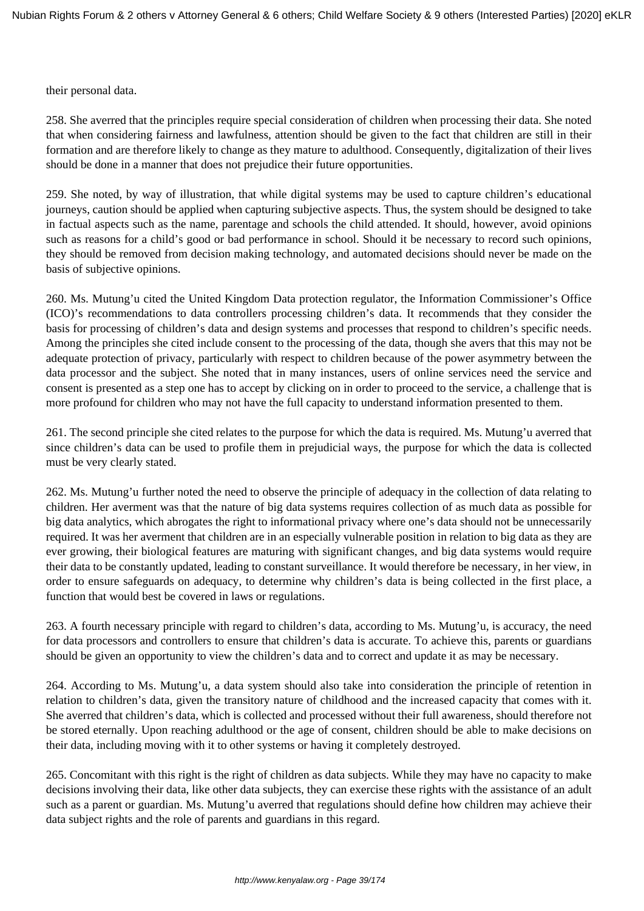their personal data.

258. She averred that the principles require special consideration of children when processing their data. She noted that when considering fairness and lawfulness, attention should be given to the fact that children are still in their formation and are therefore likely to change as they mature to adulthood. Consequently, digitalization of their lives should be done in a manner that does not prejudice their future opportunities.

259. She noted, by way of illustration, that while digital systems may be used to capture children's educational journeys, caution should be applied when capturing subjective aspects. Thus, the system should be designed to take in factual aspects such as the name, parentage and schools the child attended. It should, however, avoid opinions such as reasons for a child's good or bad performance in school. Should it be necessary to record such opinions, they should be removed from decision making technology, and automated decisions should never be made on the basis of subjective opinions.

260. Ms. Mutung'u cited the United Kingdom Data protection regulator, the Information Commissioner's Office (ICO)'s recommendations to data controllers processing children's data. It recommends that they consider the basis for processing of children's data and design systems and processes that respond to children's specific needs. Among the principles she cited include consent to the processing of the data, though she avers that this may not be adequate protection of privacy, particularly with respect to children because of the power asymmetry between the data processor and the subject. She noted that in many instances, users of online services need the service and consent is presented as a step one has to accept by clicking on in order to proceed to the service, a challenge that is more profound for children who may not have the full capacity to understand information presented to them.

261. The second principle she cited relates to the purpose for which the data is required. Ms. Mutung'u averred that since children's data can be used to profile them in prejudicial ways, the purpose for which the data is collected must be very clearly stated.

262. Ms. Mutung'u further noted the need to observe the principle of adequacy in the collection of data relating to children. Her averment was that the nature of big data systems requires collection of as much data as possible for big data analytics, which abrogates the right to informational privacy where one's data should not be unnecessarily required. It was her averment that children are in an especially vulnerable position in relation to big data as they are ever growing, their biological features are maturing with significant changes, and big data systems would require their data to be constantly updated, leading to constant surveillance. It would therefore be necessary, in her view, in order to ensure safeguards on adequacy, to determine why children's data is being collected in the first place, a function that would best be covered in laws or regulations.

263. A fourth necessary principle with regard to children's data, according to Ms. Mutung'u, is accuracy, the need for data processors and controllers to ensure that children's data is accurate. To achieve this, parents or guardians should be given an opportunity to view the children's data and to correct and update it as may be necessary.

264. According to Ms. Mutung'u, a data system should also take into consideration the principle of retention in relation to children's data, given the transitory nature of childhood and the increased capacity that comes with it. She averred that children's data, which is collected and processed without their full awareness, should therefore not be stored eternally. Upon reaching adulthood or the age of consent, children should be able to make decisions on their data, including moving with it to other systems or having it completely destroyed.

265. Concomitant with this right is the right of children as data subjects. While they may have no capacity to make decisions involving their data, like other data subjects, they can exercise these rights with the assistance of an adult such as a parent or guardian. Ms. Mutung'u averred that regulations should define how children may achieve their data subject rights and the role of parents and guardians in this regard.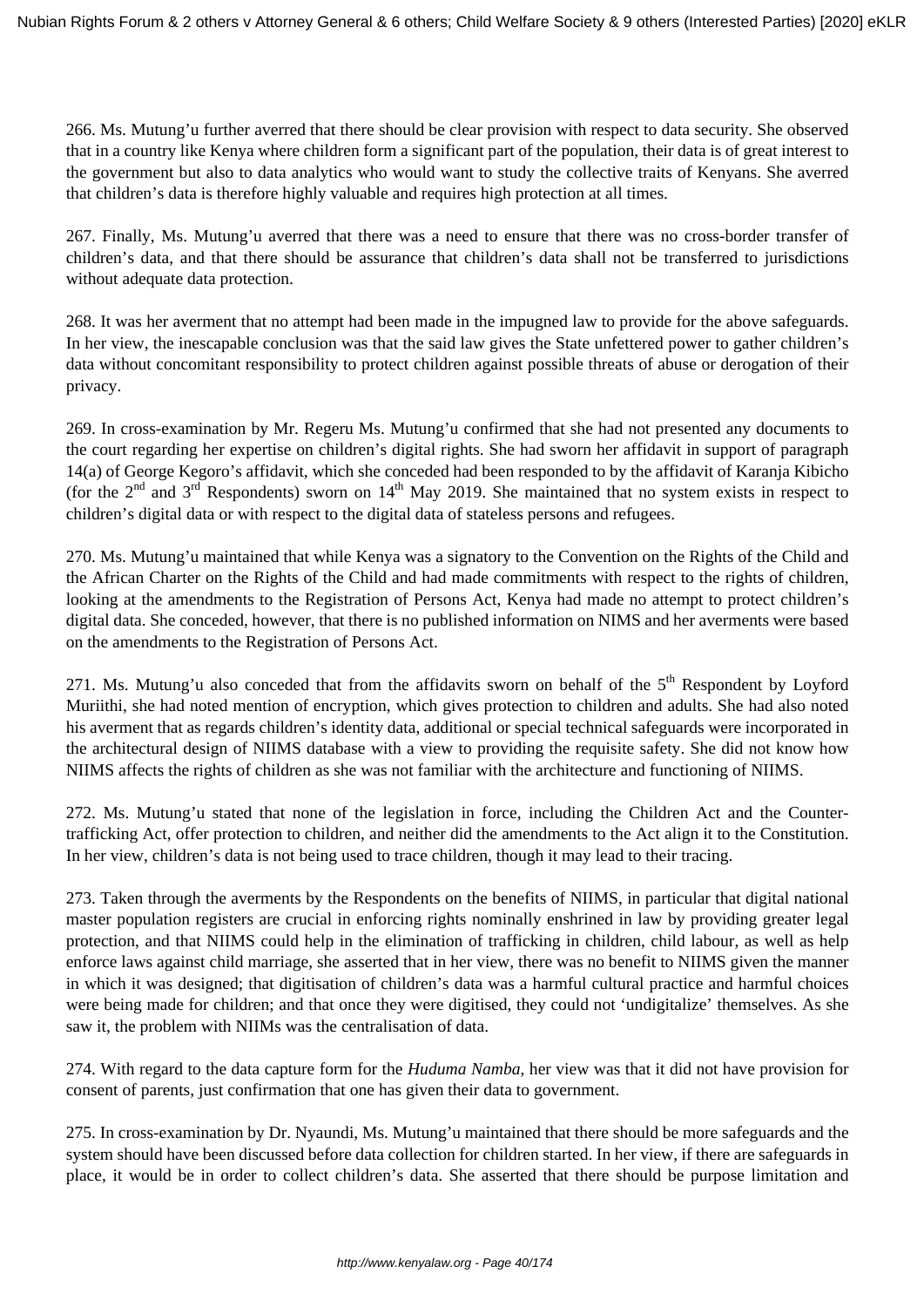266. Ms. Mutung'u further averred that there should be clear provision with respect to data security. She observed that in a country like Kenya where children form a significant part of the population, their data is of great interest to the government but also to data analytics who would want to study the collective traits of Kenyans. She averred that children's data is therefore highly valuable and requires high protection at all times.

267. Finally, Ms. Mutung'u averred that there was a need to ensure that there was no cross-border transfer of children's data, and that there should be assurance that children's data shall not be transferred to jurisdictions without adequate data protection.

268. It was her averment that no attempt had been made in the impugned law to provide for the above safeguards. In her view, the inescapable conclusion was that the said law gives the State unfettered power to gather children's data without concomitant responsibility to protect children against possible threats of abuse or derogation of their privacy.

269. In cross-examination by Mr. Regeru Ms. Mutung'u confirmed that she had not presented any documents to the court regarding her expertise on children's digital rights. She had sworn her affidavit in support of paragraph 14(a) of George Kegoro's affidavit, which she conceded had been responded to by the affidavit of Karanja Kibicho (for the 2nd and 3rd Respondents) sworn on 14th May 2019. She maintained that no system exists in respect to children's digital data or with respect to the digital data of stateless persons and refugees.

270. Ms. Mutung'u maintained that while Kenya was a signatory to the Convention on the Rights of the Child and the African Charter on the Rights of the Child and had made commitments with respect to the rights of children, looking at the amendments to the Registration of Persons Act, Kenya had made no attempt to protect children's digital data. She conceded, however, that there is no published information on NIMS and her averments were based on the amendments to the Registration of Persons Act.

271. Ms. Mutung'u also conceded that from the affidavits sworn on behalf of the 5th Respondent by Loyford Muriithi, she had noted mention of encryption, which gives protection to children and adults. She had also noted his averment that as regards children's identity data, additional or special technical safeguards were incorporated in the architectural design of NIIMS database with a view to providing the requisite safety. She did not know how NIIMS affects the rights of children as she was not familiar with the architecture and functioning of NIIMS.

272. Ms. Mutung'u stated that none of the legislation in force, including the Children Act and the Counter-trafficking Act, offer protection to children, and neither did the amendments to the Act align it to the Constitution. In her view, children's data is not being used to trace children, though it may lead to their tracing.

273. Taken through the averments by the Respondents on the benefits of NIIMS, in particular that digital national master population registers are crucial in enforcing rights nominally enshrined in law by providing greater legal protection, and that NIIMS could help in the elimination of trafficking in children, child labour, as well as help enforce laws against child marriage, she asserted that in her view, there was no benefit to NIIMS given the manner in which it was designed; that digitisation of children's data was a harmful cultural practice and harmful choices were being made for children; and that once they were digitised, they could not 'undigitalize' themselves. As she saw it, the problem with NIIMs was the centralisation of data.

274. With regard to the data capture form for the *Huduma Namba*, her view was that it did not have provision for consent of parents, just confirmation that one has given their data to government.

275. In cross-examination by Dr. Nyaundi, Ms. Mutung'u maintained that there should be more safeguards and the system should have been discussed before data collection for children started. In her view, if there are safeguards in place, it would be in order to collect children's data. She asserted that there should be purpose limitation and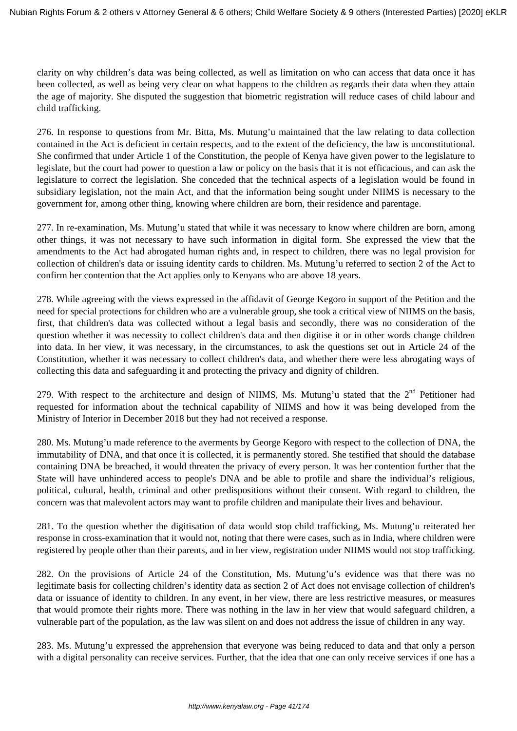clarity on why children's data was being collected, as well as limitation on who can access that data once it has been collected, as well as being very clear on what happens to the children as regards their data when they attain the age of majority. She disputed the suggestion that biometric registration will reduce cases of child labour and child trafficking.

276. In response to questions from Mr. Bitta, Ms. Mutung'u maintained that the law relating to data collection contained in the Act is deficient in certain respects, and to the extent of the deficiency, the law is unconstitutional. She confirmed that under Article 1 of the Constitution, the people of Kenya have given power to the legislature to legislate, but the court had power to question a law or policy on the basis that it is not efficacious, and can ask the legislature to correct the legislation. She conceded that the technical aspects of a legislation would be found in subsidiary legislation, not the main Act, and that the information being sought under NIIMS is necessary to the government for, among other thing, knowing where children are born, their residence and parentage.

277. In re-examination, Ms. Mutung'u stated that while it was necessary to know where children are born, among other things, it was not necessary to have such information in digital form. She expressed the view that the amendments to the Act had abrogated human rights and, in respect to children, there was no legal provision for collection of children's data or issuing identity cards to children. Ms. Mutung'u referred to section 2 of the Act to confirm her contention that the Act applies only to Kenyans who are above 18 years.

278. While agreeing with the views expressed in the affidavit of George Kegoro in support of the Petition and the need for special protections for children who are a vulnerable group, she took a critical view of NIIMS on the basis, first, that children's data was collected without a legal basis and secondly, there was no consideration of the question whether it was necessity to collect children's data and then digitise it or in other words change children into data. In her view, it was necessary, in the circumstances, to ask the questions set out in Article 24 of the Constitution, whether it was necessary to collect children's data, and whether there were less abrogating ways of collecting this data and safeguarding it and protecting the privacy and dignity of children.

279. With respect to the architecture and design of NIIMS, Ms. Mutung'u stated that the 2nd Petitioner had requested for information about the technical capability of NIIMS and how it was being developed from the Ministry of Interior in December 2018 but they had not received a response.

280. Ms. Mutung'u made reference to the averments by George Kegoro with respect to the collection of DNA, the immutability of DNA, and that once it is collected, it is permanently stored. She testified that should the database containing DNA be breached, it would threaten the privacy of every person. It was her contention further that the State will have unhindered access to people's DNA and be able to profile and share the individual's religious, political, cultural, health, criminal and other predispositions without their consent. With regard to children, the concern was that malevolent actors may want to profile children and manipulate their lives and behaviour.

281. To the question whether the digitisation of data would stop child trafficking, Ms. Mutung'u reiterated her response in cross-examination that it would not, noting that there were cases, such as in India, where children were registered by people other than their parents, and in her view, registration under NIIMS would not stop trafficking.

282. On the provisions of Article 24 of the Constitution, Ms. Mutung'u's evidence was that there was no legitimate basis for collecting children's identity data as section 2 of Act does not envisage collection of children's data or issuance of identity to children. In any event, in her view, there are less restrictive measures, or measures that would promote their rights more. There was nothing in the law in her view that would safeguard children, a vulnerable part of the population, as the law was silent on and does not address the issue of children in any way.

283. Ms. Mutung'u expressed the apprehension that everyone was being reduced to data and that only a person with a digital personality can receive services. Further, that the idea that one can only receive services if one has a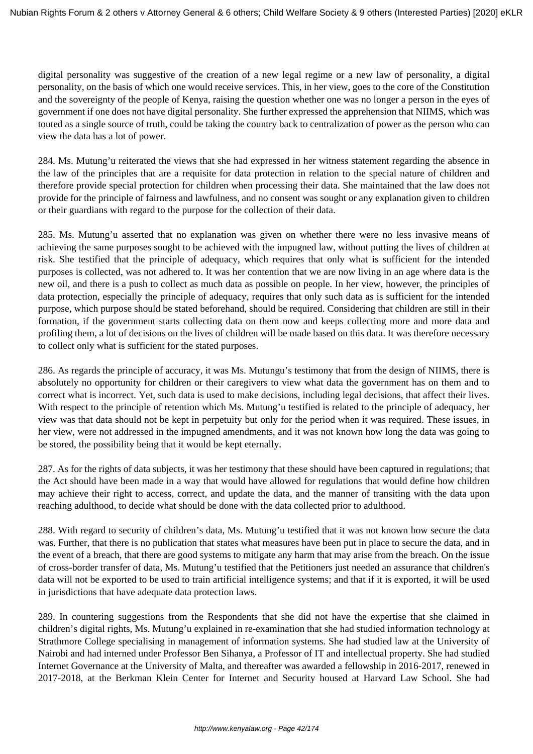digital personality was suggestive of the creation of a new legal regime or a new law of personality, a digital personality, on the basis of which one would receive services. This, in her view, goes to the core of the Constitution and the sovereignty of the people of Kenya, raising the question whether one was no longer a person in the eyes of government if one does not have digital personality. She further expressed the apprehension that NIIMS, which was touted as a single source of truth, could be taking the country back to centralization of power as the person who can view the data has a lot of power.

284. Ms. Mutung'u reiterated the views that she had expressed in her witness statement regarding the absence in the law of the principles that are a requisite for data protection in relation to the special nature of children and therefore provide special protection for children when processing their data. She maintained that the law does not provide for the principle of fairness and lawfulness, and no consent was sought or any explanation given to children or their guardians with regard to the purpose for the collection of their data.

285. Ms. Mutung'u asserted that no explanation was given on whether there were no less invasive means of achieving the same purposes sought to be achieved with the impugned law, without putting the lives of children at risk. She testified that the principle of adequacy, which requires that only what is sufficient for the intended purposes is collected, was not adhered to. It was her contention that we are now living in an age where data is the new oil, and there is a push to collect as much data as possible on people. In her view, however, the principles of data protection, especially the principle of adequacy, requires that only such data as is sufficient for the intended purpose, which purpose should be stated beforehand, should be required. Considering that children are still in their formation, if the government starts collecting data on them now and keeps collecting more and more data and profiling them, a lot of decisions on the lives of children will be made based on this data. It was therefore necessary to collect only what is sufficient for the stated purposes.

286. As regards the principle of accuracy, it was Ms. Mutungu's testimony that from the design of NIIMS, there is absolutely no opportunity for children or their caregivers to view what data the government has on them and to correct what is incorrect. Yet, such data is used to make decisions, including legal decisions, that affect their lives. With respect to the principle of retention which Ms. Mutung'u testified is related to the principle of adequacy, her view was that data should not be kept in perpetuity but only for the period when it was required. These issues, in her view, were not addressed in the impugned amendments, and it was not known how long the data was going to be stored, the possibility being that it would be kept eternally.

287. As for the rights of data subjects, it was her testimony that these should have been captured in regulations; that the Act should have been made in a way that would have allowed for regulations that would define how children may achieve their right to access, correct, and update the data, and the manner of transiting with the data upon reaching adulthood, to decide what should be done with the data collected prior to adulthood.

288. With regard to security of children's data, Ms. Mutung'u testified that it was not known how secure the data was. Further, that there is no publication that states what measures have been put in place to secure the data, and in the event of a breach, that there are good systems to mitigate any harm that may arise from the breach. On the issue of cross-border transfer of data, Ms. Mutung'u testified that the Petitioners just needed an assurance that children's data will not be exported to be used to train artificial intelligence systems; and that if it is exported, it will be used in jurisdictions that have adequate data protection laws.

289. In countering suggestions from the Respondents that she did not have the expertise that she claimed in children's digital rights, Ms. Mutung'u explained in re-examination that she had studied information technology at Strathmore College specialising in management of information systems. She had studied law at the University of Nairobi and had interned under Professor Ben Sihanya, a Professor of IT and intellectual property. She had studied Internet Governance at the University of Malta, and thereafter was awarded a fellowship in 2016-2017, renewed in 2017-2018, at the Berkman Klein Center for Internet and Security housed at Harvard Law School. She had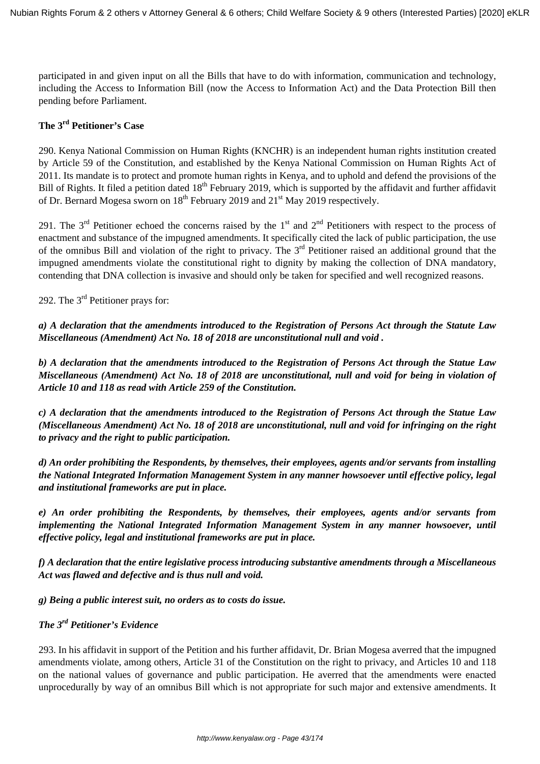participated in and given input on all the Bills that have to do with information, communication and technology, including the Access to Information Bill (now the Access to Information Act) and the Data Protection Bill then pending before Parliament.

**The 3rd Petitioner's Case**

290. Kenya National Commission on Human Rights (KNCHR) is an independent human rights institution created by Article 59 of the Constitution, and established by the Kenya National Commission on Human Rights Act of 2011. Its mandate is to protect and promote human rights in Kenya, and to uphold and defend the provisions of the Bill of Rights. It filed a petition dated 18th February 2019, which is supported by the affidavit and further affidavit of Dr. Bernard Mogesa sworn on 18th February 2019 and 21st May 2019 respectively.

291. The 3rd Petitioner echoed the concerns raised by the 1st and 2nd Petitioners with respect to the process of enactment and substance of the impugned amendments. It specifically cited the lack of public participation, the use of the omnibus Bill and violation of the right to privacy. The 3rd Petitioner raised an additional ground that the impugned amendments violate the constitutional right to dignity by making the collection of DNA mandatory, contending that DNA collection is invasive and should only be taken for specified and well recognized reasons.

292. The 3rd Petitioner prays for:

***a) A declaration that the amendments introduced to the Registration of Persons Act through the Statute Law Miscellaneous (Amendment) Act No. 18 of 2018 are unconstitutional null and void .***

***b) A declaration that the amendments introduced to the Registration of Persons Act through the Statue Law Miscellaneous (Amendment) Act No. 18 of 2018 are unconstitutional, null and void for being in violation of Article 10 and 118 as read with Article 259 of the Constitution.***

***c) A declaration that the amendments introduced to the Registration of Persons Act through the Statue Law (Miscellaneous Amendment) Act No. 18 of 2018 are unconstitutional, null and void for infringing on the right to privacy and the right to public participation.***

***d) An order prohibiting the Respondents, by themselves, their employees, agents and/or servants from installing the National Integrated Information Management System in any manner howsoever until effective policy, legal and institutional frameworks are put in place.***

***e) An order prohibiting the Respondents, by themselves, their employees, agents and/or servants from implementing the National Integrated Information Management System in any manner howsoever, until effective policy, legal and institutional frameworks are put in place.***

***f) A declaration that the entire legislative process introducing substantive amendments through a Miscellaneous Act was flawed and defective and is thus null and void.***

***g) Being a public interest suit, no orders as to costs do issue.***

***The 3rd Petitioner's Evidence***

293. In his affidavit in support of the Petition and his further affidavit, Dr. Brian Mogesa averred that the impugned amendments violate, among others, Article 31 of the Constitution on the right to privacy, and Articles 10 and 118 on the national values of governance and public participation. He averred that the amendments were enacted unprocedurally by way of an omnibus Bill which is not appropriate for such major and extensive amendments. It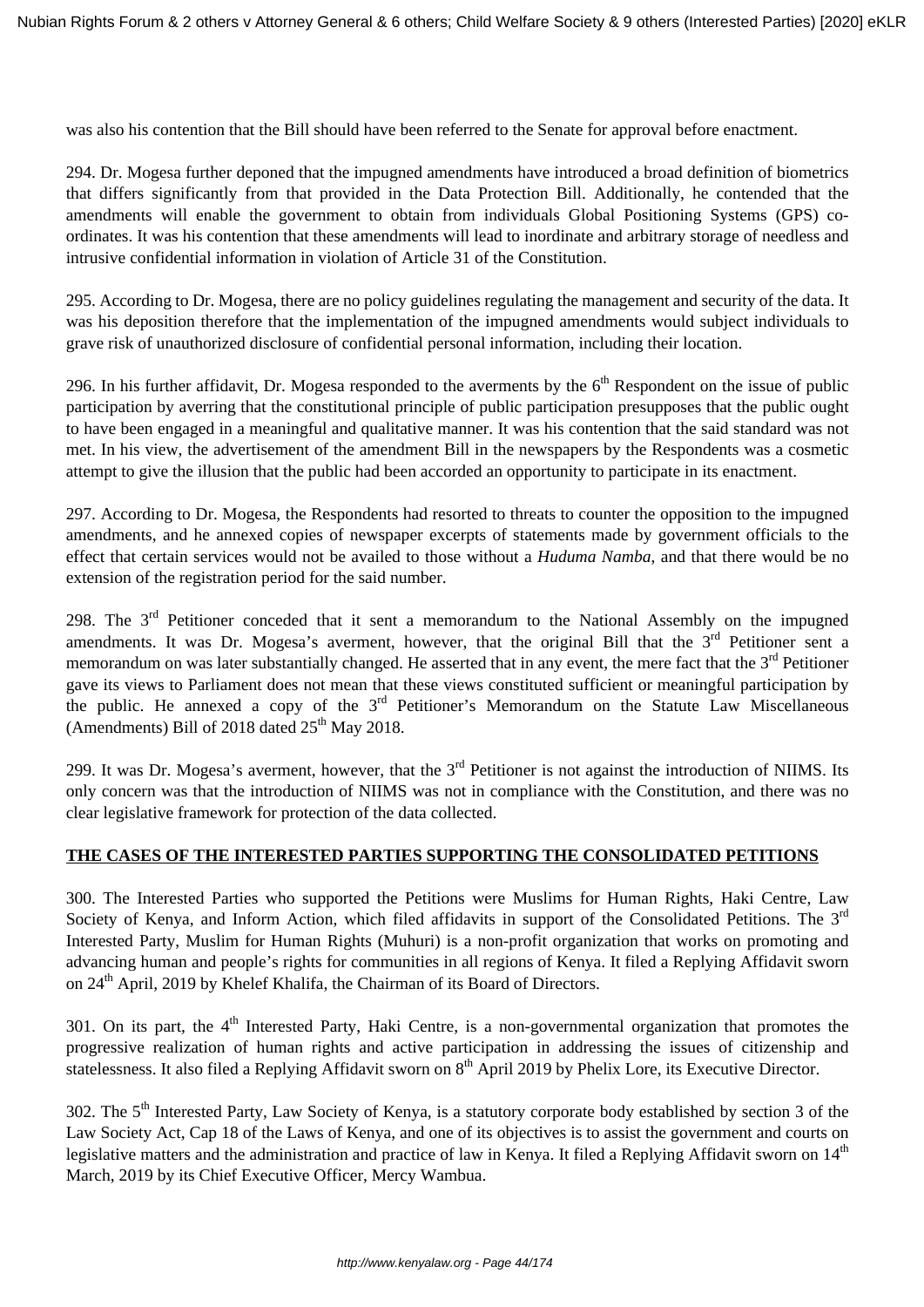was also his contention that the Bill should have been referred to the Senate for approval before enactment.

294. Dr. Mogesa further deponed that the impugned amendments have introduced a broad definition of biometrics that differs significantly from that provided in the Data Protection Bill. Additionally, he contended that the amendments will enable the government to obtain from individuals Global Positioning Systems (GPS) co-ordinates. It was his contention that these amendments will lead to inordinate and arbitrary storage of needless and intrusive confidential information in violation of Article 31 of the Constitution.

295. According to Dr. Mogesa, there are no policy guidelines regulating the management and security of the data. It was his deposition therefore that the implementation of the impugned amendments would subject individuals to grave risk of unauthorized disclosure of confidential personal information, including their location.

296. In his further affidavit, Dr. Mogesa responded to the averments by the 6th Respondent on the issue of public participation by averring that the constitutional principle of public participation presupposes that the public ought to have been engaged in a meaningful and qualitative manner. It was his contention that the said standard was not met. In his view, the advertisement of the amendment Bill in the newspapers by the Respondents was a cosmetic attempt to give the illusion that the public had been accorded an opportunity to participate in its enactment.

297. According to Dr. Mogesa, the Respondents had resorted to threats to counter the opposition to the impugned amendments, and he annexed copies of newspaper excerpts of statements made by government officials to the effect that certain services would not be availed to those without a *Huduma Namba*, and that there would be no extension of the registration period for the said number.

298. The 3rd Petitioner conceded that it sent a memorandum to the National Assembly on the impugned amendments. It was Dr. Mogesa's averment, however, that the original Bill that the 3rd Petitioner sent a memorandum on was later substantially changed. He asserted that in any event, the mere fact that the 3rd Petitioner gave its views to Parliament does not mean that these views constituted sufficient or meaningful participation by the public. He annexed a copy of the 3rd Petitioner's Memorandum on the Statute Law Miscellaneous (Amendments) Bill of 2018 dated 25th May 2018.

299. It was Dr. Mogesa's averment, however, that the 3rd Petitioner is not against the introduction of NIIMS. Its only concern was that the introduction of NIIMS was not in compliance with the Constitution, and there was no clear legislative framework for protection of the data collected.

## THE CASES OF THE INTERESTED PARTIES SUPPORTING THE CONSOLIDATED PETITIONS

300. The Interested Parties who supported the Petitions were Muslims for Human Rights, Haki Centre, Law Society of Kenya, and Inform Action, which filed affidavits in support of the Consolidated Petitions. The 3rd Interested Party, Muslim for Human Rights (Muhuri) is a non-profit organization that works on promoting and advancing human and people's rights for communities in all regions of Kenya. It filed a Replying Affidavit sworn on 24th April, 2019 by Khelef Khalifa, the Chairman of its Board of Directors.

301. On its part, the 4th Interested Party, Haki Centre, is a non-governmental organization that promotes the progressive realization of human rights and active participation in addressing the issues of citizenship and statelessness. It also filed a Replying Affidavit sworn on 8th April 2019 by Phelix Lore, its Executive Director.

302. The 5th Interested Party, Law Society of Kenya, is a statutory corporate body established by section 3 of the Law Society Act, Cap 18 of the Laws of Kenya, and one of its objectives is to assist the government and courts on legislative matters and the administration and practice of law in Kenya. It filed a Replying Affidavit sworn on 14th March, 2019 by its Chief Executive Officer, Mercy Wambua.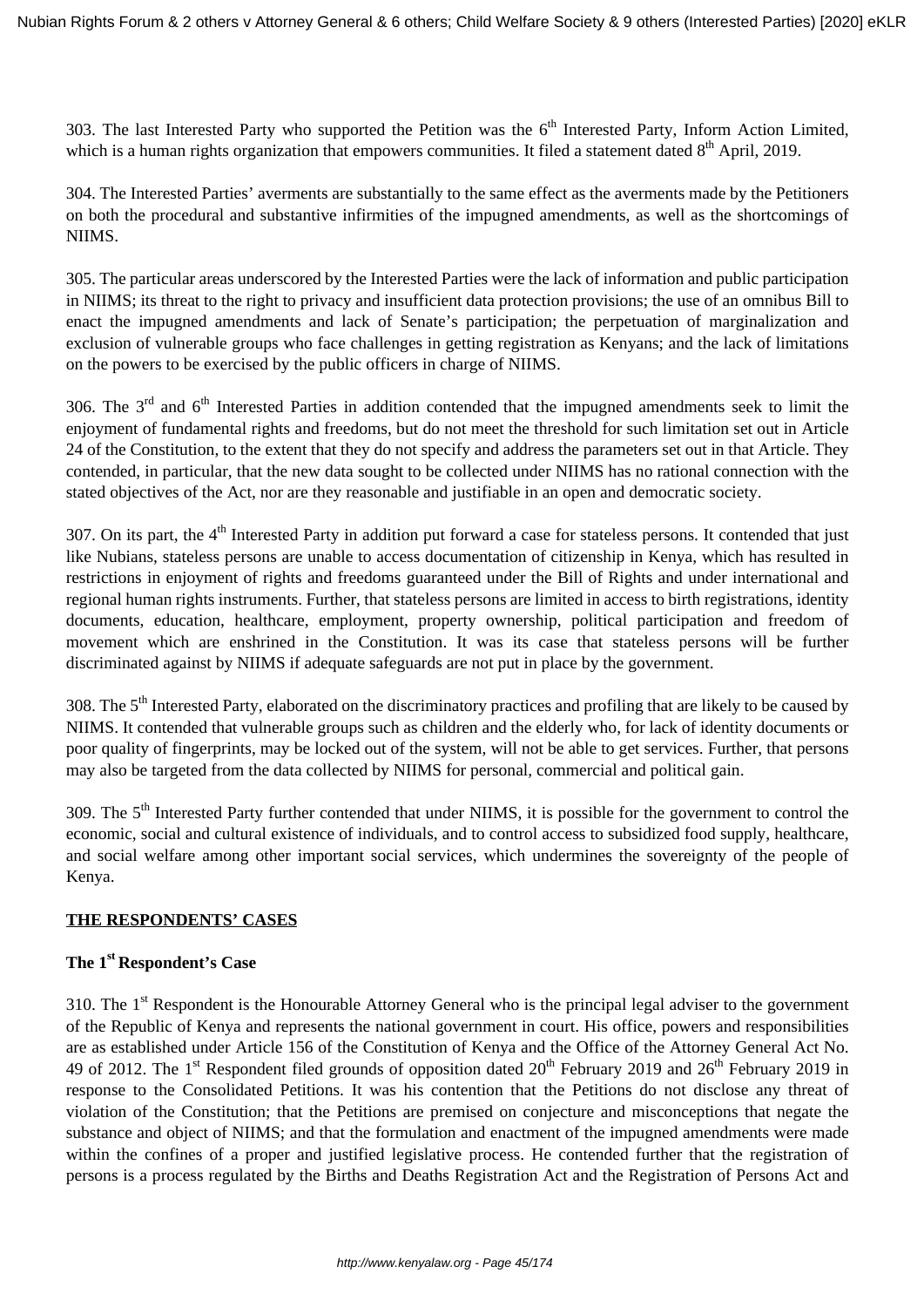303. The last Interested Party who supported the Petition was the 6th Interested Party, Inform Action Limited, which is a human rights organization that empowers communities. It filed a statement dated 8th April, 2019.

304. The Interested Parties' averments are substantially to the same effect as the averments made by the Petitioners on both the procedural and substantive infirmities of the impugned amendments, as well as the shortcomings of NIIMS.

305. The particular areas underscored by the Interested Parties were the lack of information and public participation in NIIMS; its threat to the right to privacy and insufficient data protection provisions; the use of an omnibus Bill to enact the impugned amendments and lack of Senate's participation; the perpetuation of marginalization and exclusion of vulnerable groups who face challenges in getting registration as Kenyans; and the lack of limitations on the powers to be exercised by the public officers in charge of NIIMS.

306. The 3rd and 6th Interested Parties in addition contended that the impugned amendments seek to limit the enjoyment of fundamental rights and freedoms, but do not meet the threshold for such limitation set out in Article 24 of the Constitution, to the extent that they do not specify and address the parameters set out in that Article. They contended, in particular, that the new data sought to be collected under NIIMS has no rational connection with the stated objectives of the Act, nor are they reasonable and justifiable in an open and democratic society.

307. On its part, the 4th Interested Party in addition put forward a case for stateless persons. It contended that just like Nubians, stateless persons are unable to access documentation of citizenship in Kenya, which has resulted in restrictions in enjoyment of rights and freedoms guaranteed under the Bill of Rights and under international and regional human rights instruments. Further, that stateless persons are limited in access to birth registrations, identity documents, education, healthcare, employment, property ownership, political participation and freedom of movement which are enshrined in the Constitution. It was its case that stateless persons will be further discriminated against by NIIMS if adequate safeguards are not put in place by the government.

308. The 5th Interested Party, elaborated on the discriminatory practices and profiling that are likely to be caused by NIIMS. It contended that vulnerable groups such as children and the elderly who, for lack of identity documents or poor quality of fingerprints, may be locked out of the system, will not be able to get services. Further, that persons may also be targeted from the data collected by NIIMS for personal, commercial and political gain.

309. The 5th Interested Party further contended that under NIIMS, it is possible for the government to control the economic, social and cultural existence of individuals, and to control access to subsidized food supply, healthcare, and social welfare among other important social services, which undermines the sovereignty of the people of Kenya.

## THE RESPONDENTS' CASES

### The 1st Respondent's Case

310. The 1st Respondent is the Honourable Attorney General who is the principal legal adviser to the government of the Republic of Kenya and represents the national government in court. His office, powers and responsibilities are as established under Article 156 of the Constitution of Kenya and the Office of the Attorney General Act No. 49 of 2012. The 1st Respondent filed grounds of opposition dated 20th February 2019 and 26th February 2019 in response to the Consolidated Petitions. It was his contention that the Petitions do not disclose any threat of violation of the Constitution; that the Petitions are premised on conjecture and misconceptions that negate the substance and object of NIIMS; and that the formulation and enactment of the impugned amendments were made within the confines of a proper and justified legislative process. He contended further that the registration of persons is a process regulated by the Births and Deaths Registration Act and the Registration of Persons Act and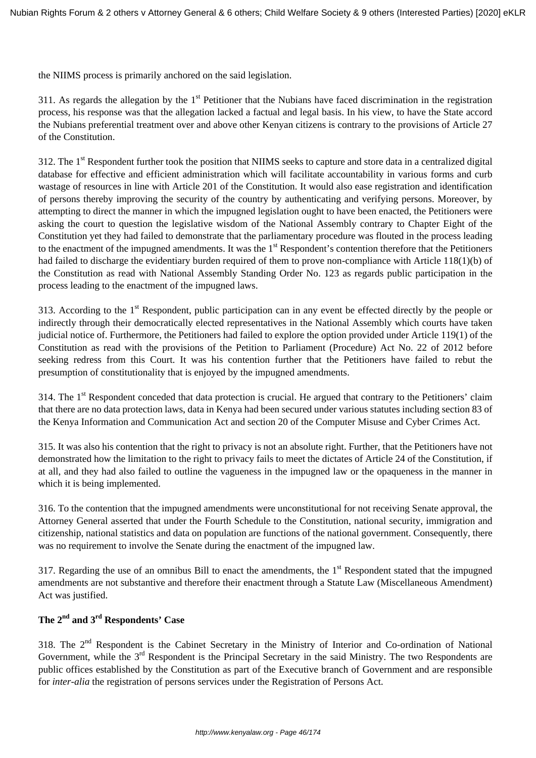the NIIMS process is primarily anchored on the said legislation.

311. As regards the allegation by the 1st Petitioner that the Nubians have faced discrimination in the registration process, his response was that the allegation lacked a factual and legal basis. In his view, to have the State accord the Nubians preferential treatment over and above other Kenyan citizens is contrary to the provisions of Article 27 of the Constitution.

312. The 1st Respondent further took the position that NIIMS seeks to capture and store data in a centralized digital database for effective and efficient administration which will facilitate accountability in various forms and curb wastage of resources in line with Article 201 of the Constitution. It would also ease registration and identification of persons thereby improving the security of the country by authenticating and verifying persons. Moreover, by attempting to direct the manner in which the impugned legislation ought to have been enacted, the Petitioners were asking the court to question the legislative wisdom of the National Assembly contrary to Chapter Eight of the Constitution yet they had failed to demonstrate that the parliamentary procedure was flouted in the process leading to the enactment of the impugned amendments. It was the 1st Respondent's contention therefore that the Petitioners had failed to discharge the evidentiary burden required of them to prove non-compliance with Article 118(1)(b) of the Constitution as read with National Assembly Standing Order No. 123 as regards public participation in the process leading to the enactment of the impugned laws.

313. According to the 1st Respondent, public participation can in any event be effected directly by the people or indirectly through their democratically elected representatives in the National Assembly which courts have taken judicial notice of. Furthermore, the Petitioners had failed to explore the option provided under Article 119(1) of the Constitution as read with the provisions of the Petition to Parliament (Procedure) Act No. 22 of 2012 before seeking redress from this Court. It was his contention further that the Petitioners have failed to rebut the presumption of constitutionality that is enjoyed by the impugned amendments.

314. The 1st Respondent conceded that data protection is crucial. He argued that contrary to the Petitioners' claim that there are no data protection laws, data in Kenya had been secured under various statutes including section 83 of the Kenya Information and Communication Act and section 20 of the Computer Misuse and Cyber Crimes Act.

315. It was also his contention that the right to privacy is not an absolute right. Further, that the Petitioners have not demonstrated how the limitation to the right to privacy fails to meet the dictates of Article 24 of the Constitution, if at all, and they had also failed to outline the vagueness in the impugned law or the opaqueness in the manner in which it is being implemented.

316. To the contention that the impugned amendments were unconstitutional for not receiving Senate approval, the Attorney General asserted that under the Fourth Schedule to the Constitution, national security, immigration and citizenship, national statistics and data on population are functions of the national government. Consequently, there was no requirement to involve the Senate during the enactment of the impugned law.

317. Regarding the use of an omnibus Bill to enact the amendments, the 1st Respondent stated that the impugned amendments are not substantive and therefore their enactment through a Statute Law (Miscellaneous Amendment) Act was justified.

### The 2nd and 3rd Respondents' Case

318. The 2nd Respondent is the Cabinet Secretary in the Ministry of Interior and Co-ordination of National Government, while the 3rd Respondent is the Principal Secretary in the said Ministry. The two Respondents are public offices established by the Constitution as part of the Executive branch of Government and are responsible for *inter-alia* the registration of persons services under the Registration of Persons Act.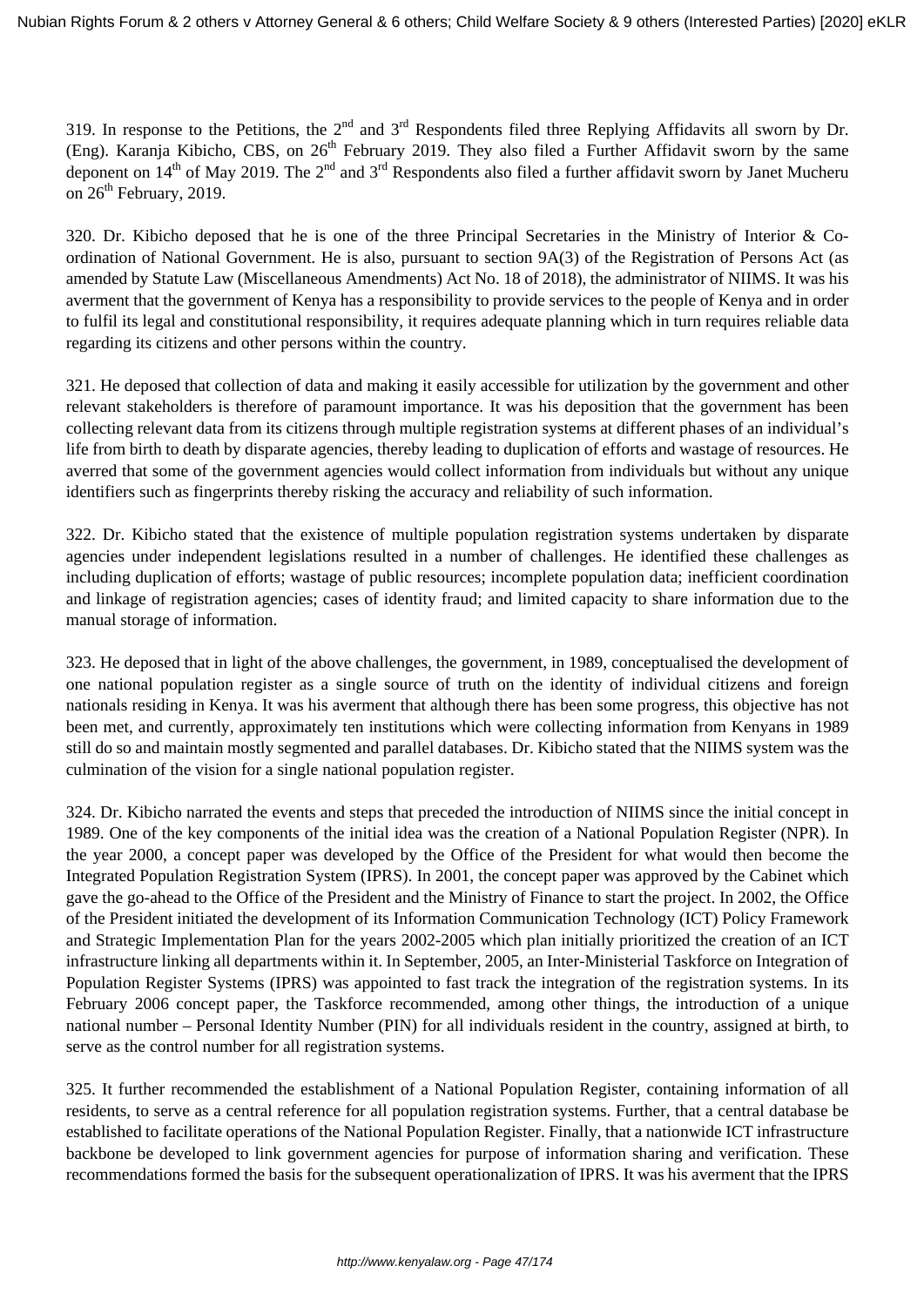319. In response to the Petitions, the 2nd and 3rd Respondents filed three Replying Affidavits all sworn by Dr. (Eng). Karanja Kibicho, CBS, on 26th February 2019. They also filed a Further Affidavit sworn by the same deponent on 14th of May 2019. The 2nd and 3rd Respondents also filed a further affidavit sworn by Janet Mucheru on 26th February, 2019.

320. Dr. Kibicho deposed that he is one of the three Principal Secretaries in the Ministry of Interior & Co-ordination of National Government. He is also, pursuant to section 9A(3) of the Registration of Persons Act (as amended by Statute Law (Miscellaneous Amendments) Act No. 18 of 2018), the administrator of NIIMS. It was his averment that the government of Kenya has a responsibility to provide services to the people of Kenya and in order to fulfil its legal and constitutional responsibility, it requires adequate planning which in turn requires reliable data regarding its citizens and other persons within the country.

321. He deposed that collection of data and making it easily accessible for utilization by the government and other relevant stakeholders is therefore of paramount importance. It was his deposition that the government has been collecting relevant data from its citizens through multiple registration systems at different phases of an individual's life from birth to death by disparate agencies, thereby leading to duplication of efforts and wastage of resources. He averred that some of the government agencies would collect information from individuals but without any unique identifiers such as fingerprints thereby risking the accuracy and reliability of such information.

322. Dr. Kibicho stated that the existence of multiple population registration systems undertaken by disparate agencies under independent legislations resulted in a number of challenges. He identified these challenges as including duplication of efforts; wastage of public resources; incomplete population data; inefficient coordination and linkage of registration agencies; cases of identity fraud; and limited capacity to share information due to the manual storage of information.

323. He deposed that in light of the above challenges, the government, in 1989, conceptualised the development of one national population register as a single source of truth on the identity of individual citizens and foreign nationals residing in Kenya. It was his averment that although there has been some progress, this objective has not been met, and currently, approximately ten institutions which were collecting information from Kenyans in 1989 still do so and maintain mostly segmented and parallel databases. Dr. Kibicho stated that the NIIMS system was the culmination of the vision for a single national population register.

324. Dr. Kibicho narrated the events and steps that preceded the introduction of NIIMS since the initial concept in 1989. One of the key components of the initial idea was the creation of a National Population Register (NPR). In the year 2000, a concept paper was developed by the Office of the President for what would then become the Integrated Population Registration System (IPRS). In 2001, the concept paper was approved by the Cabinet which gave the go-ahead to the Office of the President and the Ministry of Finance to start the project. In 2002, the Office of the President initiated the development of its Information Communication Technology (ICT) Policy Framework and Strategic Implementation Plan for the years 2002-2005 which plan initially prioritized the creation of an ICT infrastructure linking all departments within it. In September, 2005, an Inter-Ministerial Taskforce on Integration of Population Register Systems (IPRS) was appointed to fast track the integration of the registration systems. In its February 2006 concept paper, the Taskforce recommended, among other things, the introduction of a unique national number – Personal Identity Number (PIN) for all individuals resident in the country, assigned at birth, to serve as the control number for all registration systems.

325. It further recommended the establishment of a National Population Register, containing information of all residents, to serve as a central reference for all population registration systems. Further, that a central database be established to facilitate operations of the National Population Register. Finally, that a nationwide ICT infrastructure backbone be developed to link government agencies for purpose of information sharing and verification. These recommendations formed the basis for the subsequent operationalization of IPRS. It was his averment that the IPRS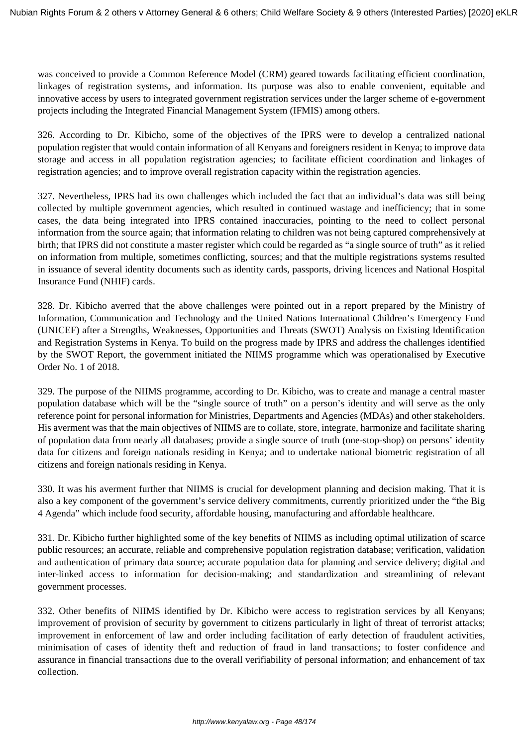was conceived to provide a Common Reference Model (CRM) geared towards facilitating efficient coordination, linkages of registration systems, and information. Its purpose was also to enable convenient, equitable and innovative access by users to integrated government registration services under the larger scheme of e-government projects including the Integrated Financial Management System (IFMIS) among others.

326. According to Dr. Kibicho, some of the objectives of the IPRS were to develop a centralized national population register that would contain information of all Kenyans and foreigners resident in Kenya; to improve data storage and access in all population registration agencies; to facilitate efficient coordination and linkages of registration agencies; and to improve overall registration capacity within the registration agencies.

327. Nevertheless, IPRS had its own challenges which included the fact that an individual's data was still being collected by multiple government agencies, which resulted in continued wastage and inefficiency; that in some cases, the data being integrated into IPRS contained inaccuracies, pointing to the need to collect personal information from the source again; that information relating to children was not being captured comprehensively at birth; that IPRS did not constitute a master register which could be regarded as "a single source of truth" as it relied on information from multiple, sometimes conflicting, sources; and that the multiple registrations systems resulted in issuance of several identity documents such as identity cards, passports, driving licences and National Hospital Insurance Fund (NHIF) cards.

328. Dr. Kibicho averred that the above challenges were pointed out in a report prepared by the Ministry of Information, Communication and Technology and the United Nations International Children's Emergency Fund (UNICEF) after a Strengths, Weaknesses, Opportunities and Threats (SWOT) Analysis on Existing Identification and Registration Systems in Kenya. To build on the progress made by IPRS and address the challenges identified by the SWOT Report, the government initiated the NIIMS programme which was operationalised by Executive Order No. 1 of 2018.

329. The purpose of the NIIMS programme, according to Dr. Kibicho, was to create and manage a central master population database which will be the "single source of truth" on a person's identity and will serve as the only reference point for personal information for Ministries, Departments and Agencies (MDAs) and other stakeholders. His averment was that the main objectives of NIIMS are to collate, store, integrate, harmonize and facilitate sharing of population data from nearly all databases; provide a single source of truth (one-stop-shop) on persons' identity data for citizens and foreign nationals residing in Kenya; and to undertake national biometric registration of all citizens and foreign nationals residing in Kenya.

330. It was his averment further that NIIMS is crucial for development planning and decision making. That it is also a key component of the government's service delivery commitments, currently prioritized under the "the Big 4 Agenda" which include food security, affordable housing, manufacturing and affordable healthcare.

331. Dr. Kibicho further highlighted some of the key benefits of NIIMS as including optimal utilization of scarce public resources; an accurate, reliable and comprehensive population registration database; verification, validation and authentication of primary data source; accurate population data for planning and service delivery; digital and inter-linked access to information for decision-making; and standardization and streamlining of relevant government processes.

332. Other benefits of NIIMS identified by Dr. Kibicho were access to registration services by all Kenyans; improvement of provision of security by government to citizens particularly in light of threat of terrorist attacks; improvement in enforcement of law and order including facilitation of early detection of fraudulent activities, minimisation of cases of identity theft and reduction of fraud in land transactions; to foster confidence and assurance in financial transactions due to the overall verifiability of personal information; and enhancement of tax collection.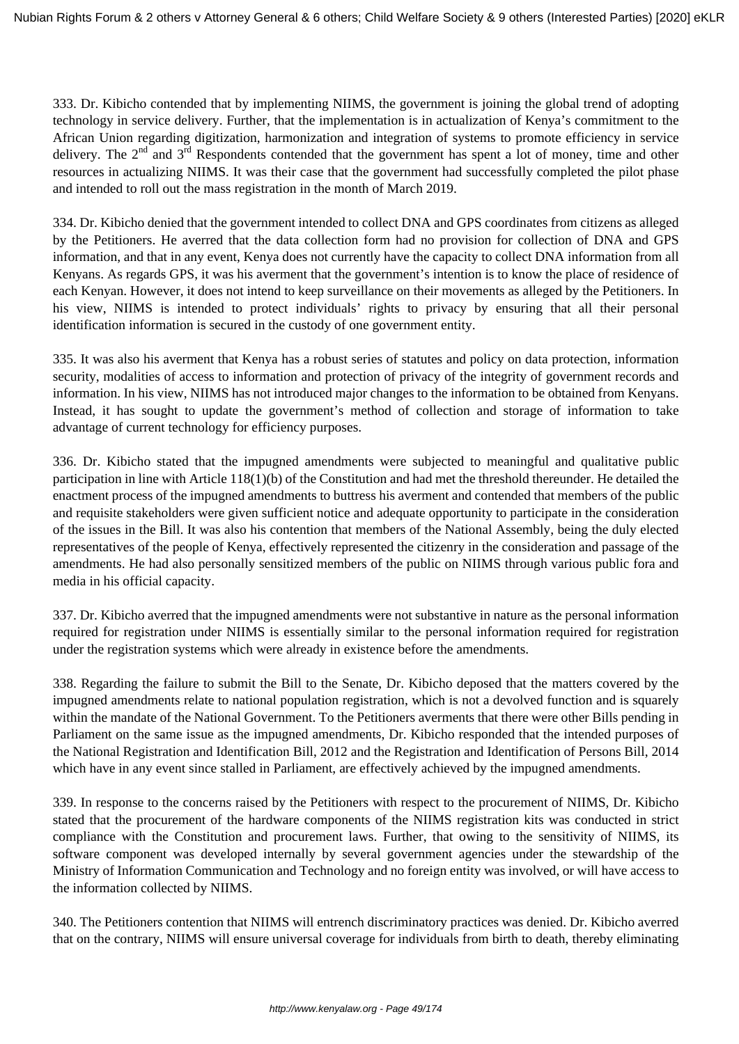333. Dr. Kibicho contended that by implementing NIIMS, the government is joining the global trend of adopting technology in service delivery. Further, that the implementation is in actualization of Kenya's commitment to the African Union regarding digitization, harmonization and integration of systems to promote efficiency in service delivery. The 2nd and 3rd Respondents contended that the government has spent a lot of money, time and other resources in actualizing NIIMS. It was their case that the government had successfully completed the pilot phase and intended to roll out the mass registration in the month of March 2019.

334. Dr. Kibicho denied that the government intended to collect DNA and GPS coordinates from citizens as alleged by the Petitioners. He averred that the data collection form had no provision for collection of DNA and GPS information, and that in any event, Kenya does not currently have the capacity to collect DNA information from all Kenyans. As regards GPS, it was his averment that the government's intention is to know the place of residence of each Kenyan. However, it does not intend to keep surveillance on their movements as alleged by the Petitioners. In his view, NIIMS is intended to protect individuals' rights to privacy by ensuring that all their personal identification information is secured in the custody of one government entity.

335. It was also his averment that Kenya has a robust series of statutes and policy on data protection, information security, modalities of access to information and protection of privacy of the integrity of government records and information. In his view, NIIMS has not introduced major changes to the information to be obtained from Kenyans. Instead, it has sought to update the government's method of collection and storage of information to take advantage of current technology for efficiency purposes.

336. Dr. Kibicho stated that the impugned amendments were subjected to meaningful and qualitative public participation in line with Article 118(1)(b) of the Constitution and had met the threshold thereunder. He detailed the enactment process of the impugned amendments to buttress his averment and contended that members of the public and requisite stakeholders were given sufficient notice and adequate opportunity to participate in the consideration of the issues in the Bill. It was also his contention that members of the National Assembly, being the duly elected representatives of the people of Kenya, effectively represented the citizenry in the consideration and passage of the amendments. He had also personally sensitized members of the public on NIIMS through various public fora and media in his official capacity.

337. Dr. Kibicho averred that the impugned amendments were not substantive in nature as the personal information required for registration under NIIMS is essentially similar to the personal information required for registration under the registration systems which were already in existence before the amendments.

338. Regarding the failure to submit the Bill to the Senate, Dr. Kibicho deposed that the matters covered by the impugned amendments relate to national population registration, which is not a devolved function and is squarely within the mandate of the National Government. To the Petitioners averments that there were other Bills pending in Parliament on the same issue as the impugned amendments, Dr. Kibicho responded that the intended purposes of the National Registration and Identification Bill, 2012 and the Registration and Identification of Persons Bill, 2014 which have in any event since stalled in Parliament, are effectively achieved by the impugned amendments.

339. In response to the concerns raised by the Petitioners with respect to the procurement of NIIMS, Dr. Kibicho stated that the procurement of the hardware components of the NIIMS registration kits was conducted in strict compliance with the Constitution and procurement laws. Further, that owing to the sensitivity of NIIMS, its software component was developed internally by several government agencies under the stewardship of the Ministry of Information Communication and Technology and no foreign entity was involved, or will have access to the information collected by NIIMS.

340. The Petitioners contention that NIIMS will entrench discriminatory practices was denied. Dr. Kibicho averred that on the contrary, NIIMS will ensure universal coverage for individuals from birth to death, thereby eliminating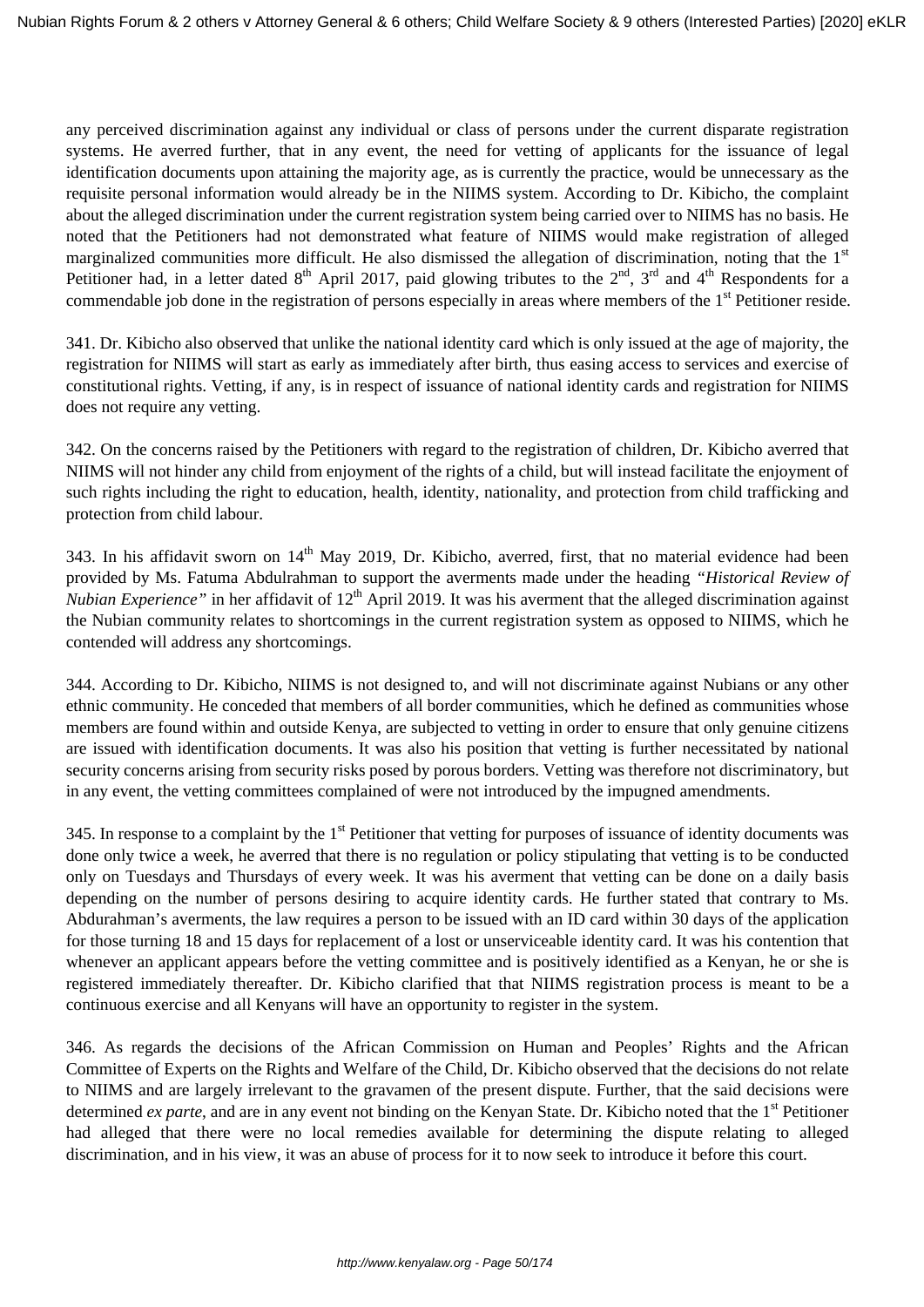any perceived discrimination against any individual or class of persons under the current disparate registration systems. He averred further, that in any event, the need for vetting of applicants for the issuance of legal identification documents upon attaining the majority age, as is currently the practice, would be unnecessary as the requisite personal information would already be in the NIIMS system. According to Dr. Kibicho, the complaint about the alleged discrimination under the current registration system being carried over to NIIMS has no basis. He noted that the Petitioners had not demonstrated what feature of NIIMS would make registration of alleged marginalized communities more difficult. He also dismissed the allegation of discrimination, noting that the 1st Petitioner had, in a letter dated 8th April 2017, paid glowing tributes to the 2nd, 3rd and 4th Respondents for a commendable job done in the registration of persons especially in areas where members of the 1st Petitioner reside.

341. Dr. Kibicho also observed that unlike the national identity card which is only issued at the age of majority, the registration for NIIMS will start as early as immediately after birth, thus easing access to services and exercise of constitutional rights. Vetting, if any, is in respect of issuance of national identity cards and registration for NIIMS does not require any vetting.

342. On the concerns raised by the Petitioners with regard to the registration of children, Dr. Kibicho averred that NIIMS will not hinder any child from enjoyment of the rights of a child, but will instead facilitate the enjoyment of such rights including the right to education, health, identity, nationality, and protection from child trafficking and protection from child labour.

343. In his affidavit sworn on 14th May 2019, Dr. Kibicho, averred, first, that no material evidence had been provided by Ms. Fatuma Abdulrahman to support the averments made under the heading *"Historical Review of Nubian Experience"* in her affidavit of 12th April 2019. It was his averment that the alleged discrimination against the Nubian community relates to shortcomings in the current registration system as opposed to NIIMS, which he contended will address any shortcomings.

344. According to Dr. Kibicho, NIIMS is not designed to, and will not discriminate against Nubians or any other ethnic community. He conceded that members of all border communities, which he defined as communities whose members are found within and outside Kenya, are subjected to vetting in order to ensure that only genuine citizens are issued with identification documents. It was also his position that vetting is further necessitated by national security concerns arising from security risks posed by porous borders. Vetting was therefore not discriminatory, but in any event, the vetting committees complained of were not introduced by the impugned amendments.

345. In response to a complaint by the 1st Petitioner that vetting for purposes of issuance of identity documents was done only twice a week, he averred that there is no regulation or policy stipulating that vetting is to be conducted only on Tuesdays and Thursdays of every week. It was his averment that vetting can be done on a daily basis depending on the number of persons desiring to acquire identity cards. He further stated that contrary to Ms. Abdurahman's averments, the law requires a person to be issued with an ID card within 30 days of the application for those turning 18 and 15 days for replacement of a lost or unserviceable identity card. It was his contention that whenever an applicant appears before the vetting committee and is positively identified as a Kenyan, he or she is registered immediately thereafter. Dr. Kibicho clarified that that NIIMS registration process is meant to be a continuous exercise and all Kenyans will have an opportunity to register in the system.

346. As regards the decisions of the African Commission on Human and Peoples' Rights and the African Committee of Experts on the Rights and Welfare of the Child, Dr. Kibicho observed that the decisions do not relate to NIIMS and are largely irrelevant to the gravamen of the present dispute. Further, that the said decisions were determined *ex parte*, and are in any event not binding on the Kenyan State. Dr. Kibicho noted that the 1st Petitioner had alleged that there were no local remedies available for determining the dispute relating to alleged discrimination, and in his view, it was an abuse of process for it to now seek to introduce it before this court.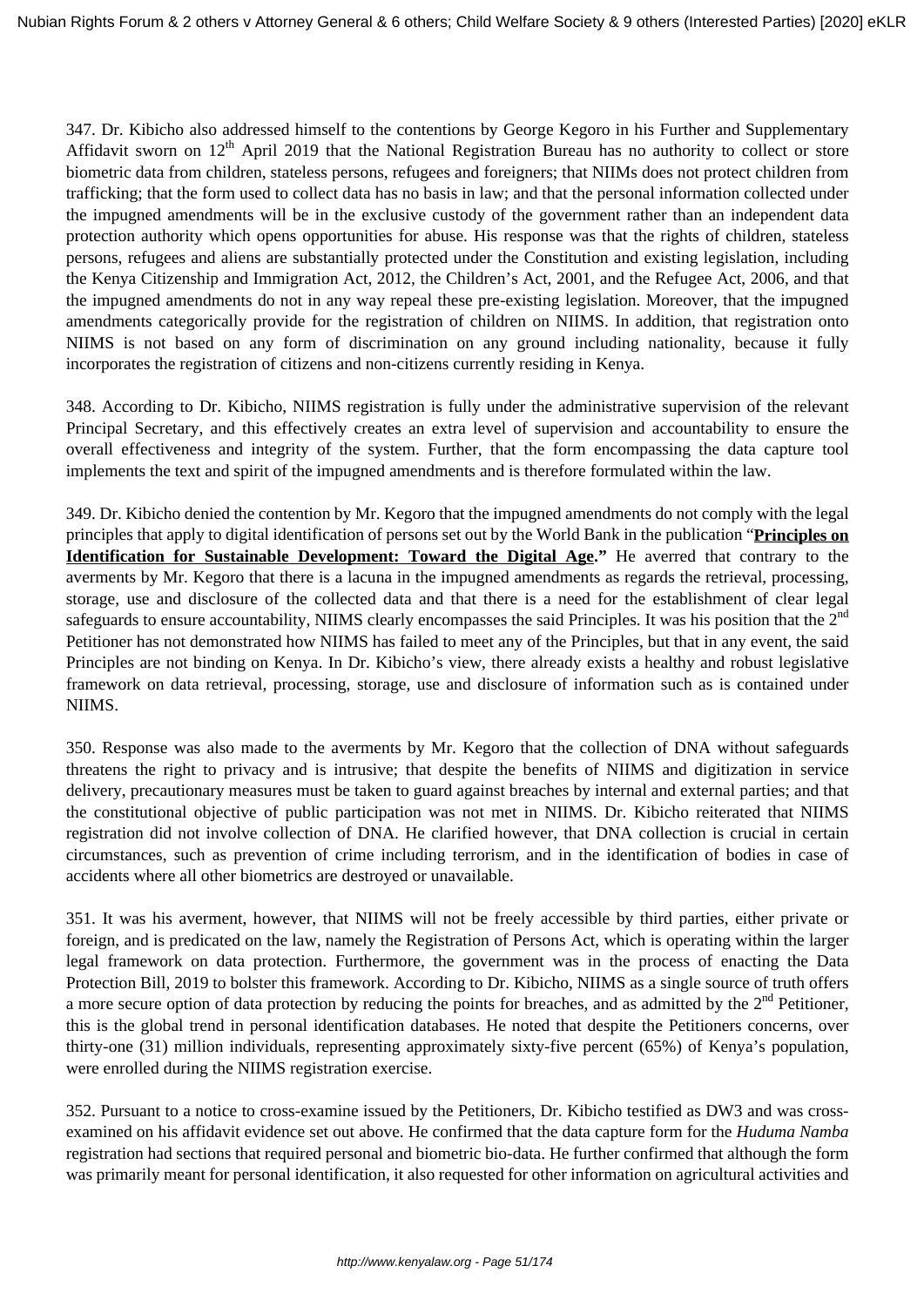347. Dr. Kibicho also addressed himself to the contentions by George Kegoro in his Further and Supplementary Affidavit sworn on 12th April 2019 that the National Registration Bureau has no authority to collect or store biometric data from children, stateless persons, refugees and foreigners; that NIIMs does not protect children from trafficking; that the form used to collect data has no basis in law; and that the personal information collected under the impugned amendments will be in the exclusive custody of the government rather than an independent data protection authority which opens opportunities for abuse. His response was that the rights of children, stateless persons, refugees and aliens are substantially protected under the Constitution and existing legislation, including the Kenya Citizenship and Immigration Act, 2012, the Children's Act, 2001, and the Refugee Act, 2006, and that the impugned amendments do not in any way repeal these pre-existing legislation. Moreover, that the impugned amendments categorically provide for the registration of children on NIIMS. In addition, that registration onto NIIMS is not based on any form of discrimination on any ground including nationality, because it fully incorporates the registration of citizens and non-citizens currently residing in Kenya.

348. According to Dr. Kibicho, NIIMS registration is fully under the administrative supervision of the relevant Principal Secretary, and this effectively creates an extra level of supervision and accountability to ensure the overall effectiveness and integrity of the system. Further, that the form encompassing the data capture tool implements the text and spirit of the impugned amendments and is therefore formulated within the law.

349. Dr. Kibicho denied the contention by Mr. Kegoro that the impugned amendments do not comply with the legal principles that apply to digital identification of persons set out by the World Bank in the publication "**Principles on Identification for Sustainable Development: Toward the Digital Age.**" He averred that contrary to the averments by Mr. Kegoro that there is a lacuna in the impugned amendments as regards the retrieval, processing, storage, use and disclosure of the collected data and that there is a need for the establishment of clear legal safeguards to ensure accountability, NIIMS clearly encompasses the said Principles. It was his position that the 2nd Petitioner has not demonstrated how NIIMS has failed to meet any of the Principles, but that in any event, the said Principles are not binding on Kenya. In Dr. Kibicho's view, there already exists a healthy and robust legislative framework on data retrieval, processing, storage, use and disclosure of information such as is contained under NIIMS.

350. Response was also made to the averments by Mr. Kegoro that the collection of DNA without safeguards threatens the right to privacy and is intrusive; that despite the benefits of NIIMS and digitization in service delivery, precautionary measures must be taken to guard against breaches by internal and external parties; and that the constitutional objective of public participation was not met in NIIMS. Dr. Kibicho reiterated that NIIMS registration did not involve collection of DNA. He clarified however, that DNA collection is crucial in certain circumstances, such as prevention of crime including terrorism, and in the identification of bodies in case of accidents where all other biometrics are destroyed or unavailable.

351. It was his averment, however, that NIIMS will not be freely accessible by third parties, either private or foreign, and is predicated on the law, namely the Registration of Persons Act, which is operating within the larger legal framework on data protection. Furthermore, the government was in the process of enacting the Data Protection Bill, 2019 to bolster this framework. According to Dr. Kibicho, NIIMS as a single source of truth offers a more secure option of data protection by reducing the points for breaches, and as admitted by the 2nd Petitioner, this is the global trend in personal identification databases. He noted that despite the Petitioners concerns, over thirty-one (31) million individuals, representing approximately sixty-five percent (65%) of Kenya's population, were enrolled during the NIIMS registration exercise.

352. Pursuant to a notice to cross-examine issued by the Petitioners, Dr. Kibicho testified as DW3 and was cross-examined on his affidavit evidence set out above. He confirmed that the data capture form for the *Huduma Namba* registration had sections that required personal and biometric bio-data. He further confirmed that although the form was primarily meant for personal identification, it also requested for other information on agricultural activities and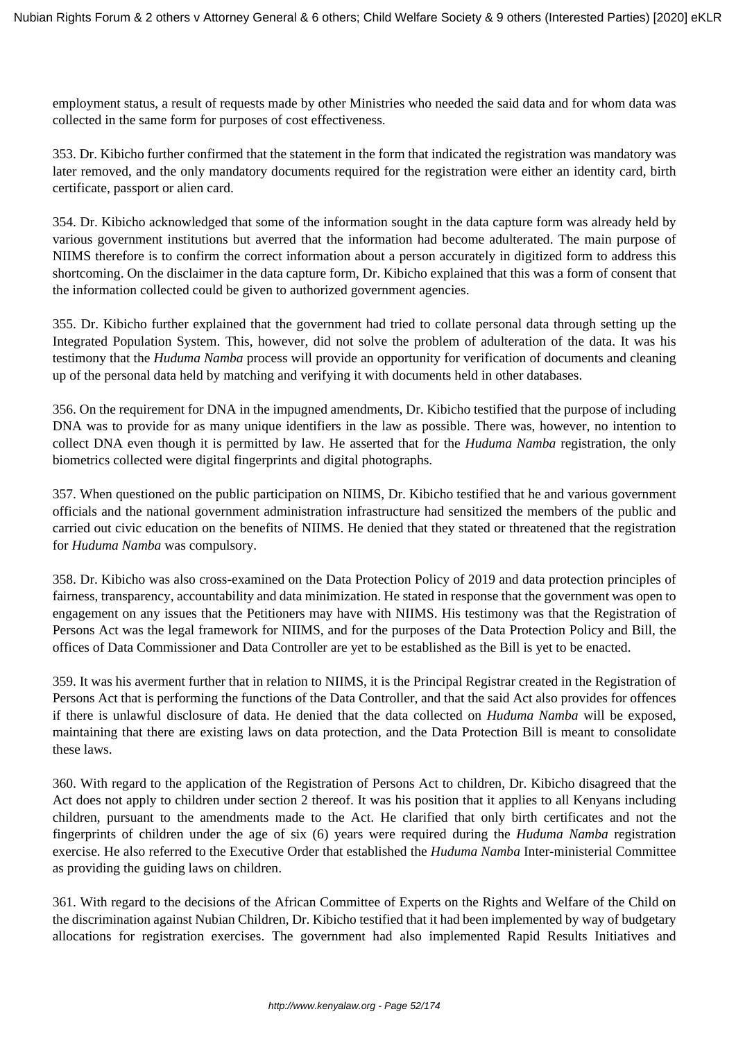employment status, a result of requests made by other Ministries who needed the said data and for whom data was collected in the same form for purposes of cost effectiveness.

353. Dr. Kibicho further confirmed that the statement in the form that indicated the registration was mandatory was later removed, and the only mandatory documents required for the registration were either an identity card, birth certificate, passport or alien card.

354. Dr. Kibicho acknowledged that some of the information sought in the data capture form was already held by various government institutions but averred that the information had become adulterated. The main purpose of NIIMS therefore is to confirm the correct information about a person accurately in digitized form to address this shortcoming. On the disclaimer in the data capture form, Dr. Kibicho explained that this was a form of consent that the information collected could be given to authorized government agencies.

355. Dr. Kibicho further explained that the government had tried to collate personal data through setting up the Integrated Population System. This, however, did not solve the problem of adulteration of the data. It was his testimony that the *Huduma Namba* process will provide an opportunity for verification of documents and cleaning up of the personal data held by matching and verifying it with documents held in other databases.

356. On the requirement for DNA in the impugned amendments, Dr. Kibicho testified that the purpose of including DNA was to provide for as many unique identifiers in the law as possible. There was, however, no intention to collect DNA even though it is permitted by law. He asserted that for the *Huduma Namba* registration, the only biometrics collected were digital fingerprints and digital photographs.

357. When questioned on the public participation on NIIMS, Dr. Kibicho testified that he and various government officials and the national government administration infrastructure had sensitized the members of the public and carried out civic education on the benefits of NIIMS. He denied that they stated or threatened that the registration for *Huduma Namba* was compulsory.

358. Dr. Kibicho was also cross-examined on the Data Protection Policy of 2019 and data protection principles of fairness, transparency, accountability and data minimization. He stated in response that the government was open to engagement on any issues that the Petitioners may have with NIIMS. His testimony was that the Registration of Persons Act was the legal framework for NIIMS, and for the purposes of the Data Protection Policy and Bill, the offices of Data Commissioner and Data Controller are yet to be established as the Bill is yet to be enacted.

359. It was his averment further that in relation to NIIMS, it is the Principal Registrar created in the Registration of Persons Act that is performing the functions of the Data Controller, and that the said Act also provides for offences if there is unlawful disclosure of data. He denied that the data collected on *Huduma Namba* will be exposed, maintaining that there are existing laws on data protection, and the Data Protection Bill is meant to consolidate these laws.

360. With regard to the application of the Registration of Persons Act to children, Dr. Kibicho disagreed that the Act does not apply to children under section 2 thereof. It was his position that it applies to all Kenyans including children, pursuant to the amendments made to the Act. He clarified that only birth certificates and not the fingerprints of children under the age of six (6) years were required during the *Huduma Namba* registration exercise. He also referred to the Executive Order that established the *Huduma Namba* Inter-ministerial Committee as providing the guiding laws on children.

361. With regard to the decisions of the African Committee of Experts on the Rights and Welfare of the Child on the discrimination against Nubian Children, Dr. Kibicho testified that it had been implemented by way of budgetary allocations for registration exercises. The government had also implemented Rapid Results Initiatives and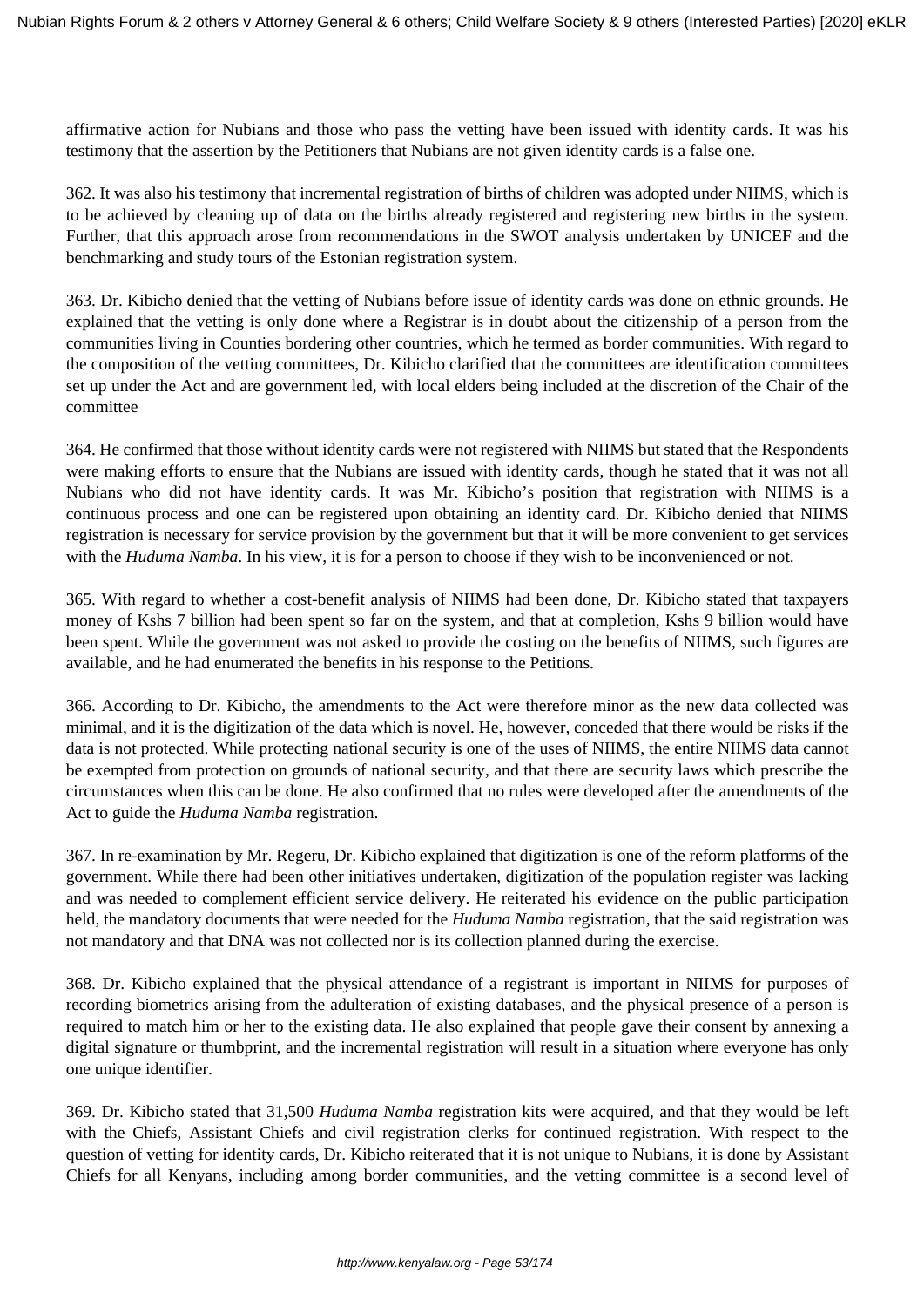affirmative action for Nubians and those who pass the vetting have been issued with identity cards. It was his testimony that the assertion by the Petitioners that Nubians are not given identity cards is a false one.

362. It was also his testimony that incremental registration of births of children was adopted under NIIMS, which is to be achieved by cleaning up of data on the births already registered and registering new births in the system. Further, that this approach arose from recommendations in the SWOT analysis undertaken by UNICEF and the benchmarking and study tours of the Estonian registration system.

363. Dr. Kibicho denied that the vetting of Nubians before issue of identity cards was done on ethnic grounds. He explained that the vetting is only done where a Registrar is in doubt about the citizenship of a person from the communities living in Counties bordering other countries, which he termed as border communities. With regard to the composition of the vetting committees, Dr. Kibicho clarified that the committees are identification committees set up under the Act and are government led, with local elders being included at the discretion of the Chair of the committee

364. He confirmed that those without identity cards were not registered with NIIMS but stated that the Respondents were making efforts to ensure that the Nubians are issued with identity cards, though he stated that it was not all Nubians who did not have identity cards. It was Mr. Kibicho's position that registration with NIIMS is a continuous process and one can be registered upon obtaining an identity card. Dr. Kibicho denied that NIIMS registration is necessary for service provision by the government but that it will be more convenient to get services with the *Huduma Namba*. In his view, it is for a person to choose if they wish to be inconvenienced or not.

365. With regard to whether a cost-benefit analysis of NIIMS had been done, Dr. Kibicho stated that taxpayers money of Kshs 7 billion had been spent so far on the system, and that at completion, Kshs 9 billion would have been spent. While the government was not asked to provide the costing on the benefits of NIIMS, such figures are available, and he had enumerated the benefits in his response to the Petitions.

366. According to Dr. Kibicho, the amendments to the Act were therefore minor as the new data collected was minimal, and it is the digitization of the data which is novel. He, however, conceded that there would be risks if the data is not protected. While protecting national security is one of the uses of NIIMS, the entire NIIMS data cannot be exempted from protection on grounds of national security, and that there are security laws which prescribe the circumstances when this can be done. He also confirmed that no rules were developed after the amendments of the Act to guide the *Huduma Namba* registration.

367. In re-examination by Mr. Regeru, Dr. Kibicho explained that digitization is one of the reform platforms of the government. While there had been other initiatives undertaken, digitization of the population register was lacking and was needed to complement efficient service delivery. He reiterated his evidence on the public participation held, the mandatory documents that were needed for the *Huduma Namba* registration, that the said registration was not mandatory and that DNA was not collected nor is its collection planned during the exercise.

368. Dr. Kibicho explained that the physical attendance of a registrant is important in NIIMS for purposes of recording biometrics arising from the adulteration of existing databases, and the physical presence of a person is required to match him or her to the existing data. He also explained that people gave their consent by annexing a digital signature or thumbprint, and the incremental registration will result in a situation where everyone has only one unique identifier.

369. Dr. Kibicho stated that 31,500 *Huduma Namba* registration kits were acquired, and that they would be left with the Chiefs, Assistant Chiefs and civil registration clerks for continued registration. With respect to the question of vetting for identity cards, Dr. Kibicho reiterated that it is not unique to Nubians, it is done by Assistant Chiefs for all Kenyans, including among border communities, and the vetting committee is a second level of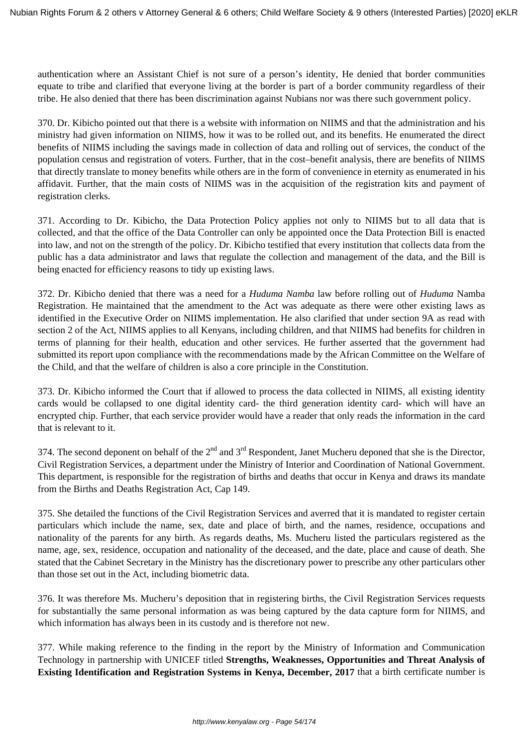authentication where an Assistant Chief is not sure of a person's identity, He denied that border communities equate to tribe and clarified that everyone living at the border is part of a border community regardless of their tribe. He also denied that there has been discrimination against Nubians nor was there such government policy.

370. Dr. Kibicho pointed out that there is a website with information on NIIMS and that the administration and his ministry had given information on NIIMS, how it was to be rolled out, and its benefits. He enumerated the direct benefits of NIIMS including the savings made in collection of data and rolling out of services, the conduct of the population census and registration of voters. Further, that in the cost–benefit analysis, there are benefits of NIIMS that directly translate to money benefits while others are in the form of convenience in eternity as enumerated in his affidavit. Further, that the main costs of NIIMS was in the acquisition of the registration kits and payment of registration clerks.

371. According to Dr. Kibicho, the Data Protection Policy applies not only to NIIMS but to all data that is collected, and that the office of the Data Controller can only be appointed once the Data Protection Bill is enacted into law, and not on the strength of the policy. Dr. Kibicho testified that every institution that collects data from the public has a data administrator and laws that regulate the collection and management of the data, and the Bill is being enacted for efficiency reasons to tidy up existing laws.

372. Dr. Kibicho denied that there was a need for a *Huduma Namba* law before rolling out of *Huduma* Namba Registration. He maintained that the amendment to the Act was adequate as there were other existing laws as identified in the Executive Order on NIIMS implementation. He also clarified that under section 9A as read with section 2 of the Act, NIIMS applies to all Kenyans, including children, and that NIIMS had benefits for children in terms of planning for their health, education and other services. He further asserted that the government had submitted its report upon compliance with the recommendations made by the African Committee on the Welfare of the Child, and that the welfare of children is also a core principle in the Constitution.

373. Dr. Kibicho informed the Court that if allowed to process the data collected in NIIMS, all existing identity cards would be collapsed to one digital identity card- the third generation identity card- which will have an encrypted chip. Further, that each service provider would have a reader that only reads the information in the card that is relevant to it.

374. The second deponent on behalf of the 2nd and 3rd Respondent, Janet Mucheru deponed that she is the Director, Civil Registration Services, a department under the Ministry of Interior and Coordination of National Government. This department, is responsible for the registration of births and deaths that occur in Kenya and draws its mandate from the Births and Deaths Registration Act, Cap 149.

375. She detailed the functions of the Civil Registration Services and averred that it is mandated to register certain particulars which include the name, sex, date and place of birth, and the names, residence, occupations and nationality of the parents for any birth. As regards deaths, Ms. Mucheru listed the particulars registered as the name, age, sex, residence, occupation and nationality of the deceased, and the date, place and cause of death. She stated that the Cabinet Secretary in the Ministry has the discretionary power to prescribe any other particulars other than those set out in the Act, including biometric data.

376. It was therefore Ms. Mucheru's deposition that in registering births, the Civil Registration Services requests for substantially the same personal information as was being captured by the data capture form for NIIMS, and which information has always been in its custody and is therefore not new.

377. While making reference to the finding in the report by the Ministry of Information and Communication Technology in partnership with UNICEF titled **Strengths, Weaknesses, Opportunities and Threat Analysis of Existing Identification and Registration Systems in Kenya, December, 2017** that a birth certificate number is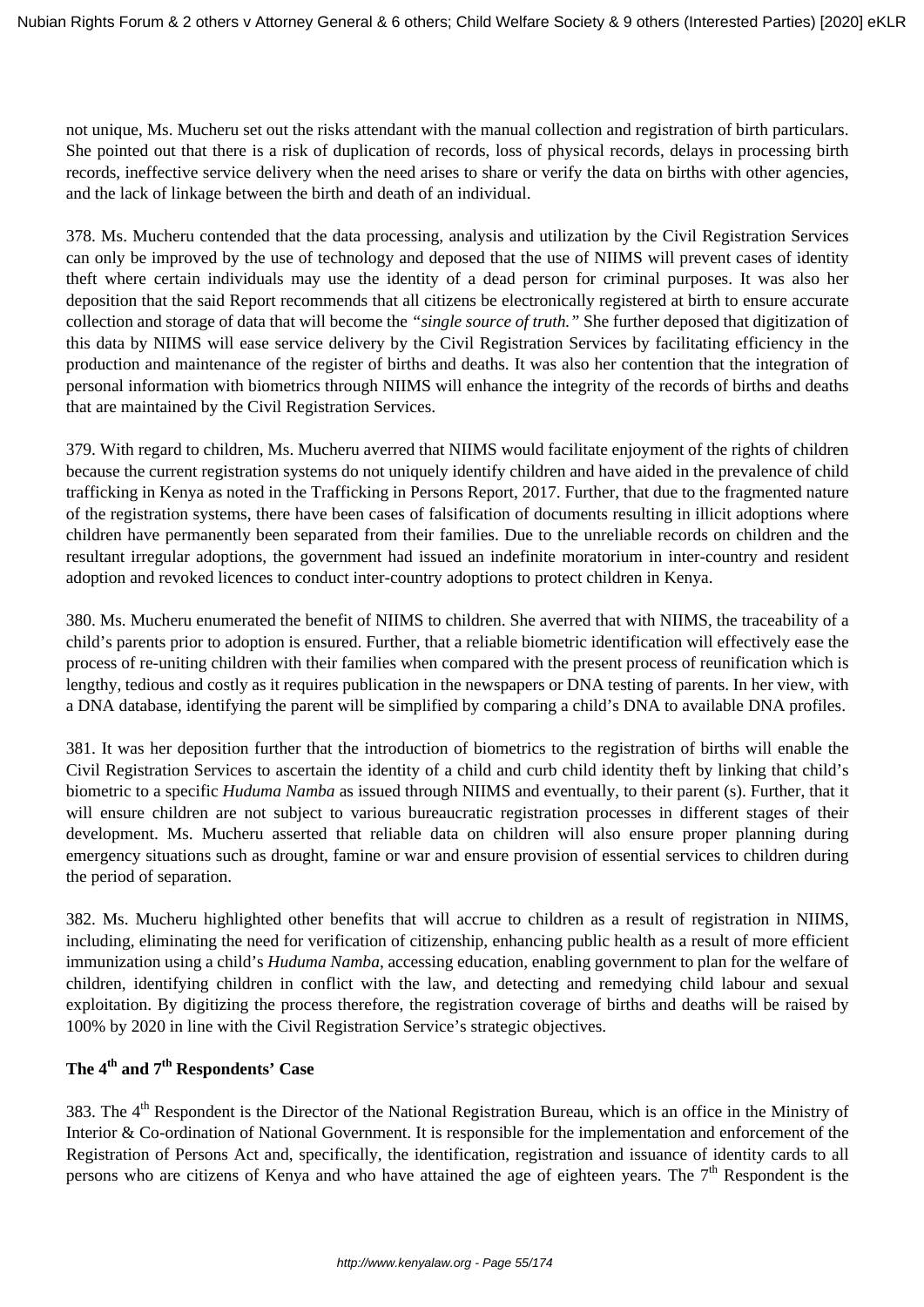not unique, Ms. Mucheru set out the risks attendant with the manual collection and registration of birth particulars. She pointed out that there is a risk of duplication of records, loss of physical records, delays in processing birth records, ineffective service delivery when the need arises to share or verify the data on births with other agencies, and the lack of linkage between the birth and death of an individual.

378. Ms. Mucheru contended that the data processing, analysis and utilization by the Civil Registration Services can only be improved by the use of technology and deposed that the use of NIIMS will prevent cases of identity theft where certain individuals may use the identity of a dead person for criminal purposes. It was also her deposition that the said Report recommends that all citizens be electronically registered at birth to ensure accurate collection and storage of data that will become the *"single source of truth."* She further deposed that digitization of this data by NIIMS will ease service delivery by the Civil Registration Services by facilitating efficiency in the production and maintenance of the register of births and deaths. It was also her contention that the integration of personal information with biometrics through NIIMS will enhance the integrity of the records of births and deaths that are maintained by the Civil Registration Services.

379. With regard to children, Ms. Mucheru averred that NIIMS would facilitate enjoyment of the rights of children because the current registration systems do not uniquely identify children and have aided in the prevalence of child trafficking in Kenya as noted in the Trafficking in Persons Report, 2017. Further, that due to the fragmented nature of the registration systems, there have been cases of falsification of documents resulting in illicit adoptions where children have permanently been separated from their families. Due to the unreliable records on children and the resultant irregular adoptions, the government had issued an indefinite moratorium in inter-country and resident adoption and revoked licences to conduct inter-country adoptions to protect children in Kenya.

380. Ms. Mucheru enumerated the benefit of NIIMS to children. She averred that with NIIMS, the traceability of a child's parents prior to adoption is ensured. Further, that a reliable biometric identification will effectively ease the process of re-uniting children with their families when compared with the present process of reunification which is lengthy, tedious and costly as it requires publication in the newspapers or DNA testing of parents. In her view, with a DNA database, identifying the parent will be simplified by comparing a child's DNA to available DNA profiles.

381. It was her deposition further that the introduction of biometrics to the registration of births will enable the Civil Registration Services to ascertain the identity of a child and curb child identity theft by linking that child's biometric to a specific *Huduma Namba* as issued through NIIMS and eventually, to their parent (s). Further, that it will ensure children are not subject to various bureaucratic registration processes in different stages of their development. Ms. Mucheru asserted that reliable data on children will also ensure proper planning during emergency situations such as drought, famine or war and ensure provision of essential services to children during the period of separation.

382. Ms. Mucheru highlighted other benefits that will accrue to children as a result of registration in NIIMS, including, eliminating the need for verification of citizenship, enhancing public health as a result of more efficient immunization using a child's *Huduma Namba*, accessing education, enabling government to plan for the welfare of children, identifying children in conflict with the law, and detecting and remedying child labour and sexual exploitation. By digitizing the process therefore, the registration coverage of births and deaths will be raised by 100% by 2020 in line with the Civil Registration Service's strategic objectives.

### The 4th and 7th Respondents' Case

383. The 4th Respondent is the Director of the National Registration Bureau, which is an office in the Ministry of Interior & Co-ordination of National Government. It is responsible for the implementation and enforcement of the Registration of Persons Act and, specifically, the identification, registration and issuance of identity cards to all persons who are citizens of Kenya and who have attained the age of eighteen years. The 7th Respondent is the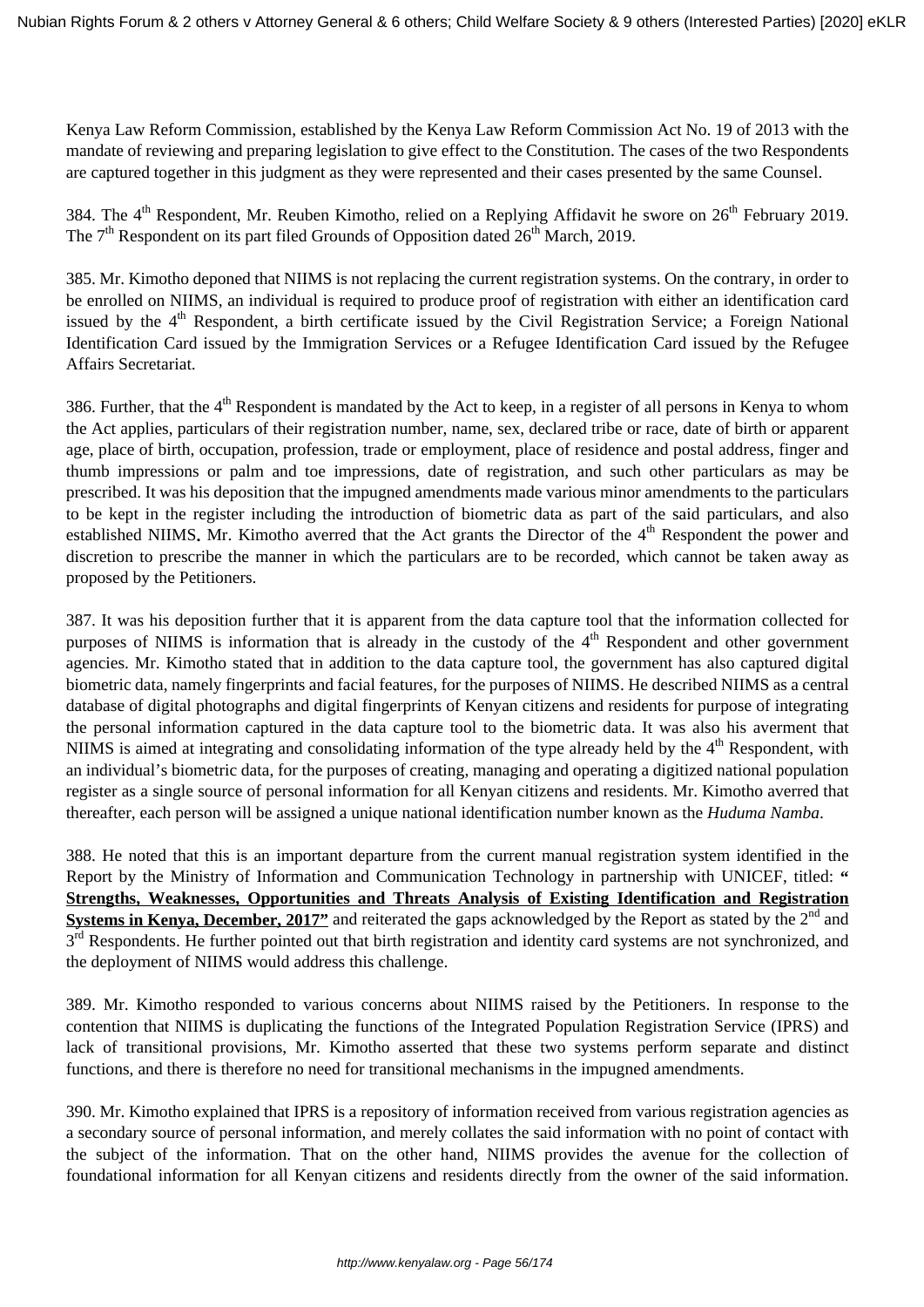Kenya Law Reform Commission, established by the Kenya Law Reform Commission Act No. 19 of 2013 with the mandate of reviewing and preparing legislation to give effect to the Constitution. The cases of the two Respondents are captured together in this judgment as they were represented and their cases presented by the same Counsel.

384. The 4th Respondent, Mr. Reuben Kimotho, relied on a Replying Affidavit he swore on 26th February 2019. The 7th Respondent on its part filed Grounds of Opposition dated 26th March, 2019.

385. Mr. Kimotho deponed that NIIMS is not replacing the current registration systems. On the contrary, in order to be enrolled on NIIMS, an individual is required to produce proof of registration with either an identification card issued by the 4th Respondent, a birth certificate issued by the Civil Registration Service; a Foreign National Identification Card issued by the Immigration Services or a Refugee Identification Card issued by the Refugee Affairs Secretariat.

386. Further, that the 4th Respondent is mandated by the Act to keep, in a register of all persons in Kenya to whom the Act applies, particulars of their registration number, name, sex, declared tribe or race, date of birth or apparent age, place of birth, occupation, profession, trade or employment, place of residence and postal address, finger and thumb impressions or palm and toe impressions, date of registration, and such other particulars as may be prescribed. It was his deposition that the impugned amendments made various minor amendments to the particulars to be kept in the register including the introduction of biometric data as part of the said particulars, and also established NIIMS**.** Mr. Kimotho averred that the Act grants the Director of the 4th Respondent the power and discretion to prescribe the manner in which the particulars are to be recorded, which cannot be taken away as proposed by the Petitioners.

387. It was his deposition further that it is apparent from the data capture tool that the information collected for purposes of NIIMS is information that is already in the custody of the 4th Respondent and other government agencies. Mr. Kimotho stated that in addition to the data capture tool, the government has also captured digital biometric data, namely fingerprints and facial features, for the purposes of NIIMS. He described NIIMS as a central database of digital photographs and digital fingerprints of Kenyan citizens and residents for purpose of integrating the personal information captured in the data capture tool to the biometric data. It was also his averment that NIIMS is aimed at integrating and consolidating information of the type already held by the 4th Respondent, with an individual's biometric data, for the purposes of creating, managing and operating a digitized national population register as a single source of personal information for all Kenyan citizens and residents. Mr. Kimotho averred that thereafter, each person will be assigned a unique national identification number known as the *Huduma Namba*.

388. He noted that this is an important departure from the current manual registration system identified in the Report by the Ministry of Information and Communication Technology in partnership with UNICEF, titled: **"Strengths, Weaknesses, Opportunities and Threats Analysis of Existing Identification and Registration Systems in Kenya, December, 2017"** and reiterated the gaps acknowledged by the Report as stated by the 2nd and 3rd Respondents. He further pointed out that birth registration and identity card systems are not synchronized, and the deployment of NIIMS would address this challenge.

389. Mr. Kimotho responded to various concerns about NIIMS raised by the Petitioners. In response to the contention that NIIMS is duplicating the functions of the Integrated Population Registration Service (IPRS) and lack of transitional provisions, Mr. Kimotho asserted that these two systems perform separate and distinct functions, and there is therefore no need for transitional mechanisms in the impugned amendments.

390. Mr. Kimotho explained that IPRS is a repository of information received from various registration agencies as a secondary source of personal information, and merely collates the said information with no point of contact with the subject of the information. That on the other hand, NIIMS provides the avenue for the collection of foundational information for all Kenyan citizens and residents directly from the owner of the said information.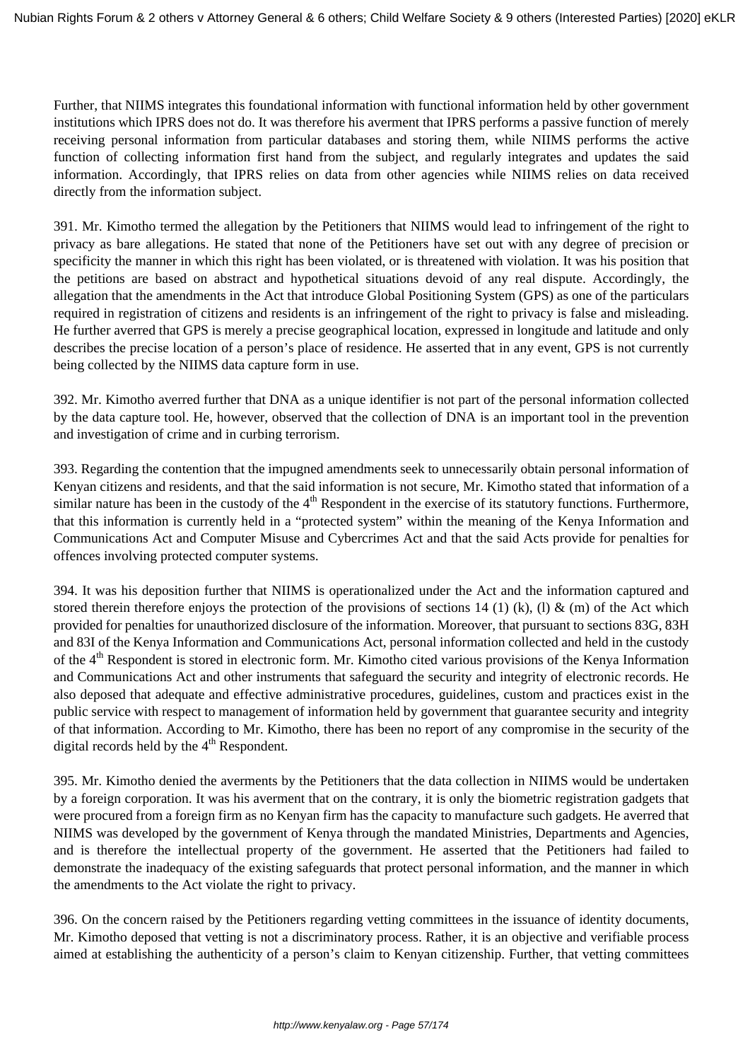Further, that NIIMS integrates this foundational information with functional information held by other government institutions which IPRS does not do. It was therefore his averment that IPRS performs a passive function of merely receiving personal information from particular databases and storing them, while NIIMS performs the active function of collecting information first hand from the subject, and regularly integrates and updates the said information. Accordingly, that IPRS relies on data from other agencies while NIIMS relies on data received directly from the information subject.

391. Mr. Kimotho termed the allegation by the Petitioners that NIIMS would lead to infringement of the right to privacy as bare allegations. He stated that none of the Petitioners have set out with any degree of precision or specificity the manner in which this right has been violated, or is threatened with violation. It was his position that the petitions are based on abstract and hypothetical situations devoid of any real dispute. Accordingly, the allegation that the amendments in the Act that introduce Global Positioning System (GPS) as one of the particulars required in registration of citizens and residents is an infringement of the right to privacy is false and misleading. He further averred that GPS is merely a precise geographical location, expressed in longitude and latitude and only describes the precise location of a person's place of residence. He asserted that in any event, GPS is not currently being collected by the NIIMS data capture form in use.

392. Mr. Kimotho averred further that DNA as a unique identifier is not part of the personal information collected by the data capture tool. He, however, observed that the collection of DNA is an important tool in the prevention and investigation of crime and in curbing terrorism.

393. Regarding the contention that the impugned amendments seek to unnecessarily obtain personal information of Kenyan citizens and residents, and that the said information is not secure, Mr. Kimotho stated that information of a similar nature has been in the custody of the 4th Respondent in the exercise of its statutory functions. Furthermore, that this information is currently held in a "protected system" within the meaning of the Kenya Information and Communications Act and Computer Misuse and Cybercrimes Act and that the said Acts provide for penalties for offences involving protected computer systems.

394. It was his deposition further that NIIMS is operationalized under the Act and the information captured and stored therein therefore enjoys the protection of the provisions of sections 14 (1) (k), (l) & (m) of the Act which provided for penalties for unauthorized disclosure of the information. Moreover, that pursuant to sections 83G, 83H and 83I of the Kenya Information and Communications Act, personal information collected and held in the custody of the 4th Respondent is stored in electronic form. Mr. Kimotho cited various provisions of the Kenya Information and Communications Act and other instruments that safeguard the security and integrity of electronic records. He also deposed that adequate and effective administrative procedures, guidelines, custom and practices exist in the public service with respect to management of information held by government that guarantee security and integrity of that information. According to Mr. Kimotho, there has been no report of any compromise in the security of the digital records held by the 4th Respondent.

395. Mr. Kimotho denied the averments by the Petitioners that the data collection in NIIMS would be undertaken by a foreign corporation. It was his averment that on the contrary, it is only the biometric registration gadgets that were procured from a foreign firm as no Kenyan firm has the capacity to manufacture such gadgets. He averred that NIIMS was developed by the government of Kenya through the mandated Ministries, Departments and Agencies, and is therefore the intellectual property of the government. He asserted that the Petitioners had failed to demonstrate the inadequacy of the existing safeguards that protect personal information, and the manner in which the amendments to the Act violate the right to privacy.

396. On the concern raised by the Petitioners regarding vetting committees in the issuance of identity documents, Mr. Kimotho deposed that vetting is not a discriminatory process. Rather, it is an objective and verifiable process aimed at establishing the authenticity of a person's claim to Kenyan citizenship. Further, that vetting committees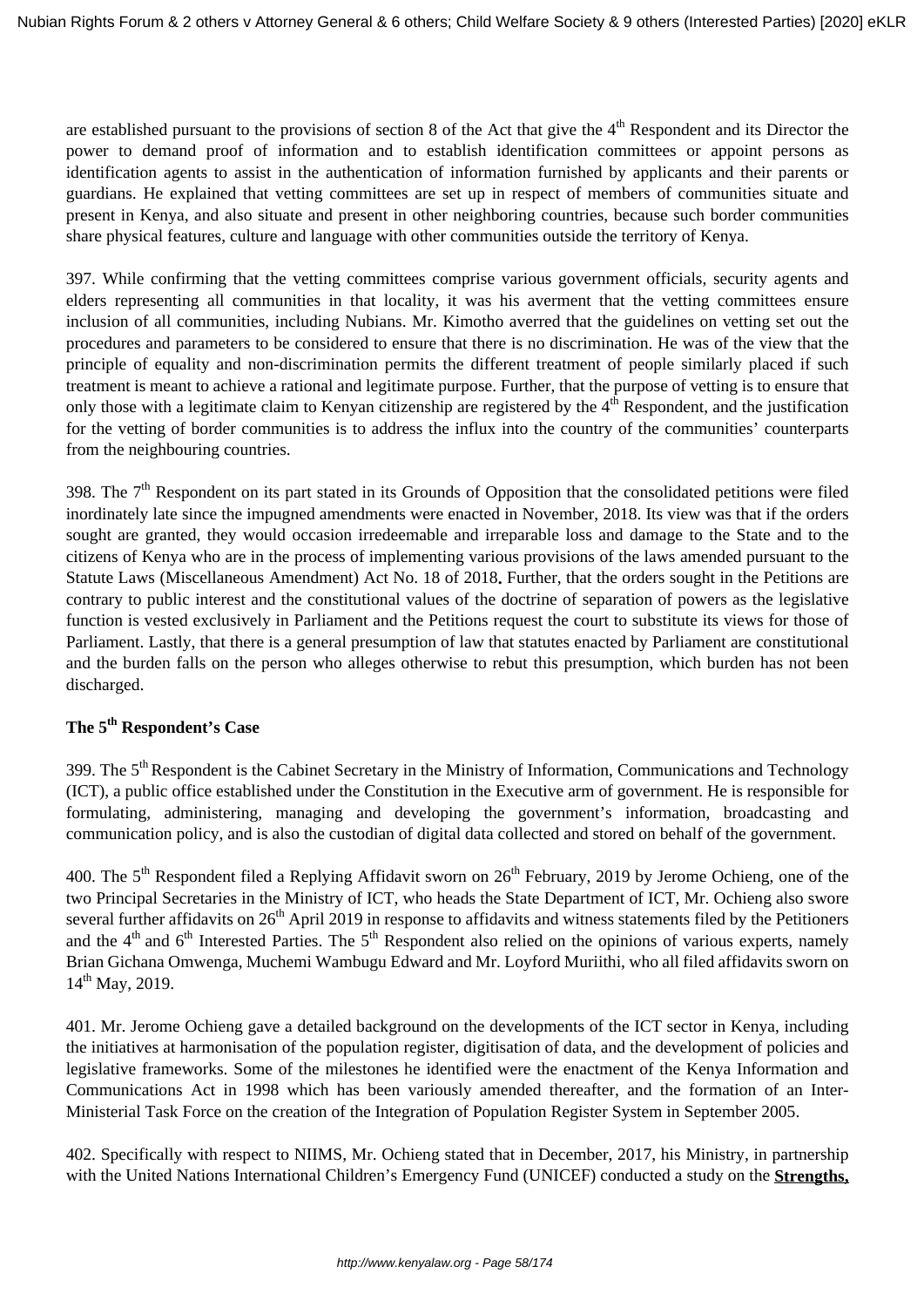are established pursuant to the provisions of section 8 of the Act that give the 4th Respondent and its Director the power to demand proof of information and to establish identification committees or appoint persons as identification agents to assist in the authentication of information furnished by applicants and their parents or guardians. He explained that vetting committees are set up in respect of members of communities situate and present in Kenya, and also situate and present in other neighboring countries, because such border communities share physical features, culture and language with other communities outside the territory of Kenya.

397. While confirming that the vetting committees comprise various government officials, security agents and elders representing all communities in that locality, it was his averment that the vetting committees ensure inclusion of all communities, including Nubians. Mr. Kimotho averred that the guidelines on vetting set out the procedures and parameters to be considered to ensure that there is no discrimination. He was of the view that the principle of equality and non-discrimination permits the different treatment of people similarly placed if such treatment is meant to achieve a rational and legitimate purpose. Further, that the purpose of vetting is to ensure that only those with a legitimate claim to Kenyan citizenship are registered by the 4th Respondent, and the justification for the vetting of border communities is to address the influx into the country of the communities' counterparts from the neighbouring countries.

398. The 7th Respondent on its part stated in its Grounds of Opposition that the consolidated petitions were filed inordinately late since the impugned amendments were enacted in November, 2018. Its view was that if the orders sought are granted, they would occasion irredeemable and irreparable loss and damage to the State and to the citizens of Kenya who are in the process of implementing various provisions of the laws amended pursuant to the Statute Laws (Miscellaneous Amendment) Act No. 18 of 2018**.** Further, that the orders sought in the Petitions are contrary to public interest and the constitutional values of the doctrine of separation of powers as the legislative function is vested exclusively in Parliament and the Petitions request the court to substitute its views for those of Parliament. Lastly, that there is a general presumption of law that statutes enacted by Parliament are constitutional and the burden falls on the person who alleges otherwise to rebut this presumption, which burden has not been discharged.

### The 5th Respondent's Case

399. The 5th Respondent is the Cabinet Secretary in the Ministry of Information, Communications and Technology (ICT), a public office established under the Constitution in the Executive arm of government. He is responsible for formulating, administering, managing and developing the government's information, broadcasting and communication policy, and is also the custodian of digital data collected and stored on behalf of the government.

400. The 5th Respondent filed a Replying Affidavit sworn on 26th February, 2019 by Jerome Ochieng, one of the two Principal Secretaries in the Ministry of ICT, who heads the State Department of ICT, Mr. Ochieng also swore several further affidavits on 26th April 2019 in response to affidavits and witness statements filed by the Petitioners and the 4th and 6th Interested Parties. The 5th Respondent also relied on the opinions of various experts, namely Brian Gichana Omwenga, Muchemi Wambugu Edward and Mr. Loyford Muriithi, who all filed affidavits sworn on 14th May, 2019.

401. Mr. Jerome Ochieng gave a detailed background on the developments of the ICT sector in Kenya, including the initiatives at harmonisation of the population register, digitisation of data, and the development of policies and legislative frameworks. Some of the milestones he identified were the enactment of the Kenya Information and Communications Act in 1998 which has been variously amended thereafter, and the formation of an Inter-Ministerial Task Force on the creation of the Integration of Population Register System in September 2005.

402. Specifically with respect to NIIMS, Mr. Ochieng stated that in December, 2017, his Ministry, in partnership with the United Nations International Children's Emergency Fund (UNICEF) conducted a study on the **Strengths,**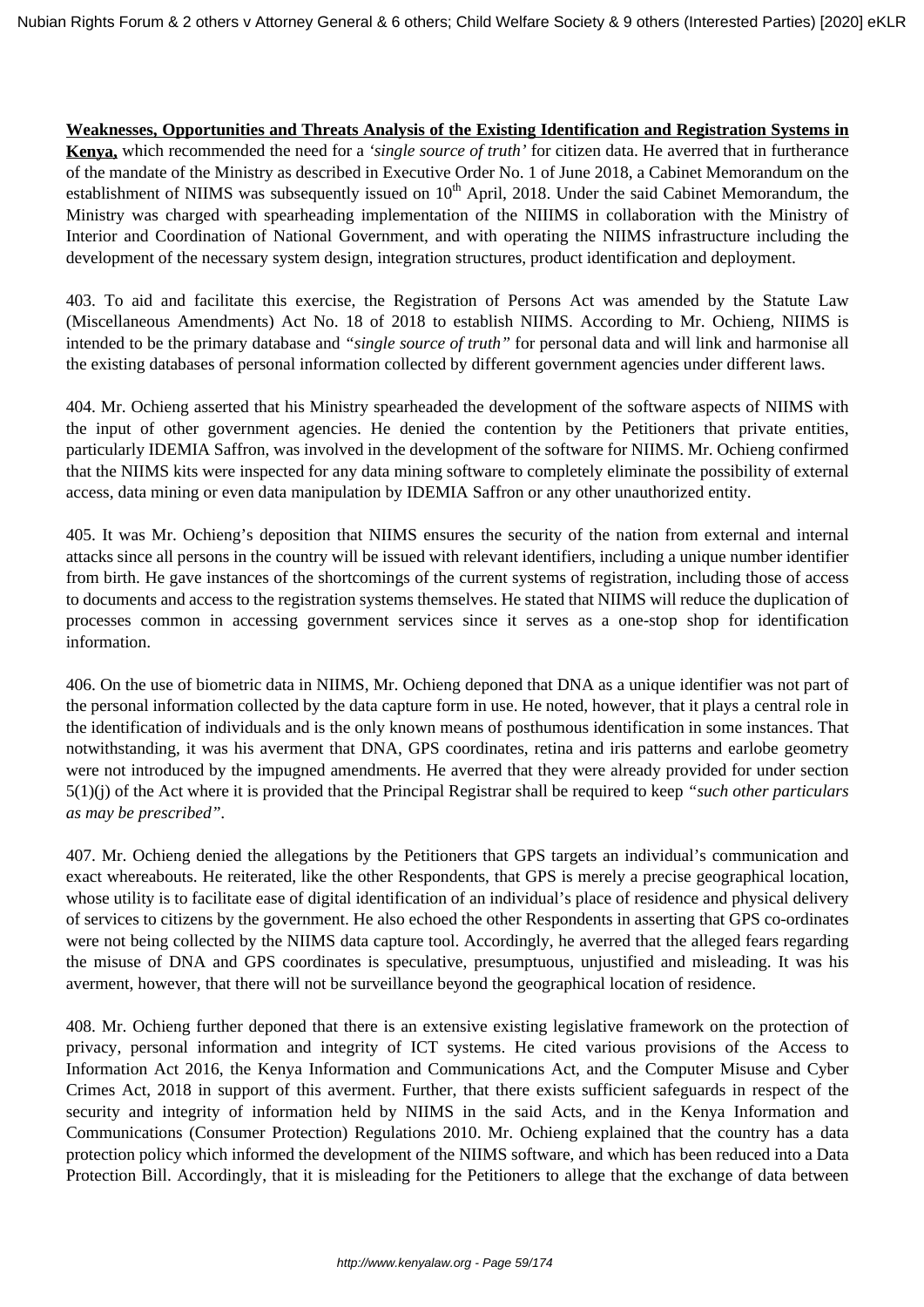**Weaknesses, Opportunities and Threats Analysis of the Existing Identification and Registration Systems in Kenya,** which recommended the need for a *'single source of truth'* for citizen data. He averred that in furtherance of the mandate of the Ministry as described in Executive Order No. 1 of June 2018, a Cabinet Memorandum on the establishment of NIIMS was subsequently issued on 10th April, 2018. Under the said Cabinet Memorandum, the Ministry was charged with spearheading implementation of the NIIIMS in collaboration with the Ministry of Interior and Coordination of National Government, and with operating the NIIMS infrastructure including the development of the necessary system design, integration structures, product identification and deployment.

403. To aid and facilitate this exercise, the Registration of Persons Act was amended by the Statute Law (Miscellaneous Amendments) Act No. 18 of 2018 to establish NIIMS. According to Mr. Ochieng, NIIMS is intended to be the primary database and *"single source of truth"* for personal data and will link and harmonise all the existing databases of personal information collected by different government agencies under different laws.

404. Mr. Ochieng asserted that his Ministry spearheaded the development of the software aspects of NIIMS with the input of other government agencies. He denied the contention by the Petitioners that private entities, particularly IDEMIA Saffron, was involved in the development of the software for NIIMS. Mr. Ochieng confirmed that the NIIMS kits were inspected for any data mining software to completely eliminate the possibility of external access, data mining or even data manipulation by IDEMIA Saffron or any other unauthorized entity.

405. It was Mr. Ochieng's deposition that NIIMS ensures the security of the nation from external and internal attacks since all persons in the country will be issued with relevant identifiers, including a unique number identifier from birth. He gave instances of the shortcomings of the current systems of registration, including those of access to documents and access to the registration systems themselves. He stated that NIIMS will reduce the duplication of processes common in accessing government services since it serves as a one-stop shop for identification information.

406. On the use of biometric data in NIIMS, Mr. Ochieng deponed that DNA as a unique identifier was not part of the personal information collected by the data capture form in use. He noted, however, that it plays a central role in the identification of individuals and is the only known means of posthumous identification in some instances. That notwithstanding, it was his averment that DNA, GPS coordinates, retina and iris patterns and earlobe geometry were not introduced by the impugned amendments. He averred that they were already provided for under section 5(1)(j) of the Act where it is provided that the Principal Registrar shall be required to keep *"such other particulars as may be prescribed"*.

407. Mr. Ochieng denied the allegations by the Petitioners that GPS targets an individual's communication and exact whereabouts. He reiterated, like the other Respondents, that GPS is merely a precise geographical location, whose utility is to facilitate ease of digital identification of an individual's place of residence and physical delivery of services to citizens by the government. He also echoed the other Respondents in asserting that GPS co-ordinates were not being collected by the NIIMS data capture tool. Accordingly, he averred that the alleged fears regarding the misuse of DNA and GPS coordinates is speculative, presumptuous, unjustified and misleading. It was his averment, however, that there will not be surveillance beyond the geographical location of residence.

408. Mr. Ochieng further deponed that there is an extensive existing legislative framework on the protection of privacy, personal information and integrity of ICT systems. He cited various provisions of the Access to Information Act 2016, the Kenya Information and Communications Act, and the Computer Misuse and Cyber Crimes Act, 2018 in support of this averment. Further, that there exists sufficient safeguards in respect of the security and integrity of information held by NIIMS in the said Acts, and in the Kenya Information and Communications (Consumer Protection) Regulations 2010. Mr. Ochieng explained that the country has a data protection policy which informed the development of the NIIMS software, and which has been reduced into a Data Protection Bill. Accordingly, that it is misleading for the Petitioners to allege that the exchange of data between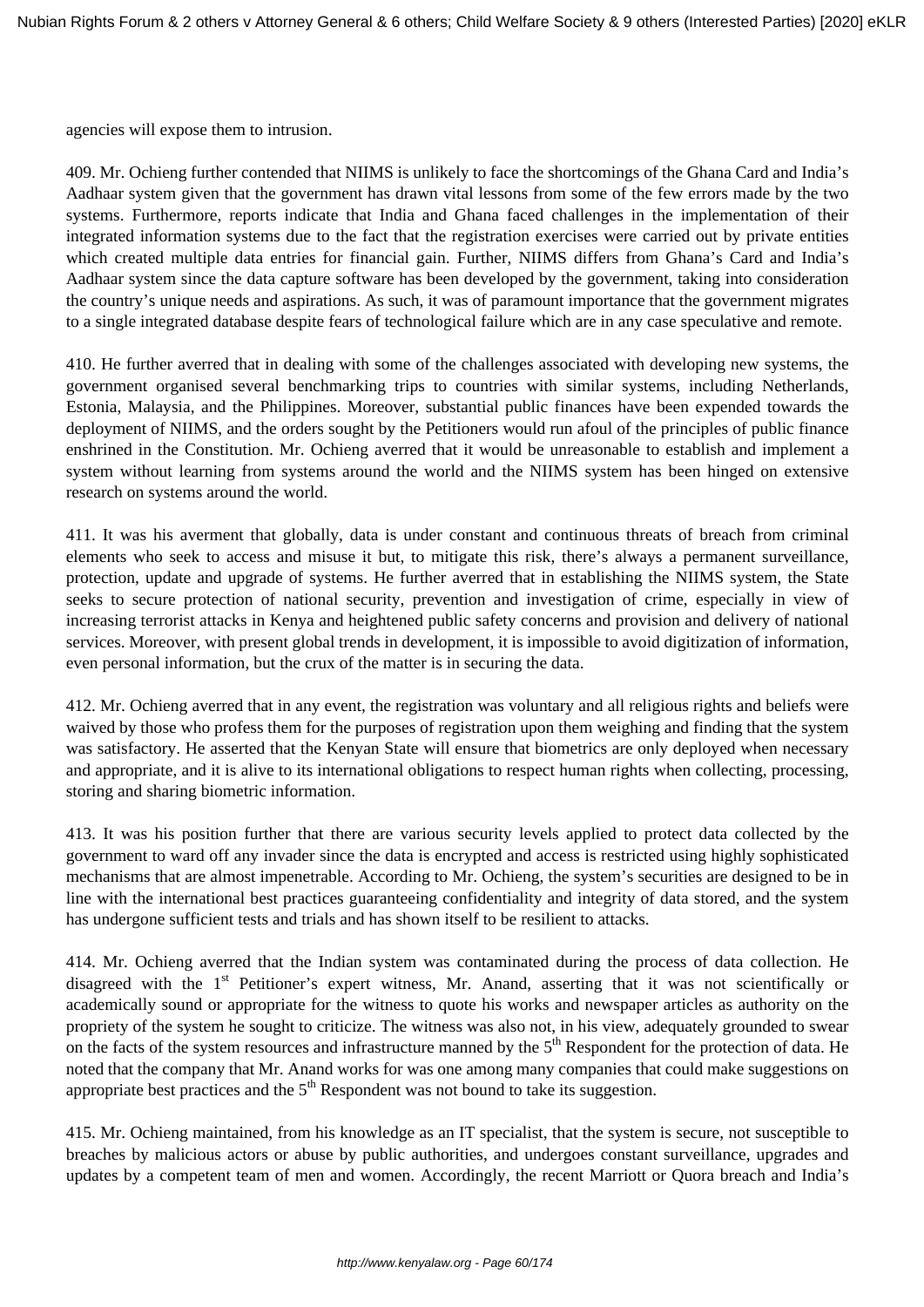agencies will expose them to intrusion.

409. Mr. Ochieng further contended that NIIMS is unlikely to face the shortcomings of the Ghana Card and India's Aadhaar system given that the government has drawn vital lessons from some of the few errors made by the two systems. Furthermore, reports indicate that India and Ghana faced challenges in the implementation of their integrated information systems due to the fact that the registration exercises were carried out by private entities which created multiple data entries for financial gain. Further, NIIMS differs from Ghana's Card and India's Aadhaar system since the data capture software has been developed by the government, taking into consideration the country's unique needs and aspirations. As such, it was of paramount importance that the government migrates to a single integrated database despite fears of technological failure which are in any case speculative and remote.

410. He further averred that in dealing with some of the challenges associated with developing new systems, the government organised several benchmarking trips to countries with similar systems, including Netherlands, Estonia, Malaysia, and the Philippines. Moreover, substantial public finances have been expended towards the deployment of NIIMS, and the orders sought by the Petitioners would run afoul of the principles of public finance enshrined in the Constitution. Mr. Ochieng averred that it would be unreasonable to establish and implement a system without learning from systems around the world and the NIIMS system has been hinged on extensive research on systems around the world.

411. It was his averment that globally, data is under constant and continuous threats of breach from criminal elements who seek to access and misuse it but, to mitigate this risk, there's always a permanent surveillance, protection, update and upgrade of systems. He further averred that in establishing the NIIMS system, the State seeks to secure protection of national security, prevention and investigation of crime, especially in view of increasing terrorist attacks in Kenya and heightened public safety concerns and provision and delivery of national services. Moreover, with present global trends in development, it is impossible to avoid digitization of information, even personal information, but the crux of the matter is in securing the data.

412. Mr. Ochieng averred that in any event, the registration was voluntary and all religious rights and beliefs were waived by those who profess them for the purposes of registration upon them weighing and finding that the system was satisfactory. He asserted that the Kenyan State will ensure that biometrics are only deployed when necessary and appropriate, and it is alive to its international obligations to respect human rights when collecting, processing, storing and sharing biometric information.

413. It was his position further that there are various security levels applied to protect data collected by the government to ward off any invader since the data is encrypted and access is restricted using highly sophisticated mechanisms that are almost impenetrable. According to Mr. Ochieng, the system's securities are designed to be in line with the international best practices guaranteeing confidentiality and integrity of data stored, and the system has undergone sufficient tests and trials and has shown itself to be resilient to attacks.

414. Mr. Ochieng averred that the Indian system was contaminated during the process of data collection. He disagreed with the 1st Petitioner's expert witness, Mr. Anand, asserting that it was not scientifically or academically sound or appropriate for the witness to quote his works and newspaper articles as authority on the propriety of the system he sought to criticize. The witness was also not, in his view, adequately grounded to swear on the facts of the system resources and infrastructure manned by the 5th Respondent for the protection of data. He noted that the company that Mr. Anand works for was one among many companies that could make suggestions on appropriate best practices and the 5th Respondent was not bound to take its suggestion.

415. Mr. Ochieng maintained, from his knowledge as an IT specialist, that the system is secure, not susceptible to breaches by malicious actors or abuse by public authorities, and undergoes constant surveillance, upgrades and updates by a competent team of men and women. Accordingly, the recent Marriott or Quora breach and India's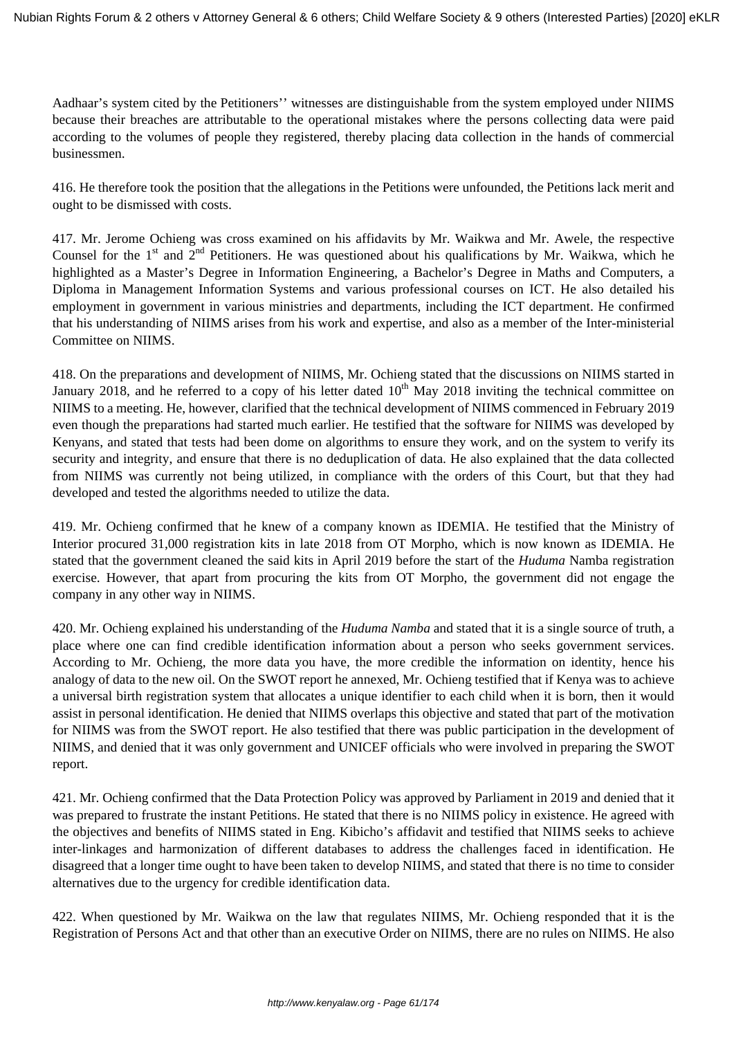Aadhaar's system cited by the Petitioners'' witnesses are distinguishable from the system employed under NIIMS because their breaches are attributable to the operational mistakes where the persons collecting data were paid according to the volumes of people they registered, thereby placing data collection in the hands of commercial businessmen.

416. He therefore took the position that the allegations in the Petitions were unfounded, the Petitions lack merit and ought to be dismissed with costs.

417. Mr. Jerome Ochieng was cross examined on his affidavits by Mr. Waikwa and Mr. Awele, the respective Counsel for the 1st and 2nd Petitioners. He was questioned about his qualifications by Mr. Waikwa, which he highlighted as a Master's Degree in Information Engineering, a Bachelor's Degree in Maths and Computers, a Diploma in Management Information Systems and various professional courses on ICT. He also detailed his employment in government in various ministries and departments, including the ICT department. He confirmed that his understanding of NIIMS arises from his work and expertise, and also as a member of the Inter-ministerial Committee on NIIMS.

418. On the preparations and development of NIIMS, Mr. Ochieng stated that the discussions on NIIMS started in January 2018, and he referred to a copy of his letter dated 10th May 2018 inviting the technical committee on NIIMS to a meeting. He, however, clarified that the technical development of NIIMS commenced in February 2019 even though the preparations had started much earlier. He testified that the software for NIIMS was developed by Kenyans, and stated that tests had been dome on algorithms to ensure they work, and on the system to verify its security and integrity, and ensure that there is no deduplication of data. He also explained that the data collected from NIIMS was currently not being utilized, in compliance with the orders of this Court, but that they had developed and tested the algorithms needed to utilize the data.

419. Mr. Ochieng confirmed that he knew of a company known as IDEMIA. He testified that the Ministry of Interior procured 31,000 registration kits in late 2018 from OT Morpho, which is now known as IDEMIA. He stated that the government cleaned the said kits in April 2019 before the start of the *Huduma* Namba registration exercise. However, that apart from procuring the kits from OT Morpho, the government did not engage the company in any other way in NIIMS.

420. Mr. Ochieng explained his understanding of the *Huduma Namba* and stated that it is a single source of truth, a place where one can find credible identification information about a person who seeks government services. According to Mr. Ochieng, the more data you have, the more credible the information on identity, hence his analogy of data to the new oil. On the SWOT report he annexed, Mr. Ochieng testified that if Kenya was to achieve a universal birth registration system that allocates a unique identifier to each child when it is born, then it would assist in personal identification. He denied that NIIMS overlaps this objective and stated that part of the motivation for NIIMS was from the SWOT report. He also testified that there was public participation in the development of NIIMS, and denied that it was only government and UNICEF officials who were involved in preparing the SWOT report.

421. Mr. Ochieng confirmed that the Data Protection Policy was approved by Parliament in 2019 and denied that it was prepared to frustrate the instant Petitions. He stated that there is no NIIMS policy in existence. He agreed with the objectives and benefits of NIIMS stated in Eng. Kibicho's affidavit and testified that NIIMS seeks to achieve inter-linkages and harmonization of different databases to address the challenges faced in identification. He disagreed that a longer time ought to have been taken to develop NIIMS, and stated that there is no time to consider alternatives due to the urgency for credible identification data.

422. When questioned by Mr. Waikwa on the law that regulates NIIMS, Mr. Ochieng responded that it is the Registration of Persons Act and that other than an executive Order on NIIMS, there are no rules on NIIMS. He also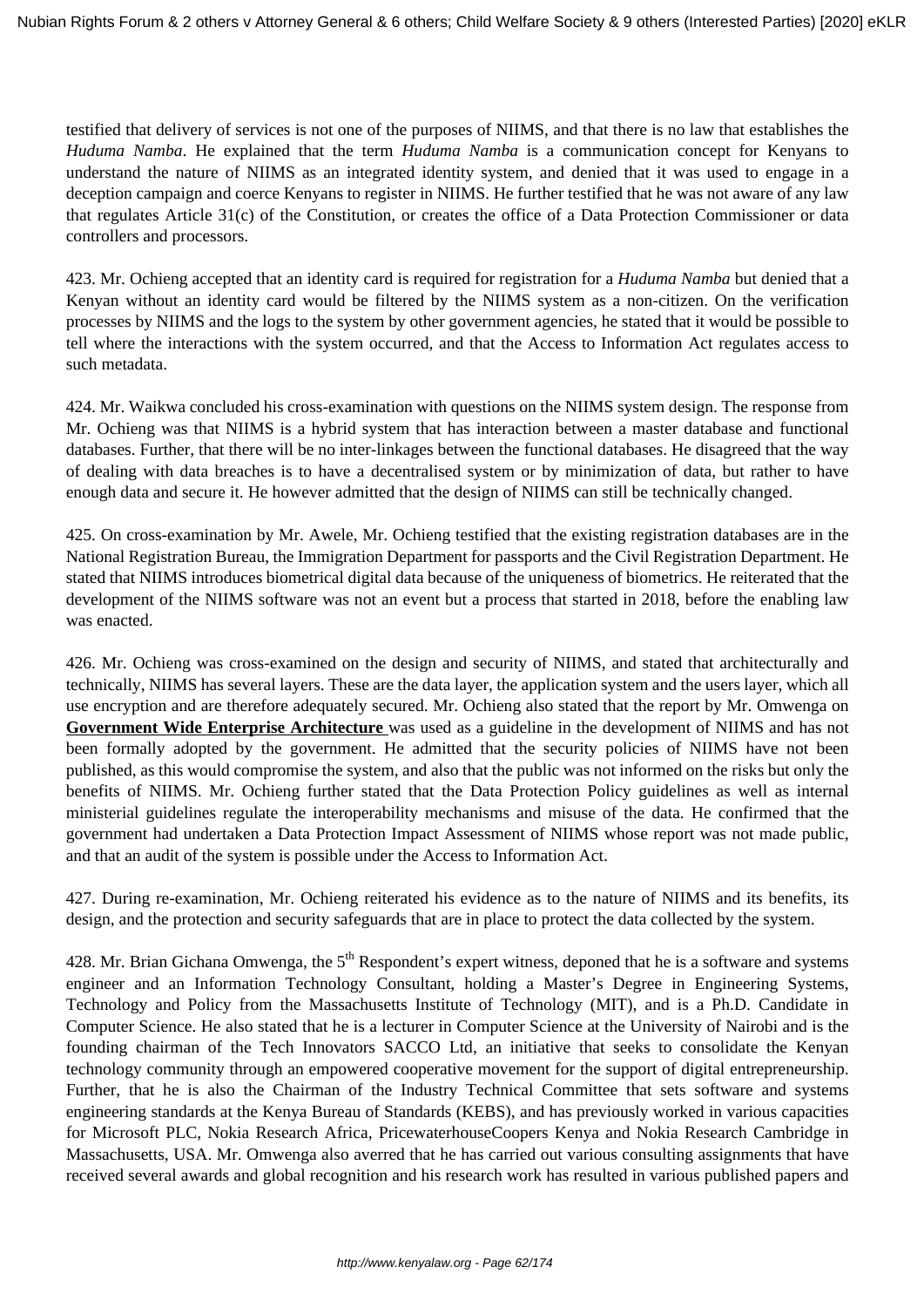testified that delivery of services is not one of the purposes of NIIMS, and that there is no law that establishes the *Huduma Namba*. He explained that the term *Huduma Namba* is a communication concept for Kenyans to understand the nature of NIIMS as an integrated identity system, and denied that it was used to engage in a deception campaign and coerce Kenyans to register in NIIMS. He further testified that he was not aware of any law that regulates Article 31(c) of the Constitution, or creates the office of a Data Protection Commissioner or data controllers and processors.

423. Mr. Ochieng accepted that an identity card is required for registration for a *Huduma Namba* but denied that a Kenyan without an identity card would be filtered by the NIIMS system as a non-citizen. On the verification processes by NIIMS and the logs to the system by other government agencies, he stated that it would be possible to tell where the interactions with the system occurred, and that the Access to Information Act regulates access to such metadata.

424. Mr. Waikwa concluded his cross-examination with questions on the NIIMS system design. The response from Mr. Ochieng was that NIIMS is a hybrid system that has interaction between a master database and functional databases. Further, that there will be no inter-linkages between the functional databases. He disagreed that the way of dealing with data breaches is to have a decentralised system or by minimization of data, but rather to have enough data and secure it. He however admitted that the design of NIIMS can still be technically changed.

425. On cross-examination by Mr. Awele, Mr. Ochieng testified that the existing registration databases are in the National Registration Bureau, the Immigration Department for passports and the Civil Registration Department. He stated that NIIMS introduces biometrical digital data because of the uniqueness of biometrics. He reiterated that the development of the NIIMS software was not an event but a process that started in 2018, before the enabling law was enacted.

426. Mr. Ochieng was cross-examined on the design and security of NIIMS, and stated that architecturally and technically, NIIMS has several layers. These are the data layer, the application system and the users layer, which all use encryption and are therefore adequately secured. Mr. Ochieng also stated that the report by Mr. Omwenga on **Government Wide Enterprise Architecture** was used as a guideline in the development of NIIMS and has not been formally adopted by the government. He admitted that the security policies of NIIMS have not been published, as this would compromise the system, and also that the public was not informed on the risks but only the benefits of NIIMS. Mr. Ochieng further stated that the Data Protection Policy guidelines as well as internal ministerial guidelines regulate the interoperability mechanisms and misuse of the data. He confirmed that the government had undertaken a Data Protection Impact Assessment of NIIMS whose report was not made public, and that an audit of the system is possible under the Access to Information Act.

427. During re-examination, Mr. Ochieng reiterated his evidence as to the nature of NIIMS and its benefits, its design, and the protection and security safeguards that are in place to protect the data collected by the system.

428. Mr. Brian Gichana Omwenga, the 5th Respondent's expert witness, deponed that he is a software and systems engineer and an Information Technology Consultant, holding a Master's Degree in Engineering Systems, Technology and Policy from the Massachusetts Institute of Technology (MIT), and is a Ph.D. Candidate in Computer Science. He also stated that he is a lecturer in Computer Science at the University of Nairobi and is the founding chairman of the Tech Innovators SACCO Ltd, an initiative that seeks to consolidate the Kenyan technology community through an empowered cooperative movement for the support of digital entrepreneurship. Further, that he is also the Chairman of the Industry Technical Committee that sets software and systems engineering standards at the Kenya Bureau of Standards (KEBS), and has previously worked in various capacities for Microsoft PLC, Nokia Research Africa, PricewaterhouseCoopers Kenya and Nokia Research Cambridge in Massachusetts, USA. Mr. Omwenga also averred that he has carried out various consulting assignments that have received several awards and global recognition and his research work has resulted in various published papers and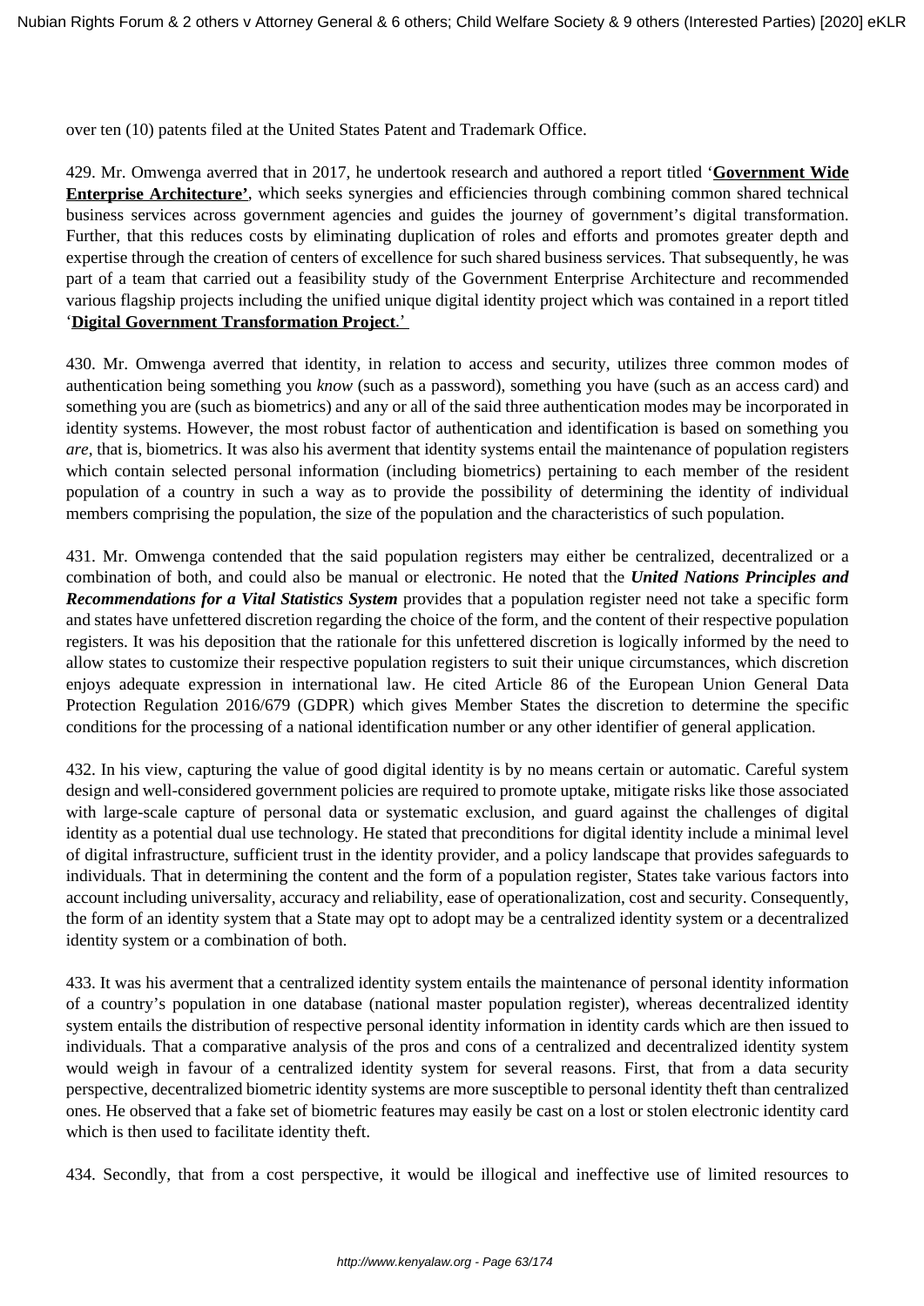over ten (10) patents filed at the United States Patent and Trademark Office.

429. Mr. Omwenga averred that in 2017, he undertook research and authored a report titled '**Government Wide Enterprise Architecture'**, which seeks synergies and efficiencies through combining common shared technical business services across government agencies and guides the journey of government's digital transformation. Further, that this reduces costs by eliminating duplication of roles and efforts and promotes greater depth and expertise through the creation of centers of excellence for such shared business services. That subsequently, he was part of a team that carried out a feasibility study of the Government Enterprise Architecture and recommended various flagship projects including the unified unique digital identity project which was contained in a report titled '**Digital Government Transformation Project**.'

430. Mr. Omwenga averred that identity, in relation to access and security, utilizes three common modes of authentication being something you *know* (such as a password), something you have (such as an access card) and something you are (such as biometrics) and any or all of the said three authentication modes may be incorporated in identity systems. However, the most robust factor of authentication and identification is based on something you *are*, that is, biometrics. It was also his averment that identity systems entail the maintenance of population registers which contain selected personal information (including biometrics) pertaining to each member of the resident population of a country in such a way as to provide the possibility of determining the identity of individual members comprising the population, the size of the population and the characteristics of such population.

431. Mr. Omwenga contended that the said population registers may either be centralized, decentralized or a combination of both, and could also be manual or electronic. He noted that the ***United Nations Principles and Recommendations for a Vital Statistics System*** provides that a population register need not take a specific form and states have unfettered discretion regarding the choice of the form, and the content of their respective population registers. It was his deposition that the rationale for this unfettered discretion is logically informed by the need to allow states to customize their respective population registers to suit their unique circumstances, which discretion enjoys adequate expression in international law. He cited Article 86 of the European Union General Data Protection Regulation 2016/679 (GDPR) which gives Member States the discretion to determine the specific conditions for the processing of a national identification number or any other identifier of general application.

432. In his view, capturing the value of good digital identity is by no means certain or automatic. Careful system design and well-considered government policies are required to promote uptake, mitigate risks like those associated with large-scale capture of personal data or systematic exclusion, and guard against the challenges of digital identity as a potential dual use technology. He stated that preconditions for digital identity include a minimal level of digital infrastructure, sufficient trust in the identity provider, and a policy landscape that provides safeguards to individuals. That in determining the content and the form of a population register, States take various factors into account including universality, accuracy and reliability, ease of operationalization, cost and security. Consequently, the form of an identity system that a State may opt to adopt may be a centralized identity system or a decentralized identity system or a combination of both.

433. It was his averment that a centralized identity system entails the maintenance of personal identity information of a country's population in one database (national master population register), whereas decentralized identity system entails the distribution of respective personal identity information in identity cards which are then issued to individuals. That a comparative analysis of the pros and cons of a centralized and decentralized identity system would weigh in favour of a centralized identity system for several reasons. First, that from a data security perspective, decentralized biometric identity systems are more susceptible to personal identity theft than centralized ones. He observed that a fake set of biometric features may easily be cast on a lost or stolen electronic identity card which is then used to facilitate identity theft.

434. Secondly, that from a cost perspective, it would be illogical and ineffective use of limited resources to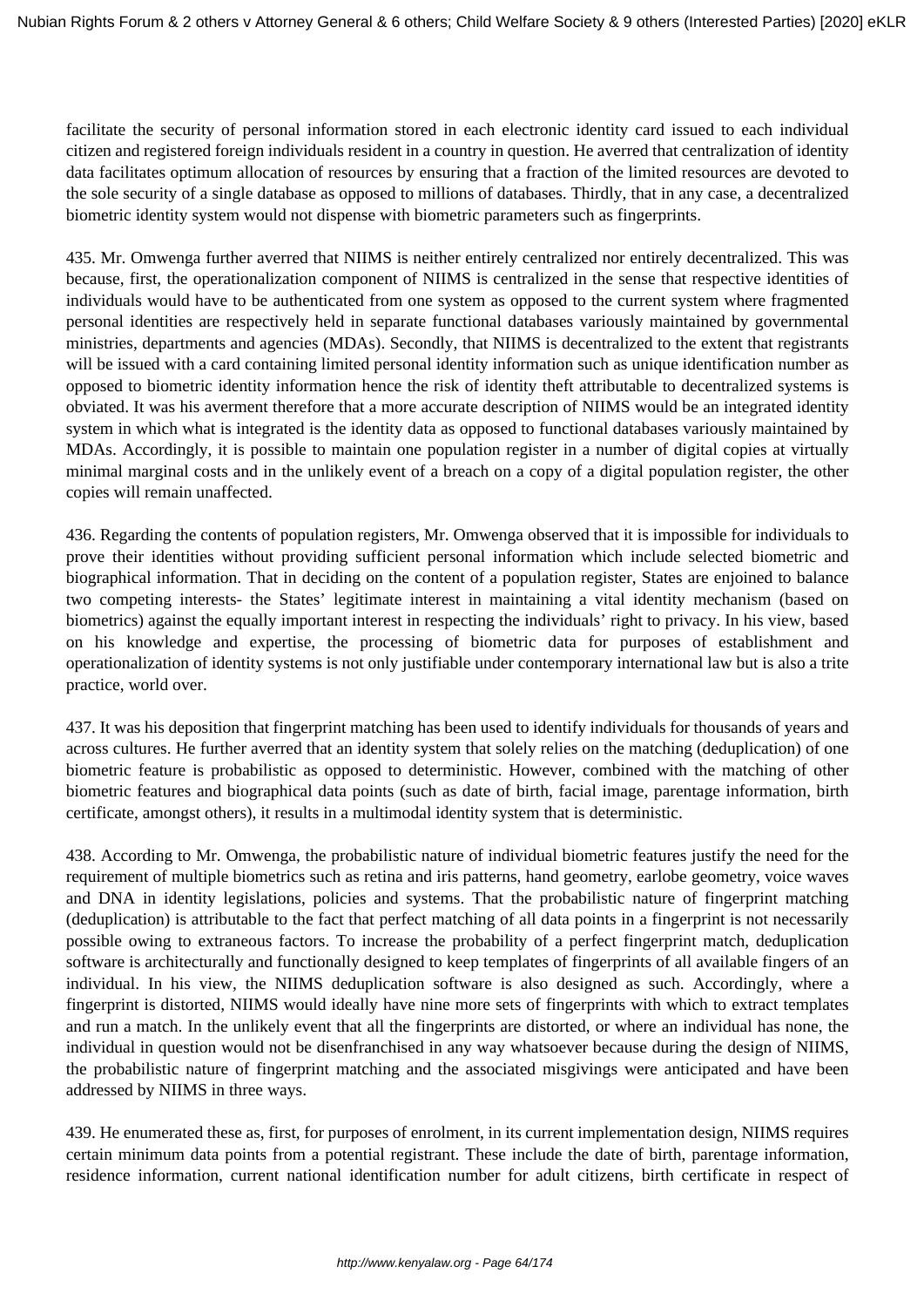facilitate the security of personal information stored in each electronic identity card issued to each individual citizen and registered foreign individuals resident in a country in question. He averred that centralization of identity data facilitates optimum allocation of resources by ensuring that a fraction of the limited resources are devoted to the sole security of a single database as opposed to millions of databases. Thirdly, that in any case, a decentralized biometric identity system would not dispense with biometric parameters such as fingerprints.

435. Mr. Omwenga further averred that NIIMS is neither entirely centralized nor entirely decentralized. This was because, first, the operationalization component of NIIMS is centralized in the sense that respective identities of individuals would have to be authenticated from one system as opposed to the current system where fragmented personal identities are respectively held in separate functional databases variously maintained by governmental ministries, departments and agencies (MDAs). Secondly, that NIIMS is decentralized to the extent that registrants will be issued with a card containing limited personal identity information such as unique identification number as opposed to biometric identity information hence the risk of identity theft attributable to decentralized systems is obviated. It was his averment therefore that a more accurate description of NIIMS would be an integrated identity system in which what is integrated is the identity data as opposed to functional databases variously maintained by MDAs. Accordingly, it is possible to maintain one population register in a number of digital copies at virtually minimal marginal costs and in the unlikely event of a breach on a copy of a digital population register, the other copies will remain unaffected.

436. Regarding the contents of population registers, Mr. Omwenga observed that it is impossible for individuals to prove their identities without providing sufficient personal information which include selected biometric and biographical information. That in deciding on the content of a population register, States are enjoined to balance two competing interests- the States' legitimate interest in maintaining a vital identity mechanism (based on biometrics) against the equally important interest in respecting the individuals' right to privacy. In his view, based on his knowledge and expertise, the processing of biometric data for purposes of establishment and operationalization of identity systems is not only justifiable under contemporary international law but is also a trite practice, world over.

437. It was his deposition that fingerprint matching has been used to identify individuals for thousands of years and across cultures. He further averred that an identity system that solely relies on the matching (deduplication) of one biometric feature is probabilistic as opposed to deterministic. However, combined with the matching of other biometric features and biographical data points (such as date of birth, facial image, parentage information, birth certificate, amongst others), it results in a multimodal identity system that is deterministic.

438. According to Mr. Omwenga, the probabilistic nature of individual biometric features justify the need for the requirement of multiple biometrics such as retina and iris patterns, hand geometry, earlobe geometry, voice waves and DNA in identity legislations, policies and systems. That the probabilistic nature of fingerprint matching (deduplication) is attributable to the fact that perfect matching of all data points in a fingerprint is not necessarily possible owing to extraneous factors. To increase the probability of a perfect fingerprint match, deduplication software is architecturally and functionally designed to keep templates of fingerprints of all available fingers of an individual. In his view, the NIIMS deduplication software is also designed as such. Accordingly, where a fingerprint is distorted, NIIMS would ideally have nine more sets of fingerprints with which to extract templates and run a match. In the unlikely event that all the fingerprints are distorted, or where an individual has none, the individual in question would not be disenfranchised in any way whatsoever because during the design of NIIMS, the probabilistic nature of fingerprint matching and the associated misgivings were anticipated and have been addressed by NIIMS in three ways.

439. He enumerated these as, first, for purposes of enrolment, in its current implementation design, NIIMS requires certain minimum data points from a potential registrant. These include the date of birth, parentage information, residence information, current national identification number for adult citizens, birth certificate in respect of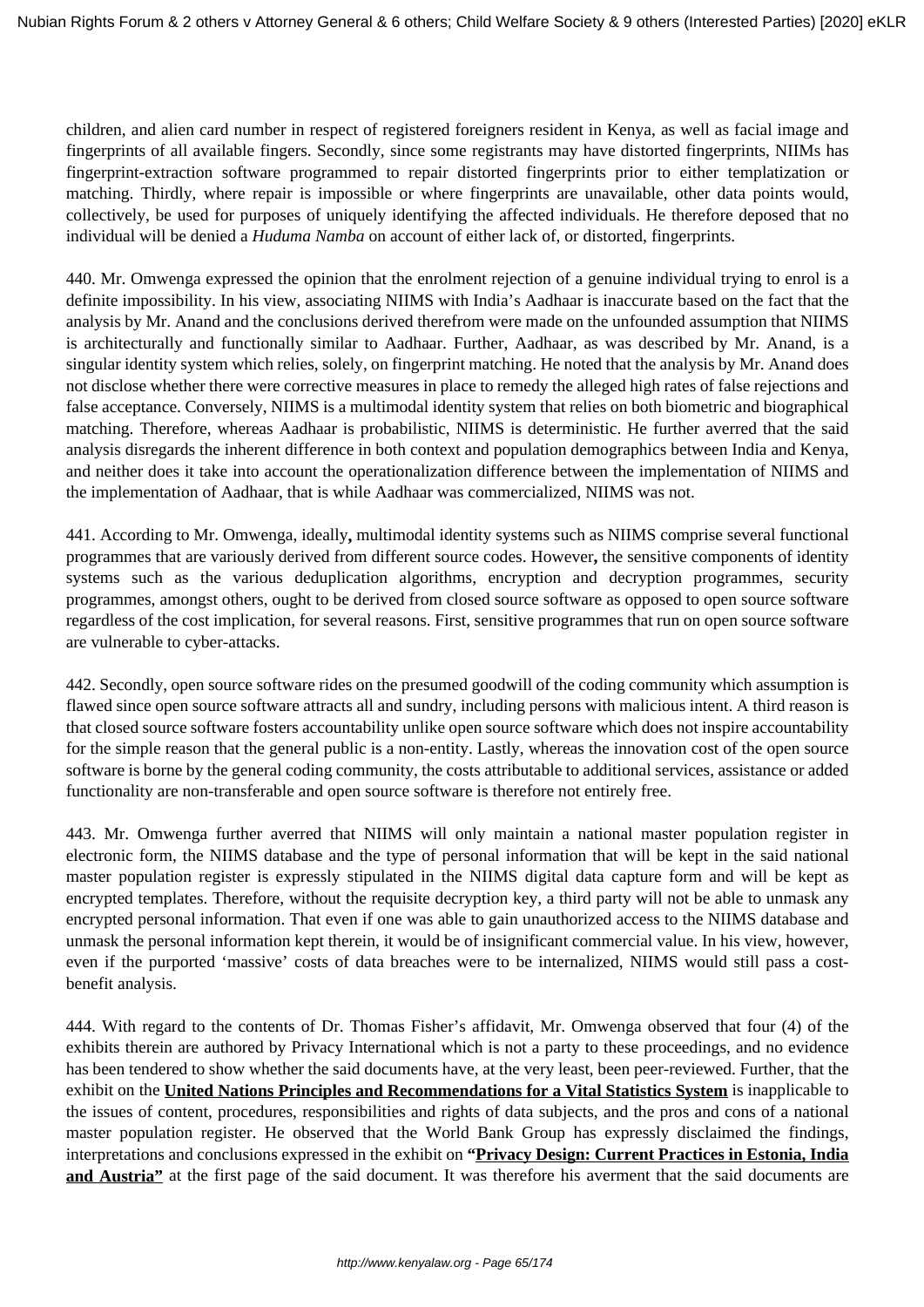children, and alien card number in respect of registered foreigners resident in Kenya, as well as facial image and fingerprints of all available fingers. Secondly, since some registrants may have distorted fingerprints, NIIMs has fingerprint-extraction software programmed to repair distorted fingerprints prior to either templatization or matching. Thirdly, where repair is impossible or where fingerprints are unavailable, other data points would, collectively, be used for purposes of uniquely identifying the affected individuals. He therefore deposed that no individual will be denied a *Huduma Namba* on account of either lack of, or distorted, fingerprints.

440. Mr. Omwenga expressed the opinion that the enrolment rejection of a genuine individual trying to enrol is a definite impossibility. In his view, associating NIIMS with India's Aadhaar is inaccurate based on the fact that the analysis by Mr. Anand and the conclusions derived therefrom were made on the unfounded assumption that NIIMS is architecturally and functionally similar to Aadhaar. Further, Aadhaar, as was described by Mr. Anand, is a singular identity system which relies, solely, on fingerprint matching. He noted that the analysis by Mr. Anand does not disclose whether there were corrective measures in place to remedy the alleged high rates of false rejections and false acceptance. Conversely, NIIMS is a multimodal identity system that relies on both biometric and biographical matching. Therefore, whereas Aadhaar is probabilistic, NIIMS is deterministic. He further averred that the said analysis disregards the inherent difference in both context and population demographics between India and Kenya, and neither does it take into account the operationalization difference between the implementation of NIIMS and the implementation of Aadhaar, that is while Aadhaar was commercialized, NIIMS was not.

441. According to Mr. Omwenga, ideally**,** multimodal identity systems such as NIIMS comprise several functional programmes that are variously derived from different source codes. However**,** the sensitive components of identity systems such as the various deduplication algorithms, encryption and decryption programmes, security programmes, amongst others, ought to be derived from closed source software as opposed to open source software regardless of the cost implication, for several reasons. First, sensitive programmes that run on open source software are vulnerable to cyber-attacks.

442. Secondly, open source software rides on the presumed goodwill of the coding community which assumption is flawed since open source software attracts all and sundry, including persons with malicious intent. A third reason is that closed source software fosters accountability unlike open source software which does not inspire accountability for the simple reason that the general public is a non-entity. Lastly, whereas the innovation cost of the open source software is borne by the general coding community, the costs attributable to additional services, assistance or added functionality are non-transferable and open source software is therefore not entirely free.

443. Mr. Omwenga further averred that NIIMS will only maintain a national master population register in electronic form, the NIIMS database and the type of personal information that will be kept in the said national master population register is expressly stipulated in the NIIMS digital data capture form and will be kept as encrypted templates. Therefore, without the requisite decryption key, a third party will not be able to unmask any encrypted personal information. That even if one was able to gain unauthorized access to the NIIMS database and unmask the personal information kept therein, it would be of insignificant commercial value. In his view, however, even if the purported 'massive' costs of data breaches were to be internalized, NIIMS would still pass a cost-benefit analysis.

444. With regard to the contents of Dr. Thomas Fisher's affidavit, Mr. Omwenga observed that four (4) of the exhibits therein are authored by Privacy International which is not a party to these proceedings, and no evidence has been tendered to show whether the said documents have, at the very least, been peer-reviewed. Further, that the exhibit on the **United Nations Principles and Recommendations for a Vital Statistics System** is inapplicable to the issues of content, procedures, responsibilities and rights of data subjects, and the pros and cons of a national master population register. He observed that the World Bank Group has expressly disclaimed the findings, interpretations and conclusions expressed in the exhibit on **"Privacy Design: Current Practices in Estonia, India and Austria"** at the first page of the said document. It was therefore his averment that the said documents are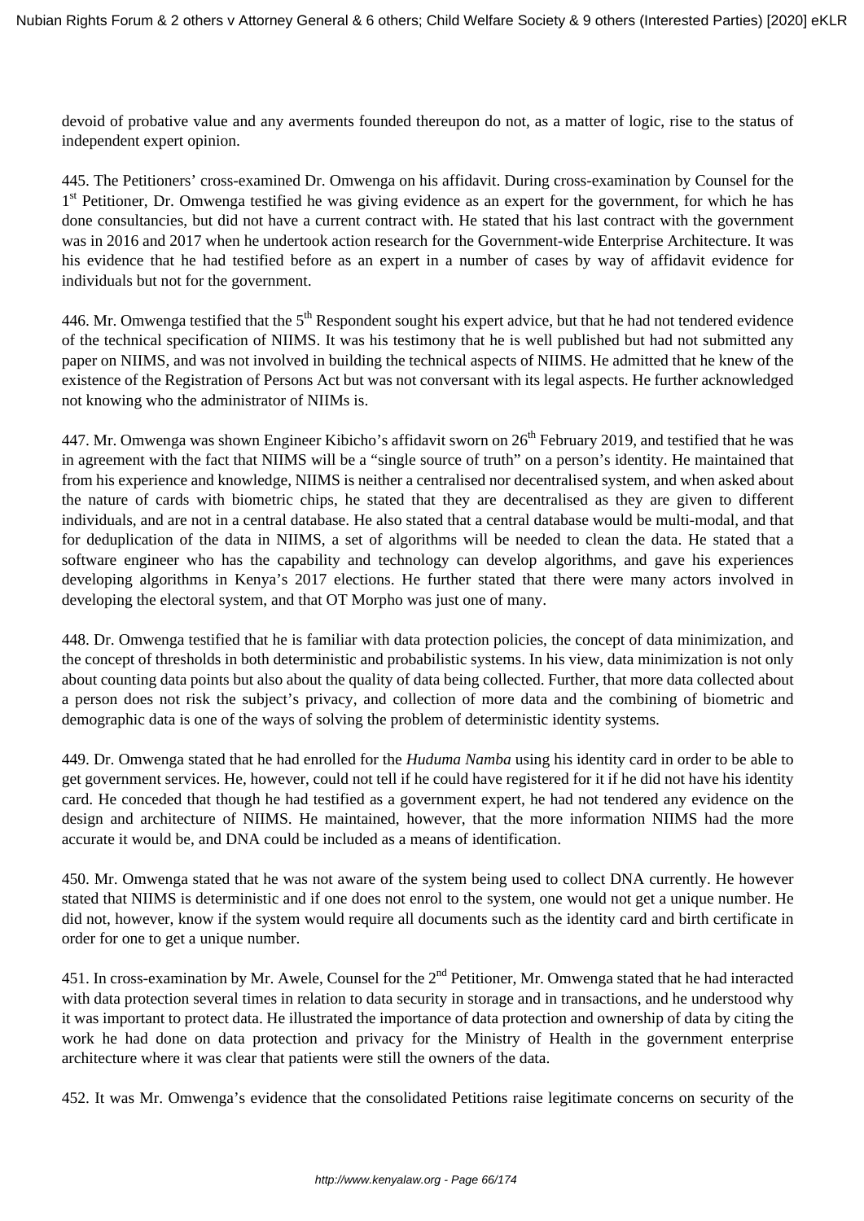devoid of probative value and any averments founded thereupon do not, as a matter of logic, rise to the status of independent expert opinion.

445. The Petitioners' cross-examined Dr. Omwenga on his affidavit. During cross-examination by Counsel for the 1st Petitioner, Dr. Omwenga testified he was giving evidence as an expert for the government, for which he has done consultancies, but did not have a current contract with. He stated that his last contract with the government was in 2016 and 2017 when he undertook action research for the Government-wide Enterprise Architecture. It was his evidence that he had testified before as an expert in a number of cases by way of affidavit evidence for individuals but not for the government.

446. Mr. Omwenga testified that the 5th Respondent sought his expert advice, but that he had not tendered evidence of the technical specification of NIIMS. It was his testimony that he is well published but had not submitted any paper on NIIMS, and was not involved in building the technical aspects of NIIMS. He admitted that he knew of the existence of the Registration of Persons Act but was not conversant with its legal aspects. He further acknowledged not knowing who the administrator of NIIMs is.

447. Mr. Omwenga was shown Engineer Kibicho's affidavit sworn on 26th February 2019, and testified that he was in agreement with the fact that NIIMS will be a "single source of truth" on a person's identity. He maintained that from his experience and knowledge, NIIMS is neither a centralised nor decentralised system, and when asked about the nature of cards with biometric chips, he stated that they are decentralised as they are given to different individuals, and are not in a central database. He also stated that a central database would be multi-modal, and that for deduplication of the data in NIIMS, a set of algorithms will be needed to clean the data. He stated that a software engineer who has the capability and technology can develop algorithms, and gave his experiences developing algorithms in Kenya's 2017 elections. He further stated that there were many actors involved in developing the electoral system, and that OT Morpho was just one of many.

448. Dr. Omwenga testified that he is familiar with data protection policies, the concept of data minimization, and the concept of thresholds in both deterministic and probabilistic systems. In his view, data minimization is not only about counting data points but also about the quality of data being collected. Further, that more data collected about a person does not risk the subject's privacy, and collection of more data and the combining of biometric and demographic data is one of the ways of solving the problem of deterministic identity systems.

449. Dr. Omwenga stated that he had enrolled for the *Huduma Namba* using his identity card in order to be able to get government services. He, however, could not tell if he could have registered for it if he did not have his identity card. He conceded that though he had testified as a government expert, he had not tendered any evidence on the design and architecture of NIIMS. He maintained, however, that the more information NIIMS had the more accurate it would be, and DNA could be included as a means of identification.

450. Mr. Omwenga stated that he was not aware of the system being used to collect DNA currently. He however stated that NIIMS is deterministic and if one does not enrol to the system, one would not get a unique number. He did not, however, know if the system would require all documents such as the identity card and birth certificate in order for one to get a unique number.

451. In cross-examination by Mr. Awele, Counsel for the 2nd Petitioner, Mr. Omwenga stated that he had interacted with data protection several times in relation to data security in storage and in transactions, and he understood why it was important to protect data. He illustrated the importance of data protection and ownership of data by citing the work he had done on data protection and privacy for the Ministry of Health in the government enterprise architecture where it was clear that patients were still the owners of the data.

452. It was Mr. Omwenga's evidence that the consolidated Petitions raise legitimate concerns on security of the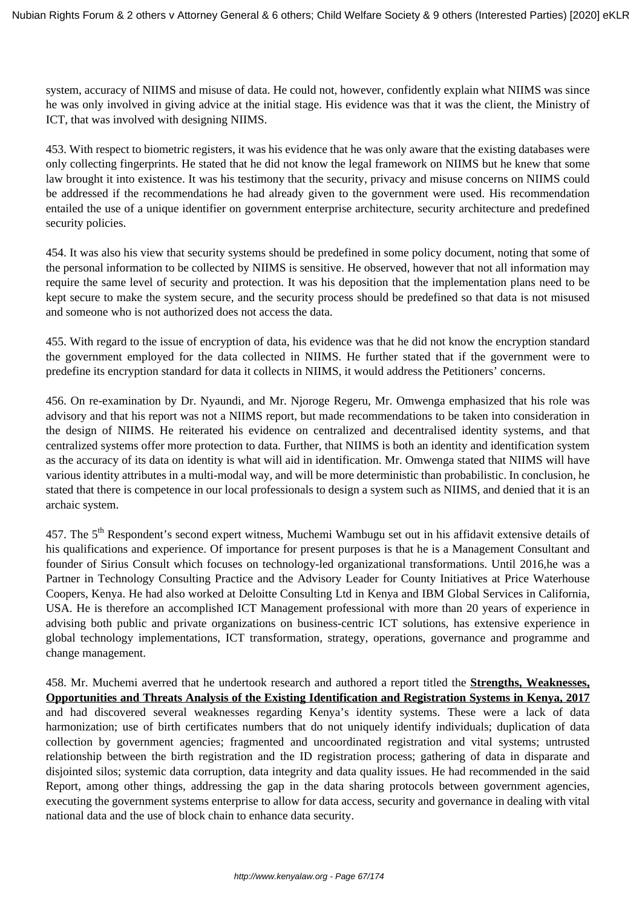system, accuracy of NIIMS and misuse of data. He could not, however, confidently explain what NIIMS was since he was only involved in giving advice at the initial stage. His evidence was that it was the client, the Ministry of ICT, that was involved with designing NIIMS.

453. With respect to biometric registers, it was his evidence that he was only aware that the existing databases were only collecting fingerprints. He stated that he did not know the legal framework on NIIMS but he knew that some law brought it into existence. It was his testimony that the security, privacy and misuse concerns on NIIMS could be addressed if the recommendations he had already given to the government were used. His recommendation entailed the use of a unique identifier on government enterprise architecture, security architecture and predefined security policies.

454. It was also his view that security systems should be predefined in some policy document, noting that some of the personal information to be collected by NIIMS is sensitive. He observed, however that not all information may require the same level of security and protection. It was his deposition that the implementation plans need to be kept secure to make the system secure, and the security process should be predefined so that data is not misused and someone who is not authorized does not access the data.

455. With regard to the issue of encryption of data, his evidence was that he did not know the encryption standard the government employed for the data collected in NIIMS. He further stated that if the government were to predefine its encryption standard for data it collects in NIIMS, it would address the Petitioners' concerns.

456. On re-examination by Dr. Nyaundi, and Mr. Njoroge Regeru, Mr. Omwenga emphasized that his role was advisory and that his report was not a NIIMS report, but made recommendations to be taken into consideration in the design of NIIMS. He reiterated his evidence on centralized and decentralised identity systems, and that centralized systems offer more protection to data. Further, that NIIMS is both an identity and identification system as the accuracy of its data on identity is what will aid in identification. Mr. Omwenga stated that NIIMS will have various identity attributes in a multi-modal way, and will be more deterministic than probabilistic. In conclusion, he stated that there is competence in our local professionals to design a system such as NIIMS, and denied that it is an archaic system.

457. The 5th Respondent's second expert witness, Muchemi Wambugu set out in his affidavit extensive details of his qualifications and experience. Of importance for present purposes is that he is a Management Consultant and founder of Sirius Consult which focuses on technology-led organizational transformations. Until 2016,he was a Partner in Technology Consulting Practice and the Advisory Leader for County Initiatives at Price Waterhouse Coopers, Kenya. He had also worked at Deloitte Consulting Ltd in Kenya and IBM Global Services in California, USA. He is therefore an accomplished ICT Management professional with more than 20 years of experience in advising both public and private organizations on business-centric ICT solutions, has extensive experience in global technology implementations, ICT transformation, strategy, operations, governance and programme and change management.

458. Mr. Muchemi averred that he undertook research and authored a report titled the **Strengths, Weaknesses, Opportunities and Threats Analysis of the Existing Identification and Registration Systems in Kenya, 2017** and had discovered several weaknesses regarding Kenya's identity systems. These were a lack of data harmonization; use of birth certificates numbers that do not uniquely identify individuals; duplication of data collection by government agencies; fragmented and uncoordinated registration and vital systems; untrusted relationship between the birth registration and the ID registration process; gathering of data in disparate and disjointed silos; systemic data corruption, data integrity and data quality issues. He had recommended in the said Report, among other things, addressing the gap in the data sharing protocols between government agencies, executing the government systems enterprise to allow for data access, security and governance in dealing with vital national data and the use of block chain to enhance data security.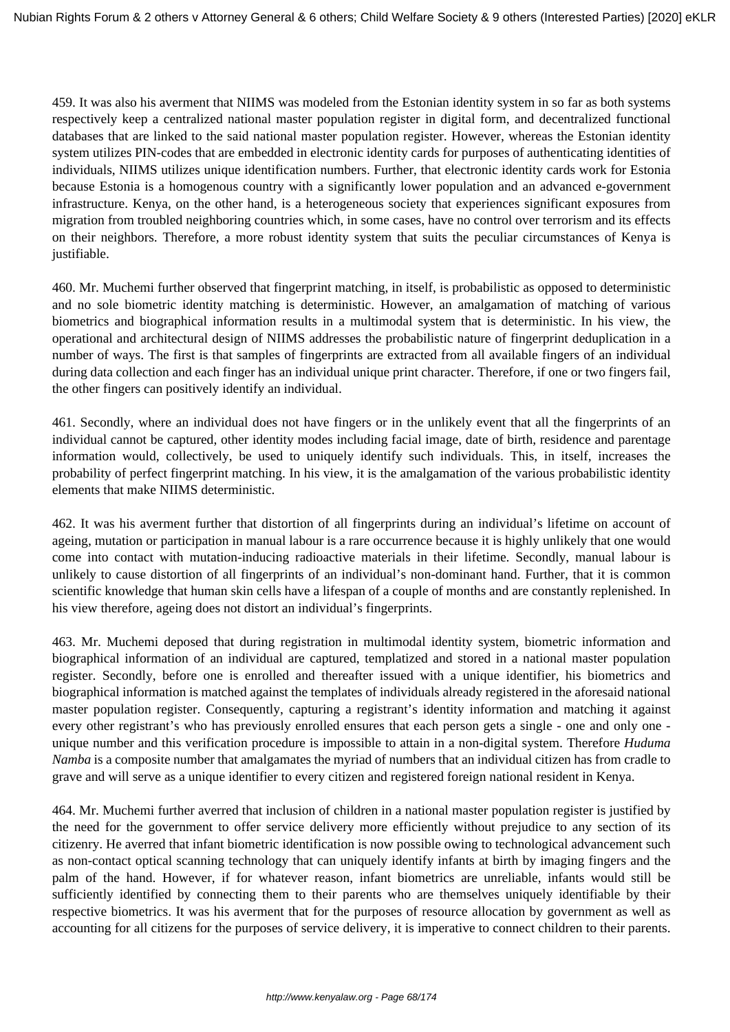459. It was also his averment that NIIMS was modeled from the Estonian identity system in so far as both systems respectively keep a centralized national master population register in digital form, and decentralized functional databases that are linked to the said national master population register. However, whereas the Estonian identity system utilizes PIN-codes that are embedded in electronic identity cards for purposes of authenticating identities of individuals, NIIMS utilizes unique identification numbers. Further, that electronic identity cards work for Estonia because Estonia is a homogenous country with a significantly lower population and an advanced e-government infrastructure. Kenya, on the other hand, is a heterogeneous society that experiences significant exposures from migration from troubled neighboring countries which, in some cases, have no control over terrorism and its effects on their neighbors. Therefore, a more robust identity system that suits the peculiar circumstances of Kenya is justifiable.

460. Mr. Muchemi further observed that fingerprint matching, in itself, is probabilistic as opposed to deterministic and no sole biometric identity matching is deterministic. However, an amalgamation of matching of various biometrics and biographical information results in a multimodal system that is deterministic. In his view, the operational and architectural design of NIIMS addresses the probabilistic nature of fingerprint deduplication in a number of ways. The first is that samples of fingerprints are extracted from all available fingers of an individual during data collection and each finger has an individual unique print character. Therefore, if one or two fingers fail, the other fingers can positively identify an individual.

461. Secondly, where an individual does not have fingers or in the unlikely event that all the fingerprints of an individual cannot be captured, other identity modes including facial image, date of birth, residence and parentage information would, collectively, be used to uniquely identify such individuals. This, in itself, increases the probability of perfect fingerprint matching. In his view, it is the amalgamation of the various probabilistic identity elements that make NIIMS deterministic.

462. It was his averment further that distortion of all fingerprints during an individual's lifetime on account of ageing, mutation or participation in manual labour is a rare occurrence because it is highly unlikely that one would come into contact with mutation-inducing radioactive materials in their lifetime. Secondly, manual labour is unlikely to cause distortion of all fingerprints of an individual's non-dominant hand. Further, that it is common scientific knowledge that human skin cells have a lifespan of a couple of months and are constantly replenished. In his view therefore, ageing does not distort an individual's fingerprints.

463. Mr. Muchemi deposed that during registration in multimodal identity system, biometric information and biographical information of an individual are captured, templatized and stored in a national master population register. Secondly, before one is enrolled and thereafter issued with a unique identifier, his biometrics and biographical information is matched against the templates of individuals already registered in the aforesaid national master population register. Consequently, capturing a registrant's identity information and matching it against every other registrant's who has previously enrolled ensures that each person gets a single - one and only one - unique number and this verification procedure is impossible to attain in a non-digital system. Therefore *Huduma Namba* is a composite number that amalgamates the myriad of numbers that an individual citizen has from cradle to grave and will serve as a unique identifier to every citizen and registered foreign national resident in Kenya.

464. Mr. Muchemi further averred that inclusion of children in a national master population register is justified by the need for the government to offer service delivery more efficiently without prejudice to any section of its citizenry. He averred that infant biometric identification is now possible owing to technological advancement such as non-contact optical scanning technology that can uniquely identify infants at birth by imaging fingers and the palm of the hand. However, if for whatever reason, infant biometrics are unreliable, infants would still be sufficiently identified by connecting them to their parents who are themselves uniquely identifiable by their respective biometrics. It was his averment that for the purposes of resource allocation by government as well as accounting for all citizens for the purposes of service delivery, it is imperative to connect children to their parents.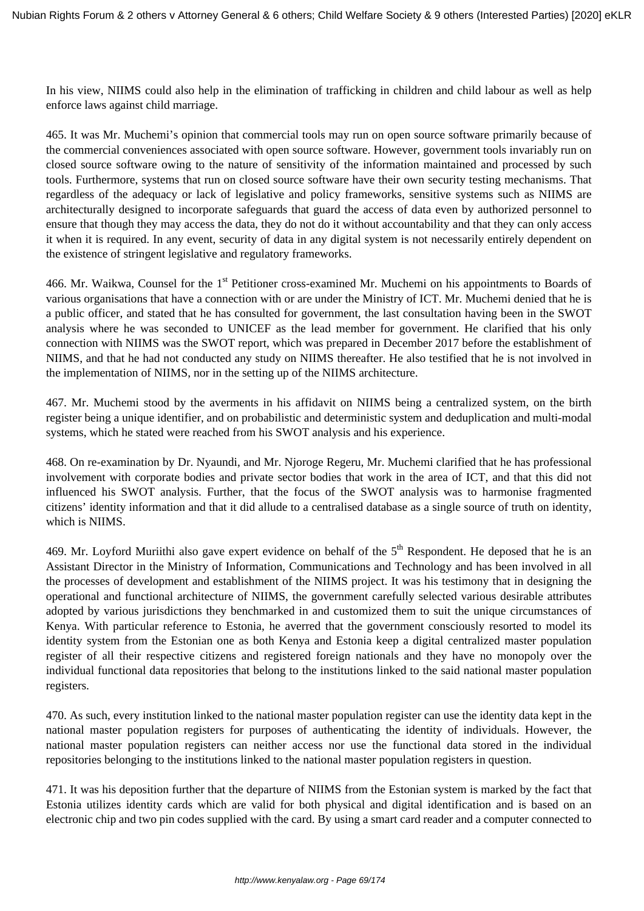In his view, NIIMS could also help in the elimination of trafficking in children and child labour as well as help enforce laws against child marriage.

465. It was Mr. Muchemi's opinion that commercial tools may run on open source software primarily because of the commercial conveniences associated with open source software. However, government tools invariably run on closed source software owing to the nature of sensitivity of the information maintained and processed by such tools. Furthermore, systems that run on closed source software have their own security testing mechanisms. That regardless of the adequacy or lack of legislative and policy frameworks, sensitive systems such as NIIMS are architecturally designed to incorporate safeguards that guard the access of data even by authorized personnel to ensure that though they may access the data, they do not do it without accountability and that they can only access it when it is required. In any event, security of data in any digital system is not necessarily entirely dependent on the existence of stringent legislative and regulatory frameworks.

466. Mr. Waikwa, Counsel for the 1st Petitioner cross-examined Mr. Muchemi on his appointments to Boards of various organisations that have a connection with or are under the Ministry of ICT. Mr. Muchemi denied that he is a public officer, and stated that he has consulted for government, the last consultation having been in the SWOT analysis where he was seconded to UNICEF as the lead member for government. He clarified that his only connection with NIIMS was the SWOT report, which was prepared in December 2017 before the establishment of NIIMS, and that he had not conducted any study on NIIMS thereafter. He also testified that he is not involved in the implementation of NIIMS, nor in the setting up of the NIIMS architecture.

467. Mr. Muchemi stood by the averments in his affidavit on NIIMS being a centralized system, on the birth register being a unique identifier, and on probabilistic and deterministic system and deduplication and multi-modal systems, which he stated were reached from his SWOT analysis and his experience.

468. On re-examination by Dr. Nyaundi, and Mr. Njoroge Regeru, Mr. Muchemi clarified that he has professional involvement with corporate bodies and private sector bodies that work in the area of ICT, and that this did not influenced his SWOT analysis. Further, that the focus of the SWOT analysis was to harmonise fragmented citizens' identity information and that it did allude to a centralised database as a single source of truth on identity, which is NIIMS.

469. Mr. Loyford Muriithi also gave expert evidence on behalf of the 5th Respondent. He deposed that he is an Assistant Director in the Ministry of Information, Communications and Technology and has been involved in all the processes of development and establishment of the NIIMS project. It was his testimony that in designing the operational and functional architecture of NIIMS, the government carefully selected various desirable attributes adopted by various jurisdictions they benchmarked in and customized them to suit the unique circumstances of Kenya. With particular reference to Estonia, he averred that the government consciously resorted to model its identity system from the Estonian one as both Kenya and Estonia keep a digital centralized master population register of all their respective citizens and registered foreign nationals and they have no monopoly over the individual functional data repositories that belong to the institutions linked to the said national master population registers.

470. As such, every institution linked to the national master population register can use the identity data kept in the national master population registers for purposes of authenticating the identity of individuals. However, the national master population registers can neither access nor use the functional data stored in the individual repositories belonging to the institutions linked to the national master population registers in question.

471. It was his deposition further that the departure of NIIMS from the Estonian system is marked by the fact that Estonia utilizes identity cards which are valid for both physical and digital identification and is based on an electronic chip and two pin codes supplied with the card. By using a smart card reader and a computer connected to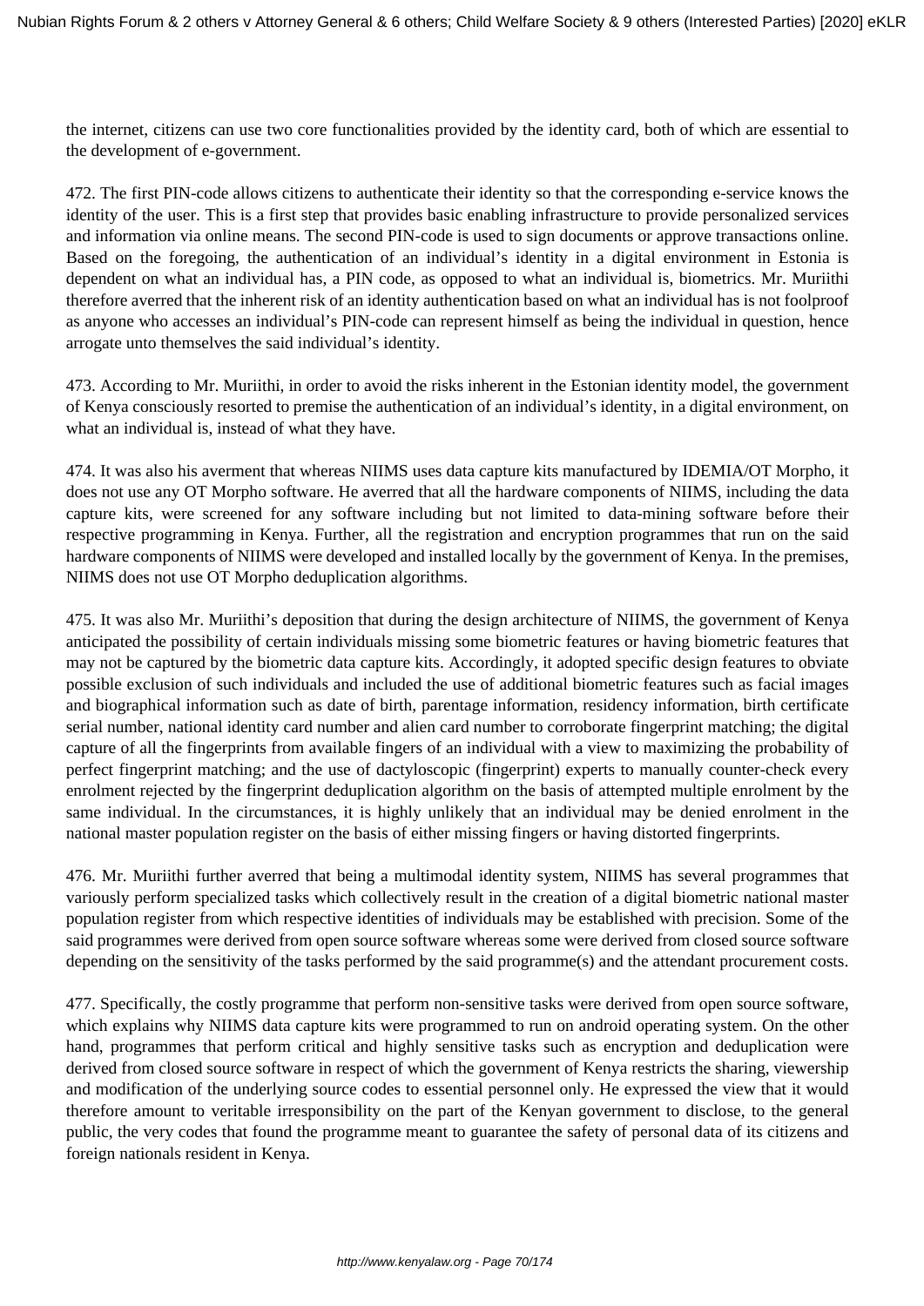the internet, citizens can use two core functionalities provided by the identity card, both of which are essential to the development of e-government.

472. The first PIN-code allows citizens to authenticate their identity so that the corresponding e-service knows the identity of the user. This is a first step that provides basic enabling infrastructure to provide personalized services and information via online means. The second PIN-code is used to sign documents or approve transactions online. Based on the foregoing, the authentication of an individual's identity in a digital environment in Estonia is dependent on what an individual has, a PIN code, as opposed to what an individual is, biometrics. Mr. Muriithi therefore averred that the inherent risk of an identity authentication based on what an individual has is not foolproof as anyone who accesses an individual's PIN-code can represent himself as being the individual in question, hence arrogate unto themselves the said individual's identity.

473. According to Mr. Muriithi, in order to avoid the risks inherent in the Estonian identity model, the government of Kenya consciously resorted to premise the authentication of an individual's identity, in a digital environment, on what an individual is, instead of what they have.

474. It was also his averment that whereas NIIMS uses data capture kits manufactured by IDEMIA/OT Morpho, it does not use any OT Morpho software. He averred that all the hardware components of NIIMS, including the data capture kits, were screened for any software including but not limited to data-mining software before their respective programming in Kenya. Further, all the registration and encryption programmes that run on the said hardware components of NIIMS were developed and installed locally by the government of Kenya. In the premises, NIIMS does not use OT Morpho deduplication algorithms.

475. It was also Mr. Muriithi's deposition that during the design architecture of NIIMS, the government of Kenya anticipated the possibility of certain individuals missing some biometric features or having biometric features that may not be captured by the biometric data capture kits. Accordingly, it adopted specific design features to obviate possible exclusion of such individuals and included the use of additional biometric features such as facial images and biographical information such as date of birth, parentage information, residency information, birth certificate serial number, national identity card number and alien card number to corroborate fingerprint matching; the digital capture of all the fingerprints from available fingers of an individual with a view to maximizing the probability of perfect fingerprint matching; and the use of dactyloscopic (fingerprint) experts to manually counter-check every enrolment rejected by the fingerprint deduplication algorithm on the basis of attempted multiple enrolment by the same individual. In the circumstances, it is highly unlikely that an individual may be denied enrolment in the national master population register on the basis of either missing fingers or having distorted fingerprints.

476. Mr. Muriithi further averred that being a multimodal identity system, NIIMS has several programmes that variously perform specialized tasks which collectively result in the creation of a digital biometric national master population register from which respective identities of individuals may be established with precision. Some of the said programmes were derived from open source software whereas some were derived from closed source software depending on the sensitivity of the tasks performed by the said programme(s) and the attendant procurement costs.

477. Specifically, the costly programme that perform non-sensitive tasks were derived from open source software, which explains why NIIMS data capture kits were programmed to run on android operating system. On the other hand, programmes that perform critical and highly sensitive tasks such as encryption and deduplication were derived from closed source software in respect of which the government of Kenya restricts the sharing, viewership and modification of the underlying source codes to essential personnel only. He expressed the view that it would therefore amount to veritable irresponsibility on the part of the Kenyan government to disclose, to the general public, the very codes that found the programme meant to guarantee the safety of personal data of its citizens and foreign nationals resident in Kenya.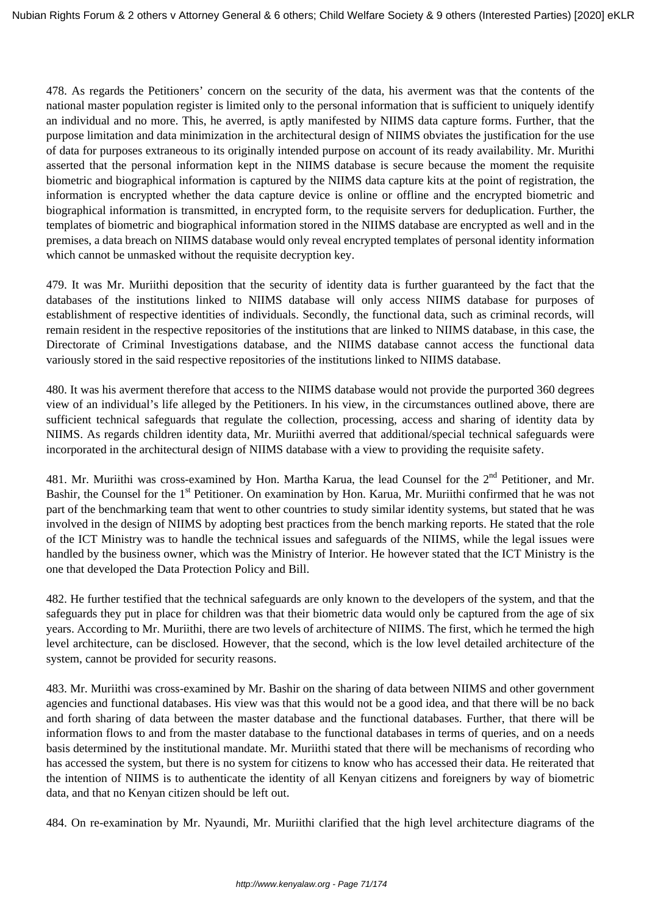478. As regards the Petitioners' concern on the security of the data, his averment was that the contents of the national master population register is limited only to the personal information that is sufficient to uniquely identify an individual and no more. This, he averred, is aptly manifested by NIIMS data capture forms. Further, that the purpose limitation and data minimization in the architectural design of NIIMS obviates the justification for the use of data for purposes extraneous to its originally intended purpose on account of its ready availability. Mr. Murithi asserted that the personal information kept in the NIIMS database is secure because the moment the requisite biometric and biographical information is captured by the NIIMS data capture kits at the point of registration, the information is encrypted whether the data capture device is online or offline and the encrypted biometric and biographical information is transmitted, in encrypted form, to the requisite servers for deduplication. Further, the templates of biometric and biographical information stored in the NIIMS database are encrypted as well and in the premises, a data breach on NIIMS database would only reveal encrypted templates of personal identity information which cannot be unmasked without the requisite decryption key.

479. It was Mr. Muriithi deposition that the security of identity data is further guaranteed by the fact that the databases of the institutions linked to NIIMS database will only access NIIMS database for purposes of establishment of respective identities of individuals. Secondly, the functional data, such as criminal records, will remain resident in the respective repositories of the institutions that are linked to NIIMS database, in this case, the Directorate of Criminal Investigations database, and the NIIMS database cannot access the functional data variously stored in the said respective repositories of the institutions linked to NIIMS database.

480. It was his averment therefore that access to the NIIMS database would not provide the purported 360 degrees view of an individual's life alleged by the Petitioners. In his view, in the circumstances outlined above, there are sufficient technical safeguards that regulate the collection, processing, access and sharing of identity data by NIIMS. As regards children identity data, Mr. Muriithi averred that additional/special technical safeguards were incorporated in the architectural design of NIIMS database with a view to providing the requisite safety.

481. Mr. Muriithi was cross-examined by Hon. Martha Karua, the lead Counsel for the 2nd Petitioner, and Mr. Bashir, the Counsel for the 1st Petitioner. On examination by Hon. Karua, Mr. Muriithi confirmed that he was not part of the benchmarking team that went to other countries to study similar identity systems, but stated that he was involved in the design of NIIMS by adopting best practices from the bench marking reports. He stated that the role of the ICT Ministry was to handle the technical issues and safeguards of the NIIMS, while the legal issues were handled by the business owner, which was the Ministry of Interior. He however stated that the ICT Ministry is the one that developed the Data Protection Policy and Bill.

482. He further testified that the technical safeguards are only known to the developers of the system, and that the safeguards they put in place for children was that their biometric data would only be captured from the age of six years. According to Mr. Muriithi, there are two levels of architecture of NIIMS. The first, which he termed the high level architecture, can be disclosed. However, that the second, which is the low level detailed architecture of the system, cannot be provided for security reasons.

483. Mr. Muriithi was cross-examined by Mr. Bashir on the sharing of data between NIIMS and other government agencies and functional databases. His view was that this would not be a good idea, and that there will be no back and forth sharing of data between the master database and the functional databases. Further, that there will be information flows to and from the master database to the functional databases in terms of queries, and on a needs basis determined by the institutional mandate. Mr. Muriithi stated that there will be mechanisms of recording who has accessed the system, but there is no system for citizens to know who has accessed their data. He reiterated that the intention of NIIMS is to authenticate the identity of all Kenyan citizens and foreigners by way of biometric data, and that no Kenyan citizen should be left out.

484. On re-examination by Mr. Nyaundi, Mr. Muriithi clarified that the high level architecture diagrams of the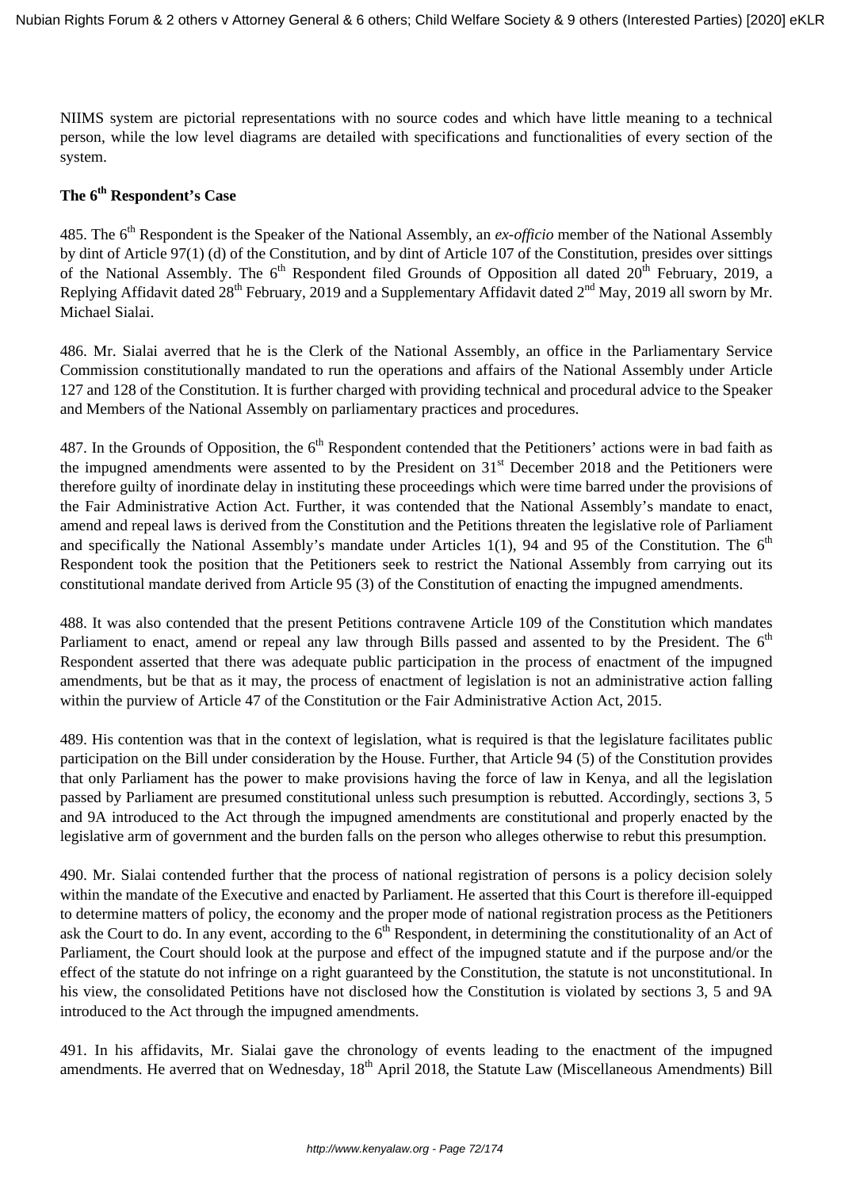NIIMS system are pictorial representations with no source codes and which have little meaning to a technical person, while the low level diagrams are detailed with specifications and functionalities of every section of the system.

### The 6th Respondent's Case

485. The 6th Respondent is the Speaker of the National Assembly, an *ex-officio* member of the National Assembly by dint of Article 97(1) (d) of the Constitution, and by dint of Article 107 of the Constitution, presides over sittings of the National Assembly. The 6th Respondent filed Grounds of Opposition all dated 20th February, 2019, a Replying Affidavit dated 28th February, 2019 and a Supplementary Affidavit dated 2nd May, 2019 all sworn by Mr. Michael Sialai.

486. Mr. Sialai averred that he is the Clerk of the National Assembly, an office in the Parliamentary Service Commission constitutionally mandated to run the operations and affairs of the National Assembly under Article 127 and 128 of the Constitution. It is further charged with providing technical and procedural advice to the Speaker and Members of the National Assembly on parliamentary practices and procedures.

487. In the Grounds of Opposition, the 6th Respondent contended that the Petitioners' actions were in bad faith as the impugned amendments were assented to by the President on 31st December 2018 and the Petitioners were therefore guilty of inordinate delay in instituting these proceedings which were time barred under the provisions of the Fair Administrative Action Act. Further, it was contended that the National Assembly's mandate to enact, amend and repeal laws is derived from the Constitution and the Petitions threaten the legislative role of Parliament and specifically the National Assembly's mandate under Articles 1(1), 94 and 95 of the Constitution. The 6th Respondent took the position that the Petitioners seek to restrict the National Assembly from carrying out its constitutional mandate derived from Article 95 (3) of the Constitution of enacting the impugned amendments.

488. It was also contended that the present Petitions contravene Article 109 of the Constitution which mandates Parliament to enact, amend or repeal any law through Bills passed and assented to by the President. The 6th Respondent asserted that there was adequate public participation in the process of enactment of the impugned amendments, but be that as it may, the process of enactment of legislation is not an administrative action falling within the purview of Article 47 of the Constitution or the Fair Administrative Action Act, 2015.

489. His contention was that in the context of legislation, what is required is that the legislature facilitates public participation on the Bill under consideration by the House. Further, that Article 94 (5) of the Constitution provides that only Parliament has the power to make provisions having the force of law in Kenya, and all the legislation passed by Parliament are presumed constitutional unless such presumption is rebutted. Accordingly, sections 3, 5 and 9A introduced to the Act through the impugned amendments are constitutional and properly enacted by the legislative arm of government and the burden falls on the person who alleges otherwise to rebut this presumption.

490. Mr. Sialai contended further that the process of national registration of persons is a policy decision solely within the mandate of the Executive and enacted by Parliament. He asserted that this Court is therefore ill-equipped to determine matters of policy, the economy and the proper mode of national registration process as the Petitioners ask the Court to do. In any event, according to the 6th Respondent, in determining the constitutionality of an Act of Parliament, the Court should look at the purpose and effect of the impugned statute and if the purpose and/or the effect of the statute do not infringe on a right guaranteed by the Constitution, the statute is not unconstitutional. In his view, the consolidated Petitions have not disclosed how the Constitution is violated by sections 3, 5 and 9A introduced to the Act through the impugned amendments.

491. In his affidavits, Mr. Sialai gave the chronology of events leading to the enactment of the impugned amendments. He averred that on Wednesday, 18th April 2018, the Statute Law (Miscellaneous Amendments) Bill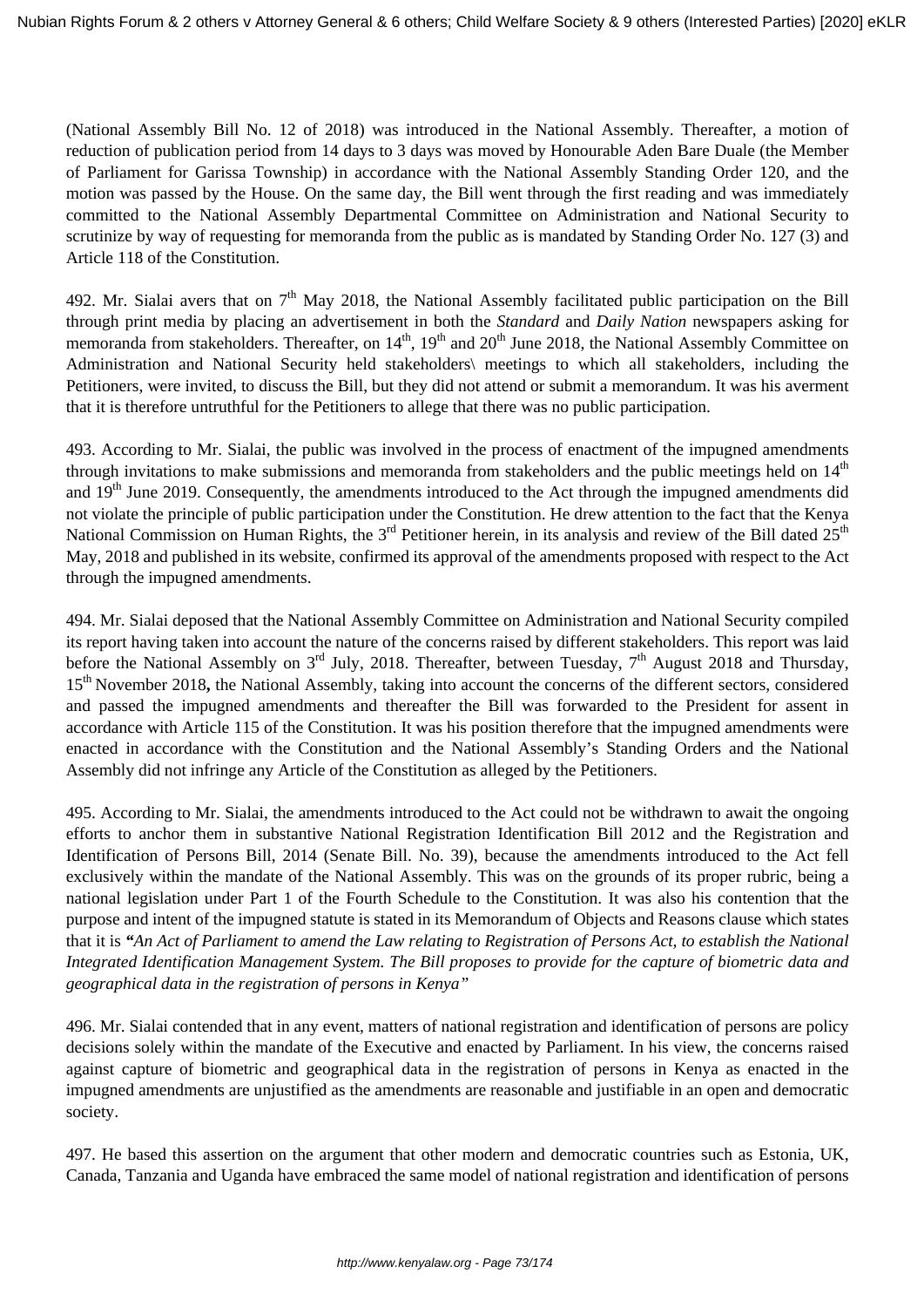(National Assembly Bill No. 12 of 2018) was introduced in the National Assembly. Thereafter, a motion of reduction of publication period from 14 days to 3 days was moved by Honourable Aden Bare Duale (the Member of Parliament for Garissa Township) in accordance with the National Assembly Standing Order 120, and the motion was passed by the House. On the same day, the Bill went through the first reading and was immediately committed to the National Assembly Departmental Committee on Administration and National Security to scrutinize by way of requesting for memoranda from the public as is mandated by Standing Order No. 127 (3) and Article 118 of the Constitution.

492. Mr. Sialai avers that on 7th May 2018, the National Assembly facilitated public participation on the Bill through print media by placing an advertisement in both the *Standard* and *Daily Nation* newspapers asking for memoranda from stakeholders. Thereafter, on 14th, 19th and 20th June 2018, the National Assembly Committee on Administration and National Security held stakeholders\ meetings to which all stakeholders, including the Petitioners, were invited, to discuss the Bill, but they did not attend or submit a memorandum. It was his averment that it is therefore untruthful for the Petitioners to allege that there was no public participation.

493. According to Mr. Sialai, the public was involved in the process of enactment of the impugned amendments through invitations to make submissions and memoranda from stakeholders and the public meetings held on 14th and 19th June 2019. Consequently, the amendments introduced to the Act through the impugned amendments did not violate the principle of public participation under the Constitution. He drew attention to the fact that the Kenya National Commission on Human Rights, the 3rd Petitioner herein, in its analysis and review of the Bill dated 25th May, 2018 and published in its website, confirmed its approval of the amendments proposed with respect to the Act through the impugned amendments.

494. Mr. Sialai deposed that the National Assembly Committee on Administration and National Security compiled its report having taken into account the nature of the concerns raised by different stakeholders. This report was laid before the National Assembly on 3rd July, 2018. Thereafter, between Tuesday, 7th August 2018 and Thursday, 15th November 2018**,** the National Assembly, taking into account the concerns of the different sectors, considered and passed the impugned amendments and thereafter the Bill was forwarded to the President for assent in accordance with Article 115 of the Constitution. It was his position therefore that the impugned amendments were enacted in accordance with the Constitution and the National Assembly's Standing Orders and the National Assembly did not infringe any Article of the Constitution as alleged by the Petitioners.

495. According to Mr. Sialai, the amendments introduced to the Act could not be withdrawn to await the ongoing efforts to anchor them in substantive National Registration Identification Bill 2012 and the Registration and Identification of Persons Bill, 2014 (Senate Bill. No. 39), because the amendments introduced to the Act fell exclusively within the mandate of the National Assembly. This was on the grounds of its proper rubric, being a national legislation under Part 1 of the Fourth Schedule to the Constitution. It was also his contention that the purpose and intent of the impugned statute is stated in its Memorandum of Objects and Reasons clause which states that it is ***"****An Act of Parliament to amend the Law relating to Registration of Persons Act, to establish the National Integrated Identification Management System. The Bill proposes to provide for the capture of biometric data and geographical data in the registration of persons in Kenya"*

496. Mr. Sialai contended that in any event, matters of national registration and identification of persons are policy decisions solely within the mandate of the Executive and enacted by Parliament. In his view, the concerns raised against capture of biometric and geographical data in the registration of persons in Kenya as enacted in the impugned amendments are unjustified as the amendments are reasonable and justifiable in an open and democratic society.

497. He based this assertion on the argument that other modern and democratic countries such as Estonia, UK, Canada, Tanzania and Uganda have embraced the same model of national registration and identification of persons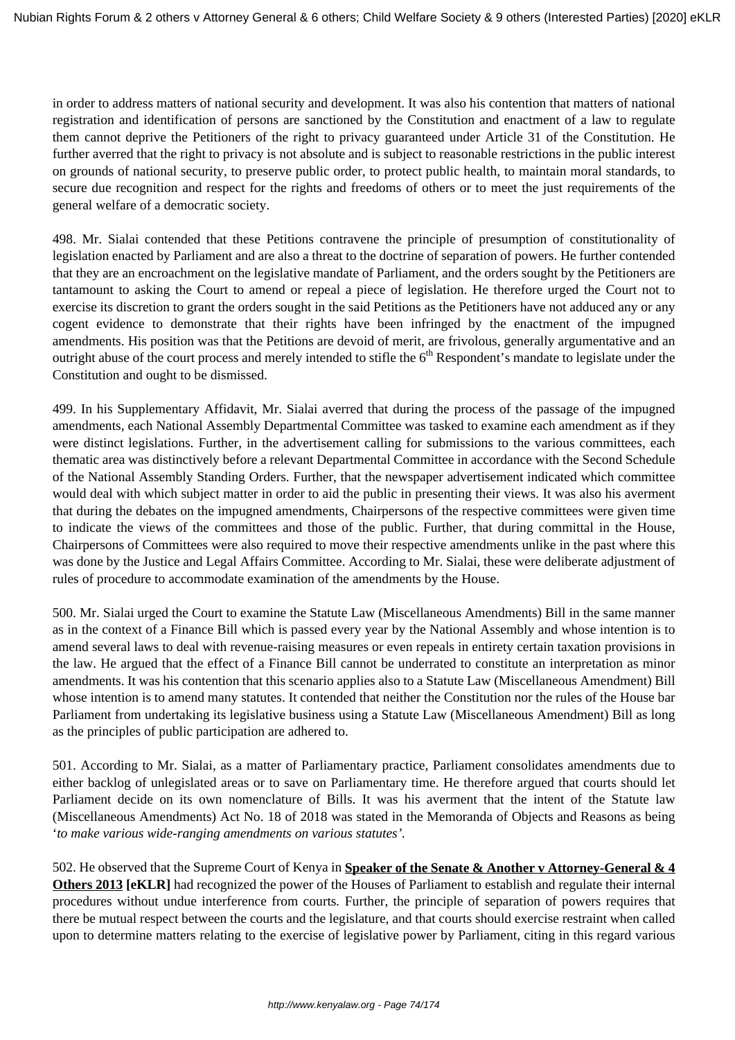in order to address matters of national security and development. It was also his contention that matters of national registration and identification of persons are sanctioned by the Constitution and enactment of a law to regulate them cannot deprive the Petitioners of the right to privacy guaranteed under Article 31 of the Constitution. He further averred that the right to privacy is not absolute and is subject to reasonable restrictions in the public interest on grounds of national security, to preserve public order, to protect public health, to maintain moral standards, to secure due recognition and respect for the rights and freedoms of others or to meet the just requirements of the general welfare of a democratic society.

498. Mr. Sialai contended that these Petitions contravene the principle of presumption of constitutionality of legislation enacted by Parliament and are also a threat to the doctrine of separation of powers. He further contended that they are an encroachment on the legislative mandate of Parliament, and the orders sought by the Petitioners are tantamount to asking the Court to amend or repeal a piece of legislation. He therefore urged the Court not to exercise its discretion to grant the orders sought in the said Petitions as the Petitioners have not adduced any or any cogent evidence to demonstrate that their rights have been infringed by the enactment of the impugned amendments. His position was that the Petitions are devoid of merit, are frivolous, generally argumentative and an outright abuse of the court process and merely intended to stifle the 6th Respondent's mandate to legislate under the Constitution and ought to be dismissed.

499. In his Supplementary Affidavit, Mr. Sialai averred that during the process of the passage of the impugned amendments, each National Assembly Departmental Committee was tasked to examine each amendment as if they were distinct legislations. Further, in the advertisement calling for submissions to the various committees, each thematic area was distinctively before a relevant Departmental Committee in accordance with the Second Schedule of the National Assembly Standing Orders. Further, that the newspaper advertisement indicated which committee would deal with which subject matter in order to aid the public in presenting their views. It was also his averment that during the debates on the impugned amendments, Chairpersons of the respective committees were given time to indicate the views of the committees and those of the public. Further, that during committal in the House, Chairpersons of Committees were also required to move their respective amendments unlike in the past where this was done by the Justice and Legal Affairs Committee. According to Mr. Sialai, these were deliberate adjustment of rules of procedure to accommodate examination of the amendments by the House.

500. Mr. Sialai urged the Court to examine the Statute Law (Miscellaneous Amendments) Bill in the same manner as in the context of a Finance Bill which is passed every year by the National Assembly and whose intention is to amend several laws to deal with revenue-raising measures or even repeals in entirety certain taxation provisions in the law. He argued that the effect of a Finance Bill cannot be underrated to constitute an interpretation as minor amendments. It was his contention that this scenario applies also to a Statute Law (Miscellaneous Amendment) Bill whose intention is to amend many statutes. It contended that neither the Constitution nor the rules of the House bar Parliament from undertaking its legislative business using a Statute Law (Miscellaneous Amendment) Bill as long as the principles of public participation are adhered to.

501. According to Mr. Sialai, as a matter of Parliamentary practice, Parliament consolidates amendments due to either backlog of unlegislated areas or to save on Parliamentary time. He therefore argued that courts should let Parliament decide on its own nomenclature of Bills. It was his averment that the intent of the Statute law (Miscellaneous Amendments) Act No. 18 of 2018 was stated in the Memoranda of Objects and Reasons as being '*to make various wide-ranging amendments on various statutes'*.

502. He observed that the Supreme Court of Kenya in **Speaker of the Senate & Another v Attorney-General & 4 Others 2013 [eKLR]** had recognized the power of the Houses of Parliament to establish and regulate their internal procedures without undue interference from courts. Further, the principle of separation of powers requires that there be mutual respect between the courts and the legislature, and that courts should exercise restraint when called upon to determine matters relating to the exercise of legislative power by Parliament, citing in this regard various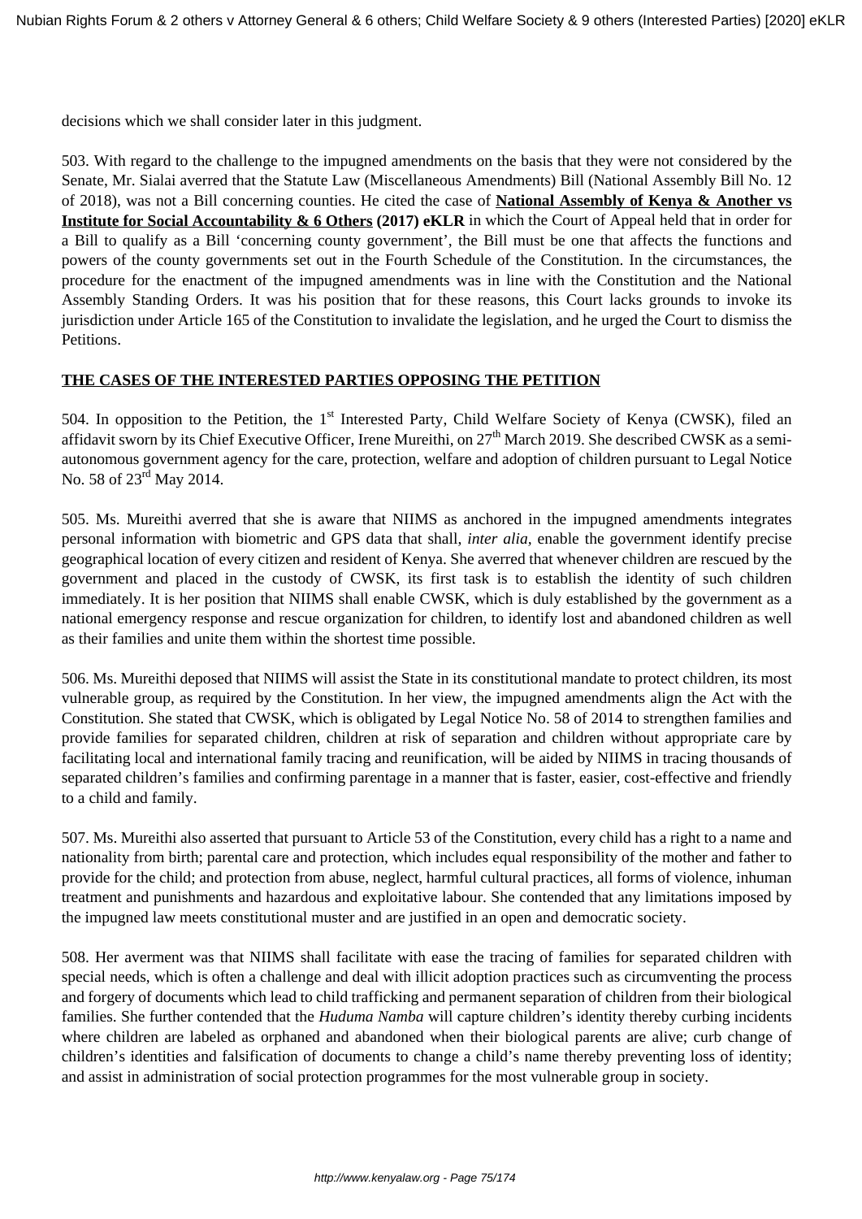decisions which we shall consider later in this judgment.

503. With regard to the challenge to the impugned amendments on the basis that they were not considered by the Senate, Mr. Sialai averred that the Statute Law (Miscellaneous Amendments) Bill (National Assembly Bill No. 12 of 2018), was not a Bill concerning counties. He cited the case of **National Assembly of Kenya & Another vs Institute for Social Accountability & 6 Others (2017) eKLR** in which the Court of Appeal held that in order for a Bill to qualify as a Bill 'concerning county government', the Bill must be one that affects the functions and powers of the county governments set out in the Fourth Schedule of the Constitution. In the circumstances, the procedure for the enactment of the impugned amendments was in line with the Constitution and the National Assembly Standing Orders. It was his position that for these reasons, this Court lacks grounds to invoke its jurisdiction under Article 165 of the Constitution to invalidate the legislation, and he urged the Court to dismiss the Petitions.

**THE CASES OF THE INTERESTED PARTIES OPPOSING THE PETITION**

504. In opposition to the Petition, the 1st Interested Party, Child Welfare Society of Kenya (CWSK), filed an affidavit sworn by its Chief Executive Officer, Irene Mureithi, on 27th March 2019. She described CWSK as a semi-autonomous government agency for the care, protection, welfare and adoption of children pursuant to Legal Notice No. 58 of 23rd May 2014.

505. Ms. Mureithi averred that she is aware that NIIMS as anchored in the impugned amendments integrates personal information with biometric and GPS data that shall, *inter alia*, enable the government identify precise geographical location of every citizen and resident of Kenya. She averred that whenever children are rescued by the government and placed in the custody of CWSK, its first task is to establish the identity of such children immediately. It is her position that NIIMS shall enable CWSK, which is duly established by the government as a national emergency response and rescue organization for children, to identify lost and abandoned children as well as their families and unite them within the shortest time possible.

506. Ms. Mureithi deposed that NIIMS will assist the State in its constitutional mandate to protect children, its most vulnerable group, as required by the Constitution. In her view, the impugned amendments align the Act with the Constitution. She stated that CWSK, which is obligated by Legal Notice No. 58 of 2014 to strengthen families and provide families for separated children, children at risk of separation and children without appropriate care by facilitating local and international family tracing and reunification, will be aided by NIIMS in tracing thousands of separated children's families and confirming parentage in a manner that is faster, easier, cost-effective and friendly to a child and family.

507. Ms. Mureithi also asserted that pursuant to Article 53 of the Constitution, every child has a right to a name and nationality from birth; parental care and protection, which includes equal responsibility of the mother and father to provide for the child; and protection from abuse, neglect, harmful cultural practices, all forms of violence, inhuman treatment and punishments and hazardous and exploitative labour. She contended that any limitations imposed by the impugned law meets constitutional muster and are justified in an open and democratic society.

508. Her averment was that NIIMS shall facilitate with ease the tracing of families for separated children with special needs, which is often a challenge and deal with illicit adoption practices such as circumventing the process and forgery of documents which lead to child trafficking and permanent separation of children from their biological families. She further contended that the *Huduma Namba* will capture children's identity thereby curbing incidents where children are labeled as orphaned and abandoned when their biological parents are alive; curb change of children's identities and falsification of documents to change a child's name thereby preventing loss of identity; and assist in administration of social protection programmes for the most vulnerable group in society.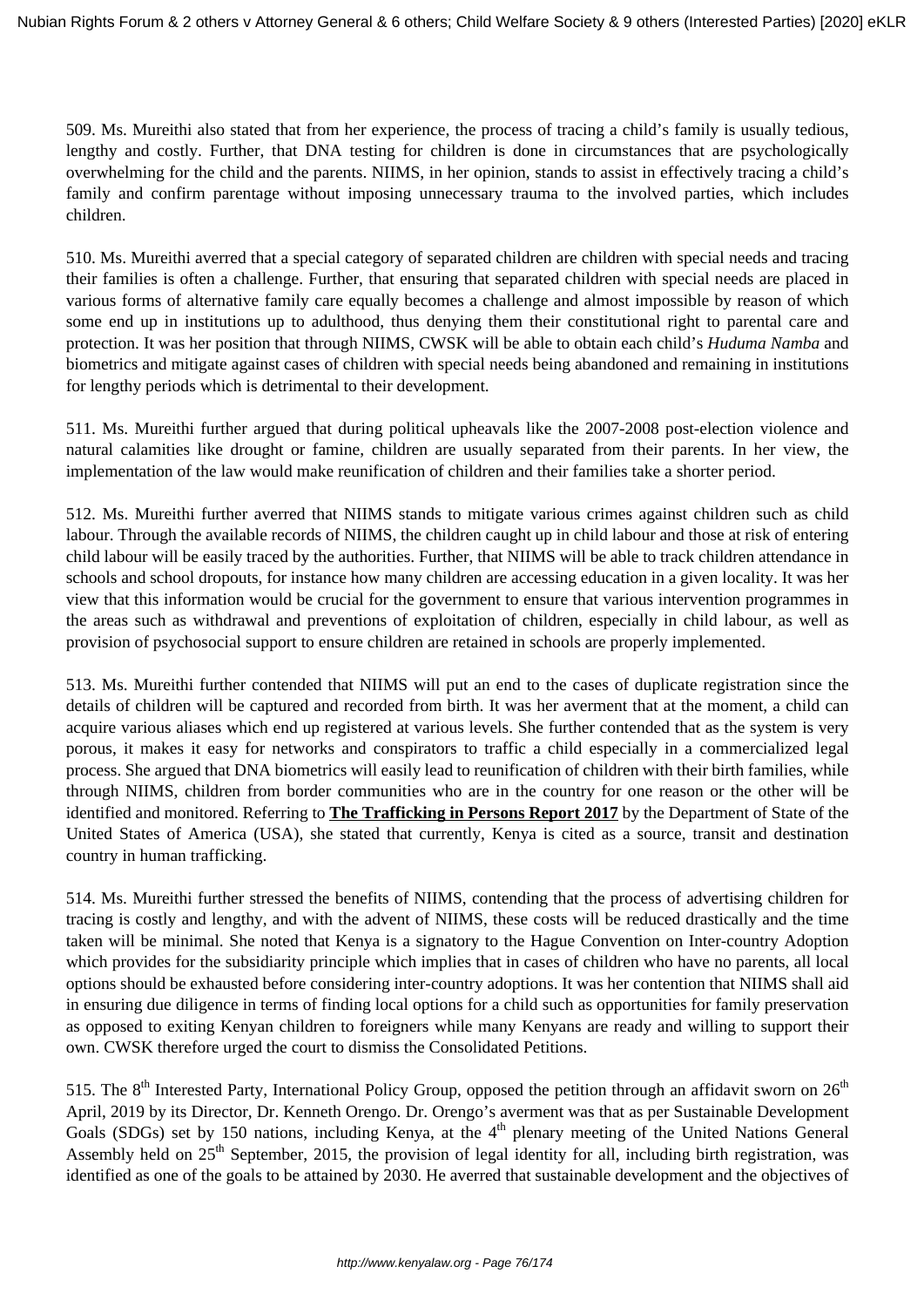509. Ms. Mureithi also stated that from her experience, the process of tracing a child's family is usually tedious, lengthy and costly. Further, that DNA testing for children is done in circumstances that are psychologically overwhelming for the child and the parents. NIIMS, in her opinion, stands to assist in effectively tracing a child's family and confirm parentage without imposing unnecessary trauma to the involved parties, which includes children.

510. Ms. Mureithi averred that a special category of separated children are children with special needs and tracing their families is often a challenge. Further, that ensuring that separated children with special needs are placed in various forms of alternative family care equally becomes a challenge and almost impossible by reason of which some end up in institutions up to adulthood, thus denying them their constitutional right to parental care and protection. It was her position that through NIIMS, CWSK will be able to obtain each child's *Huduma Namba* and biometrics and mitigate against cases of children with special needs being abandoned and remaining in institutions for lengthy periods which is detrimental to their development.

511. Ms. Mureithi further argued that during political upheavals like the 2007-2008 post-election violence and natural calamities like drought or famine, children are usually separated from their parents. In her view, the implementation of the law would make reunification of children and their families take a shorter period.

512. Ms. Mureithi further averred that NIIMS stands to mitigate various crimes against children such as child labour. Through the available records of NIIMS, the children caught up in child labour and those at risk of entering child labour will be easily traced by the authorities. Further, that NIIMS will be able to track children attendance in schools and school dropouts, for instance how many children are accessing education in a given locality. It was her view that this information would be crucial for the government to ensure that various intervention programmes in the areas such as withdrawal and preventions of exploitation of children, especially in child labour, as well as provision of psychosocial support to ensure children are retained in schools are properly implemented.

513. Ms. Mureithi further contended that NIIMS will put an end to the cases of duplicate registration since the details of children will be captured and recorded from birth. It was her averment that at the moment, a child can acquire various aliases which end up registered at various levels. She further contended that as the system is very porous, it makes it easy for networks and conspirators to traffic a child especially in a commercialized legal process. She argued that DNA biometrics will easily lead to reunification of children with their birth families, while through NIIMS, children from border communities who are in the country for one reason or the other will be identified and monitored. Referring to **The Trafficking in Persons Report 2017** by the Department of State of the United States of America (USA), she stated that currently, Kenya is cited as a source, transit and destination country in human trafficking.

514. Ms. Mureithi further stressed the benefits of NIIMS, contending that the process of advertising children for tracing is costly and lengthy, and with the advent of NIIMS, these costs will be reduced drastically and the time taken will be minimal. She noted that Kenya is a signatory to the Hague Convention on Inter-country Adoption which provides for the subsidiarity principle which implies that in cases of children who have no parents, all local options should be exhausted before considering inter-country adoptions. It was her contention that NIIMS shall aid in ensuring due diligence in terms of finding local options for a child such as opportunities for family preservation as opposed to exiting Kenyan children to foreigners while many Kenyans are ready and willing to support their own. CWSK therefore urged the court to dismiss the Consolidated Petitions.

515. The 8th Interested Party, International Policy Group, opposed the petition through an affidavit sworn on 26th April, 2019 by its Director, Dr. Kenneth Orengo. Dr. Orengo's averment was that as per Sustainable Development Goals (SDGs) set by 150 nations, including Kenya, at the 4th plenary meeting of the United Nations General Assembly held on 25th September, 2015, the provision of legal identity for all, including birth registration, was identified as one of the goals to be attained by 2030. He averred that sustainable development and the objectives of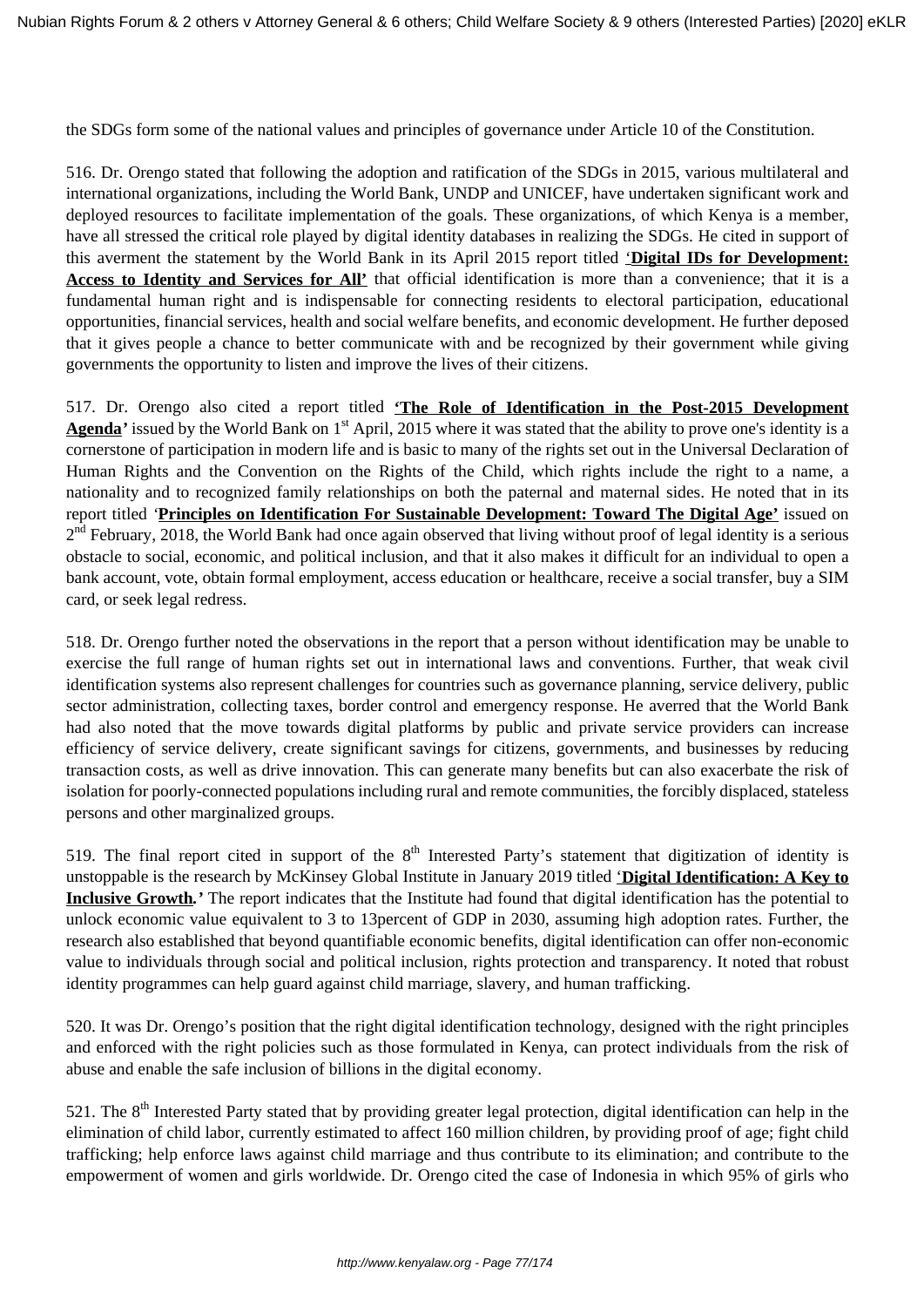the SDGs form some of the national values and principles of governance under Article 10 of the Constitution.

516. Dr. Orengo stated that following the adoption and ratification of the SDGs in 2015, various multilateral and international organizations, including the World Bank, UNDP and UNICEF, have undertaken significant work and deployed resources to facilitate implementation of the goals. These organizations, of which Kenya is a member, have all stressed the critical role played by digital identity databases in realizing the SDGs. He cited in support of this averment the statement by the World Bank in its April 2015 report titled **'Digital IDs for Development: Access to Identity and Services for All'** that official identification is more than a convenience; that it is a fundamental human right and is indispensable for connecting residents to electoral participation, educational opportunities, financial services, health and social welfare benefits, and economic development. He further deposed that it gives people a chance to better communicate with and be recognized by their government while giving governments the opportunity to listen and improve the lives of their citizens.

517. Dr. Orengo also cited a report titled **'The Role of Identification in the Post-2015 Development Agenda'** issued by the World Bank on 1st April, 2015 where it was stated that the ability to prove one's identity is a cornerstone of participation in modern life and is basic to many of the rights set out in the Universal Declaration of Human Rights and the Convention on the Rights of the Child, which rights include the right to a name, a nationality and to recognized family relationships on both the paternal and maternal sides. He noted that in its report titled **'Principles on Identification For Sustainable Development: Toward The Digital Age'** issued on 2nd February, 2018, the World Bank had once again observed that living without proof of legal identity is a serious obstacle to social, economic, and political inclusion, and that it also makes it difficult for an individual to open a bank account, vote, obtain formal employment, access education or healthcare, receive a social transfer, buy a SIM card, or seek legal redress.

518. Dr. Orengo further noted the observations in the report that a person without identification may be unable to exercise the full range of human rights set out in international laws and conventions. Further, that weak civil identification systems also represent challenges for countries such as governance planning, service delivery, public sector administration, collecting taxes, border control and emergency response. He averred that the World Bank had also noted that the move towards digital platforms by public and private service providers can increase efficiency of service delivery, create significant savings for citizens, governments, and businesses by reducing transaction costs, as well as drive innovation. This can generate many benefits but can also exacerbate the risk of isolation for poorly-connected populations including rural and remote communities, the forcibly displaced, stateless persons and other marginalized groups.

519. The final report cited in support of the 8th Interested Party's statement that digitization of identity is unstoppable is the research by McKinsey Global Institute in January 2019 titled **'Digital Identification: A Key to Inclusive Growth.'** The report indicates that the Institute had found that digital identification has the potential to unlock economic value equivalent to 3 to 13percent of GDP in 2030, assuming high adoption rates. Further, the research also established that beyond quantifiable economic benefits, digital identification can offer non-economic value to individuals through social and political inclusion, rights protection and transparency. It noted that robust identity programmes can help guard against child marriage, slavery, and human trafficking.

520. It was Dr. Orengo's position that the right digital identification technology, designed with the right principles and enforced with the right policies such as those formulated in Kenya, can protect individuals from the risk of abuse and enable the safe inclusion of billions in the digital economy.

521. The 8th Interested Party stated that by providing greater legal protection, digital identification can help in the elimination of child labor, currently estimated to affect 160 million children, by providing proof of age; fight child trafficking; help enforce laws against child marriage and thus contribute to its elimination; and contribute to the empowerment of women and girls worldwide. Dr. Orengo cited the case of Indonesia in which 95% of girls who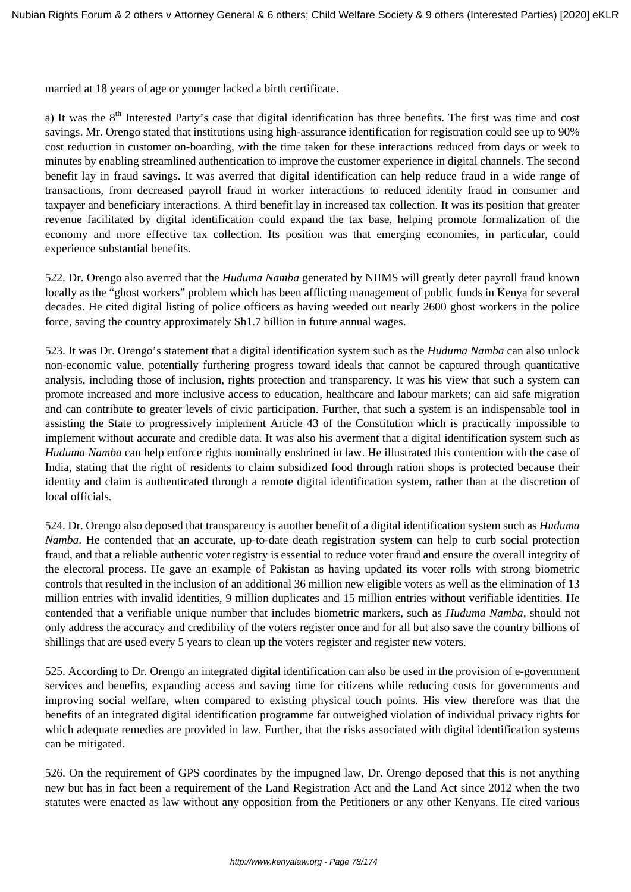married at 18 years of age or younger lacked a birth certificate.

a) It was the 8th Interested Party's case that digital identification has three benefits. The first was time and cost savings. Mr. Orengo stated that institutions using high-assurance identification for registration could see up to 90% cost reduction in customer on-boarding, with the time taken for these interactions reduced from days or week to minutes by enabling streamlined authentication to improve the customer experience in digital channels. The second benefit lay in fraud savings. It was averred that digital identification can help reduce fraud in a wide range of transactions, from decreased payroll fraud in worker interactions to reduced identity fraud in consumer and taxpayer and beneficiary interactions. A third benefit lay in increased tax collection. It was its position that greater revenue facilitated by digital identification could expand the tax base, helping promote formalization of the economy and more effective tax collection. Its position was that emerging economies, in particular, could experience substantial benefits.

522. Dr. Orengo also averred that the *Huduma Namba* generated by NIIMS will greatly deter payroll fraud known locally as the "ghost workers" problem which has been afflicting management of public funds in Kenya for several decades. He cited digital listing of police officers as having weeded out nearly 2600 ghost workers in the police force, saving the country approximately Sh1.7 billion in future annual wages.

523. It was Dr. Orengo's statement that a digital identification system such as the *Huduma Namba* can also unlock non-economic value, potentially furthering progress toward ideals that cannot be captured through quantitative analysis, including those of inclusion, rights protection and transparency. It was his view that such a system can promote increased and more inclusive access to education, healthcare and labour markets; can aid safe migration and can contribute to greater levels of civic participation. Further, that such a system is an indispensable tool in assisting the State to progressively implement Article 43 of the Constitution which is practically impossible to implement without accurate and credible data. It was also his averment that a digital identification system such as *Huduma Namba* can help enforce rights nominally enshrined in law. He illustrated this contention with the case of India, stating that the right of residents to claim subsidized food through ration shops is protected because their identity and claim is authenticated through a remote digital identification system, rather than at the discretion of local officials.

524. Dr. Orengo also deposed that transparency is another benefit of a digital identification system such as *Huduma Namba*. He contended that an accurate, up-to-date death registration system can help to curb social protection fraud, and that a reliable authentic voter registry is essential to reduce voter fraud and ensure the overall integrity of the electoral process. He gave an example of Pakistan as having updated its voter rolls with strong biometric controls that resulted in the inclusion of an additional 36 million new eligible voters as well as the elimination of 13 million entries with invalid identities, 9 million duplicates and 15 million entries without verifiable identities. He contended that a verifiable unique number that includes biometric markers, such as *Huduma Namba*, should not only address the accuracy and credibility of the voters register once and for all but also save the country billions of shillings that are used every 5 years to clean up the voters register and register new voters.

525. According to Dr. Orengo an integrated digital identification can also be used in the provision of e-government services and benefits, expanding access and saving time for citizens while reducing costs for governments and improving social welfare, when compared to existing physical touch points. His view therefore was that the benefits of an integrated digital identification programme far outweighed violation of individual privacy rights for which adequate remedies are provided in law. Further, that the risks associated with digital identification systems can be mitigated.

526. On the requirement of GPS coordinates by the impugned law, Dr. Orengo deposed that this is not anything new but has in fact been a requirement of the Land Registration Act and the Land Act since 2012 when the two statutes were enacted as law without any opposition from the Petitioners or any other Kenyans. He cited various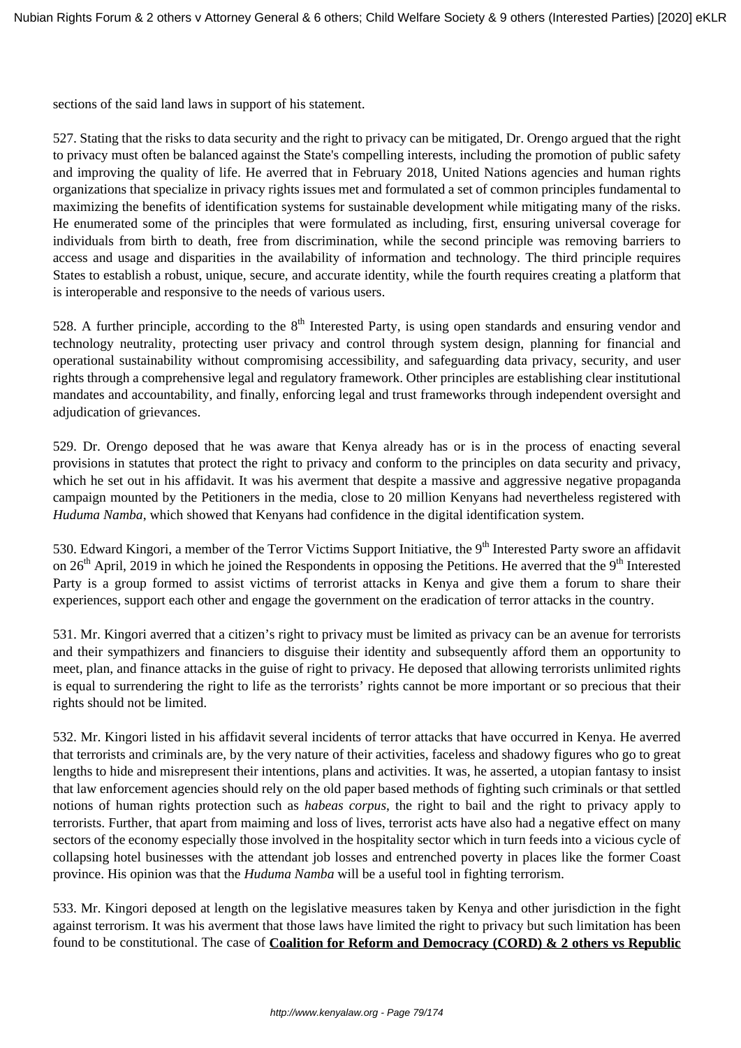sections of the said land laws in support of his statement.

527. Stating that the risks to data security and the right to privacy can be mitigated, Dr. Orengo argued that the right to privacy must often be balanced against the State's compelling interests, including the promotion of public safety and improving the quality of life. He averred that in February 2018, United Nations agencies and human rights organizations that specialize in privacy rights issues met and formulated a set of common principles fundamental to maximizing the benefits of identification systems for sustainable development while mitigating many of the risks. He enumerated some of the principles that were formulated as including, first, ensuring universal coverage for individuals from birth to death, free from discrimination, while the second principle was removing barriers to access and usage and disparities in the availability of information and technology. The third principle requires States to establish a robust, unique, secure, and accurate identity, while the fourth requires creating a platform that is interoperable and responsive to the needs of various users.

528. A further principle, according to the 8th Interested Party, is using open standards and ensuring vendor and technology neutrality, protecting user privacy and control through system design, planning for financial and operational sustainability without compromising accessibility, and safeguarding data privacy, security, and user rights through a comprehensive legal and regulatory framework. Other principles are establishing clear institutional mandates and accountability, and finally, enforcing legal and trust frameworks through independent oversight and adjudication of grievances.

529. Dr. Orengo deposed that he was aware that Kenya already has or is in the process of enacting several provisions in statutes that protect the right to privacy and conform to the principles on data security and privacy, which he set out in his affidavit. It was his averment that despite a massive and aggressive negative propaganda campaign mounted by the Petitioners in the media, close to 20 million Kenyans had nevertheless registered with *Huduma Namba*, which showed that Kenyans had confidence in the digital identification system.

530. Edward Kingori, a member of the Terror Victims Support Initiative, the 9th Interested Party swore an affidavit on 26th April, 2019 in which he joined the Respondents in opposing the Petitions. He averred that the 9th Interested Party is a group formed to assist victims of terrorist attacks in Kenya and give them a forum to share their experiences, support each other and engage the government on the eradication of terror attacks in the country.

531. Mr. Kingori averred that a citizen's right to privacy must be limited as privacy can be an avenue for terrorists and their sympathizers and financiers to disguise their identity and subsequently afford them an opportunity to meet, plan, and finance attacks in the guise of right to privacy. He deposed that allowing terrorists unlimited rights is equal to surrendering the right to life as the terrorists' rights cannot be more important or so precious that their rights should not be limited.

532. Mr. Kingori listed in his affidavit several incidents of terror attacks that have occurred in Kenya. He averred that terrorists and criminals are, by the very nature of their activities, faceless and shadowy figures who go to great lengths to hide and misrepresent their intentions, plans and activities. It was, he asserted, a utopian fantasy to insist that law enforcement agencies should rely on the old paper based methods of fighting such criminals or that settled notions of human rights protection such as *habeas corpus*, the right to bail and the right to privacy apply to terrorists. Further, that apart from maiming and loss of lives, terrorist acts have also had a negative effect on many sectors of the economy especially those involved in the hospitality sector which in turn feeds into a vicious cycle of collapsing hotel businesses with the attendant job losses and entrenched poverty in places like the former Coast province. His opinion was that the *Huduma Namba* will be a useful tool in fighting terrorism.

533. Mr. Kingori deposed at length on the legislative measures taken by Kenya and other jurisdiction in the fight against terrorism. It was his averment that those laws have limited the right to privacy but such limitation has been found to be constitutional. The case of **Coalition for Reform and Democracy (CORD) & 2 others vs Republic**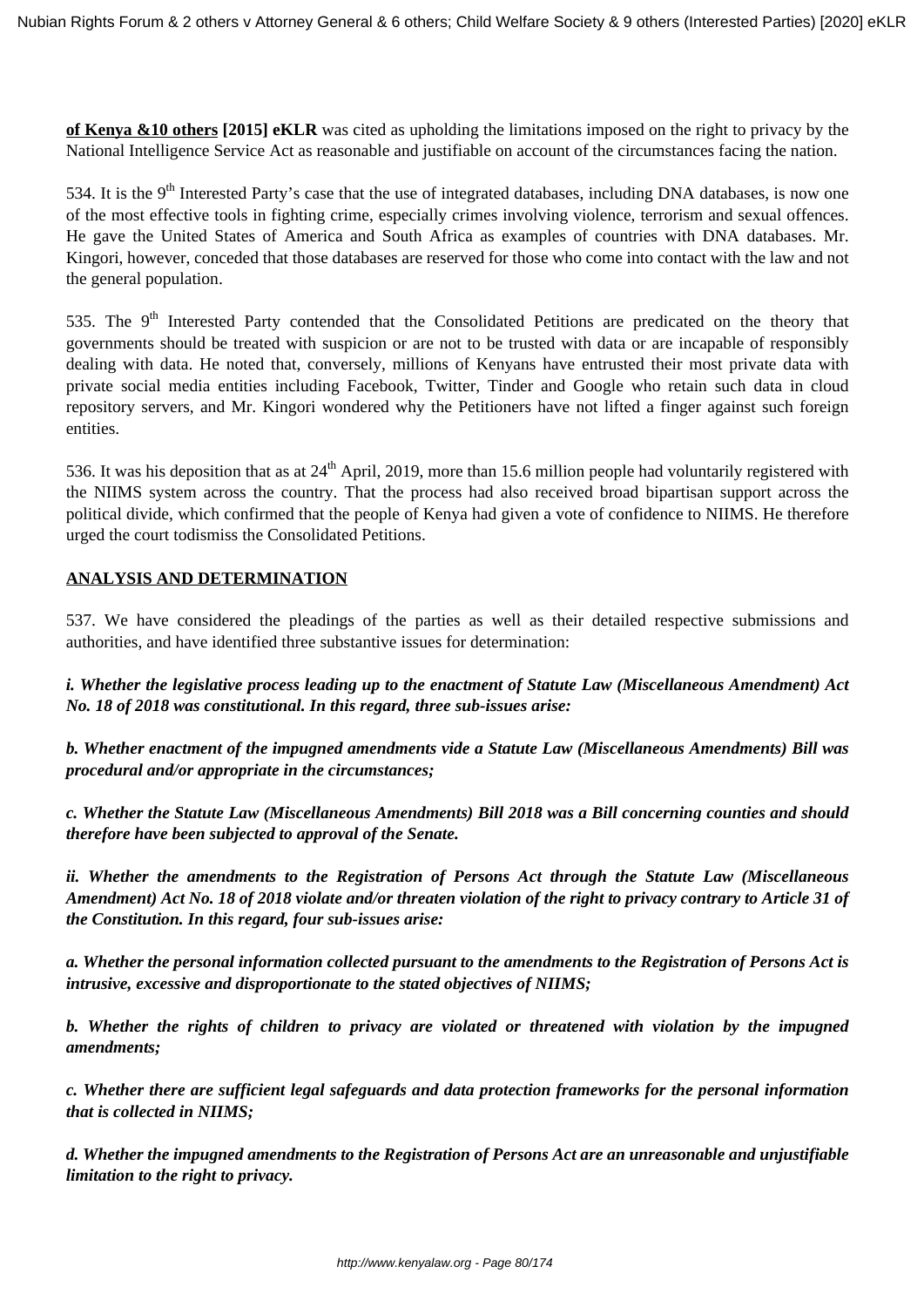**of Kenya &10 others [2015] eKLR** was cited as upholding the limitations imposed on the right to privacy by the National Intelligence Service Act as reasonable and justifiable on account of the circumstances facing the nation.

534. It is the 9th Interested Party's case that the use of integrated databases, including DNA databases, is now one of the most effective tools in fighting crime, especially crimes involving violence, terrorism and sexual offences. He gave the United States of America and South Africa as examples of countries with DNA databases. Mr. Kingori, however, conceded that those databases are reserved for those who come into contact with the law and not the general population.

535. The 9th Interested Party contended that the Consolidated Petitions are predicated on the theory that governments should be treated with suspicion or are not to be trusted with data or are incapable of responsibly dealing with data. He noted that, conversely, millions of Kenyans have entrusted their most private data with private social media entities including Facebook, Twitter, Tinder and Google who retain such data in cloud repository servers, and Mr. Kingori wondered why the Petitioners have not lifted a finger against such foreign entities.

536. It was his deposition that as at 24th April, 2019, more than 15.6 million people had voluntarily registered with the NIIMS system across the country. That the process had also received broad bipartisan support across the political divide, which confirmed that the people of Kenya had given a vote of confidence to NIIMS. He therefore urged the court todismiss the Consolidated Petitions.

## ANALYSIS AND DETERMINATION

537. We have considered the pleadings of the parties as well as their detailed respective submissions and authorities, and have identified three substantive issues for determination:

***i. Whether the legislative process leading up to the enactment of Statute Law (Miscellaneous Amendment) Act No. 18 of 2018 was constitutional. In this regard, three sub-issues arise:***

***b. Whether enactment of the impugned amendments vide a Statute Law (Miscellaneous Amendments) Bill was procedural and/or appropriate in the circumstances;***

***c. Whether the Statute Law (Miscellaneous Amendments) Bill 2018 was a Bill concerning counties and should therefore have been subjected to approval of the Senate.***

***ii. Whether the amendments to the Registration of Persons Act through the Statute Law (Miscellaneous Amendment) Act No. 18 of 2018 violate and/or threaten violation of the right to privacy contrary to Article 31 of the Constitution. In this regard, four sub-issues arise:***

***a. Whether the personal information collected pursuant to the amendments to the Registration of Persons Act is intrusive, excessive and disproportionate to the stated objectives of NIIMS;***

***b. Whether the rights of children to privacy are violated or threatened with violation by the impugned amendments;***

***c. Whether there are sufficient legal safeguards and data protection frameworks for the personal information that is collected in NIIMS;***

***d. Whether the impugned amendments to the Registration of Persons Act are an unreasonable and unjustifiable limitation to the right to privacy.***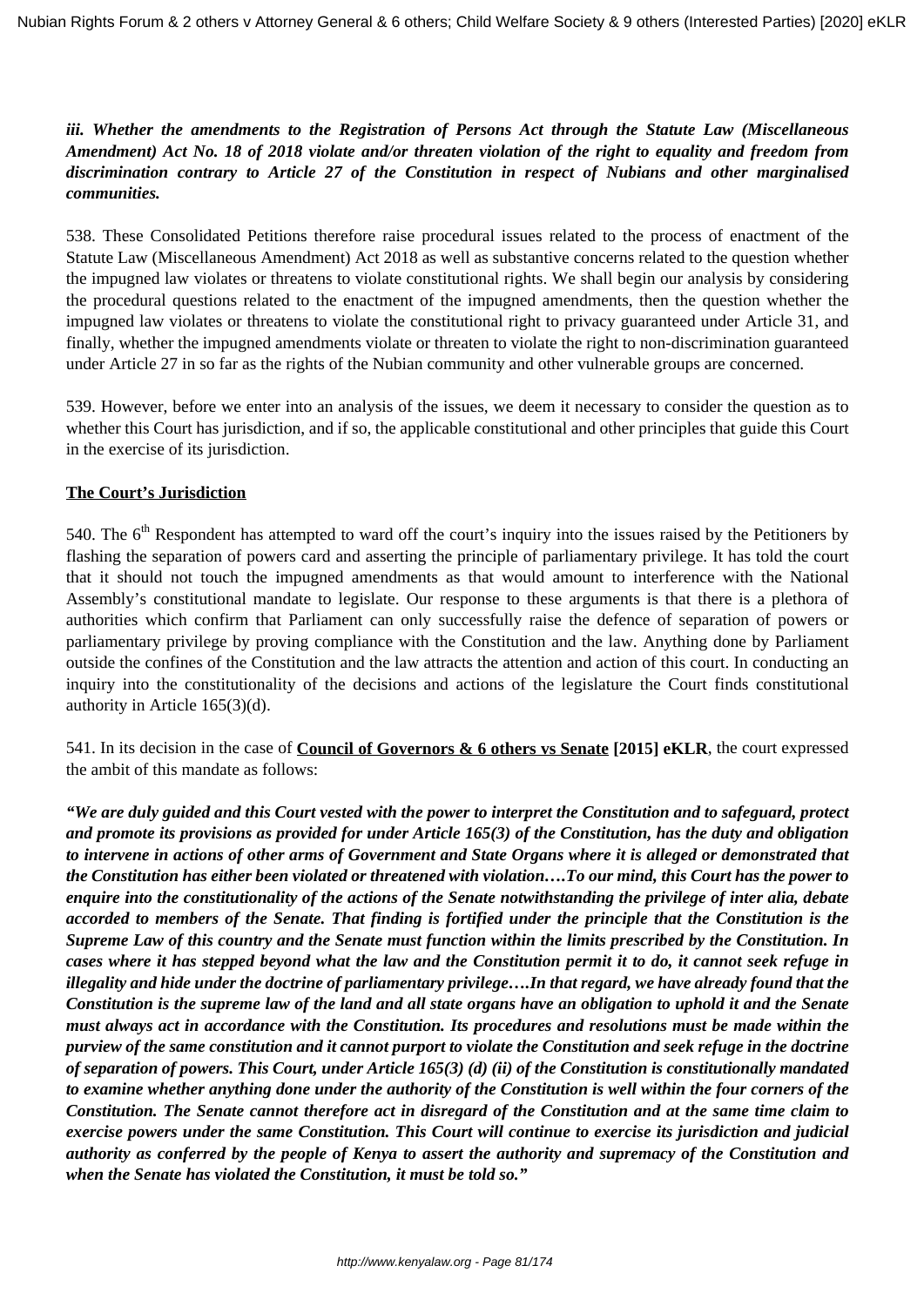***iii. Whether the amendments to the Registration of Persons Act through the Statute Law (Miscellaneous Amendment) Act No. 18 of 2018 violate and/or threaten violation of the right to equality and freedom from discrimination contrary to Article 27 of the Constitution in respect of Nubians and other marginalised communities.***

538. These Consolidated Petitions therefore raise procedural issues related to the process of enactment of the Statute Law (Miscellaneous Amendment) Act 2018 as well as substantive concerns related to the question whether the impugned law violates or threatens to violate constitutional rights. We shall begin our analysis by considering the procedural questions related to the enactment of the impugned amendments, then the question whether the impugned law violates or threatens to violate the constitutional right to privacy guaranteed under Article 31, and finally, whether the impugned amendments violate or threaten to violate the right to non-discrimination guaranteed under Article 27 in so far as the rights of the Nubian community and other vulnerable groups are concerned.

539. However, before we enter into an analysis of the issues, we deem it necessary to consider the question as to whether this Court has jurisdiction, and if so, the applicable constitutional and other principles that guide this Court in the exercise of its jurisdiction.

**The Court's Jurisdiction**

540. The 6th Respondent has attempted to ward off the court's inquiry into the issues raised by the Petitioners by flashing the separation of powers card and asserting the principle of parliamentary privilege. It has told the court that it should not touch the impugned amendments as that would amount to interference with the National Assembly's constitutional mandate to legislate. Our response to these arguments is that there is a plethora of authorities which confirm that Parliament can only successfully raise the defence of separation of powers or parliamentary privilege by proving compliance with the Constitution and the law. Anything done by Parliament outside the confines of the Constitution and the law attracts the attention and action of this court. In conducting an inquiry into the constitutionality of the decisions and actions of the legislature the Court finds constitutional authority in Article 165(3)(d).

541. In its decision in the case of **Council of Governors & 6 others vs Senate [2015] eKLR**, the court expressed the ambit of this mandate as follows:

***"We are duly guided and this Court vested with the power to interpret the Constitution and to safeguard, protect and promote its provisions as provided for under Article 165(3) of the Constitution, has the duty and obligation to intervene in actions of other arms of Government and State Organs where it is alleged or demonstrated that the Constitution has either been violated or threatened with violation….To our mind, this Court has the power to enquire into the constitutionality of the actions of the Senate notwithstanding the privilege of inter alia, debate accorded to members of the Senate. That finding is fortified under the principle that the Constitution is the Supreme Law of this country and the Senate must function within the limits prescribed by the Constitution. In cases where it has stepped beyond what the law and the Constitution permit it to do, it cannot seek refuge in illegality and hide under the doctrine of parliamentary privilege….In that regard, we have already found that the Constitution is the supreme law of the land and all state organs have an obligation to uphold it and the Senate must always act in accordance with the Constitution. Its procedures and resolutions must be made within the purview of the same constitution and it cannot purport to violate the Constitution and seek refuge in the doctrine of separation of powers. This Court, under Article 165(3) (d) (ii) of the Constitution is constitutionally mandated to examine whether anything done under the authority of the Constitution is well within the four corners of the Constitution. The Senate cannot therefore act in disregard of the Constitution and at the same time claim to exercise powers under the same Constitution. This Court will continue to exercise its jurisdiction and judicial authority as conferred by the people of Kenya to assert the authority and supremacy of the Constitution and when the Senate has violated the Constitution, it must be told so."***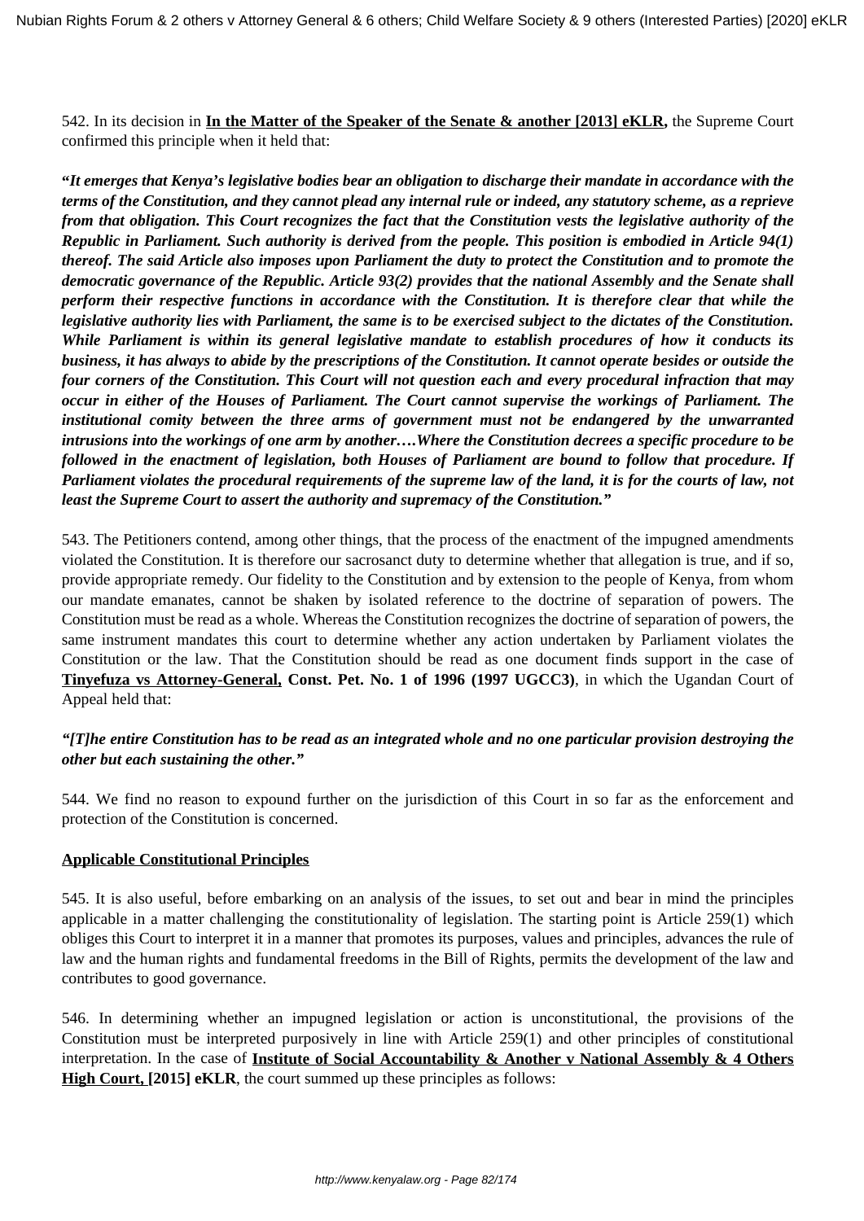542. In its decision in **In the Matter of the Speaker of the Senate & another [2013] eKLR,** the Supreme Court confirmed this principle when it held that:

***"It emerges that Kenya's legislative bodies bear an obligation to discharge their mandate in accordance with the terms of the Constitution, and they cannot plead any internal rule or indeed, any statutory scheme, as a reprieve from that obligation. This Court recognizes the fact that the Constitution vests the legislative authority of the Republic in Parliament. Such authority is derived from the people. This position is embodied in Article 94(1) thereof. The said Article also imposes upon Parliament the duty to protect the Constitution and to promote the democratic governance of the Republic. Article 93(2) provides that the national Assembly and the Senate shall perform their respective functions in accordance with the Constitution. It is therefore clear that while the legislative authority lies with Parliament, the same is to be exercised subject to the dictates of the Constitution. While Parliament is within its general legislative mandate to establish procedures of how it conducts its business, it has always to abide by the prescriptions of the Constitution. It cannot operate besides or outside the four corners of the Constitution. This Court will not question each and every procedural infraction that may occur in either of the Houses of Parliament. The Court cannot supervise the workings of Parliament. The institutional comity between the three arms of government must not be endangered by the unwarranted intrusions into the workings of one arm by another….Where the Constitution decrees a specific procedure to be followed in the enactment of legislation, both Houses of Parliament are bound to follow that procedure. If Parliament violates the procedural requirements of the supreme law of the land, it is for the courts of law, not least the Supreme Court to assert the authority and supremacy of the Constitution."***

543. The Petitioners contend, among other things, that the process of the enactment of the impugned amendments violated the Constitution. It is therefore our sacrosanct duty to determine whether that allegation is true, and if so, provide appropriate remedy. Our fidelity to the Constitution and by extension to the people of Kenya, from whom our mandate emanates, cannot be shaken by isolated reference to the doctrine of separation of powers. The Constitution must be read as a whole. Whereas the Constitution recognizes the doctrine of separation of powers, the same instrument mandates this court to determine whether any action undertaken by Parliament violates the Constitution or the law. That the Constitution should be read as one document finds support in the case of **Tinyefuza vs Attorney-General, Const. Pet. No. 1 of 1996 (1997 UGCC3)**, in which the Ugandan Court of Appeal held that:

***"[T]he entire Constitution has to be read as an integrated whole and no one particular provision destroying the other but each sustaining the other."***

544. We find no reason to expound further on the jurisdiction of this Court in so far as the enforcement and protection of the Constitution is concerned.

**Applicable Constitutional Principles**

545. It is also useful, before embarking on an analysis of the issues, to set out and bear in mind the principles applicable in a matter challenging the constitutionality of legislation. The starting point is Article 259(1) which obliges this Court to interpret it in a manner that promotes its purposes, values and principles, advances the rule of law and the human rights and fundamental freedoms in the Bill of Rights, permits the development of the law and contributes to good governance.

546. In determining whether an impugned legislation or action is unconstitutional, the provisions of the Constitution must be interpreted purposively in line with Article 259(1) and other principles of constitutional interpretation. In the case of **Institute of Social Accountability & Another v National Assembly & 4 Others High Court, [2015] eKLR**, the court summed up these principles as follows: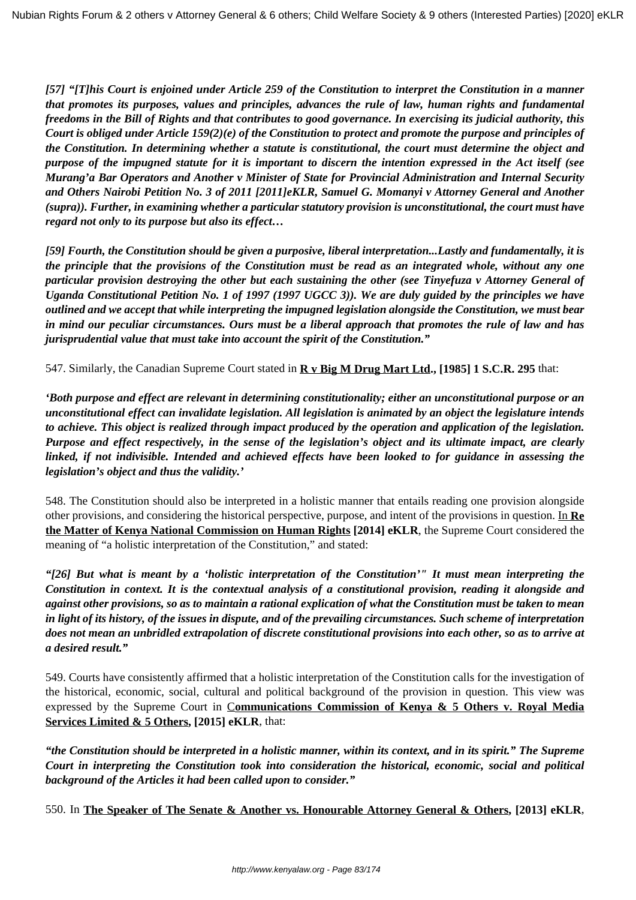***[57] "[T]his Court is enjoined under Article 259 of the Constitution to interpret the Constitution in a manner that promotes its purposes, values and principles, advances the rule of law, human rights and fundamental freedoms in the Bill of Rights and that contributes to good governance. In exercising its judicial authority, this Court is obliged under Article 159(2)(e) of the Constitution to protect and promote the purpose and principles of the Constitution. In determining whether a statute is constitutional, the court must determine the object and purpose of the impugned statute for it is important to discern the intention expressed in the Act itself (see Murang'a Bar Operators and Another v Minister of State for Provincial Administration and Internal Security and Others Nairobi Petition No. 3 of 2011 [2011]eKLR, Samuel G. Momanyi v Attorney General and Another (supra)). Further, in examining whether a particular statutory provision is unconstitutional, the court must have regard not only to its purpose but also its effect…***

***[59] Fourth, the Constitution should be given a purposive, liberal interpretation...Lastly and fundamentally, it is the principle that the provisions of the Constitution must be read as an integrated whole, without any one particular provision destroying the other but each sustaining the other (see Tinyefuza v Attorney General of Uganda Constitutional Petition No. 1 of 1997 (1997 UGCC 3)). We are duly guided by the principles we have outlined and we accept that while interpreting the impugned legislation alongside the Constitution, we must bear in mind our peculiar circumstances. Ours must be a liberal approach that promotes the rule of law and has jurisprudential value that must take into account the spirit of the Constitution."***

547. Similarly, the Canadian Supreme Court stated in **R v Big M Drug Mart Ltd., [1985] 1 S.C.R. 295** that:

***'Both purpose and effect are relevant in determining constitutionality; either an unconstitutional purpose or an unconstitutional effect can invalidate legislation. All legislation is animated by an object the legislature intends to achieve. This object is realized through impact produced by the operation and application of the legislation. Purpose and effect respectively, in the sense of the legislation's object and its ultimate impact, are clearly linked, if not indivisible. Intended and achieved effects have been looked to for guidance in assessing the legislation's object and thus the validity.'***

548. The Constitution should also be interpreted in a holistic manner that entails reading one provision alongside other provisions, and considering the historical perspective, purpose, and intent of the provisions in question. In **Re the Matter of Kenya National Commission on Human Rights [2014] eKLR**, the Supreme Court considered the meaning of "a holistic interpretation of the Constitution," and stated:

***"[26] But what is meant by a 'holistic interpretation of the Constitution'" It must mean interpreting the Constitution in context. It is the contextual analysis of a constitutional provision, reading it alongside and against other provisions, so as to maintain a rational explication of what the Constitution must be taken to mean in light of its history, of the issues in dispute, and of the prevailing circumstances. Such scheme of interpretation does not mean an unbridled extrapolation of discrete constitutional provisions into each other, so as to arrive at a desired result."***

549. Courts have consistently affirmed that a holistic interpretation of the Constitution calls for the investigation of the historical, economic, social, cultural and political background of the provision in question. This view was expressed by the Supreme Court in **Communications Commission of Kenya & 5 Others v. Royal Media Services Limited & 5 Others, [2015] eKLR**, that:

***"the Constitution should be interpreted in a holistic manner, within its context, and in its spirit." The Supreme Court in interpreting the Constitution took into consideration the historical, economic, social and political background of the Articles it had been called upon to consider."***

550. In **The Speaker of The Senate & Another vs. Honourable Attorney General & Others, [2013] eKLR**,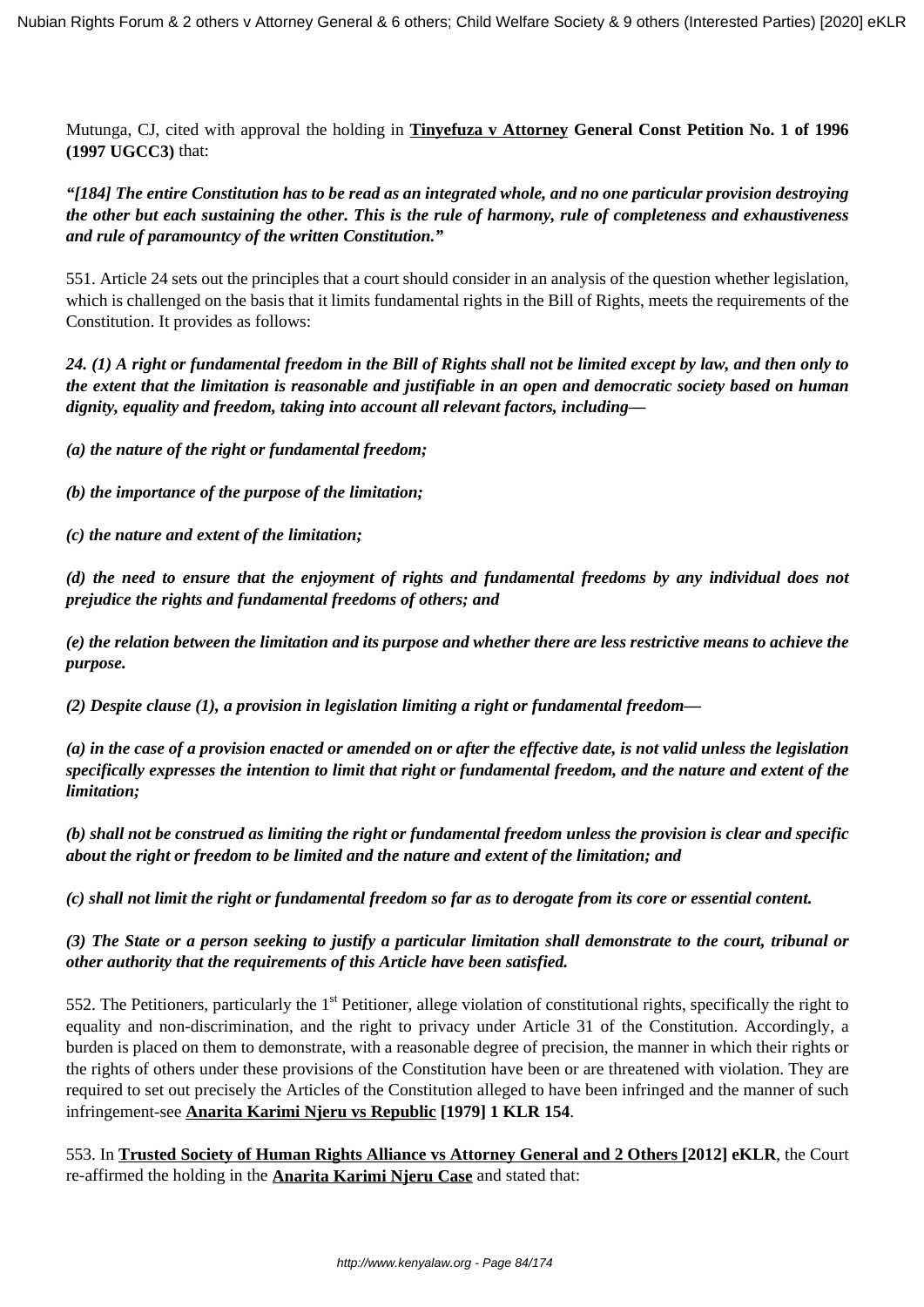Mutunga, CJ, cited with approval the holding in **Tinyefuza v Attorney General Const Petition No. 1 of 1996 (1997 UGCC3)** that:

***"[184] The entire Constitution has to be read as an integrated whole, and no one particular provision destroying the other but each sustaining the other. This is the rule of harmony, rule of completeness and exhaustiveness and rule of paramountcy of the written Constitution."***

551. Article 24 sets out the principles that a court should consider in an analysis of the question whether legislation, which is challenged on the basis that it limits fundamental rights in the Bill of Rights, meets the requirements of the Constitution. It provides as follows:

***24. (1) A right or fundamental freedom in the Bill of Rights shall not be limited except by law, and then only to the extent that the limitation is reasonable and justifiable in an open and democratic society based on human dignity, equality and freedom, taking into account all relevant factors, including—***

***(a) the nature of the right or fundamental freedom;***

***(b) the importance of the purpose of the limitation;***

***(c) the nature and extent of the limitation;***

***(d) the need to ensure that the enjoyment of rights and fundamental freedoms by any individual does not prejudice the rights and fundamental freedoms of others; and***

***(e) the relation between the limitation and its purpose and whether there are less restrictive means to achieve the purpose.***

***(2) Despite clause (1), a provision in legislation limiting a right or fundamental freedom—***

***(a) in the case of a provision enacted or amended on or after the effective date, is not valid unless the legislation specifically expresses the intention to limit that right or fundamental freedom, and the nature and extent of the limitation;***

***(b) shall not be construed as limiting the right or fundamental freedom unless the provision is clear and specific about the right or freedom to be limited and the nature and extent of the limitation; and***

***(c) shall not limit the right or fundamental freedom so far as to derogate from its core or essential content.***

***(3) The State or a person seeking to justify a particular limitation shall demonstrate to the court, tribunal or other authority that the requirements of this Article have been satisfied.***

552. The Petitioners, particularly the 1st Petitioner, allege violation of constitutional rights, specifically the right to equality and non-discrimination, and the right to privacy under Article 31 of the Constitution. Accordingly, a burden is placed on them to demonstrate, with a reasonable degree of precision, the manner in which their rights or the rights of others under these provisions of the Constitution have been or are threatened with violation. They are required to set out precisely the Articles of the Constitution alleged to have been infringed and the manner of such infringement-see **Anarita Karimi Njeru vs Republic [1979] 1 KLR 154**.

553. In **Trusted Society of Human Rights Alliance vs Attorney General and 2 Others [2012] eKLR**, the Court re-affirmed the holding in the **Anarita Karimi Njeru Case** and stated that: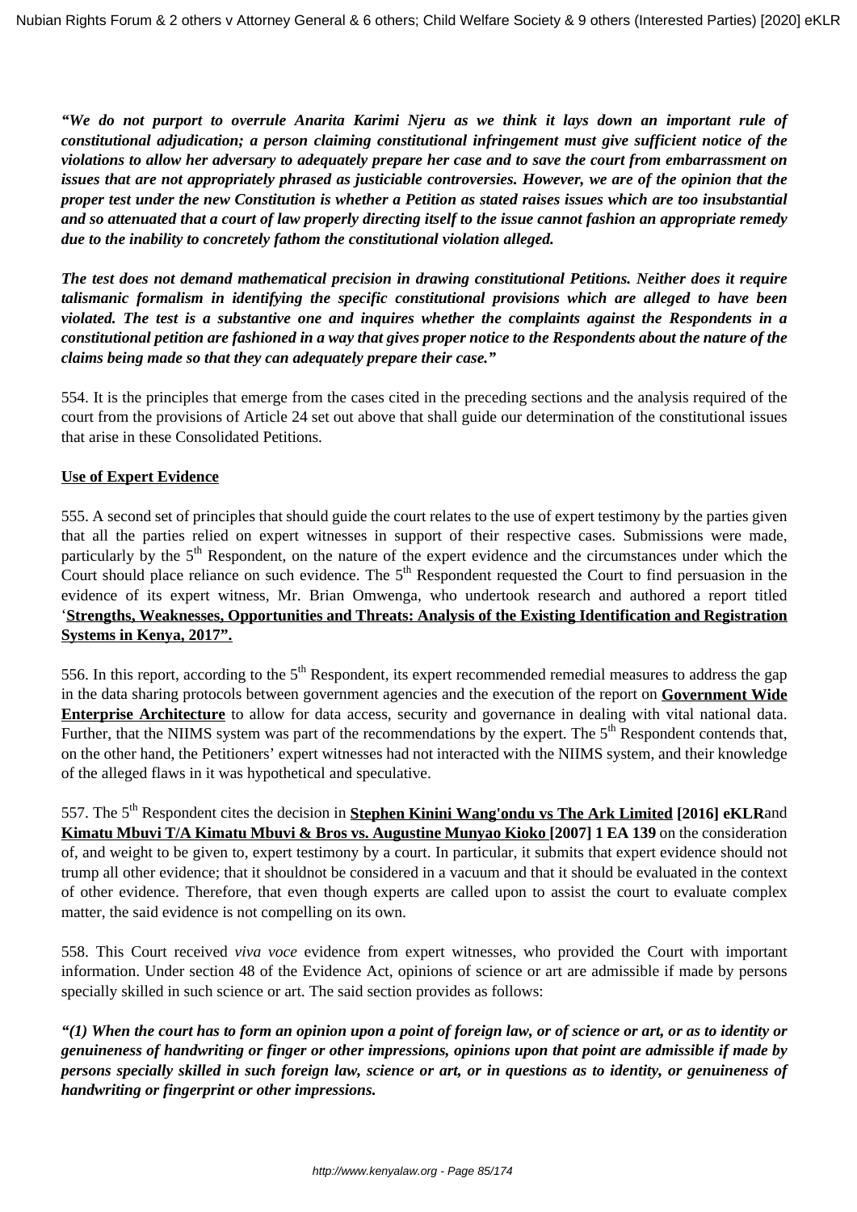***"We do not purport to overrule Anarita Karimi Njeru as we think it lays down an important rule of constitutional adjudication; a person claiming constitutional infringement must give sufficient notice of the violations to allow her adversary to adequately prepare her case and to save the court from embarrassment on issues that are not appropriately phrased as justiciable controversies. However, we are of the opinion that the proper test under the new Constitution is whether a Petition as stated raises issues which are too insubstantial and so attenuated that a court of law properly directing itself to the issue cannot fashion an appropriate remedy due to the inability to concretely fathom the constitutional violation alleged.***

***The test does not demand mathematical precision in drawing constitutional Petitions. Neither does it require talismanic formalism in identifying the specific constitutional provisions which are alleged to have been violated. The test is a substantive one and inquires whether the complaints against the Respondents in a constitutional petition are fashioned in a way that gives proper notice to the Respondents about the nature of the claims being made so that they can adequately prepare their case."***

554. It is the principles that emerge from the cases cited in the preceding sections and the analysis required of the court from the provisions of Article 24 set out above that shall guide our determination of the constitutional issues that arise in these Consolidated Petitions.

**Use of Expert Evidence**

555. A second set of principles that should guide the court relates to the use of expert testimony by the parties given that all the parties relied on expert witnesses in support of their respective cases. Submissions were made, particularly by the 5th Respondent, on the nature of the expert evidence and the circumstances under which the Court should place reliance on such evidence. The 5th Respondent requested the Court to find persuasion in the evidence of its expert witness, Mr. Brian Omwenga, who undertook research and authored a report titled '**Strengths, Weaknesses, Opportunities and Threats: Analysis of the Existing Identification and Registration Systems in Kenya, 2017".**

556. In this report, according to the 5th Respondent, its expert recommended remedial measures to address the gap in the data sharing protocols between government agencies and the execution of the report on **Government Wide Enterprise Architecture** to allow for data access, security and governance in dealing with vital national data. Further, that the NIIMS system was part of the recommendations by the expert. The 5th Respondent contends that, on the other hand, the Petitioners' expert witnesses had not interacted with the NIIMS system, and their knowledge of the alleged flaws in it was hypothetical and speculative.

557. The 5th Respondent cites the decision in **Stephen Kinini Wang'ondu vs The Ark Limited [2016] eKLR**and **Kimatu Mbuvi T/A Kimatu Mbuvi & Bros vs. Augustine Munyao Kioko [2007] 1 EA 139** on the consideration of, and weight to be given to, expert testimony by a court. In particular, it submits that expert evidence should not trump all other evidence; that it shouldnot be considered in a vacuum and that it should be evaluated in the context of other evidence. Therefore, that even though experts are called upon to assist the court to evaluate complex matter, the said evidence is not compelling on its own.

558. This Court received *viva voce* evidence from expert witnesses, who provided the Court with important information. Under section 48 of the Evidence Act, opinions of science or art are admissible if made by persons specially skilled in such science or art. The said section provides as follows:

***"(1) When the court has to form an opinion upon a point of foreign law, or of science or art, or as to identity or genuineness of handwriting or finger or other impressions, opinions upon that point are admissible if made by persons specially skilled in such foreign law, science or art, or in questions as to identity, or genuineness of handwriting or fingerprint or other impressions.***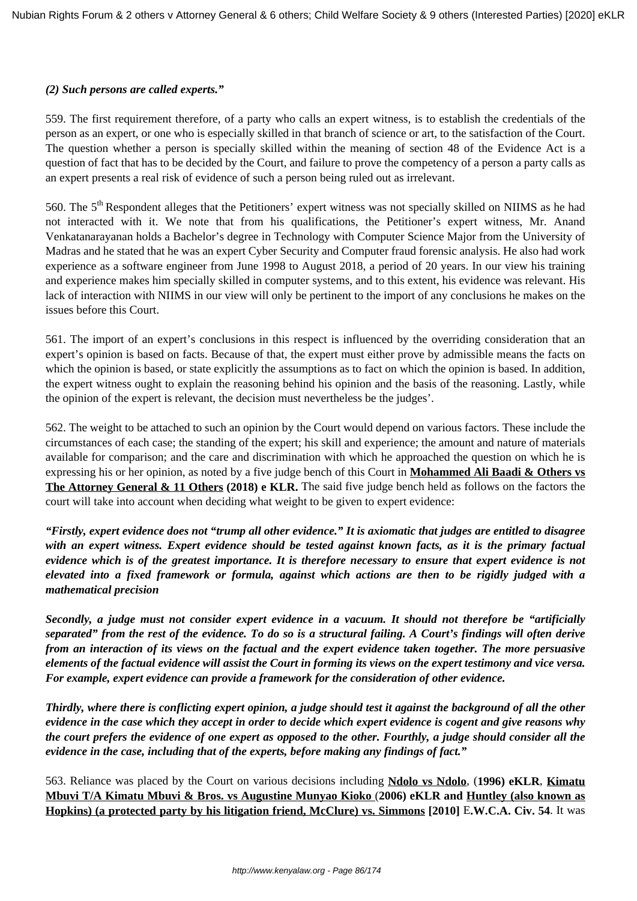***(2) Such persons are called experts."***

559. The first requirement therefore, of a party who calls an expert witness, is to establish the credentials of the person as an expert, or one who is especially skilled in that branch of science or art, to the satisfaction of the Court. The question whether a person is specially skilled within the meaning of section 48 of the Evidence Act is a question of fact that has to be decided by the Court, and failure to prove the competency of a person a party calls as an expert presents a real risk of evidence of such a person being ruled out as irrelevant.

560. The 5th Respondent alleges that the Petitioners' expert witness was not specially skilled on NIIMS as he had not interacted with it. We note that from his qualifications, the Petitioner's expert witness, Mr. Anand Venkatanarayanan holds a Bachelor's degree in Technology with Computer Science Major from the University of Madras and he stated that he was an expert Cyber Security and Computer fraud forensic analysis. He also had work experience as a software engineer from June 1998 to August 2018, a period of 20 years. In our view his training and experience makes him specially skilled in computer systems, and to this extent, his evidence was relevant. His lack of interaction with NIIMS in our view will only be pertinent to the import of any conclusions he makes on the issues before this Court.

561. The import of an expert's conclusions in this respect is influenced by the overriding consideration that an expert's opinion is based on facts. Because of that, the expert must either prove by admissible means the facts on which the opinion is based, or state explicitly the assumptions as to fact on which the opinion is based. In addition, the expert witness ought to explain the reasoning behind his opinion and the basis of the reasoning. Lastly, while the opinion of the expert is relevant, the decision must nevertheless be the judges'.

562. The weight to be attached to such an opinion by the Court would depend on various factors. These include the circumstances of each case; the standing of the expert; his skill and experience; the amount and nature of materials available for comparison; and the care and discrimination with which he approached the question on which he is expressing his or her opinion, as noted by a five judge bench of this Court in **Mohammed Ali Baadi & Others vs The Attorney General & 11 Others (2018) e KLR.** The said five judge bench held as follows on the factors the court will take into account when deciding what weight to be given to expert evidence:

***"Firstly, expert evidence does not "trump all other evidence." It is axiomatic that judges are entitled to disagree with an expert witness. Expert evidence should be tested against known facts, as it is the primary factual evidence which is of the greatest importance. It is therefore necessary to ensure that expert evidence is not elevated into a fixed framework or formula, against which actions are then to be rigidly judged with a mathematical precision***

***Secondly, a judge must not consider expert evidence in a vacuum. It should not therefore be "artificially separated" from the rest of the evidence. To do so is a structural failing. A Court's findings will often derive from an interaction of its views on the factual and the expert evidence taken together. The more persuasive elements of the factual evidence will assist the Court in forming its views on the expert testimony and vice versa. For example, expert evidence can provide a framework for the consideration of other evidence.***

***Thirdly, where there is conflicting expert opinion, a judge should test it against the background of all the other evidence in the case which they accept in order to decide which expert evidence is cogent and give reasons why the court prefers the evidence of one expert as opposed to the other. Fourthly, a judge should consider all the evidence in the case, including that of the experts, before making any findings of fact."***

563. Reliance was placed by the Court on various decisions including **Ndolo vs Ndolo**, (**1996) eKLR**, **Kimatu Mbuvi T/A Kimatu Mbuvi & Bros. vs Augustine Munyao Kioko** (**2006) eKLR and Huntley (also known as Hopkins) (a protected party by his litigation friend, McClure) vs. Simmons [2010]** E**.W.C.A. Civ. 54**. It was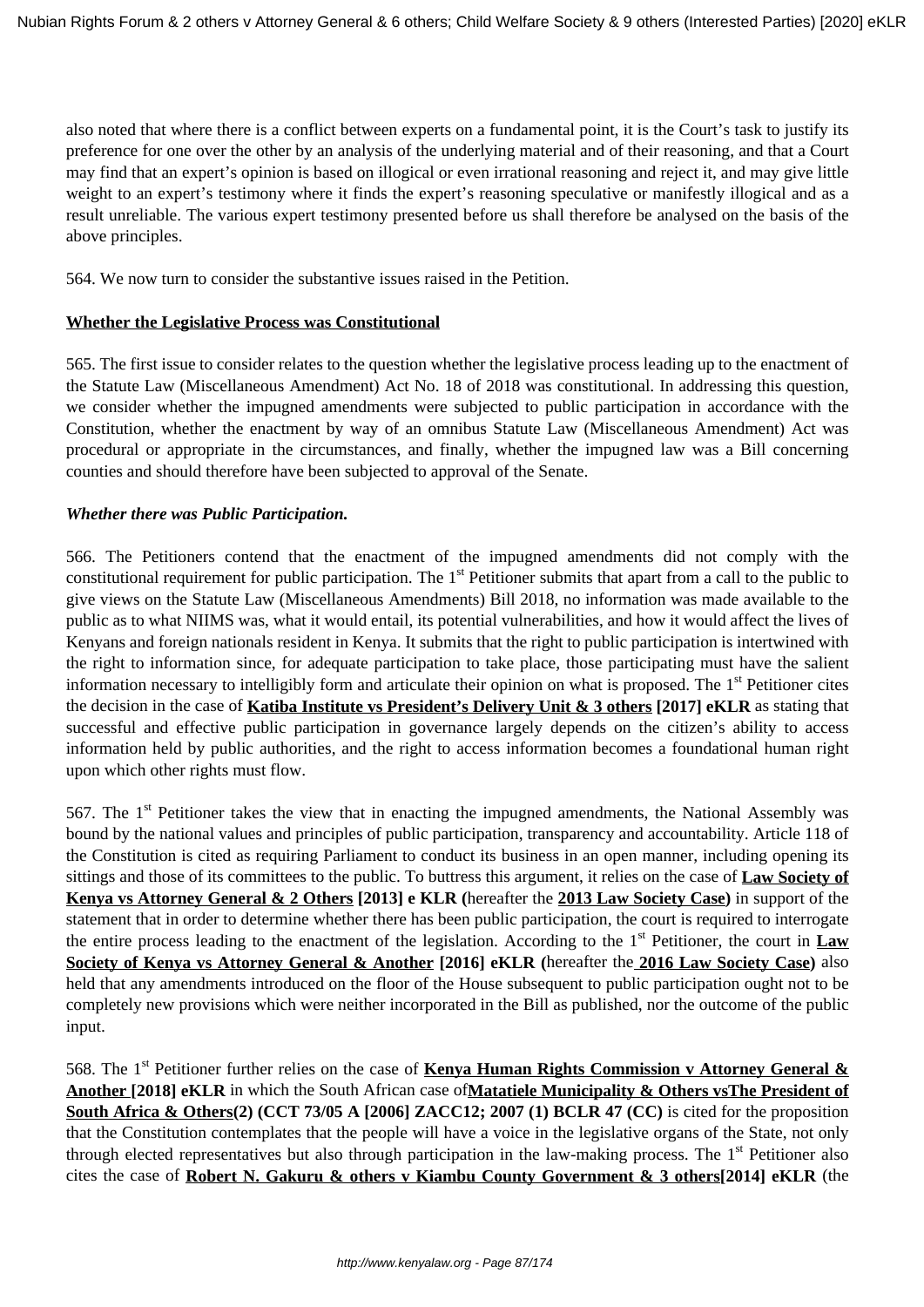also noted that where there is a conflict between experts on a fundamental point, it is the Court's task to justify its preference for one over the other by an analysis of the underlying material and of their reasoning, and that a Court may find that an expert's opinion is based on illogical or even irrational reasoning and reject it, and may give little weight to an expert's testimony where it finds the expert's reasoning speculative or manifestly illogical and as a result unreliable. The various expert testimony presented before us shall therefore be analysed on the basis of the above principles.

564. We now turn to consider the substantive issues raised in the Petition.

**Whether the Legislative Process was Constitutional**

565. The first issue to consider relates to the question whether the legislative process leading up to the enactment of the Statute Law (Miscellaneous Amendment) Act No. 18 of 2018 was constitutional. In addressing this question, we consider whether the impugned amendments were subjected to public participation in accordance with the Constitution, whether the enactment by way of an omnibus Statute Law (Miscellaneous Amendment) Act was procedural or appropriate in the circumstances, and finally, whether the impugned law was a Bill concerning counties and should therefore have been subjected to approval of the Senate.

***Whether there was Public Participation.***

566. The Petitioners contend that the enactment of the impugned amendments did not comply with the constitutional requirement for public participation. The 1st Petitioner submits that apart from a call to the public to give views on the Statute Law (Miscellaneous Amendments) Bill 2018, no information was made available to the public as to what NIIMS was, what it would entail, its potential vulnerabilities, and how it would affect the lives of Kenyans and foreign nationals resident in Kenya. It submits that the right to public participation is intertwined with the right to information since, for adequate participation to take place, those participating must have the salient information necessary to intelligibly form and articulate their opinion on what is proposed. The 1st Petitioner cites the decision in the case of **Katiba Institute vs President's Delivery Unit & 3 others [2017] eKLR** as stating that successful and effective public participation in governance largely depends on the citizen's ability to access information held by public authorities, and the right to access information becomes a foundational human right upon which other rights must flow.

567. The 1st Petitioner takes the view that in enacting the impugned amendments, the National Assembly was bound by the national values and principles of public participation, transparency and accountability. Article 118 of the Constitution is cited as requiring Parliament to conduct its business in an open manner, including opening its sittings and those of its committees to the public. To buttress this argument, it relies on the case of **Law Society of Kenya vs Attorney General & 2 Others [2013] e KLR (**hereafter the **2013 Law Society Case)** in support of the statement that in order to determine whether there has been public participation, the court is required to interrogate the entire process leading to the enactment of the legislation. According to the 1st Petitioner, the court in **Law Society of Kenya vs Attorney General & Another [2016] eKLR (**hereafter the **2016 Law Society Case)** also held that any amendments introduced on the floor of the House subsequent to public participation ought not to be completely new provisions which were neither incorporated in the Bill as published, nor the outcome of the public input.

568. The 1st Petitioner further relies on the case of **Kenya Human Rights Commission v Attorney General & Another [2018] eKLR** in which the South African case of **Matatiele Municipality & Others vs The President of South Africa & Others(2) (CCT 73/05 A [2006] ZACC12; 2007 (1) BCLR 47 (CC)** is cited for the proposition that the Constitution contemplates that the people will have a voice in the legislative organs of the State, not only through elected representatives but also through participation in the law-making process. The 1st Petitioner also cites the case of **Robert N. Gakuru & others v Kiambu County Government & 3 others[2014] eKLR** (the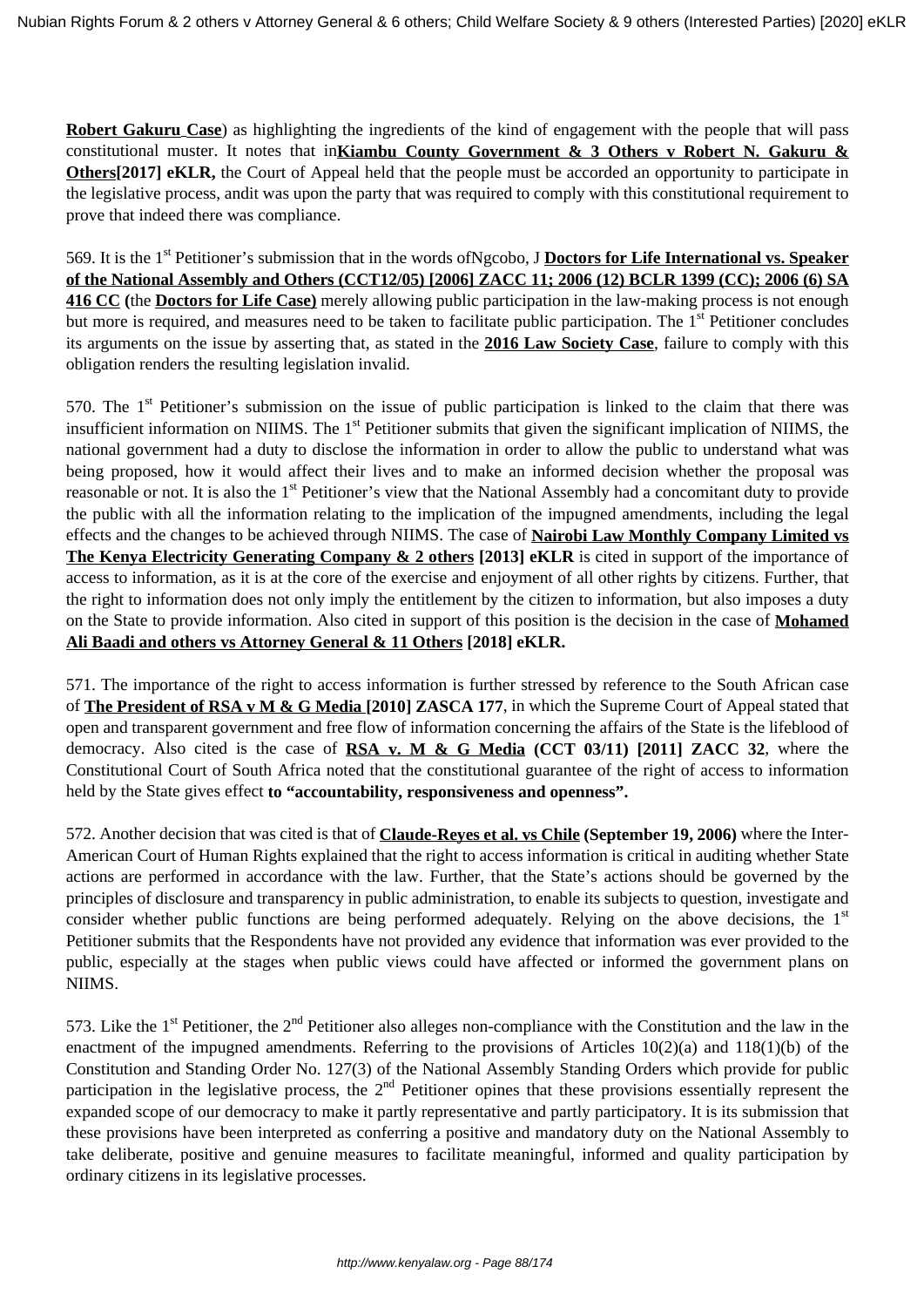**Robert Gakuru Case**) as highlighting the ingredients of the kind of engagement with the people that will pass constitutional muster. It notes that in**Kiambu County Government & 3 Others v Robert N. Gakuru & Others[2017] eKLR,** the Court of Appeal held that the people must be accorded an opportunity to participate in the legislative process, andit was upon the party that was required to comply with this constitutional requirement to prove that indeed there was compliance.

569. It is the 1st Petitioner's submission that in the words ofNgcobo, J **Doctors for Life International vs. Speaker of the National Assembly and Others (CCT12/05) [2006] ZACC 11; 2006 (12) BCLR 1399 (CC); 2006 (6) SA 416 CC (**the **Doctors for Life Case)** merely allowing public participation in the law-making process is not enough but more is required, and measures need to be taken to facilitate public participation. The 1st Petitioner concludes its arguments on the issue by asserting that, as stated in the **2016 Law Society Case**, failure to comply with this obligation renders the resulting legislation invalid.

570. The 1st Petitioner's submission on the issue of public participation is linked to the claim that there was insufficient information on NIIMS. The 1st Petitioner submits that given the significant implication of NIIMS, the national government had a duty to disclose the information in order to allow the public to understand what was being proposed, how it would affect their lives and to make an informed decision whether the proposal was reasonable or not. It is also the 1st Petitioner's view that the National Assembly had a concomitant duty to provide the public with all the information relating to the implication of the impugned amendments, including the legal effects and the changes to be achieved through NIIMS. The case of **Nairobi Law Monthly Company Limited vs The Kenya Electricity Generating Company & 2 others [2013] eKLR** is cited in support of the importance of access to information, as it is at the core of the exercise and enjoyment of all other rights by citizens. Further, that the right to information does not only imply the entitlement by the citizen to information, but also imposes a duty on the State to provide information. Also cited in support of this position is the decision in the case of **Mohamed Ali Baadi and others vs Attorney General & 11 Others [2018] eKLR.**

571. The importance of the right to access information is further stressed by reference to the South African case of **The President of RSA v M & G Media [2010] ZASCA 177**, in which the Supreme Court of Appeal stated that open and transparent government and free flow of information concerning the affairs of the State is the lifeblood of democracy. Also cited is the case of **RSA v. M & G Media (CCT 03/11) [2011] ZACC 32**, where the Constitutional Court of South Africa noted that the constitutional guarantee of the right of access to information held by the State gives effect **to "accountability, responsiveness and openness".**

572. Another decision that was cited is that of **Claude-Reyes et al. vs Chile (September 19, 2006)** where the Inter-American Court of Human Rights explained that the right to access information is critical in auditing whether State actions are performed in accordance with the law. Further, that the State's actions should be governed by the principles of disclosure and transparency in public administration, to enable its subjects to question, investigate and consider whether public functions are being performed adequately. Relying on the above decisions, the 1st Petitioner submits that the Respondents have not provided any evidence that information was ever provided to the public, especially at the stages when public views could have affected or informed the government plans on NIIMS.

573. Like the 1st Petitioner, the 2nd Petitioner also alleges non-compliance with the Constitution and the law in the enactment of the impugned amendments. Referring to the provisions of Articles 10(2)(a) and 118(1)(b) of the Constitution and Standing Order No. 127(3) of the National Assembly Standing Orders which provide for public participation in the legislative process, the 2nd Petitioner opines that these provisions essentially represent the expanded scope of our democracy to make it partly representative and partly participatory. It is its submission that these provisions have been interpreted as conferring a positive and mandatory duty on the National Assembly to take deliberate, positive and genuine measures to facilitate meaningful, informed and quality participation by ordinary citizens in its legislative processes.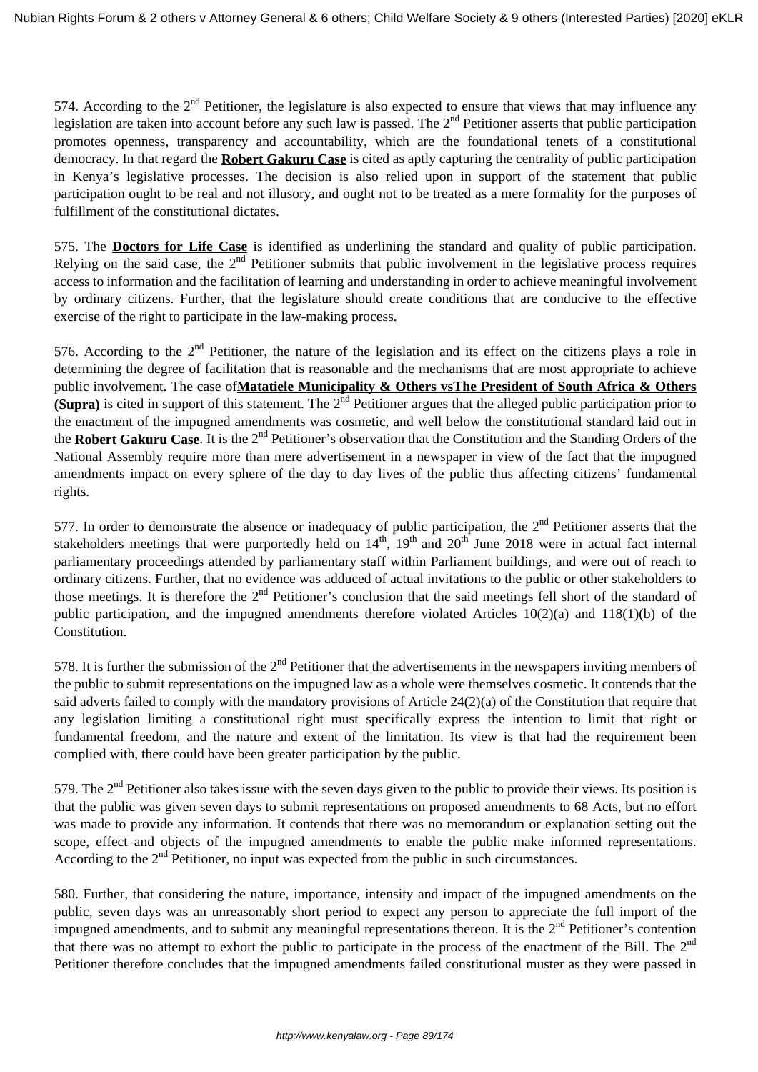574. According to the 2nd Petitioner, the legislature is also expected to ensure that views that may influence any legislation are taken into account before any such law is passed. The 2nd Petitioner asserts that public participation promotes openness, transparency and accountability, which are the foundational tenets of a constitutional democracy. In that regard the **Robert Gakuru Case** is cited as aptly capturing the centrality of public participation in Kenya's legislative processes. The decision is also relied upon in support of the statement that public participation ought to be real and not illusory, and ought not to be treated as a mere formality for the purposes of fulfillment of the constitutional dictates.

575. The **Doctors for Life Case** is identified as underlining the standard and quality of public participation. Relying on the said case, the 2nd Petitioner submits that public involvement in the legislative process requires access to information and the facilitation of learning and understanding in order to achieve meaningful involvement by ordinary citizens. Further, that the legislature should create conditions that are conducive to the effective exercise of the right to participate in the law-making process.

576. According to the 2nd Petitioner, the nature of the legislation and its effect on the citizens plays a role in determining the degree of facilitation that is reasonable and the mechanisms that are most appropriate to achieve public involvement. The case of**Matatiele Municipality & Others vsThe President of South Africa & Others (Supra)** is cited in support of this statement. The 2nd Petitioner argues that the alleged public participation prior to the enactment of the impugned amendments was cosmetic, and well below the constitutional standard laid out in the **Robert Gakuru Case**. It is the 2nd Petitioner's observation that the Constitution and the Standing Orders of the National Assembly require more than mere advertisement in a newspaper in view of the fact that the impugned amendments impact on every sphere of the day to day lives of the public thus affecting citizens' fundamental rights.

577. In order to demonstrate the absence or inadequacy of public participation, the 2nd Petitioner asserts that the stakeholders meetings that were purportedly held on 14th, 19th and 20th June 2018 were in actual fact internal parliamentary proceedings attended by parliamentary staff within Parliament buildings, and were out of reach to ordinary citizens. Further, that no evidence was adduced of actual invitations to the public or other stakeholders to those meetings. It is therefore the 2nd Petitioner's conclusion that the said meetings fell short of the standard of public participation, and the impugned amendments therefore violated Articles 10(2)(a) and 118(1)(b) of the Constitution.

578. It is further the submission of the 2nd Petitioner that the advertisements in the newspapers inviting members of the public to submit representations on the impugned law as a whole were themselves cosmetic. It contends that the said adverts failed to comply with the mandatory provisions of Article 24(2)(a) of the Constitution that require that any legislation limiting a constitutional right must specifically express the intention to limit that right or fundamental freedom, and the nature and extent of the limitation. Its view is that had the requirement been complied with, there could have been greater participation by the public.

579. The 2nd Petitioner also takes issue with the seven days given to the public to provide their views. Its position is that the public was given seven days to submit representations on proposed amendments to 68 Acts, but no effort was made to provide any information. It contends that there was no memorandum or explanation setting out the scope, effect and objects of the impugned amendments to enable the public make informed representations. According to the 2nd Petitioner, no input was expected from the public in such circumstances.

580. Further, that considering the nature, importance, intensity and impact of the impugned amendments on the public, seven days was an unreasonably short period to expect any person to appreciate the full import of the impugned amendments, and to submit any meaningful representations thereon. It is the 2nd Petitioner's contention that there was no attempt to exhort the public to participate in the process of the enactment of the Bill. The 2nd Petitioner therefore concludes that the impugned amendments failed constitutional muster as they were passed in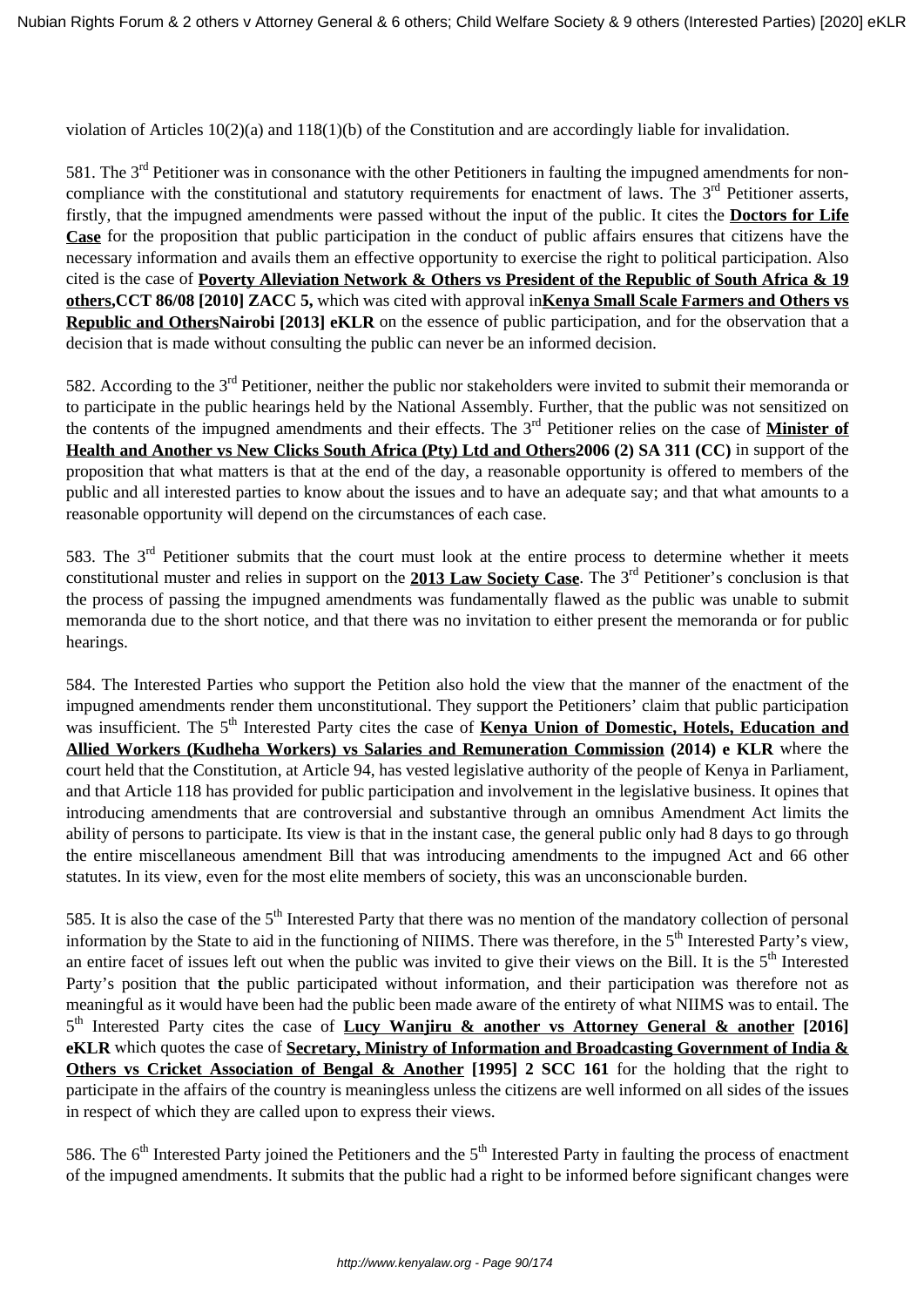violation of Articles 10(2)(a) and 118(1)(b) of the Constitution and are accordingly liable for invalidation.

581. The 3rd Petitioner was in consonance with the other Petitioners in faulting the impugned amendments for non-compliance with the constitutional and statutory requirements for enactment of laws. The 3rd Petitioner asserts, firstly, that the impugned amendments were passed without the input of the public. It cites the **Doctors for Life Case** for the proposition that public participation in the conduct of public affairs ensures that citizens have the necessary information and avails them an effective opportunity to exercise the right to political participation. Also cited is the case of **Poverty Alleviation Network & Others vs President of the Republic of South Africa & 19 others, CCT 86/08 [2010] ZACC 5,** which was cited with approval in **Kenya Small Scale Farmers and Others vs Republic and Others Nairobi [2013] eKLR** on the essence of public participation, and for the observation that a decision that is made without consulting the public can never be an informed decision.

582. According to the 3rd Petitioner, neither the public nor stakeholders were invited to submit their memoranda or to participate in the public hearings held by the National Assembly. Further, that the public was not sensitized on the contents of the impugned amendments and their effects. The 3rd Petitioner relies on the case of **Minister of Health and Another vs New Clicks South Africa (Pty) Ltd and Others 2006 (2) SA 311 (CC)** in support of the proposition that what matters is that at the end of the day, a reasonable opportunity is offered to members of the public and all interested parties to know about the issues and to have an adequate say; and that what amounts to a reasonable opportunity will depend on the circumstances of each case.

583. The 3rd Petitioner submits that the court must look at the entire process to determine whether it meets constitutional muster and relies in support on the **2013 Law Society Case**. The 3rd Petitioner's conclusion is that the process of passing the impugned amendments was fundamentally flawed as the public was unable to submit memoranda due to the short notice, and that there was no invitation to either present the memoranda or for public hearings.

584. The Interested Parties who support the Petition also hold the view that the manner of the enactment of the impugned amendments render them unconstitutional. They support the Petitioners' claim that public participation was insufficient. The 5th Interested Party cites the case of **Kenya Union of Domestic, Hotels, Education and Allied Workers (Kudheha Workers) vs Salaries and Remuneration Commission (2014) e KLR** where the court held that the Constitution, at Article 94, has vested legislative authority of the people of Kenya in Parliament, and that Article 118 has provided for public participation and involvement in the legislative business. It opines that introducing amendments that are controversial and substantive through an omnibus Amendment Act limits the ability of persons to participate. Its view is that in the instant case, the general public only had 8 days to go through the entire miscellaneous amendment Bill that was introducing amendments to the impugned Act and 66 other statutes. In its view, even for the most elite members of society, this was an unconscionable burden.

585. It is also the case of the 5th Interested Party that there was no mention of the mandatory collection of personal information by the State to aid in the functioning of NIIMS. There was therefore, in the 5th Interested Party's view, an entire facet of issues left out when the public was invited to give their views on the Bill. It is the 5th Interested Party's position that the public participated without information, and their participation was therefore not as meaningful as it would have been had the public been made aware of the entirety of what NIIMS was to entail. The 5th Interested Party cites the case of **Lucy Wanjiru & another vs Attorney General & another [2016] eKLR** which quotes the case of **Secretary, Ministry of Information and Broadcasting Government of India & Others vs Cricket Association of Bengal & Another [1995] 2 SCC 161** for the holding that the right to participate in the affairs of the country is meaningless unless the citizens are well informed on all sides of the issues in respect of which they are called upon to express their views.

586. The 6th Interested Party joined the Petitioners and the 5th Interested Party in faulting the process of enactment of the impugned amendments. It submits that the public had a right to be informed before significant changes were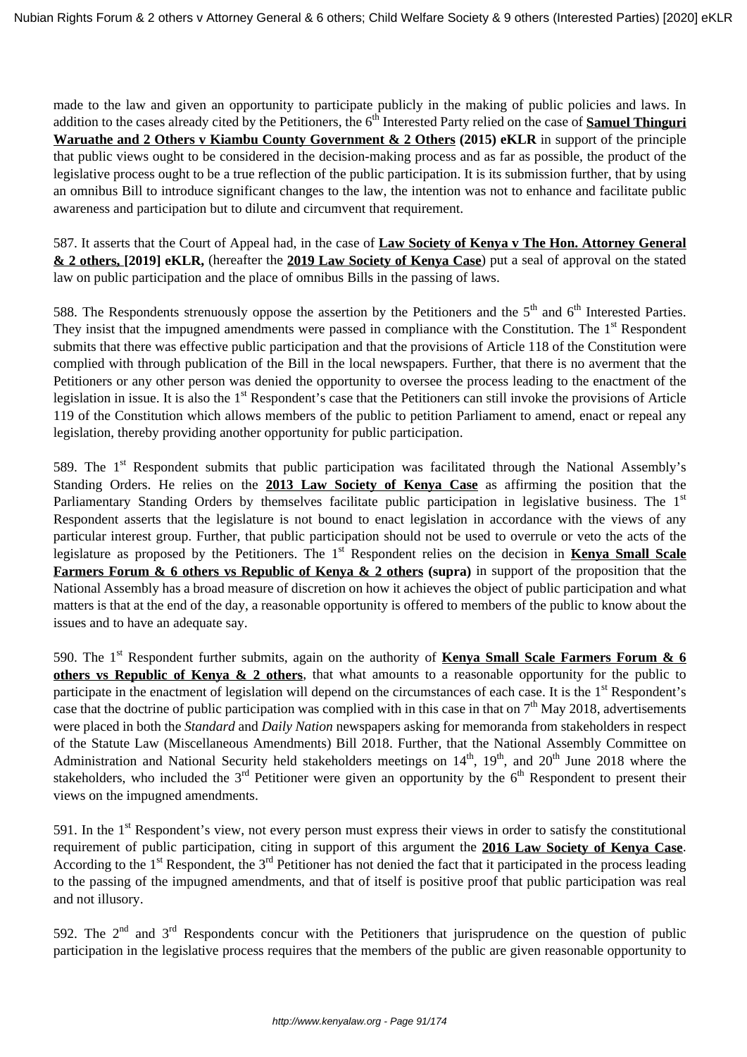made to the law and given an opportunity to participate publicly in the making of public policies and laws. In addition to the cases already cited by the Petitioners, the 6th Interested Party relied on the case of **Samuel Thinguri Waruathe and 2 Others v Kiambu County Government & 2 Others (2015) eKLR** in support of the principle that public views ought to be considered in the decision-making process and as far as possible, the product of the legislative process ought to be a true reflection of the public participation. It is its submission further, that by using an omnibus Bill to introduce significant changes to the law, the intention was not to enhance and facilitate public awareness and participation but to dilute and circumvent that requirement.

587. It asserts that the Court of Appeal had, in the case of **Law Society of Kenya v The Hon. Attorney General & 2 others, [2019] eKLR,** (hereafter the **2019 Law Society of Kenya Case**) put a seal of approval on the stated law on public participation and the place of omnibus Bills in the passing of laws.

588. The Respondents strenuously oppose the assertion by the Petitioners and the 5th and 6th Interested Parties. They insist that the impugned amendments were passed in compliance with the Constitution. The 1st Respondent submits that there was effective public participation and that the provisions of Article 118 of the Constitution were complied with through publication of the Bill in the local newspapers. Further, that there is no averment that the Petitioners or any other person was denied the opportunity to oversee the process leading to the enactment of the legislation in issue. It is also the 1st Respondent's case that the Petitioners can still invoke the provisions of Article 119 of the Constitution which allows members of the public to petition Parliament to amend, enact or repeal any legislation, thereby providing another opportunity for public participation.

589. The 1st Respondent submits that public participation was facilitated through the National Assembly's Standing Orders. He relies on the **2013 Law Society of Kenya Case** as affirming the position that the Parliamentary Standing Orders by themselves facilitate public participation in legislative business. The 1st Respondent asserts that the legislature is not bound to enact legislation in accordance with the views of any particular interest group. Further, that public participation should not be used to overrule or veto the acts of the legislature as proposed by the Petitioners. The 1st Respondent relies on the decision in **Kenya Small Scale Farmers Forum & 6 others vs Republic of Kenya & 2 others (supra)** in support of the proposition that the National Assembly has a broad measure of discretion on how it achieves the object of public participation and what matters is that at the end of the day, a reasonable opportunity is offered to members of the public to know about the issues and to have an adequate say.

590. The 1st Respondent further submits, again on the authority of **Kenya Small Scale Farmers Forum & 6 others vs Republic of Kenya & 2 others**, that what amounts to a reasonable opportunity for the public to participate in the enactment of legislation will depend on the circumstances of each case. It is the 1st Respondent's case that the doctrine of public participation was complied with in this case in that on 7th May 2018, advertisements were placed in both the *Standard* and *Daily Nation* newspapers asking for memoranda from stakeholders in respect of the Statute Law (Miscellaneous Amendments) Bill 2018. Further, that the National Assembly Committee on Administration and National Security held stakeholders meetings on 14th, 19th, and 20th June 2018 where the stakeholders, who included the 3rd Petitioner were given an opportunity by the 6th Respondent to present their views on the impugned amendments.

591. In the 1st Respondent's view, not every person must express their views in order to satisfy the constitutional requirement of public participation, citing in support of this argument the **2016 Law Society of Kenya Case**. According to the 1st Respondent, the 3rd Petitioner has not denied the fact that it participated in the process leading to the passing of the impugned amendments, and that of itself is positive proof that public participation was real and not illusory.

592. The 2nd and 3rd Respondents concur with the Petitioners that jurisprudence on the question of public participation in the legislative process requires that the members of the public are given reasonable opportunity to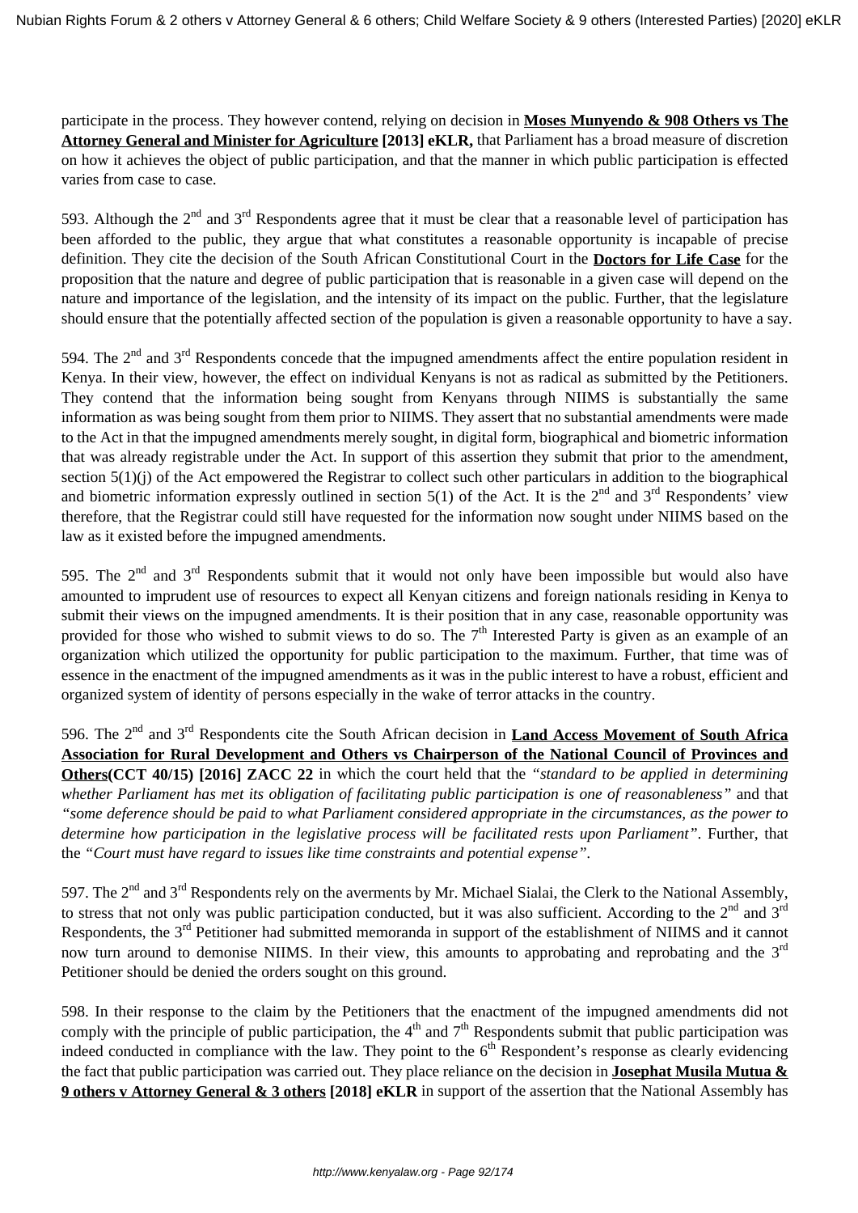participate in the process. They however contend, relying on decision in **Moses Munyendo & 908 Others vs The Attorney General and Minister for Agriculture [2013] eKLR,** that Parliament has a broad measure of discretion on how it achieves the object of public participation, and that the manner in which public participation is effected varies from case to case.

593. Although the 2nd and 3rd Respondents agree that it must be clear that a reasonable level of participation has been afforded to the public, they argue that what constitutes a reasonable opportunity is incapable of precise definition. They cite the decision of the South African Constitutional Court in the **Doctors for Life Case** for the proposition that the nature and degree of public participation that is reasonable in a given case will depend on the nature and importance of the legislation, and the intensity of its impact on the public. Further, that the legislature should ensure that the potentially affected section of the population is given a reasonable opportunity to have a say.

594. The 2nd and 3rd Respondents concede that the impugned amendments affect the entire population resident in Kenya. In their view, however, the effect on individual Kenyans is not as radical as submitted by the Petitioners. They contend that the information being sought from Kenyans through NIIMS is substantially the same information as was being sought from them prior to NIIMS. They assert that no substantial amendments were made to the Act in that the impugned amendments merely sought, in digital form, biographical and biometric information that was already registrable under the Act. In support of this assertion they submit that prior to the amendment, section 5(1)(j) of the Act empowered the Registrar to collect such other particulars in addition to the biographical and biometric information expressly outlined in section 5(1) of the Act. It is the 2nd and 3rd Respondents' view therefore, that the Registrar could still have requested for the information now sought under NIIMS based on the law as it existed before the impugned amendments.

595. The 2nd and 3rd Respondents submit that it would not only have been impossible but would also have amounted to imprudent use of resources to expect all Kenyan citizens and foreign nationals residing in Kenya to submit their views on the impugned amendments. It is their position that in any case, reasonable opportunity was provided for those who wished to submit views to do so. The 7th Interested Party is given as an example of an organization which utilized the opportunity for public participation to the maximum. Further, that time was of essence in the enactment of the impugned amendments as it was in the public interest to have a robust, efficient and organized system of identity of persons especially in the wake of terror attacks in the country.

596. The 2nd and 3rd Respondents cite the South African decision in **Land Access Movement of South Africa Association for Rural Development and Others vs Chairperson of the National Council of Provinces and Others(CCT 40/15) [2016] ZACC 22** in which the court held that the *"standard to be applied in determining whether Parliament has met its obligation of facilitating public participation is one of reasonableness"* and that *"some deference should be paid to what Parliament considered appropriate in the circumstances, as the power to determine how participation in the legislative process will be facilitated rests upon Parliament"*. Further, that the *"Court must have regard to issues like time constraints and potential expense"*.

597. The 2nd and 3rd Respondents rely on the averments by Mr. Michael Sialai, the Clerk to the National Assembly, to stress that not only was public participation conducted, but it was also sufficient. According to the 2nd and 3rd Respondents, the 3rd Petitioner had submitted memoranda in support of the establishment of NIIMS and it cannot now turn around to demonise NIIMS. In their view, this amounts to approbating and reprobating and the 3rd Petitioner should be denied the orders sought on this ground.

598. In their response to the claim by the Petitioners that the enactment of the impugned amendments did not comply with the principle of public participation, the 4th and 7th Respondents submit that public participation was indeed conducted in compliance with the law. They point to the 6th Respondent's response as clearly evidencing the fact that public participation was carried out. They place reliance on the decision in **Josephat Musila Mutua & 9 others v Attorney General & 3 others [2018] eKLR** in support of the assertion that the National Assembly has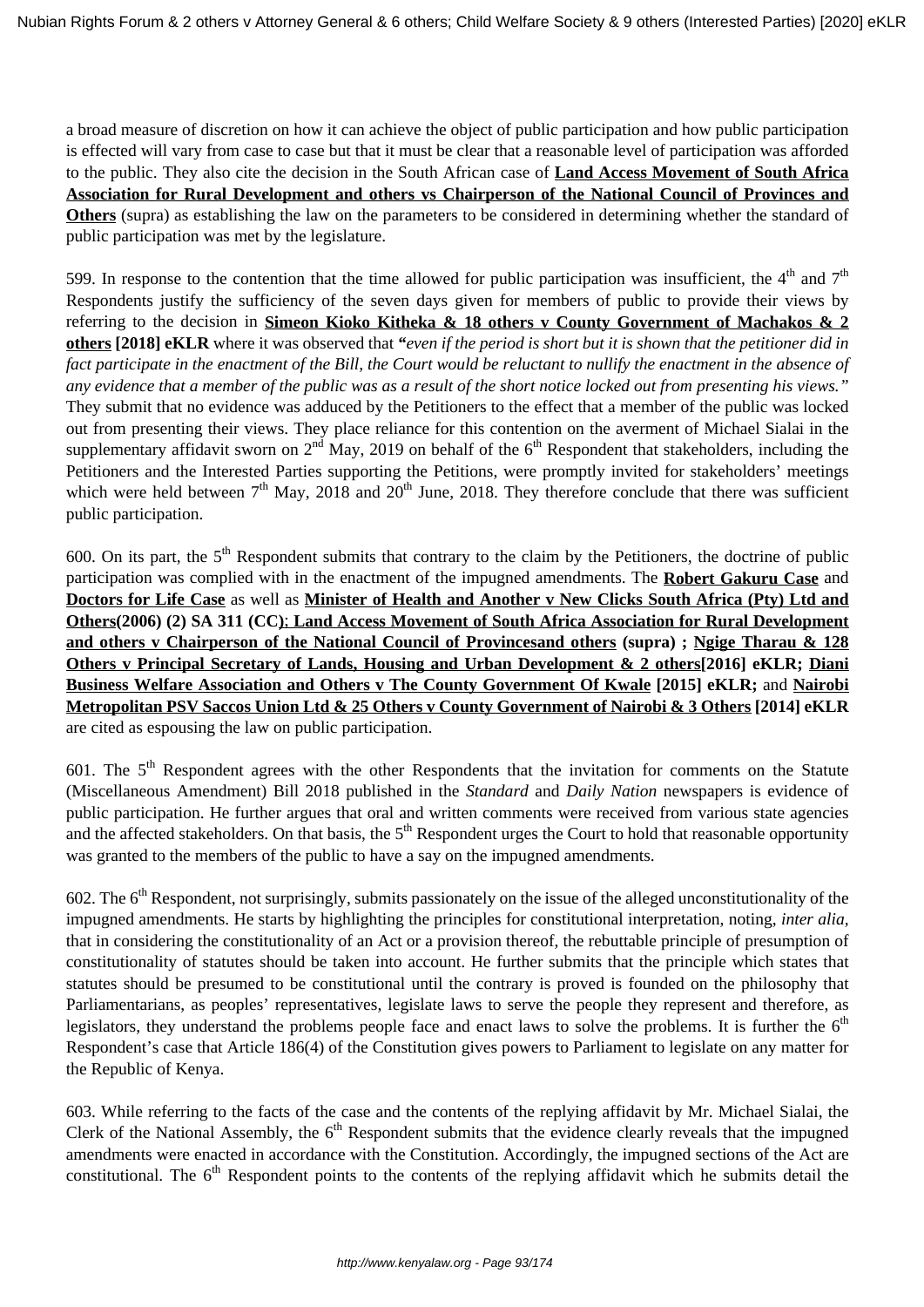a broad measure of discretion on how it can achieve the object of public participation and how public participation is effected will vary from case to case but that it must be clear that a reasonable level of participation was afforded to the public. They also cite the decision in the South African case of **Land Access Movement of South Africa Association for Rural Development and others vs Chairperson of the National Council of Provinces and Others** (supra) as establishing the law on the parameters to be considered in determining whether the standard of public participation was met by the legislature.

599. In response to the contention that the time allowed for public participation was insufficient, the 4th and 7th Respondents justify the sufficiency of the seven days given for members of public to provide their views by referring to the decision in **Simeon Kioko Kitheka & 18 others v County Government of Machakos & 2 others [2018] eKLR** where it was observed that *"even if the period is short but it is shown that the petitioner did in fact participate in the enactment of the Bill, the Court would be reluctant to nullify the enactment in the absence of any evidence that a member of the public was as a result of the short notice locked out from presenting his views."* They submit that no evidence was adduced by the Petitioners to the effect that a member of the public was locked out from presenting their views. They place reliance for this contention on the averment of Michael Sialai in the supplementary affidavit sworn on 2nd May, 2019 on behalf of the 6th Respondent that stakeholders, including the Petitioners and the Interested Parties supporting the Petitions, were promptly invited for stakeholders' meetings which were held between 7th May, 2018 and 20th June, 2018. They therefore conclude that there was sufficient public participation.

600. On its part, the 5th Respondent submits that contrary to the claim by the Petitioners, the doctrine of public participation was complied with in the enactment of the impugned amendments. The **Robert Gakuru Case** and **Doctors for Life Case** as well as **Minister of Health and Another v New Clicks South Africa (Pty) Ltd and Others(2006) (2) SA 311 (CC)**; **Land Access Movement of South Africa Association for Rural Development and others v Chairperson of the National Council of Provincesand others (supra)** ; **Ngige Tharau & 128 Others v Principal Secretary of Lands, Housing and Urban Development & 2 others[2016] eKLR; Diani Business Welfare Association and Others v The County Government Of Kwale [2015] eKLR;** and **Nairobi Metropolitan PSV Saccos Union Ltd & 25 Others v County Government of Nairobi & 3 Others [2014] eKLR** are cited as espousing the law on public participation.

601. The 5th Respondent agrees with the other Respondents that the invitation for comments on the Statute (Miscellaneous Amendment) Bill 2018 published in the *Standard* and *Daily Nation* newspapers is evidence of public participation. He further argues that oral and written comments were received from various state agencies and the affected stakeholders. On that basis, the 5th Respondent urges the Court to hold that reasonable opportunity was granted to the members of the public to have a say on the impugned amendments.

602. The 6th Respondent, not surprisingly, submits passionately on the issue of the alleged unconstitutionality of the impugned amendments. He starts by highlighting the principles for constitutional interpretation, noting, *inter alia*, that in considering the constitutionality of an Act or a provision thereof, the rebuttable principle of presumption of constitutionality of statutes should be taken into account. He further submits that the principle which states that statutes should be presumed to be constitutional until the contrary is proved is founded on the philosophy that Parliamentarians, as peoples' representatives, legislate laws to serve the people they represent and therefore, as legislators, they understand the problems people face and enact laws to solve the problems. It is further the 6th Respondent's case that Article 186(4) of the Constitution gives powers to Parliament to legislate on any matter for the Republic of Kenya.

603. While referring to the facts of the case and the contents of the replying affidavit by Mr. Michael Sialai, the Clerk of the National Assembly, the 6th Respondent submits that the evidence clearly reveals that the impugned amendments were enacted in accordance with the Constitution. Accordingly, the impugned sections of the Act are constitutional. The 6th Respondent points to the contents of the replying affidavit which he submits detail the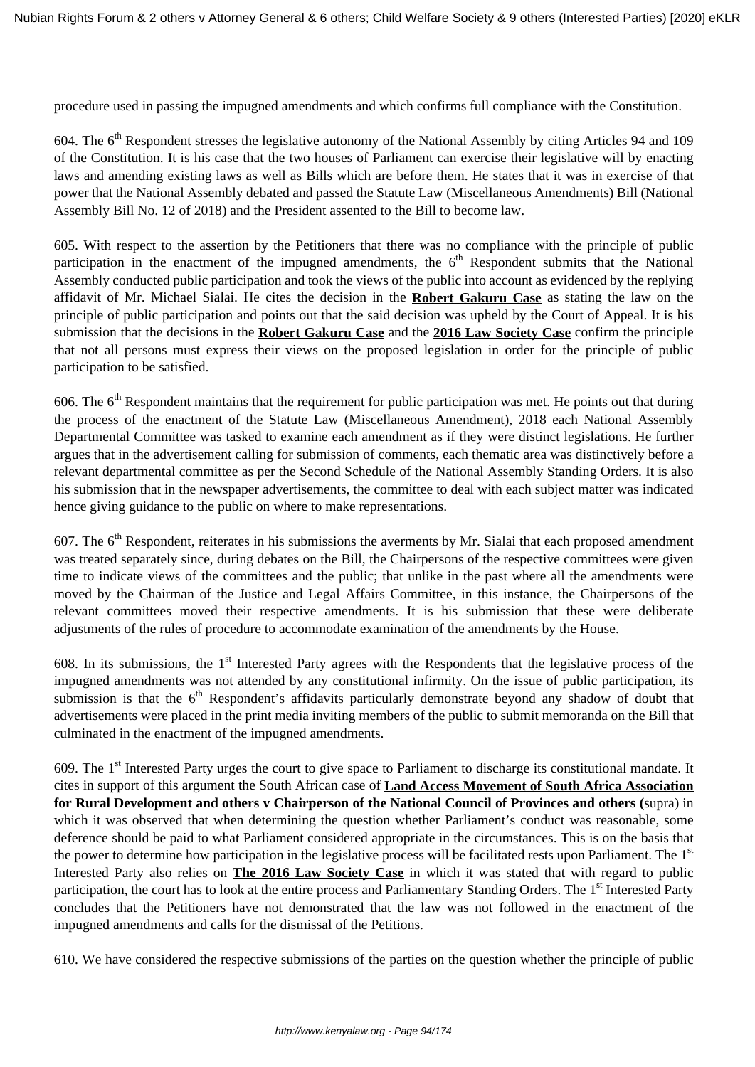procedure used in passing the impugned amendments and which confirms full compliance with the Constitution.

604. The 6th Respondent stresses the legislative autonomy of the National Assembly by citing Articles 94 and 109 of the Constitution. It is his case that the two houses of Parliament can exercise their legislative will by enacting laws and amending existing laws as well as Bills which are before them. He states that it was in exercise of that power that the National Assembly debated and passed the Statute Law (Miscellaneous Amendments) Bill (National Assembly Bill No. 12 of 2018) and the President assented to the Bill to become law.

605. With respect to the assertion by the Petitioners that there was no compliance with the principle of public participation in the enactment of the impugned amendments, the 6th Respondent submits that the National Assembly conducted public participation and took the views of the public into account as evidenced by the replying affidavit of Mr. Michael Sialai. He cites the decision in the **Robert Gakuru Case** as stating the law on the principle of public participation and points out that the said decision was upheld by the Court of Appeal. It is his submission that the decisions in the **Robert Gakuru Case** and the **2016 Law Society Case** confirm the principle that not all persons must express their views on the proposed legislation in order for the principle of public participation to be satisfied.

606. The 6th Respondent maintains that the requirement for public participation was met. He points out that during the process of the enactment of the Statute Law (Miscellaneous Amendment), 2018 each National Assembly Departmental Committee was tasked to examine each amendment as if they were distinct legislations. He further argues that in the advertisement calling for submission of comments, each thematic area was distinctively before a relevant departmental committee as per the Second Schedule of the National Assembly Standing Orders. It is also his submission that in the newspaper advertisements, the committee to deal with each subject matter was indicated hence giving guidance to the public on where to make representations.

607. The 6th Respondent, reiterates in his submissions the averments by Mr. Sialai that each proposed amendment was treated separately since, during debates on the Bill, the Chairpersons of the respective committees were given time to indicate views of the committees and the public; that unlike in the past where all the amendments were moved by the Chairman of the Justice and Legal Affairs Committee, in this instance, the Chairpersons of the relevant committees moved their respective amendments. It is his submission that these were deliberate adjustments of the rules of procedure to accommodate examination of the amendments by the House.

608. In its submissions, the 1st Interested Party agrees with the Respondents that the legislative process of the impugned amendments was not attended by any constitutional infirmity. On the issue of public participation, its submission is that the 6th Respondent's affidavits particularly demonstrate beyond any shadow of doubt that advertisements were placed in the print media inviting members of the public to submit memoranda on the Bill that culminated in the enactment of the impugned amendments.

609. The 1st Interested Party urges the court to give space to Parliament to discharge its constitutional mandate. It cites in support of this argument the South African case of **Land Access Movement of South Africa Association for Rural Development and others v Chairperson of the National Council of Provinces and others (**supra) in which it was observed that when determining the question whether Parliament's conduct was reasonable, some deference should be paid to what Parliament considered appropriate in the circumstances. This is on the basis that the power to determine how participation in the legislative process will be facilitated rests upon Parliament. The 1st Interested Party also relies on **The 2016 Law Society Case** in which it was stated that with regard to public participation, the court has to look at the entire process and Parliamentary Standing Orders. The 1st Interested Party concludes that the Petitioners have not demonstrated that the law was not followed in the enactment of the impugned amendments and calls for the dismissal of the Petitions.

610. We have considered the respective submissions of the parties on the question whether the principle of public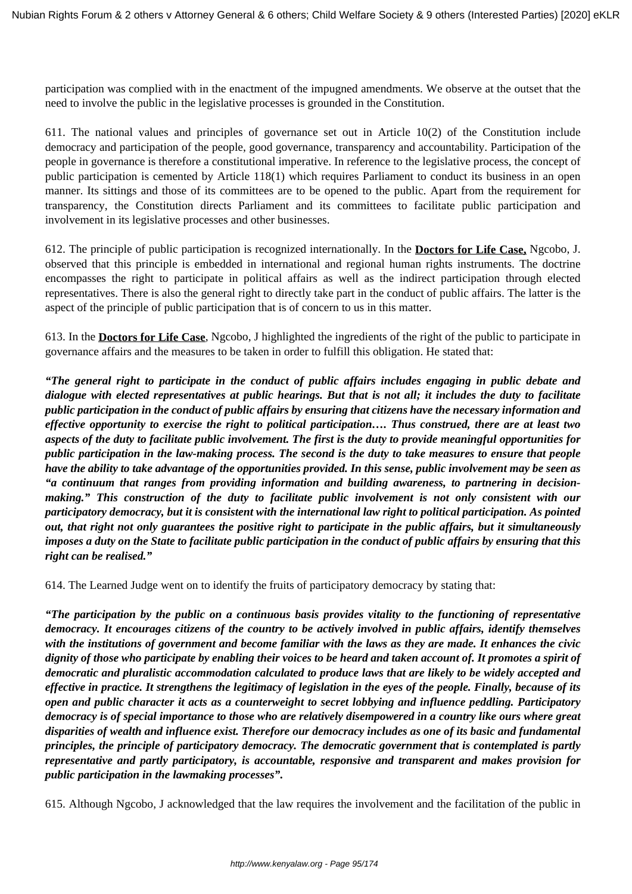participation was complied with in the enactment of the impugned amendments. We observe at the outset that the need to involve the public in the legislative processes is grounded in the Constitution.

611. The national values and principles of governance set out in Article 10(2) of the Constitution include democracy and participation of the people, good governance, transparency and accountability. Participation of the people in governance is therefore a constitutional imperative. In reference to the legislative process, the concept of public participation is cemented by Article 118(1) which requires Parliament to conduct its business in an open manner. Its sittings and those of its committees are to be opened to the public. Apart from the requirement for transparency, the Constitution directs Parliament and its committees to facilitate public participation and involvement in its legislative processes and other businesses.

612. The principle of public participation is recognized internationally. In the **Doctors for Life Case,** Ngcobo, J. observed that this principle is embedded in international and regional human rights instruments. The doctrine encompasses the right to participate in political affairs as well as the indirect participation through elected representatives. There is also the general right to directly take part in the conduct of public affairs. The latter is the aspect of the principle of public participation that is of concern to us in this matter.

613. In the **Doctors for Life Case**, Ngcobo, J highlighted the ingredients of the right of the public to participate in governance affairs and the measures to be taken in order to fulfill this obligation. He stated that:

***"The general right to participate in the conduct of public affairs includes engaging in public debate and dialogue with elected representatives at public hearings. But that is not all; it includes the duty to facilitate public participation in the conduct of public affairs by ensuring that citizens have the necessary information and effective opportunity to exercise the right to political participation…. Thus construed, there are at least two aspects of the duty to facilitate public involvement. The first is the duty to provide meaningful opportunities for public participation in the law-making process. The second is the duty to take measures to ensure that people have the ability to take advantage of the opportunities provided. In this sense, public involvement may be seen as "a continuum that ranges from providing information and building awareness, to partnering in decision-making." This construction of the duty to facilitate public involvement is not only consistent with our participatory democracy, but it is consistent with the international law right to political participation. As pointed out, that right not only guarantees the positive right to participate in the public affairs, but it simultaneously imposes a duty on the State to facilitate public participation in the conduct of public affairs by ensuring that this right can be realised."***

614. The Learned Judge went on to identify the fruits of participatory democracy by stating that:

***"The participation by the public on a continuous basis provides vitality to the functioning of representative democracy. It encourages citizens of the country to be actively involved in public affairs, identify themselves with the institutions of government and become familiar with the laws as they are made. It enhances the civic dignity of those who participate by enabling their voices to be heard and taken account of. It promotes a spirit of democratic and pluralistic accommodation calculated to produce laws that are likely to be widely accepted and effective in practice. It strengthens the legitimacy of legislation in the eyes of the people. Finally, because of its open and public character it acts as a counterweight to secret lobbying and influence peddling. Participatory democracy is of special importance to those who are relatively disempowered in a country like ours where great disparities of wealth and influence exist. Therefore our democracy includes as one of its basic and fundamental principles, the principle of participatory democracy. The democratic government that is contemplated is partly representative and partly participatory, is accountable, responsive and transparent and makes provision for public participation in the lawmaking processes".***

615. Although Ngcobo, J acknowledged that the law requires the involvement and the facilitation of the public in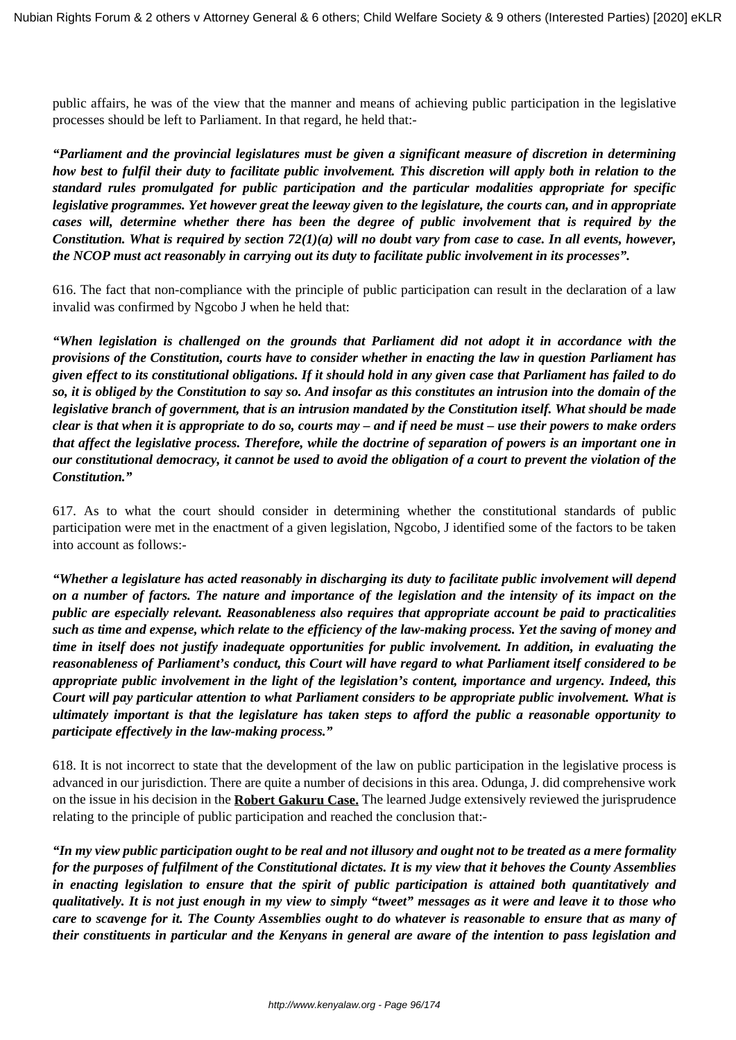public affairs, he was of the view that the manner and means of achieving public participation in the legislative processes should be left to Parliament. In that regard, he held that:-

***"Parliament and the provincial legislatures must be given a significant measure of discretion in determining how best to fulfil their duty to facilitate public involvement. This discretion will apply both in relation to the standard rules promulgated for public participation and the particular modalities appropriate for specific legislative programmes. Yet however great the leeway given to the legislature, the courts can, and in appropriate cases will, determine whether there has been the degree of public involvement that is required by the Constitution. What is required by section 72(1)(a) will no doubt vary from case to case. In all events, however, the NCOP must act reasonably in carrying out its duty to facilitate public involvement in its processes".***

616. The fact that non-compliance with the principle of public participation can result in the declaration of a law invalid was confirmed by Ngcobo J when he held that:

***"When legislation is challenged on the grounds that Parliament did not adopt it in accordance with the provisions of the Constitution, courts have to consider whether in enacting the law in question Parliament has given effect to its constitutional obligations. If it should hold in any given case that Parliament has failed to do so, it is obliged by the Constitution to say so. And insofar as this constitutes an intrusion into the domain of the legislative branch of government, that is an intrusion mandated by the Constitution itself. What should be made clear is that when it is appropriate to do so, courts may – and if need be must – use their powers to make orders that affect the legislative process. Therefore, while the doctrine of separation of powers is an important one in our constitutional democracy, it cannot be used to avoid the obligation of a court to prevent the violation of the Constitution."***

617. As to what the court should consider in determining whether the constitutional standards of public participation were met in the enactment of a given legislation, Ngcobo, J identified some of the factors to be taken into account as follows:-

***"Whether a legislature has acted reasonably in discharging its duty to facilitate public involvement will depend on a number of factors. The nature and importance of the legislation and the intensity of its impact on the public are especially relevant. Reasonableness also requires that appropriate account be paid to practicalities such as time and expense, which relate to the efficiency of the law-making process. Yet the saving of money and time in itself does not justify inadequate opportunities for public involvement. In addition, in evaluating the reasonableness of Parliament's conduct, this Court will have regard to what Parliament itself considered to be appropriate public involvement in the light of the legislation's content, importance and urgency. Indeed, this Court will pay particular attention to what Parliament considers to be appropriate public involvement. What is ultimately important is that the legislature has taken steps to afford the public a reasonable opportunity to participate effectively in the law-making process."***

618. It is not incorrect to state that the development of the law on public participation in the legislative process is advanced in our jurisdiction. There are quite a number of decisions in this area. Odunga, J. did comprehensive work on the issue in his decision in the **Robert Gakuru Case.** The learned Judge extensively reviewed the jurisprudence relating to the principle of public participation and reached the conclusion that:-

***"In my view public participation ought to be real and not illusory and ought not to be treated as a mere formality for the purposes of fulfilment of the Constitutional dictates. It is my view that it behoves the County Assemblies in enacting legislation to ensure that the spirit of public participation is attained both quantitatively and qualitatively. It is not just enough in my view to simply "tweet" messages as it were and leave it to those who care to scavenge for it. The County Assemblies ought to do whatever is reasonable to ensure that as many of their constituents in particular and the Kenyans in general are aware of the intention to pass legislation and***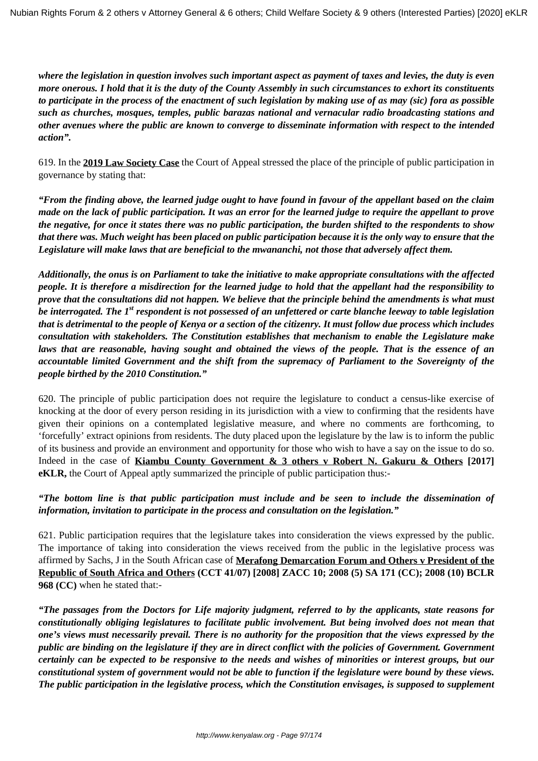***where the legislation in question involves such important aspect as payment of taxes and levies, the duty is even more onerous. I hold that it is the duty of the County Assembly in such circumstances to exhort its constituents to participate in the process of the enactment of such legislation by making use of as may (sic) fora as possible such as churches, mosques, temples, public barazas national and vernacular radio broadcasting stations and other avenues where the public are known to converge to disseminate information with respect to the intended action".***

619. In the **2019 Law Society Case** the Court of Appeal stressed the place of the principle of public participation in governance by stating that:

***"From the finding above, the learned judge ought to have found in favour of the appellant based on the claim made on the lack of public participation. It was an error for the learned judge to require the appellant to prove the negative, for once it states there was no public participation, the burden shifted to the respondents to show that there was. Much weight has been placed on public participation because it is the only way to ensure that the Legislature will make laws that are beneficial to the mwananchi, not those that adversely affect them.***

***Additionally, the onus is on Parliament to take the initiative to make appropriate consultations with the affected people. It is therefore a misdirection for the learned judge to hold that the appellant had the responsibility to prove that the consultations did not happen. We believe that the principle behind the amendments is what must be interrogated. The 1st respondent is not possessed of an unfettered or carte blanche leeway to table legislation that is detrimental to the people of Kenya or a section of the citizenry. It must follow due process which includes consultation with stakeholders. The Constitution establishes that mechanism to enable the Legislature make laws that are reasonable, having sought and obtained the views of the people. That is the essence of an accountable limited Government and the shift from the supremacy of Parliament to the Sovereignty of the people birthed by the 2010 Constitution."***

620. The principle of public participation does not require the legislature to conduct a census-like exercise of knocking at the door of every person residing in its jurisdiction with a view to confirming that the residents have given their opinions on a contemplated legislative measure, and where no comments are forthcoming, to 'forcefully' extract opinions from residents. The duty placed upon the legislature by the law is to inform the public of its business and provide an environment and opportunity for those who wish to have a say on the issue to do so. Indeed in the case of **Kiambu County Government & 3 others v Robert N. Gakuru & Others [2017] eKLR,** the Court of Appeal aptly summarized the principle of public participation thus:-

***"The bottom line is that public participation must include and be seen to include the dissemination of information, invitation to participate in the process and consultation on the legislation."***

621. Public participation requires that the legislature takes into consideration the views expressed by the public. The importance of taking into consideration the views received from the public in the legislative process was affirmed by Sachs, J in the South African case of **Merafong Demarcation Forum and Others v President of the Republic of South Africa and Others (CCT 41/07) [2008] ZACC 10; 2008 (5) SA 171 (CC); 2008 (10) BCLR 968 (CC)** when he stated that:-

***"The passages from the Doctors for Life majority judgment, referred to by the applicants, state reasons for constitutionally obliging legislatures to facilitate public involvement. But being involved does not mean that one's views must necessarily prevail. There is no authority for the proposition that the views expressed by the public are binding on the legislature if they are in direct conflict with the policies of Government. Government certainly can be expected to be responsive to the needs and wishes of minorities or interest groups, but our constitutional system of government would not be able to function if the legislature were bound by these views. The public participation in the legislative process, which the Constitution envisages, is supposed to supplement***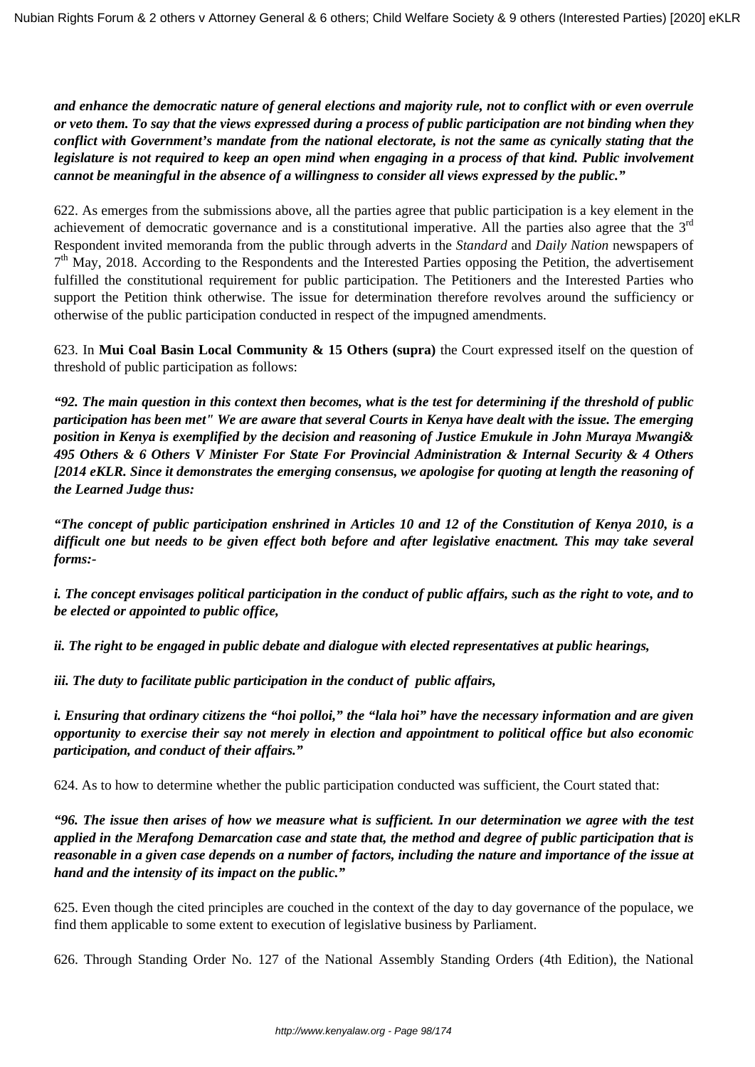***and enhance the democratic nature of general elections and majority rule, not to conflict with or even overrule or veto them. To say that the views expressed during a process of public participation are not binding when they conflict with Government's mandate from the national electorate, is not the same as cynically stating that the legislature is not required to keep an open mind when engaging in a process of that kind. Public involvement cannot be meaningful in the absence of a willingness to consider all views expressed by the public."***

622. As emerges from the submissions above, all the parties agree that public participation is a key element in the achievement of democratic governance and is a constitutional imperative. All the parties also agree that the 3rd Respondent invited memoranda from the public through adverts in the *Standard* and *Daily Nation* newspapers of 7th May, 2018. According to the Respondents and the Interested Parties opposing the Petition, the advertisement fulfilled the constitutional requirement for public participation. The Petitioners and the Interested Parties who support the Petition think otherwise. The issue for determination therefore revolves around the sufficiency or otherwise of the public participation conducted in respect of the impugned amendments.

623. In **Mui Coal Basin Local Community & 15 Others (supra)** the Court expressed itself on the question of threshold of public participation as follows:

***"92. The main question in this context then becomes, what is the test for determining if the threshold of public participation has been met" We are aware that several Courts in Kenya have dealt with the issue. The emerging position in Kenya is exemplified by the decision and reasoning of Justice Emukule in John Muraya Mwangi& 495 Others & 6 Others V Minister For State For Provincial Administration & Internal Security & 4 Others [2014 eKLR. Since it demonstrates the emerging consensus, we apologise for quoting at length the reasoning of the Learned Judge thus:***

***"The concept of public participation enshrined in Articles 10 and 12 of the Constitution of Kenya 2010, is a difficult one but needs to be given effect both before and after legislative enactment. This may take several forms:-***

***i. The concept envisages political participation in the conduct of public affairs, such as the right to vote, and to be elected or appointed to public office,***

***ii. The right to be engaged in public debate and dialogue with elected representatives at public hearings,***

***iii. The duty to facilitate public participation in the conduct of public affairs,***

***i. Ensuring that ordinary citizens the "hoi polloi," the "lala hoi" have the necessary information and are given opportunity to exercise their say not merely in election and appointment to political office but also economic participation, and conduct of their affairs."***

624. As to how to determine whether the public participation conducted was sufficient, the Court stated that:

***"96. The issue then arises of how we measure what is sufficient. In our determination we agree with the test applied in the Merafong Demarcation case and state that, the method and degree of public participation that is reasonable in a given case depends on a number of factors, including the nature and importance of the issue at hand and the intensity of its impact on the public."***

625. Even though the cited principles are couched in the context of the day to day governance of the populace, we find them applicable to some extent to execution of legislative business by Parliament.

626. Through Standing Order No. 127 of the National Assembly Standing Orders (4th Edition), the National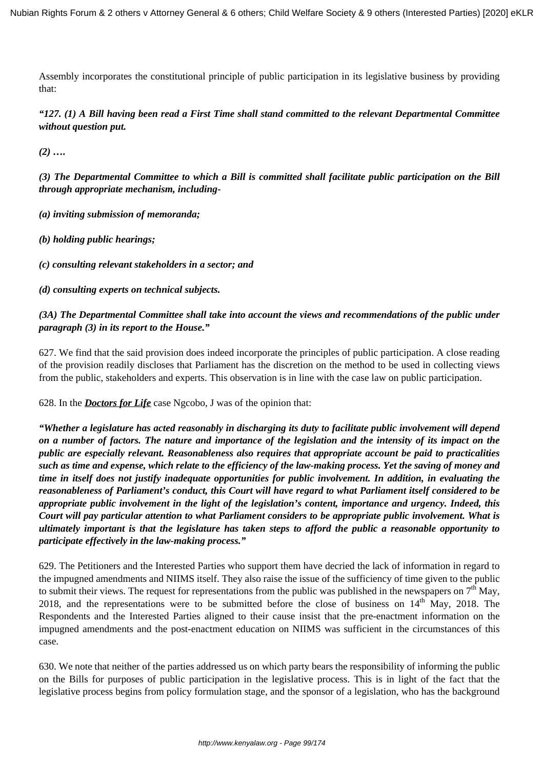Assembly incorporates the constitutional principle of public participation in its legislative business by providing that:

***"127. (1) A Bill having been read a First Time shall stand committed to the relevant Departmental Committee without question put.***

***(2) ….***

***(3) The Departmental Committee to which a Bill is committed shall facilitate public participation on the Bill through appropriate mechanism, including-***

***(a) inviting submission of memoranda;***

***(b) holding public hearings;***

***(c) consulting relevant stakeholders in a sector; and***

***(d) consulting experts on technical subjects.***

***(3A) The Departmental Committee shall take into account the views and recommendations of the public under paragraph (3) in its report to the House."***

627. We find that the said provision does indeed incorporate the principles of public participation. A close reading of the provision readily discloses that Parliament has the discretion on the method to be used in collecting views from the public, stakeholders and experts. This observation is in line with the case law on public participation.

628. In the ***Doctors for Life*** case Ngcobo, J was of the opinion that:

***"Whether a legislature has acted reasonably in discharging its duty to facilitate public involvement will depend on a number of factors. The nature and importance of the legislation and the intensity of its impact on the public are especially relevant. Reasonableness also requires that appropriate account be paid to practicalities such as time and expense, which relate to the efficiency of the law-making process. Yet the saving of money and time in itself does not justify inadequate opportunities for public involvement. In addition, in evaluating the reasonableness of Parliament's conduct, this Court will have regard to what Parliament itself considered to be appropriate public involvement in the light of the legislation's content, importance and urgency. Indeed, this Court will pay particular attention to what Parliament considers to be appropriate public involvement. What is ultimately important is that the legislature has taken steps to afford the public a reasonable opportunity to participate effectively in the law-making process."***

629. The Petitioners and the Interested Parties who support them have decried the lack of information in regard to the impugned amendments and NIIMS itself. They also raise the issue of the sufficiency of time given to the public to submit their views. The request for representations from the public was published in the newspapers on 7th May, 2018, and the representations were to be submitted before the close of business on 14th May, 2018. The Respondents and the Interested Parties aligned to their cause insist that the pre-enactment information on the impugned amendments and the post-enactment education on NIIMS was sufficient in the circumstances of this case.

630. We note that neither of the parties addressed us on which party bears the responsibility of informing the public on the Bills for purposes of public participation in the legislative process. This is in light of the fact that the legislative process begins from policy formulation stage, and the sponsor of a legislation, who has the background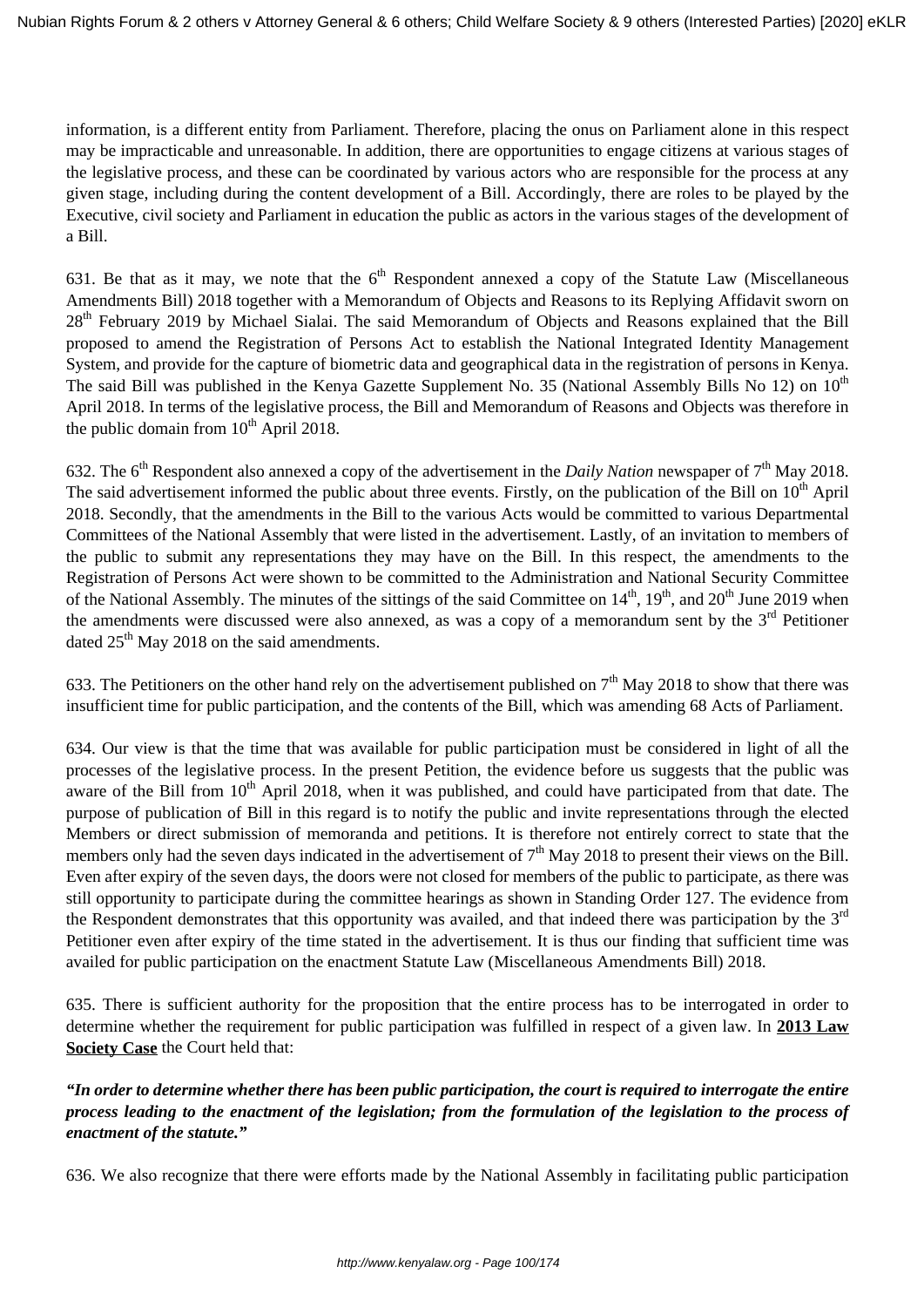information, is a different entity from Parliament. Therefore, placing the onus on Parliament alone in this respect may be impracticable and unreasonable. In addition, there are opportunities to engage citizens at various stages of the legislative process, and these can be coordinated by various actors who are responsible for the process at any given stage, including during the content development of a Bill. Accordingly, there are roles to be played by the Executive, civil society and Parliament in education the public as actors in the various stages of the development of a Bill.

631. Be that as it may, we note that the 6th Respondent annexed a copy of the Statute Law (Miscellaneous Amendments Bill) 2018 together with a Memorandum of Objects and Reasons to its Replying Affidavit sworn on 28th February 2019 by Michael Sialai. The said Memorandum of Objects and Reasons explained that the Bill proposed to amend the Registration of Persons Act to establish the National Integrated Identity Management System, and provide for the capture of biometric data and geographical data in the registration of persons in Kenya. The said Bill was published in the Kenya Gazette Supplement No. 35 (National Assembly Bills No 12) on 10th April 2018. In terms of the legislative process, the Bill and Memorandum of Reasons and Objects was therefore in the public domain from 10th April 2018.

632. The 6th Respondent also annexed a copy of the advertisement in the *Daily Nation* newspaper of 7th May 2018. The said advertisement informed the public about three events. Firstly, on the publication of the Bill on 10th April 2018. Secondly, that the amendments in the Bill to the various Acts would be committed to various Departmental Committees of the National Assembly that were listed in the advertisement. Lastly, of an invitation to members of the public to submit any representations they may have on the Bill. In this respect, the amendments to the Registration of Persons Act were shown to be committed to the Administration and National Security Committee of the National Assembly. The minutes of the sittings of the said Committee on 14th, 19th, and 20th June 2019 when the amendments were discussed were also annexed, as was a copy of a memorandum sent by the 3rd Petitioner dated 25th May 2018 on the said amendments.

633. The Petitioners on the other hand rely on the advertisement published on 7th May 2018 to show that there was insufficient time for public participation, and the contents of the Bill, which was amending 68 Acts of Parliament.

634. Our view is that the time that was available for public participation must be considered in light of all the processes of the legislative process. In the present Petition, the evidence before us suggests that the public was aware of the Bill from 10th April 2018, when it was published, and could have participated from that date. The purpose of publication of Bill in this regard is to notify the public and invite representations through the elected Members or direct submission of memoranda and petitions. It is therefore not entirely correct to state that the members only had the seven days indicated in the advertisement of 7th May 2018 to present their views on the Bill. Even after expiry of the seven days, the doors were not closed for members of the public to participate, as there was still opportunity to participate during the committee hearings as shown in Standing Order 127. The evidence from the Respondent demonstrates that this opportunity was availed, and that indeed there was participation by the 3rd Petitioner even after expiry of the time stated in the advertisement. It is thus our finding that sufficient time was availed for public participation on the enactment Statute Law (Miscellaneous Amendments Bill) 2018.

635. There is sufficient authority for the proposition that the entire process has to be interrogated in order to determine whether the requirement for public participation was fulfilled in respect of a given law. In **2013 Law Society Case** the Court held that:

***"In order to determine whether there has been public participation, the court is required to interrogate the entire process leading to the enactment of the legislation; from the formulation of the legislation to the process of enactment of the statute."***

636. We also recognize that there were efforts made by the National Assembly in facilitating public participation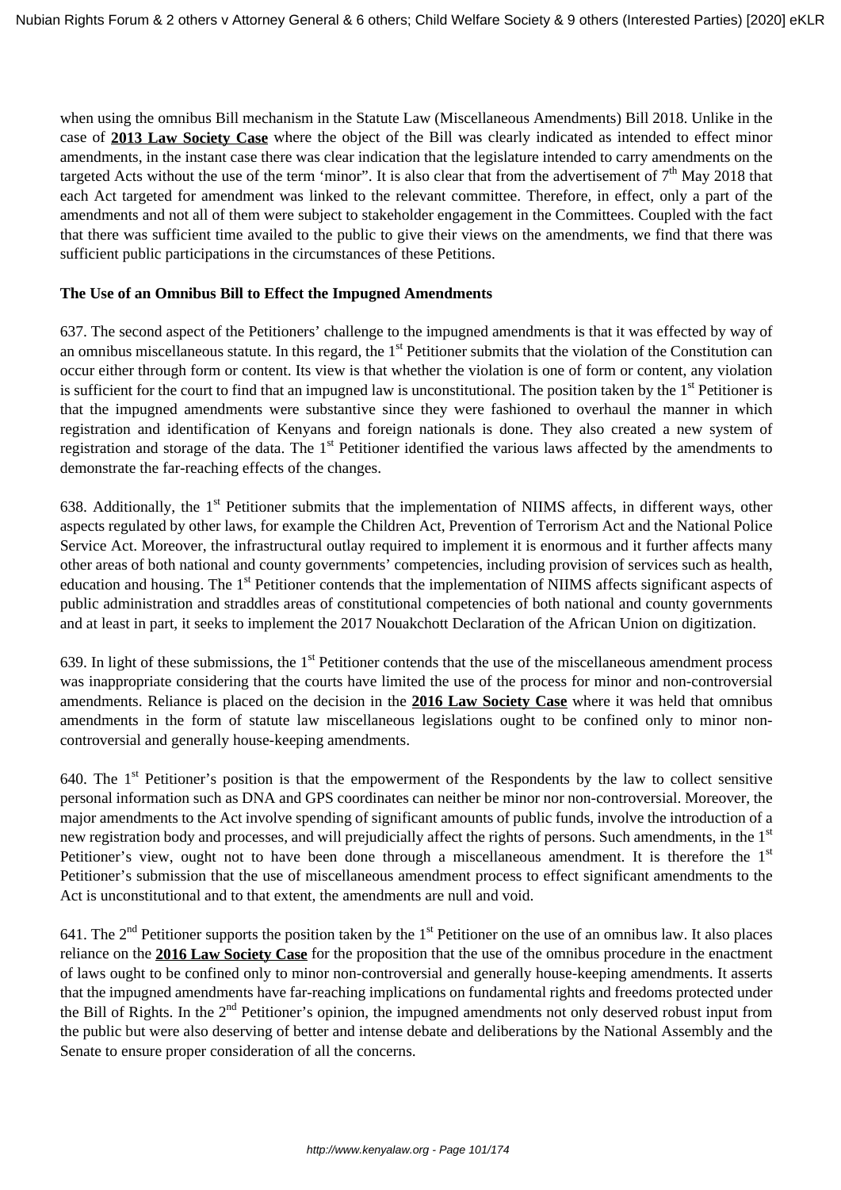when using the omnibus Bill mechanism in the Statute Law (Miscellaneous Amendments) Bill 2018. Unlike in the case of **2013 Law Society Case** where the object of the Bill was clearly indicated as intended to effect minor amendments, in the instant case there was clear indication that the legislature intended to carry amendments on the targeted Acts without the use of the term 'minor". It is also clear that from the advertisement of 7th May 2018 that each Act targeted for amendment was linked to the relevant committee. Therefore, in effect, only a part of the amendments and not all of them were subject to stakeholder engagement in the Committees. Coupled with the fact that there was sufficient time availed to the public to give their views on the amendments, we find that there was sufficient public participations in the circumstances of these Petitions.

**The Use of an Omnibus Bill to Effect the Impugned Amendments**

637. The second aspect of the Petitioners' challenge to the impugned amendments is that it was effected by way of an omnibus miscellaneous statute. In this regard, the 1st Petitioner submits that the violation of the Constitution can occur either through form or content. Its view is that whether the violation is one of form or content, any violation is sufficient for the court to find that an impugned law is unconstitutional. The position taken by the 1st Petitioner is that the impugned amendments were substantive since they were fashioned to overhaul the manner in which registration and identification of Kenyans and foreign nationals is done. They also created a new system of registration and storage of the data. The 1st Petitioner identified the various laws affected by the amendments to demonstrate the far-reaching effects of the changes.

638. Additionally, the 1st Petitioner submits that the implementation of NIIMS affects, in different ways, other aspects regulated by other laws, for example the Children Act, Prevention of Terrorism Act and the National Police Service Act. Moreover, the infrastructural outlay required to implement it is enormous and it further affects many other areas of both national and county governments' competencies, including provision of services such as health, education and housing. The 1st Petitioner contends that the implementation of NIIMS affects significant aspects of public administration and straddles areas of constitutional competencies of both national and county governments and at least in part, it seeks to implement the 2017 Nouakchott Declaration of the African Union on digitization.

639. In light of these submissions, the 1st Petitioner contends that the use of the miscellaneous amendment process was inappropriate considering that the courts have limited the use of the process for minor and non-controversial amendments. Reliance is placed on the decision in the **2016 Law Society Case** where it was held that omnibus amendments in the form of statute law miscellaneous legislations ought to be confined only to minor non-controversial and generally house-keeping amendments.

640. The 1st Petitioner's position is that the empowerment of the Respondents by the law to collect sensitive personal information such as DNA and GPS coordinates can neither be minor nor non-controversial. Moreover, the major amendments to the Act involve spending of significant amounts of public funds, involve the introduction of a new registration body and processes, and will prejudicially affect the rights of persons. Such amendments, in the 1st Petitioner's view, ought not to have been done through a miscellaneous amendment. It is therefore the 1st Petitioner's submission that the use of miscellaneous amendment process to effect significant amendments to the Act is unconstitutional and to that extent, the amendments are null and void.

641. The 2nd Petitioner supports the position taken by the 1st Petitioner on the use of an omnibus law. It also places reliance on the **2016 Law Society Case** for the proposition that the use of the omnibus procedure in the enactment of laws ought to be confined only to minor non-controversial and generally house-keeping amendments. It asserts that the impugned amendments have far-reaching implications on fundamental rights and freedoms protected under the Bill of Rights. In the 2nd Petitioner's opinion, the impugned amendments not only deserved robust input from the public but were also deserving of better and intense debate and deliberations by the National Assembly and the Senate to ensure proper consideration of all the concerns.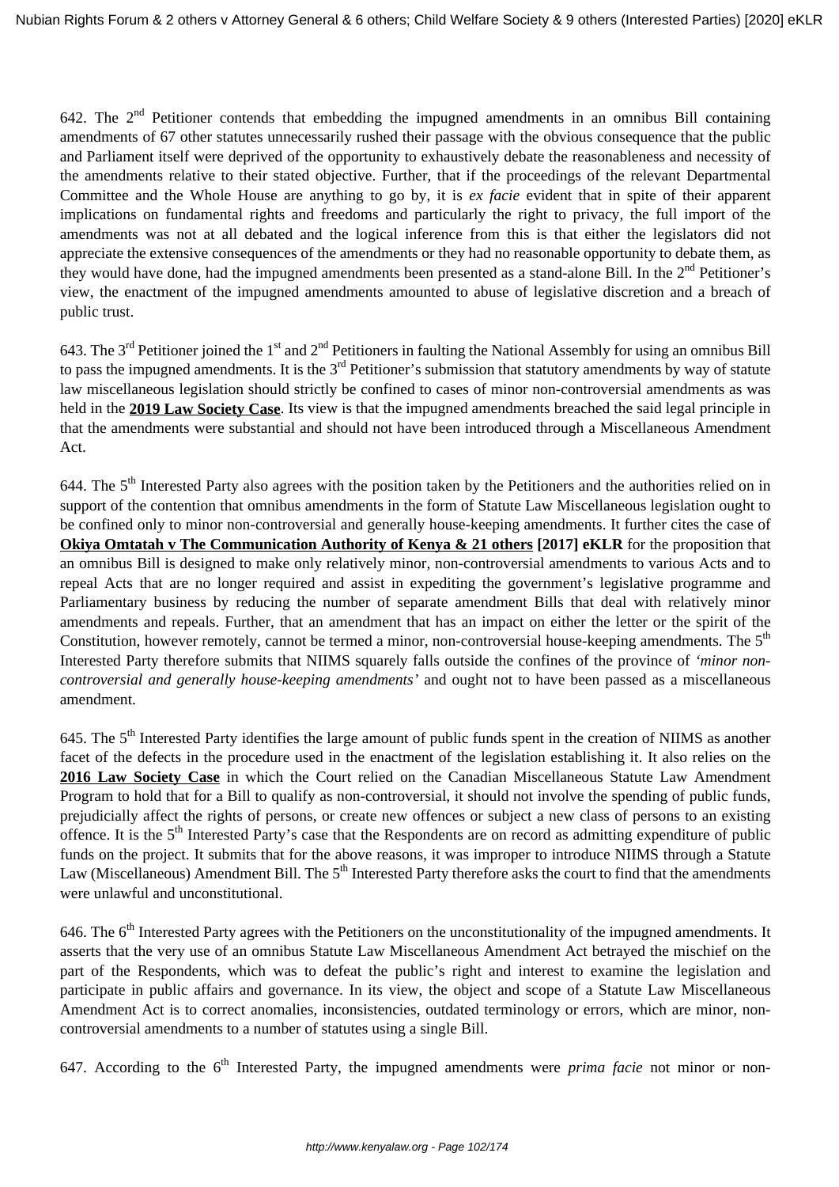642. The 2[nd] Petitioner contends that embedding the impugned amendments in an omnibus Bill containing amendments of 67 other statutes unnecessarily rushed their passage with the obvious consequence that the public and Parliament itself were deprived of the opportunity to exhaustively debate the reasonableness and necessity of the amendments relative to their stated objective. Further, that if the proceedings of the relevant Departmental Committee and the Whole House are anything to go by, it is *ex facie* evident that in spite of their apparent implications on fundamental rights and freedoms and particularly the right to privacy, the full import of the amendments was not at all debated and the logical inference from this is that either the legislators did not appreciate the extensive consequences of the amendments or they had no reasonable opportunity to debate them, as they would have done, had the impugned amendments been presented as a stand-alone Bill. In the 2[nd] Petitioner's view, the enactment of the impugned amendments amounted to abuse of legislative discretion and a breach of public trust.

643. The 3[rd] Petitioner joined the 1[st] and 2[nd] Petitioners in faulting the National Assembly for using an omnibus Bill to pass the impugned amendments. It is the 3[rd] Petitioner's submission that statutory amendments by way of statute law miscellaneous legislation should strictly be confined to cases of minor non-controversial amendments as was held in the **2019 Law Society Case**. Its view is that the impugned amendments breached the said legal principle in that the amendments were substantial and should not have been introduced through a Miscellaneous Amendment Act.

644. The 5[th] Interested Party also agrees with the position taken by the Petitioners and the authorities relied on in support of the contention that omnibus amendments in the form of Statute Law Miscellaneous legislation ought to be confined only to minor non-controversial and generally house-keeping amendments. It further cites the case of **Okiya Omtatah v The Communication Authority of Kenya & 21 others [2017] eKLR** for the proposition that an omnibus Bill is designed to make only relatively minor, non-controversial amendments to various Acts and to repeal Acts that are no longer required and assist in expediting the government's legislative programme and Parliamentary business by reducing the number of separate amendment Bills that deal with relatively minor amendments and repeals. Further, that an amendment that has an impact on either the letter or the spirit of the Constitution, however remotely, cannot be termed a minor, non-controversial house-keeping amendments. The 5[th] Interested Party therefore submits that NIIMS squarely falls outside the confines of the province of *'minor non-controversial and generally house-keeping amendments'* and ought not to have been passed as a miscellaneous amendment.

645. The 5[th] Interested Party identifies the large amount of public funds spent in the creation of NIIMS as another facet of the defects in the procedure used in the enactment of the legislation establishing it. It also relies on the **2016 Law Society Case** in which the Court relied on the Canadian Miscellaneous Statute Law Amendment Program to hold that for a Bill to qualify as non-controversial, it should not involve the spending of public funds, prejudicially affect the rights of persons, or create new offences or subject a new class of persons to an existing offence. It is the 5[th] Interested Party's case that the Respondents are on record as admitting expenditure of public funds on the project. It submits that for the above reasons, it was improper to introduce NIIMS through a Statute Law (Miscellaneous) Amendment Bill. The 5[th] Interested Party therefore asks the court to find that the amendments were unlawful and unconstitutional.

646. The 6[th] Interested Party agrees with the Petitioners on the unconstitutionality of the impugned amendments. It asserts that the very use of an omnibus Statute Law Miscellaneous Amendment Act betrayed the mischief on the part of the Respondents, which was to defeat the public's right and interest to examine the legislation and participate in public affairs and governance. In its view, the object and scope of a Statute Law Miscellaneous Amendment Act is to correct anomalies, inconsistencies, outdated terminology or errors, which are minor, non-controversial amendments to a number of statutes using a single Bill.

647. According to the 6[th] Interested Party, the impugned amendments were *prima facie* not minor or non-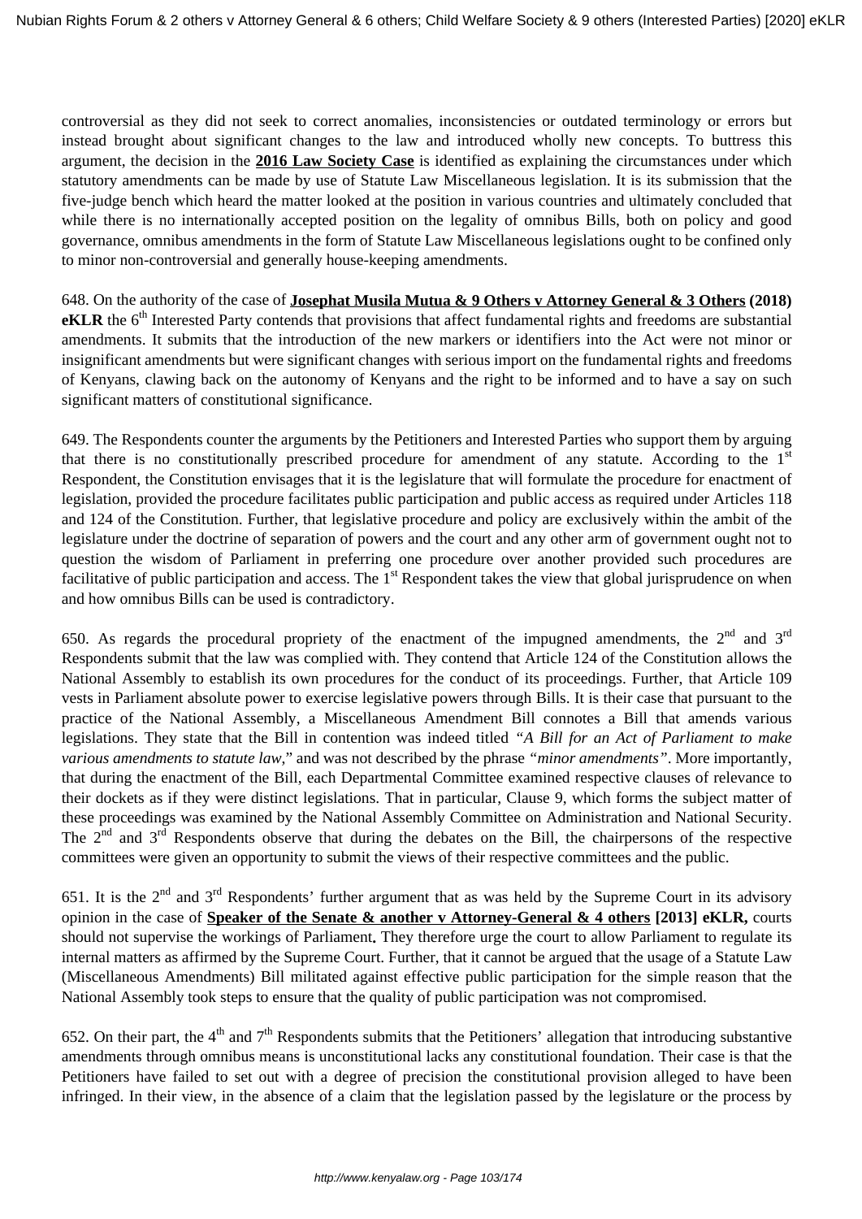controversial as they did not seek to correct anomalies, inconsistencies or outdated terminology or errors but instead brought about significant changes to the law and introduced wholly new concepts. To buttress this argument, the decision in the **2016 Law Society Case** is identified as explaining the circumstances under which statutory amendments can be made by use of Statute Law Miscellaneous legislation. It is its submission that the five-judge bench which heard the matter looked at the position in various countries and ultimately concluded that while there is no internationally accepted position on the legality of omnibus Bills, both on policy and good governance, omnibus amendments in the form of Statute Law Miscellaneous legislations ought to be confined only to minor non-controversial and generally house-keeping amendments.

648. On the authority of the case of **Josephat Musila Mutua & 9 Others v Attorney General & 3 Others (2018) eKLR** the 6th Interested Party contends that provisions that affect fundamental rights and freedoms are substantial amendments. It submits that the introduction of the new markers or identifiers into the Act were not minor or insignificant amendments but were significant changes with serious import on the fundamental rights and freedoms of Kenyans, clawing back on the autonomy of Kenyans and the right to be informed and to have a say on such significant matters of constitutional significance.

649. The Respondents counter the arguments by the Petitioners and Interested Parties who support them by arguing that there is no constitutionally prescribed procedure for amendment of any statute. According to the 1st Respondent, the Constitution envisages that it is the legislature that will formulate the procedure for enactment of legislation, provided the procedure facilitates public participation and public access as required under Articles 118 and 124 of the Constitution. Further, that legislative procedure and policy are exclusively within the ambit of the legislature under the doctrine of separation of powers and the court and any other arm of government ought not to question the wisdom of Parliament in preferring one procedure over another provided such procedures are facilitative of public participation and access. The 1st Respondent takes the view that global jurisprudence on when and how omnibus Bills can be used is contradictory.

650. As regards the procedural propriety of the enactment of the impugned amendments, the 2nd and 3rd Respondents submit that the law was complied with. They contend that Article 124 of the Constitution allows the National Assembly to establish its own procedures for the conduct of its proceedings. Further, that Article 109 vests in Parliament absolute power to exercise legislative powers through Bills. It is their case that pursuant to the practice of the National Assembly, a Miscellaneous Amendment Bill connotes a Bill that amends various legislations. They state that the Bill in contention was indeed titled *"A Bill for an Act of Parliament to make various amendments to statute law,"* and was not described by the phrase *"minor amendments"*. More importantly, that during the enactment of the Bill, each Departmental Committee examined respective clauses of relevance to their dockets as if they were distinct legislations. That in particular, Clause 9, which forms the subject matter of these proceedings was examined by the National Assembly Committee on Administration and National Security. The 2nd and 3rd Respondents observe that during the debates on the Bill, the chairpersons of the respective committees were given an opportunity to submit the views of their respective committees and the public.

651. It is the 2nd and 3rd Respondents' further argument that as was held by the Supreme Court in its advisory opinion in the case of **Speaker of the Senate & another v Attorney-General & 4 others [2013] eKLR,** courts should not supervise the workings of Parliament**.** They therefore urge the court to allow Parliament to regulate its internal matters as affirmed by the Supreme Court. Further, that it cannot be argued that the usage of a Statute Law (Miscellaneous Amendments) Bill militated against effective public participation for the simple reason that the National Assembly took steps to ensure that the quality of public participation was not compromised.

652. On their part, the 4th and 7th Respondents submits that the Petitioners' allegation that introducing substantive amendments through omnibus means is unconstitutional lacks any constitutional foundation. Their case is that the Petitioners have failed to set out with a degree of precision the constitutional provision alleged to have been infringed. In their view, in the absence of a claim that the legislation passed by the legislature or the process by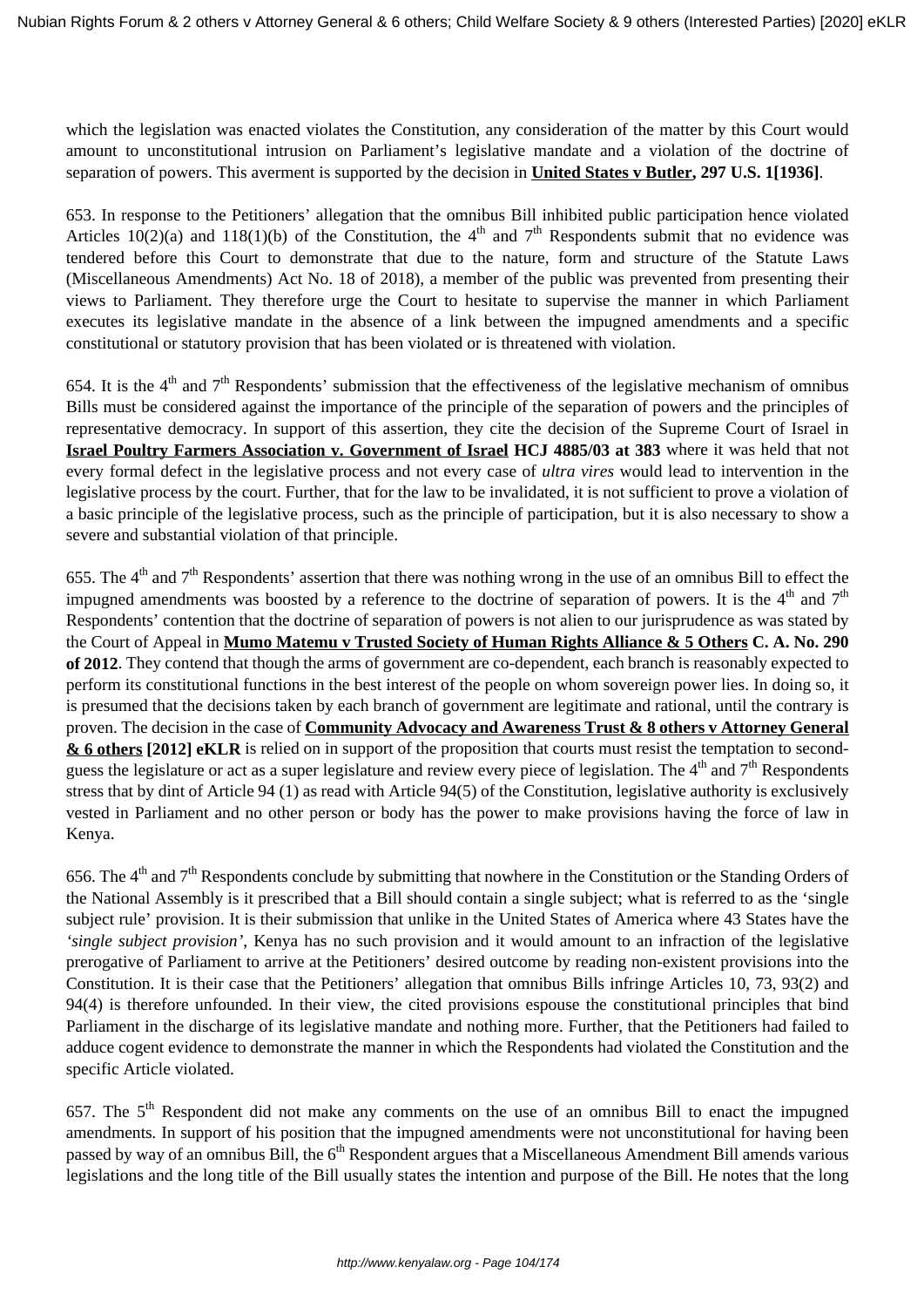which the legislation was enacted violates the Constitution, any consideration of the matter by this Court would amount to unconstitutional intrusion on Parliament's legislative mandate and a violation of the doctrine of separation of powers. This averment is supported by the decision in **United States v Butler, 297 U.S. 1[1936]**.

653. In response to the Petitioners' allegation that the omnibus Bill inhibited public participation hence violated Articles 10(2)(a) and 118(1)(b) of the Constitution, the 4th and 7th Respondents submit that no evidence was tendered before this Court to demonstrate that due to the nature, form and structure of the Statute Laws (Miscellaneous Amendments) Act No. 18 of 2018), a member of the public was prevented from presenting their views to Parliament. They therefore urge the Court to hesitate to supervise the manner in which Parliament executes its legislative mandate in the absence of a link between the impugned amendments and a specific constitutional or statutory provision that has been violated or is threatened with violation.

654. It is the 4th and 7th Respondents' submission that the effectiveness of the legislative mechanism of omnibus Bills must be considered against the importance of the principle of the separation of powers and the principles of representative democracy. In support of this assertion, they cite the decision of the Supreme Court of Israel in **Israel Poultry Farmers Association v. Government of Israel HCJ 4885/03 at 383** where it was held that not every formal defect in the legislative process and not every case of *ultra vires* would lead to intervention in the legislative process by the court. Further, that for the law to be invalidated, it is not sufficient to prove a violation of a basic principle of the legislative process, such as the principle of participation, but it is also necessary to show a severe and substantial violation of that principle.

655. The 4th and 7th Respondents' assertion that there was nothing wrong in the use of an omnibus Bill to effect the impugned amendments was boosted by a reference to the doctrine of separation of powers. It is the 4th and 7th Respondents' contention that the doctrine of separation of powers is not alien to our jurisprudence as was stated by the Court of Appeal in **Mumo Matemu v Trusted Society of Human Rights Alliance & 5 Others C. A. No. 290 of 2012**. They contend that though the arms of government are co-dependent, each branch is reasonably expected to perform its constitutional functions in the best interest of the people on whom sovereign power lies. In doing so, it is presumed that the decisions taken by each branch of government are legitimate and rational, until the contrary is proven. The decision in the case of **Community Advocacy and Awareness Trust & 8 others v Attorney General & 6 others [2012] eKLR** is relied on in support of the proposition that courts must resist the temptation to second-guess the legislature or act as a super legislature and review every piece of legislation. The 4th and 7th Respondents stress that by dint of Article 94 (1) as read with Article 94(5) of the Constitution, legislative authority is exclusively vested in Parliament and no other person or body has the power to make provisions having the force of law in Kenya.

656. The 4th and 7th Respondents conclude by submitting that nowhere in the Constitution or the Standing Orders of the National Assembly is it prescribed that a Bill should contain a single subject; what is referred to as the 'single subject rule' provision. It is their submission that unlike in the United States of America where 43 States have the *'single subject provision'*, Kenya has no such provision and it would amount to an infraction of the legislative prerogative of Parliament to arrive at the Petitioners' desired outcome by reading non-existent provisions into the Constitution. It is their case that the Petitioners' allegation that omnibus Bills infringe Articles 10, 73, 93(2) and 94(4) is therefore unfounded. In their view, the cited provisions espouse the constitutional principles that bind Parliament in the discharge of its legislative mandate and nothing more. Further, that the Petitioners had failed to adduce cogent evidence to demonstrate the manner in which the Respondents had violated the Constitution and the specific Article violated.

657. The 5th Respondent did not make any comments on the use of an omnibus Bill to enact the impugned amendments. In support of his position that the impugned amendments were not unconstitutional for having been passed by way of an omnibus Bill, the 6th Respondent argues that a Miscellaneous Amendment Bill amends various legislations and the long title of the Bill usually states the intention and purpose of the Bill. He notes that the long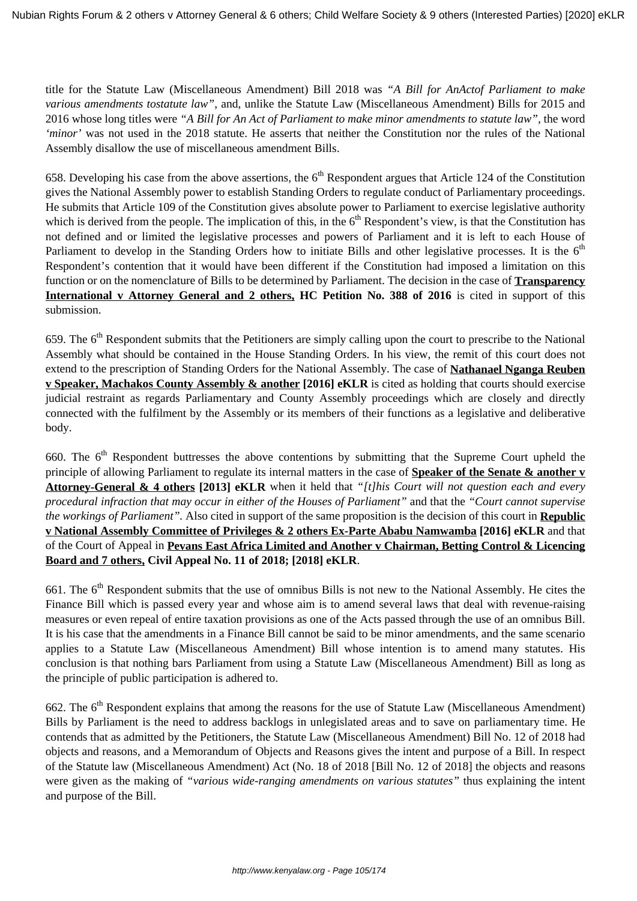title for the Statute Law (Miscellaneous Amendment) Bill 2018 was *"A Bill for AnActof Parliament to make various amendments tostatute law"*, and, unlike the Statute Law (Miscellaneous Amendment) Bills for 2015 and 2016 whose long titles were *"A Bill for An Act of Parliament to make minor amendments to statute law"*, the word *'minor'* was not used in the 2018 statute. He asserts that neither the Constitution nor the rules of the National Assembly disallow the use of miscellaneous amendment Bills.

658. Developing his case from the above assertions, the 6th Respondent argues that Article 124 of the Constitution gives the National Assembly power to establish Standing Orders to regulate conduct of Parliamentary proceedings. He submits that Article 109 of the Constitution gives absolute power to Parliament to exercise legislative authority which is derived from the people. The implication of this, in the 6th Respondent's view, is that the Constitution has not defined and or limited the legislative processes and powers of Parliament and it is left to each House of Parliament to develop in the Standing Orders how to initiate Bills and other legislative processes. It is the 6th Respondent's contention that it would have been different if the Constitution had imposed a limitation on this function or on the nomenclature of Bills to be determined by Parliament. The decision in the case of **Transparency International v Attorney General and 2 others, HC Petition No. 388 of 2016** is cited in support of this submission.

659. The 6th Respondent submits that the Petitioners are simply calling upon the court to prescribe to the National Assembly what should be contained in the House Standing Orders. In his view, the remit of this court does not extend to the prescription of Standing Orders for the National Assembly. The case of **Nathanael Nganga Reuben v Speaker, Machakos County Assembly & another [2016] eKLR** is cited as holding that courts should exercise judicial restraint as regards Parliamentary and County Assembly proceedings which are closely and directly connected with the fulfilment by the Assembly or its members of their functions as a legislative and deliberative body.

660. The 6th Respondent buttresses the above contentions by submitting that the Supreme Court upheld the principle of allowing Parliament to regulate its internal matters in the case of **Speaker of the Senate & another v Attorney-General & 4 others [2013] eKLR** when it held that *"[t]his Court will not question each and every procedural infraction that may occur in either of the Houses of Parliament"* and that the *"Court cannot supervise the workings of Parliament"*. Also cited in support of the same proposition is the decision of this court in **Republic v National Assembly Committee of Privileges & 2 others Ex-Parte Ababu Namwamba [2016] eKLR** and that of the Court of Appeal in **Pevans East Africa Limited and Another v Chairman, Betting Control & Licencing Board and 7 others, Civil Appeal No. 11 of 2018; [2018] eKLR**.

661. The 6th Respondent submits that the use of omnibus Bills is not new to the National Assembly. He cites the Finance Bill which is passed every year and whose aim is to amend several laws that deal with revenue-raising measures or even repeal of entire taxation provisions as one of the Acts passed through the use of an omnibus Bill. It is his case that the amendments in a Finance Bill cannot be said to be minor amendments, and the same scenario applies to a Statute Law (Miscellaneous Amendment) Bill whose intention is to amend many statutes. His conclusion is that nothing bars Parliament from using a Statute Law (Miscellaneous Amendment) Bill as long as the principle of public participation is adhered to.

662. The 6th Respondent explains that among the reasons for the use of Statute Law (Miscellaneous Amendment) Bills by Parliament is the need to address backlogs in unlegislated areas and to save on parliamentary time. He contends that as admitted by the Petitioners, the Statute Law (Miscellaneous Amendment) Bill No. 12 of 2018 had objects and reasons, and a Memorandum of Objects and Reasons gives the intent and purpose of a Bill. In respect of the Statute law (Miscellaneous Amendment) Act (No. 18 of 2018 [Bill No. 12 of 2018] the objects and reasons were given as the making of *"various wide-ranging amendments on various statutes"* thus explaining the intent and purpose of the Bill.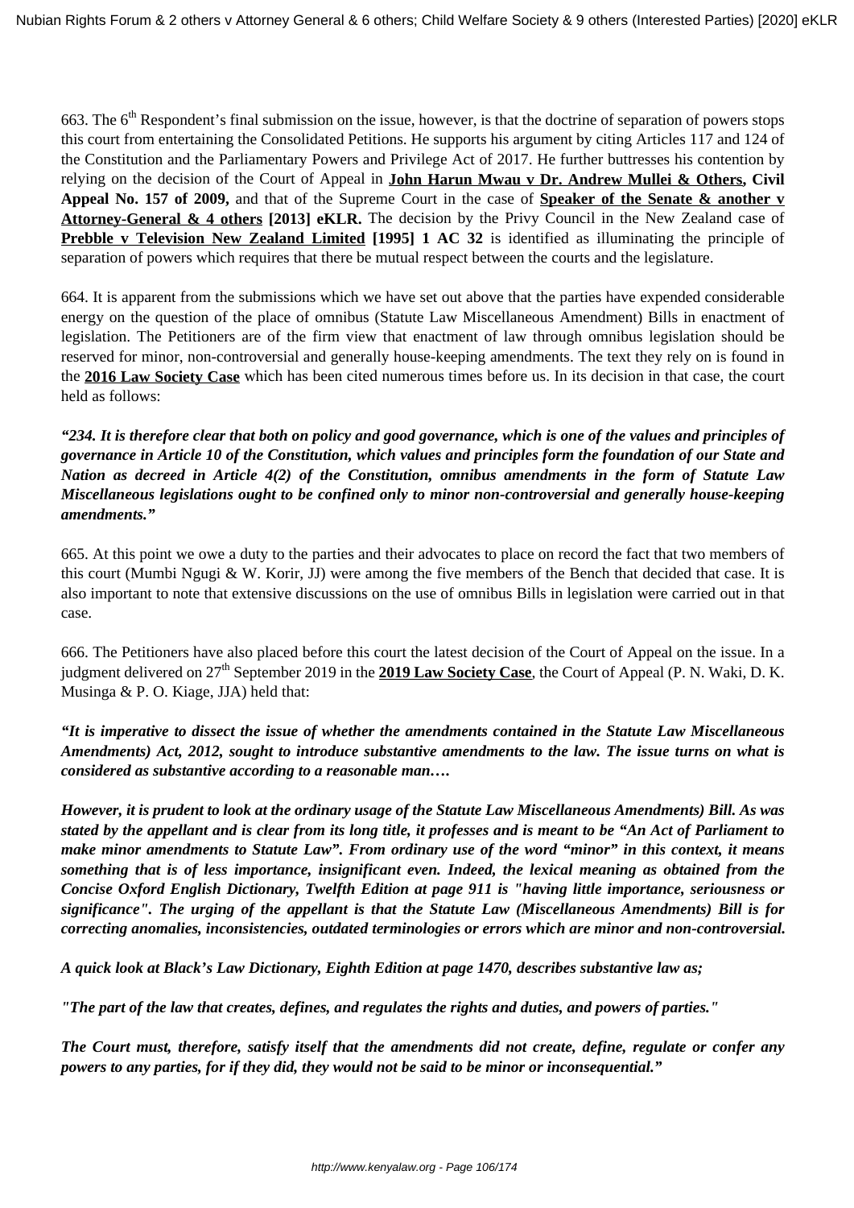663. The 6th Respondent's final submission on the issue, however, is that the doctrine of separation of powers stops this court from entertaining the Consolidated Petitions. He supports his argument by citing Articles 117 and 124 of the Constitution and the Parliamentary Powers and Privilege Act of 2017. He further buttresses his contention by relying on the decision of the Court of Appeal in **John Harun Mwau v Dr. Andrew Mullei & Others, Civil Appeal No. 157 of 2009,** and that of the Supreme Court in the case of **Speaker of the Senate & another v Attorney-General & 4 others [2013] eKLR.** The decision by the Privy Council in the New Zealand case of **Prebble v Television New Zealand Limited [1995] 1 AC 32** is identified as illuminating the principle of separation of powers which requires that there be mutual respect between the courts and the legislature.

664. It is apparent from the submissions which we have set out above that the parties have expended considerable energy on the question of the place of omnibus (Statute Law Miscellaneous Amendment) Bills in enactment of legislation. The Petitioners are of the firm view that enactment of law through omnibus legislation should be reserved for minor, non-controversial and generally house-keeping amendments. The text they rely on is found in the **2016 Law Society Case** which has been cited numerous times before us. In its decision in that case, the court held as follows:

***"234. It is therefore clear that both on policy and good governance, which is one of the values and principles of governance in Article 10 of the Constitution, which values and principles form the foundation of our State and Nation as decreed in Article 4(2) of the Constitution, omnibus amendments in the form of Statute Law Miscellaneous legislations ought to be confined only to minor non-controversial and generally house-keeping amendments."***

665. At this point we owe a duty to the parties and their advocates to place on record the fact that two members of this court (Mumbi Ngugi & W. Korir, JJ) were among the five members of the Bench that decided that case. It is also important to note that extensive discussions on the use of omnibus Bills in legislation were carried out in that case.

666. The Petitioners have also placed before this court the latest decision of the Court of Appeal on the issue. In a judgment delivered on 27th September 2019 in the **2019 Law Society Case**, the Court of Appeal (P. N. Waki, D. K. Musinga & P. O. Kiage, JJA) held that:

***"It is imperative to dissect the issue of whether the amendments contained in the Statute Law Miscellaneous Amendments) Act, 2012, sought to introduce substantive amendments to the law. The issue turns on what is considered as substantive according to a reasonable man….***

***However, it is prudent to look at the ordinary usage of the Statute Law Miscellaneous Amendments) Bill. As was stated by the appellant and is clear from its long title, it professes and is meant to be "An Act of Parliament to make minor amendments to Statute Law". From ordinary use of the word "minor" in this context, it means something that is of less importance, insignificant even. Indeed, the lexical meaning as obtained from the Concise Oxford English Dictionary, Twelfth Edition at page 911 is "having little importance, seriousness or significance". The urging of the appellant is that the Statute Law (Miscellaneous Amendments) Bill is for correcting anomalies, inconsistencies, outdated terminologies or errors which are minor and non-controversial.***

***A quick look at Black's Law Dictionary, Eighth Edition at page 1470, describes substantive law as;***

***"The part of the law that creates, defines, and regulates the rights and duties, and powers of parties."***

***The Court must, therefore, satisfy itself that the amendments did not create, define, regulate or confer any powers to any parties, for if they did, they would not be said to be minor or inconsequential."***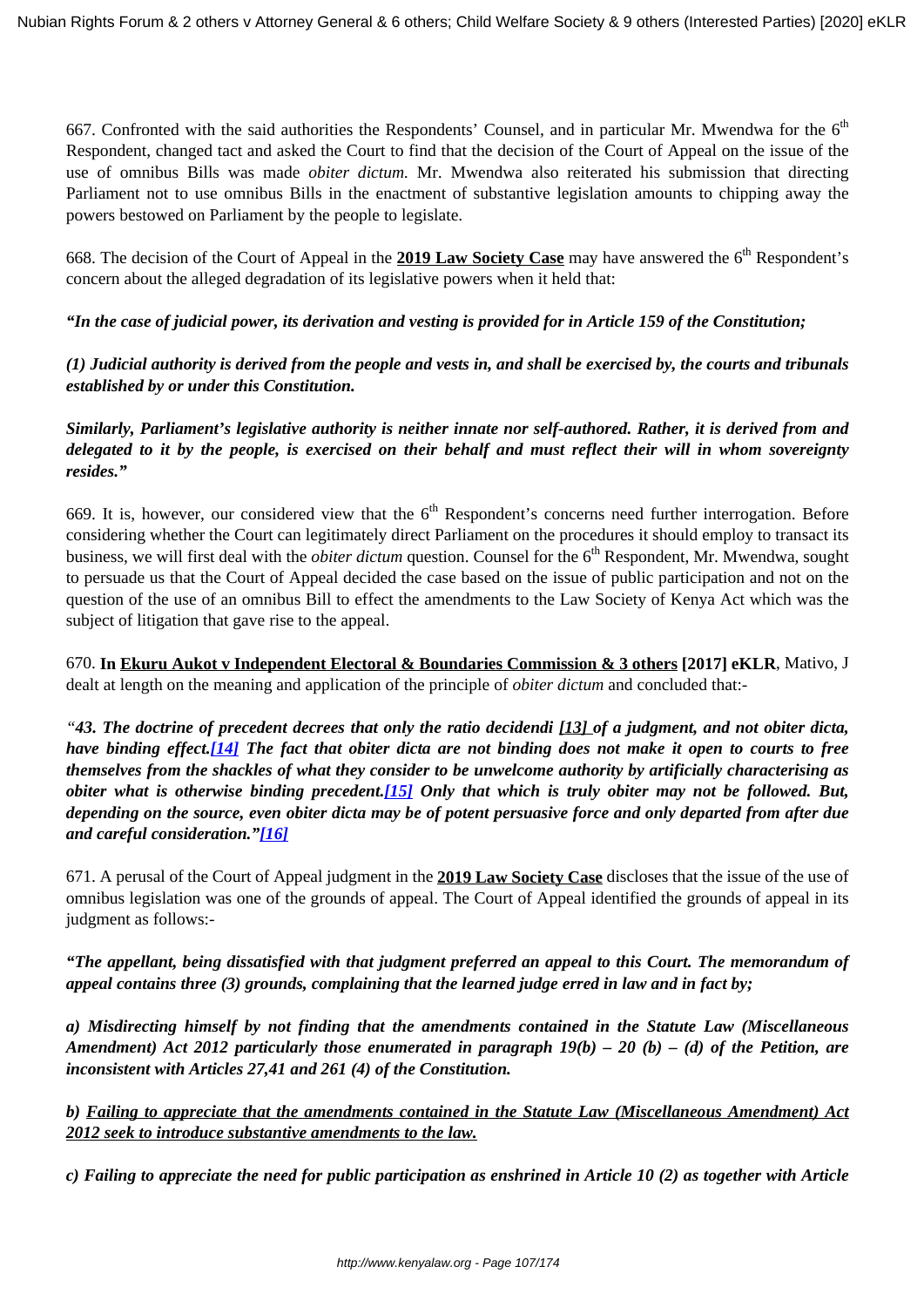667. Confronted with the said authorities the Respondents' Counsel, and in particular Mr. Mwendwa for the 6th Respondent, changed tact and asked the Court to find that the decision of the Court of Appeal on the issue of the use of omnibus Bills was made *obiter dictum.* Mr. Mwendwa also reiterated his submission that directing Parliament not to use omnibus Bills in the enactment of substantive legislation amounts to chipping away the powers bestowed on Parliament by the people to legislate.

668. The decision of the Court of Appeal in the **2019 Law Society Case** may have answered the 6th Respondent's concern about the alleged degradation of its legislative powers when it held that:

***"In the case of judicial power, its derivation and vesting is provided for in Article 159 of the Constitution;***

***(1) Judicial authority is derived from the people and vests in, and shall be exercised by, the courts and tribunals established by or under this Constitution.***

***Similarly, Parliament's legislative authority is neither innate nor self-authored. Rather, it is derived from and delegated to it by the people, is exercised on their behalf and must reflect their will in whom sovereignty resides."***

669. It is, however, our considered view that the 6th Respondent's concerns need further interrogation. Before considering whether the Court can legitimately direct Parliament on the procedures it should employ to transact its business, we will first deal with the *obiter dictum* question. Counsel for the 6th Respondent, Mr. Mwendwa, sought to persuade us that the Court of Appeal decided the case based on the issue of public participation and not on the question of the use of an omnibus Bill to effect the amendments to the Law Society of Kenya Act which was the subject of litigation that gave rise to the appeal.

670. **In Ekuru Aukot v Independent Electoral & Boundaries Commission & 3 others [2017] eKLR**, Mativo, J dealt at length on the meaning and application of the principle of *obiter dictum* and concluded that:-

*"**43. The doctrine of precedent decrees that only the ratio decidendi [13] of a judgment, and not obiter dicta, have binding effect.[14] The fact that obiter dicta are not binding does not make it open to courts to free themselves from the shackles of what they consider to be unwelcome authority by artificially characterising as obiter what is otherwise binding precedent.[15] Only that which is truly obiter may not be followed. But, depending on the source, even obiter dicta may be of potent persuasive force and only departed from after due and careful consideration."[16]***

671. A perusal of the Court of Appeal judgment in the **2019 Law Society Case** discloses that the issue of the use of omnibus legislation was one of the grounds of appeal. The Court of Appeal identified the grounds of appeal in its judgment as follows:-

***"The appellant, being dissatisfied with that judgment preferred an appeal to this Court. The memorandum of appeal contains three (3) grounds, complaining that the learned judge erred in law and in fact by;***

***a) Misdirecting himself by not finding that the amendments contained in the Statute Law (Miscellaneous Amendment) Act 2012 particularly those enumerated in paragraph 19(b) – 20 (b) – (d) of the Petition, are inconsistent with Articles 27,41 and 261 (4) of the Constitution.***

***b) <u>Failing to appreciate that the amendments contained in the Statute Law (Miscellaneous Amendment) Act 2012 seek to introduce substantive amendments to the law.</u>***

***c) Failing to appreciate the need for public participation as enshrined in Article 10 (2) as together with Article***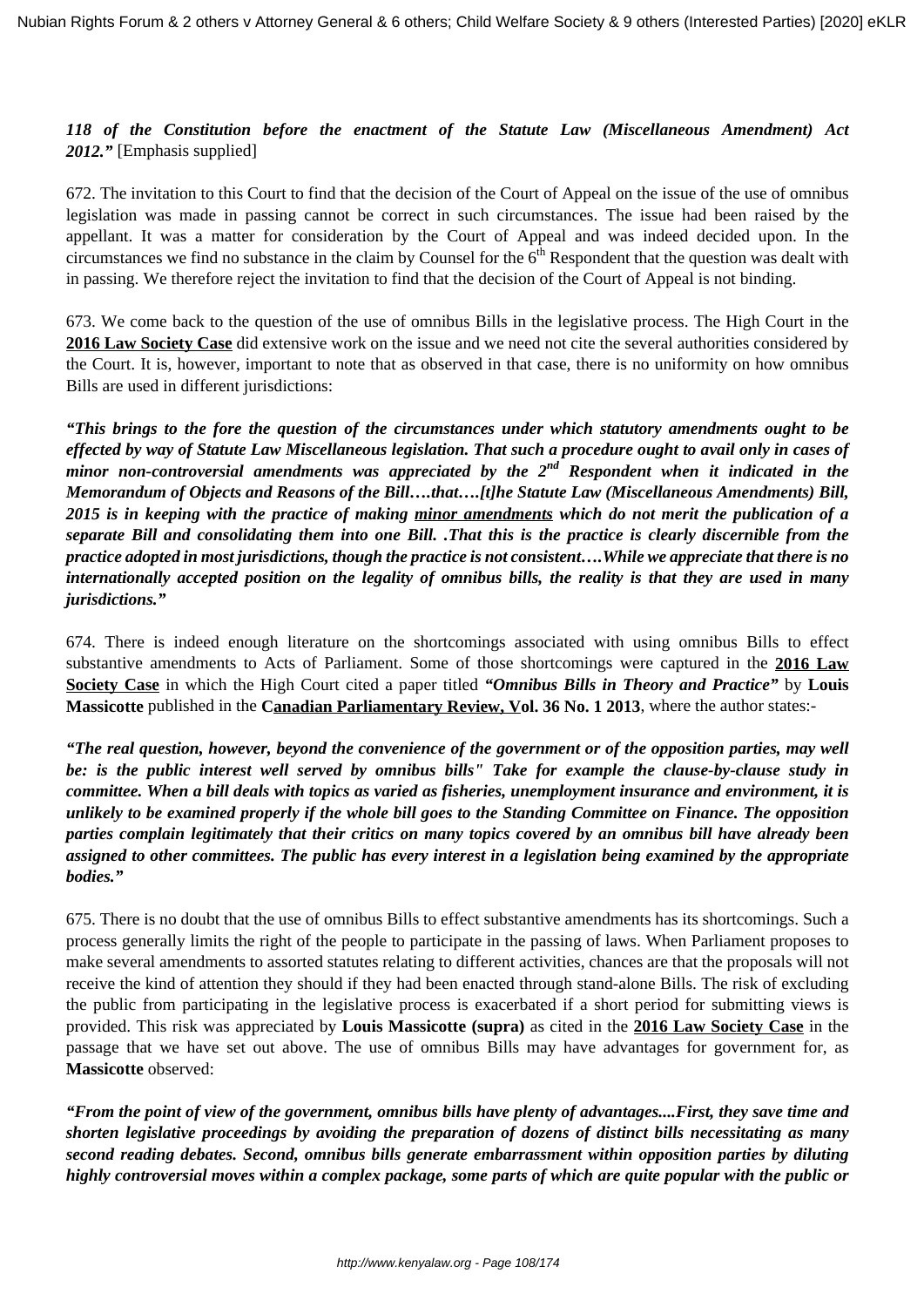***118 of the Constitution before the enactment of the Statute Law (Miscellaneous Amendment) Act 2012."*** [Emphasis supplied]

672. The invitation to this Court to find that the decision of the Court of Appeal on the issue of the use of omnibus legislation was made in passing cannot be correct in such circumstances. The issue had been raised by the appellant. It was a matter for consideration by the Court of Appeal and was indeed decided upon. In the circumstances we find no substance in the claim by Counsel for the 6th Respondent that the question was dealt with in passing. We therefore reject the invitation to find that the decision of the Court of Appeal is not binding.

673. We come back to the question of the use of omnibus Bills in the legislative process. The High Court in the **2016 Law Society Case** did extensive work on the issue and we need not cite the several authorities considered by the Court. It is, however, important to note that as observed in that case, there is no uniformity on how omnibus Bills are used in different jurisdictions:

***"This brings to the fore the question of the circumstances under which statutory amendments ought to be effected by way of Statute Law Miscellaneous legislation. That such a procedure ought to avail only in cases of minor non-controversial amendments was appreciated by the 2nd Respondent when it indicated in the Memorandum of Objects and Reasons of the Bill….that….[t]he Statute Law (Miscellaneous Amendments) Bill, 2015 is in keeping with the practice of making minor amendments which do not merit the publication of a separate Bill and consolidating them into one Bill. .That this is the practice is clearly discernible from the practice adopted in most jurisdictions, though the practice is not consistent….While we appreciate that there is no internationally accepted position on the legality of omnibus bills, the reality is that they are used in many jurisdictions."***

674. There is indeed enough literature on the shortcomings associated with using omnibus Bills to effect substantive amendments to Acts of Parliament. Some of those shortcomings were captured in the **2016 Law Society Case** in which the High Court cited a paper titled ***"Omnibus Bills in Theory and Practice"*** by **Louis Massicotte** published in the **Canadian Parliamentary Review, Vol. 36 No. 1 2013**, where the author states:-

***"The real question, however, beyond the convenience of the government or of the opposition parties, may well be: is the public interest well served by omnibus bills" Take for example the clause-by-clause study in committee. When a bill deals with topics as varied as fisheries, unemployment insurance and environment, it is unlikely to be examined properly if the whole bill goes to the Standing Committee on Finance. The opposition parties complain legitimately that their critics on many topics covered by an omnibus bill have already been assigned to other committees. The public has every interest in a legislation being examined by the appropriate bodies."***

675. There is no doubt that the use of omnibus Bills to effect substantive amendments has its shortcomings. Such a process generally limits the right of the people to participate in the passing of laws. When Parliament proposes to make several amendments to assorted statutes relating to different activities, chances are that the proposals will not receive the kind of attention they should if they had been enacted through stand-alone Bills. The risk of excluding the public from participating in the legislative process is exacerbated if a short period for submitting views is provided. This risk was appreciated by **Louis Massicotte (supra)** as cited in the **2016 Law Society Case** in the passage that we have set out above. The use of omnibus Bills may have advantages for government for, as **Massicotte** observed:

***"From the point of view of the government, omnibus bills have plenty of advantages....First, they save time and shorten legislative proceedings by avoiding the preparation of dozens of distinct bills necessitating as many second reading debates. Second, omnibus bills generate embarrassment within opposition parties by diluting highly controversial moves within a complex package, some parts of which are quite popular with the public or***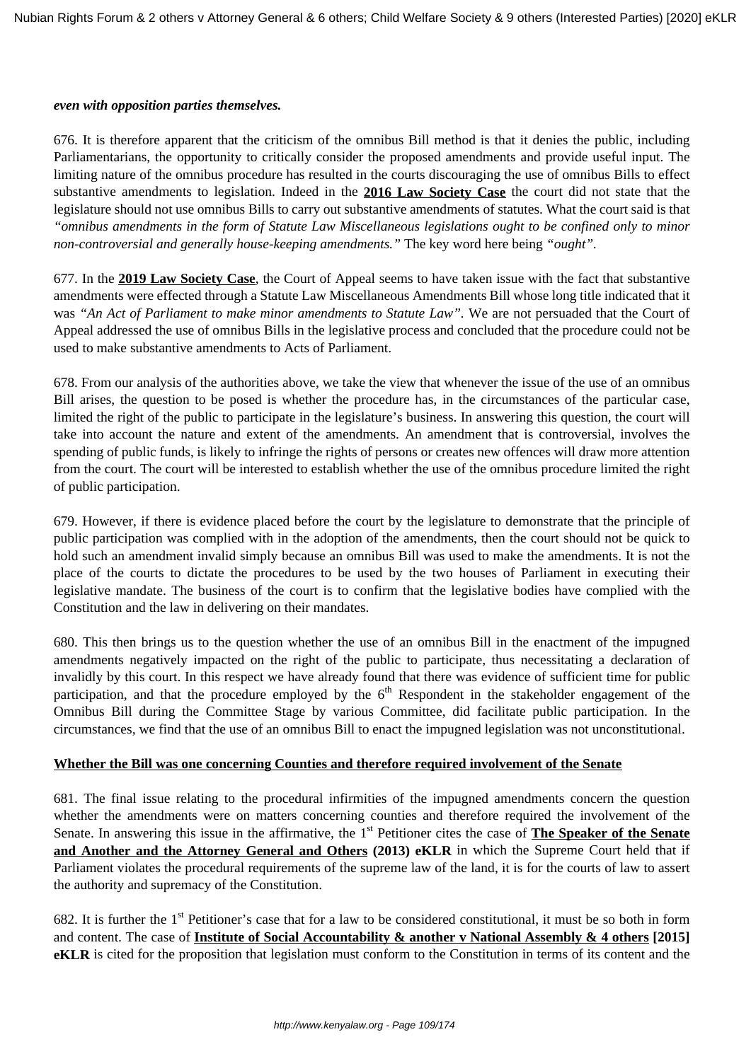***even with opposition parties themselves.***

676. It is therefore apparent that the criticism of the omnibus Bill method is that it denies the public, including Parliamentarians, the opportunity to critically consider the proposed amendments and provide useful input. The limiting nature of the omnibus procedure has resulted in the courts discouraging the use of omnibus Bills to effect substantive amendments to legislation. Indeed in the **2016 Law Society Case** the court did not state that the legislature should not use omnibus Bills to carry out substantive amendments of statutes. What the court said is that *"omnibus amendments in the form of Statute Law Miscellaneous legislations ought to be confined only to minor non-controversial and generally house-keeping amendments."* The key word here being *"ought"*.

677. In the **2019 Law Society Case**, the Court of Appeal seems to have taken issue with the fact that substantive amendments were effected through a Statute Law Miscellaneous Amendments Bill whose long title indicated that it was *"An Act of Parliament to make minor amendments to Statute Law"*. We are not persuaded that the Court of Appeal addressed the use of omnibus Bills in the legislative process and concluded that the procedure could not be used to make substantive amendments to Acts of Parliament.

678. From our analysis of the authorities above, we take the view that whenever the issue of the use of an omnibus Bill arises, the question to be posed is whether the procedure has, in the circumstances of the particular case, limited the right of the public to participate in the legislature's business. In answering this question, the court will take into account the nature and extent of the amendments. An amendment that is controversial, involves the spending of public funds, is likely to infringe the rights of persons or creates new offences will draw more attention from the court. The court will be interested to establish whether the use of the omnibus procedure limited the right of public participation.

679. However, if there is evidence placed before the court by the legislature to demonstrate that the principle of public participation was complied with in the adoption of the amendments, then the court should not be quick to hold such an amendment invalid simply because an omnibus Bill was used to make the amendments. It is not the place of the courts to dictate the procedures to be used by the two houses of Parliament in executing their legislative mandate. The business of the court is to confirm that the legislative bodies have complied with the Constitution and the law in delivering on their mandates.

680. This then brings us to the question whether the use of an omnibus Bill in the enactment of the impugned amendments negatively impacted on the right of the public to participate, thus necessitating a declaration of invalidly by this court. In this respect we have already found that there was evidence of sufficient time for public participation, and that the procedure employed by the 6th Respondent in the stakeholder engagement of the Omnibus Bill during the Committee Stage by various Committee, did facilitate public participation. In the circumstances, we find that the use of an omnibus Bill to enact the impugned legislation was not unconstitutional.

**Whether the Bill was one concerning Counties and therefore required involvement of the Senate**

681. The final issue relating to the procedural infirmities of the impugned amendments concern the question whether the amendments were on matters concerning counties and therefore required the involvement of the Senate. In answering this issue in the affirmative, the 1st Petitioner cites the case of **The Speaker of the Senate and Another and the Attorney General and Others (2013) eKLR** in which the Supreme Court held that if Parliament violates the procedural requirements of the supreme law of the land, it is for the courts of law to assert the authority and supremacy of the Constitution.

682. It is further the 1st Petitioner's case that for a law to be considered constitutional, it must be so both in form and content. The case of **Institute of Social Accountability & another v National Assembly & 4 others [2015] eKLR** is cited for the proposition that legislation must conform to the Constitution in terms of its content and the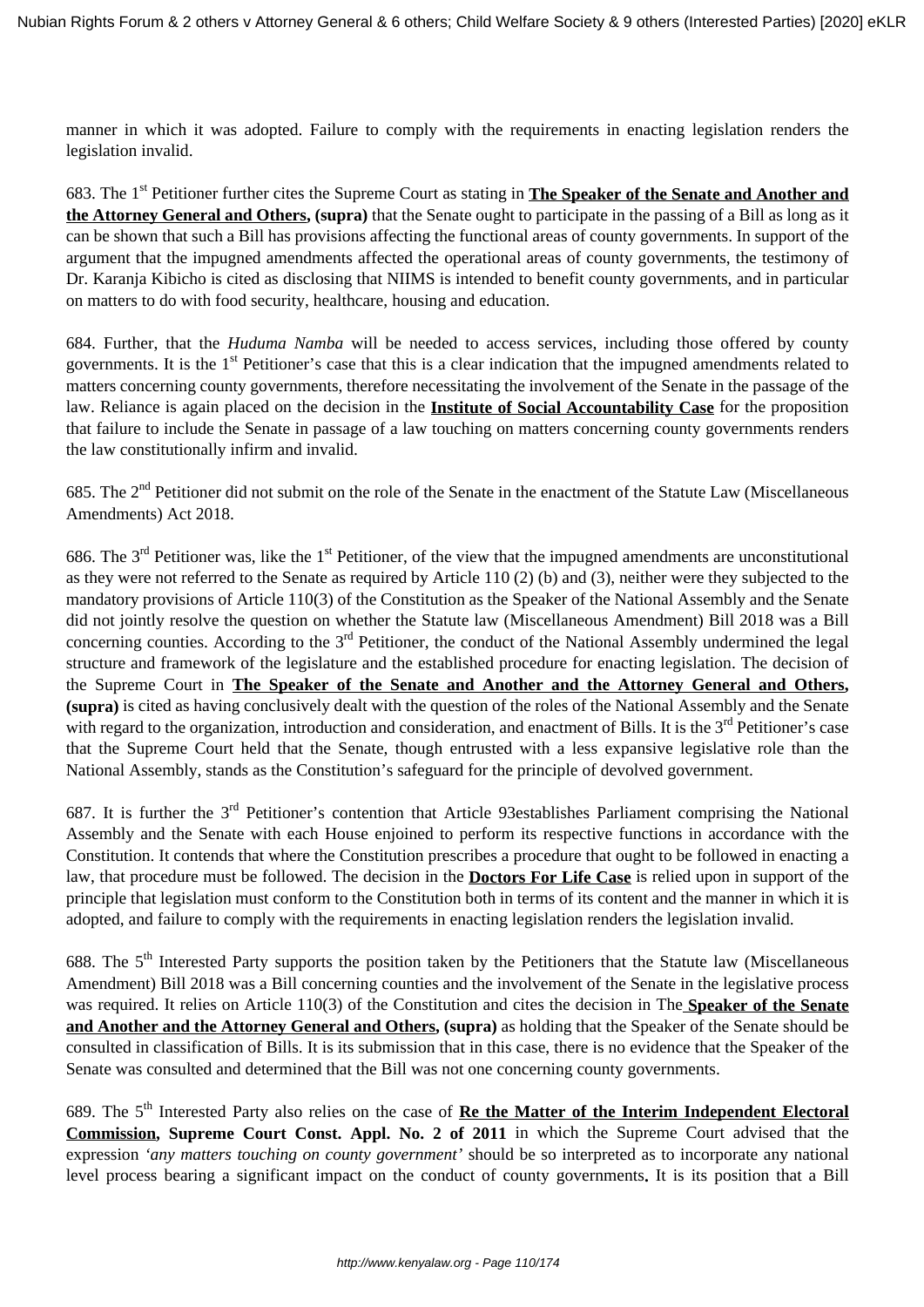manner in which it was adopted. Failure to comply with the requirements in enacting legislation renders the legislation invalid.

683. The 1st Petitioner further cites the Supreme Court as stating in **The Speaker of the Senate and Another and the Attorney General and Others, (supra)** that the Senate ought to participate in the passing of a Bill as long as it can be shown that such a Bill has provisions affecting the functional areas of county governments. In support of the argument that the impugned amendments affected the operational areas of county governments, the testimony of Dr. Karanja Kibicho is cited as disclosing that NIIMS is intended to benefit county governments, and in particular on matters to do with food security, healthcare, housing and education.

684. Further, that the *Huduma Namba* will be needed to access services, including those offered by county governments. It is the 1st Petitioner's case that this is a clear indication that the impugned amendments related to matters concerning county governments, therefore necessitating the involvement of the Senate in the passage of the law. Reliance is again placed on the decision in the **Institute of Social Accountability Case** for the proposition that failure to include the Senate in passage of a law touching on matters concerning county governments renders the law constitutionally infirm and invalid.

685. The 2nd Petitioner did not submit on the role of the Senate in the enactment of the Statute Law (Miscellaneous Amendments) Act 2018.

686. The 3rd Petitioner was, like the 1st Petitioner, of the view that the impugned amendments are unconstitutional as they were not referred to the Senate as required by Article 110 (2) (b) and (3), neither were they subjected to the mandatory provisions of Article 110(3) of the Constitution as the Speaker of the National Assembly and the Senate did not jointly resolve the question on whether the Statute law (Miscellaneous Amendment) Bill 2018 was a Bill concerning counties. According to the 3rd Petitioner, the conduct of the National Assembly undermined the legal structure and framework of the legislature and the established procedure for enacting legislation. The decision of the Supreme Court in **The Speaker of the Senate and Another and the Attorney General and Others, (supra)** is cited as having conclusively dealt with the question of the roles of the National Assembly and the Senate with regard to the organization, introduction and consideration, and enactment of Bills. It is the 3rd Petitioner's case that the Supreme Court held that the Senate, though entrusted with a less expansive legislative role than the National Assembly, stands as the Constitution's safeguard for the principle of devolved government.

687. It is further the 3rd Petitioner's contention that Article 93establishes Parliament comprising the National Assembly and the Senate with each House enjoined to perform its respective functions in accordance with the Constitution. It contends that where the Constitution prescribes a procedure that ought to be followed in enacting a law, that procedure must be followed. The decision in the **Doctors For Life Case** is relied upon in support of the principle that legislation must conform to the Constitution both in terms of its content and the manner in which it is adopted, and failure to comply with the requirements in enacting legislation renders the legislation invalid.

688. The 5th Interested Party supports the position taken by the Petitioners that the Statute law (Miscellaneous Amendment) Bill 2018 was a Bill concerning counties and the involvement of the Senate in the legislative process was required. It relies on Article 110(3) of the Constitution and cites the decision in The **Speaker of the Senate and Another and the Attorney General and Others, (supra)** as holding that the Speaker of the Senate should be consulted in classification of Bills. It is its submission that in this case, there is no evidence that the Speaker of the Senate was consulted and determined that the Bill was not one concerning county governments.

689. The 5th Interested Party also relies on the case of **Re the Matter of the Interim Independent Electoral Commission, Supreme Court Const. Appl. No. 2 of 2011** in which the Supreme Court advised that the expression *'any matters touching on county government'* should be so interpreted as to incorporate any national level process bearing a significant impact on the conduct of county governments**.** It is its position that a Bill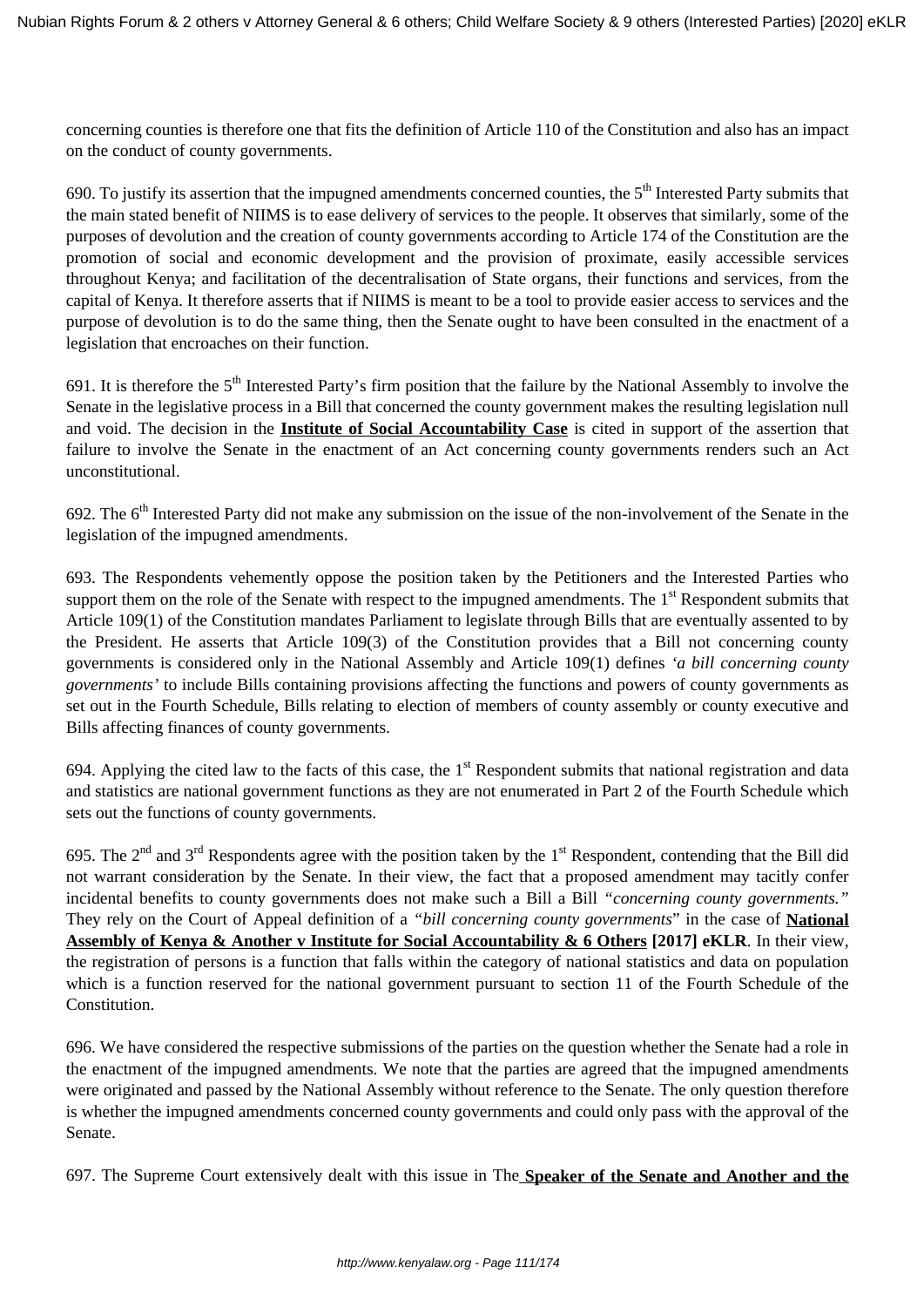concerning counties is therefore one that fits the definition of Article 110 of the Constitution and also has an impact on the conduct of county governments.

690. To justify its assertion that the impugned amendments concerned counties, the 5th Interested Party submits that the main stated benefit of NIIMS is to ease delivery of services to the people. It observes that similarly, some of the purposes of devolution and the creation of county governments according to Article 174 of the Constitution are the promotion of social and economic development and the provision of proximate, easily accessible services throughout Kenya; and facilitation of the decentralisation of State organs, their functions and services, from the capital of Kenya. It therefore asserts that if NIIMS is meant to be a tool to provide easier access to services and the purpose of devolution is to do the same thing, then the Senate ought to have been consulted in the enactment of a legislation that encroaches on their function.

691. It is therefore the 5th Interested Party's firm position that the failure by the National Assembly to involve the Senate in the legislative process in a Bill that concerned the county government makes the resulting legislation null and void. The decision in the **Institute of Social Accountability Case** is cited in support of the assertion that failure to involve the Senate in the enactment of an Act concerning county governments renders such an Act unconstitutional.

692. The 6th Interested Party did not make any submission on the issue of the non-involvement of the Senate in the legislation of the impugned amendments.

693. The Respondents vehemently oppose the position taken by the Petitioners and the Interested Parties who support them on the role of the Senate with respect to the impugned amendments. The 1st Respondent submits that Article 109(1) of the Constitution mandates Parliament to legislate through Bills that are eventually assented to by the President. He asserts that Article 109(3) of the Constitution provides that a Bill not concerning county governments is considered only in the National Assembly and Article 109(1) defines *'a bill concerning county governments'* to include Bills containing provisions affecting the functions and powers of county governments as set out in the Fourth Schedule, Bills relating to election of members of county assembly or county executive and Bills affecting finances of county governments.

694. Applying the cited law to the facts of this case, the 1st Respondent submits that national registration and data and statistics are national government functions as they are not enumerated in Part 2 of the Fourth Schedule which sets out the functions of county governments.

695. The 2nd and 3rd Respondents agree with the position taken by the 1st Respondent, contending that the Bill did not warrant consideration by the Senate. In their view, the fact that a proposed amendment may tacitly confer incidental benefits to county governments does not make such a Bill a Bill *"concerning county governments."* They rely on the Court of Appeal definition of a *"bill concerning county governments*" in the case of **National Assembly of Kenya & Another v Institute for Social Accountability & 6 Others [2017] eKLR**. In their view, the registration of persons is a function that falls within the category of national statistics and data on population which is a function reserved for the national government pursuant to section 11 of the Fourth Schedule of the Constitution.

696. We have considered the respective submissions of the parties on the question whether the Senate had a role in the enactment of the impugned amendments. We note that the parties are agreed that the impugned amendments were originated and passed by the National Assembly without reference to the Senate. The only question therefore is whether the impugned amendments concerned county governments and could only pass with the approval of the Senate.

697. The Supreme Court extensively dealt with this issue in The **Speaker of the Senate and Another and the**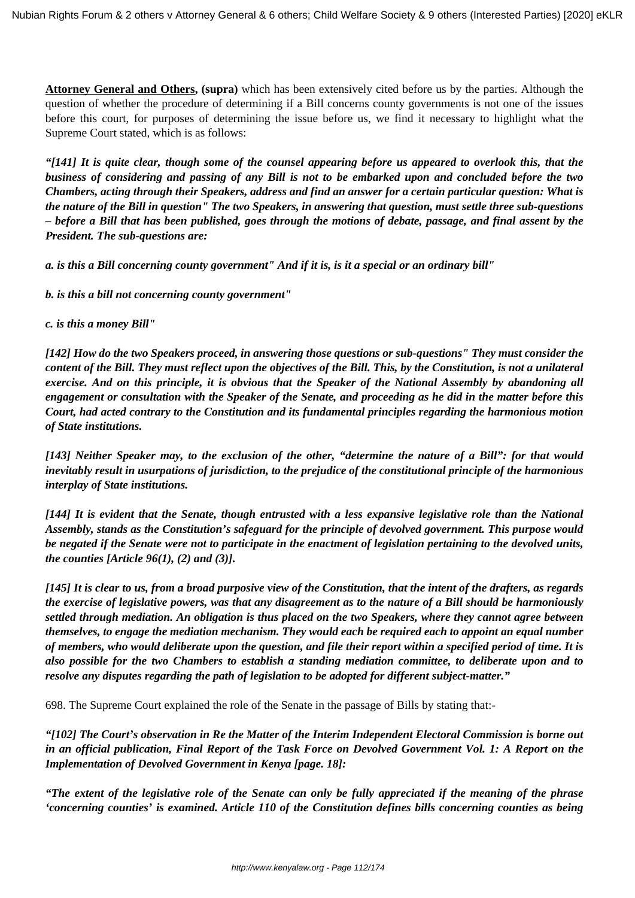**Attorney General and Others, (supra)** which has been extensively cited before us by the parties. Although the question of whether the procedure of determining if a Bill concerns county governments is not one of the issues before this court, for purposes of determining the issue before us, we find it necessary to highlight what the Supreme Court stated, which is as follows:

***"[141] It is quite clear, though some of the counsel appearing before us appeared to overlook this, that the business of considering and passing of any Bill is not to be embarked upon and concluded before the two Chambers, acting through their Speakers, address and find an answer for a certain particular question: What is the nature of the Bill in question" The two Speakers, in answering that question, must settle three sub-questions – before a Bill that has been published, goes through the motions of debate, passage, and final assent by the President. The sub-questions are:***

***a. is this a Bill concerning county government" And if it is, is it a special or an ordinary bill"***

***b. is this a bill not concerning county government"***

***c. is this a money Bill"***

***[142] How do the two Speakers proceed, in answering those questions or sub-questions" They must consider the content of the Bill. They must reflect upon the objectives of the Bill. This, by the Constitution, is not a unilateral exercise. And on this principle, it is obvious that the Speaker of the National Assembly by abandoning all engagement or consultation with the Speaker of the Senate, and proceeding as he did in the matter before this Court, had acted contrary to the Constitution and its fundamental principles regarding the harmonious motion of State institutions.***

***[143] Neither Speaker may, to the exclusion of the other, "determine the nature of a Bill": for that would inevitably result in usurpations of jurisdiction, to the prejudice of the constitutional principle of the harmonious interplay of State institutions.***

***[144] It is evident that the Senate, though entrusted with a less expansive legislative role than the National Assembly, stands as the Constitution's safeguard for the principle of devolved government. This purpose would be negated if the Senate were not to participate in the enactment of legislation pertaining to the devolved units, the counties [Article 96(1), (2) and (3)].***

***[145] It is clear to us, from a broad purposive view of the Constitution, that the intent of the drafters, as regards the exercise of legislative powers, was that any disagreement as to the nature of a Bill should be harmoniously settled through mediation. An obligation is thus placed on the two Speakers, where they cannot agree between themselves, to engage the mediation mechanism. They would each be required each to appoint an equal number of members, who would deliberate upon the question, and file their report within a specified period of time. It is also possible for the two Chambers to establish a standing mediation committee, to deliberate upon and to resolve any disputes regarding the path of legislation to be adopted for different subject-matter."***

698. The Supreme Court explained the role of the Senate in the passage of Bills by stating that:-

***"[102] The Court's observation in Re the Matter of the Interim Independent Electoral Commission is borne out in an official publication, Final Report of the Task Force on Devolved Government Vol. 1: A Report on the Implementation of Devolved Government in Kenya [page. 18]:***

***"The extent of the legislative role of the Senate can only be fully appreciated if the meaning of the phrase 'concerning counties' is examined. Article 110 of the Constitution defines bills concerning counties as being***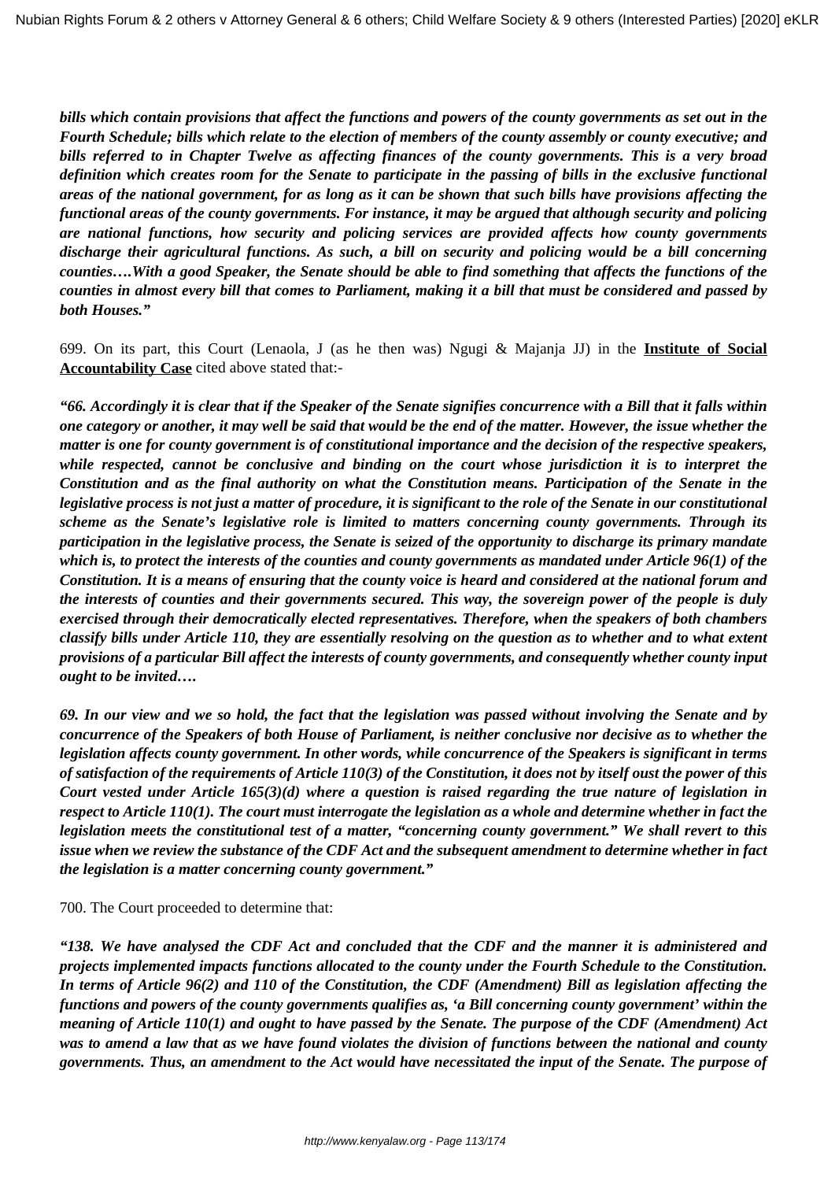***bills which contain provisions that affect the functions and powers of the county governments as set out in the Fourth Schedule; bills which relate to the election of members of the county assembly or county executive; and bills referred to in Chapter Twelve as affecting finances of the county governments. This is a very broad definition which creates room for the Senate to participate in the passing of bills in the exclusive functional areas of the national government, for as long as it can be shown that such bills have provisions affecting the functional areas of the county governments. For instance, it may be argued that although security and policing are national functions, how security and policing services are provided affects how county governments discharge their agricultural functions. As such, a bill on security and policing would be a bill concerning counties….With a good Speaker, the Senate should be able to find something that affects the functions of the counties in almost every bill that comes to Parliament, making it a bill that must be considered and passed by both Houses."***

699. On its part, this Court (Lenaola, J (as he then was) Ngugi & Majanja JJ) in the **Institute of Social Accountability Case** cited above stated that:-

***"66. Accordingly it is clear that if the Speaker of the Senate signifies concurrence with a Bill that it falls within one category or another, it may well be said that would be the end of the matter. However, the issue whether the matter is one for county government is of constitutional importance and the decision of the respective speakers, while respected, cannot be conclusive and binding on the court whose jurisdiction it is to interpret the Constitution and as the final authority on what the Constitution means. Participation of the Senate in the legislative process is not just a matter of procedure, it is significant to the role of the Senate in our constitutional scheme as the Senate's legislative role is limited to matters concerning county governments. Through its participation in the legislative process, the Senate is seized of the opportunity to discharge its primary mandate which is, to protect the interests of the counties and county governments as mandated under Article 96(1) of the Constitution. It is a means of ensuring that the county voice is heard and considered at the national forum and the interests of counties and their governments secured. This way, the sovereign power of the people is duly exercised through their democratically elected representatives. Therefore, when the speakers of both chambers classify bills under Article 110, they are essentially resolving on the question as to whether and to what extent provisions of a particular Bill affect the interests of county governments, and consequently whether county input ought to be invited….***

***69. In our view and we so hold, the fact that the legislation was passed without involving the Senate and by concurrence of the Speakers of both House of Parliament, is neither conclusive nor decisive as to whether the legislation affects county government. In other words, while concurrence of the Speakers is significant in terms of satisfaction of the requirements of Article 110(3) of the Constitution, it does not by itself oust the power of this Court vested under Article 165(3)(d) where a question is raised regarding the true nature of legislation in respect to Article 110(1). The court must interrogate the legislation as a whole and determine whether in fact the legislation meets the constitutional test of a matter, "concerning county government." We shall revert to this issue when we review the substance of the CDF Act and the subsequent amendment to determine whether in fact the legislation is a matter concerning county government."***

700. The Court proceeded to determine that:

***"138. We have analysed the CDF Act and concluded that the CDF and the manner it is administered and projects implemented impacts functions allocated to the county under the Fourth Schedule to the Constitution. In terms of Article 96(2) and 110 of the Constitution, the CDF (Amendment) Bill as legislation affecting the functions and powers of the county governments qualifies as, 'a Bill concerning county government' within the meaning of Article 110(1) and ought to have passed by the Senate. The purpose of the CDF (Amendment) Act was to amend a law that as we have found violates the division of functions between the national and county governments. Thus, an amendment to the Act would have necessitated the input of the Senate. The purpose of***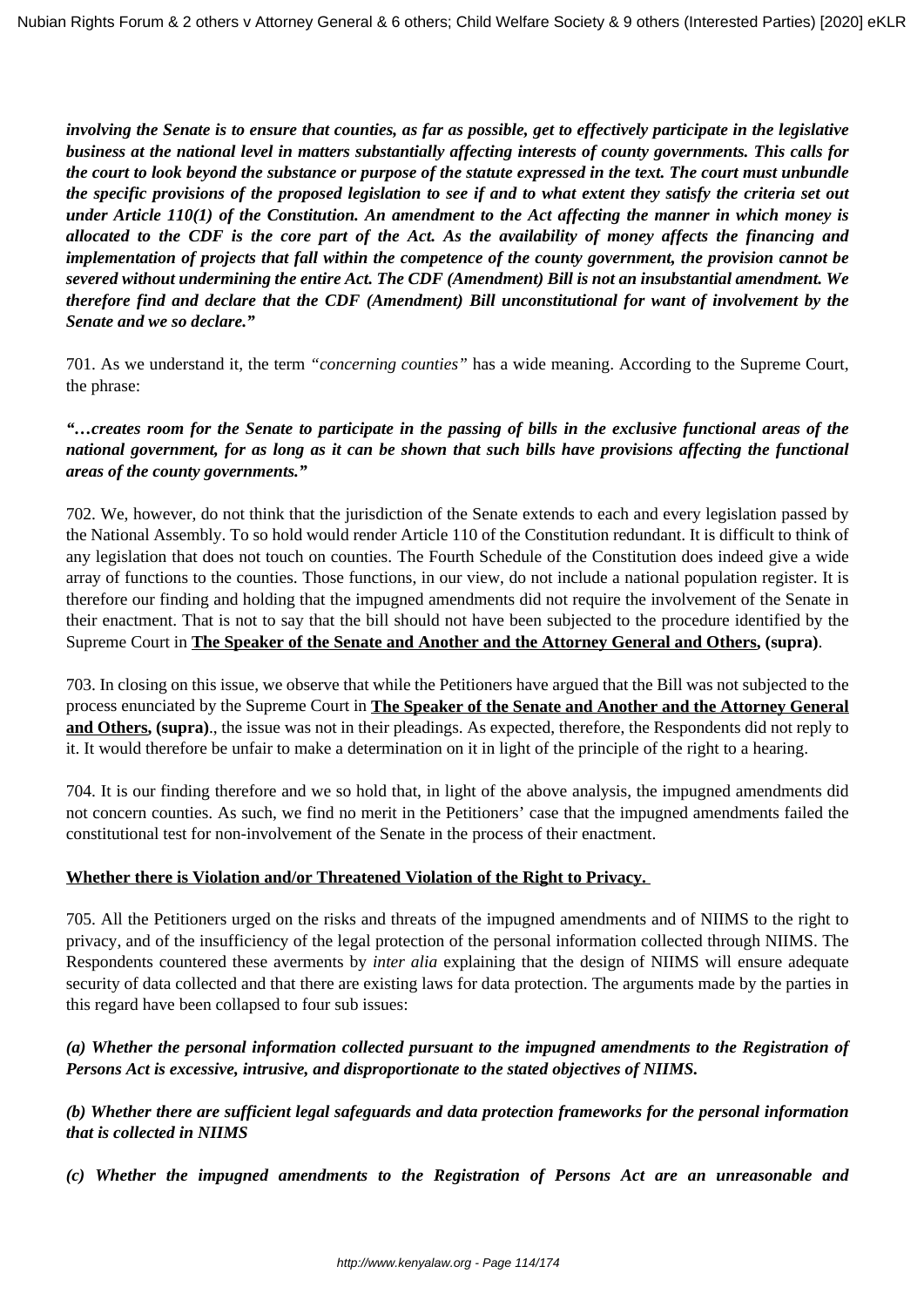***involving the Senate is to ensure that counties, as far as possible, get to effectively participate in the legislative business at the national level in matters substantially affecting interests of county governments. This calls for the court to look beyond the substance or purpose of the statute expressed in the text. The court must unbundle the specific provisions of the proposed legislation to see if and to what extent they satisfy the criteria set out under Article 110(1) of the Constitution. An amendment to the Act affecting the manner in which money is allocated to the CDF is the core part of the Act. As the availability of money affects the financing and implementation of projects that fall within the competence of the county government, the provision cannot be severed without undermining the entire Act. The CDF (Amendment) Bill is not an insubstantial amendment. We therefore find and declare that the CDF (Amendment) Bill unconstitutional for want of involvement by the Senate and we so declare."***

701. As we understand it, the term *"concerning counties"* has a wide meaning. According to the Supreme Court, the phrase:

***"…creates room for the Senate to participate in the passing of bills in the exclusive functional areas of the national government, for as long as it can be shown that such bills have provisions affecting the functional areas of the county governments."***

702. We, however, do not think that the jurisdiction of the Senate extends to each and every legislation passed by the National Assembly. To so hold would render Article 110 of the Constitution redundant. It is difficult to think of any legislation that does not touch on counties. The Fourth Schedule of the Constitution does indeed give a wide array of functions to the counties. Those functions, in our view, do not include a national population register. It is therefore our finding and holding that the impugned amendments did not require the involvement of the Senate in their enactment. That is not to say that the bill should not have been subjected to the procedure identified by the Supreme Court in **The Speaker of the Senate and Another and the Attorney General and Others, (supra)**.

703. In closing on this issue, we observe that while the Petitioners have argued that the Bill was not subjected to the process enunciated by the Supreme Court in **The Speaker of the Senate and Another and the Attorney General and Others, (supra)**., the issue was not in their pleadings. As expected, therefore, the Respondents did not reply to it. It would therefore be unfair to make a determination on it in light of the principle of the right to a hearing.

704. It is our finding therefore and we so hold that, in light of the above analysis, the impugned amendments did not concern counties. As such, we find no merit in the Petitioners' case that the impugned amendments failed the constitutional test for non-involvement of the Senate in the process of their enactment.

**Whether there is Violation and/or Threatened Violation of the Right to Privacy.**

705. All the Petitioners urged on the risks and threats of the impugned amendments and of NIIMS to the right to privacy, and of the insufficiency of the legal protection of the personal information collected through NIIMS. The Respondents countered these averments by *inter alia* explaining that the design of NIIMS will ensure adequate security of data collected and that there are existing laws for data protection. The arguments made by the parties in this regard have been collapsed to four sub issues:

***(a) Whether the personal information collected pursuant to the impugned amendments to the Registration of Persons Act is excessive, intrusive, and disproportionate to the stated objectives of NIIMS.***

***(b) Whether there are sufficient legal safeguards and data protection frameworks for the personal information that is collected in NIIMS***

***(c) Whether the impugned amendments to the Registration of Persons Act are an unreasonable and***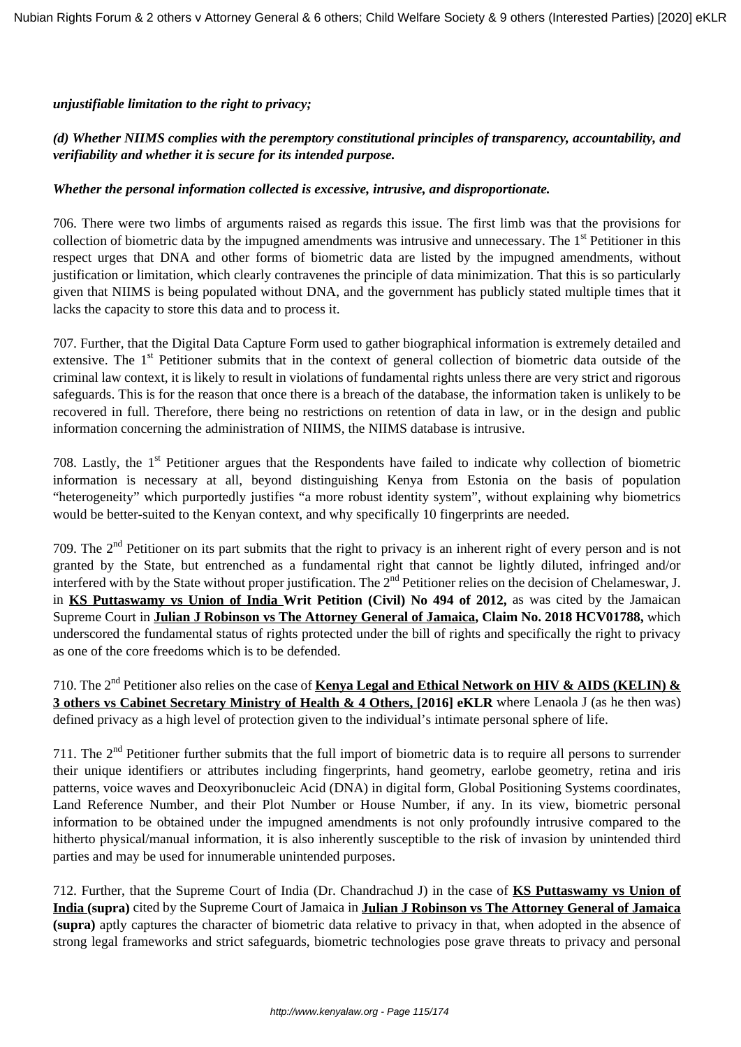***unjustifiable limitation to the right to privacy;***

***(d) Whether NIIMS complies with the peremptory constitutional principles of transparency, accountability, and verifiability and whether it is secure for its intended purpose.***

***Whether the personal information collected is excessive, intrusive, and disproportionate.***

706. There were two limbs of arguments raised as regards this issue. The first limb was that the provisions for collection of biometric data by the impugned amendments was intrusive and unnecessary. The 1st Petitioner in this respect urges that DNA and other forms of biometric data are listed by the impugned amendments, without justification or limitation, which clearly contravenes the principle of data minimization. That this is so particularly given that NIIMS is being populated without DNA, and the government has publicly stated multiple times that it lacks the capacity to store this data and to process it.

707. Further, that the Digital Data Capture Form used to gather biographical information is extremely detailed and extensive. The 1st Petitioner submits that in the context of general collection of biometric data outside of the criminal law context, it is likely to result in violations of fundamental rights unless there are very strict and rigorous safeguards. This is for the reason that once there is a breach of the database, the information taken is unlikely to be recovered in full. Therefore, there being no restrictions on retention of data in law, or in the design and public information concerning the administration of NIIMS, the NIIMS database is intrusive.

708. Lastly, the 1st Petitioner argues that the Respondents have failed to indicate why collection of biometric information is necessary at all, beyond distinguishing Kenya from Estonia on the basis of population "heterogeneity" which purportedly justifies "a more robust identity system", without explaining why biometrics would be better-suited to the Kenyan context, and why specifically 10 fingerprints are needed.

709. The 2nd Petitioner on its part submits that the right to privacy is an inherent right of every person and is not granted by the State, but entrenched as a fundamental right that cannot be lightly diluted, infringed and/or interfered with by the State without proper justification. The 2nd Petitioner relies on the decision of Chelameswar, J. in **KS Puttaswamy vs Union of India Writ Petition (Civil) No 494 of 2012,** as was cited by the Jamaican Supreme Court in **Julian J Robinson vs The Attorney General of Jamaica, Claim No. 2018 HCV01788,** which underscored the fundamental status of rights protected under the bill of rights and specifically the right to privacy as one of the core freedoms which is to be defended.

710. The 2nd Petitioner also relies on the case of **Kenya Legal and Ethical Network on HIV & AIDS (KELIN) & 3 others vs Cabinet Secretary Ministry of Health & 4 Others, [2016] eKLR** where Lenaola J (as he then was) defined privacy as a high level of protection given to the individual's intimate personal sphere of life.

711. The 2nd Petitioner further submits that the full import of biometric data is to require all persons to surrender their unique identifiers or attributes including fingerprints, hand geometry, earlobe geometry, retina and iris patterns, voice waves and Deoxyribonucleic Acid (DNA) in digital form, Global Positioning Systems coordinates, Land Reference Number, and their Plot Number or House Number, if any. In its view, biometric personal information to be obtained under the impugned amendments is not only profoundly intrusive compared to the hitherto physical/manual information, it is also inherently susceptible to the risk of invasion by unintended third parties and may be used for innumerable unintended purposes.

712. Further, that the Supreme Court of India (Dr. Chandrachud J) in the case of **KS Puttaswamy vs Union of India (supra)** cited by the Supreme Court of Jamaica in **Julian J Robinson vs The Attorney General of Jamaica (supra)** aptly captures the character of biometric data relative to privacy in that, when adopted in the absence of strong legal frameworks and strict safeguards, biometric technologies pose grave threats to privacy and personal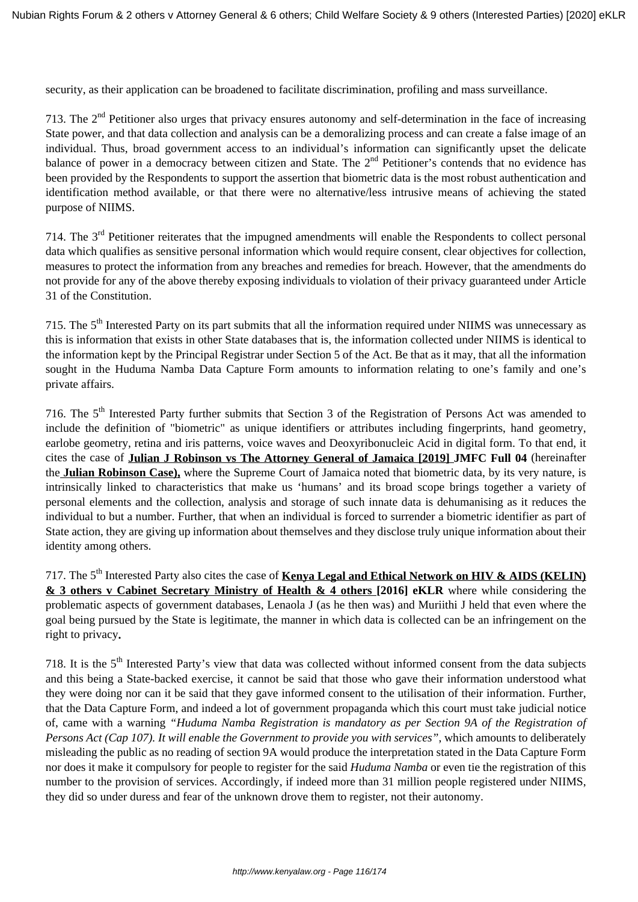security, as their application can be broadened to facilitate discrimination, profiling and mass surveillance.

713. The 2nd Petitioner also urges that privacy ensures autonomy and self-determination in the face of increasing State power, and that data collection and analysis can be a demoralizing process and can create a false image of an individual. Thus, broad government access to an individual's information can significantly upset the delicate balance of power in a democracy between citizen and State. The 2nd Petitioner's contends that no evidence has been provided by the Respondents to support the assertion that biometric data is the most robust authentication and identification method available, or that there were no alternative/less intrusive means of achieving the stated purpose of NIIMS.

714. The 3rd Petitioner reiterates that the impugned amendments will enable the Respondents to collect personal data which qualifies as sensitive personal information which would require consent, clear objectives for collection, measures to protect the information from any breaches and remedies for breach. However, that the amendments do not provide for any of the above thereby exposing individuals to violation of their privacy guaranteed under Article 31 of the Constitution.

715. The 5th Interested Party on its part submits that all the information required under NIIMS was unnecessary as this is information that exists in other State databases that is, the information collected under NIIMS is identical to the information kept by the Principal Registrar under Section 5 of the Act. Be that as it may, that all the information sought in the Huduma Namba Data Capture Form amounts to information relating to one's family and one's private affairs.

716. The 5th Interested Party further submits that Section 3 of the Registration of Persons Act was amended to include the definition of "biometric" as unique identifiers or attributes including fingerprints, hand geometry, earlobe geometry, retina and iris patterns, voice waves and Deoxyribonucleic Acid in digital form. To that end, it cites the case of **Julian J Robinson vs The Attorney General of Jamaica [2019] JMFC Full 04** (hereinafter the **Julian Robinson Case),** where the Supreme Court of Jamaica noted that biometric data, by its very nature, is intrinsically linked to characteristics that make us 'humans' and its broad scope brings together a variety of personal elements and the collection, analysis and storage of such innate data is dehumanising as it reduces the individual to but a number. Further, that when an individual is forced to surrender a biometric identifier as part of State action, they are giving up information about themselves and they disclose truly unique information about their identity among others.

717. The 5th Interested Party also cites the case of **Kenya Legal and Ethical Network on HIV & AIDS (KELIN) & 3 others v Cabinet Secretary Ministry of Health & 4 others [2016] eKLR** where while considering the problematic aspects of government databases, Lenaola J (as he then was) and Muriithi J held that even where the goal being pursued by the State is legitimate, the manner in which data is collected can be an infringement on the right to privacy**.**

718. It is the 5th Interested Party's view that data was collected without informed consent from the data subjects and this being a State-backed exercise, it cannot be said that those who gave their information understood what they were doing nor can it be said that they gave informed consent to the utilisation of their information. Further, that the Data Capture Form, and indeed a lot of government propaganda which this court must take judicial notice of, came with a warning *"Huduma Namba Registration is mandatory as per Section 9A of the Registration of Persons Act (Cap 107). It will enable the Government to provide you with services"*, which amounts to deliberately misleading the public as no reading of section 9A would produce the interpretation stated in the Data Capture Form nor does it make it compulsory for people to register for the said *Huduma Namba* or even tie the registration of this number to the provision of services. Accordingly, if indeed more than 31 million people registered under NIIMS, they did so under duress and fear of the unknown drove them to register, not their autonomy.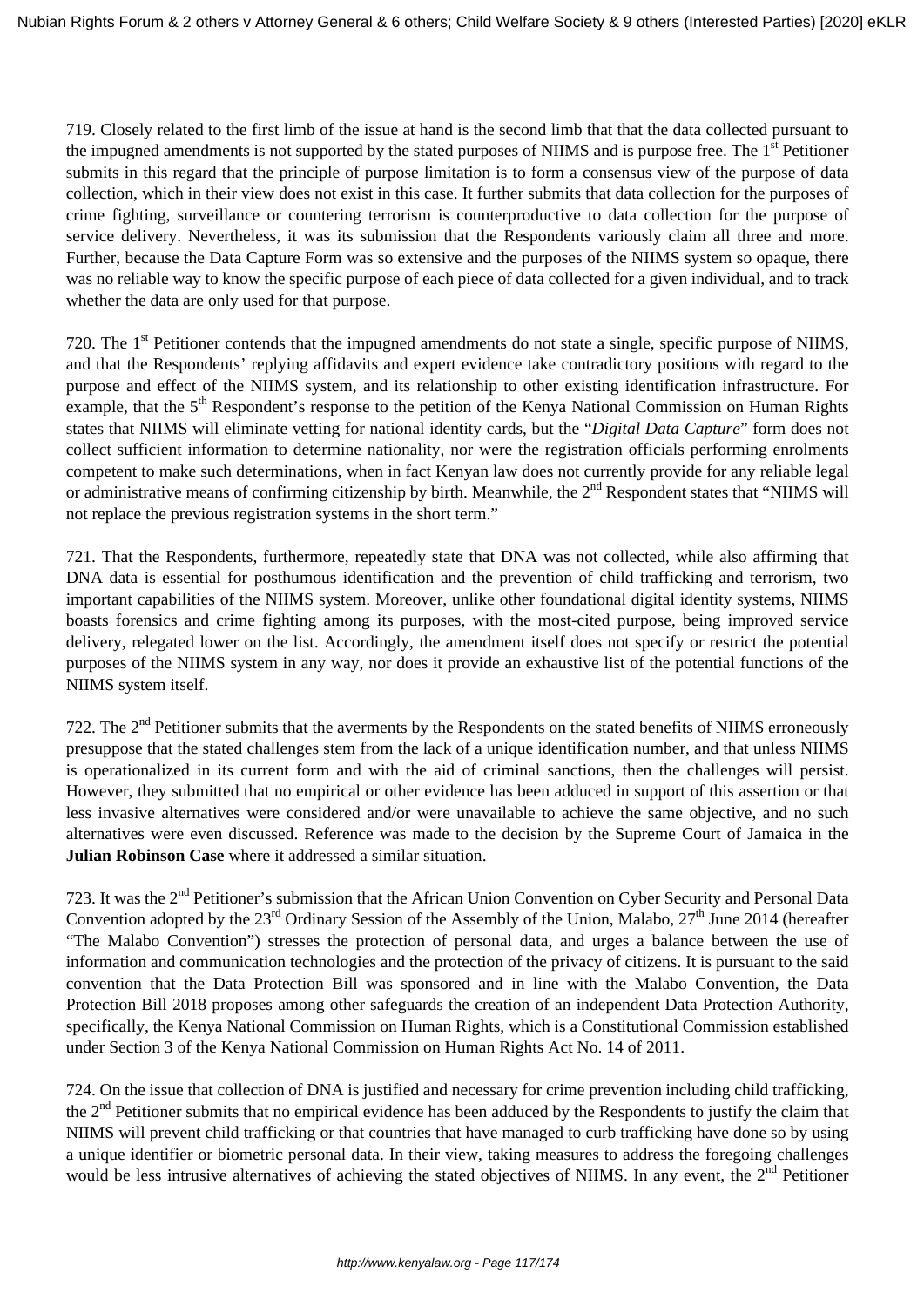719. Closely related to the first limb of the issue at hand is the second limb that that the data collected pursuant to the impugned amendments is not supported by the stated purposes of NIIMS and is purpose free. The 1st Petitioner submits in this regard that the principle of purpose limitation is to form a consensus view of the purpose of data collection, which in their view does not exist in this case. It further submits that data collection for the purposes of crime fighting, surveillance or countering terrorism is counterproductive to data collection for the purpose of service delivery. Nevertheless, it was its submission that the Respondents variously claim all three and more. Further, because the Data Capture Form was so extensive and the purposes of the NIIMS system so opaque, there was no reliable way to know the specific purpose of each piece of data collected for a given individual, and to track whether the data are only used for that purpose.

720. The 1st Petitioner contends that the impugned amendments do not state a single, specific purpose of NIIMS, and that the Respondents' replying affidavits and expert evidence take contradictory positions with regard to the purpose and effect of the NIIMS system, and its relationship to other existing identification infrastructure. For example, that the 5th Respondent's response to the petition of the Kenya National Commission on Human Rights states that NIIMS will eliminate vetting for national identity cards, but the "*Digital Data Capture*" form does not collect sufficient information to determine nationality, nor were the registration officials performing enrolments competent to make such determinations, when in fact Kenyan law does not currently provide for any reliable legal or administrative means of confirming citizenship by birth. Meanwhile, the 2nd Respondent states that "NIIMS will not replace the previous registration systems in the short term."

721. That the Respondents, furthermore, repeatedly state that DNA was not collected, while also affirming that DNA data is essential for posthumous identification and the prevention of child trafficking and terrorism, two important capabilities of the NIIMS system. Moreover, unlike other foundational digital identity systems, NIIMS boasts forensics and crime fighting among its purposes, with the most-cited purpose, being improved service delivery, relegated lower on the list. Accordingly, the amendment itself does not specify or restrict the potential purposes of the NIIMS system in any way, nor does it provide an exhaustive list of the potential functions of the NIIMS system itself.

722. The 2nd Petitioner submits that the averments by the Respondents on the stated benefits of NIIMS erroneously presuppose that the stated challenges stem from the lack of a unique identification number, and that unless NIIMS is operationalized in its current form and with the aid of criminal sanctions, then the challenges will persist. However, they submitted that no empirical or other evidence has been adduced in support of this assertion or that less invasive alternatives were considered and/or were unavailable to achieve the same objective, and no such alternatives were even discussed. Reference was made to the decision by the Supreme Court of Jamaica in the **Julian Robinson Case** where it addressed a similar situation.

723. It was the 2nd Petitioner's submission that the African Union Convention on Cyber Security and Personal Data Convention adopted by the 23rd Ordinary Session of the Assembly of the Union, Malabo, 27th June 2014 (hereafter "The Malabo Convention") stresses the protection of personal data, and urges a balance between the use of information and communication technologies and the protection of the privacy of citizens. It is pursuant to the said convention that the Data Protection Bill was sponsored and in line with the Malabo Convention, the Data Protection Bill 2018 proposes among other safeguards the creation of an independent Data Protection Authority, specifically, the Kenya National Commission on Human Rights, which is a Constitutional Commission established under Section 3 of the Kenya National Commission on Human Rights Act No. 14 of 2011.

724. On the issue that collection of DNA is justified and necessary for crime prevention including child trafficking, the 2nd Petitioner submits that no empirical evidence has been adduced by the Respondents to justify the claim that NIIMS will prevent child trafficking or that countries that have managed to curb trafficking have done so by using a unique identifier or biometric personal data. In their view, taking measures to address the foregoing challenges would be less intrusive alternatives of achieving the stated objectives of NIIMS. In any event, the 2nd Petitioner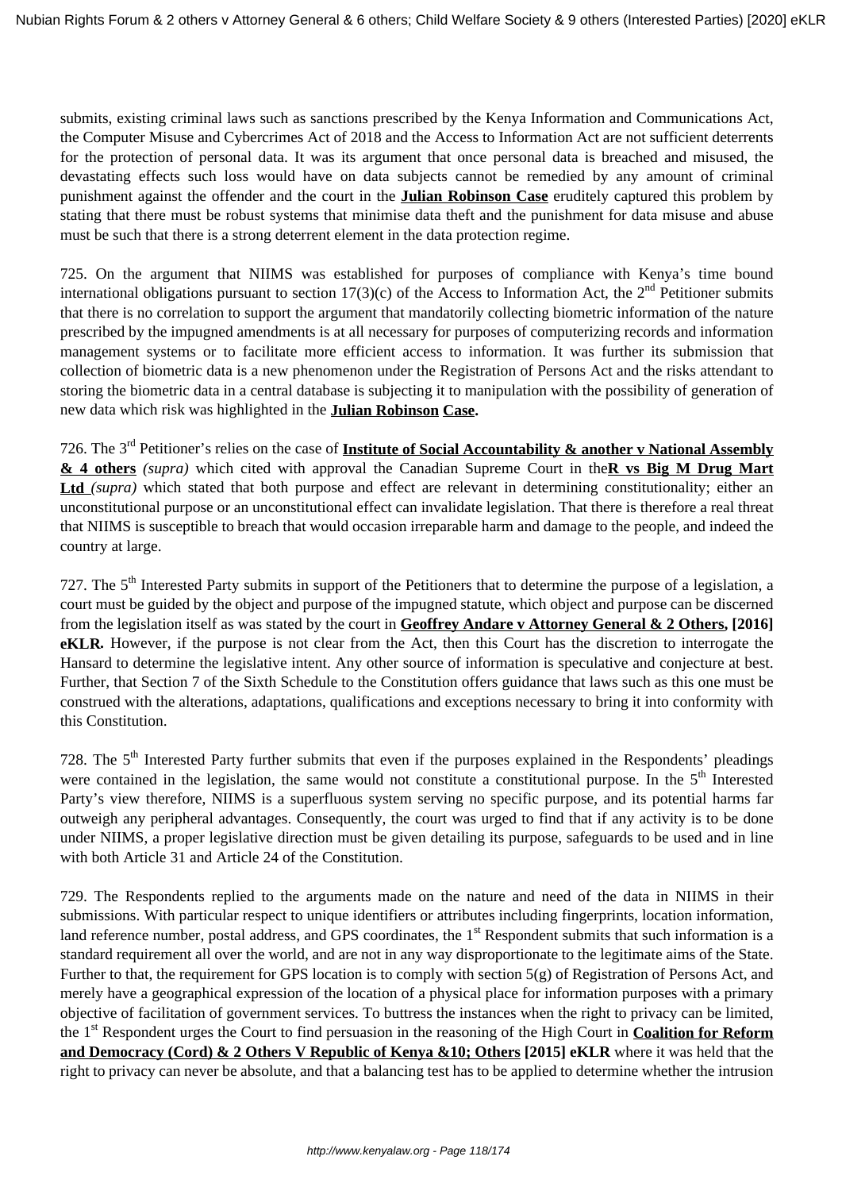submits, existing criminal laws such as sanctions prescribed by the Kenya Information and Communications Act, the Computer Misuse and Cybercrimes Act of 2018 and the Access to Information Act are not sufficient deterrents for the protection of personal data. It was its argument that once personal data is breached and misused, the devastating effects such loss would have on data subjects cannot be remedied by any amount of criminal punishment against the offender and the court in the **Julian Robinson Case** eruditely captured this problem by stating that there must be robust systems that minimise data theft and the punishment for data misuse and abuse must be such that there is a strong deterrent element in the data protection regime.

725. On the argument that NIIMS was established for purposes of compliance with Kenya's time bound international obligations pursuant to section 17(3)(c) of the Access to Information Act, the 2nd Petitioner submits that there is no correlation to support the argument that mandatorily collecting biometric information of the nature prescribed by the impugned amendments is at all necessary for purposes of computerizing records and information management systems or to facilitate more efficient access to information. It was further its submission that collection of biometric data is a new phenomenon under the Registration of Persons Act and the risks attendant to storing the biometric data in a central database is subjecting it to manipulation with the possibility of generation of new data which risk was highlighted in the **Julian Robinson Case.**

726. The 3rd Petitioner's relies on the case of **Institute of Social Accountability & another v National Assembly & 4 others** *(supra)* which cited with approval the Canadian Supreme Court in the **R vs Big M Drug Mart Ltd** *(supra)* which stated that both purpose and effect are relevant in determining constitutionality; either an unconstitutional purpose or an unconstitutional effect can invalidate legislation. That there is therefore a real threat that NIIMS is susceptible to breach that would occasion irreparable harm and damage to the people, and indeed the country at large.

727. The 5th Interested Party submits in support of the Petitioners that to determine the purpose of a legislation, a court must be guided by the object and purpose of the impugned statute, which object and purpose can be discerned from the legislation itself as was stated by the court in **Geoffrey Andare v Attorney General & 2 Others, [2016] eKLR.** However, if the purpose is not clear from the Act, then this Court has the discretion to interrogate the Hansard to determine the legislative intent. Any other source of information is speculative and conjecture at best. Further, that Section 7 of the Sixth Schedule to the Constitution offers guidance that laws such as this one must be construed with the alterations, adaptations, qualifications and exceptions necessary to bring it into conformity with this Constitution.

728. The 5th Interested Party further submits that even if the purposes explained in the Respondents' pleadings were contained in the legislation, the same would not constitute a constitutional purpose. In the 5th Interested Party's view therefore, NIIMS is a superfluous system serving no specific purpose, and its potential harms far outweigh any peripheral advantages. Consequently, the court was urged to find that if any activity is to be done under NIIMS, a proper legislative direction must be given detailing its purpose, safeguards to be used and in line with both Article 31 and Article 24 of the Constitution.

729. The Respondents replied to the arguments made on the nature and need of the data in NIIMS in their submissions. With particular respect to unique identifiers or attributes including fingerprints, location information, land reference number, postal address, and GPS coordinates, the 1st Respondent submits that such information is a standard requirement all over the world, and are not in any way disproportionate to the legitimate aims of the State. Further to that, the requirement for GPS location is to comply with section 5(g) of Registration of Persons Act, and merely have a geographical expression of the location of a physical place for information purposes with a primary objective of facilitation of government services. To buttress the instances when the right to privacy can be limited, the 1st Respondent urges the Court to find persuasion in the reasoning of the High Court in **Coalition for Reform and Democracy (Cord) & 2 Others V Republic of Kenya &10; Others [2015] eKLR** where it was held that the right to privacy can never be absolute, and that a balancing test has to be applied to determine whether the intrusion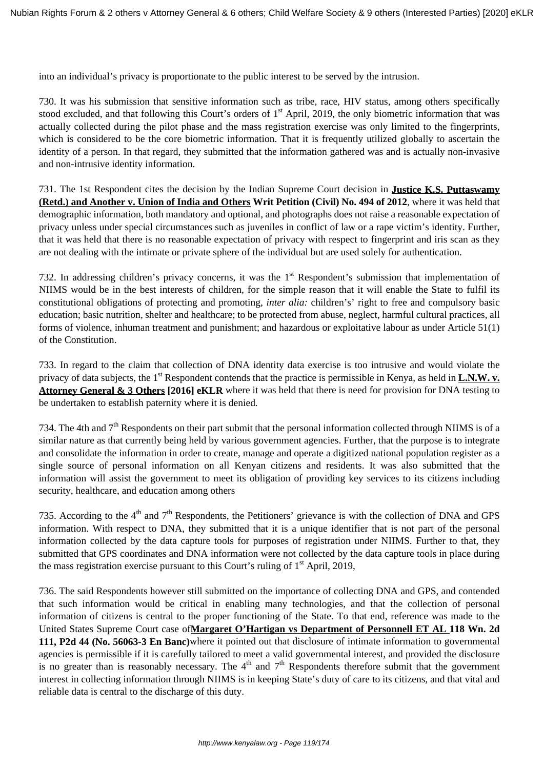into an individual's privacy is proportionate to the public interest to be served by the intrusion.

730. It was his submission that sensitive information such as tribe, race, HIV status, among others specifically stood excluded, and that following this Court's orders of 1st April, 2019, the only biometric information that was actually collected during the pilot phase and the mass registration exercise was only limited to the fingerprints, which is considered to be the core biometric information. That it is frequently utilized globally to ascertain the identity of a person. In that regard, they submitted that the information gathered was and is actually non-invasive and non-intrusive identity information.

731. The 1st Respondent cites the decision by the Indian Supreme Court decision in **Justice K.S. Puttaswamy (Retd.) and Another v. Union of India and Others Writ Petition (Civil) No. 494 of 2012**, where it was held that demographic information, both mandatory and optional, and photographs does not raise a reasonable expectation of privacy unless under special circumstances such as juveniles in conflict of law or a rape victim's identity. Further, that it was held that there is no reasonable expectation of privacy with respect to fingerprint and iris scan as they are not dealing with the intimate or private sphere of the individual but are used solely for authentication.

732. In addressing children's privacy concerns, it was the 1st Respondent's submission that implementation of NIIMS would be in the best interests of children, for the simple reason that it will enable the State to fulfil its constitutional obligations of protecting and promoting, *inter alia:* children's' right to free and compulsory basic education; basic nutrition, shelter and healthcare; to be protected from abuse, neglect, harmful cultural practices, all forms of violence, inhuman treatment and punishment; and hazardous or exploitative labour as under Article 51(1) of the Constitution.

733. In regard to the claim that collection of DNA identity data exercise is too intrusive and would violate the privacy of data subjects, the 1st Respondent contends that the practice is permissible in Kenya, as held in **L.N.W. v. Attorney General & 3 Others [2016] eKLR** where it was held that there is need for provision for DNA testing to be undertaken to establish paternity where it is denied.

734. The 4th and 7th Respondents on their part submit that the personal information collected through NIIMS is of a similar nature as that currently being held by various government agencies. Further, that the purpose is to integrate and consolidate the information in order to create, manage and operate a digitized national population register as a single source of personal information on all Kenyan citizens and residents. It was also submitted that the information will assist the government to meet its obligation of providing key services to its citizens including security, healthcare, and education among others

735. According to the 4th and 7th Respondents, the Petitioners' grievance is with the collection of DNA and GPS information. With respect to DNA, they submitted that it is a unique identifier that is not part of the personal information collected by the data capture tools for purposes of registration under NIIMS. Further to that, they submitted that GPS coordinates and DNA information were not collected by the data capture tools in place during the mass registration exercise pursuant to this Court's ruling of 1st April, 2019,

736. The said Respondents however still submitted on the importance of collecting DNA and GPS, and contended that such information would be critical in enabling many technologies, and that the collection of personal information of citizens is central to the proper functioning of the State. To that end, reference was made to the United States Supreme Court case of **Margaret O'Hartigan vs Department of Personnell ET AL 118 Wn. 2d 111, P2d 44 (No. 56063-3 En Banc)** where it pointed out that disclosure of intimate information to governmental agencies is permissible if it is carefully tailored to meet a valid governmental interest, and provided the disclosure is no greater than is reasonably necessary. The 4th and 7th Respondents therefore submit that the government interest in collecting information through NIIMS is in keeping State's duty of care to its citizens, and that vital and reliable data is central to the discharge of this duty.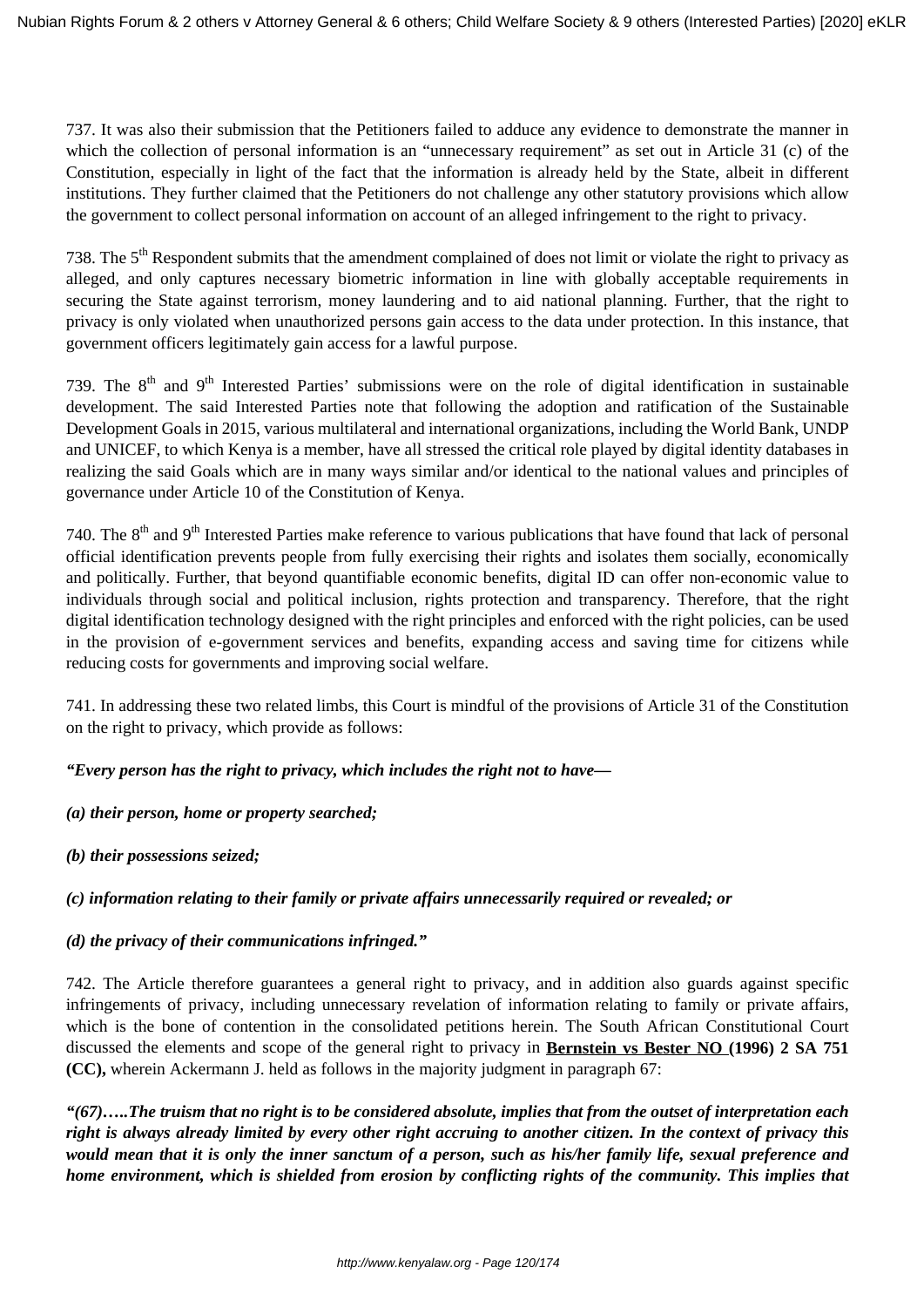737. It was also their submission that the Petitioners failed to adduce any evidence to demonstrate the manner in which the collection of personal information is an "unnecessary requirement" as set out in Article 31 (c) of the Constitution, especially in light of the fact that the information is already held by the State, albeit in different institutions. They further claimed that the Petitioners do not challenge any other statutory provisions which allow the government to collect personal information on account of an alleged infringement to the right to privacy.

738. The 5th Respondent submits that the amendment complained of does not limit or violate the right to privacy as alleged, and only captures necessary biometric information in line with globally acceptable requirements in securing the State against terrorism, money laundering and to aid national planning. Further, that the right to privacy is only violated when unauthorized persons gain access to the data under protection. In this instance, that government officers legitimately gain access for a lawful purpose.

739. The 8th and 9th Interested Parties' submissions were on the role of digital identification in sustainable development. The said Interested Parties note that following the adoption and ratification of the Sustainable Development Goals in 2015, various multilateral and international organizations, including the World Bank, UNDP and UNICEF, to which Kenya is a member, have all stressed the critical role played by digital identity databases in realizing the said Goals which are in many ways similar and/or identical to the national values and principles of governance under Article 10 of the Constitution of Kenya.

740. The 8th and 9th Interested Parties make reference to various publications that have found that lack of personal official identification prevents people from fully exercising their rights and isolates them socially, economically and politically. Further, that beyond quantifiable economic benefits, digital ID can offer non-economic value to individuals through social and political inclusion, rights protection and transparency. Therefore, that the right digital identification technology designed with the right principles and enforced with the right policies, can be used in the provision of e-government services and benefits, expanding access and saving time for citizens while reducing costs for governments and improving social welfare.

741. In addressing these two related limbs, this Court is mindful of the provisions of Article 31 of the Constitution on the right to privacy, which provide as follows:

***"Every person has the right to privacy, which includes the right not to have—***

***(a) their person, home or property searched;***

***(b) their possessions seized;***

***(c) information relating to their family or private affairs unnecessarily required or revealed; or***

***(d) the privacy of their communications infringed."***

742. The Article therefore guarantees a general right to privacy, and in addition also guards against specific infringements of privacy, including unnecessary revelation of information relating to family or private affairs, which is the bone of contention in the consolidated petitions herein. The South African Constitutional Court discussed the elements and scope of the general right to privacy in **Bernstein vs Bester NO (1996) 2 SA 751 (CC),** wherein Ackermann J. held as follows in the majority judgment in paragraph 67:

***"(67)…..The truism that no right is to be considered absolute, implies that from the outset of interpretation each right is always already limited by every other right accruing to another citizen. In the context of privacy this would mean that it is only the inner sanctum of a person, such as his/her family life, sexual preference and home environment, which is shielded from erosion by conflicting rights of the community. This implies that***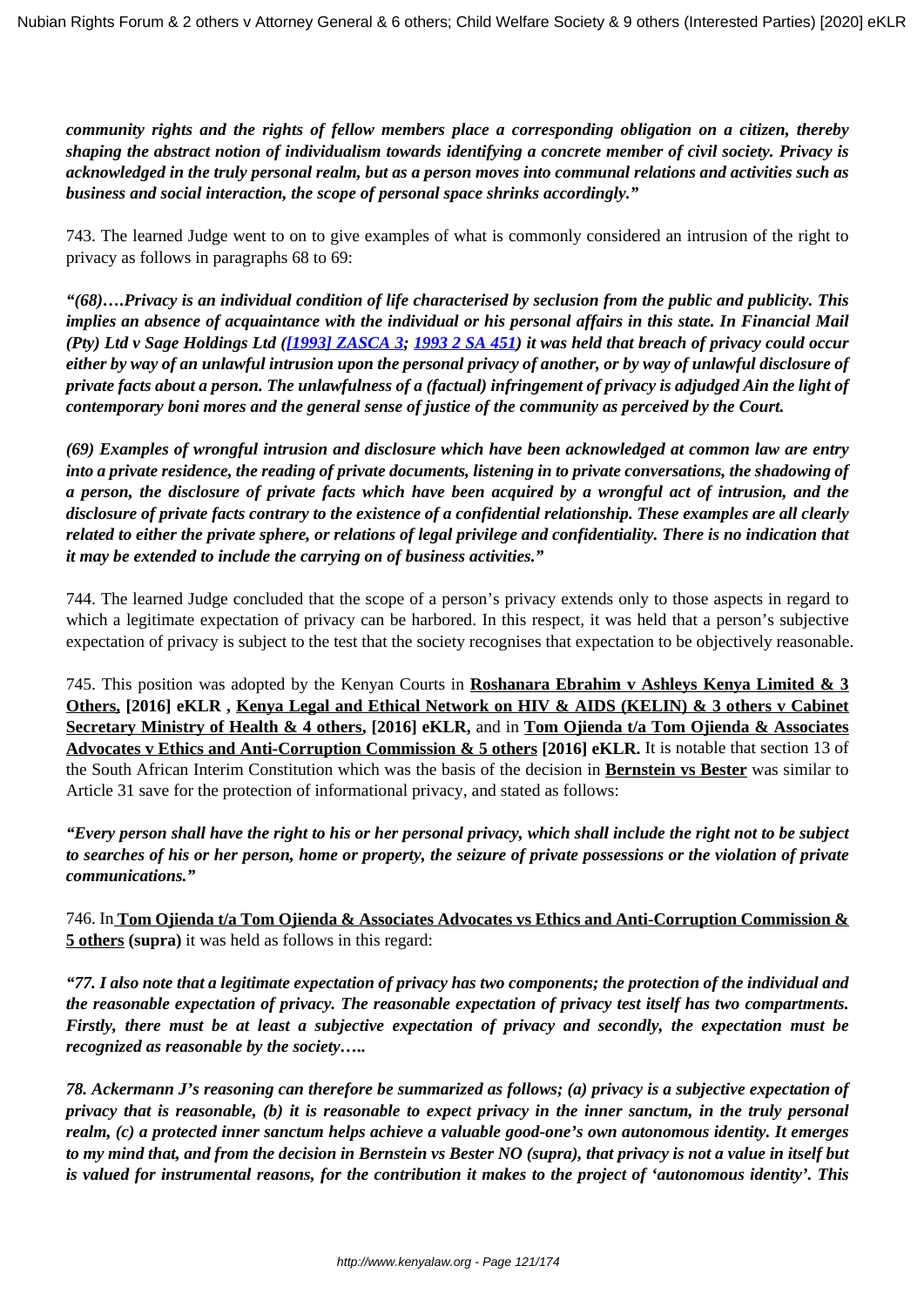***community rights and the rights of fellow members place a corresponding obligation on a citizen, thereby shaping the abstract notion of individualism towards identifying a concrete member of civil society. Privacy is acknowledged in the truly personal realm, but as a person moves into communal relations and activities such as business and social interaction, the scope of personal space shrinks accordingly."***

743. The learned Judge went to on to give examples of what is commonly considered an intrusion of the right to privacy as follows in paragraphs 68 to 69:

***"(68)….Privacy is an individual condition of life characterised by seclusion from the public and publicity. This implies an absence of acquaintance with the individual or his personal affairs in this state. In Financial Mail (Pty) Ltd v Sage Holdings Ltd ([1993] ZASCA 3; 1993 2 SA 451) it was held that breach of privacy could occur either by way of an unlawful intrusion upon the personal privacy of another, or by way of unlawful disclosure of private facts about a person. The unlawfulness of a (factual) infringement of privacy is adjudged Ain the light of contemporary boni mores and the general sense of justice of the community as perceived by the Court.***

***(69) Examples of wrongful intrusion and disclosure which have been acknowledged at common law are entry into a private residence, the reading of private documents, listening in to private conversations, the shadowing of a person, the disclosure of private facts which have been acquired by a wrongful act of intrusion, and the disclosure of private facts contrary to the existence of a confidential relationship. These examples are all clearly related to either the private sphere, or relations of legal privilege and confidentiality. There is no indication that it may be extended to include the carrying on of business activities."***

744. The learned Judge concluded that the scope of a person's privacy extends only to those aspects in regard to which a legitimate expectation of privacy can be harbored. In this respect, it was held that a person's subjective expectation of privacy is subject to the test that the society recognises that expectation to be objectively reasonable.

745. This position was adopted by the Kenyan Courts in **Roshanara Ebrahim v Ashleys Kenya Limited & 3 Others, [2016] eKLR** , **Kenya Legal and Ethical Network on HIV & AIDS (KELIN) & 3 others v Cabinet Secretary Ministry of Health & 4 others, [2016] eKLR,** and in **Tom Ojienda t/a Tom Ojienda & Associates Advocates v Ethics and Anti-Corruption Commission & 5 others [2016] eKLR.** It is notable that section 13 of the South African Interim Constitution which was the basis of the decision in **Bernstein vs Bester** was similar to Article 31 save for the protection of informational privacy, and stated as follows:

***"Every person shall have the right to his or her personal privacy, which shall include the right not to be subject to searches of his or her person, home or property, the seizure of private possessions or the violation of private communications."***

746. In **Tom Ojienda t/a Tom Ojienda & Associates Advocates vs Ethics and Anti-Corruption Commission & 5 others (supra)** it was held as follows in this regard:

***"77. I also note that a legitimate expectation of privacy has two components; the protection of the individual and the reasonable expectation of privacy. The reasonable expectation of privacy test itself has two compartments. Firstly, there must be at least a subjective expectation of privacy and secondly, the expectation must be recognized as reasonable by the society…..***

***78. Ackermann J's reasoning can therefore be summarized as follows; (a) privacy is a subjective expectation of privacy that is reasonable, (b) it is reasonable to expect privacy in the inner sanctum, in the truly personal realm, (c) a protected inner sanctum helps achieve a valuable good-one's own autonomous identity. It emerges to my mind that, and from the decision in Bernstein vs Bester NO (supra), that privacy is not a value in itself but is valued for instrumental reasons, for the contribution it makes to the project of 'autonomous identity'. This***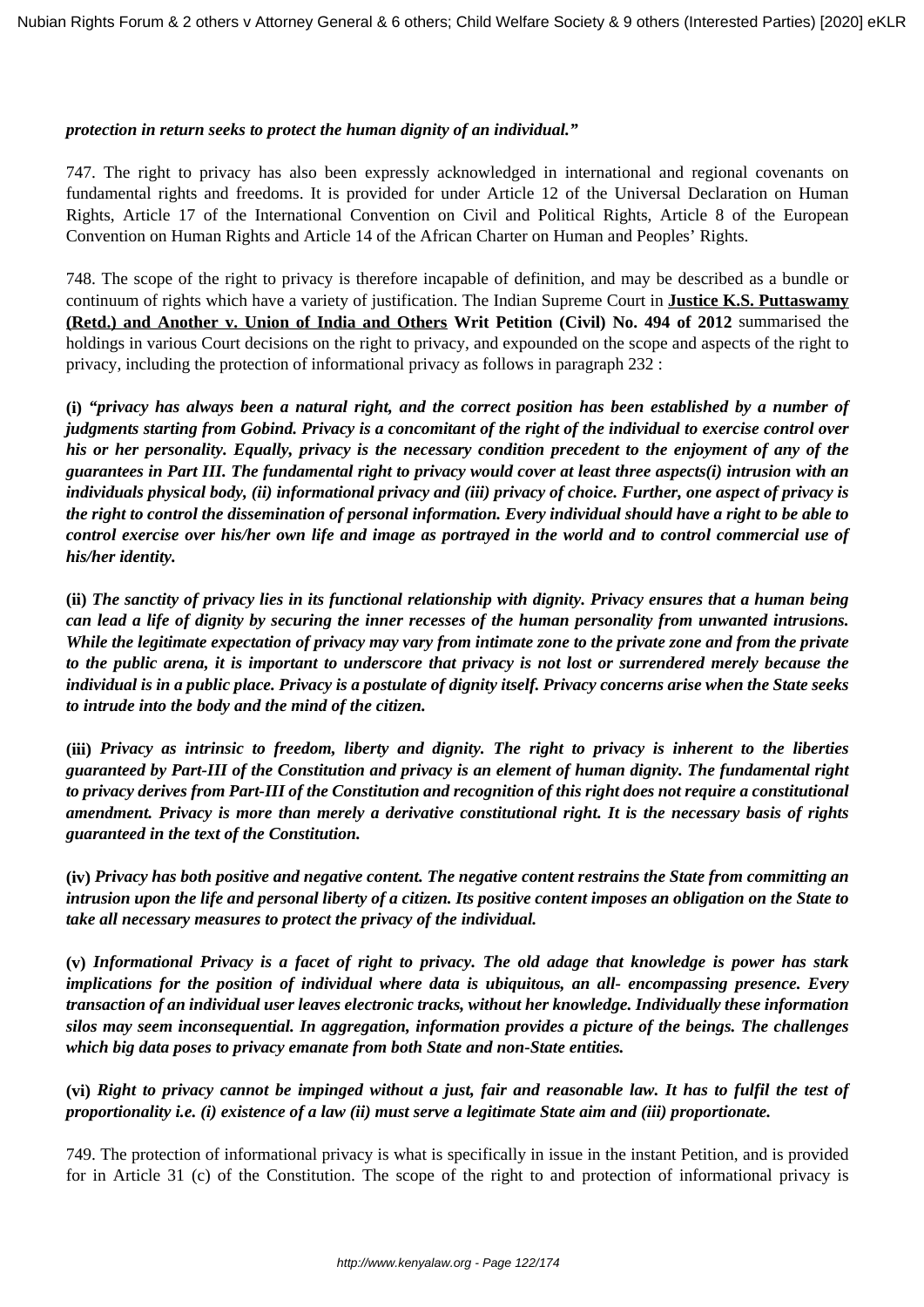***protection in return seeks to protect the human dignity of an individual."***

747. The right to privacy has also been expressly acknowledged in international and regional covenants on fundamental rights and freedoms. It is provided for under Article 12 of the Universal Declaration on Human Rights, Article 17 of the International Convention on Civil and Political Rights, Article 8 of the European Convention on Human Rights and Article 14 of the African Charter on Human and Peoples' Rights.

748. The scope of the right to privacy is therefore incapable of definition, and may be described as a bundle or continuum of rights which have a variety of justification. The Indian Supreme Court in **Justice K.S. Puttaswamy (Retd.) and Another v. Union of India and Others Writ Petition (Civil) No. 494 of 2012** summarised the holdings in various Court decisions on the right to privacy, and expounded on the scope and aspects of the right to privacy, including the protection of informational privacy as follows in paragraph 232 :

**(i)** ***"privacy has always been a natural right, and the correct position has been established by a number of judgments starting from Gobind. Privacy is a concomitant of the right of the individual to exercise control over his or her personality. Equally, privacy is the necessary condition precedent to the enjoyment of any of the guarantees in Part III. The fundamental right to privacy would cover at least three aspects(i) intrusion with an individuals physical body, (ii) informational privacy and (iii) privacy of choice. Further, one aspect of privacy is the right to control the dissemination of personal information. Every individual should have a right to be able to control exercise over his/her own life and image as portrayed in the world and to control commercial use of his/her identity.***

**(ii)** ***The sanctity of privacy lies in its functional relationship with dignity. Privacy ensures that a human being can lead a life of dignity by securing the inner recesses of the human personality from unwanted intrusions. While the legitimate expectation of privacy may vary from intimate zone to the private zone and from the private to the public arena, it is important to underscore that privacy is not lost or surrendered merely because the individual is in a public place. Privacy is a postulate of dignity itself. Privacy concerns arise when the State seeks to intrude into the body and the mind of the citizen.***

**(iii)** ***Privacy as intrinsic to freedom, liberty and dignity. The right to privacy is inherent to the liberties guaranteed by Part-III of the Constitution and privacy is an element of human dignity. The fundamental right to privacy derives from Part-III of the Constitution and recognition of this right does not require a constitutional amendment. Privacy is more than merely a derivative constitutional right. It is the necessary basis of rights guaranteed in the text of the Constitution.***

**(iv)** ***Privacy has both positive and negative content. The negative content restrains the State from committing an intrusion upon the life and personal liberty of a citizen. Its positive content imposes an obligation on the State to take all necessary measures to protect the privacy of the individual.***

**(v)** ***Informational Privacy is a facet of right to privacy. The old adage that knowledge is power has stark implications for the position of individual where data is ubiquitous, an all- encompassing presence. Every transaction of an individual user leaves electronic tracks, without her knowledge. Individually these information silos may seem inconsequential. In aggregation, information provides a picture of the beings. The challenges which big data poses to privacy emanate from both State and non-State entities.***

**(vi)** ***Right to privacy cannot be impinged without a just, fair and reasonable law. It has to fulfil the test of proportionality i.e. (i) existence of a law (ii) must serve a legitimate State aim and (iii) proportionate.***

749. The protection of informational privacy is what is specifically in issue in the instant Petition, and is provided for in Article 31 (c) of the Constitution. The scope of the right to and protection of informational privacy is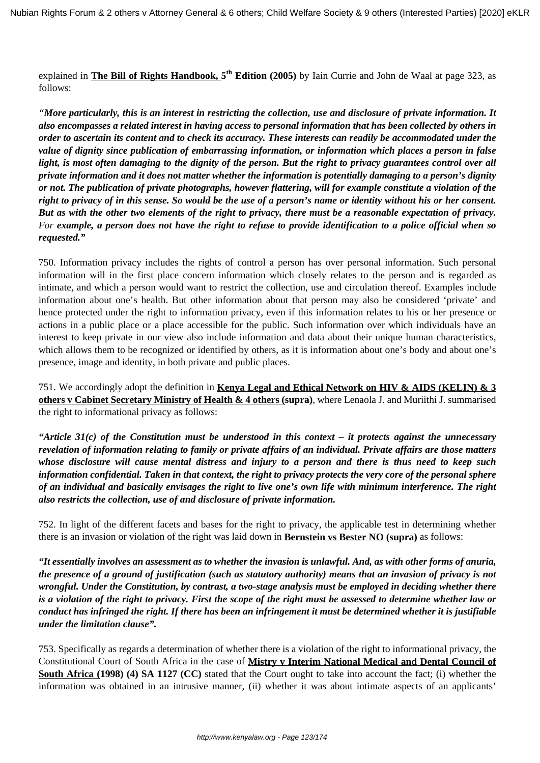explained in **The Bill of Rights Handbook, 5th Edition (2005)** by Iain Currie and John de Waal at page 323, as follows:

*"**More particularly, this is an interest in restricting the collection, use and disclosure of private information. It also encompasses a related interest in having access to personal information that has been collected by others in order to ascertain its content and to check its accuracy. These interests can readily be accommodated under the value of dignity since publication of embarrassing information, or information which places a person in false light, is most often damaging to the dignity of the person. But the right to privacy guarantees control over all private information and it does not matter whether the information is potentially damaging to a person's dignity or not. The publication of private photographs, however flattering, will for example constitute a violation of the right to privacy of in this sense. So would be the use of a person's name or identity without his or her consent. But as with the other two elements of the right to privacy, there must be a reasonable expectation of privacy.** For **example, a person does not have the right to refuse to provide identification to a police official when so requested."***

750. Information privacy includes the rights of control a person has over personal information. Such personal information will in the first place concern information which closely relates to the person and is regarded as intimate, and which a person would want to restrict the collection, use and circulation thereof. Examples include information about one's health. But other information about that person may also be considered 'private' and hence protected under the right to information privacy, even if this information relates to his or her presence or actions in a public place or a place accessible for the public. Such information over which individuals have an interest to keep private in our view also include information and data about their unique human characteristics, which allows them to be recognized or identified by others, as it is information about one's body and about one's presence, image and identity, in both private and public places.

751. We accordingly adopt the definition in **Kenya Legal and Ethical Network on HIV & AIDS (KELIN) & 3 others v Cabinet Secretary Ministry of Health & 4 others (supra)**, where Lenaola J. and Muriithi J. summarised the right to informational privacy as follows:

***"Article 31(c) of the Constitution must be understood in this context – it protects against the unnecessary revelation of information relating to family or private affairs of an individual. Private affairs are those matters whose disclosure will cause mental distress and injury to a person and there is thus need to keep such information confidential. Taken in that context, the right to privacy protects the very core of the personal sphere of an individual and basically envisages the right to live one's own life with minimum interference. The right also restricts the collection, use of and disclosure of private information.***

752. In light of the different facets and bases for the right to privacy, the applicable test in determining whether there is an invasion or violation of the right was laid down in **Bernstein vs Bester NO (supra)** as follows:

***"It essentially involves an assessment as to whether the invasion is unlawful. And, as with other forms of anuria, the presence of a ground of justification (such as statutory authority) means that an invasion of privacy is not wrongful. Under the Constitution, by contrast, a two-stage analysis must be employed in deciding whether there is a violation of the right to privacy. First the scope of the right must be assessed to determine whether law or conduct has infringed the right. If there has been an infringement it must be determined whether it is justifiable under the limitation clause".***

753. Specifically as regards a determination of whether there is a violation of the right to informational privacy, the Constitutional Court of South Africa in the case of **Mistry v Interim National Medical and Dental Council of South Africa (1998) (4) SA 1127 (CC)** stated that the Court ought to take into account the fact; (i) whether the information was obtained in an intrusive manner, (ii) whether it was about intimate aspects of an applicants'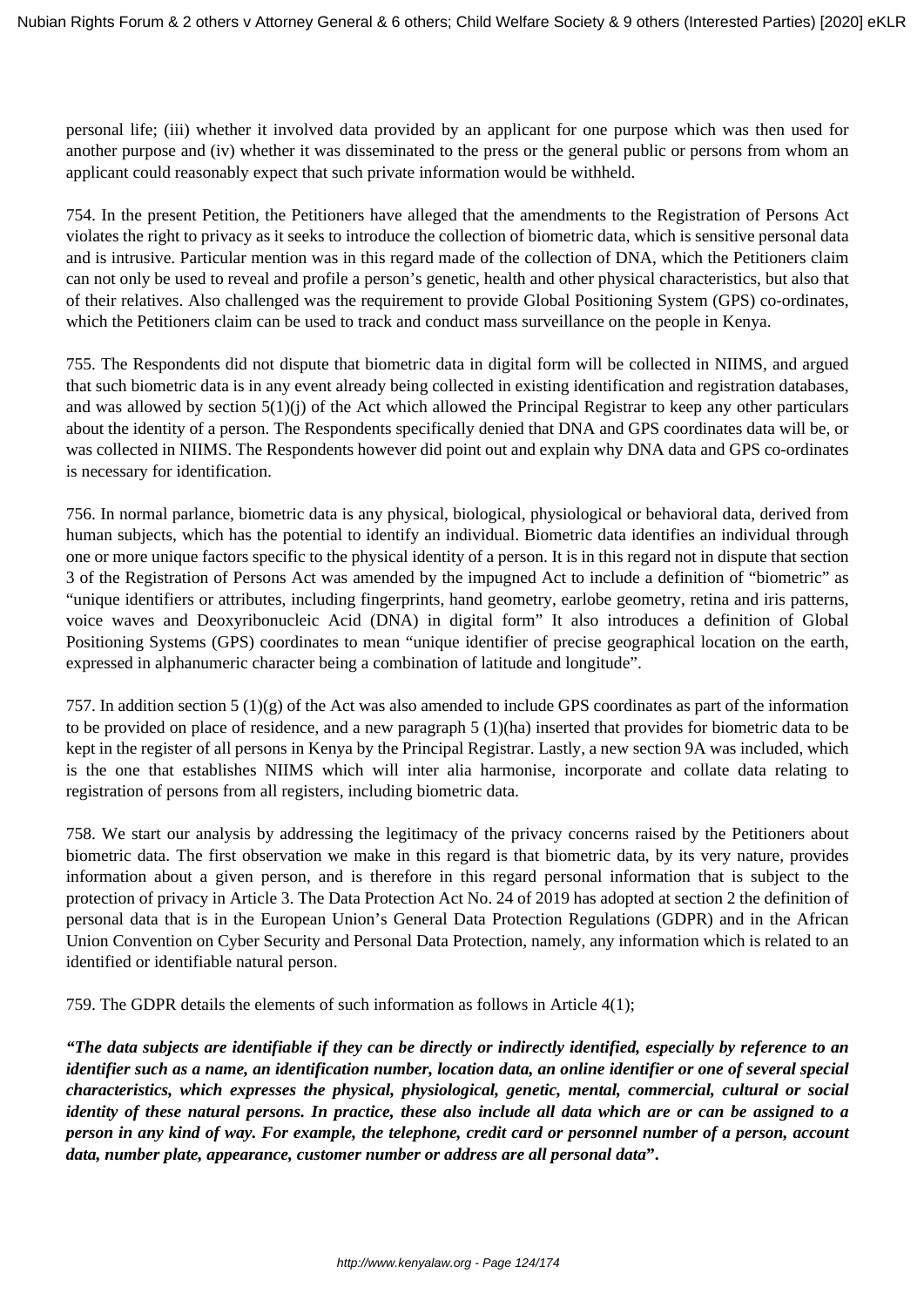personal life; (iii) whether it involved data provided by an applicant for one purpose which was then used for another purpose and (iv) whether it was disseminated to the press or the general public or persons from whom an applicant could reasonably expect that such private information would be withheld.

754. In the present Petition, the Petitioners have alleged that the amendments to the Registration of Persons Act violates the right to privacy as it seeks to introduce the collection of biometric data, which is sensitive personal data and is intrusive. Particular mention was in this regard made of the collection of DNA, which the Petitioners claim can not only be used to reveal and profile a person's genetic, health and other physical characteristics, but also that of their relatives. Also challenged was the requirement to provide Global Positioning System (GPS) co-ordinates, which the Petitioners claim can be used to track and conduct mass surveillance on the people in Kenya.

755. The Respondents did not dispute that biometric data in digital form will be collected in NIIMS, and argued that such biometric data is in any event already being collected in existing identification and registration databases, and was allowed by section 5(1)(j) of the Act which allowed the Principal Registrar to keep any other particulars about the identity of a person. The Respondents specifically denied that DNA and GPS coordinates data will be, or was collected in NIIMS. The Respondents however did point out and explain why DNA data and GPS co-ordinates is necessary for identification.

756. In normal parlance, biometric data is any physical, biological, physiological or behavioral data, derived from human subjects, which has the potential to identify an individual. Biometric data identifies an individual through one or more unique factors specific to the physical identity of a person. It is in this regard not in dispute that section 3 of the Registration of Persons Act was amended by the impugned Act to include a definition of "biometric" as "unique identifiers or attributes, including fingerprints, hand geometry, earlobe geometry, retina and iris patterns, voice waves and Deoxyribonucleic Acid (DNA) in digital form" It also introduces a definition of Global Positioning Systems (GPS) coordinates to mean "unique identifier of precise geographical location on the earth, expressed in alphanumeric character being a combination of latitude and longitude".

757. In addition section 5 (1)(g) of the Act was also amended to include GPS coordinates as part of the information to be provided on place of residence, and a new paragraph 5 (1)(ha) inserted that provides for biometric data to be kept in the register of all persons in Kenya by the Principal Registrar. Lastly, a new section 9A was included, which is the one that establishes NIIMS which will inter alia harmonise, incorporate and collate data relating to registration of persons from all registers, including biometric data.

758. We start our analysis by addressing the legitimacy of the privacy concerns raised by the Petitioners about biometric data. The first observation we make in this regard is that biometric data, by its very nature, provides information about a given person, and is therefore in this regard personal information that is subject to the protection of privacy in Article 3. The Data Protection Act No. 24 of 2019 has adopted at section 2 the definition of personal data that is in the European Union's General Data Protection Regulations (GDPR) and in the African Union Convention on Cyber Security and Personal Data Protection, namely, any information which is related to an identified or identifiable natural person.

759. The GDPR details the elements of such information as follows in Article 4(1);

***"The data subjects are identifiable if they can be directly or indirectly identified, especially by reference to an identifier such as a name, an identification number, location data, an online identifier or one of several special characteristics, which expresses the physical, physiological, genetic, mental, commercial, cultural or social identity of these natural persons. In practice, these also include all data which are or can be assigned to a person in any kind of way. For example, the telephone, credit card or personnel number of a person, account data, number plate, appearance, customer number or address are all personal data".***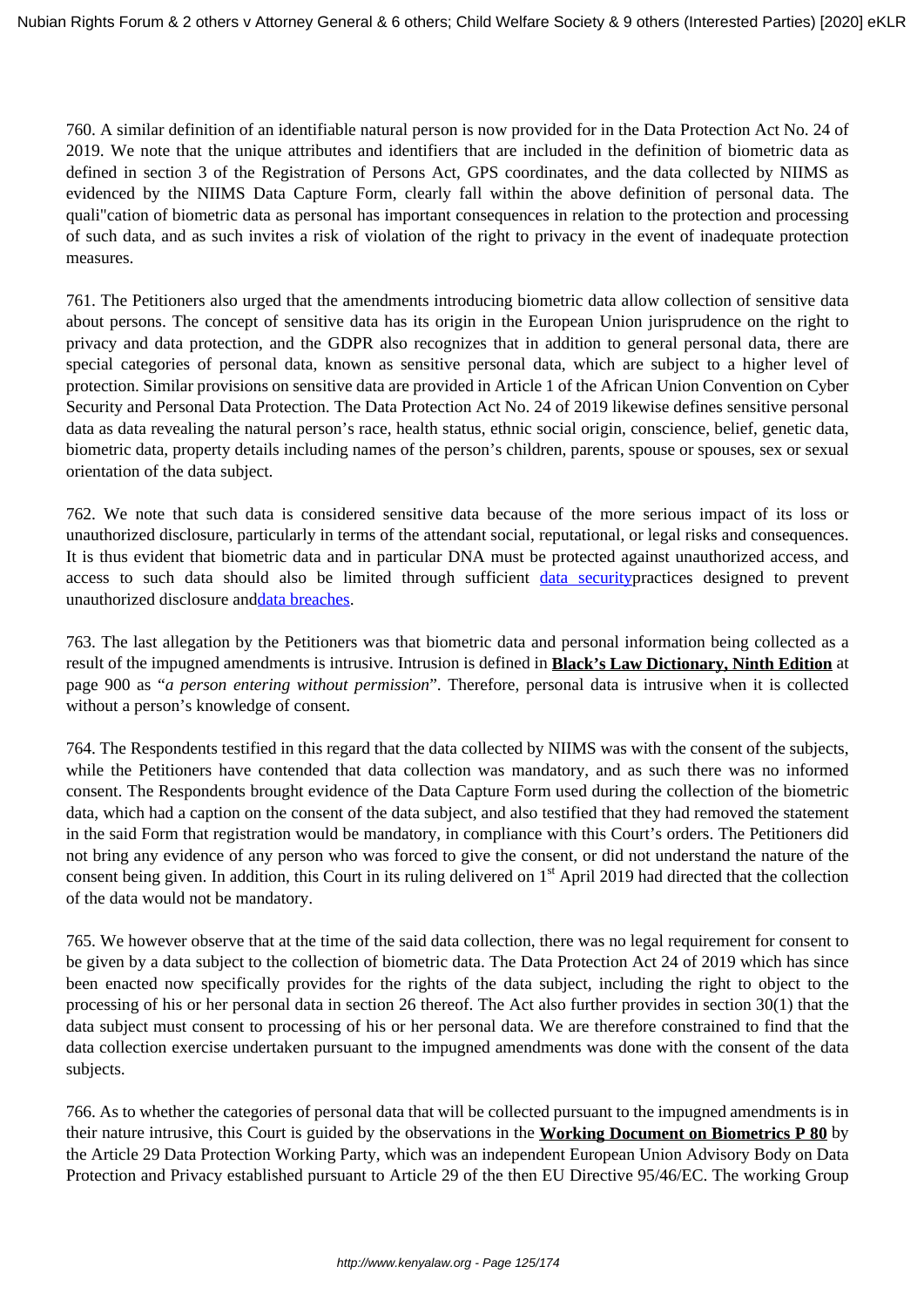760. A similar definition of an identifiable natural person is now provided for in the Data Protection Act No. 24 of 2019. We note that the unique attributes and identifiers that are included in the definition of biometric data as defined in section 3 of the Registration of Persons Act, GPS coordinates, and the data collected by NIIMS as evidenced by the NIIMS Data Capture Form, clearly fall within the above definition of personal data. The quali"cation of biometric data as personal has important consequences in relation to the protection and processing of such data, and as such invites a risk of violation of the right to privacy in the event of inadequate protection measures.

761. The Petitioners also urged that the amendments introducing biometric data allow collection of sensitive data about persons. The concept of sensitive data has its origin in the European Union jurisprudence on the right to privacy and data protection, and the GDPR also recognizes that in addition to general personal data, there are special categories of personal data, known as sensitive personal data, which are subject to a higher level of protection. Similar provisions on sensitive data are provided in Article 1 of the African Union Convention on Cyber Security and Personal Data Protection. The Data Protection Act No. 24 of 2019 likewise defines sensitive personal data as data revealing the natural person's race, health status, ethnic social origin, conscience, belief, genetic data, biometric data, property details including names of the person's children, parents, spouse or spouses, sex or sexual orientation of the data subject.

762. We note that such data is considered sensitive data because of the more serious impact of its loss or unauthorized disclosure, particularly in terms of the attendant social, reputational, or legal risks and consequences. It is thus evident that biometric data and in particular DNA must be protected against unauthorized access, and access to such data should also be limited through sufficient data securitypractices designed to prevent unauthorized disclosure anddata breaches.

763. The last allegation by the Petitioners was that biometric data and personal information being collected as a result of the impugned amendments is intrusive. Intrusion is defined in **Black's Law Dictionary, Ninth Edition** at page 900 as "*a person entering without permission*". Therefore, personal data is intrusive when it is collected without a person's knowledge of consent.

764. The Respondents testified in this regard that the data collected by NIIMS was with the consent of the subjects, while the Petitioners have contended that data collection was mandatory, and as such there was no informed consent. The Respondents brought evidence of the Data Capture Form used during the collection of the biometric data, which had a caption on the consent of the data subject, and also testified that they had removed the statement in the said Form that registration would be mandatory, in compliance with this Court's orders. The Petitioners did not bring any evidence of any person who was forced to give the consent, or did not understand the nature of the consent being given. In addition, this Court in its ruling delivered on 1st April 2019 had directed that the collection of the data would not be mandatory.

765. We however observe that at the time of the said data collection, there was no legal requirement for consent to be given by a data subject to the collection of biometric data. The Data Protection Act 24 of 2019 which has since been enacted now specifically provides for the rights of the data subject, including the right to object to the processing of his or her personal data in section 26 thereof. The Act also further provides in section 30(1) that the data subject must consent to processing of his or her personal data. We are therefore constrained to find that the data collection exercise undertaken pursuant to the impugned amendments was done with the consent of the data subjects.

766. As to whether the categories of personal data that will be collected pursuant to the impugned amendments is in their nature intrusive, this Court is guided by the observations in the **Working Document on Biometrics P 80** by the Article 29 Data Protection Working Party, which was an independent European Union Advisory Body on Data Protection and Privacy established pursuant to Article 29 of the then EU Directive 95/46/EC. The working Group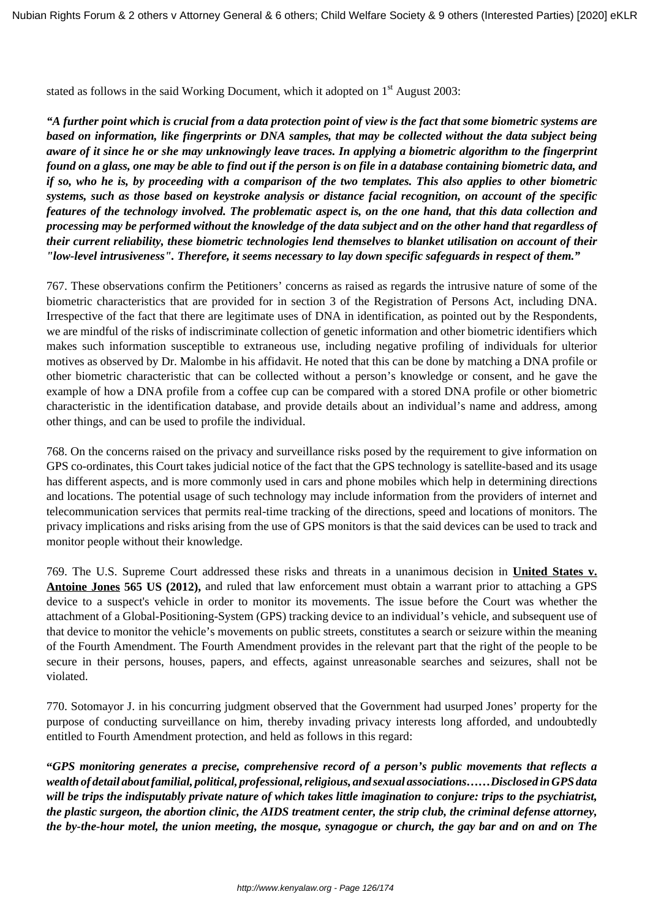stated as follows in the said Working Document, which it adopted on 1st August 2003:

***"A further point which is crucial from a data protection point of view is the fact that some biometric systems are based on information, like fingerprints or DNA samples, that may be collected without the data subject being aware of it since he or she may unknowingly leave traces. In applying a biometric algorithm to the fingerprint found on a glass, one may be able to find out if the person is on file in a database containing biometric data, and if so, who he is, by proceeding with a comparison of the two templates. This also applies to other biometric systems, such as those based on keystroke analysis or distance facial recognition, on account of the specific features of the technology involved. The problematic aspect is, on the one hand, that this data collection and processing may be performed without the knowledge of the data subject and on the other hand that regardless of their current reliability, these biometric technologies lend themselves to blanket utilisation on account of their "low-level intrusiveness". Therefore, it seems necessary to lay down specific safeguards in respect of them."***

767. These observations confirm the Petitioners' concerns as raised as regards the intrusive nature of some of the biometric characteristics that are provided for in section 3 of the Registration of Persons Act, including DNA. Irrespective of the fact that there are legitimate uses of DNA in identification, as pointed out by the Respondents, we are mindful of the risks of indiscriminate collection of genetic information and other biometric identifiers which makes such information susceptible to extraneous use, including negative profiling of individuals for ulterior motives as observed by Dr. Malombe in his affidavit. He noted that this can be done by matching a DNA profile or other biometric characteristic that can be collected without a person's knowledge or consent, and he gave the example of how a DNA profile from a coffee cup can be compared with a stored DNA profile or other biometric characteristic in the identification database, and provide details about an individual's name and address, among other things, and can be used to profile the individual.

768. On the concerns raised on the privacy and surveillance risks posed by the requirement to give information on GPS co-ordinates, this Court takes judicial notice of the fact that the GPS technology is satellite-based and its usage has different aspects, and is more commonly used in cars and phone mobiles which help in determining directions and locations. The potential usage of such technology may include information from the providers of internet and telecommunication services that permits real-time tracking of the directions, speed and locations of monitors. The privacy implications and risks arising from the use of GPS monitors is that the said devices can be used to track and monitor people without their knowledge.

769. The U.S. Supreme Court addressed these risks and threats in a unanimous decision in **United States v. Antoine Jones 565 US (2012),** and ruled that law enforcement must obtain a warrant prior to attaching a GPS device to a suspect's vehicle in order to monitor its movements. The issue before the Court was whether the attachment of a Global-Positioning-System (GPS) tracking device to an individual's vehicle, and subsequent use of that device to monitor the vehicle's movements on public streets, constitutes a search or seizure within the meaning of the Fourth Amendment. The Fourth Amendment provides in the relevant part that the right of the people to be secure in their persons, houses, papers, and effects, against unreasonable searches and seizures, shall not be violated.

770. Sotomayor J. in his concurring judgment observed that the Government had usurped Jones' property for the purpose of conducting surveillance on him, thereby invading privacy interests long afforded, and undoubtedly entitled to Fourth Amendment protection, and held as follows in this regard:

***"GPS monitoring generates a precise, comprehensive record of a person's public movements that reflects a wealth of detail about familial, political, professional, religious, and sexual associations……Disclosed in GPS data will be trips the indisputably private nature of which takes little imagination to conjure: trips to the psychiatrist, the plastic surgeon, the abortion clinic, the AIDS treatment center, the strip club, the criminal defense attorney, the by-the-hour motel, the union meeting, the mosque, synagogue or church, the gay bar and on and on The***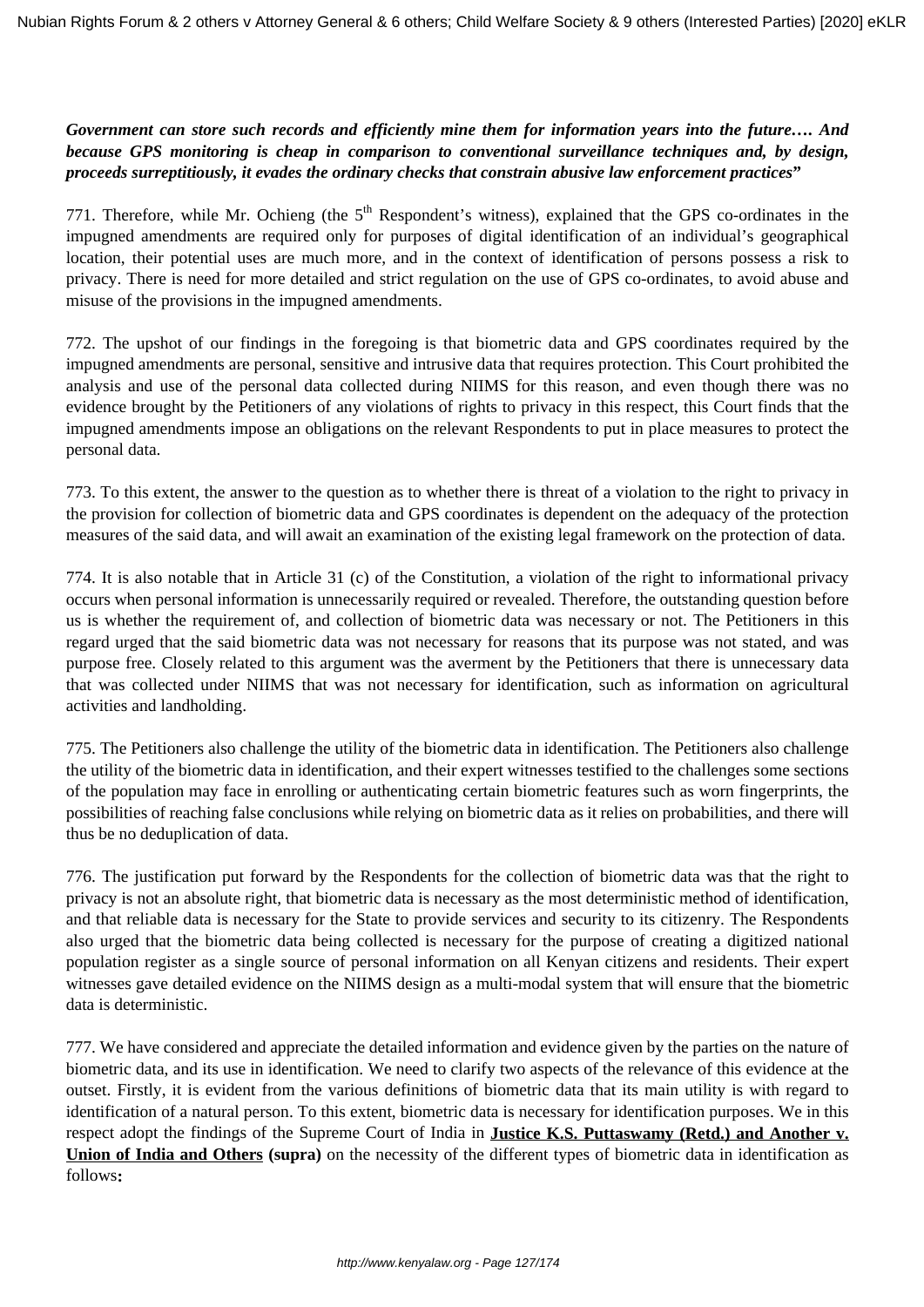***Government can store such records and efficiently mine them for information years into the future…. And because GPS monitoring is cheap in comparison to conventional surveillance techniques and, by design, proceeds surreptitiously, it evades the ordinary checks that constrain abusive law enforcement practices*"**

771. Therefore, while Mr. Ochieng (the 5th Respondent's witness), explained that the GPS co-ordinates in the impugned amendments are required only for purposes of digital identification of an individual's geographical location, their potential uses are much more, and in the context of identification of persons possess a risk to privacy. There is need for more detailed and strict regulation on the use of GPS co-ordinates, to avoid abuse and misuse of the provisions in the impugned amendments.

772. The upshot of our findings in the foregoing is that biometric data and GPS coordinates required by the impugned amendments are personal, sensitive and intrusive data that requires protection. This Court prohibited the analysis and use of the personal data collected during NIIMS for this reason, and even though there was no evidence brought by the Petitioners of any violations of rights to privacy in this respect, this Court finds that the impugned amendments impose an obligations on the relevant Respondents to put in place measures to protect the personal data.

773. To this extent, the answer to the question as to whether there is threat of a violation to the right to privacy in the provision for collection of biometric data and GPS coordinates is dependent on the adequacy of the protection measures of the said data, and will await an examination of the existing legal framework on the protection of data.

774. It is also notable that in Article 31 (c) of the Constitution, a violation of the right to informational privacy occurs when personal information is unnecessarily required or revealed. Therefore, the outstanding question before us is whether the requirement of, and collection of biometric data was necessary or not. The Petitioners in this regard urged that the said biometric data was not necessary for reasons that its purpose was not stated, and was purpose free. Closely related to this argument was the averment by the Petitioners that there is unnecessary data that was collected under NIIMS that was not necessary for identification, such as information on agricultural activities and landholding.

775. The Petitioners also challenge the utility of the biometric data in identification. The Petitioners also challenge the utility of the biometric data in identification, and their expert witnesses testified to the challenges some sections of the population may face in enrolling or authenticating certain biometric features such as worn fingerprints, the possibilities of reaching false conclusions while relying on biometric data as it relies on probabilities, and there will thus be no deduplication of data.

776. The justification put forward by the Respondents for the collection of biometric data was that the right to privacy is not an absolute right, that biometric data is necessary as the most deterministic method of identification, and that reliable data is necessary for the State to provide services and security to its citizenry. The Respondents also urged that the biometric data being collected is necessary for the purpose of creating a digitized national population register as a single source of personal information on all Kenyan citizens and residents. Their expert witnesses gave detailed evidence on the NIIMS design as a multi-modal system that will ensure that the biometric data is deterministic.

777. We have considered and appreciate the detailed information and evidence given by the parties on the nature of biometric data, and its use in identification. We need to clarify two aspects of the relevance of this evidence at the outset. Firstly, it is evident from the various definitions of biometric data that its main utility is with regard to identification of a natural person. To this extent, biometric data is necessary for identification purposes. We in this respect adopt the findings of the Supreme Court of India in **Justice K.S. Puttaswamy (Retd.) and Another v. Union of India and Others (supra)** on the necessity of the different types of biometric data in identification as follows**:**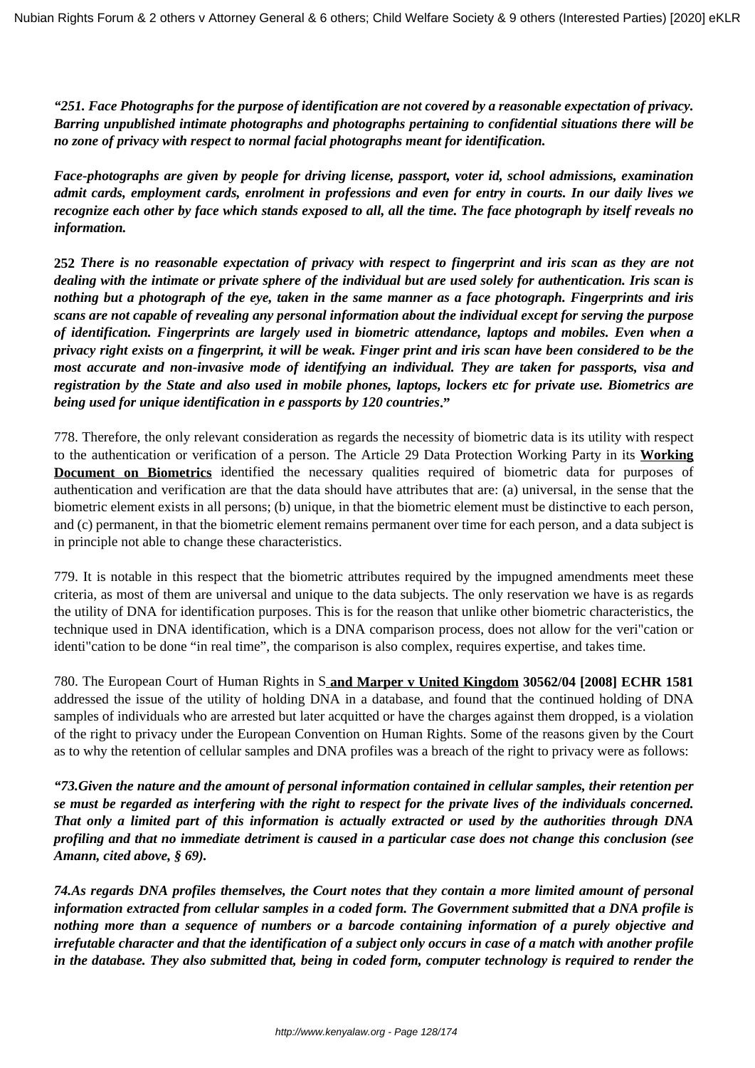***"251. Face Photographs for the purpose of identification are not covered by a reasonable expectation of privacy. Barring unpublished intimate photographs and photographs pertaining to confidential situations there will be no zone of privacy with respect to normal facial photographs meant for identification.***

***Face-photographs are given by people for driving license, passport, voter id, school admissions, examination admit cards, employment cards, enrolment in professions and even for entry in courts. In our daily lives we recognize each other by face which stands exposed to all, all the time. The face photograph by itself reveals no information.***

**252** ***There is no reasonable expectation of privacy with respect to fingerprint and iris scan as they are not dealing with the intimate or private sphere of the individual but are used solely for authentication. Iris scan is nothing but a photograph of the eye, taken in the same manner as a face photograph. Fingerprints and iris scans are not capable of revealing any personal information about the individual except for serving the purpose of identification. Fingerprints are largely used in biometric attendance, laptops and mobiles. Even when a privacy right exists on a fingerprint, it will be weak. Finger print and iris scan have been considered to be the most accurate and non-invasive mode of identifying an individual. They are taken for passports, visa and registration by the State and also used in mobile phones, laptops, lockers etc for private use. Biometrics are being used for unique identification in e passports by 120 countries."***

778. Therefore, the only relevant consideration as regards the necessity of biometric data is its utility with respect to the authentication or verification of a person. The Article 29 Data Protection Working Party in its **Working Document on Biometrics** identified the necessary qualities required of biometric data for purposes of authentication and verification are that the data should have attributes that are: (a) universal, in the sense that the biometric element exists in all persons; (b) unique, in that the biometric element must be distinctive to each person, and (c) permanent, in that the biometric element remains permanent over time for each person, and a data subject is in principle not able to change these characteristics.

779. It is notable in this respect that the biometric attributes required by the impugned amendments meet these criteria, as most of them are universal and unique to the data subjects. The only reservation we have is as regards the utility of DNA for identification purposes. This is for the reason that unlike other biometric characteristics, the technique used in DNA identification, which is a DNA comparison process, does not allow for the veri"cation or identi"cation to be done "in real time", the comparison is also complex, requires expertise, and takes time.

780. The European Court of Human Rights in S **and Marper v United Kingdom 30562/04 [2008] ECHR 1581** addressed the issue of the utility of holding DNA in a database, and found that the continued holding of DNA samples of individuals who are arrested but later acquitted or have the charges against them dropped, is a violation of the right to privacy under the European Convention on Human Rights. Some of the reasons given by the Court as to why the retention of cellular samples and DNA profiles was a breach of the right to privacy were as follows:

***"73.Given the nature and the amount of personal information contained in cellular samples, their retention per se must be regarded as interfering with the right to respect for the private lives of the individuals concerned. That only a limited part of this information is actually extracted or used by the authorities through DNA profiling and that no immediate detriment is caused in a particular case does not change this conclusion (see Amann, cited above, § 69).***

***74.As regards DNA profiles themselves, the Court notes that they contain a more limited amount of personal information extracted from cellular samples in a coded form. The Government submitted that a DNA profile is nothing more than a sequence of numbers or a barcode containing information of a purely objective and irrefutable character and that the identification of a subject only occurs in case of a match with another profile in the database. They also submitted that, being in coded form, computer technology is required to render the***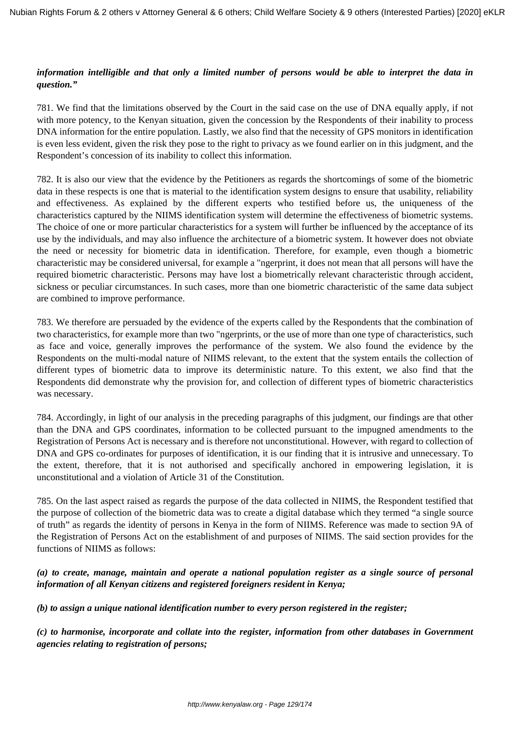***information intelligible and that only a limited number of persons would be able to interpret the data in question."***

781. We find that the limitations observed by the Court in the said case on the use of DNA equally apply, if not with more potency, to the Kenyan situation, given the concession by the Respondents of their inability to process DNA information for the entire population. Lastly, we also find that the necessity of GPS monitors in identification is even less evident, given the risk they pose to the right to privacy as we found earlier on in this judgment, and the Respondent's concession of its inability to collect this information.

782. It is also our view that the evidence by the Petitioners as regards the shortcomings of some of the biometric data in these respects is one that is material to the identification system designs to ensure that usability, reliability and effectiveness. As explained by the different experts who testified before us, the uniqueness of the characteristics captured by the NIIMS identification system will determine the effectiveness of biometric systems. The choice of one or more particular characteristics for a system will further be influenced by the acceptance of its use by the individuals, and may also influence the architecture of a biometric system. It however does not obviate the need or necessity for biometric data in identification. Therefore, for example, even though a biometric characteristic may be considered universal, for example a "ngerprint, it does not mean that all persons will have the required biometric characteristic. Persons may have lost a biometrically relevant characteristic through accident, sickness or peculiar circumstances. In such cases, more than one biometric characteristic of the same data subject are combined to improve performance.

783. We therefore are persuaded by the evidence of the experts called by the Respondents that the combination of two characteristics, for example more than two "ngerprints, or the use of more than one type of characteristics, such as face and voice, generally improves the performance of the system. We also found the evidence by the Respondents on the multi-modal nature of NIIMS relevant, to the extent that the system entails the collection of different types of biometric data to improve its deterministic nature. To this extent, we also find that the Respondents did demonstrate why the provision for, and collection of different types of biometric characteristics was necessary.

784. Accordingly, in light of our analysis in the preceding paragraphs of this judgment, our findings are that other than the DNA and GPS coordinates, information to be collected pursuant to the impugned amendments to the Registration of Persons Act is necessary and is therefore not unconstitutional. However, with regard to collection of DNA and GPS co-ordinates for purposes of identification, it is our finding that it is intrusive and unnecessary. To the extent, therefore, that it is not authorised and specifically anchored in empowering legislation, it is unconstitutional and a violation of Article 31 of the Constitution.

785. On the last aspect raised as regards the purpose of the data collected in NIIMS, the Respondent testified that the purpose of collection of the biometric data was to create a digital database which they termed "a single source of truth" as regards the identity of persons in Kenya in the form of NIIMS. Reference was made to section 9A of the Registration of Persons Act on the establishment of and purposes of NIIMS. The said section provides for the functions of NIIMS as follows:

***(a) to create, manage, maintain and operate a national population register as a single source of personal information of all Kenyan citizens and registered foreigners resident in Kenya;***

***(b) to assign a unique national identification number to every person registered in the register;***

***(c) to harmonise, incorporate and collate into the register, information from other databases in Government agencies relating to registration of persons;***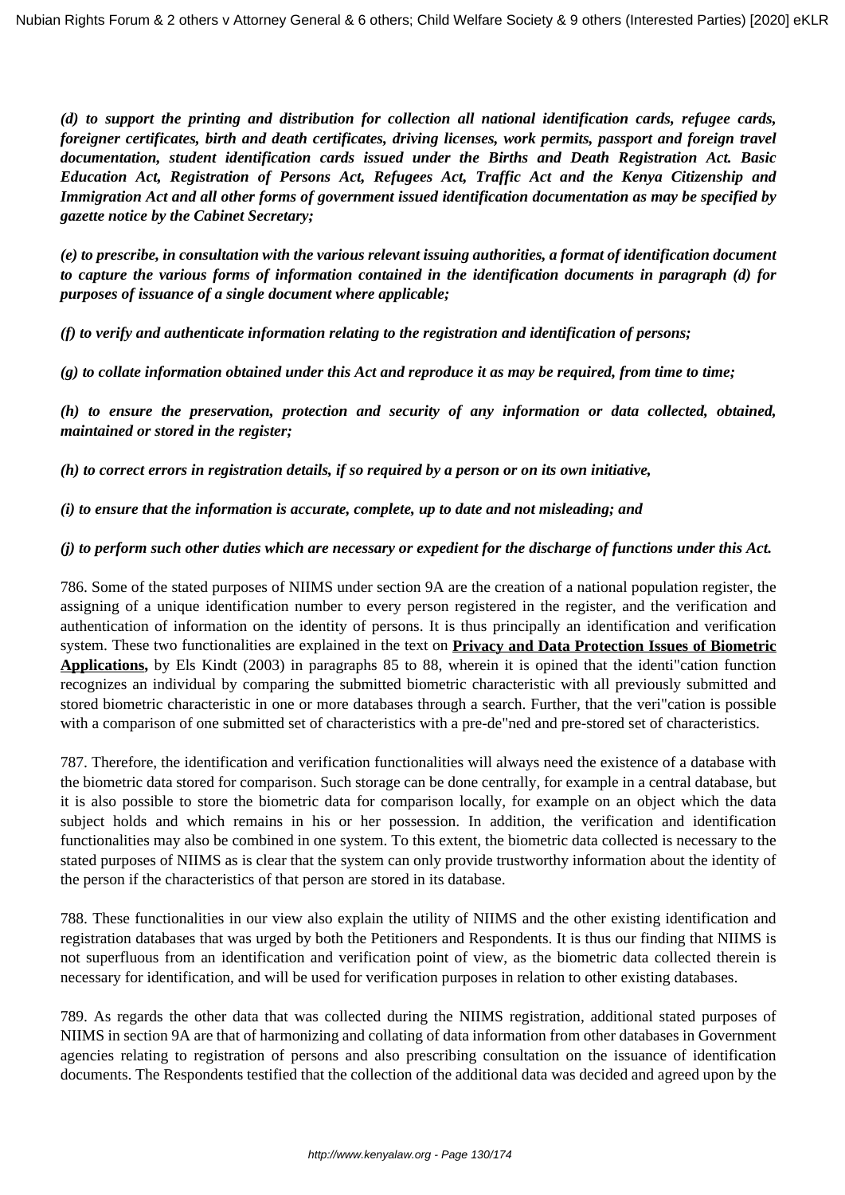***(d) to support the printing and distribution for collection all national identification cards, refugee cards, foreigner certificates, birth and death certificates, driving licenses, work permits, passport and foreign travel documentation, student identification cards issued under the Births and Death Registration Act. Basic Education Act, Registration of Persons Act, Refugees Act, Traffic Act and the Kenya Citizenship and Immigration Act and all other forms of government issued identification documentation as may be specified by gazette notice by the Cabinet Secretary;***

***(e) to prescribe, in consultation with the various relevant issuing authorities, a format of identification document to capture the various forms of information contained in the identification documents in paragraph (d) for purposes of issuance of a single document where applicable;***

***(f) to verify and authenticate information relating to the registration and identification of persons;***

***(g) to collate information obtained under this Act and reproduce it as may be required, from time to time;***

***(h) to ensure the preservation, protection and security of any information or data collected, obtained, maintained or stored in the register;***

***(h) to correct errors in registration details, if so required by a person or on its own initiative,***

***(i) to ensure that the information is accurate, complete, up to date and not misleading; and***

***(j) to perform such other duties which are necessary or expedient for the discharge of functions under this Act.***

786. Some of the stated purposes of NIIMS under section 9A are the creation of a national population register, the assigning of a unique identification number to every person registered in the register, and the verification and authentication of information on the identity of persons. It is thus principally an identification and verification system. These two functionalities are explained in the text on **Privacy and Data Protection Issues of Biometric Applications,** by Els Kindt (2003) in paragraphs 85 to 88, wherein it is opined that the identi"cation function recognizes an individual by comparing the submitted biometric characteristic with all previously submitted and stored biometric characteristic in one or more databases through a search. Further, that the veri"cation is possible with a comparison of one submitted set of characteristics with a pre-de"ned and pre-stored set of characteristics.

787. Therefore, the identification and verification functionalities will always need the existence of a database with the biometric data stored for comparison. Such storage can be done centrally, for example in a central database, but it is also possible to store the biometric data for comparison locally, for example on an object which the data subject holds and which remains in his or her possession. In addition, the verification and identification functionalities may also be combined in one system. To this extent, the biometric data collected is necessary to the stated purposes of NIIMS as is clear that the system can only provide trustworthy information about the identity of the person if the characteristics of that person are stored in its database.

788. These functionalities in our view also explain the utility of NIIMS and the other existing identification and registration databases that was urged by both the Petitioners and Respondents. It is thus our finding that NIIMS is not superfluous from an identification and verification point of view, as the biometric data collected therein is necessary for identification, and will be used for verification purposes in relation to other existing databases.

789. As regards the other data that was collected during the NIIMS registration, additional stated purposes of NIIMS in section 9A are that of harmonizing and collating of data information from other databases in Government agencies relating to registration of persons and also prescribing consultation on the issuance of identification documents. The Respondents testified that the collection of the additional data was decided and agreed upon by the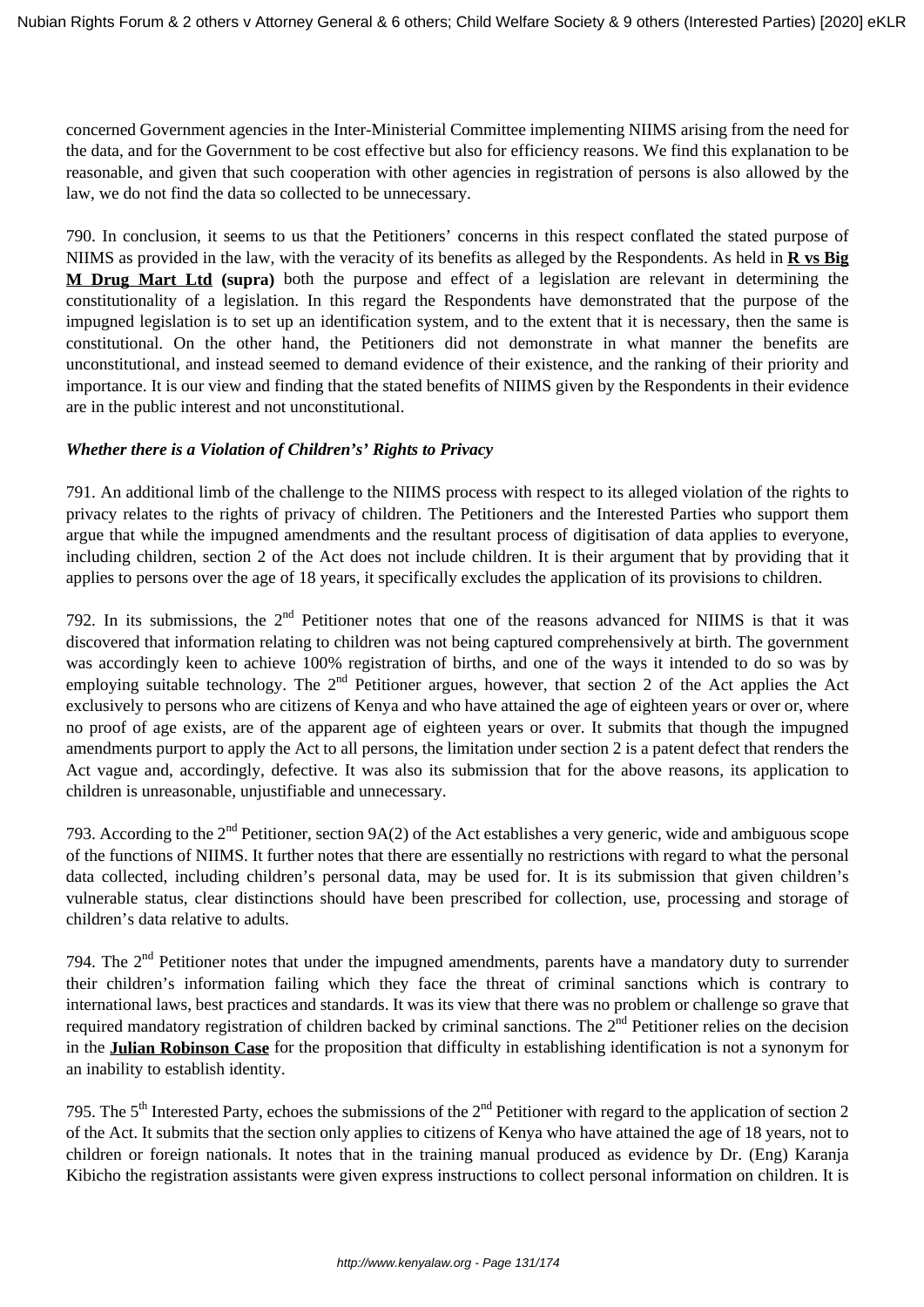concerned Government agencies in the Inter-Ministerial Committee implementing NIIMS arising from the need for the data, and for the Government to be cost effective but also for efficiency reasons. We find this explanation to be reasonable, and given that such cooperation with other agencies in registration of persons is also allowed by the law, we do not find the data so collected to be unnecessary.

790. In conclusion, it seems to us that the Petitioners' concerns in this respect conflated the stated purpose of NIIMS as provided in the law, with the veracity of its benefits as alleged by the Respondents. As held in **R vs Big M Drug Mart Ltd** **(supra)** both the purpose and effect of a legislation are relevant in determining the constitutionality of a legislation. In this regard the Respondents have demonstrated that the purpose of the impugned legislation is to set up an identification system, and to the extent that it is necessary, then the same is constitutional. On the other hand, the Petitioners did not demonstrate in what manner the benefits are unconstitutional, and instead seemed to demand evidence of their existence, and the ranking of their priority and importance. It is our view and finding that the stated benefits of NIIMS given by the Respondents in their evidence are in the public interest and not unconstitutional.

***Whether there is a Violation of Children's' Rights to Privacy***

791. An additional limb of the challenge to the NIIMS process with respect to its alleged violation of the rights to privacy relates to the rights of privacy of children. The Petitioners and the Interested Parties who support them argue that while the impugned amendments and the resultant process of digitisation of data applies to everyone, including children, section 2 of the Act does not include children. It is their argument that by providing that it applies to persons over the age of 18 years, it specifically excludes the application of its provisions to children.

792. In its submissions, the 2nd Petitioner notes that one of the reasons advanced for NIIMS is that it was discovered that information relating to children was not being captured comprehensively at birth. The government was accordingly keen to achieve 100% registration of births, and one of the ways it intended to do so was by employing suitable technology. The 2nd Petitioner argues, however, that section 2 of the Act applies the Act exclusively to persons who are citizens of Kenya and who have attained the age of eighteen years or over or, where no proof of age exists, are of the apparent age of eighteen years or over. It submits that though the impugned amendments purport to apply the Act to all persons, the limitation under section 2 is a patent defect that renders the Act vague and, accordingly, defective. It was also its submission that for the above reasons, its application to children is unreasonable, unjustifiable and unnecessary.

793. According to the 2nd Petitioner, section 9A(2) of the Act establishes a very generic, wide and ambiguous scope of the functions of NIIMS. It further notes that there are essentially no restrictions with regard to what the personal data collected, including children's personal data, may be used for. It is its submission that given children's vulnerable status, clear distinctions should have been prescribed for collection, use, processing and storage of children's data relative to adults.

794. The 2nd Petitioner notes that under the impugned amendments, parents have a mandatory duty to surrender their children's information failing which they face the threat of criminal sanctions which is contrary to international laws, best practices and standards. It was its view that there was no problem or challenge so grave that required mandatory registration of children backed by criminal sanctions. The 2nd Petitioner relies on the decision in the **Julian Robinson Case** for the proposition that difficulty in establishing identification is not a synonym for an inability to establish identity.

795. The 5th Interested Party, echoes the submissions of the 2nd Petitioner with regard to the application of section 2 of the Act. It submits that the section only applies to citizens of Kenya who have attained the age of 18 years, not to children or foreign nationals. It notes that in the training manual produced as evidence by Dr. (Eng) Karanja Kibicho the registration assistants were given express instructions to collect personal information on children. It is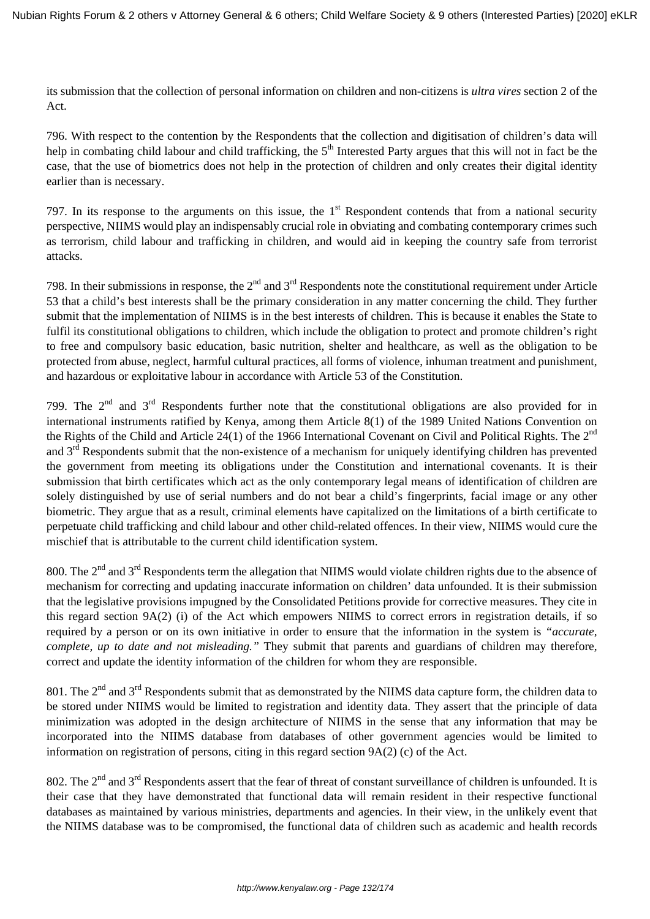its submission that the collection of personal information on children and non-citizens is *ultra vires* section 2 of the Act.

796. With respect to the contention by the Respondents that the collection and digitisation of children's data will help in combating child labour and child trafficking, the 5th Interested Party argues that this will not in fact be the case, that the use of biometrics does not help in the protection of children and only creates their digital identity earlier than is necessary.

797. In its response to the arguments on this issue, the 1st Respondent contends that from a national security perspective, NIIMS would play an indispensably crucial role in obviating and combating contemporary crimes such as terrorism, child labour and trafficking in children, and would aid in keeping the country safe from terrorist attacks.

798. In their submissions in response, the 2nd and 3rd Respondents note the constitutional requirement under Article 53 that a child's best interests shall be the primary consideration in any matter concerning the child. They further submit that the implementation of NIIMS is in the best interests of children. This is because it enables the State to fulfil its constitutional obligations to children, which include the obligation to protect and promote children's right to free and compulsory basic education, basic nutrition, shelter and healthcare, as well as the obligation to be protected from abuse, neglect, harmful cultural practices, all forms of violence, inhuman treatment and punishment, and hazardous or exploitative labour in accordance with Article 53 of the Constitution.

799. The 2nd and 3rd Respondents further note that the constitutional obligations are also provided for in international instruments ratified by Kenya, among them Article 8(1) of the 1989 United Nations Convention on the Rights of the Child and Article 24(1) of the 1966 International Covenant on Civil and Political Rights. The 2nd and 3rd Respondents submit that the non-existence of a mechanism for uniquely identifying children has prevented the government from meeting its obligations under the Constitution and international covenants. It is their submission that birth certificates which act as the only contemporary legal means of identification of children are solely distinguished by use of serial numbers and do not bear a child's fingerprints, facial image or any other biometric. They argue that as a result, criminal elements have capitalized on the limitations of a birth certificate to perpetuate child trafficking and child labour and other child-related offences. In their view, NIIMS would cure the mischief that is attributable to the current child identification system.

800. The 2nd and 3rd Respondents term the allegation that NIIMS would violate children rights due to the absence of mechanism for correcting and updating inaccurate information on children' data unfounded. It is their submission that the legislative provisions impugned by the Consolidated Petitions provide for corrective measures. They cite in this regard section 9A(2) (i) of the Act which empowers NIIMS to correct errors in registration details, if so required by a person or on its own initiative in order to ensure that the information in the system is *"accurate, complete, up to date and not misleading."* They submit that parents and guardians of children may therefore, correct and update the identity information of the children for whom they are responsible.

801. The 2nd and 3rd Respondents submit that as demonstrated by the NIIMS data capture form, the children data to be stored under NIIMS would be limited to registration and identity data. They assert that the principle of data minimization was adopted in the design architecture of NIIMS in the sense that any information that may be incorporated into the NIIMS database from databases of other government agencies would be limited to information on registration of persons, citing in this regard section 9A(2) (c) of the Act.

802. The 2nd and 3rd Respondents assert that the fear of threat of constant surveillance of children is unfounded. It is their case that they have demonstrated that functional data will remain resident in their respective functional databases as maintained by various ministries, departments and agencies. In their view, in the unlikely event that the NIIMS database was to be compromised, the functional data of children such as academic and health records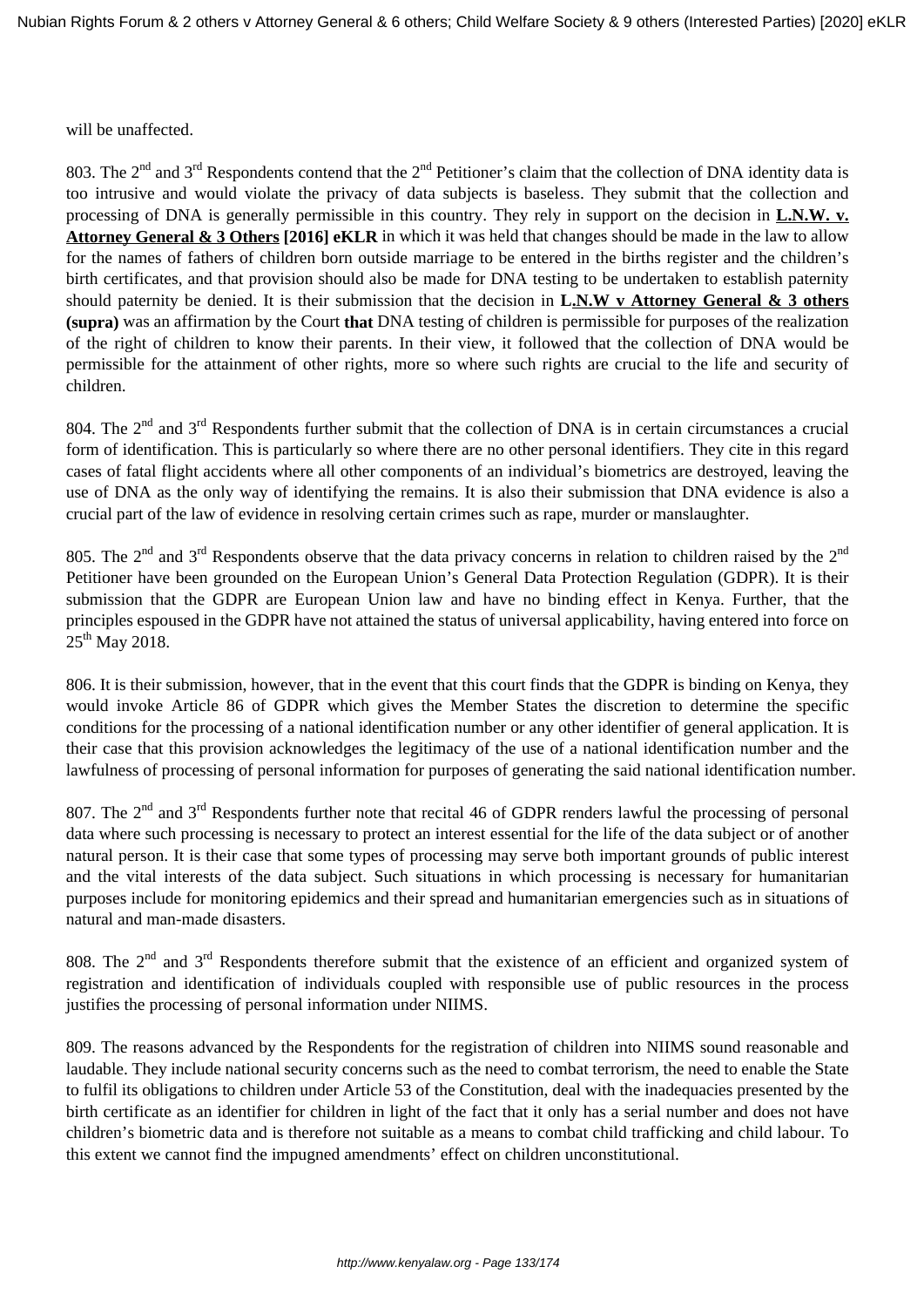will be unaffected.

803. The 2nd and 3rd Respondents contend that the 2nd Petitioner's claim that the collection of DNA identity data is too intrusive and would violate the privacy of data subjects is baseless. They submit that the collection and processing of DNA is generally permissible in this country. They rely in support on the decision in **L.N.W. v. Attorney General & 3 Others [2016] eKLR** in which it was held that changes should be made in the law to allow for the names of fathers of children born outside marriage to be entered in the births register and the children's birth certificates, and that provision should also be made for DNA testing to be undertaken to establish paternity should paternity be denied. It is their submission that the decision in **L.N.W v Attorney General & 3 others (supra)** was an affirmation by the Court **that** DNA testing of children is permissible for purposes of the realization of the right of children to know their parents. In their view, it followed that the collection of DNA would be permissible for the attainment of other rights, more so where such rights are crucial to the life and security of children.

804. The 2nd and 3rd Respondents further submit that the collection of DNA is in certain circumstances a crucial form of identification. This is particularly so where there are no other personal identifiers. They cite in this regard cases of fatal flight accidents where all other components of an individual's biometrics are destroyed, leaving the use of DNA as the only way of identifying the remains. It is also their submission that DNA evidence is also a crucial part of the law of evidence in resolving certain crimes such as rape, murder or manslaughter.

805. The 2nd and 3rd Respondents observe that the data privacy concerns in relation to children raised by the 2nd Petitioner have been grounded on the European Union's General Data Protection Regulation (GDPR). It is their submission that the GDPR are European Union law and have no binding effect in Kenya. Further, that the principles espoused in the GDPR have not attained the status of universal applicability, having entered into force on 25th May 2018.

806. It is their submission, however, that in the event that this court finds that the GDPR is binding on Kenya, they would invoke Article 86 of GDPR which gives the Member States the discretion to determine the specific conditions for the processing of a national identification number or any other identifier of general application. It is their case that this provision acknowledges the legitimacy of the use of a national identification number and the lawfulness of processing of personal information for purposes of generating the said national identification number.

807. The 2nd and 3rd Respondents further note that recital 46 of GDPR renders lawful the processing of personal data where such processing is necessary to protect an interest essential for the life of the data subject or of another natural person. It is their case that some types of processing may serve both important grounds of public interest and the vital interests of the data subject. Such situations in which processing is necessary for humanitarian purposes include for monitoring epidemics and their spread and humanitarian emergencies such as in situations of natural and man-made disasters.

808. The 2nd and 3rd Respondents therefore submit that the existence of an efficient and organized system of registration and identification of individuals coupled with responsible use of public resources in the process justifies the processing of personal information under NIIMS.

809. The reasons advanced by the Respondents for the registration of children into NIIMS sound reasonable and laudable. They include national security concerns such as the need to combat terrorism, the need to enable the State to fulfil its obligations to children under Article 53 of the Constitution, deal with the inadequacies presented by the birth certificate as an identifier for children in light of the fact that it only has a serial number and does not have children's biometric data and is therefore not suitable as a means to combat child trafficking and child labour. To this extent we cannot find the impugned amendments' effect on children unconstitutional.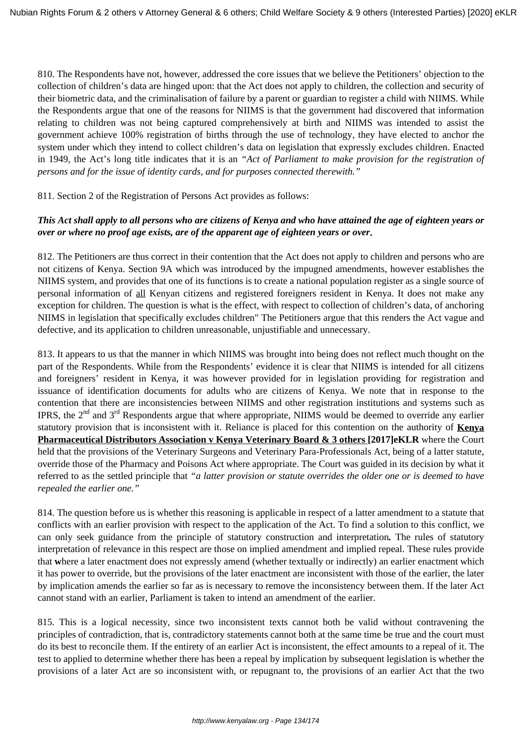810. The Respondents have not, however, addressed the core issues that we believe the Petitioners' objection to the collection of children's data are hinged upon: that the Act does not apply to children, the collection and security of their biometric data, and the criminalisation of failure by a parent or guardian to register a child with NIIMS. While the Respondents argue that one of the reasons for NIIMS is that the government had discovered that information relating to children was not being captured comprehensively at birth and NIIMS was intended to assist the government achieve 100% registration of births through the use of technology, they have elected to anchor the system under which they intend to collect children's data on legislation that expressly excludes children. Enacted in 1949, the Act's long title indicates that it is an *"Act of Parliament to make provision for the registration of persons and for the issue of identity cards, and for purposes connected therewith."*

811. Section 2 of the Registration of Persons Act provides as follows:

***This Act shall apply to all persons who are citizens of Kenya and who have attained the age of eighteen years or over or where no proof age exists, are of the apparent age of eighteen years or over.***

812. The Petitioners are thus correct in their contention that the Act does not apply to children and persons who are not citizens of Kenya. Section 9A which was introduced by the impugned amendments, however establishes the NIIMS system, and provides that one of its functions is to create a national population register as a single source of personal information of <u>all</u> Kenyan citizens and registered foreigners resident in Kenya. It does not make any exception for children. The question is what is the effect, with respect to collection of children's data, of anchoring NIIMS in legislation that specifically excludes children" The Petitioners argue that this renders the Act vague and defective, and its application to children unreasonable, unjustifiable and unnecessary.

813. It appears to us that the manner in which NIIMS was brought into being does not reflect much thought on the part of the Respondents. While from the Respondents' evidence it is clear that NIIMS is intended for all citizens and foreigners' resident in Kenya, it was however provided for in legislation providing for registration and issuance of identification documents for adults who are citizens of Kenya. We note that in response to the contention that there are inconsistencies between NIIMS and other registration institutions and systems such as IPRS, the 2nd and 3rd Respondents argue that where appropriate, NIIMS would be deemed to override any earlier statutory provision that is inconsistent with it. Reliance is placed for this contention on the authority of **<u>Kenya Pharmaceutical Distributors Association v Kenya Veterinary Board & 3 others</u> [2017]eKLR** where the Court held that the provisions of the Veterinary Surgeons and Veterinary Para-Professionals Act, being of a latter statute, override those of the Pharmacy and Poisons Act where appropriate. The Court was guided in its decision by what it referred to as the settled principle that *"a latter provision or statute overrides the older one or is deemed to have repealed the earlier one."*

814. The question before us is whether this reasoning is applicable in respect of a latter amendment to a statute that conflicts with an earlier provision with respect to the application of the Act. To find a solution to this conflict, we can only seek guidance from the principle of statutory construction and interpretation**.** The rules of statutory interpretation of relevance in this respect are those on implied amendment and implied repeal. These rules provide that **w**here a later enactment does not expressly amend (whether textually or indirectly) an earlier enactment which it has power to override, but the provisions of the later enactment are inconsistent with those of the earlier, the later by implication amends the earlier so far as is necessary to remove the inconsistency between them. If the later Act cannot stand with an earlier, Parliament is taken to intend an amendment of the earlier.

815. This is a logical necessity, since two inconsistent texts cannot both be valid without contravening the principles of contradiction, that is, contradictory statements cannot both at the same time be true and the court must do its best to reconcile them. If the entirety of an earlier Act is inconsistent, the effect amounts to a repeal of it. The test to applied to determine whether there has been a repeal by implication by subsequent legislation is whether the provisions of a later Act are so inconsistent with, or repugnant to, the provisions of an earlier Act that the two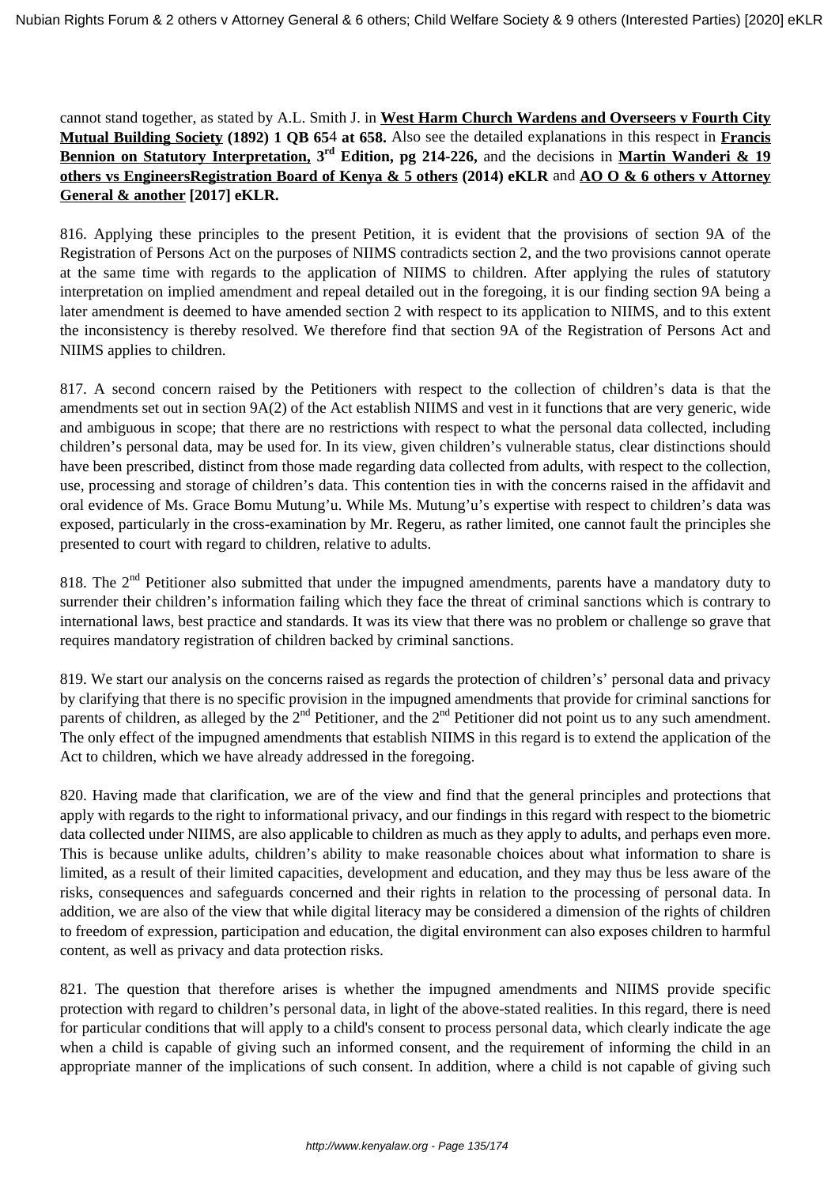cannot stand together, as stated by A.L. Smith J. in **West Harm Church Wardens and Overseers v Fourth City Mutual Building Society (1892) 1 QB 654 at 658.** Also see the detailed explanations in this respect in **Francis Bennion on Statutory Interpretation, 3rd Edition, pg 214-226,** and the decisions in **Martin Wanderi & 19 others vs EngineersRegistration Board of Kenya & 5 others (2014) eKLR** and **AO O & 6 others v Attorney General & another [2017] eKLR.**

816. Applying these principles to the present Petition, it is evident that the provisions of section 9A of the Registration of Persons Act on the purposes of NIIMS contradicts section 2, and the two provisions cannot operate at the same time with regards to the application of NIIMS to children. After applying the rules of statutory interpretation on implied amendment and repeal detailed out in the foregoing, it is our finding section 9A being a later amendment is deemed to have amended section 2 with respect to its application to NIIMS, and to this extent the inconsistency is thereby resolved. We therefore find that section 9A of the Registration of Persons Act and NIIMS applies to children.

817. A second concern raised by the Petitioners with respect to the collection of children's data is that the amendments set out in section 9A(2) of the Act establish NIIMS and vest in it functions that are very generic, wide and ambiguous in scope; that there are no restrictions with respect to what the personal data collected, including children's personal data, may be used for. In its view, given children's vulnerable status, clear distinctions should have been prescribed, distinct from those made regarding data collected from adults, with respect to the collection, use, processing and storage of children's data. This contention ties in with the concerns raised in the affidavit and oral evidence of Ms. Grace Bomu Mutung'u. While Ms. Mutung'u's expertise with respect to children's data was exposed, particularly in the cross-examination by Mr. Regeru, as rather limited, one cannot fault the principles she presented to court with regard to children, relative to adults.

818. The 2nd Petitioner also submitted that under the impugned amendments, parents have a mandatory duty to surrender their children's information failing which they face the threat of criminal sanctions which is contrary to international laws, best practice and standards. It was its view that there was no problem or challenge so grave that requires mandatory registration of children backed by criminal sanctions.

819. We start our analysis on the concerns raised as regards the protection of children's' personal data and privacy by clarifying that there is no specific provision in the impugned amendments that provide for criminal sanctions for parents of children, as alleged by the 2nd Petitioner, and the 2nd Petitioner did not point us to any such amendment. The only effect of the impugned amendments that establish NIIMS in this regard is to extend the application of the Act to children, which we have already addressed in the foregoing.

820. Having made that clarification, we are of the view and find that the general principles and protections that apply with regards to the right to informational privacy, and our findings in this regard with respect to the biometric data collected under NIIMS, are also applicable to children as much as they apply to adults, and perhaps even more. This is because unlike adults, children's ability to make reasonable choices about what information to share is limited, as a result of their limited capacities, development and education, and they may thus be less aware of the risks, consequences and safeguards concerned and their rights in relation to the processing of personal data. In addition, we are also of the view that while digital literacy may be considered a dimension of the rights of children to freedom of expression, participation and education, the digital environment can also exposes children to harmful content, as well as privacy and data protection risks.

821. The question that therefore arises is whether the impugned amendments and NIIMS provide specific protection with regard to children's personal data, in light of the above-stated realities. In this regard, there is need for particular conditions that will apply to a child's consent to process personal data, which clearly indicate the age when a child is capable of giving such an informed consent, and the requirement of informing the child in an appropriate manner of the implications of such consent. In addition, where a child is not capable of giving such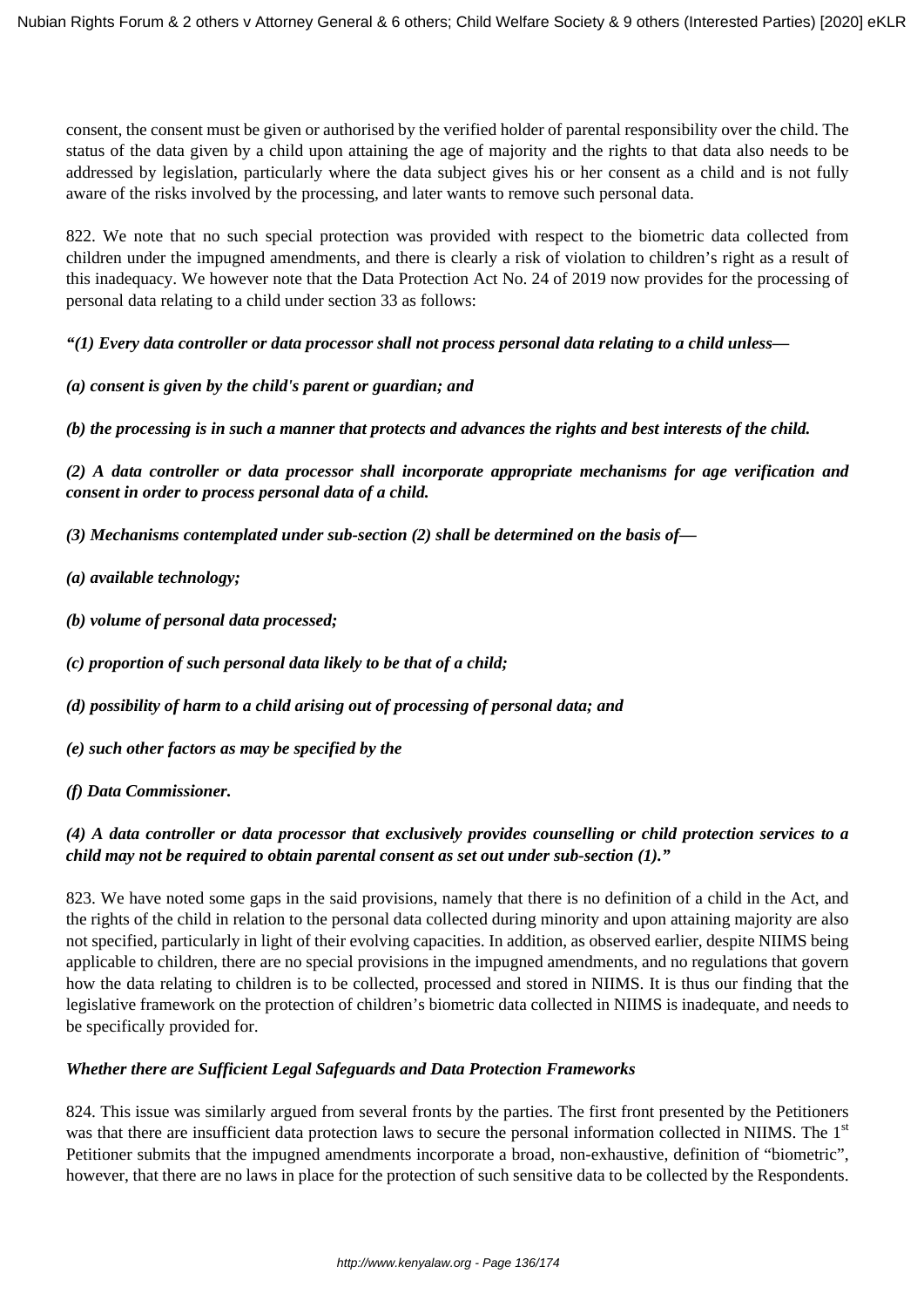consent, the consent must be given or authorised by the verified holder of parental responsibility over the child. The status of the data given by a child upon attaining the age of majority and the rights to that data also needs to be addressed by legislation, particularly where the data subject gives his or her consent as a child and is not fully aware of the risks involved by the processing, and later wants to remove such personal data.

822. We note that no such special protection was provided with respect to the biometric data collected from children under the impugned amendments, and there is clearly a risk of violation to children's right as a result of this inadequacy. We however note that the Data Protection Act No. 24 of 2019 now provides for the processing of personal data relating to a child under section 33 as follows:

***"(1) Every data controller or data processor shall not process personal data relating to a child unless—***

***(a) consent is given by the child's parent or guardian; and***

***(b) the processing is in such a manner that protects and advances the rights and best interests of the child.***

***(2) A data controller or data processor shall incorporate appropriate mechanisms for age verification and consent in order to process personal data of a child.***

***(3) Mechanisms contemplated under sub-section (2) shall be determined on the basis of—***

***(a) available technology;***

***(b) volume of personal data processed;***

***(c) proportion of such personal data likely to be that of a child;***

***(d) possibility of harm to a child arising out of processing of personal data; and***

***(e) such other factors as may be specified by the***

***(f) Data Commissioner.***

***(4) A data controller or data processor that exclusively provides counselling or child protection services to a child may not be required to obtain parental consent as set out under sub-section (1)."***

823. We have noted some gaps in the said provisions, namely that there is no definition of a child in the Act, and the rights of the child in relation to the personal data collected during minority and upon attaining majority are also not specified, particularly in light of their evolving capacities. In addition, as observed earlier, despite NIIMS being applicable to children, there are no special provisions in the impugned amendments, and no regulations that govern how the data relating to children is to be collected, processed and stored in NIIMS. It is thus our finding that the legislative framework on the protection of children's biometric data collected in NIIMS is inadequate, and needs to be specifically provided for.

***Whether there are Sufficient Legal Safeguards and Data Protection Frameworks***

824. This issue was similarly argued from several fronts by the parties. The first front presented by the Petitioners was that there are insufficient data protection laws to secure the personal information collected in NIIMS. The 1st Petitioner submits that the impugned amendments incorporate a broad, non-exhaustive, definition of "biometric", however, that there are no laws in place for the protection of such sensitive data to be collected by the Respondents.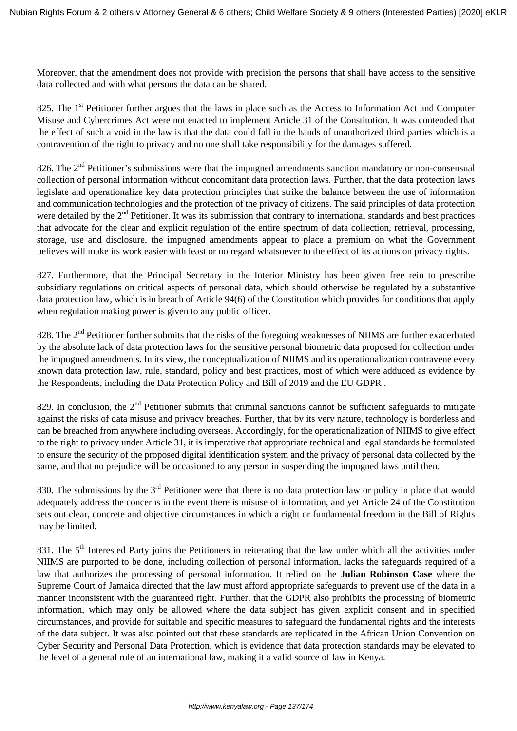Moreover, that the amendment does not provide with precision the persons that shall have access to the sensitive data collected and with what persons the data can be shared.

825. The 1st Petitioner further argues that the laws in place such as the Access to Information Act and Computer Misuse and Cybercrimes Act were not enacted to implement Article 31 of the Constitution. It was contended that the effect of such a void in the law is that the data could fall in the hands of unauthorized third parties which is a contravention of the right to privacy and no one shall take responsibility for the damages suffered.

826. The 2nd Petitioner's submissions were that the impugned amendments sanction mandatory or non-consensual collection of personal information without concomitant data protection laws. Further, that the data protection laws legislate and operationalize key data protection principles that strike the balance between the use of information and communication technologies and the protection of the privacy of citizens. The said principles of data protection were detailed by the 2nd Petitioner. It was its submission that contrary to international standards and best practices that advocate for the clear and explicit regulation of the entire spectrum of data collection, retrieval, processing, storage, use and disclosure, the impugned amendments appear to place a premium on what the Government believes will make its work easier with least or no regard whatsoever to the effect of its actions on privacy rights.

827. Furthermore, that the Principal Secretary in the Interior Ministry has been given free rein to prescribe subsidiary regulations on critical aspects of personal data, which should otherwise be regulated by a substantive data protection law, which is in breach of Article 94(6) of the Constitution which provides for conditions that apply when regulation making power is given to any public officer.

828. The 2nd Petitioner further submits that the risks of the foregoing weaknesses of NIIMS are further exacerbated by the absolute lack of data protection laws for the sensitive personal biometric data proposed for collection under the impugned amendments. In its view, the conceptualization of NIIMS and its operationalization contravene every known data protection law, rule, standard, policy and best practices, most of which were adduced as evidence by the Respondents, including the Data Protection Policy and Bill of 2019 and the EU GDPR .

829. In conclusion, the 2nd Petitioner submits that criminal sanctions cannot be sufficient safeguards to mitigate against the risks of data misuse and privacy breaches. Further, that by its very nature, technology is borderless and can be breached from anywhere including overseas. Accordingly, for the operationalization of NIIMS to give effect to the right to privacy under Article 31, it is imperative that appropriate technical and legal standards be formulated to ensure the security of the proposed digital identification system and the privacy of personal data collected by the same, and that no prejudice will be occasioned to any person in suspending the impugned laws until then.

830. The submissions by the 3rd Petitioner were that there is no data protection law or policy in place that would adequately address the concerns in the event there is misuse of information, and yet Article 24 of the Constitution sets out clear, concrete and objective circumstances in which a right or fundamental freedom in the Bill of Rights may be limited.

831. The 5th Interested Party joins the Petitioners in reiterating that the law under which all the activities under NIIMS are purported to be done, including collection of personal information, lacks the safeguards required of a law that authorizes the processing of personal information. It relied on the **Julian Robinson Case** where the Supreme Court of Jamaica directed that the law must afford appropriate safeguards to prevent use of the data in a manner inconsistent with the guaranteed right. Further, that the GDPR also prohibits the processing of biometric information, which may only be allowed where the data subject has given explicit consent and in specified circumstances, and provide for suitable and specific measures to safeguard the fundamental rights and the interests of the data subject. It was also pointed out that these standards are replicated in the African Union Convention on Cyber Security and Personal Data Protection, which is evidence that data protection standards may be elevated to the level of a general rule of an international law, making it a valid source of law in Kenya.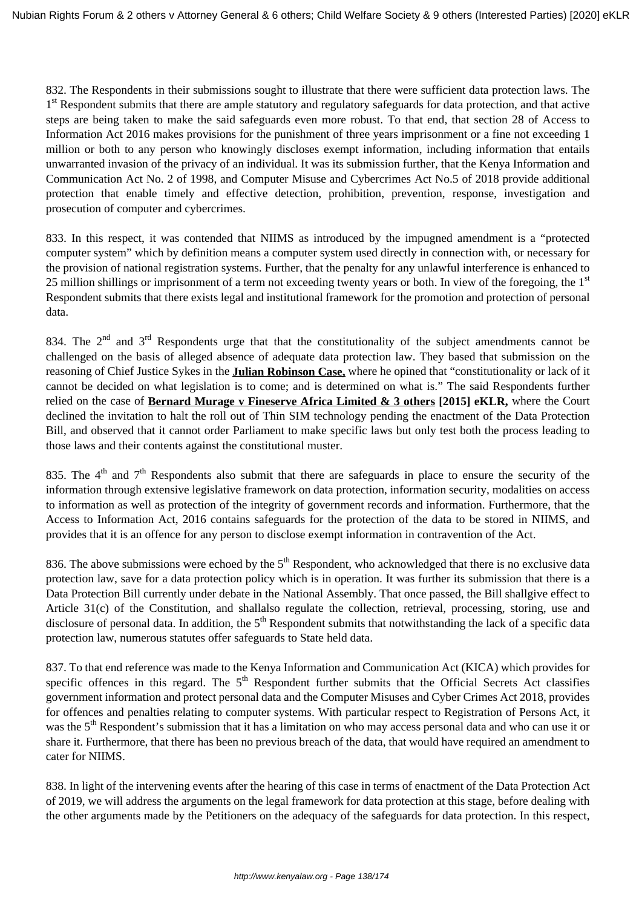832. The Respondents in their submissions sought to illustrate that there were sufficient data protection laws. The 1st Respondent submits that there are ample statutory and regulatory safeguards for data protection, and that active steps are being taken to make the said safeguards even more robust. To that end, that section 28 of Access to Information Act 2016 makes provisions for the punishment of three years imprisonment or a fine not exceeding 1 million or both to any person who knowingly discloses exempt information, including information that entails unwarranted invasion of the privacy of an individual. It was its submission further, that the Kenya Information and Communication Act No. 2 of 1998, and Computer Misuse and Cybercrimes Act No.5 of 2018 provide additional protection that enable timely and effective detection, prohibition, prevention, response, investigation and prosecution of computer and cybercrimes.

833. In this respect, it was contended that NIIMS as introduced by the impugned amendment is a "protected computer system" which by definition means a computer system used directly in connection with, or necessary for the provision of national registration systems. Further, that the penalty for any unlawful interference is enhanced to 25 million shillings or imprisonment of a term not exceeding twenty years or both. In view of the foregoing, the 1st Respondent submits that there exists legal and institutional framework for the promotion and protection of personal data.

834. The 2nd and 3rd Respondents urge that that the constitutionality of the subject amendments cannot be challenged on the basis of alleged absence of adequate data protection law. They based that submission on the reasoning of Chief Justice Sykes in the **Julian Robinson Case,** where he opined that "constitutionality or lack of it cannot be decided on what legislation is to come; and is determined on what is." The said Respondents further relied on the case of **Bernard Murage v Fineserve Africa Limited & 3 others [2015] eKLR,** where the Court declined the invitation to halt the roll out of Thin SIM technology pending the enactment of the Data Protection Bill, and observed that it cannot order Parliament to make specific laws but only test both the process leading to those laws and their contents against the constitutional muster.

835. The 4th and 7th Respondents also submit that there are safeguards in place to ensure the security of the information through extensive legislative framework on data protection, information security, modalities on access to information as well as protection of the integrity of government records and information. Furthermore, that the Access to Information Act, 2016 contains safeguards for the protection of the data to be stored in NIIMS, and provides that it is an offence for any person to disclose exempt information in contravention of the Act.

836. The above submissions were echoed by the 5th Respondent, who acknowledged that there is no exclusive data protection law, save for a data protection policy which is in operation. It was further its submission that there is a Data Protection Bill currently under debate in the National Assembly. That once passed, the Bill shallgive effect to Article 31(c) of the Constitution, and shallalso regulate the collection, retrieval, processing, storing, use and disclosure of personal data. In addition, the 5th Respondent submits that notwithstanding the lack of a specific data protection law, numerous statutes offer safeguards to State held data.

837. To that end reference was made to the Kenya Information and Communication Act (KICA) which provides for specific offences in this regard. The 5th Respondent further submits that the Official Secrets Act classifies government information and protect personal data and the Computer Misuses and Cyber Crimes Act 2018, provides for offences and penalties relating to computer systems. With particular respect to Registration of Persons Act, it was the 5th Respondent's submission that it has a limitation on who may access personal data and who can use it or share it. Furthermore, that there has been no previous breach of the data, that would have required an amendment to cater for NIIMS.

838. In light of the intervening events after the hearing of this case in terms of enactment of the Data Protection Act of 2019, we will address the arguments on the legal framework for data protection at this stage, before dealing with the other arguments made by the Petitioners on the adequacy of the safeguards for data protection. In this respect,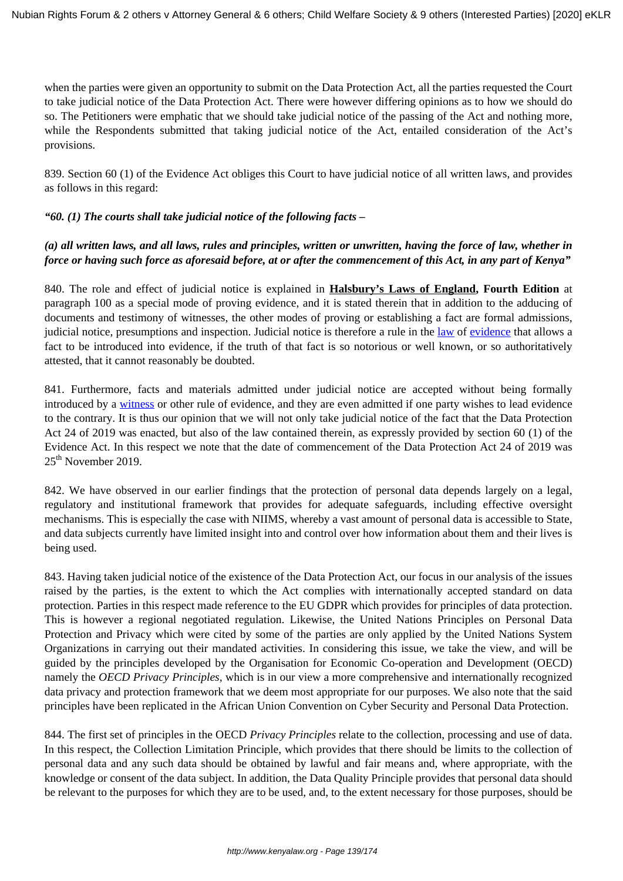when the parties were given an opportunity to submit on the Data Protection Act, all the parties requested the Court to take judicial notice of the Data Protection Act. There were however differing opinions as to how we should do so. The Petitioners were emphatic that we should take judicial notice of the passing of the Act and nothing more, while the Respondents submitted that taking judicial notice of the Act, entailed consideration of the Act's provisions.

839. Section 60 (1) of the Evidence Act obliges this Court to have judicial notice of all written laws, and provides as follows in this regard:

***"60. (1) The courts shall take judicial notice of the following facts –***

***(a) all written laws, and all laws, rules and principles, written or unwritten, having the force of law, whether in force or having such force as aforesaid before, at or after the commencement of this Act, in any part of Kenya"***

840. The role and effect of judicial notice is explained in **Halsbury's Laws of England, Fourth Edition** at paragraph 100 as a special mode of proving evidence, and it is stated therein that in addition to the adducing of documents and testimony of witnesses, the other modes of proving or establishing a fact are formal admissions, judicial notice, presumptions and inspection. Judicial notice is therefore a rule in the law of evidence that allows a fact to be introduced into evidence, if the truth of that fact is so notorious or well known, or so authoritatively attested, that it cannot reasonably be doubted.

841. Furthermore, facts and materials admitted under judicial notice are accepted without being formally introduced by a witness or other rule of evidence, and they are even admitted if one party wishes to lead evidence to the contrary. It is thus our opinion that we will not only take judicial notice of the fact that the Data Protection Act 24 of 2019 was enacted, but also of the law contained therein, as expressly provided by section 60 (1) of the Evidence Act. In this respect we note that the date of commencement of the Data Protection Act 24 of 2019 was 25th November 2019.

842. We have observed in our earlier findings that the protection of personal data depends largely on a legal, regulatory and institutional framework that provides for adequate safeguards, including effective oversight mechanisms. This is especially the case with NIIMS, whereby a vast amount of personal data is accessible to State, and data subjects currently have limited insight into and control over how information about them and their lives is being used.

843. Having taken judicial notice of the existence of the Data Protection Act, our focus in our analysis of the issues raised by the parties, is the extent to which the Act complies with internationally accepted standard on data protection. Parties in this respect made reference to the EU GDPR which provides for principles of data protection. This is however a regional negotiated regulation. Likewise, the United Nations Principles on Personal Data Protection and Privacy which were cited by some of the parties are only applied by the United Nations System Organizations in carrying out their mandated activities. In considering this issue, we take the view, and will be guided by the principles developed by the Organisation for Economic Co-operation and Development (OECD) namely the *OECD Privacy Principles*, which is in our view a more comprehensive and internationally recognized data privacy and protection framework that we deem most appropriate for our purposes. We also note that the said principles have been replicated in the African Union Convention on Cyber Security and Personal Data Protection.

844. The first set of principles in the OECD *Privacy Principles* relate to the collection, processing and use of data. In this respect, the Collection Limitation Principle, which provides that there should be limits to the collection of personal data and any such data should be obtained by lawful and fair means and, where appropriate, with the knowledge or consent of the data subject. In addition, the Data Quality Principle provides that personal data should be relevant to the purposes for which they are to be used, and, to the extent necessary for those purposes, should be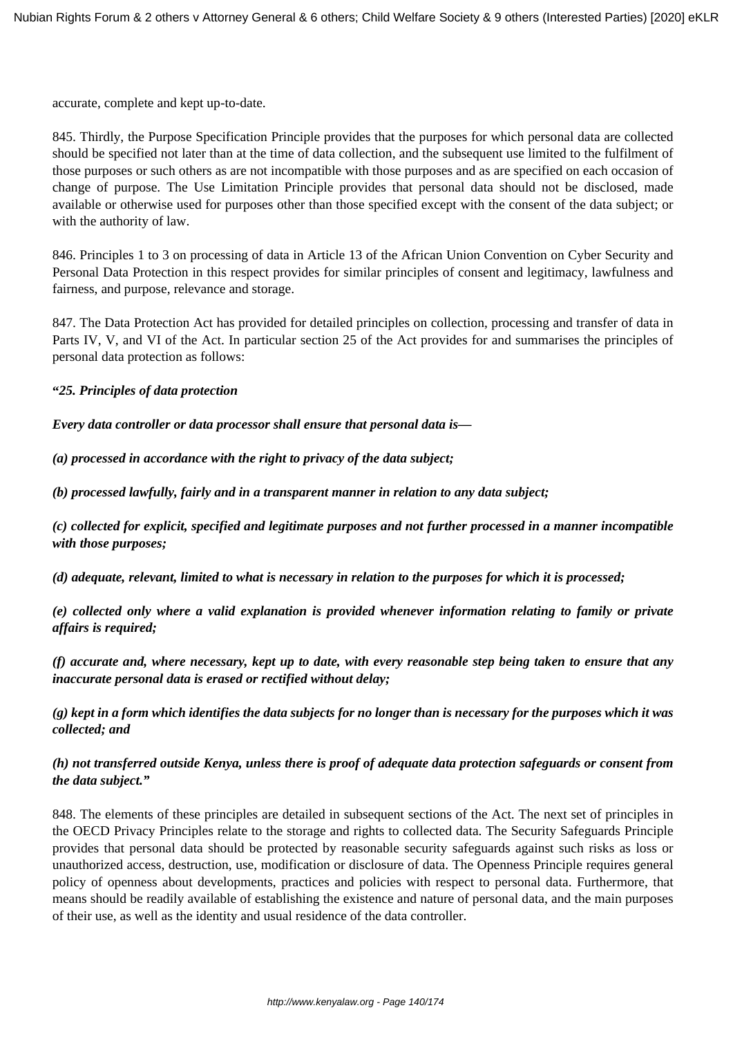accurate, complete and kept up-to-date.

845. Thirdly, the Purpose Specification Principle provides that the purposes for which personal data are collected should be specified not later than at the time of data collection, and the subsequent use limited to the fulfilment of those purposes or such others as are not incompatible with those purposes and as are specified on each occasion of change of purpose. The Use Limitation Principle provides that personal data should not be disclosed, made available or otherwise used for purposes other than those specified except with the consent of the data subject; or with the authority of law.

846. Principles 1 to 3 on processing of data in Article 13 of the African Union Convention on Cyber Security and Personal Data Protection in this respect provides for similar principles of consent and legitimacy, lawfulness and fairness, and purpose, relevance and storage.

847. The Data Protection Act has provided for detailed principles on collection, processing and transfer of data in Parts IV, V, and VI of the Act. In particular section 25 of the Act provides for and summarises the principles of personal data protection as follows:

***"25. Principles of data protection***

***Every data controller or data processor shall ensure that personal data is—***

***(a) processed in accordance with the right to privacy of the data subject;***

***(b) processed lawfully, fairly and in a transparent manner in relation to any data subject;***

***(c) collected for explicit, specified and legitimate purposes and not further processed in a manner incompatible with those purposes;***

***(d) adequate, relevant, limited to what is necessary in relation to the purposes for which it is processed;***

***(e) collected only where a valid explanation is provided whenever information relating to family or private affairs is required;***

***(f) accurate and, where necessary, kept up to date, with every reasonable step being taken to ensure that any inaccurate personal data is erased or rectified without delay;***

***(g) kept in a form which identifies the data subjects for no longer than is necessary for the purposes which it was collected; and***

***(h) not transferred outside Kenya, unless there is proof of adequate data protection safeguards or consent from the data subject."***

848. The elements of these principles are detailed in subsequent sections of the Act. The next set of principles in the OECD Privacy Principles relate to the storage and rights to collected data. The Security Safeguards Principle provides that personal data should be protected by reasonable security safeguards against such risks as loss or unauthorized access, destruction, use, modification or disclosure of data. The Openness Principle requires general policy of openness about developments, practices and policies with respect to personal data. Furthermore, that means should be readily available of establishing the existence and nature of personal data, and the main purposes of their use, as well as the identity and usual residence of the data controller.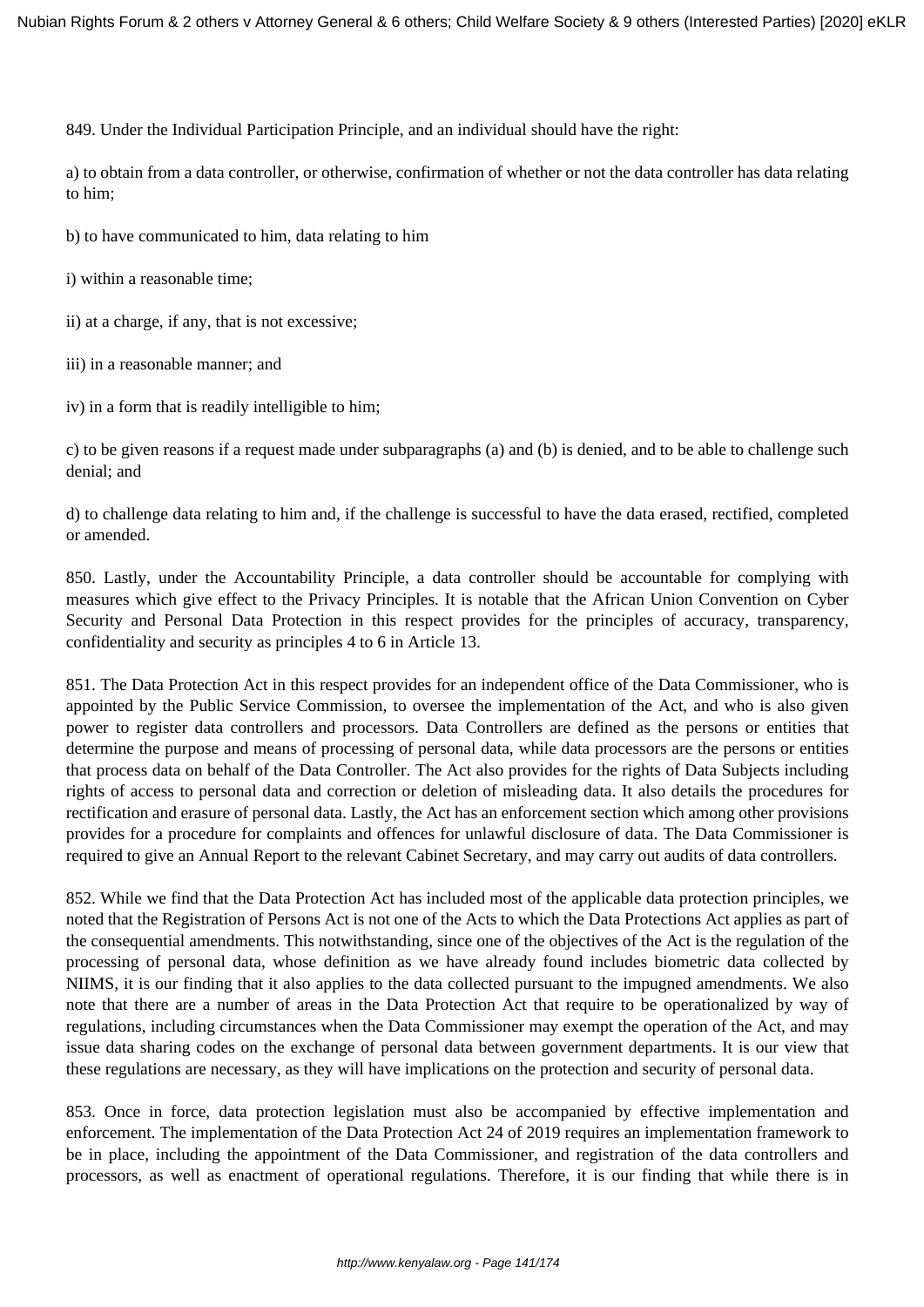849. Under the Individual Participation Principle, and an individual should have the right:

a) to obtain from a data controller, or otherwise, confirmation of whether or not the data controller has data relating to him;

b) to have communicated to him, data relating to him

i) within a reasonable time;

ii) at a charge, if any, that is not excessive;

iii) in a reasonable manner; and

iv) in a form that is readily intelligible to him;

c) to be given reasons if a request made under subparagraphs (a) and (b) is denied, and to be able to challenge such denial; and

d) to challenge data relating to him and, if the challenge is successful to have the data erased, rectified, completed or amended.

850. Lastly, under the Accountability Principle, a data controller should be accountable for complying with measures which give effect to the Privacy Principles. It is notable that the African Union Convention on Cyber Security and Personal Data Protection in this respect provides for the principles of accuracy, transparency, confidentiality and security as principles 4 to 6 in Article 13.

851. The Data Protection Act in this respect provides for an independent office of the Data Commissioner, who is appointed by the Public Service Commission, to oversee the implementation of the Act, and who is also given power to register data controllers and processors. Data Controllers are defined as the persons or entities that determine the purpose and means of processing of personal data, while data processors are the persons or entities that process data on behalf of the Data Controller. The Act also provides for the rights of Data Subjects including rights of access to personal data and correction or deletion of misleading data. It also details the procedures for rectification and erasure of personal data. Lastly, the Act has an enforcement section which among other provisions provides for a procedure for complaints and offences for unlawful disclosure of data. The Data Commissioner is required to give an Annual Report to the relevant Cabinet Secretary, and may carry out audits of data controllers.

852. While we find that the Data Protection Act has included most of the applicable data protection principles, we noted that the Registration of Persons Act is not one of the Acts to which the Data Protections Act applies as part of the consequential amendments. This notwithstanding, since one of the objectives of the Act is the regulation of the processing of personal data, whose definition as we have already found includes biometric data collected by NIIMS, it is our finding that it also applies to the data collected pursuant to the impugned amendments. We also note that there are a number of areas in the Data Protection Act that require to be operationalized by way of regulations, including circumstances when the Data Commissioner may exempt the operation of the Act, and may issue data sharing codes on the exchange of personal data between government departments. It is our view that these regulations are necessary, as they will have implications on the protection and security of personal data.

853. Once in force, data protection legislation must also be accompanied by effective implementation and enforcement. The implementation of the Data Protection Act 24 of 2019 requires an implementation framework to be in place, including the appointment of the Data Commissioner, and registration of the data controllers and processors, as well as enactment of operational regulations. Therefore, it is our finding that while there is in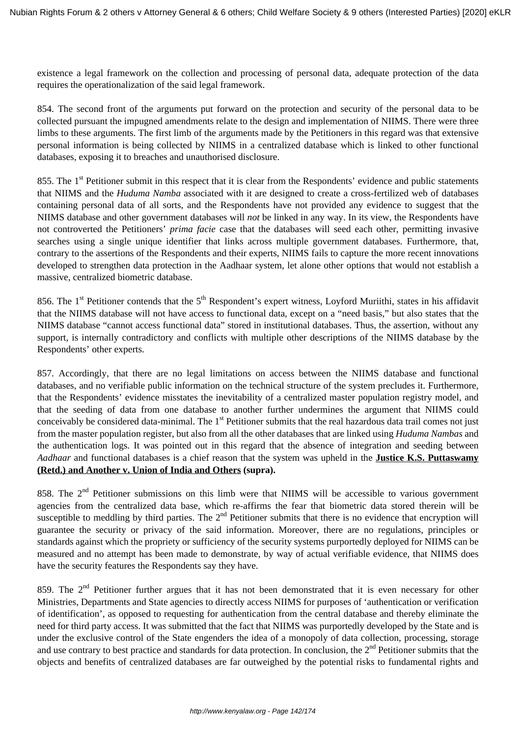existence a legal framework on the collection and processing of personal data, adequate protection of the data requires the operationalization of the said legal framework.

854. The second front of the arguments put forward on the protection and security of the personal data to be collected pursuant the impugned amendments relate to the design and implementation of NIIMS. There were three limbs to these arguments. The first limb of the arguments made by the Petitioners in this regard was that extensive personal information is being collected by NIIMS in a centralized database which is linked to other functional databases, exposing it to breaches and unauthorised disclosure.

855. The 1st Petitioner submit in this respect that it is clear from the Respondents' evidence and public statements that NIIMS and the *Huduma Namba* associated with it are designed to create a cross-fertilized web of databases containing personal data of all sorts, and the Respondents have not provided any evidence to suggest that the NIIMS database and other government databases will *not* be linked in any way. In its view, the Respondents have not controverted the Petitioners' *prima facie* case that the databases will seed each other, permitting invasive searches using a single unique identifier that links across multiple government databases. Furthermore, that, contrary to the assertions of the Respondents and their experts, NIIMS fails to capture the more recent innovations developed to strengthen data protection in the Aadhaar system, let alone other options that would not establish a massive, centralized biometric database.

856. The 1st Petitioner contends that the 5th Respondent's expert witness, Loyford Muriithi, states in his affidavit that the NIIMS database will not have access to functional data, except on a "need basis," but also states that the NIIMS database "cannot access functional data" stored in institutional databases. Thus, the assertion, without any support, is internally contradictory and conflicts with multiple other descriptions of the NIIMS database by the Respondents' other experts.

857. Accordingly, that there are no legal limitations on access between the NIIMS database and functional databases, and no verifiable public information on the technical structure of the system precludes it. Furthermore, that the Respondents' evidence misstates the inevitability of a centralized master population registry model, and that the seeding of data from one database to another further undermines the argument that NIIMS could conceivably be considered data-minimal. The 1st Petitioner submits that the real hazardous data trail comes not just from the master population register, but also from all the other databases that are linked using *Huduma Nambas* and the authentication logs. It was pointed out in this regard that the absence of integration and seeding between *Aadhaar* and functional databases is a chief reason that the system was upheld in the **Justice K.S. Puttaswamy (Retd.) and Another v. Union of India and Others (supra).**

858. The 2nd Petitioner submissions on this limb were that NIIMS will be accessible to various government agencies from the centralized data base, which re-affirms the fear that biometric data stored therein will be susceptible to meddling by third parties. The 2nd Petitioner submits that there is no evidence that encryption will guarantee the security or privacy of the said information. Moreover, there are no regulations, principles or standards against which the propriety or sufficiency of the security systems purportedly deployed for NIIMS can be measured and no attempt has been made to demonstrate, by way of actual verifiable evidence, that NIIMS does have the security features the Respondents say they have.

859. The 2nd Petitioner further argues that it has not been demonstrated that it is even necessary for other Ministries, Departments and State agencies to directly access NIIMS for purposes of 'authentication or verification of identification', as opposed to requesting for authentication from the central database and thereby eliminate the need for third party access. It was submitted that the fact that NIIMS was purportedly developed by the State and is under the exclusive control of the State engenders the idea of a monopoly of data collection, processing, storage and use contrary to best practice and standards for data protection. In conclusion, the 2nd Petitioner submits that the objects and benefits of centralized databases are far outweighed by the potential risks to fundamental rights and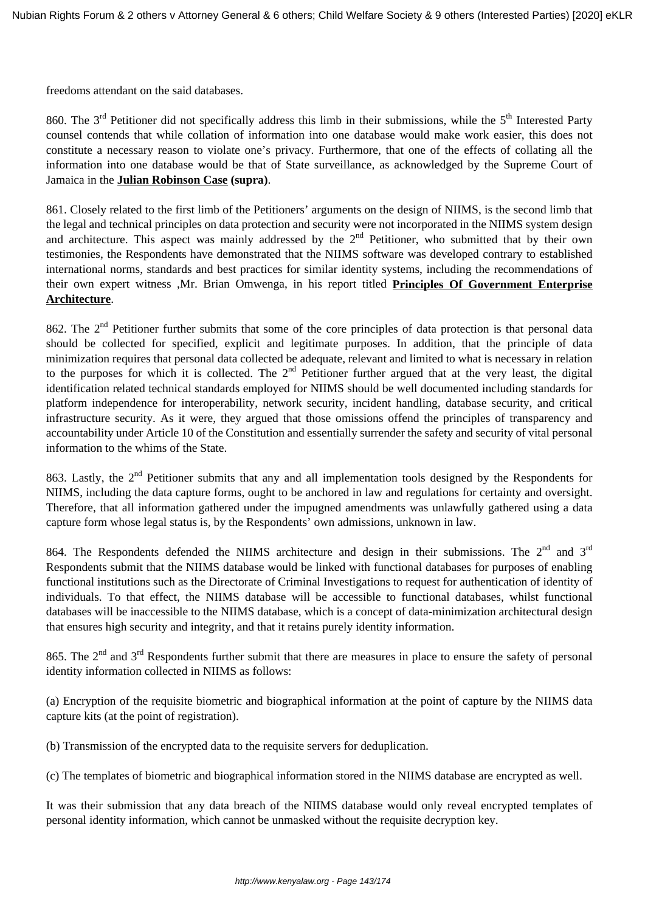freedoms attendant on the said databases.

860. The 3rd Petitioner did not specifically address this limb in their submissions, while the 5th Interested Party counsel contends that while collation of information into one database would make work easier, this does not constitute a necessary reason to violate one's privacy. Furthermore, that one of the effects of collating all the information into one database would be that of State surveillance, as acknowledged by the Supreme Court of Jamaica in the **Julian Robinson Case (supra)**.

861. Closely related to the first limb of the Petitioners' arguments on the design of NIIMS, is the second limb that the legal and technical principles on data protection and security were not incorporated in the NIIMS system design and architecture. This aspect was mainly addressed by the 2nd Petitioner, who submitted that by their own testimonies, the Respondents have demonstrated that the NIIMS software was developed contrary to established international norms, standards and best practices for similar identity systems, including the recommendations of their own expert witness ,Mr. Brian Omwenga, in his report titled **Principles Of Government Enterprise Architecture**.

862. The 2nd Petitioner further submits that some of the core principles of data protection is that personal data should be collected for specified, explicit and legitimate purposes. In addition, that the principle of data minimization requires that personal data collected be adequate, relevant and limited to what is necessary in relation to the purposes for which it is collected. The 2nd Petitioner further argued that at the very least, the digital identification related technical standards employed for NIIMS should be well documented including standards for platform independence for interoperability, network security, incident handling, database security, and critical infrastructure security. As it were, they argued that those omissions offend the principles of transparency and accountability under Article 10 of the Constitution and essentially surrender the safety and security of vital personal information to the whims of the State.

863. Lastly, the 2nd Petitioner submits that any and all implementation tools designed by the Respondents for NIIMS, including the data capture forms, ought to be anchored in law and regulations for certainty and oversight. Therefore, that all information gathered under the impugned amendments was unlawfully gathered using a data capture form whose legal status is, by the Respondents' own admissions, unknown in law.

864. The Respondents defended the NIIMS architecture and design in their submissions. The 2nd and 3rd Respondents submit that the NIIMS database would be linked with functional databases for purposes of enabling functional institutions such as the Directorate of Criminal Investigations to request for authentication of identity of individuals. To that effect, the NIIMS database will be accessible to functional databases, whilst functional databases will be inaccessible to the NIIMS database, which is a concept of data-minimization architectural design that ensures high security and integrity, and that it retains purely identity information.

865. The 2nd and 3rd Respondents further submit that there are measures in place to ensure the safety of personal identity information collected in NIIMS as follows:

(a) Encryption of the requisite biometric and biographical information at the point of capture by the NIIMS data capture kits (at the point of registration).

(b) Transmission of the encrypted data to the requisite servers for deduplication.

(c) The templates of biometric and biographical information stored in the NIIMS database are encrypted as well.

It was their submission that any data breach of the NIIMS database would only reveal encrypted templates of personal identity information, which cannot be unmasked without the requisite decryption key.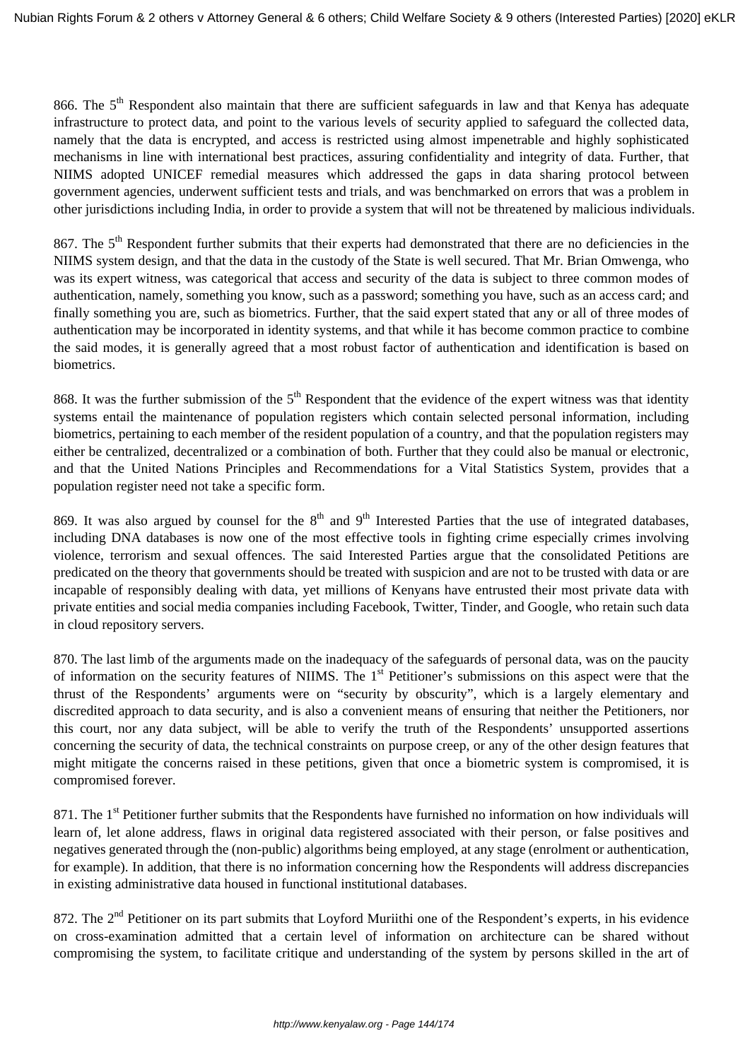866. The 5th Respondent also maintain that there are sufficient safeguards in law and that Kenya has adequate infrastructure to protect data, and point to the various levels of security applied to safeguard the collected data, namely that the data is encrypted, and access is restricted using almost impenetrable and highly sophisticated mechanisms in line with international best practices, assuring confidentiality and integrity of data. Further, that NIIMS adopted UNICEF remedial measures which addressed the gaps in data sharing protocol between government agencies, underwent sufficient tests and trials, and was benchmarked on errors that was a problem in other jurisdictions including India, in order to provide a system that will not be threatened by malicious individuals.

867. The 5th Respondent further submits that their experts had demonstrated that there are no deficiencies in the NIIMS system design, and that the data in the custody of the State is well secured. That Mr. Brian Omwenga, who was its expert witness, was categorical that access and security of the data is subject to three common modes of authentication, namely, something you know, such as a password; something you have, such as an access card; and finally something you are, such as biometrics. Further, that the said expert stated that any or all of three modes of authentication may be incorporated in identity systems, and that while it has become common practice to combine the said modes, it is generally agreed that a most robust factor of authentication and identification is based on biometrics.

868. It was the further submission of the 5th Respondent that the evidence of the expert witness was that identity systems entail the maintenance of population registers which contain selected personal information, including biometrics, pertaining to each member of the resident population of a country, and that the population registers may either be centralized, decentralized or a combination of both. Further that they could also be manual or electronic, and that the United Nations Principles and Recommendations for a Vital Statistics System, provides that a population register need not take a specific form.

869. It was also argued by counsel for the 8th and 9th Interested Parties that the use of integrated databases, including DNA databases is now one of the most effective tools in fighting crime especially crimes involving violence, terrorism and sexual offences. The said Interested Parties argue that the consolidated Petitions are predicated on the theory that governments should be treated with suspicion and are not to be trusted with data or are incapable of responsibly dealing with data, yet millions of Kenyans have entrusted their most private data with private entities and social media companies including Facebook, Twitter, Tinder, and Google, who retain such data in cloud repository servers.

870. The last limb of the arguments made on the inadequacy of the safeguards of personal data, was on the paucity of information on the security features of NIIMS. The 1st Petitioner's submissions on this aspect were that the thrust of the Respondents' arguments were on "security by obscurity", which is a largely elementary and discredited approach to data security, and is also a convenient means of ensuring that neither the Petitioners, nor this court, nor any data subject, will be able to verify the truth of the Respondents' unsupported assertions concerning the security of data, the technical constraints on purpose creep, or any of the other design features that might mitigate the concerns raised in these petitions, given that once a biometric system is compromised, it is compromised forever.

871. The 1st Petitioner further submits that the Respondents have furnished no information on how individuals will learn of, let alone address, flaws in original data registered associated with their person, or false positives and negatives generated through the (non-public) algorithms being employed, at any stage (enrolment or authentication, for example). In addition, that there is no information concerning how the Respondents will address discrepancies in existing administrative data housed in functional institutional databases.

872. The 2nd Petitioner on its part submits that Loyford Muriithi one of the Respondent's experts, in his evidence on cross-examination admitted that a certain level of information on architecture can be shared without compromising the system, to facilitate critique and understanding of the system by persons skilled in the art of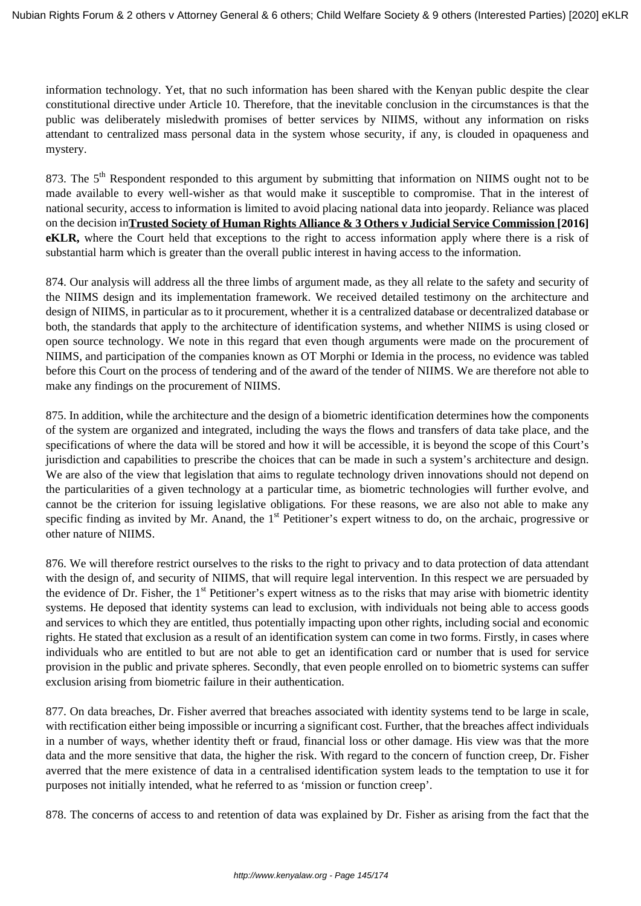information technology. Yet, that no such information has been shared with the Kenyan public despite the clear constitutional directive under Article 10. Therefore, that the inevitable conclusion in the circumstances is that the public was deliberately misledwith promises of better services by NIIMS, without any information on risks attendant to centralized mass personal data in the system whose security, if any, is clouded in opaqueness and mystery.

873. The 5th Respondent responded to this argument by submitting that information on NIIMS ought not to be made available to every well-wisher as that would make it susceptible to compromise. That in the interest of national security, access to information is limited to avoid placing national data into jeopardy. Reliance was placed on the decision in**Trusted Society of Human Rights Alliance & 3 Others v Judicial Service Commission [2016] eKLR,** where the Court held that exceptions to the right to access information apply where there is a risk of substantial harm which is greater than the overall public interest in having access to the information.

874. Our analysis will address all the three limbs of argument made, as they all relate to the safety and security of the NIIMS design and its implementation framework. We received detailed testimony on the architecture and design of NIIMS, in particular as to it procurement, whether it is a centralized database or decentralized database or both, the standards that apply to the architecture of identification systems, and whether NIIMS is using closed or open source technology. We note in this regard that even though arguments were made on the procurement of NIIMS, and participation of the companies known as OT Morphi or Idemia in the process, no evidence was tabled before this Court on the process of tendering and of the award of the tender of NIIMS. We are therefore not able to make any findings on the procurement of NIIMS.

875. In addition, while the architecture and the design of a biometric identification determines how the components of the system are organized and integrated, including the ways the flows and transfers of data take place, and the specifications of where the data will be stored and how it will be accessible, it is beyond the scope of this Court's jurisdiction and capabilities to prescribe the choices that can be made in such a system's architecture and design. We are also of the view that legislation that aims to regulate technology driven innovations should not depend on the particularities of a given technology at a particular time, as biometric technologies will further evolve, and cannot be the criterion for issuing legislative obligations. For these reasons, we are also not able to make any specific finding as invited by Mr. Anand, the 1st Petitioner's expert witness to do, on the archaic, progressive or other nature of NIIMS.

876. We will therefore restrict ourselves to the risks to the right to privacy and to data protection of data attendant with the design of, and security of NIIMS, that will require legal intervention. In this respect we are persuaded by the evidence of Dr. Fisher, the 1st Petitioner's expert witness as to the risks that may arise with biometric identity systems. He deposed that identity systems can lead to exclusion, with individuals not being able to access goods and services to which they are entitled, thus potentially impacting upon other rights, including social and economic rights. He stated that exclusion as a result of an identification system can come in two forms. Firstly, in cases where individuals who are entitled to but are not able to get an identification card or number that is used for service provision in the public and private spheres. Secondly, that even people enrolled on to biometric systems can suffer exclusion arising from biometric failure in their authentication.

877. On data breaches, Dr. Fisher averred that breaches associated with identity systems tend to be large in scale, with rectification either being impossible or incurring a significant cost. Further, that the breaches affect individuals in a number of ways, whether identity theft or fraud, financial loss or other damage. His view was that the more data and the more sensitive that data, the higher the risk. With regard to the concern of function creep, Dr. Fisher averred that the mere existence of data in a centralised identification system leads to the temptation to use it for purposes not initially intended, what he referred to as 'mission or function creep'.

878. The concerns of access to and retention of data was explained by Dr. Fisher as arising from the fact that the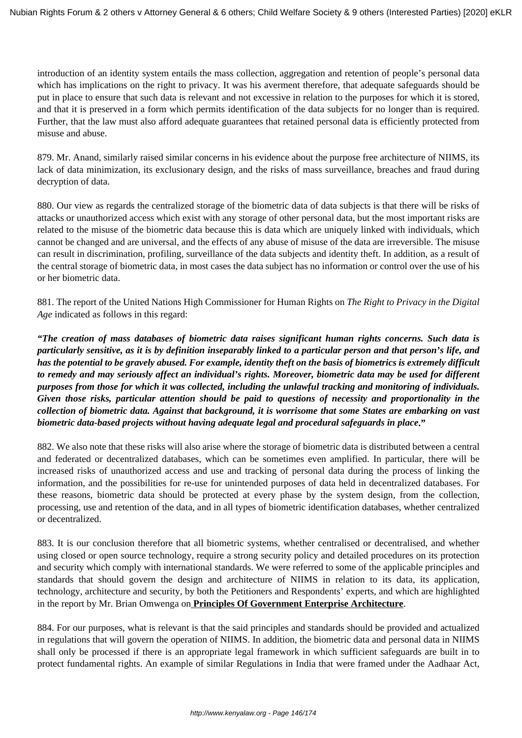introduction of an identity system entails the mass collection, aggregation and retention of people's personal data which has implications on the right to privacy. It was his averment therefore, that adequate safeguards should be put in place to ensure that such data is relevant and not excessive in relation to the purposes for which it is stored, and that it is preserved in a form which permits identification of the data subjects for no longer than is required. Further, that the law must also afford adequate guarantees that retained personal data is efficiently protected from misuse and abuse.

879. Mr. Anand, similarly raised similar concerns in his evidence about the purpose free architecture of NIIMS, its lack of data minimization, its exclusionary design, and the risks of mass surveillance, breaches and fraud during decryption of data.

880. Our view as regards the centralized storage of the biometric data of data subjects is that there will be risks of attacks or unauthorized access which exist with any storage of other personal data, but the most important risks are related to the misuse of the biometric data because this is data which are uniquely linked with individuals, which cannot be changed and are universal, and the effects of any abuse of misuse of the data are irreversible. The misuse can result in discrimination, profiling, surveillance of the data subjects and identity theft. In addition, as a result of the central storage of biometric data, in most cases the data subject has no information or control over the use of his or her biometric data.

881. The report of the United Nations High Commissioner for Human Rights on *The Right to Privacy in the Digital Age* indicated as follows in this regard:

***"The creation of mass databases of biometric data raises significant human rights concerns. Such data is particularly sensitive, as it is by definition inseparably linked to a particular person and that person's life, and has the potential to be gravely abused. For example, identity theft on the basis of biometrics is extremely difficult to remedy and may seriously affect an individual's rights. Moreover, biometric data may be used for different purposes from those for which it was collected, including the unlawful tracking and monitoring of individuals. Given those risks, particular attention should be paid to questions of necessity and proportionality in the collection of biometric data. Against that background, it is worrisome that some States are embarking on vast biometric data-based projects without having adequate legal and procedural safeguards in place."***

882. We also note that these risks will also arise where the storage of biometric data is distributed between a central and federated or decentralized databases, which can be sometimes even amplified. In particular, there will be increased risks of unauthorized access and use and tracking of personal data during the process of linking the information, and the possibilities for re-use for unintended purposes of data held in decentralized databases. For these reasons, biometric data should be protected at every phase by the system design, from the collection, processing, use and retention of the data, and in all types of biometric identification databases, whether centralized or decentralized.

883. It is our conclusion therefore that all biometric systems, whether centralised or decentralised, and whether using closed or open source technology, require a strong security policy and detailed procedures on its protection and security which comply with international standards. We were referred to some of the applicable principles and standards that should govern the design and architecture of NIIMS in relation to its data, its application, technology, architecture and security, by both the Petitioners and Respondents' experts, and which are highlighted in the report by Mr. Brian Omwenga on **Principles Of Government Enterprise Architecture**.

884. For our purposes, what is relevant is that the said principles and standards should be provided and actualized in regulations that will govern the operation of NIIMS. In addition, the biometric data and personal data in NIIMS shall only be processed if there is an appropriate legal framework in which sufficient safeguards are built in to protect fundamental rights. An example of similar Regulations in India that were framed under the Aadhaar Act,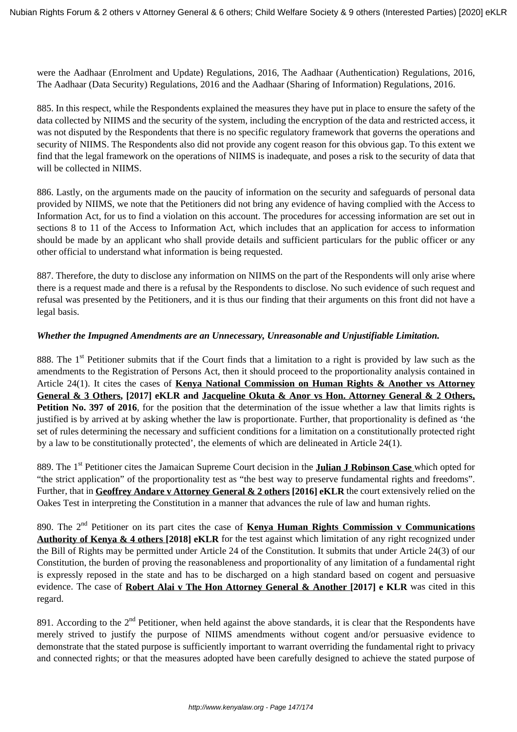were the Aadhaar (Enrolment and Update) Regulations, 2016, The Aadhaar (Authentication) Regulations, 2016, The Aadhaar (Data Security) Regulations, 2016 and the Aadhaar (Sharing of Information) Regulations, 2016.

885. In this respect, while the Respondents explained the measures they have put in place to ensure the safety of the data collected by NIIMS and the security of the system, including the encryption of the data and restricted access, it was not disputed by the Respondents that there is no specific regulatory framework that governs the operations and security of NIIMS. The Respondents also did not provide any cogent reason for this obvious gap. To this extent we find that the legal framework on the operations of NIIMS is inadequate, and poses a risk to the security of data that will be collected in NIIMS.

886. Lastly, on the arguments made on the paucity of information on the security and safeguards of personal data provided by NIIMS, we note that the Petitioners did not bring any evidence of having complied with the Access to Information Act, for us to find a violation on this account. The procedures for accessing information are set out in sections 8 to 11 of the Access to Information Act, which includes that an application for access to information should be made by an applicant who shall provide details and sufficient particulars for the public officer or any other official to understand what information is being requested.

887. Therefore, the duty to disclose any information on NIIMS on the part of the Respondents will only arise where there is a request made and there is a refusal by the Respondents to disclose. No such evidence of such request and refusal was presented by the Petitioners, and it is thus our finding that their arguments on this front did not have a legal basis.

***Whether the Impugned Amendments are an Unnecessary, Unreasonable and Unjustifiable Limitation.***

888. The 1st Petitioner submits that if the Court finds that a limitation to a right is provided by law such as the amendments to the Registration of Persons Act, then it should proceed to the proportionality analysis contained in Article 24(1). It cites the cases of **Kenya National Commission on Human Rights & Another vs Attorney General & 3 Others, [2017] eKLR and Jacqueline Okuta & Anor vs Hon. Attorney General & 2 Others, Petition No. 397 of 2016**, for the position that the determination of the issue whether a law that limits rights is justified is by arrived at by asking whether the law is proportionate. Further, that proportionality is defined as 'the set of rules determining the necessary and sufficient conditions for a limitation on a constitutionally protected right by a law to be constitutionally protected', the elements of which are delineated in Article 24(1).

889. The 1st Petitioner cites the Jamaican Supreme Court decision in the **Julian J Robinson Case** which opted for "the strict application" of the proportionality test as "the best way to preserve fundamental rights and freedoms". Further, that in **Geoffrey Andare v Attorney General & 2 others [2016] eKLR** the court extensively relied on the Oakes Test in interpreting the Constitution in a manner that advances the rule of law and human rights.

890. The 2nd Petitioner on its part cites the case of **Kenya Human Rights Commission v Communications Authority of Kenya & 4 others [2018] eKLR** for the test against which limitation of any right recognized under the Bill of Rights may be permitted under Article 24 of the Constitution. It submits that under Article 24(3) of our Constitution, the burden of proving the reasonableness and proportionality of any limitation of a fundamental right is expressly reposed in the state and has to be discharged on a high standard based on cogent and persuasive evidence. The case of **Robert Alai v The Hon Attorney General & Another [2017] e KLR** was cited in this regard.

891. According to the 2nd Petitioner, when held against the above standards, it is clear that the Respondents have merely strived to justify the purpose of NIIMS amendments without cogent and/or persuasive evidence to demonstrate that the stated purpose is sufficiently important to warrant overriding the fundamental right to privacy and connected rights; or that the measures adopted have been carefully designed to achieve the stated purpose of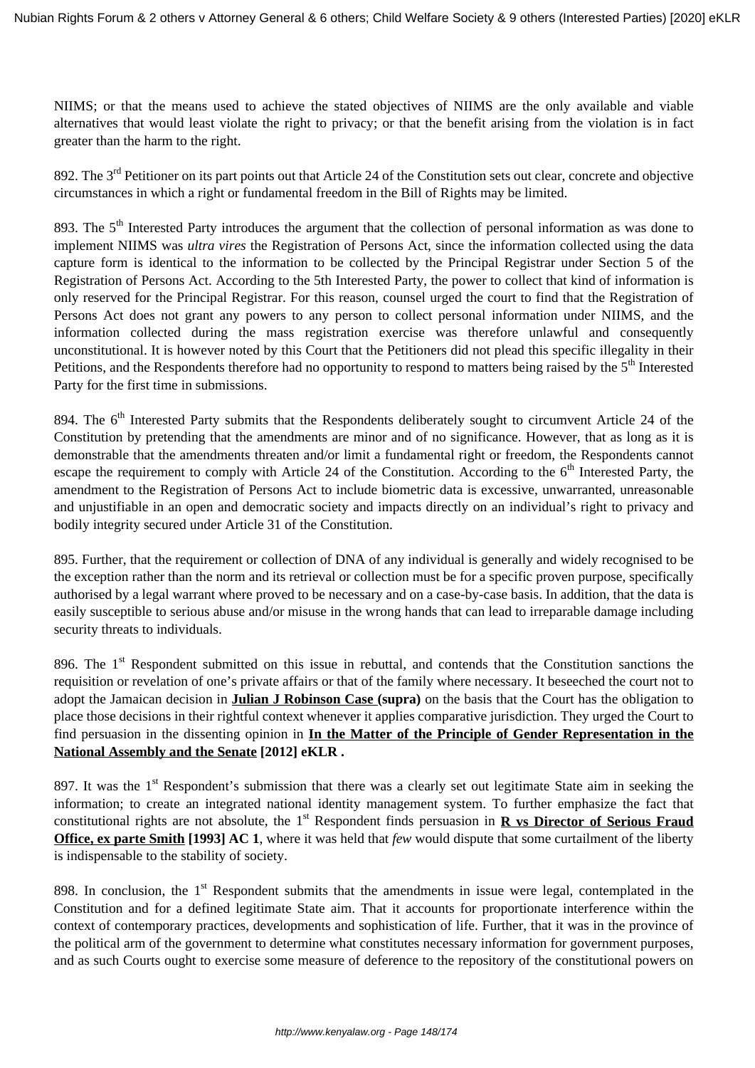NIIMS; or that the means used to achieve the stated objectives of NIIMS are the only available and viable alternatives that would least violate the right to privacy; or that the benefit arising from the violation is in fact greater than the harm to the right.

892. The 3rd Petitioner on its part points out that Article 24 of the Constitution sets out clear, concrete and objective circumstances in which a right or fundamental freedom in the Bill of Rights may be limited.

893. The 5th Interested Party introduces the argument that the collection of personal information as was done to implement NIIMS was *ultra vires* the Registration of Persons Act, since the information collected using the data capture form is identical to the information to be collected by the Principal Registrar under Section 5 of the Registration of Persons Act. According to the 5th Interested Party, the power to collect that kind of information is only reserved for the Principal Registrar. For this reason, counsel urged the court to find that the Registration of Persons Act does not grant any powers to any person to collect personal information under NIIMS, and the information collected during the mass registration exercise was therefore unlawful and consequently unconstitutional. It is however noted by this Court that the Petitioners did not plead this specific illegality in their Petitions, and the Respondents therefore had no opportunity to respond to matters being raised by the 5th Interested Party for the first time in submissions.

894. The 6th Interested Party submits that the Respondents deliberately sought to circumvent Article 24 of the Constitution by pretending that the amendments are minor and of no significance. However, that as long as it is demonstrable that the amendments threaten and/or limit a fundamental right or freedom, the Respondents cannot escape the requirement to comply with Article 24 of the Constitution. According to the 6th Interested Party, the amendment to the Registration of Persons Act to include biometric data is excessive, unwarranted, unreasonable and unjustifiable in an open and democratic society and impacts directly on an individual's right to privacy and bodily integrity secured under Article 31 of the Constitution.

895. Further, that the requirement or collection of DNA of any individual is generally and widely recognised to be the exception rather than the norm and its retrieval or collection must be for a specific proven purpose, specifically authorised by a legal warrant where proved to be necessary and on a case-by-case basis. In addition, that the data is easily susceptible to serious abuse and/or misuse in the wrong hands that can lead to irreparable damage including security threats to individuals.

896. The 1st Respondent submitted on this issue in rebuttal, and contends that the Constitution sanctions the requisition or revelation of one's private affairs or that of the family where necessary. It beseeched the court not to adopt the Jamaican decision in **Julian J Robinson Case (supra)** on the basis that the Court has the obligation to place those decisions in their rightful context whenever it applies comparative jurisdiction. They urged the Court to find persuasion in the dissenting opinion in **In the Matter of the Principle of Gender Representation in the National Assembly and the Senate [2012] eKLR .**

897. It was the 1st Respondent's submission that there was a clearly set out legitimate State aim in seeking the information; to create an integrated national identity management system. To further emphasize the fact that constitutional rights are not absolute, the 1st Respondent finds persuasion in **R vs Director of Serious Fraud Office, ex parte Smith [1993] AC 1**, where it was held that *few* would dispute that some curtailment of the liberty is indispensable to the stability of society.

898. In conclusion, the 1st Respondent submits that the amendments in issue were legal, contemplated in the Constitution and for a defined legitimate State aim. That it accounts for proportionate interference within the context of contemporary practices, developments and sophistication of life. Further, that it was in the province of the political arm of the government to determine what constitutes necessary information for government purposes, and as such Courts ought to exercise some measure of deference to the repository of the constitutional powers on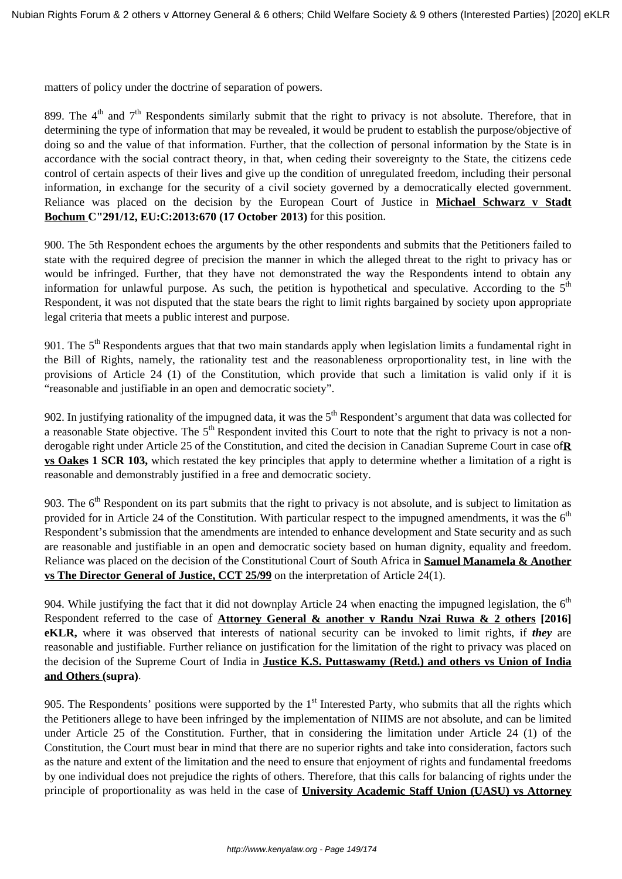matters of policy under the doctrine of separation of powers.

899. The 4th and 7th Respondents similarly submit that the right to privacy is not absolute. Therefore, that in determining the type of information that may be revealed, it would be prudent to establish the purpose/objective of doing so and the value of that information. Further, that the collection of personal information by the State is in accordance with the social contract theory, in that, when ceding their sovereignty to the State, the citizens cede control of certain aspects of their lives and give up the condition of unregulated freedom, including their personal information, in exchange for the security of a civil society governed by a democratically elected government. Reliance was placed on the decision by the European Court of Justice in **Michael Schwarz v Stadt Bochum C"291/12, EU:C:2013:670 (17 October 2013)** for this position.

900. The 5th Respondent echoes the arguments by the other respondents and submits that the Petitioners failed to state with the required degree of precision the manner in which the alleged threat to the right to privacy has or would be infringed. Further, that they have not demonstrated the way the Respondents intend to obtain any information for unlawful purpose. As such, the petition is hypothetical and speculative. According to the 5th Respondent, it was not disputed that the state bears the right to limit rights bargained by society upon appropriate legal criteria that meets a public interest and purpose.

901. The 5th Respondents argues that that two main standards apply when legislation limits a fundamental right in the Bill of Rights, namely, the rationality test and the reasonableness orproportionality test, in line with the provisions of Article 24 (1) of the Constitution, which provide that such a limitation is valid only if it is "reasonable and justifiable in an open and democratic society".

902. In justifying rationality of the impugned data, it was the 5th Respondent's argument that data was collected for a reasonable State objective. The 5th Respondent invited this Court to note that the right to privacy is not a non-derogable right under Article 25 of the Constitution, and cited the decision in Canadian Supreme Court in case of**R vs Oakes 1 SCR 103,** which restated the key principles that apply to determine whether a limitation of a right is reasonable and demonstrably justified in a free and democratic society.

903. The 6th Respondent on its part submits that the right to privacy is not absolute, and is subject to limitation as provided for in Article 24 of the Constitution. With particular respect to the impugned amendments, it was the 6th Respondent's submission that the amendments are intended to enhance development and State security and as such are reasonable and justifiable in an open and democratic society based on human dignity, equality and freedom. Reliance was placed on the decision of the Constitutional Court of South Africa in **Samuel Manamela & Another vs The Director General of Justice, CCT 25/99** on the interpretation of Article 24(1).

904. While justifying the fact that it did not downplay Article 24 when enacting the impugned legislation, the 6th Respondent referred to the case of **Attorney General & another v Randu Nzai Ruwa & 2 others [2016] eKLR,** where it was observed that interests of national security can be invoked to limit rights, if ***they*** are reasonable and justifiable. Further reliance on justification for the limitation of the right to privacy was placed on the decision of the Supreme Court of India in **Justice K.S. Puttaswamy (Retd.) and others vs Union of India and Others (supra)**.

905. The Respondents' positions were supported by the 1st Interested Party, who submits that all the rights which the Petitioners allege to have been infringed by the implementation of NIIMS are not absolute, and can be limited under Article 25 of the Constitution. Further, that in considering the limitation under Article 24 (1) of the Constitution, the Court must bear in mind that there are no superior rights and take into consideration, factors such as the nature and extent of the limitation and the need to ensure that enjoyment of rights and fundamental freedoms by one individual does not prejudice the rights of others. Therefore, that this calls for balancing of rights under the principle of proportionality as was held in the case of **University Academic Staff Union (UASU) vs Attorney**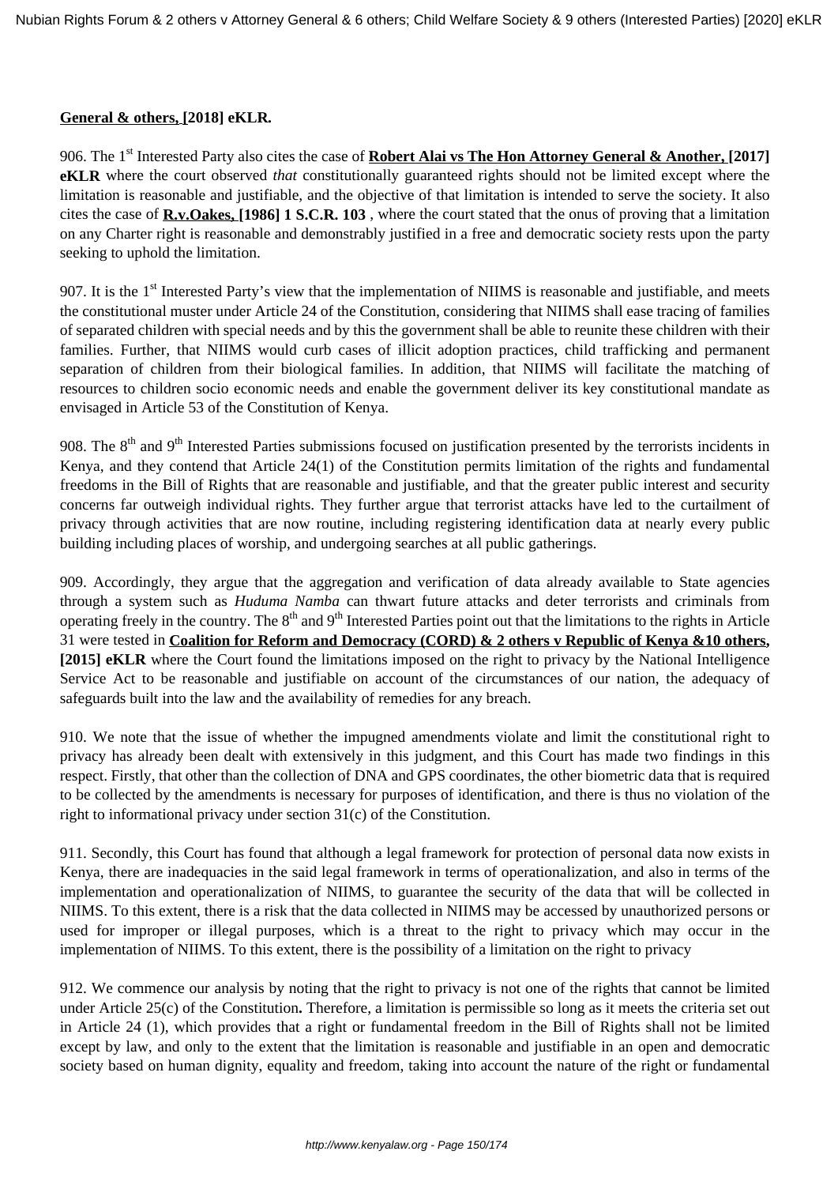**General & others, [2018] eKLR.**

906. The 1st Interested Party also cites the case of **Robert Alai vs The Hon Attorney General & Another, [2017] eKLR** where the court observed *that* constitutionally guaranteed rights should not be limited except where the limitation is reasonable and justifiable, and the objective of that limitation is intended to serve the society. It also cites the case of **R.v.Oakes, [1986] 1 S.C.R. 103** , where the court stated that the onus of proving that a limitation on any Charter right is reasonable and demonstrably justified in a free and democratic society rests upon the party seeking to uphold the limitation.

907. It is the 1st Interested Party's view that the implementation of NIIMS is reasonable and justifiable, and meets the constitutional muster under Article 24 of the Constitution, considering that NIIMS shall ease tracing of families of separated children with special needs and by this the government shall be able to reunite these children with their families. Further, that NIIMS would curb cases of illicit adoption practices, child trafficking and permanent separation of children from their biological families. In addition, that NIIMS will facilitate the matching of resources to children socio economic needs and enable the government deliver its key constitutional mandate as envisaged in Article 53 of the Constitution of Kenya.

908. The 8th and 9th Interested Parties submissions focused on justification presented by the terrorists incidents in Kenya, and they contend that Article 24(1) of the Constitution permits limitation of the rights and fundamental freedoms in the Bill of Rights that are reasonable and justifiable, and that the greater public interest and security concerns far outweigh individual rights. They further argue that terrorist attacks have led to the curtailment of privacy through activities that are now routine, including registering identification data at nearly every public building including places of worship, and undergoing searches at all public gatherings.

909. Accordingly, they argue that the aggregation and verification of data already available to State agencies through a system such as *Huduma Namba* can thwart future attacks and deter terrorists and criminals from operating freely in the country. The 8th and 9th Interested Parties point out that the limitations to the rights in Article 31 were tested in **Coalition for Reform and Democracy (CORD) & 2 others v Republic of Kenya &10 others, [2015] eKLR** where the Court found the limitations imposed on the right to privacy by the National Intelligence Service Act to be reasonable and justifiable on account of the circumstances of our nation, the adequacy of safeguards built into the law and the availability of remedies for any breach.

910. We note that the issue of whether the impugned amendments violate and limit the constitutional right to privacy has already been dealt with extensively in this judgment, and this Court has made two findings in this respect. Firstly, that other than the collection of DNA and GPS coordinates, the other biometric data that is required to be collected by the amendments is necessary for purposes of identification, and there is thus no violation of the right to informational privacy under section 31(c) of the Constitution.

911. Secondly, this Court has found that although a legal framework for protection of personal data now exists in Kenya, there are inadequacies in the said legal framework in terms of operationalization, and also in terms of the implementation and operationalization of NIIMS, to guarantee the security of the data that will be collected in NIIMS. To this extent, there is a risk that the data collected in NIIMS may be accessed by unauthorized persons or used for improper or illegal purposes, which is a threat to the right to privacy which may occur in the implementation of NIIMS. To this extent, there is the possibility of a limitation on the right to privacy

912. We commence our analysis by noting that the right to privacy is not one of the rights that cannot be limited under Article 25(c) of the Constitution**.** Therefore, a limitation is permissible so long as it meets the criteria set out in Article 24 (1), which provides that a right or fundamental freedom in the Bill of Rights shall not be limited except by law, and only to the extent that the limitation is reasonable and justifiable in an open and democratic society based on human dignity, equality and freedom, taking into account the nature of the right or fundamental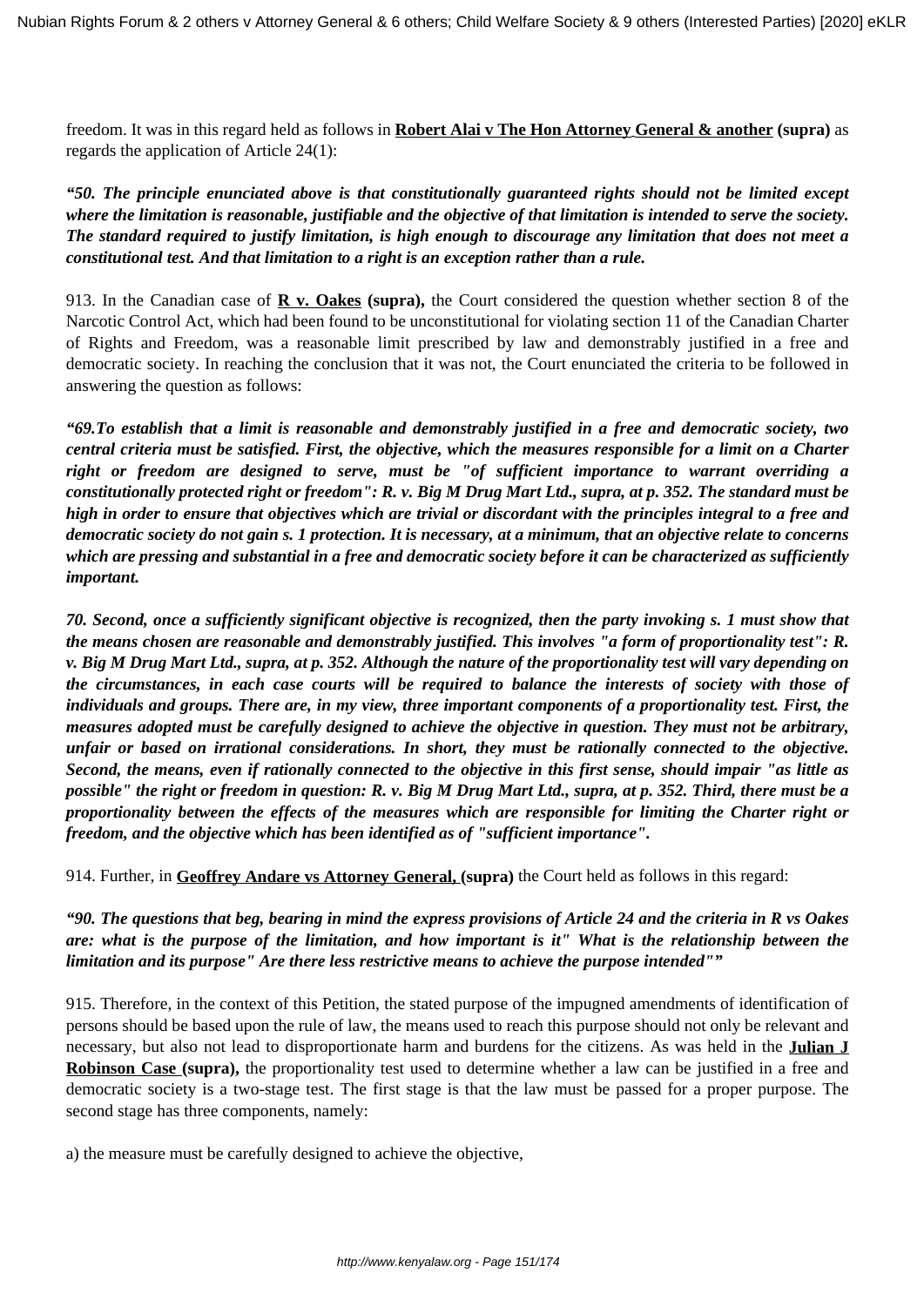freedom. It was in this regard held as follows in **Robert Alai v The Hon Attorney General & another** **(supra)** as regards the application of Article 24(1):

***"50. The principle enunciated above is that constitutionally guaranteed rights should not be limited except where the limitation is reasonable, justifiable and the objective of that limitation is intended to serve the society. The standard required to justify limitation, is high enough to discourage any limitation that does not meet a constitutional test. And that limitation to a right is an exception rather than a rule.***

913. In the Canadian case of **R v. Oakes** **(supra),** the Court considered the question whether section 8 of the Narcotic Control Act, which had been found to be unconstitutional for violating section 11 of the Canadian Charter of Rights and Freedom, was a reasonable limit prescribed by law and demonstrably justified in a free and democratic society. In reaching the conclusion that it was not, the Court enunciated the criteria to be followed in answering the question as follows:

***"69.To establish that a limit is reasonable and demonstrably justified in a free and democratic society, two central criteria must be satisfied. First, the objective, which the measures responsible for a limit on a Charter right or freedom are designed to serve, must be "of sufficient importance to warrant overriding a constitutionally protected right or freedom": R. v. Big M Drug Mart Ltd., supra, at p. 352. The standard must be high in order to ensure that objectives which are trivial or discordant with the principles integral to a free and democratic society do not gain s. 1 protection. It is necessary, at a minimum, that an objective relate to concerns which are pressing and substantial in a free and democratic society before it can be characterized as sufficiently important.***

***70. Second, once a sufficiently significant objective is recognized, then the party invoking s. 1 must show that the means chosen are reasonable and demonstrably justified. This involves "a form of proportionality test": R. v. Big M Drug Mart Ltd., supra, at p. 352. Although the nature of the proportionality test will vary depending on the circumstances, in each case courts will be required to balance the interests of society with those of individuals and groups. There are, in my view, three important components of a proportionality test. First, the measures adopted must be carefully designed to achieve the objective in question. They must not be arbitrary, unfair or based on irrational considerations. In short, they must be rationally connected to the objective. Second, the means, even if rationally connected to the objective in this first sense, should impair "as little as possible" the right or freedom in question: R. v. Big M Drug Mart Ltd., supra, at p. 352. Third, there must be a proportionality between the effects of the measures which are responsible for limiting the Charter right or freedom, and the objective which has been identified as of "sufficient importance".***

914. Further, in **Geoffrey Andare vs Attorney General,** **(supra)** the Court held as follows in this regard:

***"90. The questions that beg, bearing in mind the express provisions of Article 24 and the criteria in R vs Oakes are: what is the purpose of the limitation, and how important is it" What is the relationship between the limitation and its purpose" Are there less restrictive means to achieve the purpose intended""***

915. Therefore, in the context of this Petition, the stated purpose of the impugned amendments of identification of persons should be based upon the rule of law, the means used to reach this purpose should not only be relevant and necessary, but also not lead to disproportionate harm and burdens for the citizens. As was held in the **Julian J Robinson Case** **(supra),** the proportionality test used to determine whether a law can be justified in a free and democratic society is a two-stage test. The first stage is that the law must be passed for a proper purpose. The second stage has three components, namely:

a) the measure must be carefully designed to achieve the objective,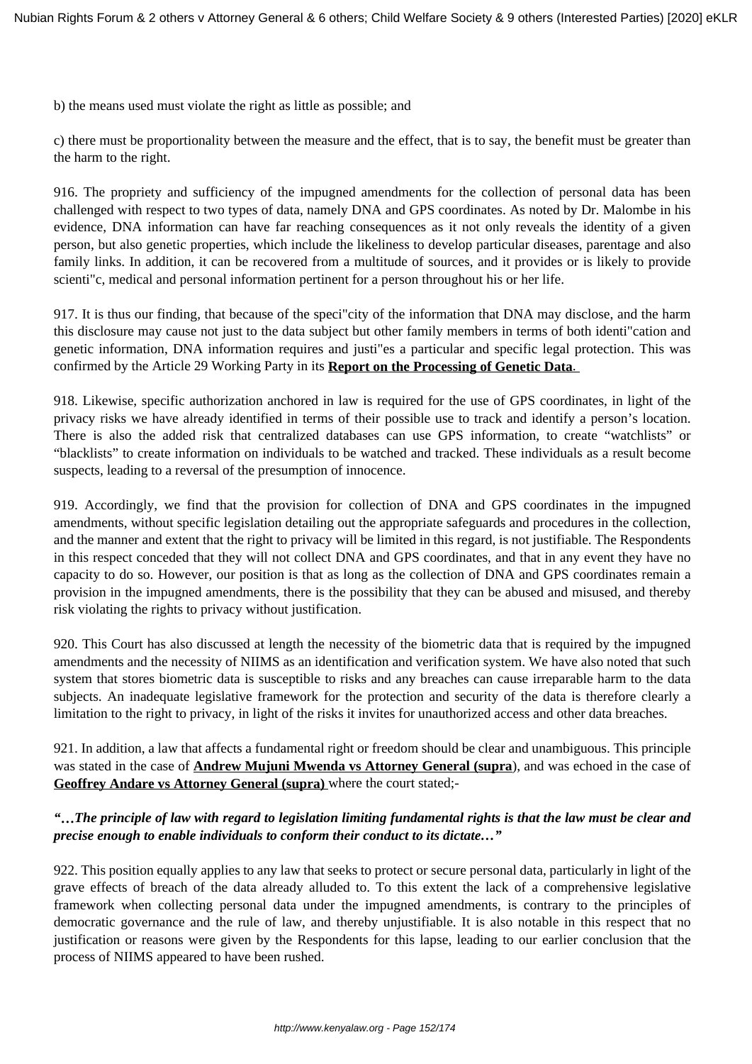b) the means used must violate the right as little as possible; and

c) there must be proportionality between the measure and the effect, that is to say, the benefit must be greater than the harm to the right.

916. The propriety and sufficiency of the impugned amendments for the collection of personal data has been challenged with respect to two types of data, namely DNA and GPS coordinates. As noted by Dr. Malombe in his evidence, DNA information can have far reaching consequences as it not only reveals the identity of a given person, but also genetic properties, which include the likeliness to develop particular diseases, parentage and also family links. In addition, it can be recovered from a multitude of sources, and it provides or is likely to provide scienti"c, medical and personal information pertinent for a person throughout his or her life.

917. It is thus our finding, that because of the speci"city of the information that DNA may disclose, and the harm this disclosure may cause not just to the data subject but other family members in terms of both identi"cation and genetic information, DNA information requires and justi"es a particular and specific legal protection. This was confirmed by the Article 29 Working Party in its **Report on the Processing of Genetic Data**.

918. Likewise, specific authorization anchored in law is required for the use of GPS coordinates, in light of the privacy risks we have already identified in terms of their possible use to track and identify a person's location. There is also the added risk that centralized databases can use GPS information, to create "watchlists" or "blacklists" to create information on individuals to be watched and tracked. These individuals as a result become suspects, leading to a reversal of the presumption of innocence.

919. Accordingly, we find that the provision for collection of DNA and GPS coordinates in the impugned amendments, without specific legislation detailing out the appropriate safeguards and procedures in the collection, and the manner and extent that the right to privacy will be limited in this regard, is not justifiable. The Respondents in this respect conceded that they will not collect DNA and GPS coordinates, and that in any event they have no capacity to do so. However, our position is that as long as the collection of DNA and GPS coordinates remain a provision in the impugned amendments, there is the possibility that they can be abused and misused, and thereby risk violating the rights to privacy without justification.

920. This Court has also discussed at length the necessity of the biometric data that is required by the impugned amendments and the necessity of NIIMS as an identification and verification system. We have also noted that such system that stores biometric data is susceptible to risks and any breaches can cause irreparable harm to the data subjects. An inadequate legislative framework for the protection and security of the data is therefore clearly a limitation to the right to privacy, in light of the risks it invites for unauthorized access and other data breaches.

921. In addition, a law that affects a fundamental right or freedom should be clear and unambiguous. This principle was stated in the case of **Andrew Mujuni Mwenda vs Attorney General (supra)**, and was echoed in the case of **Geoffrey Andare vs Attorney General (supra)** where the court stated;-

***"…The principle of law with regard to legislation limiting fundamental rights is that the law must be clear and precise enough to enable individuals to conform their conduct to its dictate…"***

922. This position equally applies to any law that seeks to protect or secure personal data, particularly in light of the grave effects of breach of the data already alluded to. To this extent the lack of a comprehensive legislative framework when collecting personal data under the impugned amendments, is contrary to the principles of democratic governance and the rule of law, and thereby unjustifiable. It is also notable in this respect that no justification or reasons were given by the Respondents for this lapse, leading to our earlier conclusion that the process of NIIMS appeared to have been rushed.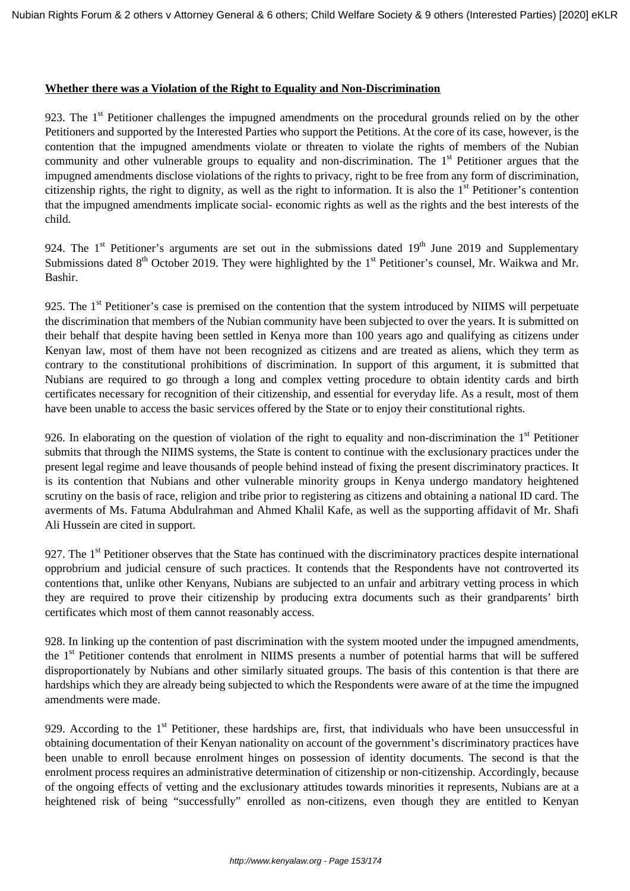**Whether there was a Violation of the Right to Equality and Non-Discrimination**

923. The 1st Petitioner challenges the impugned amendments on the procedural grounds relied on by the other Petitioners and supported by the Interested Parties who support the Petitions. At the core of its case, however, is the contention that the impugned amendments violate or threaten to violate the rights of members of the Nubian community and other vulnerable groups to equality and non-discrimination. The 1st Petitioner argues that the impugned amendments disclose violations of the rights to privacy, right to be free from any form of discrimination, citizenship rights, the right to dignity, as well as the right to information. It is also the 1st Petitioner's contention that the impugned amendments implicate social- economic rights as well as the rights and the best interests of the child.

924. The 1st Petitioner's arguments are set out in the submissions dated 19th June 2019 and Supplementary Submissions dated 8th October 2019. They were highlighted by the 1st Petitioner's counsel, Mr. Waikwa and Mr. Bashir.

925. The 1st Petitioner's case is premised on the contention that the system introduced by NIIMS will perpetuate the discrimination that members of the Nubian community have been subjected to over the years. It is submitted on their behalf that despite having been settled in Kenya more than 100 years ago and qualifying as citizens under Kenyan law, most of them have not been recognized as citizens and are treated as aliens, which they term as contrary to the constitutional prohibitions of discrimination. In support of this argument, it is submitted that Nubians are required to go through a long and complex vetting procedure to obtain identity cards and birth certificates necessary for recognition of their citizenship, and essential for everyday life. As a result, most of them have been unable to access the basic services offered by the State or to enjoy their constitutional rights.

926. In elaborating on the question of violation of the right to equality and non-discrimination the 1st Petitioner submits that through the NIIMS systems, the State is content to continue with the exclusionary practices under the present legal regime and leave thousands of people behind instead of fixing the present discriminatory practices. It is its contention that Nubians and other vulnerable minority groups in Kenya undergo mandatory heightened scrutiny on the basis of race, religion and tribe prior to registering as citizens and obtaining a national ID card. The averments of Ms. Fatuma Abdulrahman and Ahmed Khalil Kafe, as well as the supporting affidavit of Mr. Shafi Ali Hussein are cited in support.

927. The 1st Petitioner observes that the State has continued with the discriminatory practices despite international opprobrium and judicial censure of such practices. It contends that the Respondents have not controverted its contentions that, unlike other Kenyans, Nubians are subjected to an unfair and arbitrary vetting process in which they are required to prove their citizenship by producing extra documents such as their grandparents' birth certificates which most of them cannot reasonably access.

928. In linking up the contention of past discrimination with the system mooted under the impugned amendments, the 1st Petitioner contends that enrolment in NIIMS presents a number of potential harms that will be suffered disproportionately by Nubians and other similarly situated groups. The basis of this contention is that there are hardships which they are already being subjected to which the Respondents were aware of at the time the impugned amendments were made.

929. According to the 1st Petitioner, these hardships are, first, that individuals who have been unsuccessful in obtaining documentation of their Kenyan nationality on account of the government's discriminatory practices have been unable to enroll because enrolment hinges on possession of identity documents. The second is that the enrolment process requires an administrative determination of citizenship or non-citizenship. Accordingly, because of the ongoing effects of vetting and the exclusionary attitudes towards minorities it represents, Nubians are at a heightened risk of being "successfully" enrolled as non-citizens, even though they are entitled to Kenyan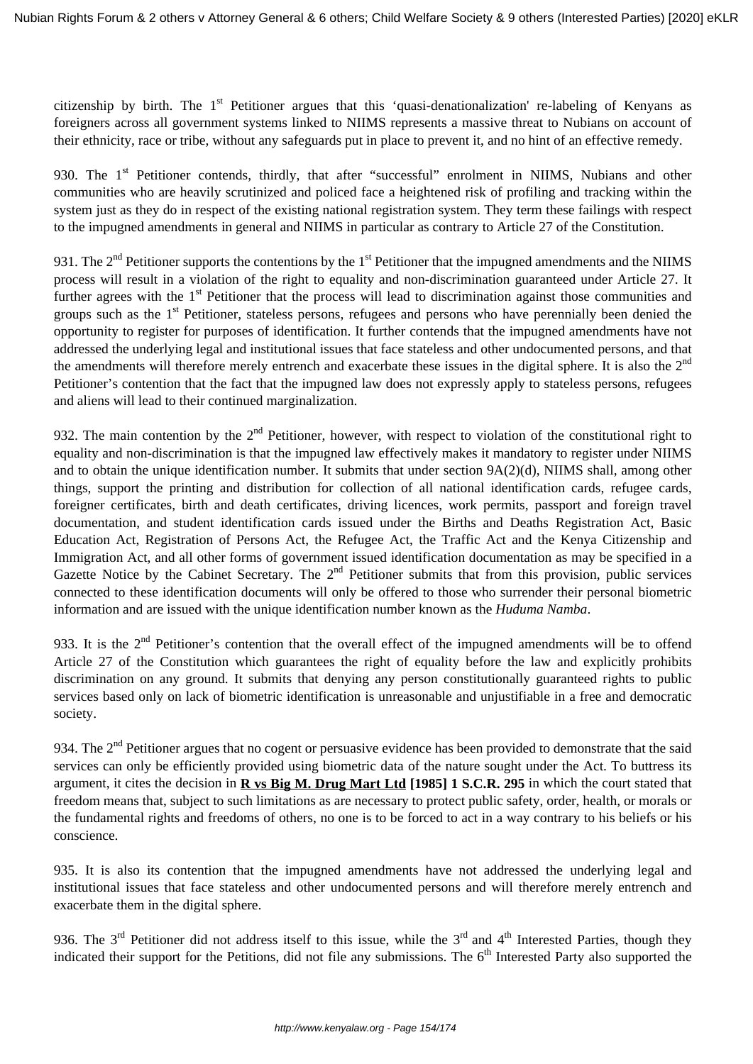citizenship by birth. The 1st Petitioner argues that this 'quasi-denationalization' re-labeling of Kenyans as foreigners across all government systems linked to NIIMS represents a massive threat to Nubians on account of their ethnicity, race or tribe, without any safeguards put in place to prevent it, and no hint of an effective remedy.

930. The 1st Petitioner contends, thirdly, that after "successful" enrolment in NIIMS, Nubians and other communities who are heavily scrutinized and policed face a heightened risk of profiling and tracking within the system just as they do in respect of the existing national registration system. They term these failings with respect to the impugned amendments in general and NIIMS in particular as contrary to Article 27 of the Constitution.

931. The 2nd Petitioner supports the contentions by the 1st Petitioner that the impugned amendments and the NIIMS process will result in a violation of the right to equality and non-discrimination guaranteed under Article 27. It further agrees with the 1st Petitioner that the process will lead to discrimination against those communities and groups such as the 1st Petitioner, stateless persons, refugees and persons who have perennially been denied the opportunity to register for purposes of identification. It further contends that the impugned amendments have not addressed the underlying legal and institutional issues that face stateless and other undocumented persons, and that the amendments will therefore merely entrench and exacerbate these issues in the digital sphere. It is also the 2nd Petitioner's contention that the fact that the impugned law does not expressly apply to stateless persons, refugees and aliens will lead to their continued marginalization.

932. The main contention by the 2nd Petitioner, however, with respect to violation of the constitutional right to equality and non-discrimination is that the impugned law effectively makes it mandatory to register under NIIMS and to obtain the unique identification number. It submits that under section 9A(2)(d), NIIMS shall, among other things, support the printing and distribution for collection of all national identification cards, refugee cards, foreigner certificates, birth and death certificates, driving licences, work permits, passport and foreign travel documentation, and student identification cards issued under the Births and Deaths Registration Act, Basic Education Act, Registration of Persons Act, the Refugee Act, the Traffic Act and the Kenya Citizenship and Immigration Act, and all other forms of government issued identification documentation as may be specified in a Gazette Notice by the Cabinet Secretary. The 2nd Petitioner submits that from this provision, public services connected to these identification documents will only be offered to those who surrender their personal biometric information and are issued with the unique identification number known as the *Huduma Namba*.

933. It is the 2nd Petitioner's contention that the overall effect of the impugned amendments will be to offend Article 27 of the Constitution which guarantees the right of equality before the law and explicitly prohibits discrimination on any ground. It submits that denying any person constitutionally guaranteed rights to public services based only on lack of biometric identification is unreasonable and unjustifiable in a free and democratic society.

934. The 2nd Petitioner argues that no cogent or persuasive evidence has been provided to demonstrate that the said services can only be efficiently provided using biometric data of the nature sought under the Act. To buttress its argument, it cites the decision in **R vs Big M. Drug Mart Ltd [1985] 1 S.C.R. 295** in which the court stated that freedom means that, subject to such limitations as are necessary to protect public safety, order, health, or morals or the fundamental rights and freedoms of others, no one is to be forced to act in a way contrary to his beliefs or his conscience.

935. It is also its contention that the impugned amendments have not addressed the underlying legal and institutional issues that face stateless and other undocumented persons and will therefore merely entrench and exacerbate them in the digital sphere.

936. The 3rd Petitioner did not address itself to this issue, while the 3rd and 4th Interested Parties, though they indicated their support for the Petitions, did not file any submissions. The 6th Interested Party also supported the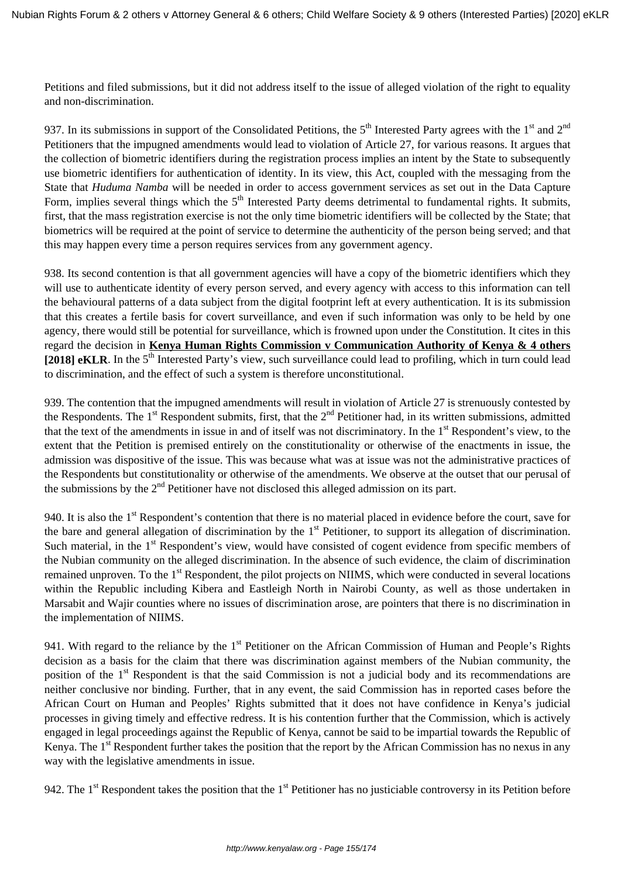Petitions and filed submissions, but it did not address itself to the issue of alleged violation of the right to equality and non-discrimination.

937. In its submissions in support of the Consolidated Petitions, the 5th Interested Party agrees with the 1st and 2nd Petitioners that the impugned amendments would lead to violation of Article 27, for various reasons. It argues that the collection of biometric identifiers during the registration process implies an intent by the State to subsequently use biometric identifiers for authentication of identity. In its view, this Act, coupled with the messaging from the State that *Huduma Namba* will be needed in order to access government services as set out in the Data Capture Form, implies several things which the 5th Interested Party deems detrimental to fundamental rights. It submits, first, that the mass registration exercise is not the only time biometric identifiers will be collected by the State; that biometrics will be required at the point of service to determine the authenticity of the person being served; and that this may happen every time a person requires services from any government agency.

938. Its second contention is that all government agencies will have a copy of the biometric identifiers which they will use to authenticate identity of every person served, and every agency with access to this information can tell the behavioural patterns of a data subject from the digital footprint left at every authentication. It is its submission that this creates a fertile basis for covert surveillance, and even if such information was only to be held by one agency, there would still be potential for surveillance, which is frowned upon under the Constitution. It cites in this regard the decision in **Kenya Human Rights Commission v Communication Authority of Kenya & 4 others [2018] eKLR**. In the 5th Interested Party's view, such surveillance could lead to profiling, which in turn could lead to discrimination, and the effect of such a system is therefore unconstitutional.

939. The contention that the impugned amendments will result in violation of Article 27 is strenuously contested by the Respondents. The 1st Respondent submits, first, that the 2nd Petitioner had, in its written submissions, admitted that the text of the amendments in issue in and of itself was not discriminatory. In the 1st Respondent's view, to the extent that the Petition is premised entirely on the constitutionality or otherwise of the enactments in issue, the admission was dispositive of the issue. This was because what was at issue was not the administrative practices of the Respondents but constitutionality or otherwise of the amendments. We observe at the outset that our perusal of the submissions by the 2nd Petitioner have not disclosed this alleged admission on its part.

940. It is also the 1st Respondent's contention that there is no material placed in evidence before the court, save for the bare and general allegation of discrimination by the 1st Petitioner, to support its allegation of discrimination. Such material, in the 1st Respondent's view, would have consisted of cogent evidence from specific members of the Nubian community on the alleged discrimination. In the absence of such evidence, the claim of discrimination remained unproven. To the 1st Respondent, the pilot projects on NIIMS, which were conducted in several locations within the Republic including Kibera and Eastleigh North in Nairobi County, as well as those undertaken in Marsabit and Wajir counties where no issues of discrimination arose, are pointers that there is no discrimination in the implementation of NIIMS.

941. With regard to the reliance by the 1st Petitioner on the African Commission of Human and People's Rights decision as a basis for the claim that there was discrimination against members of the Nubian community, the position of the 1st Respondent is that the said Commission is not a judicial body and its recommendations are neither conclusive nor binding. Further, that in any event, the said Commission has in reported cases before the African Court on Human and Peoples' Rights submitted that it does not have confidence in Kenya's judicial processes in giving timely and effective redress. It is his contention further that the Commission, which is actively engaged in legal proceedings against the Republic of Kenya, cannot be said to be impartial towards the Republic of Kenya. The 1st Respondent further takes the position that the report by the African Commission has no nexus in any way with the legislative amendments in issue.

942. The 1st Respondent takes the position that the 1st Petitioner has no justiciable controversy in its Petition before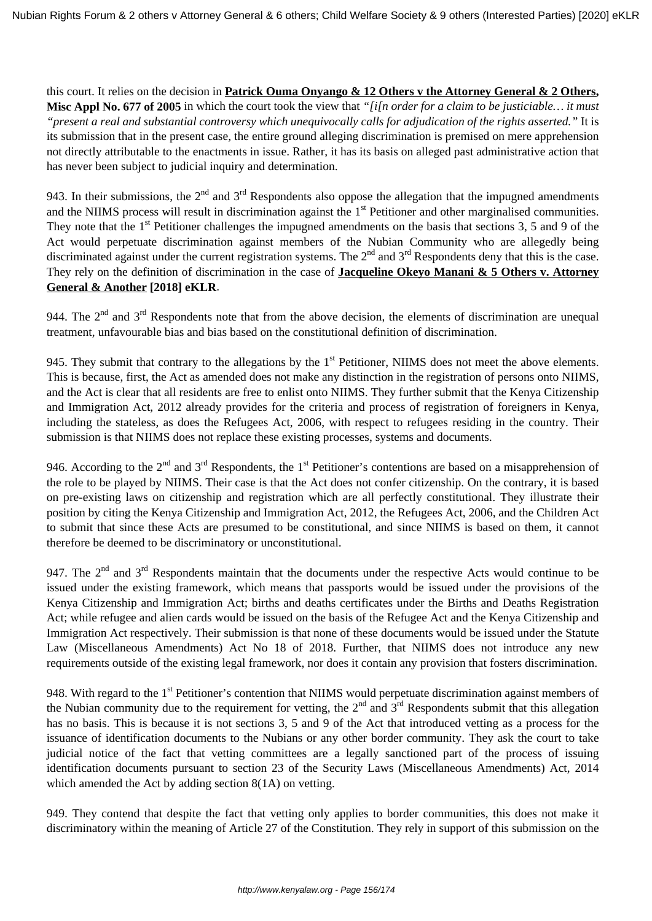this court. It relies on the decision in **Patrick Ouma Onyango & 12 Others v the Attorney General & 2 Others, Misc Appl No. 677 of 2005** in which the court took the view that *"[i[n order for a claim to be justiciable… it must "present a real and substantial controversy which unequivocally calls for adjudication of the rights asserted."* It is its submission that in the present case, the entire ground alleging discrimination is premised on mere apprehension not directly attributable to the enactments in issue. Rather, it has its basis on alleged past administrative action that has never been subject to judicial inquiry and determination.

943. In their submissions, the 2nd and 3rd Respondents also oppose the allegation that the impugned amendments and the NIIMS process will result in discrimination against the 1st Petitioner and other marginalised communities. They note that the 1st Petitioner challenges the impugned amendments on the basis that sections 3, 5 and 9 of the Act would perpetuate discrimination against members of the Nubian Community who are allegedly being discriminated against under the current registration systems. The 2nd and 3rd Respondents deny that this is the case. They rely on the definition of discrimination in the case of **Jacqueline Okeyo Manani & 5 Others v. Attorney General & Another [2018] eKLR**.

944. The 2nd and 3rd Respondents note that from the above decision, the elements of discrimination are unequal treatment, unfavourable bias and bias based on the constitutional definition of discrimination.

945. They submit that contrary to the allegations by the 1st Petitioner, NIIMS does not meet the above elements. This is because, first, the Act as amended does not make any distinction in the registration of persons onto NIIMS, and the Act is clear that all residents are free to enlist onto NIIMS. They further submit that the Kenya Citizenship and Immigration Act, 2012 already provides for the criteria and process of registration of foreigners in Kenya, including the stateless, as does the Refugees Act, 2006, with respect to refugees residing in the country. Their submission is that NIIMS does not replace these existing processes, systems and documents.

946. According to the 2nd and 3rd Respondents, the 1st Petitioner's contentions are based on a misapprehension of the role to be played by NIIMS. Their case is that the Act does not confer citizenship. On the contrary, it is based on pre-existing laws on citizenship and registration which are all perfectly constitutional. They illustrate their position by citing the Kenya Citizenship and Immigration Act, 2012, the Refugees Act, 2006, and the Children Act to submit that since these Acts are presumed to be constitutional, and since NIIMS is based on them, it cannot therefore be deemed to be discriminatory or unconstitutional.

947. The 2nd and 3rd Respondents maintain that the documents under the respective Acts would continue to be issued under the existing framework, which means that passports would be issued under the provisions of the Kenya Citizenship and Immigration Act; births and deaths certificates under the Births and Deaths Registration Act; while refugee and alien cards would be issued on the basis of the Refugee Act and the Kenya Citizenship and Immigration Act respectively. Their submission is that none of these documents would be issued under the Statute Law (Miscellaneous Amendments) Act No 18 of 2018. Further, that NIIMS does not introduce any new requirements outside of the existing legal framework, nor does it contain any provision that fosters discrimination.

948. With regard to the 1st Petitioner's contention that NIIMS would perpetuate discrimination against members of the Nubian community due to the requirement for vetting, the 2nd and 3rd Respondents submit that this allegation has no basis. This is because it is not sections 3, 5 and 9 of the Act that introduced vetting as a process for the issuance of identification documents to the Nubians or any other border community. They ask the court to take judicial notice of the fact that vetting committees are a legally sanctioned part of the process of issuing identification documents pursuant to section 23 of the Security Laws (Miscellaneous Amendments) Act, 2014 which amended the Act by adding section 8(1A) on vetting.

949. They contend that despite the fact that vetting only applies to border communities, this does not make it discriminatory within the meaning of Article 27 of the Constitution. They rely in support of this submission on the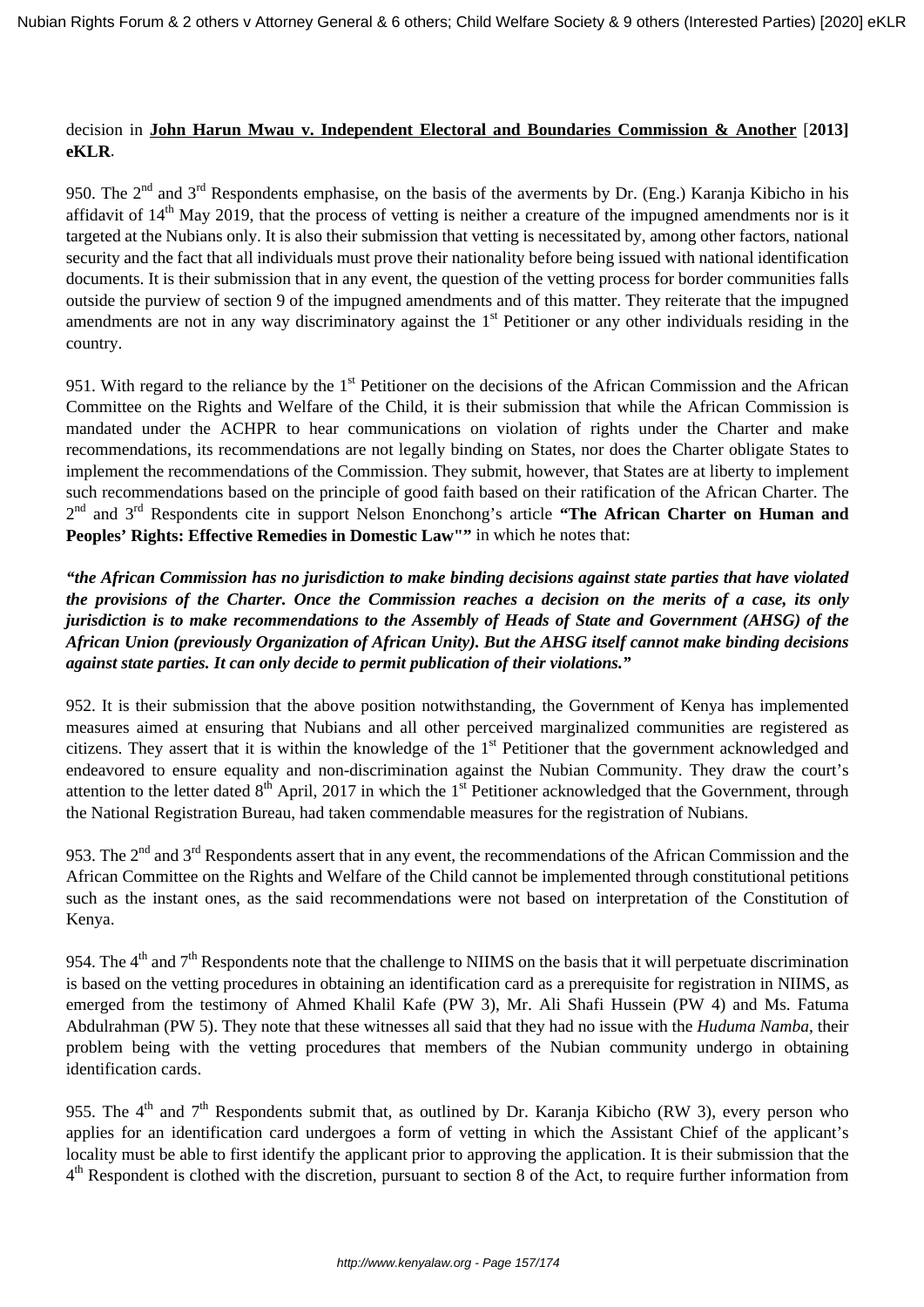decision in **John Harun Mwau v. Independent Electoral and Boundaries Commission & Another** [**2013] eKLR**.

950. The 2nd and 3rd Respondents emphasise, on the basis of the averments by Dr. (Eng.) Karanja Kibicho in his affidavit of 14th May 2019, that the process of vetting is neither a creature of the impugned amendments nor is it targeted at the Nubians only. It is also their submission that vetting is necessitated by, among other factors, national security and the fact that all individuals must prove their nationality before being issued with national identification documents. It is their submission that in any event, the question of the vetting process for border communities falls outside the purview of section 9 of the impugned amendments and of this matter. They reiterate that the impugned amendments are not in any way discriminatory against the 1st Petitioner or any other individuals residing in the country.

951. With regard to the reliance by the 1st Petitioner on the decisions of the African Commission and the African Committee on the Rights and Welfare of the Child, it is their submission that while the African Commission is mandated under the ACHPR to hear communications on violation of rights under the Charter and make recommendations, its recommendations are not legally binding on States, nor does the Charter obligate States to implement the recommendations of the Commission. They submit, however, that States are at liberty to implement such recommendations based on the principle of good faith based on their ratification of the African Charter. The 2nd and 3rd Respondents cite in support Nelson Enonchong's article **"The African Charter on Human and Peoples' Rights: Effective Remedies in Domestic Law""** in which he notes that:

***"the African Commission has no jurisdiction to make binding decisions against state parties that have violated the provisions of the Charter. Once the Commission reaches a decision on the merits of a case, its only jurisdiction is to make recommendations to the Assembly of Heads of State and Government (AHSG) of the African Union (previously Organization of African Unity). But the AHSG itself cannot make binding decisions against state parties. It can only decide to permit publication of their violations."***

952. It is their submission that the above position notwithstanding, the Government of Kenya has implemented measures aimed at ensuring that Nubians and all other perceived marginalized communities are registered as citizens. They assert that it is within the knowledge of the 1st Petitioner that the government acknowledged and endeavored to ensure equality and non-discrimination against the Nubian Community. They draw the court's attention to the letter dated 8th April, 2017 in which the 1st Petitioner acknowledged that the Government, through the National Registration Bureau, had taken commendable measures for the registration of Nubians.

953. The 2nd and 3rd Respondents assert that in any event, the recommendations of the African Commission and the African Committee on the Rights and Welfare of the Child cannot be implemented through constitutional petitions such as the instant ones, as the said recommendations were not based on interpretation of the Constitution of Kenya.

954. The 4th and 7th Respondents note that the challenge to NIIMS on the basis that it will perpetuate discrimination is based on the vetting procedures in obtaining an identification card as a prerequisite for registration in NIIMS, as emerged from the testimony of Ahmed Khalil Kafe (PW 3), Mr. Ali Shafi Hussein (PW 4) and Ms. Fatuma Abdulrahman (PW 5). They note that these witnesses all said that they had no issue with the *Huduma Namba*, their problem being with the vetting procedures that members of the Nubian community undergo in obtaining identification cards.

955. The 4th and 7th Respondents submit that, as outlined by Dr. Karanja Kibicho (RW 3), every person who applies for an identification card undergoes a form of vetting in which the Assistant Chief of the applicant's locality must be able to first identify the applicant prior to approving the application. It is their submission that the 4th Respondent is clothed with the discretion, pursuant to section 8 of the Act, to require further information from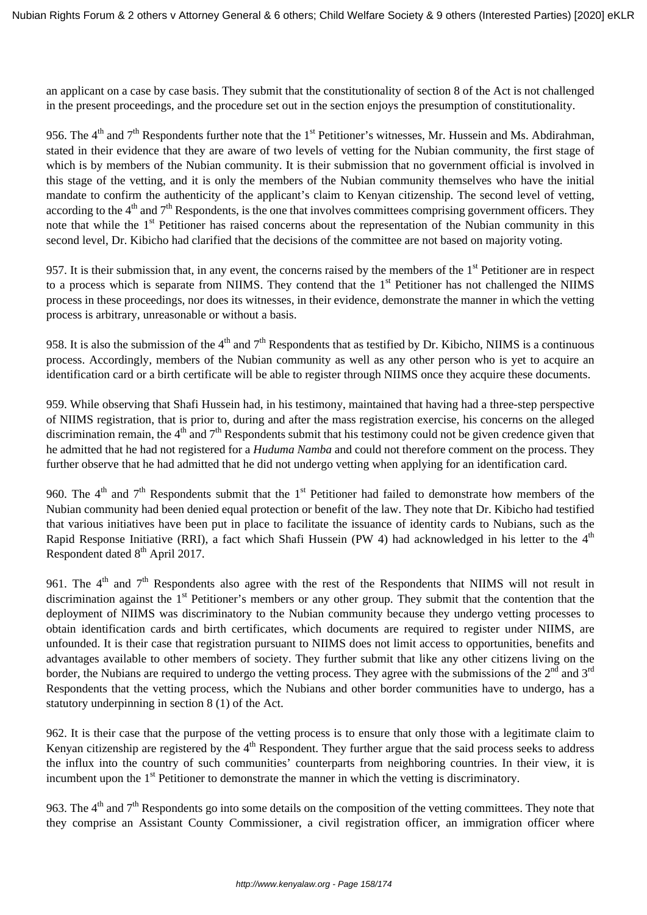an applicant on a case by case basis. They submit that the constitutionality of section 8 of the Act is not challenged in the present proceedings, and the procedure set out in the section enjoys the presumption of constitutionality.

956. The 4th and 7th Respondents further note that the 1st Petitioner's witnesses, Mr. Hussein and Ms. Abdirahman, stated in their evidence that they are aware of two levels of vetting for the Nubian community, the first stage of which is by members of the Nubian community. It is their submission that no government official is involved in this stage of the vetting, and it is only the members of the Nubian community themselves who have the initial mandate to confirm the authenticity of the applicant's claim to Kenyan citizenship. The second level of vetting, according to the 4th and 7th Respondents, is the one that involves committees comprising government officers. They note that while the 1st Petitioner has raised concerns about the representation of the Nubian community in this second level, Dr. Kibicho had clarified that the decisions of the committee are not based on majority voting.

957. It is their submission that, in any event, the concerns raised by the members of the 1st Petitioner are in respect to a process which is separate from NIIMS. They contend that the 1st Petitioner has not challenged the NIIMS process in these proceedings, nor does its witnesses, in their evidence, demonstrate the manner in which the vetting process is arbitrary, unreasonable or without a basis.

958. It is also the submission of the 4th and 7th Respondents that as testified by Dr. Kibicho, NIIMS is a continuous process. Accordingly, members of the Nubian community as well as any other person who is yet to acquire an identification card or a birth certificate will be able to register through NIIMS once they acquire these documents.

959. While observing that Shafi Hussein had, in his testimony, maintained that having had a three-step perspective of NIIMS registration, that is prior to, during and after the mass registration exercise, his concerns on the alleged discrimination remain, the 4th and 7th Respondents submit that his testimony could not be given credence given that he admitted that he had not registered for a *Huduma Namba* and could not therefore comment on the process. They further observe that he had admitted that he did not undergo vetting when applying for an identification card.

960. The 4th and 7th Respondents submit that the 1st Petitioner had failed to demonstrate how members of the Nubian community had been denied equal protection or benefit of the law. They note that Dr. Kibicho had testified that various initiatives have been put in place to facilitate the issuance of identity cards to Nubians, such as the Rapid Response Initiative (RRI), a fact which Shafi Hussein (PW 4) had acknowledged in his letter to the 4th Respondent dated 8th April 2017.

961. The 4th and 7th Respondents also agree with the rest of the Respondents that NIIMS will not result in discrimination against the 1st Petitioner's members or any other group. They submit that the contention that the deployment of NIIMS was discriminatory to the Nubian community because they undergo vetting processes to obtain identification cards and birth certificates, which documents are required to register under NIIMS, are unfounded. It is their case that registration pursuant to NIIMS does not limit access to opportunities, benefits and advantages available to other members of society. They further submit that like any other citizens living on the border, the Nubians are required to undergo the vetting process. They agree with the submissions of the 2nd and 3rd Respondents that the vetting process, which the Nubians and other border communities have to undergo, has a statutory underpinning in section 8 (1) of the Act.

962. It is their case that the purpose of the vetting process is to ensure that only those with a legitimate claim to Kenyan citizenship are registered by the 4th Respondent. They further argue that the said process seeks to address the influx into the country of such communities' counterparts from neighboring countries. In their view, it is incumbent upon the 1st Petitioner to demonstrate the manner in which the vetting is discriminatory.

963. The 4th and 7th Respondents go into some details on the composition of the vetting committees. They note that they comprise an Assistant County Commissioner, a civil registration officer, an immigration officer where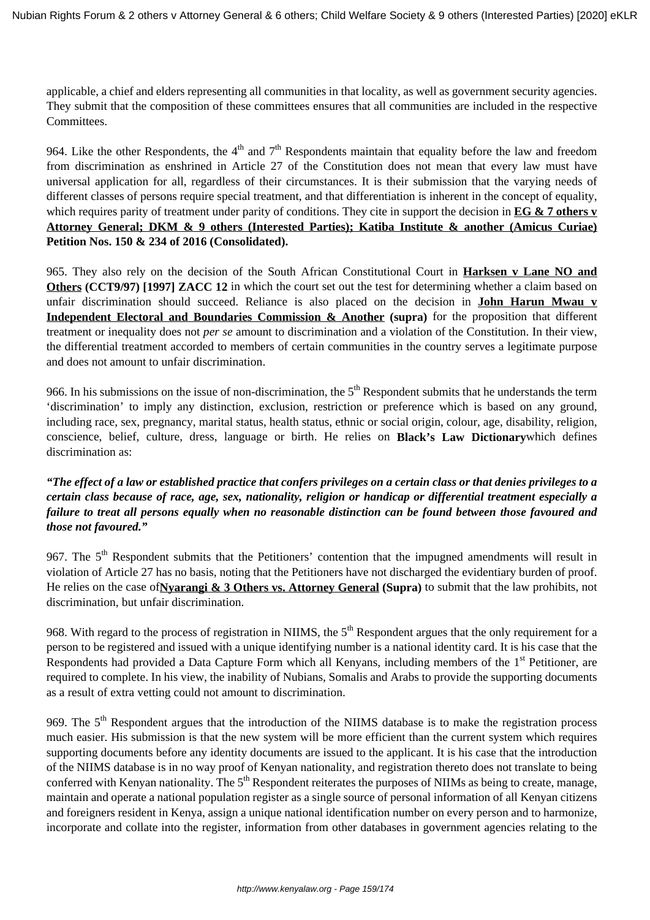applicable, a chief and elders representing all communities in that locality, as well as government security agencies. They submit that the composition of these committees ensures that all communities are included in the respective Committees.

964. Like the other Respondents, the 4th and 7th Respondents maintain that equality before the law and freedom from discrimination as enshrined in Article 27 of the Constitution does not mean that every law must have universal application for all, regardless of their circumstances. It is their submission that the varying needs of different classes of persons require special treatment, and that differentiation is inherent in the concept of equality, which requires parity of treatment under parity of conditions. They cite in support the decision in **EG & 7 others v Attorney General; DKM & 9 others (Interested Parties); Katiba Institute & another (Amicus Curiae) Petition Nos. 150 & 234 of 2016 (Consolidated).**

965. They also rely on the decision of the South African Constitutional Court in **Harksen v Lane NO and Others (CCT9/97) [1997] ZACC 12** in which the court set out the test for determining whether a claim based on unfair discrimination should succeed. Reliance is also placed on the decision in **John Harun Mwau v Independent Electoral and Boundaries Commission & Another (supra)** for the proposition that different treatment or inequality does not *per se* amount to discrimination and a violation of the Constitution. In their view, the differential treatment accorded to members of certain communities in the country serves a legitimate purpose and does not amount to unfair discrimination.

966. In his submissions on the issue of non-discrimination, the 5th Respondent submits that he understands the term 'discrimination' to imply any distinction, exclusion, restriction or preference which is based on any ground, including race, sex, pregnancy, marital status, health status, ethnic or social origin, colour, age, disability, religion, conscience, belief, culture, dress, language or birth. He relies on **Black's Law Dictionary** which defines discrimination as:

***"The effect of a law or established practice that confers privileges on a certain class or that denies privileges to a certain class because of race, age, sex, nationality, religion or handicap or differential treatment especially a failure to treat all persons equally when no reasonable distinction can be found between those favoured and those not favoured."***

967. The 5th Respondent submits that the Petitioners' contention that the impugned amendments will result in violation of Article 27 has no basis, noting that the Petitioners have not discharged the evidentiary burden of proof. He relies on the case of **Nyarangi & 3 Others vs. Attorney General (Supra)** to submit that the law prohibits, not discrimination, but unfair discrimination.

968. With regard to the process of registration in NIIMS, the 5th Respondent argues that the only requirement for a person to be registered and issued with a unique identifying number is a national identity card. It is his case that the Respondents had provided a Data Capture Form which all Kenyans, including members of the 1st Petitioner, are required to complete. In his view, the inability of Nubians, Somalis and Arabs to provide the supporting documents as a result of extra vetting could not amount to discrimination.

969. The 5th Respondent argues that the introduction of the NIIMS database is to make the registration process much easier. His submission is that the new system will be more efficient than the current system which requires supporting documents before any identity documents are issued to the applicant. It is his case that the introduction of the NIIMS database is in no way proof of Kenyan nationality, and registration thereto does not translate to being conferred with Kenyan nationality. The 5th Respondent reiterates the purposes of NIIMs as being to create, manage, maintain and operate a national population register as a single source of personal information of all Kenyan citizens and foreigners resident in Kenya, assign a unique national identification number on every person and to harmonize, incorporate and collate into the register, information from other databases in government agencies relating to the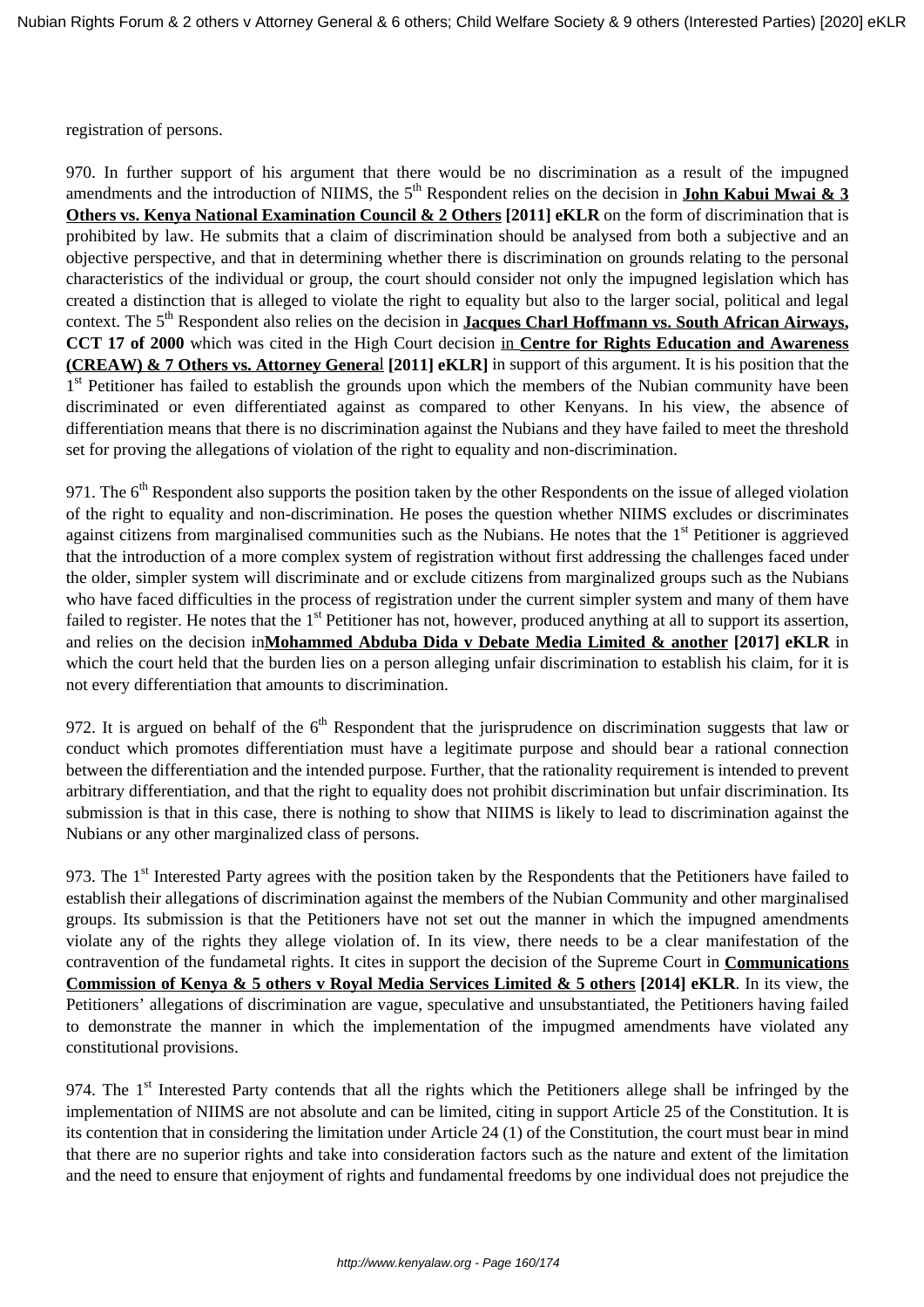registration of persons.

970. In further support of his argument that there would be no discrimination as a result of the impugned amendments and the introduction of NIIMS, the 5th Respondent relies on the decision in **John Kabui Mwai & 3 Others vs. Kenya National Examination Council & 2 Others [2011] eKLR** on the form of discrimination that is prohibited by law. He submits that a claim of discrimination should be analysed from both a subjective and an objective perspective, and that in determining whether there is discrimination on grounds relating to the personal characteristics of the individual or group, the court should consider not only the impugned legislation which has created a distinction that is alleged to violate the right to equality but also to the larger social, political and legal context. The 5th Respondent also relies on the decision in **Jacques Charl Hoffmann vs. South African Airways, CCT 17 of 2000** which was cited in the High Court decision in **Centre for Rights Education and Awareness (CREAW) & 7 Others vs. Attorney General [2011] eKLR]** in support of this argument. It is his position that the 1st Petitioner has failed to establish the grounds upon which the members of the Nubian community have been discriminated or even differentiated against as compared to other Kenyans. In his view, the absence of differentiation means that there is no discrimination against the Nubians and they have failed to meet the threshold set for proving the allegations of violation of the right to equality and non-discrimination.

971. The 6th Respondent also supports the position taken by the other Respondents on the issue of alleged violation of the right to equality and non-discrimination. He poses the question whether NIIMS excludes or discriminates against citizens from marginalised communities such as the Nubians. He notes that the 1st Petitioner is aggrieved that the introduction of a more complex system of registration without first addressing the challenges faced under the older, simpler system will discriminate and or exclude citizens from marginalized groups such as the Nubians who have faced difficulties in the process of registration under the current simpler system and many of them have failed to register. He notes that the 1st Petitioner has not, however, produced anything at all to support its assertion, and relies on the decision in**Mohammed Abduba Dida v Debate Media Limited & another [2017] eKLR** in which the court held that the burden lies on a person alleging unfair discrimination to establish his claim, for it is not every differentiation that amounts to discrimination.

972. It is argued on behalf of the 6th Respondent that the jurisprudence on discrimination suggests that law or conduct which promotes differentiation must have a legitimate purpose and should bear a rational connection between the differentiation and the intended purpose. Further, that the rationality requirement is intended to prevent arbitrary differentiation, and that the right to equality does not prohibit discrimination but unfair discrimination. Its submission is that in this case, there is nothing to show that NIIMS is likely to lead to discrimination against the Nubians or any other marginalized class of persons.

973. The 1st Interested Party agrees with the position taken by the Respondents that the Petitioners have failed to establish their allegations of discrimination against the members of the Nubian Community and other marginalised groups. Its submission is that the Petitioners have not set out the manner in which the impugned amendments violate any of the rights they allege violation of. In its view, there needs to be a clear manifestation of the contravention of the fundametal rights. It cites in support the decision of the Supreme Court in **Communications Commission of Kenya & 5 others v Royal Media Services Limited & 5 others [2014] eKLR**. In its view, the Petitioners' allegations of discrimination are vague, speculative and unsubstantiated, the Petitioners having failed to demonstrate the manner in which the implementation of the impugmed amendments have violated any constitutional provisions.

974. The 1st Interested Party contends that all the rights which the Petitioners allege shall be infringed by the implementation of NIIMS are not absolute and can be limited, citing in support Article 25 of the Constitution. It is its contention that in considering the limitation under Article 24 (1) of the Constitution, the court must bear in mind that there are no superior rights and take into consideration factors such as the nature and extent of the limitation and the need to ensure that enjoyment of rights and fundamental freedoms by one individual does not prejudice the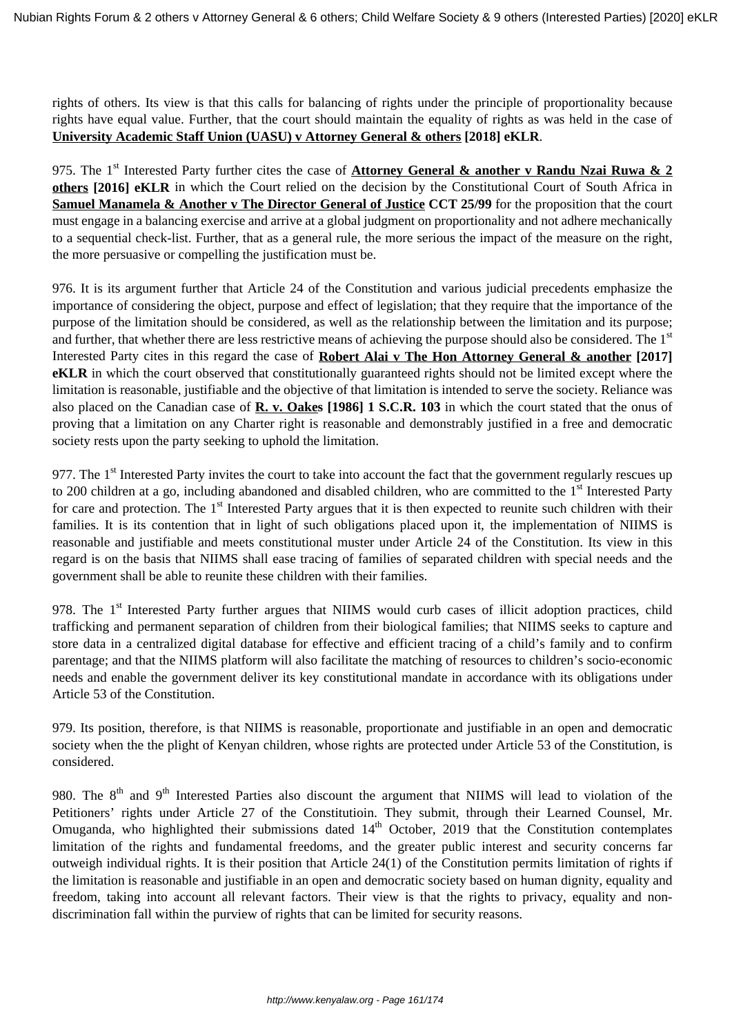rights of others. Its view is that this calls for balancing of rights under the principle of proportionality because rights have equal value. Further, that the court should maintain the equality of rights as was held in the case of **University Academic Staff Union (UASU) v Attorney General & others [2018] eKLR**.

975. The 1st Interested Party further cites the case of **Attorney General & another v Randu Nzai Ruwa & 2 others [2016] eKLR** in which the Court relied on the decision by the Constitutional Court of South Africa in **Samuel Manamela & Another v The Director General of Justice CCT 25/99** for the proposition that the court must engage in a balancing exercise and arrive at a global judgment on proportionality and not adhere mechanically to a sequential check-list. Further, that as a general rule, the more serious the impact of the measure on the right, the more persuasive or compelling the justification must be.

976. It is its argument further that Article 24 of the Constitution and various judicial precedents emphasize the importance of considering the object, purpose and effect of legislation; that they require that the importance of the purpose of the limitation should be considered, as well as the relationship between the limitation and its purpose; and further, that whether there are less restrictive means of achieving the purpose should also be considered. The 1st Interested Party cites in this regard the case of **Robert Alai v The Hon Attorney General & another [2017] eKLR** in which the court observed that constitutionally guaranteed rights should not be limited except where the limitation is reasonable, justifiable and the objective of that limitation is intended to serve the society. Reliance was also placed on the Canadian case of **R. v. Oakes [1986] 1 S.C.R. 103** in which the court stated that the onus of proving that a limitation on any Charter right is reasonable and demonstrably justified in a free and democratic society rests upon the party seeking to uphold the limitation.

977. The 1st Interested Party invites the court to take into account the fact that the government regularly rescues up to 200 children at a go, including abandoned and disabled children, who are committed to the 1st Interested Party for care and protection. The 1st Interested Party argues that it is then expected to reunite such children with their families. It is its contention that in light of such obligations placed upon it, the implementation of NIIMS is reasonable and justifiable and meets constitutional muster under Article 24 of the Constitution. Its view in this regard is on the basis that NIIMS shall ease tracing of families of separated children with special needs and the government shall be able to reunite these children with their families.

978. The 1st Interested Party further argues that NIIMS would curb cases of illicit adoption practices, child trafficking and permanent separation of children from their biological families; that NIIMS seeks to capture and store data in a centralized digital database for effective and efficient tracing of a child's family and to confirm parentage; and that the NIIMS platform will also facilitate the matching of resources to children's socio-economic needs and enable the government deliver its key constitutional mandate in accordance with its obligations under Article 53 of the Constitution.

979. Its position, therefore, is that NIIMS is reasonable, proportionate and justifiable in an open and democratic society when the the plight of Kenyan children, whose rights are protected under Article 53 of the Constitution, is considered.

980. The 8th and 9th Interested Parties also discount the argument that NIIMS will lead to violation of the Petitioners' rights under Article 27 of the Constitutioin. They submit, through their Learned Counsel, Mr. Omuganda, who highlighted their submissions dated 14th October, 2019 that the Constitution contemplates limitation of the rights and fundamental freedoms, and the greater public interest and security concerns far outweigh individual rights. It is their position that Article 24(1) of the Constitution permits limitation of rights if the limitation is reasonable and justifiable in an open and democratic society based on human dignity, equality and freedom, taking into account all relevant factors. Their view is that the rights to privacy, equality and non-discrimination fall within the purview of rights that can be limited for security reasons.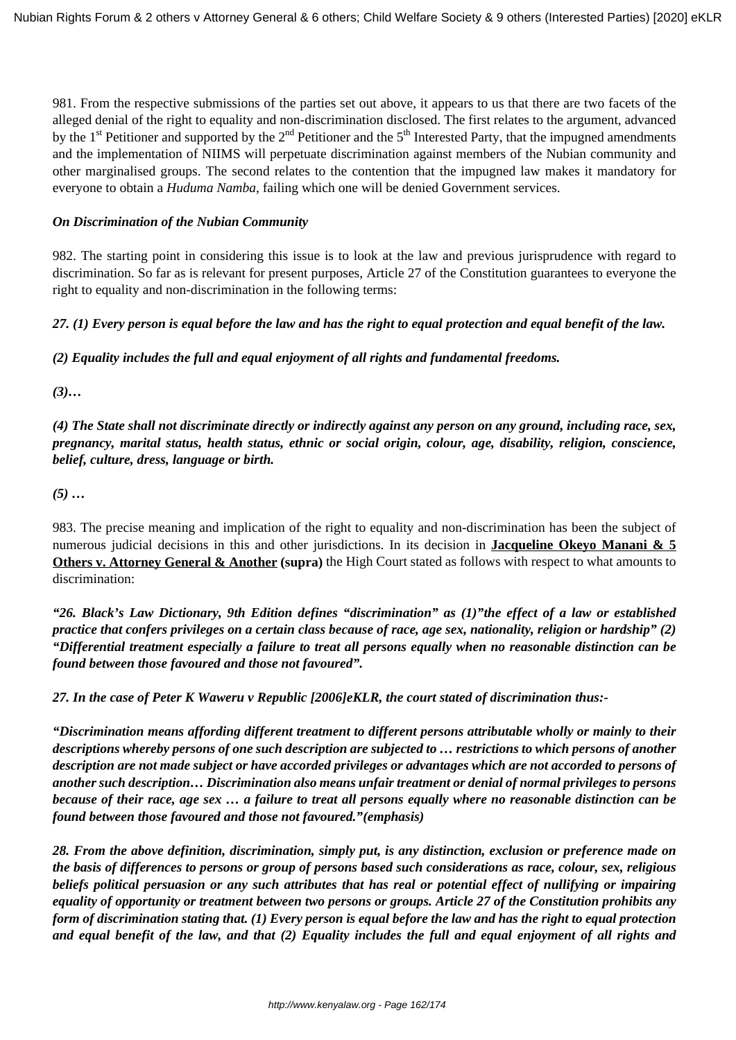981. From the respective submissions of the parties set out above, it appears to us that there are two facets of the alleged denial of the right to equality and non-discrimination disclosed. The first relates to the argument, advanced by the 1st Petitioner and supported by the 2nd Petitioner and the 5th Interested Party, that the impugned amendments and the implementation of NIIMS will perpetuate discrimination against members of the Nubian community and other marginalised groups. The second relates to the contention that the impugned law makes it mandatory for everyone to obtain a *Huduma Namba*, failing which one will be denied Government services.

***On Discrimination of the Nubian Community***

982. The starting point in considering this issue is to look at the law and previous jurisprudence with regard to discrimination. So far as is relevant for present purposes, Article 27 of the Constitution guarantees to everyone the right to equality and non-discrimination in the following terms:

***27. (1) Every person is equal before the law and has the right to equal protection and equal benefit of the law.***

***(2) Equality includes the full and equal enjoyment of all rights and fundamental freedoms.***

***(3)…***

***(4) The State shall not discriminate directly or indirectly against any person on any ground, including race, sex, pregnancy, marital status, health status, ethnic or social origin, colour, age, disability, religion, conscience, belief, culture, dress, language or birth.***

***(5) …***

983. The precise meaning and implication of the right to equality and non-discrimination has been the subject of numerous judicial decisions in this and other jurisdictions. In its decision in **Jacqueline Okeyo Manani & 5 Others v. Attorney General & Another (supra)** the High Court stated as follows with respect to what amounts to discrimination:

***"26. Black's Law Dictionary, 9th Edition defines "discrimination" as (1)"the effect of a law or established practice that confers privileges on a certain class because of race, age sex, nationality, religion or hardship" (2) "Differential treatment especially a failure to treat all persons equally when no reasonable distinction can be found between those favoured and those not favoured".***

***27. In the case of Peter K Waweru v Republic [2006]eKLR, the court stated of discrimination thus:-***

***"Discrimination means affording different treatment to different persons attributable wholly or mainly to their descriptions whereby persons of one such description are subjected to … restrictions to which persons of another description are not made subject or have accorded privileges or advantages which are not accorded to persons of another such description… Discrimination also means unfair treatment or denial of normal privileges to persons because of their race, age sex … a failure to treat all persons equally where no reasonable distinction can be found between those favoured and those not favoured."(emphasis)***

***28. From the above definition, discrimination, simply put, is any distinction, exclusion or preference made on the basis of differences to persons or group of persons based such considerations as race, colour, sex, religious beliefs political persuasion or any such attributes that has real or potential effect of nullifying or impairing equality of opportunity or treatment between two persons or groups. Article 27 of the Constitution prohibits any form of discrimination stating that. (1) Every person is equal before the law and has the right to equal protection and equal benefit of the law, and that (2) Equality includes the full and equal enjoyment of all rights and***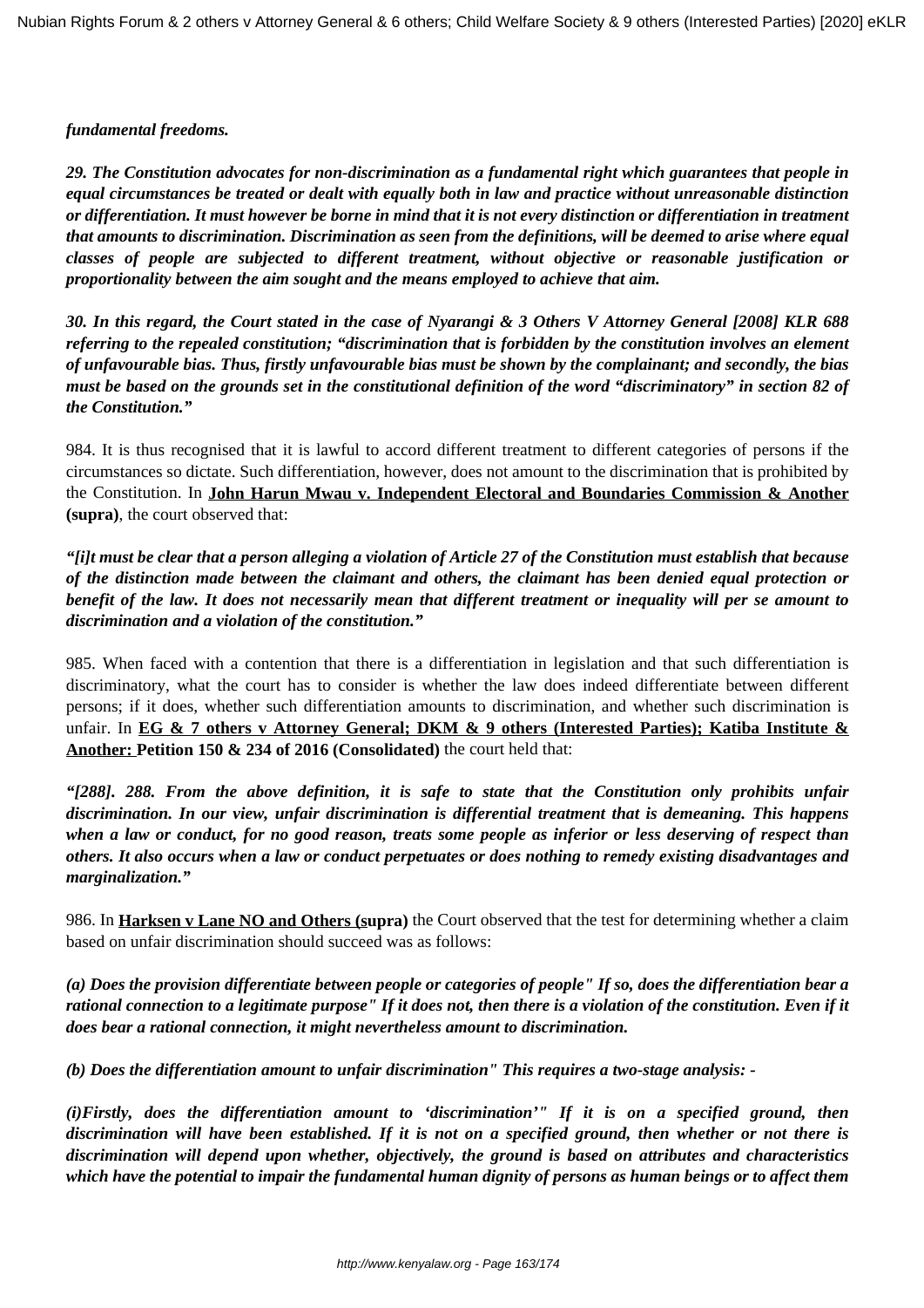***fundamental freedoms.***

***29. The Constitution advocates for non-discrimination as a fundamental right which guarantees that people in equal circumstances be treated or dealt with equally both in law and practice without unreasonable distinction or differentiation. It must however be borne in mind that it is not every distinction or differentiation in treatment that amounts to discrimination. Discrimination as seen from the definitions, will be deemed to arise where equal classes of people are subjected to different treatment, without objective or reasonable justification or proportionality between the aim sought and the means employed to achieve that aim.***

***30. In this regard, the Court stated in the case of Nyarangi & 3 Others V Attorney General [2008] KLR 688 referring to the repealed constitution; "discrimination that is forbidden by the constitution involves an element of unfavourable bias. Thus, firstly unfavourable bias must be shown by the complainant; and secondly, the bias must be based on the grounds set in the constitutional definition of the word "discriminatory" in section 82 of the Constitution."***

984. It is thus recognised that it is lawful to accord different treatment to different categories of persons if the circumstances so dictate. Such differentiation, however, does not amount to the discrimination that is prohibited by the Constitution. In **John Harun Mwau v. Independent Electoral and Boundaries Commission & Another (supra)**, the court observed that:

***"[i]t must be clear that a person alleging a violation of Article 27 of the Constitution must establish that because of the distinction made between the claimant and others, the claimant has been denied equal protection or benefit of the law. It does not necessarily mean that different treatment or inequality will per se amount to discrimination and a violation of the constitution."***

985. When faced with a contention that there is a differentiation in legislation and that such differentiation is discriminatory, what the court has to consider is whether the law does indeed differentiate between different persons; if it does, whether such differentiation amounts to discrimination, and whether such discrimination is unfair. In **EG & 7 others v Attorney General; DKM & 9 others (Interested Parties); Katiba Institute & Another: Petition 150 & 234 of 2016 (Consolidated)** the court held that:

***"[288]. 288. From the above definition, it is safe to state that the Constitution only prohibits unfair discrimination. In our view, unfair discrimination is differential treatment that is demeaning. This happens when a law or conduct, for no good reason, treats some people as inferior or less deserving of respect than others. It also occurs when a law or conduct perpetuates or does nothing to remedy existing disadvantages and marginalization."***

986. In **Harksen v Lane NO and Others (supra)** the Court observed that the test for determining whether a claim based on unfair discrimination should succeed was as follows:

***(a) Does the provision differentiate between people or categories of people" If so, does the differentiation bear a rational connection to a legitimate purpose" If it does not, then there is a violation of the constitution. Even if it does bear a rational connection, it might nevertheless amount to discrimination.***

***(b) Does the differentiation amount to unfair discrimination" This requires a two-stage analysis: -***

***(i)Firstly, does the differentiation amount to 'discrimination'" If it is on a specified ground, then discrimination will have been established. If it is not on a specified ground, then whether or not there is discrimination will depend upon whether, objectively, the ground is based on attributes and characteristics which have the potential to impair the fundamental human dignity of persons as human beings or to affect them***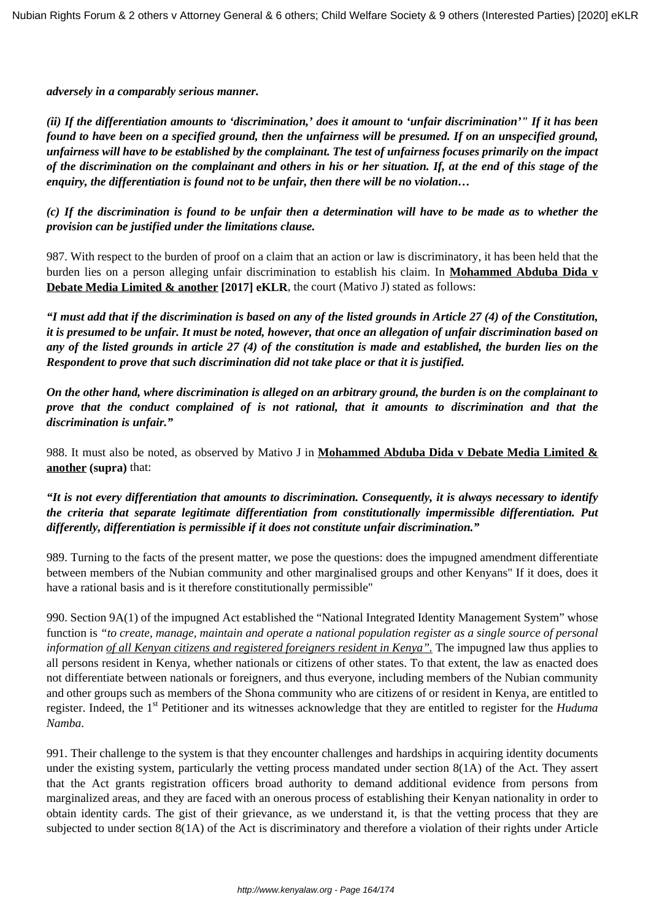***adversely in a comparably serious manner.***

***(ii) If the differentiation amounts to 'discrimination,' does it amount to 'unfair discrimination'" If it has been found to have been on a specified ground, then the unfairness will be presumed. If on an unspecified ground, unfairness will have to be established by the complainant. The test of unfairness focuses primarily on the impact of the discrimination on the complainant and others in his or her situation. If, at the end of this stage of the enquiry, the differentiation is found not to be unfair, then there will be no violation…***

***(c) If the discrimination is found to be unfair then a determination will have to be made as to whether the provision can be justified under the limitations clause.***

987. With respect to the burden of proof on a claim that an action or law is discriminatory, it has been held that the burden lies on a person alleging unfair discrimination to establish his claim. In **Mohammed Abduba Dida v Debate Media Limited & another [2017] eKLR**, the court (Mativo J) stated as follows:

***"I must add that if the discrimination is based on any of the listed grounds in Article 27 (4) of the Constitution, it is presumed to be unfair. It must be noted, however, that once an allegation of unfair discrimination based on any of the listed grounds in article 27 (4) of the constitution is made and established, the burden lies on the Respondent to prove that such discrimination did not take place or that it is justified.***

***On the other hand, where discrimination is alleged on an arbitrary ground, the burden is on the complainant to prove that the conduct complained of is not rational, that it amounts to discrimination and that the discrimination is unfair."***

988. It must also be noted, as observed by Mativo J in **Mohammed Abduba Dida v Debate Media Limited & another (supra)** that:

***"It is not every differentiation that amounts to discrimination. Consequently, it is always necessary to identify the criteria that separate legitimate differentiation from constitutionally impermissible differentiation. Put differently, differentiation is permissible if it does not constitute unfair discrimination."***

989. Turning to the facts of the present matter, we pose the questions: does the impugned amendment differentiate between members of the Nubian community and other marginalised groups and other Kenyans" If it does, does it have a rational basis and is it therefore constitutionally permissible"

990. Section 9A(1) of the impugned Act established the "National Integrated Identity Management System" whose function is *"to create, manage, maintain and operate a national population register as a single source of personal information of all Kenyan citizens and registered foreigners resident in Kenya".* The impugned law thus applies to all persons resident in Kenya, whether nationals or citizens of other states. To that extent, the law as enacted does not differentiate between nationals or foreigners, and thus everyone, including members of the Nubian community and other groups such as members of the Shona community who are citizens of or resident in Kenya, are entitled to register. Indeed, the 1st Petitioner and its witnesses acknowledge that they are entitled to register for the *Huduma Namba*.

991. Their challenge to the system is that they encounter challenges and hardships in acquiring identity documents under the existing system, particularly the vetting process mandated under section 8(1A) of the Act. They assert that the Act grants registration officers broad authority to demand additional evidence from persons from marginalized areas, and they are faced with an onerous process of establishing their Kenyan nationality in order to obtain identity cards. The gist of their grievance, as we understand it, is that the vetting process that they are subjected to under section 8(1A) of the Act is discriminatory and therefore a violation of their rights under Article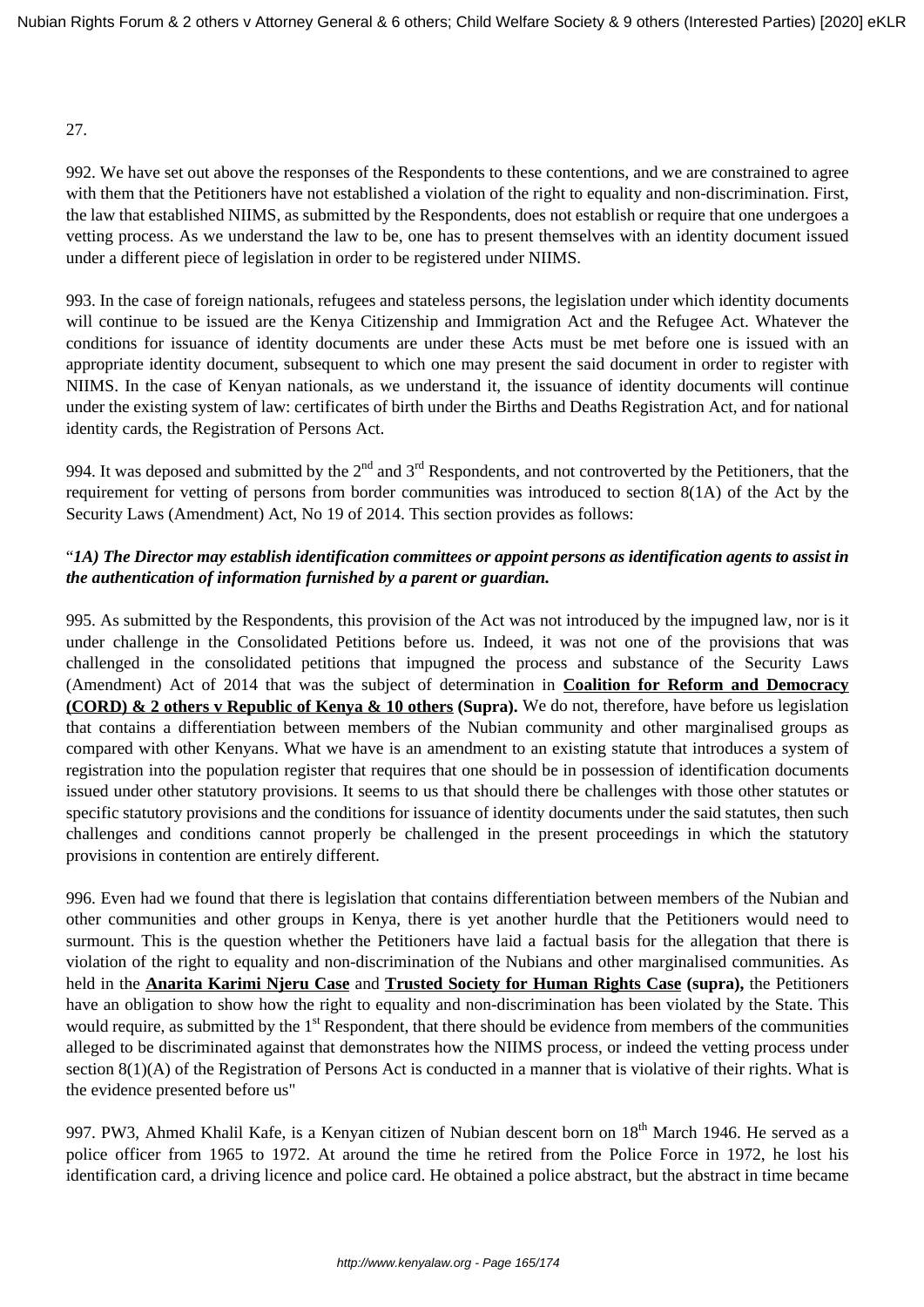27.

992. We have set out above the responses of the Respondents to these contentions, and we are constrained to agree with them that the Petitioners have not established a violation of the right to equality and non-discrimination. First, the law that established NIIMS, as submitted by the Respondents, does not establish or require that one undergoes a vetting process. As we understand the law to be, one has to present themselves with an identity document issued under a different piece of legislation in order to be registered under NIIMS.

993. In the case of foreign nationals, refugees and stateless persons, the legislation under which identity documents will continue to be issued are the Kenya Citizenship and Immigration Act and the Refugee Act. Whatever the conditions for issuance of identity documents are under these Acts must be met before one is issued with an appropriate identity document, subsequent to which one may present the said document in order to register with NIIMS. In the case of Kenyan nationals, as we understand it, the issuance of identity documents will continue under the existing system of law: certificates of birth under the Births and Deaths Registration Act, and for national identity cards, the Registration of Persons Act.

994. It was deposed and submitted by the 2nd and 3rd Respondents, and not controverted by the Petitioners, that the requirement for vetting of persons from border communities was introduced to section 8(1A) of the Act by the Security Laws (Amendment) Act, No 19 of 2014. This section provides as follows:

"***1A) The Director may establish identification committees or appoint persons as identification agents to assist in the authentication of information furnished by a parent or guardian.***

995. As submitted by the Respondents, this provision of the Act was not introduced by the impugned law, nor is it under challenge in the Consolidated Petitions before us. Indeed, it was not one of the provisions that was challenged in the consolidated petitions that impugned the process and substance of the Security Laws (Amendment) Act of 2014 that was the subject of determination in **Coalition for Reform and Democracy (CORD) & 2 others v Republic of Kenya & 10 others (Supra).** We do not, therefore, have before us legislation that contains a differentiation between members of the Nubian community and other marginalised groups as compared with other Kenyans. What we have is an amendment to an existing statute that introduces a system of registration into the population register that requires that one should be in possession of identification documents issued under other statutory provisions. It seems to us that should there be challenges with those other statutes or specific statutory provisions and the conditions for issuance of identity documents under the said statutes, then such challenges and conditions cannot properly be challenged in the present proceedings in which the statutory provisions in contention are entirely different.

996. Even had we found that there is legislation that contains differentiation between members of the Nubian and other communities and other groups in Kenya, there is yet another hurdle that the Petitioners would need to surmount. This is the question whether the Petitioners have laid a factual basis for the allegation that there is violation of the right to equality and non-discrimination of the Nubians and other marginalised communities. As held in the **Anarita Karimi Njeru Case** and **Trusted Society for Human Rights Case (supra),** the Petitioners have an obligation to show how the right to equality and non-discrimination has been violated by the State. This would require, as submitted by the 1st Respondent, that there should be evidence from members of the communities alleged to be discriminated against that demonstrates how the NIIMS process, or indeed the vetting process under section 8(1)(A) of the Registration of Persons Act is conducted in a manner that is violative of their rights. What is the evidence presented before us"

997. PW3, Ahmed Khalil Kafe, is a Kenyan citizen of Nubian descent born on 18th March 1946. He served as a police officer from 1965 to 1972. At around the time he retired from the Police Force in 1972, he lost his identification card, a driving licence and police card. He obtained a police abstract, but the abstract in time became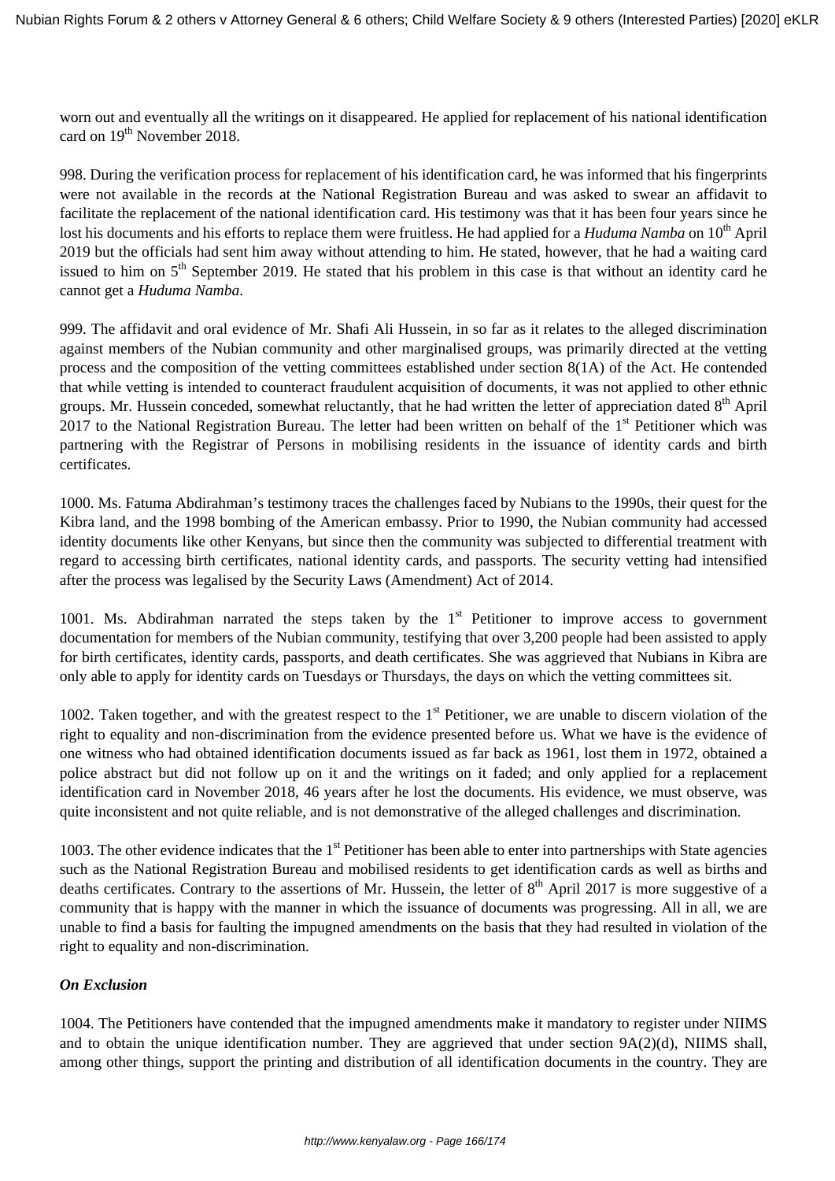worn out and eventually all the writings on it disappeared. He applied for replacement of his national identification card on 19th November 2018.

998. During the verification process for replacement of his identification card, he was informed that his fingerprints were not available in the records at the National Registration Bureau and was asked to swear an affidavit to facilitate the replacement of the national identification card. His testimony was that it has been four years since he lost his documents and his efforts to replace them were fruitless. He had applied for a *Huduma Namba* on 10th April 2019 but the officials had sent him away without attending to him. He stated, however, that he had a waiting card issued to him on 5th September 2019. He stated that his problem in this case is that without an identity card he cannot get a *Huduma Namba*.

999. The affidavit and oral evidence of Mr. Shafi Ali Hussein, in so far as it relates to the alleged discrimination against members of the Nubian community and other marginalised groups, was primarily directed at the vetting process and the composition of the vetting committees established under section 8(1A) of the Act. He contended that while vetting is intended to counteract fraudulent acquisition of documents, it was not applied to other ethnic groups. Mr. Hussein conceded, somewhat reluctantly, that he had written the letter of appreciation dated 8th April 2017 to the National Registration Bureau. The letter had been written on behalf of the 1st Petitioner which was partnering with the Registrar of Persons in mobilising residents in the issuance of identity cards and birth certificates.

1000. Ms. Fatuma Abdirahman's testimony traces the challenges faced by Nubians to the 1990s, their quest for the Kibra land, and the 1998 bombing of the American embassy. Prior to 1990, the Nubian community had accessed identity documents like other Kenyans, but since then the community was subjected to differential treatment with regard to accessing birth certificates, national identity cards, and passports. The security vetting had intensified after the process was legalised by the Security Laws (Amendment) Act of 2014.

1001. Ms. Abdirahman narrated the steps taken by the 1st Petitioner to improve access to government documentation for members of the Nubian community, testifying that over 3,200 people had been assisted to apply for birth certificates, identity cards, passports, and death certificates. She was aggrieved that Nubians in Kibra are only able to apply for identity cards on Tuesdays or Thursdays, the days on which the vetting committees sit.

1002. Taken together, and with the greatest respect to the 1st Petitioner, we are unable to discern violation of the right to equality and non-discrimination from the evidence presented before us. What we have is the evidence of one witness who had obtained identification documents issued as far back as 1961, lost them in 1972, obtained a police abstract but did not follow up on it and the writings on it faded; and only applied for a replacement identification card in November 2018, 46 years after he lost the documents. His evidence, we must observe, was quite inconsistent and not quite reliable, and is not demonstrative of the alleged challenges and discrimination.

1003. The other evidence indicates that the 1st Petitioner has been able to enter into partnerships with State agencies such as the National Registration Bureau and mobilised residents to get identification cards as well as births and deaths certificates. Contrary to the assertions of Mr. Hussein, the letter of 8th April 2017 is more suggestive of a community that is happy with the manner in which the issuance of documents was progressing. All in all, we are unable to find a basis for faulting the impugned amendments on the basis that they had resulted in violation of the right to equality and non-discrimination.

***On Exclusion***

1004. The Petitioners have contended that the impugned amendments make it mandatory to register under NIIMS and to obtain the unique identification number. They are aggrieved that under section 9A(2)(d), NIIMS shall, among other things, support the printing and distribution of all identification documents in the country. They are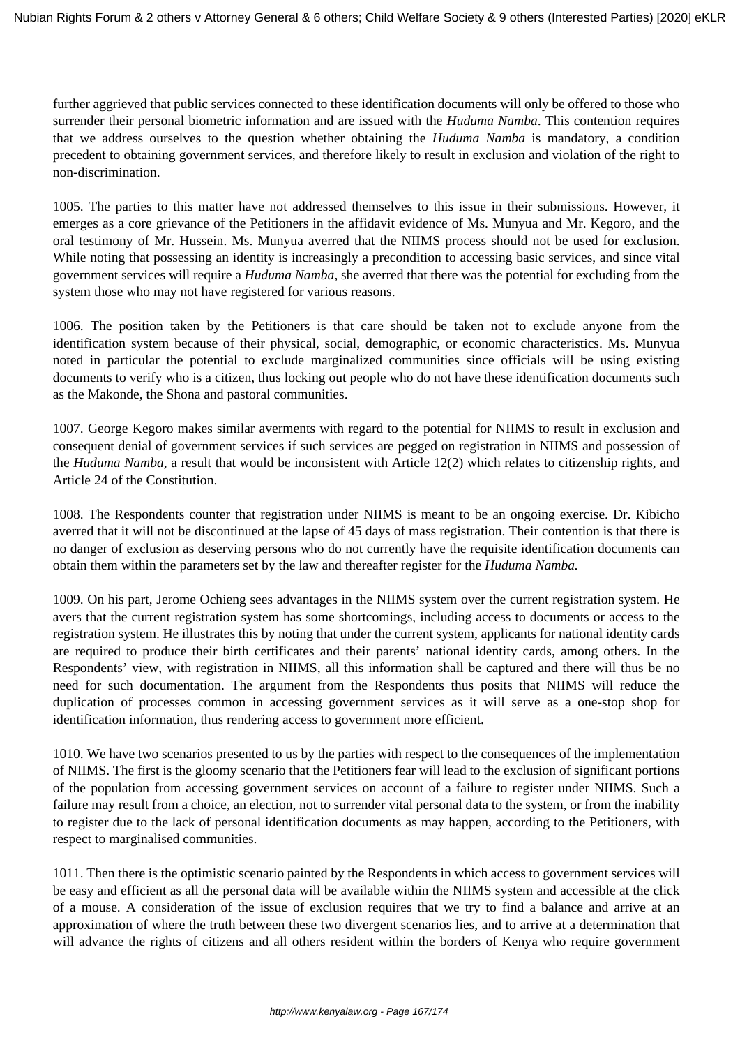further aggrieved that public services connected to these identification documents will only be offered to those who surrender their personal biometric information and are issued with the *Huduma Namba*. This contention requires that we address ourselves to the question whether obtaining the *Huduma Namba* is mandatory, a condition precedent to obtaining government services, and therefore likely to result in exclusion and violation of the right to non-discrimination.

1005. The parties to this matter have not addressed themselves to this issue in their submissions. However, it emerges as a core grievance of the Petitioners in the affidavit evidence of Ms. Munyua and Mr. Kegoro, and the oral testimony of Mr. Hussein. Ms. Munyua averred that the NIIMS process should not be used for exclusion. While noting that possessing an identity is increasingly a precondition to accessing basic services, and since vital government services will require a *Huduma Namba*, she averred that there was the potential for excluding from the system those who may not have registered for various reasons.

1006. The position taken by the Petitioners is that care should be taken not to exclude anyone from the identification system because of their physical, social, demographic, or economic characteristics. Ms. Munyua noted in particular the potential to exclude marginalized communities since officials will be using existing documents to verify who is a citizen, thus locking out people who do not have these identification documents such as the Makonde, the Shona and pastoral communities.

1007. George Kegoro makes similar averments with regard to the potential for NIIMS to result in exclusion and consequent denial of government services if such services are pegged on registration in NIIMS and possession of the *Huduma Namba*, a result that would be inconsistent with Article 12(2) which relates to citizenship rights, and Article 24 of the Constitution.

1008. The Respondents counter that registration under NIIMS is meant to be an ongoing exercise. Dr. Kibicho averred that it will not be discontinued at the lapse of 45 days of mass registration. Their contention is that there is no danger of exclusion as deserving persons who do not currently have the requisite identification documents can obtain them within the parameters set by the law and thereafter register for the *Huduma Namba.*

1009. On his part, Jerome Ochieng sees advantages in the NIIMS system over the current registration system. He avers that the current registration system has some shortcomings, including access to documents or access to the registration system. He illustrates this by noting that under the current system, applicants for national identity cards are required to produce their birth certificates and their parents' national identity cards, among others. In the Respondents' view, with registration in NIIMS, all this information shall be captured and there will thus be no need for such documentation. The argument from the Respondents thus posits that NIIMS will reduce the duplication of processes common in accessing government services as it will serve as a one-stop shop for identification information, thus rendering access to government more efficient.

1010. We have two scenarios presented to us by the parties with respect to the consequences of the implementation of NIIMS. The first is the gloomy scenario that the Petitioners fear will lead to the exclusion of significant portions of the population from accessing government services on account of a failure to register under NIIMS. Such a failure may result from a choice, an election, not to surrender vital personal data to the system, or from the inability to register due to the lack of personal identification documents as may happen, according to the Petitioners, with respect to marginalised communities.

1011. Then there is the optimistic scenario painted by the Respondents in which access to government services will be easy and efficient as all the personal data will be available within the NIIMS system and accessible at the click of a mouse. A consideration of the issue of exclusion requires that we try to find a balance and arrive at an approximation of where the truth between these two divergent scenarios lies, and to arrive at a determination that will advance the rights of citizens and all others resident within the borders of Kenya who require government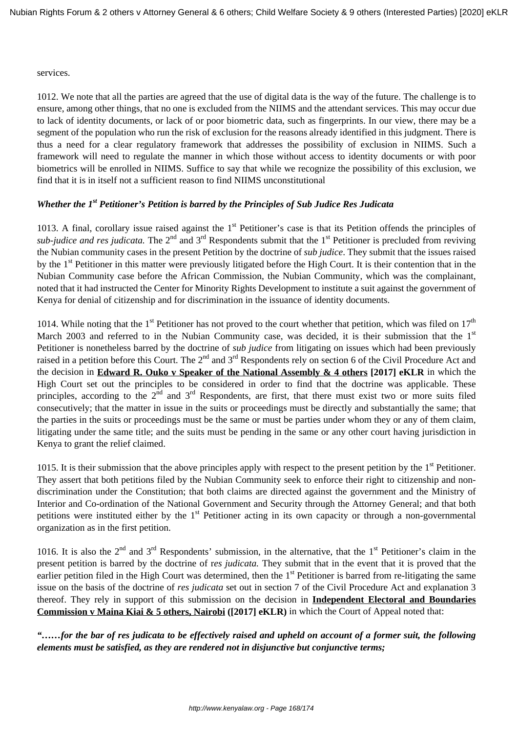services.

1012. We note that all the parties are agreed that the use of digital data is the way of the future. The challenge is to ensure, among other things, that no one is excluded from the NIIMS and the attendant services. This may occur due to lack of identity documents, or lack of or poor biometric data, such as fingerprints. In our view, there may be a segment of the population who run the risk of exclusion for the reasons already identified in this judgment. There is thus a need for a clear regulatory framework that addresses the possibility of exclusion in NIIMS. Such a framework will need to regulate the manner in which those without access to identity documents or with poor biometrics will be enrolled in NIIMS. Suffice to say that while we recognize the possibility of this exclusion, we find that it is in itself not a sufficient reason to find NIIMS unconstitutional

***Whether the 1st Petitioner's Petition is barred by the Principles of Sub Judice Res Judicata***

1013. A final, corollary issue raised against the 1st Petitioner's case is that its Petition offends the principles of *sub-judice and res judicata.* The 2nd and 3rd Respondents submit that the 1st Petitioner is precluded from reviving the Nubian community cases in the present Petition by the doctrine of *sub judice*. They submit that the issues raised by the 1st Petitioner in this matter were previously litigated before the High Court. It is their contention that in the Nubian Community case before the African Commission, the Nubian Community, which was the complainant, noted that it had instructed the Center for Minority Rights Development to institute a suit against the government of Kenya for denial of citizenship and for discrimination in the issuance of identity documents.

1014. While noting that the 1st Petitioner has not proved to the court whether that petition, which was filed on 17th March 2003 and referred to in the Nubian Community case, was decided, it is their submission that the 1st Petitioner is nonetheless barred by the doctrine of *sub judice* from litigating on issues which had been previously raised in a petition before this Court. The 2nd and 3rd Respondents rely on section 6 of the Civil Procedure Act and the decision in **Edward R. Ouko v Speaker of the National Assembly & 4 others [2017] eKLR** in which the High Court set out the principles to be considered in order to find that the doctrine was applicable. These principles, according to the 2nd and 3rd Respondents, are first, that there must exist two or more suits filed consecutively; that the matter in issue in the suits or proceedings must be directly and substantially the same; that the parties in the suits or proceedings must be the same or must be parties under whom they or any of them claim, litigating under the same title; and the suits must be pending in the same or any other court having jurisdiction in Kenya to grant the relief claimed.

1015. It is their submission that the above principles apply with respect to the present petition by the 1st Petitioner. They assert that both petitions filed by the Nubian Community seek to enforce their right to citizenship and non-discrimination under the Constitution; that both claims are directed against the government and the Ministry of Interior and Co-ordination of the National Government and Security through the Attorney General; and that both petitions were instituted either by the 1st Petitioner acting in its own capacity or through a non-governmental organization as in the first petition.

1016. It is also the 2nd and 3rd Respondents' submission, in the alternative, that the 1st Petitioner's claim in the present petition is barred by the doctrine of r*es judicata.* They submit that in the event that it is proved that the earlier petition filed in the High Court was determined, then the 1st Petitioner is barred from re-litigating the same issue on the basis of the doctrine of *res judicata* set out in section 7 of the Civil Procedure Act and explanation 3 thereof. They rely in support of this submission on the decision in **Independent Electoral and Boundaries Commission v Maina Kiai & 5 others, Nairobi ([2017] eKLR)** in which the Court of Appeal noted that:

***"……for the bar of res judicata to be effectively raised and upheld on account of a former suit, the following elements must be satisfied, as they are rendered not in disjunctive but conjunctive terms;***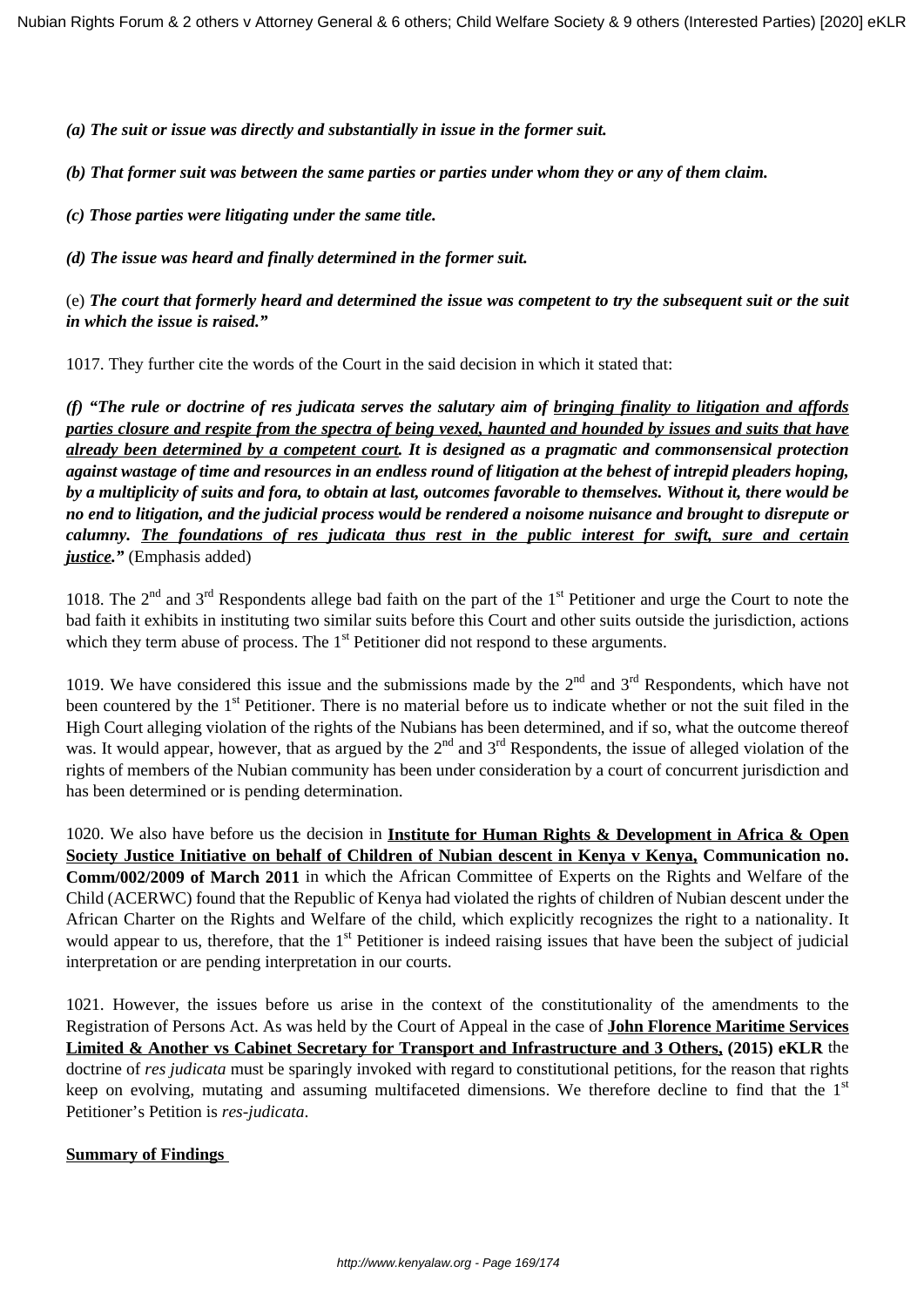*(a) **The suit or issue was directly and substantially in issue in the former suit.***

*(b) **That former suit was between the same parties or parties under whom they or any of them claim.***

*(c) **Those parties were litigating under the same title.***

*(d) **The issue was heard and finally determined in the former suit.***

(e) ***The court that formerly heard and determined the issue was competent to try the subsequent suit or the suit in which the issue is raised."***

1017. They further cite the words of the Court in the said decision in which it stated that:

***(f) "The rule or doctrine of res judicata serves the salutary aim of <u>bringing finality to litigation and affords parties closure and respite from the spectra of being vexed, haunted and hounded by issues and suits that have already been determined by a competent court</u>. It is designed as a pragmatic and commonsensical protection against wastage of time and resources in an endless round of litigation at the behest of intrepid pleaders hoping, by a multiplicity of suits and fora, to obtain at last, outcomes favorable to themselves. Without it, there would be no end to litigation, and the judicial process would be rendered a noisome nuisance and brought to disrepute or calumny. <u>The foundations of res judicata thus rest in the public interest for swift, sure and certain justice</u>."*** (Emphasis added)

1018. The 2nd and 3rd Respondents allege bad faith on the part of the 1st Petitioner and urge the Court to note the bad faith it exhibits in instituting two similar suits before this Court and other suits outside the jurisdiction, actions which they term abuse of process. The 1st Petitioner did not respond to these arguments.

1019. We have considered this issue and the submissions made by the 2nd and 3rd Respondents, which have not been countered by the 1st Petitioner. There is no material before us to indicate whether or not the suit filed in the High Court alleging violation of the rights of the Nubians has been determined, and if so, what the outcome thereof was. It would appear, however, that as argued by the 2nd and 3rd Respondents, the issue of alleged violation of the rights of members of the Nubian community has been under consideration by a court of concurrent jurisdiction and has been determined or is pending determination.

1020. We also have before us the decision in **<u>Institute for Human Rights & Development in Africa & Open Society Justice Initiative on behalf of Children of Nubian descent in Kenya v Kenya,</u> Communication no. Comm/002/2009 of March 2011** in which the African Committee of Experts on the Rights and Welfare of the Child (ACERWC) found that the Republic of Kenya had violated the rights of children of Nubian descent under the African Charter on the Rights and Welfare of the child, which explicitly recognizes the right to a nationality. It would appear to us, therefore, that the 1st Petitioner is indeed raising issues that have been the subject of judicial interpretation or are pending interpretation in our courts.

1021. However, the issues before us arise in the context of the constitutionality of the amendments to the Registration of Persons Act. As was held by the Court of Appeal in the case of **<u>John Florence Maritime Services Limited & Another vs Cabinet Secretary for Transport and Infrastructure and 3 Others,</u> (2015) eKLR** the doctrine of *res judicata* must be sparingly invoked with regard to constitutional petitions, for the reason that rights keep on evolving, mutating and assuming multifaceted dimensions. We therefore decline to find that the 1st Petitioner's Petition is *res-judicata*.

## <u>Summary of Findings</u>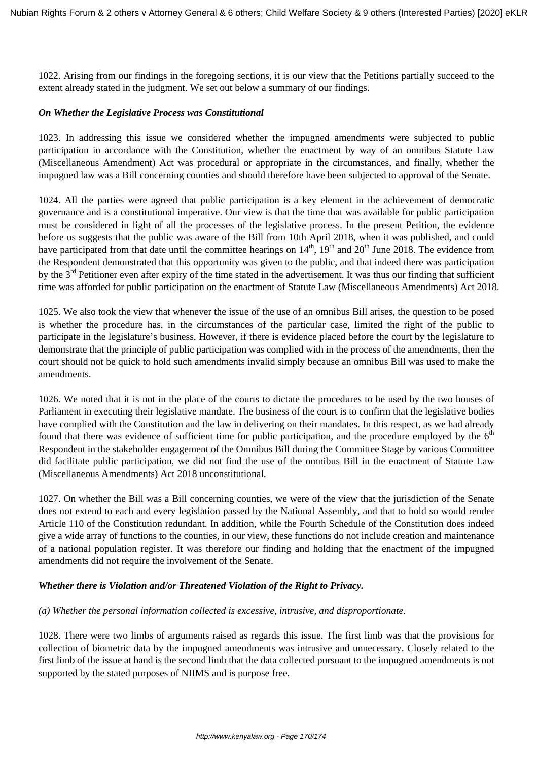1022. Arising from our findings in the foregoing sections, it is our view that the Petitions partially succeed to the extent already stated in the judgment. We set out below a summary of our findings.

***On Whether the Legislative Process was Constitutional***

1023. In addressing this issue we considered whether the impugned amendments were subjected to public participation in accordance with the Constitution, whether the enactment by way of an omnibus Statute Law (Miscellaneous Amendment) Act was procedural or appropriate in the circumstances, and finally, whether the impugned law was a Bill concerning counties and should therefore have been subjected to approval of the Senate.

1024. All the parties were agreed that public participation is a key element in the achievement of democratic governance and is a constitutional imperative. Our view is that the time that was available for public participation must be considered in light of all the processes of the legislative process. In the present Petition, the evidence before us suggests that the public was aware of the Bill from 10th April 2018, when it was published, and could have participated from that date until the committee hearings on 14th, 19th and 20th June 2018. The evidence from the Respondent demonstrated that this opportunity was given to the public, and that indeed there was participation by the 3rd Petitioner even after expiry of the time stated in the advertisement. It was thus our finding that sufficient time was afforded for public participation on the enactment of Statute Law (Miscellaneous Amendments) Act 2018.

1025. We also took the view that whenever the issue of the use of an omnibus Bill arises, the question to be posed is whether the procedure has, in the circumstances of the particular case, limited the right of the public to participate in the legislature's business. However, if there is evidence placed before the court by the legislature to demonstrate that the principle of public participation was complied with in the process of the amendments, then the court should not be quick to hold such amendments invalid simply because an omnibus Bill was used to make the amendments.

1026. We noted that it is not in the place of the courts to dictate the procedures to be used by the two houses of Parliament in executing their legislative mandate. The business of the court is to confirm that the legislative bodies have complied with the Constitution and the law in delivering on their mandates. In this respect, as we had already found that there was evidence of sufficient time for public participation, and the procedure employed by the 6th Respondent in the stakeholder engagement of the Omnibus Bill during the Committee Stage by various Committee did facilitate public participation, we did not find the use of the omnibus Bill in the enactment of Statute Law (Miscellaneous Amendments) Act 2018 unconstitutional.

1027. On whether the Bill was a Bill concerning counties, we were of the view that the jurisdiction of the Senate does not extend to each and every legislation passed by the National Assembly, and that to hold so would render Article 110 of the Constitution redundant. In addition, while the Fourth Schedule of the Constitution does indeed give a wide array of functions to the counties, in our view, these functions do not include creation and maintenance of a national population register. It was therefore our finding and holding that the enactment of the impugned amendments did not require the involvement of the Senate.

***Whether there is Violation and/or Threatened Violation of the Right to Privacy.***

*(a) Whether the personal information collected is excessive, intrusive, and disproportionate.*

1028. There were two limbs of arguments raised as regards this issue. The first limb was that the provisions for collection of biometric data by the impugned amendments was intrusive and unnecessary. Closely related to the first limb of the issue at hand is the second limb that the data collected pursuant to the impugned amendments is not supported by the stated purposes of NIIMS and is purpose free.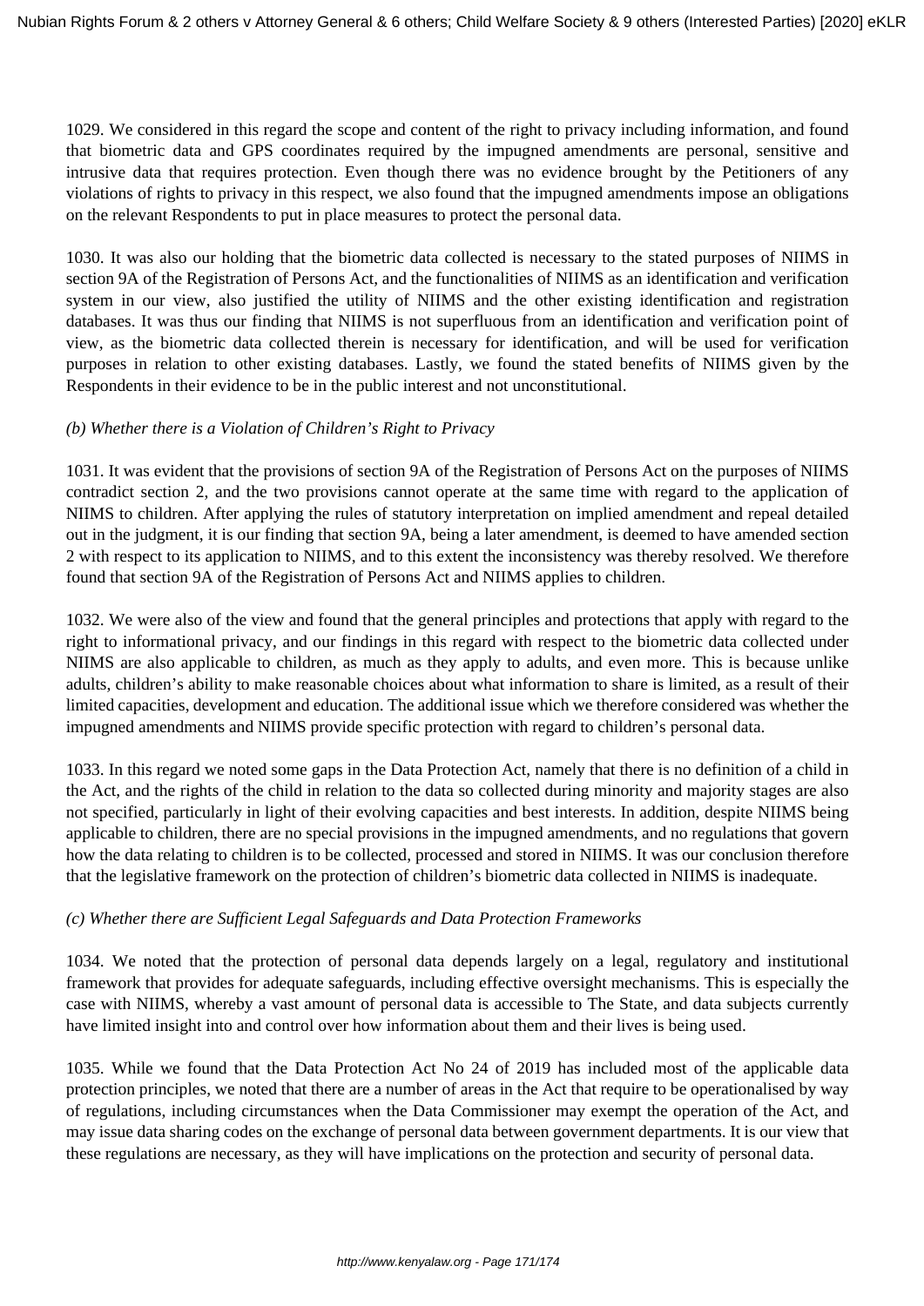1029. We considered in this regard the scope and content of the right to privacy including information, and found that biometric data and GPS coordinates required by the impugned amendments are personal, sensitive and intrusive data that requires protection. Even though there was no evidence brought by the Petitioners of any violations of rights to privacy in this respect, we also found that the impugned amendments impose an obligations on the relevant Respondents to put in place measures to protect the personal data.

1030. It was also our holding that the biometric data collected is necessary to the stated purposes of NIIMS in section 9A of the Registration of Persons Act, and the functionalities of NIIMS as an identification and verification system in our view, also justified the utility of NIIMS and the other existing identification and registration databases. It was thus our finding that NIIMS is not superfluous from an identification and verification point of view, as the biometric data collected therein is necessary for identification, and will be used for verification purposes in relation to other existing databases. Lastly, we found the stated benefits of NIIMS given by the Respondents in their evidence to be in the public interest and not unconstitutional.

*(b) Whether there is a Violation of Children's Right to Privacy*

1031. It was evident that the provisions of section 9A of the Registration of Persons Act on the purposes of NIIMS contradict section 2, and the two provisions cannot operate at the same time with regard to the application of NIIMS to children. After applying the rules of statutory interpretation on implied amendment and repeal detailed out in the judgment, it is our finding that section 9A, being a later amendment, is deemed to have amended section 2 with respect to its application to NIIMS, and to this extent the inconsistency was thereby resolved. We therefore found that section 9A of the Registration of Persons Act and NIIMS applies to children.

1032. We were also of the view and found that the general principles and protections that apply with regard to the right to informational privacy, and our findings in this regard with respect to the biometric data collected under NIIMS are also applicable to children, as much as they apply to adults, and even more. This is because unlike adults, children's ability to make reasonable choices about what information to share is limited, as a result of their limited capacities, development and education. The additional issue which we therefore considered was whether the impugned amendments and NIIMS provide specific protection with regard to children's personal data.

1033. In this regard we noted some gaps in the Data Protection Act, namely that there is no definition of a child in the Act, and the rights of the child in relation to the data so collected during minority and majority stages are also not specified, particularly in light of their evolving capacities and best interests. In addition, despite NIIMS being applicable to children, there are no special provisions in the impugned amendments, and no regulations that govern how the data relating to children is to be collected, processed and stored in NIIMS. It was our conclusion therefore that the legislative framework on the protection of children's biometric data collected in NIIMS is inadequate.

*(c) Whether there are Sufficient Legal Safeguards and Data Protection Frameworks*

1034. We noted that the protection of personal data depends largely on a legal, regulatory and institutional framework that provides for adequate safeguards, including effective oversight mechanisms. This is especially the case with NIIMS, whereby a vast amount of personal data is accessible to The State, and data subjects currently have limited insight into and control over how information about them and their lives is being used.

1035. While we found that the Data Protection Act No 24 of 2019 has included most of the applicable data protection principles, we noted that there are a number of areas in the Act that require to be operationalised by way of regulations, including circumstances when the Data Commissioner may exempt the operation of the Act, and may issue data sharing codes on the exchange of personal data between government departments. It is our view that these regulations are necessary, as they will have implications on the protection and security of personal data.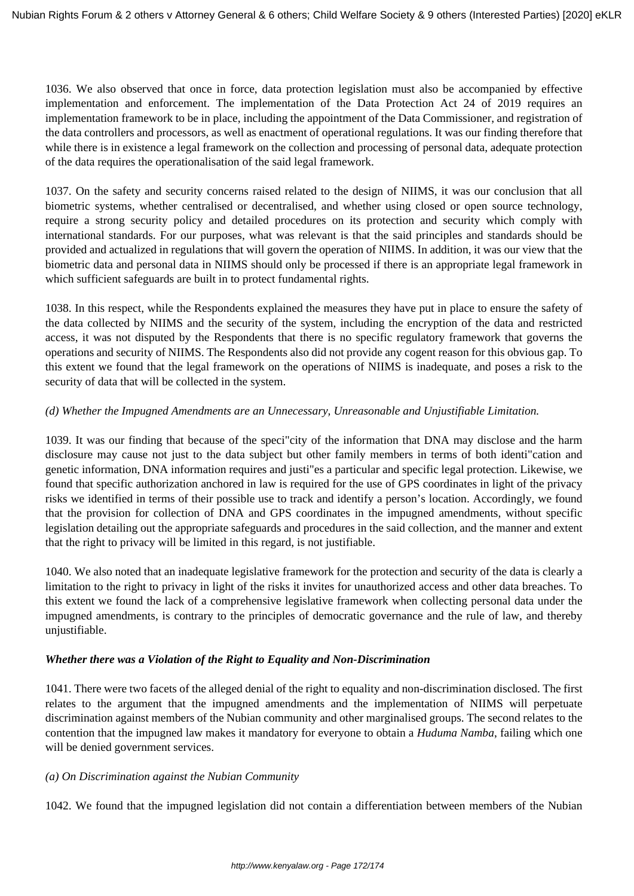1036. We also observed that once in force, data protection legislation must also be accompanied by effective implementation and enforcement. The implementation of the Data Protection Act 24 of 2019 requires an implementation framework to be in place, including the appointment of the Data Commissioner, and registration of the data controllers and processors, as well as enactment of operational regulations. It was our finding therefore that while there is in existence a legal framework on the collection and processing of personal data, adequate protection of the data requires the operationalisation of the said legal framework.

1037. On the safety and security concerns raised related to the design of NIIMS, it was our conclusion that all biometric systems, whether centralised or decentralised, and whether using closed or open source technology, require a strong security policy and detailed procedures on its protection and security which comply with international standards. For our purposes, what was relevant is that the said principles and standards should be provided and actualized in regulations that will govern the operation of NIIMS. In addition, it was our view that the biometric data and personal data in NIIMS should only be processed if there is an appropriate legal framework in which sufficient safeguards are built in to protect fundamental rights.

1038. In this respect, while the Respondents explained the measures they have put in place to ensure the safety of the data collected by NIIMS and the security of the system, including the encryption of the data and restricted access, it was not disputed by the Respondents that there is no specific regulatory framework that governs the operations and security of NIIMS. The Respondents also did not provide any cogent reason for this obvious gap. To this extent we found that the legal framework on the operations of NIIMS is inadequate, and poses a risk to the security of data that will be collected in the system.

*(d) Whether the Impugned Amendments are an Unnecessary, Unreasonable and Unjustifiable Limitation.*

1039. It was our finding that because of the speci"city of the information that DNA may disclose and the harm disclosure may cause not just to the data subject but other family members in terms of both identi"cation and genetic information, DNA information requires and justi"es a particular and specific legal protection. Likewise, we found that specific authorization anchored in law is required for the use of GPS coordinates in light of the privacy risks we identified in terms of their possible use to track and identify a person's location. Accordingly, we found that the provision for collection of DNA and GPS coordinates in the impugned amendments, without specific legislation detailing out the appropriate safeguards and procedures in the said collection, and the manner and extent that the right to privacy will be limited in this regard, is not justifiable.

1040. We also noted that an inadequate legislative framework for the protection and security of the data is clearly a limitation to the right to privacy in light of the risks it invites for unauthorized access and other data breaches. To this extent we found the lack of a comprehensive legislative framework when collecting personal data under the impugned amendments, is contrary to the principles of democratic governance and the rule of law, and thereby unjustifiable.

***Whether there was a Violation of the Right to Equality and Non-Discrimination***

1041. There were two facets of the alleged denial of the right to equality and non-discrimination disclosed. The first relates to the argument that the impugned amendments and the implementation of NIIMS will perpetuate discrimination against members of the Nubian community and other marginalised groups. The second relates to the contention that the impugned law makes it mandatory for everyone to obtain a *Huduma Namba*, failing which one will be denied government services.

*(a) On Discrimination against the Nubian Community*

1042. We found that the impugned legislation did not contain a differentiation between members of the Nubian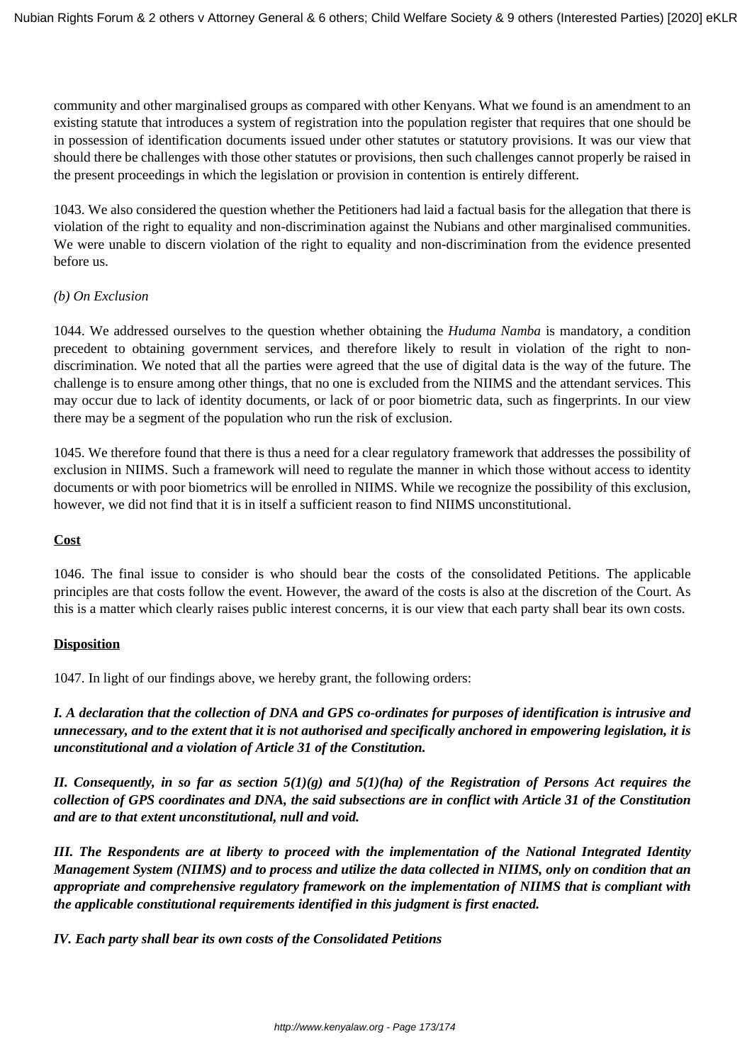community and other marginalised groups as compared with other Kenyans. What we found is an amendment to an existing statute that introduces a system of registration into the population register that requires that one should be in possession of identification documents issued under other statutes or statutory provisions. It was our view that should there be challenges with those other statutes or provisions, then such challenges cannot properly be raised in the present proceedings in which the legislation or provision in contention is entirely different.

1043. We also considered the question whether the Petitioners had laid a factual basis for the allegation that there is violation of the right to equality and non-discrimination against the Nubians and other marginalised communities. We were unable to discern violation of the right to equality and non-discrimination from the evidence presented before us.

*(b) On Exclusion*

1044. We addressed ourselves to the question whether obtaining the *Huduma Namba* is mandatory, a condition precedent to obtaining government services, and therefore likely to result in violation of the right to non-discrimination. We noted that all the parties were agreed that the use of digital data is the way of the future. The challenge is to ensure among other things, that no one is excluded from the NIIMS and the attendant services. This may occur due to lack of identity documents, or lack of or poor biometric data, such as fingerprints. In our view there may be a segment of the population who run the risk of exclusion.

1045. We therefore found that there is thus a need for a clear regulatory framework that addresses the possibility of exclusion in NIIMS. Such a framework will need to regulate the manner in which those without access to identity documents or with poor biometrics will be enrolled in NIIMS. While we recognize the possibility of this exclusion, however, we did not find that it is in itself a sufficient reason to find NIIMS unconstitutional.

**Cost**

1046. The final issue to consider is who should bear the costs of the consolidated Petitions. The applicable principles are that costs follow the event. However, the award of the costs is also at the discretion of the Court. As this is a matter which clearly raises public interest concerns, it is our view that each party shall bear its own costs.

**Disposition**

1047. In light of our findings above, we hereby grant, the following orders:

***I. A declaration that the collection of DNA and GPS co-ordinates for purposes of identification is intrusive and unnecessary, and to the extent that it is not authorised and specifically anchored in empowering legislation, it is unconstitutional and a violation of Article 31 of the Constitution.***

***II. Consequently, in so far as section 5(1)(g) and 5(1)(ha) of the Registration of Persons Act requires the collection of GPS coordinates and DNA, the said subsections are in conflict with Article 31 of the Constitution and are to that extent unconstitutional, null and void.***

***III. The Respondents are at liberty to proceed with the implementation of the National Integrated Identity Management System (NIIMS) and to process and utilize the data collected in NIIMS, only on condition that an appropriate and comprehensive regulatory framework on the implementation of NIIMS that is compliant with the applicable constitutional requirements identified in this judgment is first enacted.***

***IV. Each party shall bear its own costs of the Consolidated Petitions***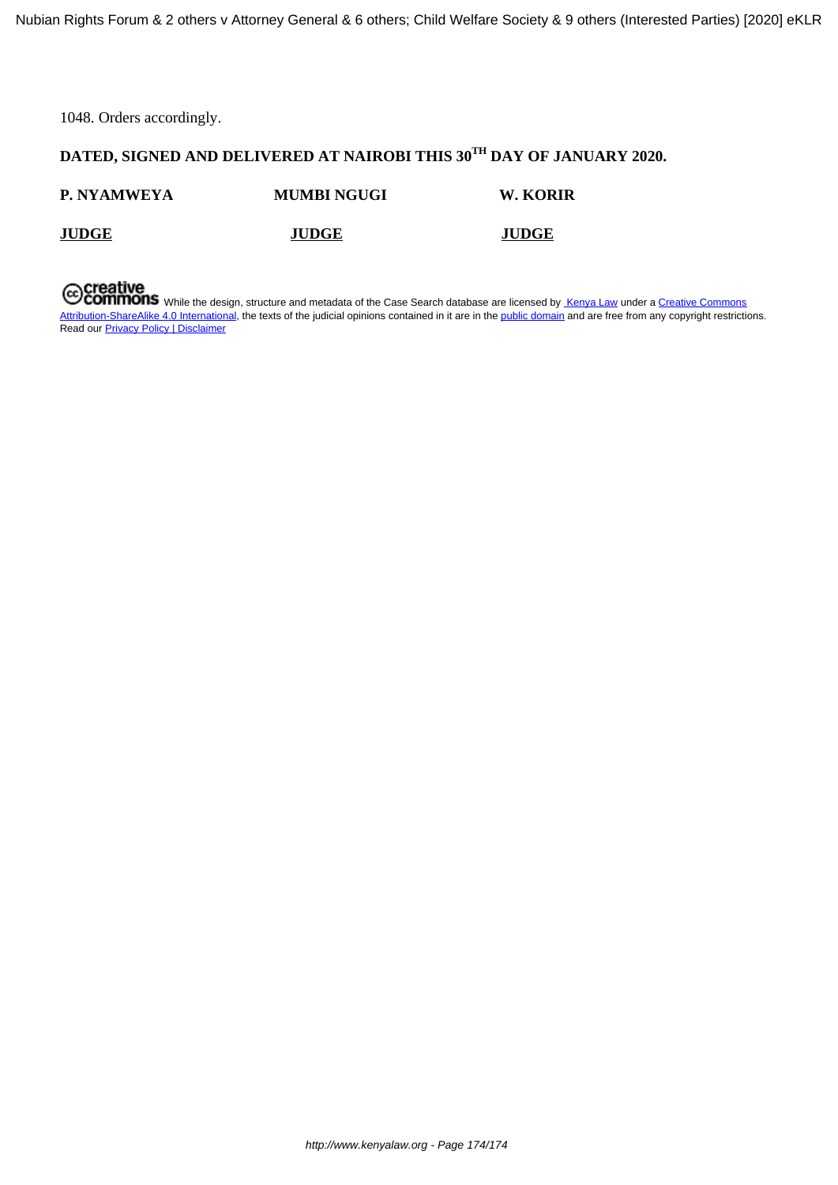1048. Orders accordingly.

**DATED, SIGNED AND DELIVERED AT NAIROBI THIS 30TH DAY OF JANUARY 2020.**

| | | |
|---|---|---|
| **P. NYAMWEYA** | **MUMBI NGUGI** | **W. KORIR** |
| **JUDGE** | **JUDGE** | **JUDGE** |

While the design, structure and metadata of the Case Search database are licensed by Kenya Law under a Creative Commons Attribution-ShareAlike 4.0 International, the texts of the judicial opinions contained in it are in the public domain and are free from any copyright restrictions. Read our Privacy Policy | Disclaimer